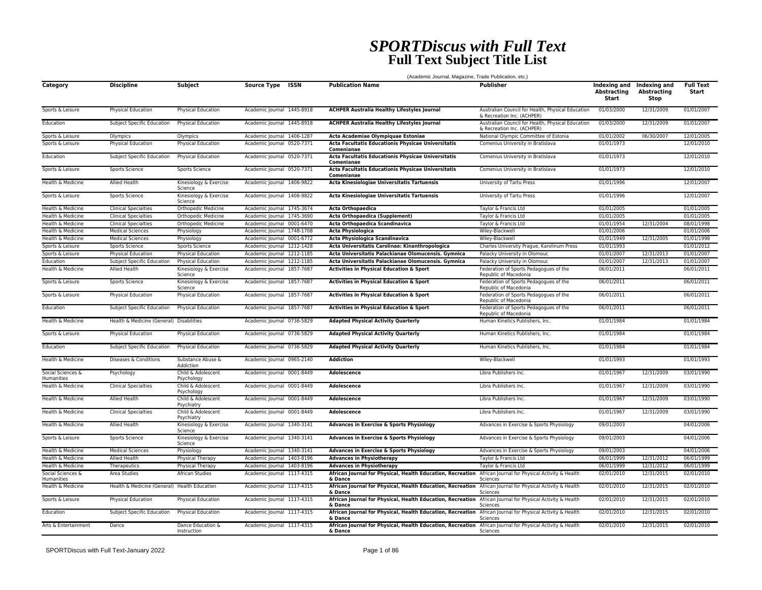# *SPORTDiscus with Full Text*
## Full Text Subject Title List

(Academic Journal, Magazine, Trade Publication, etc.)

| Category | Discipline | Subject | Source Type | ISSN | Publication Name | Publisher | Indexing and Abstracting Start | Indexing and Abstracting Stop | Full Text Start |
|---|---|---|---|---|---|---|---|---|---|
| Sports & Leisure | Physical Education | Physical Education | Academic Journal | 1445-8918 | **ACHPER Australia Healthy Lifestyles Journal** | Australian Council for Health, Physical Education & Recreation Inc. (ACHPER) | 01/03/2000 | 12/31/2009 | 01/01/2007 |
| Education | Subject Specific Education | Physical Education | Academic Journal | 1445-8918 | **ACHPER Australia Healthy Lifestyles Journal** | Australian Council for Health, Physical Education & Recreation Inc. (ACHPER) | 01/03/2000 | 12/31/2009 | 01/01/2007 |
| Sports & Leisure | Olympics | Olympics | Academic Journal | 1406-1287 | **Acta Academiae Olympiquae Estoniae** | National Olympic Committee of Estonia | 01/01/2002 | 06/30/2007 | 12/01/2005 |
| Sports & Leisure | Physical Education | Physical Education | Academic Journal | 0520-7371 | **Acta Facultatis Educationis Physicae Universitatis Comenianae** | Comenius University in Bratislava | 01/01/1973 | | 12/01/2010 |
| Education | Subject Specific Education | Physical Education | Academic Journal | 0520-7371 | **Acta Facultatis Educationis Physicae Universitatis Comenianae** | Comenius University in Bratislava | 01/01/1973 | | 12/01/2010 |
| Sports & Leisure | Sports Science | Sports Science | Academic Journal | 0520-7371 | **Acta Facultatis Educationis Physicae Universitatis Comenianae** | Comenius University in Bratislava | 01/01/1973 | | 12/01/2010 |
| Health & Medicine | Allied Health | Kinesiology & Exercise Science | Academic Journal | 1406-9822 | **Acta Kinesiologiae Universitatis Tartuensis** | University of Tartu Press | 01/01/1996 | | 12/01/2007 |
| Sports & Leisure | Sports Science | Kinesiology & Exercise Science | Academic Journal | 1406-9822 | **Acta Kinesiologiae Universitatis Tartuensis** | University of Tartu Press | 01/01/1996 | | 12/01/2007 |
| Health & Medicine | Clinical Specialties | Orthopedic Medicine | Academic Journal | 1745-3674 | **Acta Orthopaedica** | Taylor & Francis Ltd | 01/01/2005 | | 01/01/2005 |
| Health & Medicine | Clinical Specialties | Orthopedic Medicine | Academic Journal | 1745-3690 | **Acta Orthopaedica (Supplement)** | Taylor & Francis Ltd | 01/01/2005 | | 01/01/2005 |
| Health & Medicine | Clinical Specialties | Orthopedic Medicine | Academic Journal | 0001-6470 | **Acta Orthopaedica Scandinavica** | Taylor & Francis Ltd | 01/01/1954 | 12/31/2004 | 08/01/1998 |
| Health & Medicine | Medical Sciences | Physiology | Academic Journal | 1748-1708 | **Acta Physiologica** | Wiley-Blackwell | 01/01/2006 | | 01/01/2006 |
| Health & Medicine | Medical Sciences | Physiology | Academic Journal | 0001-6772 | **Acta Physiologica Scandinavica** | Wiley-Blackwell | 01/01/1949 | 12/31/2005 | 01/01/1998 |
| Sports & Leisure | Sports Science | Sports Science | Academic Journal | 1212-1428 | **Acta Universitatis Carolinae: Kinanthropologica** | Charles University Prague, Karolinum Press | 01/01/1993 | | 01/01/2012 |
| Sports & Leisure | Physical Education | Physical Education | Academic Journal | 1212-1185 | **Acta Universitatis Palackianae Olomucensis. Gymnica** | Palacky University in Olomouc | 01/01/2007 | 12/31/2013 | 01/01/2007 |
| Education | Subject Specific Education | Physical Education | Academic Journal | 1212-1185 | **Acta Universitatis Palackianae Olomucensis. Gymnica** | Palacky University in Olomouc | 01/01/2007 | 12/31/2013 | 01/01/2007 |
| Health & Medicine | Allied Health | Kinesiology & Exercise Science | Academic Journal | 1857-7687 | **Activities in Physical Education & Sport** | Federation of Sports Pedagogues of the Republic of Macedonia | 06/01/2011 | | 06/01/2011 |
| Sports & Leisure | Sports Science | Kinesiology & Exercise Science | Academic Journal | 1857-7687 | **Activities in Physical Education & Sport** | Federation of Sports Pedagogues of the Republic of Macedonia | 06/01/2011 | | 06/01/2011 |
| Sports & Leisure | Physical Education | Physical Education | Academic Journal | 1857-7687 | **Activities in Physical Education & Sport** | Federation of Sports Pedagogues of the Republic of Macedonia | 06/01/2011 | | 06/01/2011 |
| Education | Subject Specific Education | Physical Education | Academic Journal | 1857-7687 | **Activities in Physical Education & Sport** | Federation of Sports Pedagogues of the Republic of Macedonia | 06/01/2011 | | 06/01/2011 |
| Health & Medicine | Health & Medicine (General) | Disabilities | Academic Journal | 0736-5829 | **Adapted Physical Activity Quarterly** | Human Kinetics Publishers, Inc. | 01/01/1984 | | 01/01/1984 |
| Sports & Leisure | Physical Education | Physical Education | Academic Journal | 0736-5829 | **Adapted Physical Activity Quarterly** | Human Kinetics Publishers, Inc. | 01/01/1984 | | 01/01/1984 |
| Education | Subject Specific Education | Physical Education | Academic Journal | 0736-5829 | **Adapted Physical Activity Quarterly** | Human Kinetics Publishers, Inc. | 01/01/1984 | | 01/01/1984 |
| Health & Medicine | Diseases & Conditions | Substance Abuse & Addiction | Academic Journal | 0965-2140 | **Addiction** | Wiley-Blackwell | 01/01/1993 | | 01/01/1993 |
| Social Sciences & Humanities | Psychology | Child & Adolescent Psychology | Academic Journal | 0001-8449 | **Adolescence** | Libra Publishers Inc. | 01/01/1967 | 12/31/2009 | 03/01/1990 |
| Health & Medicine | Clinical Specialties | Child & Adolescent Psychology | Academic Journal | 0001-8449 | **Adolescence** | Libra Publishers Inc. | 01/01/1967 | 12/31/2009 | 03/01/1990 |
| Health & Medicine | Allied Health | Child & Adolescent Psychiatry | Academic Journal | 0001-8449 | **Adolescence** | Libra Publishers Inc. | 01/01/1967 | 12/31/2009 | 03/01/1990 |
| Health & Medicine | Clinical Specialties | Child & Adolescent Psychiatry | Academic Journal | 0001-8449 | **Adolescence** | Libra Publishers Inc. | 01/01/1967 | 12/31/2009 | 03/01/1990 |
| Health & Medicine | Allied Health | Kinesiology & Exercise Science | Academic Journal | 1340-3141 | **Advances in Exercise & Sports Physiology** | Advances in Exercise & Sports Physiology | 09/01/2003 | | 04/01/2006 |
| Sports & Leisure | Sports Science | Kinesiology & Exercise Science | Academic Journal | 1340-3141 | **Advances in Exercise & Sports Physiology** | Advances in Exercise & Sports Physiology | 09/01/2003 | | 04/01/2006 |
| Health & Medicine | Medical Sciences | Physiology | Academic Journal | 1340-3141 | **Advances in Exercise & Sports Physiology** | Advances in Exercise & Sports Physiology | 09/01/2003 | | 04/01/2006 |
| Health & Medicine | Allied Health | Physical Therapy | Academic Journal | 1403-8196 | **Advances in Physiotherapy** | Taylor & Francis Ltd | 06/01/1999 | 12/31/2012 | 06/01/1999 |
| Health & Medicine | Therapeutics | Physical Therapy | Academic Journal | 1403-8196 | **Advances in Physiotherapy** | Taylor & Francis Ltd | 06/01/1999 | 12/31/2012 | 06/01/1999 |
| Social Sciences & Humanities | Area Studies | African Studies | Academic Journal | 1117-4315 | **African Journal for Physical, Health Education, Recreation & Dance** | African Journal for Physical Activity & Health Sciences | 02/01/2010 | 12/31/2015 | 02/01/2010 |
| Health & Medicine | Health & Medicine (General) | Health Education | Academic Journal | 1117-4315 | **African Journal for Physical, Health Education, Recreation & Dance** | African Journal for Physical Activity & Health Sciences | 02/01/2010 | 12/31/2015 | 02/01/2010 |
| Sports & Leisure | Physical Education | Physical Education | Academic Journal | 1117-4315 | **African Journal for Physical, Health Education, Recreation & Dance** | African Journal for Physical Activity & Health Sciences | 02/01/2010 | 12/31/2015 | 02/01/2010 |
| Education | Subject Specific Education | Physical Education | Academic Journal | 1117-4315 | **African Journal for Physical, Health Education, Recreation & Dance** | African Journal for Physical Activity & Health Sciences | 02/01/2010 | 12/31/2015 | 02/01/2010 |
| Arts & Entertainment | Dance | Dance Education & Instruction | Academic Journal | 1117-4315 | **African Journal for Physical, Health Education, Recreation & Dance** | African Journal for Physical Activity & Health Sciences | 02/01/2010 | 12/31/2015 | 02/01/2010 |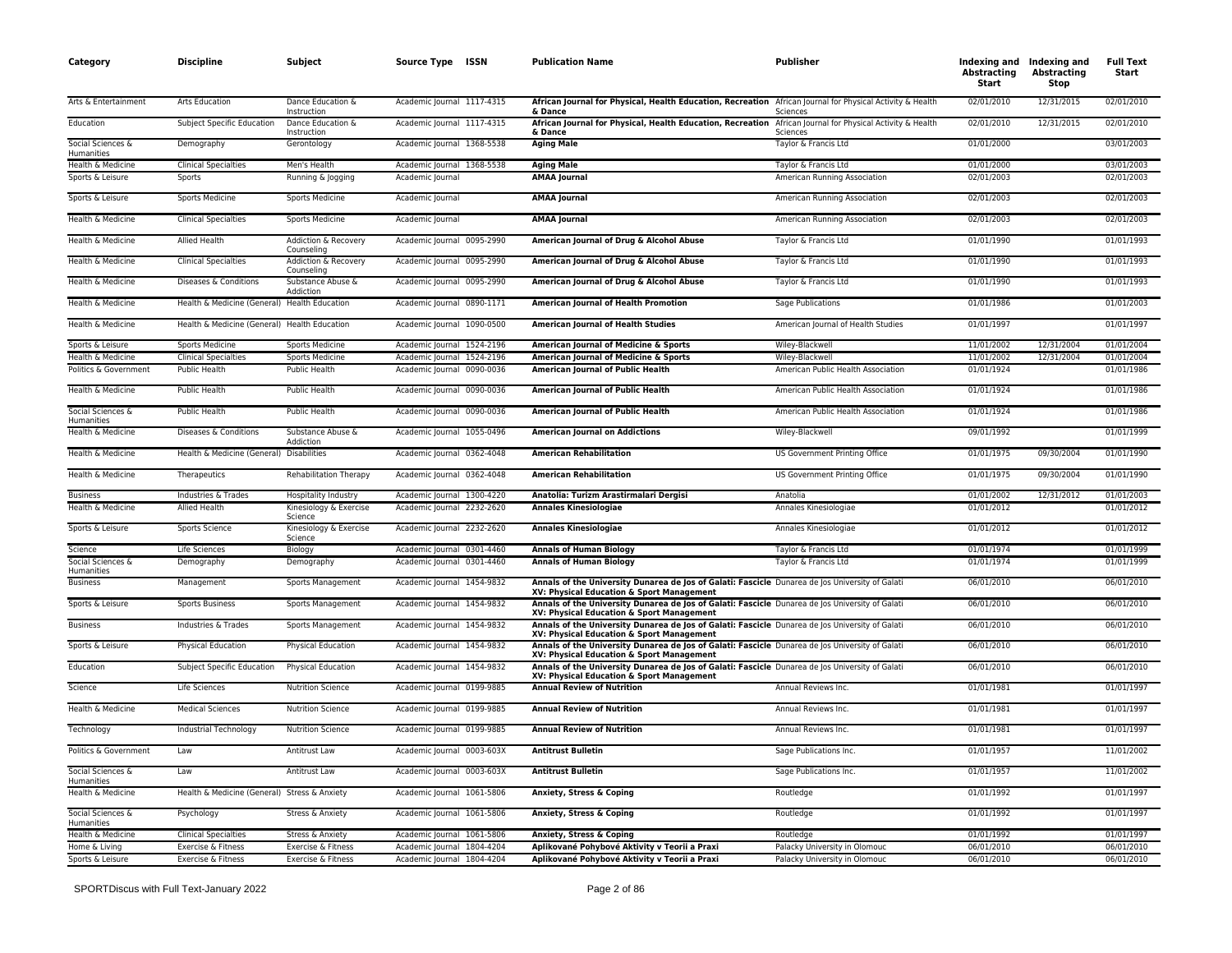| Category | Discipline | Subject | Source Type | ISSN | Publication Name | Publisher | Indexing and Abstracting Start | Indexing and Abstracting Stop | Full Text Start |
|---|---|---|---|---|---|---|---|---|---|
| Arts & Entertainment | Arts Education | Dance Education & Instruction | Academic Journal | 1117-4315 | **African Journal for Physical, Health Education, Recreation & Dance** | African Journal for Physical Activity & Health Sciences | 02/01/2010 | 12/31/2015 | 02/01/2010 |
| Education | Subject Specific Education | Dance Education & Instruction | Academic Journal | 1117-4315 | **African Journal for Physical, Health Education, Recreation & Dance** | African Journal for Physical Activity & Health Sciences | 02/01/2010 | 12/31/2015 | 02/01/2010 |
| Social Sciences & Humanities | Demography | Gerontology | Academic Journal | 1368-5538 | **Aging Male** | Taylor & Francis Ltd | 01/01/2000 | | 03/01/2003 |
| Health & Medicine | Clinical Specialties | Men's Health | Academic Journal | 1368-5538 | **Aging Male** | Taylor & Francis Ltd | 01/01/2000 | | 03/01/2003 |
| Sports & Leisure | Sports | Running & Jogging | Academic Journal | | **AMAA Journal** | American Running Association | 02/01/2003 | | 02/01/2003 |
| Sports & Leisure | Sports Medicine | Sports Medicine | Academic Journal | | **AMAA Journal** | American Running Association | 02/01/2003 | | 02/01/2003 |
| Health & Medicine | Clinical Specialties | Sports Medicine | Academic Journal | | **AMAA Journal** | American Running Association | 02/01/2003 | | 02/01/2003 |
| Health & Medicine | Allied Health | Addiction & Recovery Counseling | Academic Journal | 0095-2990 | **American Journal of Drug & Alcohol Abuse** | Taylor & Francis Ltd | 01/01/1990 | | 01/01/1993 |
| Health & Medicine | Clinical Specialties | Addiction & Recovery Counseling | Academic Journal | 0095-2990 | **American Journal of Drug & Alcohol Abuse** | Taylor & Francis Ltd | 01/01/1990 | | 01/01/1993 |
| Health & Medicine | Diseases & Conditions | Substance Abuse & Addiction | Academic Journal | 0095-2990 | **American Journal of Drug & Alcohol Abuse** | Taylor & Francis Ltd | 01/01/1990 | | 01/01/1993 |
| Health & Medicine | Health & Medicine (General) | Health Education | Academic Journal | 0890-1171 | **American Journal of Health Promotion** | Sage Publications | 01/01/1986 | | 01/01/2003 |
| Health & Medicine | Health & Medicine (General) | Health Education | Academic Journal | 1090-0500 | **American Journal of Health Studies** | American Journal of Health Studies | 01/01/1997 | | 01/01/1997 |
| Sports & Leisure | Sports Medicine | Sports Medicine | Academic Journal | 1524-2196 | **American Journal of Medicine & Sports** | Wiley-Blackwell | 11/01/2002 | 12/31/2004 | 01/01/2004 |
| Health & Medicine | Clinical Specialties | Sports Medicine | Academic Journal | 1524-2196 | **American Journal of Medicine & Sports** | Wiley-Blackwell | 11/01/2002 | 12/31/2004 | 01/01/2004 |
| Politics & Government | Public Health | Public Health | Academic Journal | 0090-0036 | **American Journal of Public Health** | American Public Health Association | 01/01/1924 | | 01/01/1986 |
| Health & Medicine | Public Health | Public Health | Academic Journal | 0090-0036 | **American Journal of Public Health** | American Public Health Association | 01/01/1924 | | 01/01/1986 |
| Social Sciences & Humanities | Public Health | Public Health | Academic Journal | 0090-0036 | **American Journal of Public Health** | American Public Health Association | 01/01/1924 | | 01/01/1986 |
| Health & Medicine | Diseases & Conditions | Substance Abuse & Addiction | Academic Journal | 1055-0496 | **American Journal on Addictions** | Wiley-Blackwell | 09/01/1992 | | 01/01/1999 |
| Health & Medicine | Health & Medicine (General) | Disabilities | Academic Journal | 0362-4048 | **American Rehabilitation** | US Government Printing Office | 01/01/1975 | 09/30/2004 | 01/01/1990 |
| Health & Medicine | Therapeutics | Rehabilitation Therapy | Academic Journal | 0362-4048 | **American Rehabilitation** | US Government Printing Office | 01/01/1975 | 09/30/2004 | 01/01/1990 |
| Business | Industries & Trades | Hospitality Industry | Academic Journal | 1300-4220 | **Anatolia: Turizm Arastirmalari Dergisi** | Anatolia | 01/01/2002 | 12/31/2012 | 01/01/2003 |
| Health & Medicine | Allied Health | Kinesiology & Exercise Science | Academic Journal | 2232-2620 | **Annales Kinesiologiae** | Annales Kinesiologiae | 01/01/2012 | | 01/01/2012 |
| Sports & Leisure | Sports Science | Kinesiology & Exercise Science | Academic Journal | 2232-2620 | **Annales Kinesiologiae** | Annales Kinesiologiae | 01/01/2012 | | 01/01/2012 |
| Science | Life Sciences | Biology | Academic Journal | 0301-4460 | **Annals of Human Biology** | Taylor & Francis Ltd | 01/01/1974 | | 01/01/1999 |
| Social Sciences & Humanities | Demography | Demography | Academic Journal | 0301-4460 | **Annals of Human Biology** | Taylor & Francis Ltd | 01/01/1974 | | 01/01/1999 |
| Business | Management | Sports Management | Academic Journal | 1454-9832 | **Annals of the University Dunarea de Jos of Galati: Fascicle XV: Physical Education & Sport Management** | Dunarea de Jos University of Galati | 06/01/2010 | | 06/01/2010 |
| Sports & Leisure | Sports Business | Sports Management | Academic Journal | 1454-9832 | **Annals of the University Dunarea de Jos of Galati: Fascicle XV: Physical Education & Sport Management** | Dunarea de Jos University of Galati | 06/01/2010 | | 06/01/2010 |
| Business | Industries & Trades | Sports Management | Academic Journal | 1454-9832 | **Annals of the University Dunarea de Jos of Galati: Fascicle XV: Physical Education & Sport Management** | Dunarea de Jos University of Galati | 06/01/2010 | | 06/01/2010 |
| Sports & Leisure | Physical Education | Physical Education | Academic Journal | 1454-9832 | **Annals of the University Dunarea de Jos of Galati: Fascicle XV: Physical Education & Sport Management** | Dunarea de Jos University of Galati | 06/01/2010 | | 06/01/2010 |
| Education | Subject Specific Education | Physical Education | Academic Journal | 1454-9832 | **Annals of the University Dunarea de Jos of Galati: Fascicle XV: Physical Education & Sport Management** | Dunarea de Jos University of Galati | 06/01/2010 | | 06/01/2010 |
| Science | Life Sciences | Nutrition Science | Academic Journal | 0199-9885 | **Annual Review of Nutrition** | Annual Reviews Inc. | 01/01/1981 | | 01/01/1997 |
| Health & Medicine | Medical Sciences | Nutrition Science | Academic Journal | 0199-9885 | **Annual Review of Nutrition** | Annual Reviews Inc. | 01/01/1981 | | 01/01/1997 |
| Technology | Industrial Technology | Nutrition Science | Academic Journal | 0199-9885 | **Annual Review of Nutrition** | Annual Reviews Inc. | 01/01/1981 | | 01/01/1997 |
| Politics & Government | Law | Antitrust Law | Academic Journal | 0003-603X | **Antitrust Bulletin** | Sage Publications Inc. | 01/01/1957 | | 11/01/2002 |
| Social Sciences & Humanities | Law | Antitrust Law | Academic Journal | 0003-603X | **Antitrust Bulletin** | Sage Publications Inc. | 01/01/1957 | | 11/01/2002 |
| Health & Medicine | Health & Medicine (General) | Stress & Anxiety | Academic Journal | 1061-5806 | **Anxiety, Stress & Coping** | Routledge | 01/01/1992 | | 01/01/1997 |
| Social Sciences & Humanities | Psychology | Stress & Anxiety | Academic Journal | 1061-5806 | **Anxiety, Stress & Coping** | Routledge | 01/01/1992 | | 01/01/1997 |
| Health & Medicine | Clinical Specialties | Stress & Anxiety | Academic Journal | 1061-5806 | **Anxiety, Stress & Coping** | Routledge | 01/01/1992 | | 01/01/1997 |
| Home & Living | Exercise & Fitness | Exercise & Fitness | Academic Journal | 1804-4204 | **Aplikované Pohybové Aktivity v Teorii a Praxi** | Palacky University in Olomouc | 06/01/2010 | | 06/01/2010 |
| Sports & Leisure | Exercise & Fitness | Exercise & Fitness | Academic Journal | 1804-4204 | **Aplikované Pohybové Aktivity v Teorii a Praxi** | Palacky University in Olomouc | 06/01/2010 | | 06/01/2010 |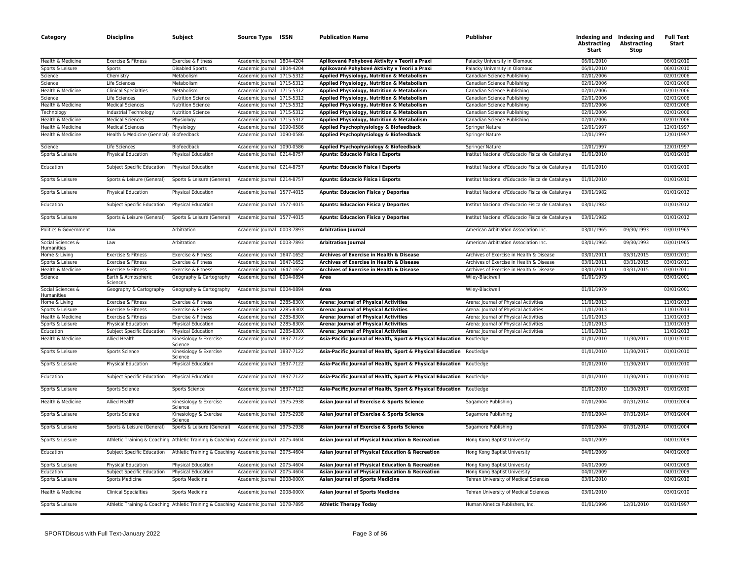| Category | Discipline | Subject | Source Type | ISSN | Publication Name | Publisher | Indexing and Abstracting Start | Indexing and Abstracting Stop | Full Text Start |
|---|---|---|---|---|---|---|---|---|---|
| Health & Medicine | Exercise & Fitness | Exercise & Fitness | Academic Journal | 1804-4204 | **Aplikované Pohybové Aktivity v Teorii a Praxi** | Palacky University in Olomouc | 06/01/2010 | | 06/01/2010 |
| Sports & Leisure | Sports | Disabled Sports | Academic Journal | 1804-4204 | **Aplikované Pohybové Aktivity v Teorii a Praxi** | Palacky University in Olomouc | 06/01/2010 | | 06/01/2010 |
| Science | Chemistry | Metabolism | Academic Journal | 1715-5312 | **Applied Physiology, Nutrition & Metabolism** | Canadian Science Publishing | 02/01/2006 | | 02/01/2006 |
| Science | Life Sciences | Metabolism | Academic Journal | 1715-5312 | **Applied Physiology, Nutrition & Metabolism** | Canadian Science Publishing | 02/01/2006 | | 02/01/2006 |
| Health & Medicine | Clinical Specialties | Metabolism | Academic Journal | 1715-5312 | **Applied Physiology, Nutrition & Metabolism** | Canadian Science Publishing | 02/01/2006 | | 02/01/2006 |
| Science | Life Sciences | Nutrition Science | Academic Journal | 1715-5312 | **Applied Physiology, Nutrition & Metabolism** | Canadian Science Publishing | 02/01/2006 | | 02/01/2006 |
| Health & Medicine | Medical Sciences | Nutrition Science | Academic Journal | 1715-5312 | **Applied Physiology, Nutrition & Metabolism** | Canadian Science Publishing | 02/01/2006 | | 02/01/2006 |
| Technology | Industrial Technology | Nutrition Science | Academic Journal | 1715-5312 | **Applied Physiology, Nutrition & Metabolism** | Canadian Science Publishing | 02/01/2006 | | 02/01/2006 |
| Health & Medicine | Medical Sciences | Physiology | Academic Journal | 1715-5312 | **Applied Physiology, Nutrition & Metabolism** | Canadian Science Publishing | 02/01/2006 | | 02/01/2006 |
| Health & Medicine | Medical Sciences | Physiology | Academic Journal | 1090-0586 | **Applied Psychophysiology & Biofeedback** | Springer Nature | 12/01/1997 | | 12/01/1997 |
| Health & Medicine | Health & Medicine (General) | Biofeedback | Academic Journal | 1090-0586 | **Applied Psychophysiology & Biofeedback** | Springer Nature | 12/01/1997 | | 12/01/1997 |
| Science | Life Sciences | Biofeedback | Academic Journal | 1090-0586 | **Applied Psychophysiology & Biofeedback** | Springer Nature | 12/01/1997 | | 12/01/1997 |
| Sports & Leisure | Physical Education | Physical Education | Academic Journal | 0214-8757 | **Apunts: Educació Física i Esports** | Institut Nacional d'Educacio Fisica de Catalunya | 01/01/2010 | | 01/01/2010 |
| Education | Subject Specific Education | Physical Education | Academic Journal | 0214-8757 | **Apunts: Educació Física i Esports** | Institut Nacional d'Educacio Fisica de Catalunya | 01/01/2010 | | 01/01/2010 |
| Sports & Leisure | Sports & Leisure (General) | Sports & Leisure (General) | Academic Journal | 0214-8757 | **Apunts: Educació Física i Esports** | Institut Nacional d'Educacio Fisica de Catalunya | 01/01/2010 | | 01/01/2010 |
| Sports & Leisure | Physical Education | Physical Education | Academic Journal | 1577-4015 | **Apunts: Educacion Fisica y Deportes** | Institut Nacional d'Educacio Fisica de Catalunya | 03/01/1982 | | 01/01/2012 |
| Education | Subject Specific Education | Physical Education | Academic Journal | 1577-4015 | **Apunts: Educacion Fisica y Deportes** | Institut Nacional d'Educacio Fisica de Catalunya | 03/01/1982 | | 01/01/2012 |
| Sports & Leisure | Sports & Leisure (General) | Sports & Leisure (General) | Academic Journal | 1577-4015 | **Apunts: Educacion Fisica y Deportes** | Institut Nacional d'Educacio Fisica de Catalunya | 03/01/1982 | | 01/01/2012 |
| Politics & Government | Law | Arbitration | Academic Journal | 0003-7893 | **Arbitration Journal** | American Arbitration Association Inc. | 03/01/1965 | 09/30/1993 | 03/01/1965 |
| Social Sciences & Humanities | Law | Arbitration | Academic Journal | 0003-7893 | **Arbitration Journal** | American Arbitration Association Inc. | 03/01/1965 | 09/30/1993 | 03/01/1965 |
| Home & Living | Exercise & Fitness | Exercise & Fitness | Academic Journal | 1647-1652 | **Archives of Exercise in Health & Disease** | Archives of Exercise in Health & Disease | 03/01/2011 | 03/31/2015 | 03/01/2011 |
| Sports & Leisure | Exercise & Fitness | Exercise & Fitness | Academic Journal | 1647-1652 | **Archives of Exercise in Health & Disease** | Archives of Exercise in Health & Disease | 03/01/2011 | 03/31/2015 | 03/01/2011 |
| Health & Medicine | Exercise & Fitness | Exercise & Fitness | Academic Journal | 1647-1652 | **Archives of Exercise in Health & Disease** | Archives of Exercise in Health & Disease | 03/01/2011 | 03/31/2015 | 03/01/2011 |
| Science | Earth & Atmospheric Sciences | Geography & Cartography | Academic Journal | 0004-0894 | **Area** | Wiley-Blackwell | 01/01/1979 | | 03/01/2001 |
| Social Sciences & Humanities | Geography & Cartography | Geography & Cartography | Academic Journal | 0004-0894 | **Area** | Wiley-Blackwell | 01/01/1979 | | 03/01/2001 |
| Home & Living | Exercise & Fitness | Exercise & Fitness | Academic Journal | 2285-830X | **Arena: Journal of Physical Activities** | Arena: Journal of Physical Activities | 11/01/2013 | | 11/01/2013 |
| Sports & Leisure | Exercise & Fitness | Exercise & Fitness | Academic Journal | 2285-830X | **Arena: Journal of Physical Activities** | Arena: Journal of Physical Activities | 11/01/2013 | | 11/01/2013 |
| Health & Medicine | Exercise & Fitness | Exercise & Fitness | Academic Journal | 2285-830X | **Arena: Journal of Physical Activities** | Arena: Journal of Physical Activities | 11/01/2013 | | 11/01/2013 |
| Sports & Leisure | Physical Education | Physical Education | Academic Journal | 2285-830X | **Arena: Journal of Physical Activities** | Arena: Journal of Physical Activities | 11/01/2013 | | 11/01/2013 |
| Education | Subject Specific Education | Physical Education | Academic Journal | 2285-830X | **Arena: Journal of Physical Activities** | Arena: Journal of Physical Activities | 11/01/2013 | | 11/01/2013 |
| Health & Medicine | Allied Health | Kinesiology & Exercise Science | Academic Journal | 1837-7122 | **Asia-Pacific Journal of Health, Sport & Physical Education** | Routledge | 01/01/2010 | 11/30/2017 | 01/01/2010 |
| Sports & Leisure | Sports Science | Kinesiology & Exercise Science | Academic Journal | 1837-7122 | **Asia-Pacific Journal of Health, Sport & Physical Education** | Routledge | 01/01/2010 | 11/30/2017 | 01/01/2010 |
| Sports & Leisure | Physical Education | Physical Education | Academic Journal | 1837-7122 | **Asia-Pacific Journal of Health, Sport & Physical Education** | Routledge | 01/01/2010 | 11/30/2017 | 01/01/2010 |
| Education | Subject Specific Education | Physical Education | Academic Journal | 1837-7122 | **Asia-Pacific Journal of Health, Sport & Physical Education** | Routledge | 01/01/2010 | 11/30/2017 | 01/01/2010 |
| Sports & Leisure | Sports Science | Sports Science | Academic Journal | 1837-7122 | **Asia-Pacific Journal of Health, Sport & Physical Education** | Routledge | 01/01/2010 | 11/30/2017 | 01/01/2010 |
| Health & Medicine | Allied Health | Kinesiology & Exercise Science | Academic Journal | 1975-2938 | **Asian Journal of Exercise & Sports Science** | Sagamore Publishing | 07/01/2004 | 07/31/2014 | 07/01/2004 |
| Sports & Leisure | Sports Science | Kinesiology & Exercise Science | Academic Journal | 1975-2938 | **Asian Journal of Exercise & Sports Science** | Sagamore Publishing | 07/01/2004 | 07/31/2014 | 07/01/2004 |
| Sports & Leisure | Sports & Leisure (General) | Sports & Leisure (General) | Academic Journal | 1975-2938 | **Asian Journal of Exercise & Sports Science** | Sagamore Publishing | 07/01/2004 | 07/31/2014 | 07/01/2004 |
| Sports & Leisure | Athletic Training & Coaching | Athletic Training & Coaching | Academic Journal | 2075-4604 | **Asian Journal of Physical Education & Recreation** | Hong Kong Baptist University | 04/01/2009 | | 04/01/2009 |
| Education | Subject Specific Education | Athletic Training & Coaching | Academic Journal | 2075-4604 | **Asian Journal of Physical Education & Recreation** | Hong Kong Baptist University | 04/01/2009 | | 04/01/2009 |
| Sports & Leisure | Physical Education | Physical Education | Academic Journal | 2075-4604 | **Asian Journal of Physical Education & Recreation** | Hong Kong Baptist University | 04/01/2009 | | 04/01/2009 |
| Education | Subject Specific Education | Physical Education | Academic Journal | 2075-4604 | **Asian Journal of Physical Education & Recreation** | Hong Kong Baptist University | 04/01/2009 | | 04/01/2009 |
| Sports & Leisure | Sports Medicine | Sports Medicine | Academic Journal | 2008-000X | **Asian Journal of Sports Medicine** | Tehran University of Medical Sciences | 03/01/2010 | | 03/01/2010 |
| Health & Medicine | Clinical Specialties | Sports Medicine | Academic Journal | 2008-000X | **Asian Journal of Sports Medicine** | Tehran University of Medical Sciences | 03/01/2010 | | 03/01/2010 |
| Sports & Leisure | Athletic Training & Coaching | Athletic Training & Coaching | Academic Journal | 1078-7895 | **Athletic Therapy Today** | Human Kinetics Publishers, Inc. | 01/01/1996 | 12/31/2010 | 01/01/1997 |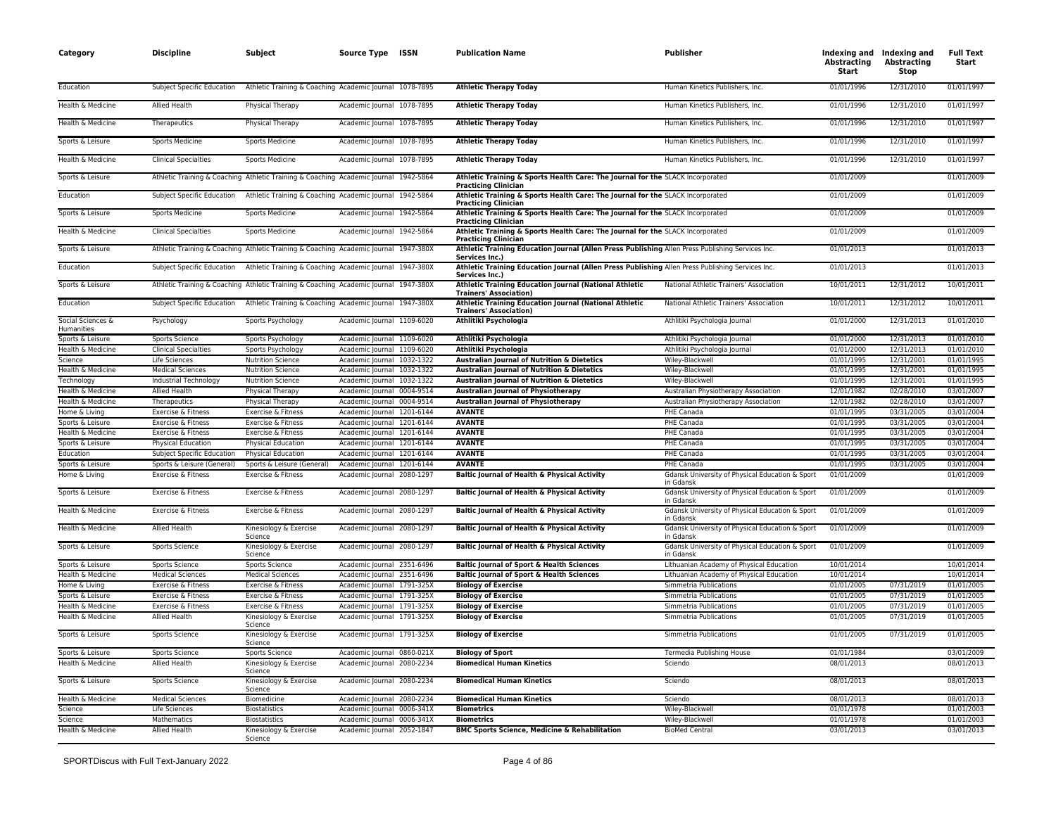| Category | Discipline | Subject | Source Type | ISSN | Publication Name | Publisher | Indexing and Abstracting Start | Indexing and Abstracting Stop | Full Text Start |
|---|---|---|---|---|---|---|---|---|---|
| Education | Subject Specific Education | Athletic Training & Coaching | Academic Journal | 1078-7895 | **Athletic Therapy Today** | Human Kinetics Publishers, Inc. | 01/01/1996 | 12/31/2010 | 01/01/1997 |
| Health & Medicine | Allied Health | Physical Therapy | Academic Journal | 1078-7895 | **Athletic Therapy Today** | Human Kinetics Publishers, Inc. | 01/01/1996 | 12/31/2010 | 01/01/1997 |
| Health & Medicine | Therapeutics | Physical Therapy | Academic Journal | 1078-7895 | **Athletic Therapy Today** | Human Kinetics Publishers, Inc. | 01/01/1996 | 12/31/2010 | 01/01/1997 |
| Sports & Leisure | Sports Medicine | Sports Medicine | Academic Journal | 1078-7895 | **Athletic Therapy Today** | Human Kinetics Publishers, Inc. | 01/01/1996 | 12/31/2010 | 01/01/1997 |
| Health & Medicine | Clinical Specialties | Sports Medicine | Academic Journal | 1078-7895 | **Athletic Therapy Today** | Human Kinetics Publishers, Inc. | 01/01/1996 | 12/31/2010 | 01/01/1997 |
| Sports & Leisure | Athletic Training & Coaching | Athletic Training & Coaching | Academic Journal | 1942-5864 | **Athletic Training & Sports Health Care: The Journal for the Practicing Clinician** | SLACK Incorporated | 01/01/2009 | | 01/01/2009 |
| Education | Subject Specific Education | Athletic Training & Coaching | Academic Journal | 1942-5864 | **Athletic Training & Sports Health Care: The Journal for the Practicing Clinician** | SLACK Incorporated | 01/01/2009 | | 01/01/2009 |
| Sports & Leisure | Sports Medicine | Sports Medicine | Academic Journal | 1942-5864 | **Athletic Training & Sports Health Care: The Journal for the Practicing Clinician** | SLACK Incorporated | 01/01/2009 | | 01/01/2009 |
| Health & Medicine | Clinical Specialties | Sports Medicine | Academic Journal | 1942-5864 | **Athletic Training & Sports Health Care: The Journal for the Practicing Clinician** | SLACK Incorporated | 01/01/2009 | | 01/01/2009 |
| Sports & Leisure | Athletic Training & Coaching | Athletic Training & Coaching | Academic Journal | 1947-380X | **Athletic Training Education Journal (Allen Press Publishing Services Inc.)** | Allen Press Publishing Services Inc. | 01/01/2013 | | 01/01/2013 |
| Education | Subject Specific Education | Athletic Training & Coaching | Academic Journal | 1947-380X | **Athletic Training Education Journal (Allen Press Publishing Services Inc.)** | Allen Press Publishing Services Inc. | 01/01/2013 | | 01/01/2013 |
| Sports & Leisure | Athletic Training & Coaching | Athletic Training & Coaching | Academic Journal | 1947-380X | **Athletic Training Education Journal (National Athletic Trainers' Association)** | National Athletic Trainers' Association | 10/01/2011 | 12/31/2012 | 10/01/2011 |
| Education | Subject Specific Education | Athletic Training & Coaching | Academic Journal | 1947-380X | **Athletic Training Education Journal (National Athletic Trainers' Association)** | National Athletic Trainers' Association | 10/01/2011 | 12/31/2012 | 10/01/2011 |
| Social Sciences & Humanities | Psychology | Sports Psychology | Academic Journal | 1109-6020 | **Athlitiki Psychologia** | Athlitiki Psychologia Journal | 01/01/2000 | 12/31/2013 | 01/01/2010 |
| Sports & Leisure | Sports Science | Sports Psychology | Academic Journal | 1109-6020 | **Athlitiki Psychologia** | Athlitiki Psychologia Journal | 01/01/2000 | 12/31/2013 | 01/01/2010 |
| Health & Medicine | Clinical Specialties | Sports Psychology | Academic Journal | 1109-6020 | **Athlitiki Psychologia** | Athlitiki Psychologia Journal | 01/01/2000 | 12/31/2013 | 01/01/2010 |
| Science | Life Sciences | Nutrition Science | Academic Journal | 1032-1322 | **Australian Journal of Nutrition & Dietetics** | Wiley-Blackwell | 01/01/1995 | 12/31/2001 | 01/01/1995 |
| Health & Medicine | Medical Sciences | Nutrition Science | Academic Journal | 1032-1322 | **Australian Journal of Nutrition & Dietetics** | Wiley-Blackwell | 01/01/1995 | 12/31/2001 | 01/01/1995 |
| Technology | Industrial Technology | Nutrition Science | Academic Journal | 1032-1322 | **Australian Journal of Nutrition & Dietetics** | Wiley-Blackwell | 01/01/1995 | 12/31/2001 | 01/01/1995 |
| Health & Medicine | Allied Health | Physical Therapy | Academic Journal | 0004-9514 | **Australian Journal of Physiotherapy** | Australian Physiotherapy Association | 12/01/1982 | 02/28/2010 | 03/01/2007 |
| Health & Medicine | Therapeutics | Physical Therapy | Academic Journal | 0004-9514 | **Australian Journal of Physiotherapy** | Australian Physiotherapy Association | 12/01/1982 | 02/28/2010 | 03/01/2007 |
| Home & Living | Exercise & Fitness | Exercise & Fitness | Academic Journal | 1201-6144 | **AVANTE** | PHE Canada | 01/01/1995 | 03/31/2005 | 03/01/2004 |
| Sports & Leisure | Exercise & Fitness | Exercise & Fitness | Academic Journal | 1201-6144 | **AVANTE** | PHE Canada | 01/01/1995 | 03/31/2005 | 03/01/2004 |
| Health & Medicine | Exercise & Fitness | Exercise & Fitness | Academic Journal | 1201-6144 | **AVANTE** | PHE Canada | 01/01/1995 | 03/31/2005 | 03/01/2004 |
| Sports & Leisure | Physical Education | Physical Education | Academic Journal | 1201-6144 | **AVANTE** | PHE Canada | 01/01/1995 | 03/31/2005 | 03/01/2004 |
| Education | Subject Specific Education | Physical Education | Academic Journal | 1201-6144 | **AVANTE** | PHE Canada | 01/01/1995 | 03/31/2005 | 03/01/2004 |
| Sports & Leisure | Sports & Leisure (General) | Sports & Leisure (General) | Academic Journal | 1201-6144 | **AVANTE** | PHE Canada | 01/01/1995 | 03/31/2005 | 03/01/2004 |
| Home & Living | Exercise & Fitness | Exercise & Fitness | Academic Journal | 2080-1297 | **Baltic Journal of Health & Physical Activity** | Gdansk University of Physical Education & Sport in Gdansk | 01/01/2009 | | 01/01/2009 |
| Sports & Leisure | Exercise & Fitness | Exercise & Fitness | Academic Journal | 2080-1297 | **Baltic Journal of Health & Physical Activity** | Gdansk University of Physical Education & Sport in Gdansk | 01/01/2009 | | 01/01/2009 |
| Health & Medicine | Exercise & Fitness | Exercise & Fitness | Academic Journal | 2080-1297 | **Baltic Journal of Health & Physical Activity** | Gdansk University of Physical Education & Sport in Gdansk | 01/01/2009 | | 01/01/2009 |
| Health & Medicine | Allied Health | Kinesiology & Exercise Science | Academic Journal | 2080-1297 | **Baltic Journal of Health & Physical Activity** | Gdansk University of Physical Education & Sport in Gdansk | 01/01/2009 | | 01/01/2009 |
| Sports & Leisure | Sports Science | Kinesiology & Exercise Science | Academic Journal | 2080-1297 | **Baltic Journal of Health & Physical Activity** | Gdansk University of Physical Education & Sport in Gdansk | 01/01/2009 | | 01/01/2009 |
| Sports & Leisure | Sports Science | Sports Science | Academic Journal | 2351-6496 | **Baltic Journal of Sport & Health Sciences** | Lithuanian Academy of Physical Education | 10/01/2014 | | 10/01/2014 |
| Health & Medicine | Medical Sciences | Medical Sciences | Academic Journal | 2351-6496 | **Baltic Journal of Sport & Health Sciences** | Lithuanian Academy of Physical Education | 10/01/2014 | | 10/01/2014 |
| Home & Living | Exercise & Fitness | Exercise & Fitness | Academic Journal | 1791-325X | **Biology of Exercise** | Simmetria Publications | 01/01/2005 | 07/31/2019 | 01/01/2005 |
| Sports & Leisure | Exercise & Fitness | Exercise & Fitness | Academic Journal | 1791-325X | **Biology of Exercise** | Simmetria Publications | 01/01/2005 | 07/31/2019 | 01/01/2005 |
| Health & Medicine | Exercise & Fitness | Exercise & Fitness | Academic Journal | 1791-325X | **Biology of Exercise** | Simmetria Publications | 01/01/2005 | 07/31/2019 | 01/01/2005 |
| Health & Medicine | Allied Health | Kinesiology & Exercise Science | Academic Journal | 1791-325X | **Biology of Exercise** | Simmetria Publications | 01/01/2005 | 07/31/2019 | 01/01/2005 |
| Sports & Leisure | Sports Science | Kinesiology & Exercise Science | Academic Journal | 1791-325X | **Biology of Exercise** | Simmetria Publications | 01/01/2005 | 07/31/2019 | 01/01/2005 |
| Sports & Leisure | Sports Science | Sports Science | Academic Journal | 0860-021X | **Biology of Sport** | Termedia Publishing House | 01/01/1984 | | 03/01/2009 |
| Health & Medicine | Allied Health | Kinesiology & Exercise Science | Academic Journal | 2080-2234 | **Biomedical Human Kinetics** | Sciendo | 08/01/2013 | | 08/01/2013 |
| Sports & Leisure | Sports Science | Kinesiology & Exercise Science | Academic Journal | 2080-2234 | **Biomedical Human Kinetics** | Sciendo | 08/01/2013 | | 08/01/2013 |
| Health & Medicine | Medical Sciences | Biomedicine | Academic Journal | 2080-2234 | **Biomedical Human Kinetics** | Sciendo | 08/01/2013 | | 08/01/2013 |
| Science | Life Sciences | Biostatistics | Academic Journal | 0006-341X | **Biometrics** | Wiley-Blackwell | 01/01/1978 | | 01/01/2003 |
| Science | Mathematics | Biostatistics | Academic Journal | 0006-341X | **Biometrics** | Wiley-Blackwell | 01/01/1978 | | 01/01/2003 |
| Health & Medicine | Allied Health | Kinesiology & Exercise Science | Academic Journal | 2052-1847 | **BMC Sports Science, Medicine & Rehabilitation** | BioMed Central | 03/01/2013 | | 03/01/2013 |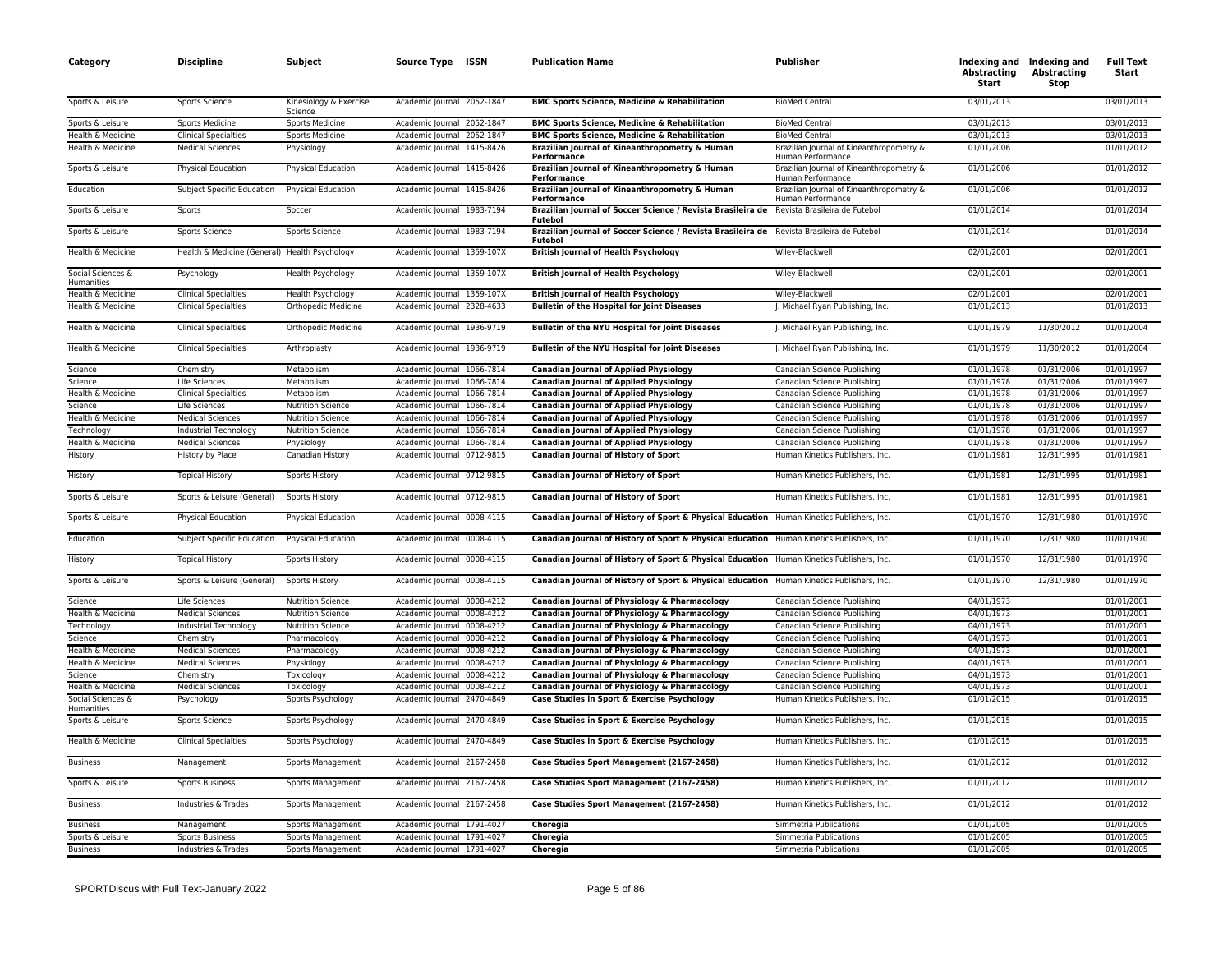| Category | Discipline | Subject | Source Type | ISSN | Publication Name | Publisher | Indexing and Abstracting Start | Indexing and Abstracting Stop | Full Text Start |
|---|---|---|---|---|---|---|---|---|---|
| Sports & Leisure | Sports Science | Kinesiology & Exercise Science | Academic Journal | 2052-1847 | **BMC Sports Science, Medicine & Rehabilitation** | BioMed Central | 03/01/2013 | | 03/01/2013 |
| Sports & Leisure | Sports Medicine | Sports Medicine | Academic Journal | 2052-1847 | **BMC Sports Science, Medicine & Rehabilitation** | BioMed Central | 03/01/2013 | | 03/01/2013 |
| Health & Medicine | Clinical Specialties | Sports Medicine | Academic Journal | 2052-1847 | **BMC Sports Science, Medicine & Rehabilitation** | BioMed Central | 03/01/2013 | | 03/01/2013 |
| Health & Medicine | Medical Sciences | Physiology | Academic Journal | 1415-8426 | **Brazilian Journal of Kineanthropometry & Human Performance** | Brazilian Journal of Kineanthropometry & Human Performance | 01/01/2006 | | 01/01/2012 |
| Sports & Leisure | Physical Education | Physical Education | Academic Journal | 1415-8426 | **Brazilian Journal of Kineanthropometry & Human Performance** | Brazilian Journal of Kineanthropometry & Human Performance | 01/01/2006 | | 01/01/2012 |
| Education | Subject Specific Education | Physical Education | Academic Journal | 1415-8426 | **Brazilian Journal of Kineanthropometry & Human Performance** | Brazilian Journal of Kineanthropometry & Human Performance | 01/01/2006 | | 01/01/2012 |
| Sports & Leisure | Sports | Soccer | Academic Journal | 1983-7194 | **Brazilian Journal of Soccer Science / Revista Brasileira de Futebol** | Revista Brasileira de Futebol | 01/01/2014 | | 01/01/2014 |
| Sports & Leisure | Sports Science | Sports Science | Academic Journal | 1983-7194 | **Brazilian Journal of Soccer Science / Revista Brasileira de Futebol** | Revista Brasileira de Futebol | 01/01/2014 | | 01/01/2014 |
| Health & Medicine | Health & Medicine (General) | Health Psychology | Academic Journal | 1359-107X | **British Journal of Health Psychology** | Wiley-Blackwell | 02/01/2001 | | 02/01/2001 |
| Social Sciences & Humanities | Psychology | Health Psychology | Academic Journal | 1359-107X | **British Journal of Health Psychology** | Wiley-Blackwell | 02/01/2001 | | 02/01/2001 |
| Health & Medicine | Clinical Specialties | Health Psychology | Academic Journal | 1359-107X | **British Journal of Health Psychology** | Wiley-Blackwell | 02/01/2001 | | 02/01/2001 |
| Health & Medicine | Clinical Specialties | Orthopedic Medicine | Academic Journal | 2328-4633 | **Bulletin of the Hospital for Joint Diseases** | J. Michael Ryan Publishing, Inc. | 01/01/2013 | | 01/01/2013 |
| Health & Medicine | Clinical Specialties | Orthopedic Medicine | Academic Journal | 1936-9719 | **Bulletin of the NYU Hospital for Joint Diseases** | J. Michael Ryan Publishing, Inc. | 01/01/1979 | 11/30/2012 | 01/01/2004 |
| Health & Medicine | Clinical Specialties | Arthroplasty | Academic Journal | 1936-9719 | **Bulletin of the NYU Hospital for Joint Diseases** | J. Michael Ryan Publishing, Inc. | 01/01/1979 | 11/30/2012 | 01/01/2004 |
| Science | Chemistry | Metabolism | Academic Journal | 1066-7814 | **Canadian Journal of Applied Physiology** | Canadian Science Publishing | 01/01/1978 | 01/31/2006 | 01/01/1997 |
| Science | Life Sciences | Metabolism | Academic Journal | 1066-7814 | **Canadian Journal of Applied Physiology** | Canadian Science Publishing | 01/01/1978 | 01/31/2006 | 01/01/1997 |
| Health & Medicine | Clinical Specialties | Metabolism | Academic Journal | 1066-7814 | **Canadian Journal of Applied Physiology** | Canadian Science Publishing | 01/01/1978 | 01/31/2006 | 01/01/1997 |
| Science | Life Sciences | Nutrition Science | Academic Journal | 1066-7814 | **Canadian Journal of Applied Physiology** | Canadian Science Publishing | 01/01/1978 | 01/31/2006 | 01/01/1997 |
| Health & Medicine | Medical Sciences | Nutrition Science | Academic Journal | 1066-7814 | **Canadian Journal of Applied Physiology** | Canadian Science Publishing | 01/01/1978 | 01/31/2006 | 01/01/1997 |
| Technology | Industrial Technology | Nutrition Science | Academic Journal | 1066-7814 | **Canadian Journal of Applied Physiology** | Canadian Science Publishing | 01/01/1978 | 01/31/2006 | 01/01/1997 |
| Health & Medicine | Medical Sciences | Physiology | Academic Journal | 1066-7814 | **Canadian Journal of Applied Physiology** | Canadian Science Publishing | 01/01/1978 | 01/31/2006 | 01/01/1997 |
| History | History by Place | Canadian History | Academic Journal | 0712-9815 | **Canadian Journal of History of Sport** | Human Kinetics Publishers, Inc. | 01/01/1981 | 12/31/1995 | 01/01/1981 |
| History | Topical History | Sports History | Academic Journal | 0712-9815 | **Canadian Journal of History of Sport** | Human Kinetics Publishers, Inc. | 01/01/1981 | 12/31/1995 | 01/01/1981 |
| Sports & Leisure | Sports & Leisure (General) | Sports History | Academic Journal | 0712-9815 | **Canadian Journal of History of Sport** | Human Kinetics Publishers, Inc. | 01/01/1981 | 12/31/1995 | 01/01/1981 |
| Sports & Leisure | Physical Education | Physical Education | Academic Journal | 0008-4115 | **Canadian Journal of History of Sport & Physical Education** | Human Kinetics Publishers, Inc. | 01/01/1970 | 12/31/1980 | 01/01/1970 |
| Education | Subject Specific Education | Physical Education | Academic Journal | 0008-4115 | **Canadian Journal of History of Sport & Physical Education** | Human Kinetics Publishers, Inc. | 01/01/1970 | 12/31/1980 | 01/01/1970 |
| History | Topical History | Sports History | Academic Journal | 0008-4115 | **Canadian Journal of History of Sport & Physical Education** | Human Kinetics Publishers, Inc. | 01/01/1970 | 12/31/1980 | 01/01/1970 |
| Sports & Leisure | Sports & Leisure (General) | Sports History | Academic Journal | 0008-4115 | **Canadian Journal of History of Sport & Physical Education** | Human Kinetics Publishers, Inc. | 01/01/1970 | 12/31/1980 | 01/01/1970 |
| Science | Life Sciences | Nutrition Science | Academic Journal | 0008-4212 | **Canadian Journal of Physiology & Pharmacology** | Canadian Science Publishing | 04/01/1973 | | 01/01/2001 |
| Health & Medicine | Medical Sciences | Nutrition Science | Academic Journal | 0008-4212 | **Canadian Journal of Physiology & Pharmacology** | Canadian Science Publishing | 04/01/1973 | | 01/01/2001 |
| Technology | Industrial Technology | Nutrition Science | Academic Journal | 0008-4212 | **Canadian Journal of Physiology & Pharmacology** | Canadian Science Publishing | 04/01/1973 | | 01/01/2001 |
| Science | Chemistry | Pharmacology | Academic Journal | 0008-4212 | **Canadian Journal of Physiology & Pharmacology** | Canadian Science Publishing | 04/01/1973 | | 01/01/2001 |
| Health & Medicine | Medical Sciences | Pharmacology | Academic Journal | 0008-4212 | **Canadian Journal of Physiology & Pharmacology** | Canadian Science Publishing | 04/01/1973 | | 01/01/2001 |
| Health & Medicine | Medical Sciences | Physiology | Academic Journal | 0008-4212 | **Canadian Journal of Physiology & Pharmacology** | Canadian Science Publishing | 04/01/1973 | | 01/01/2001 |
| Science | Chemistry | Toxicology | Academic Journal | 0008-4212 | **Canadian Journal of Physiology & Pharmacology** | Canadian Science Publishing | 04/01/1973 | | 01/01/2001 |
| Health & Medicine | Medical Sciences | Toxicology | Academic Journal | 0008-4212 | **Canadian Journal of Physiology & Pharmacology** | Canadian Science Publishing | 04/01/1973 | | 01/01/2001 |
| Social Sciences & Humanities | Psychology | Sports Psychology | Academic Journal | 2470-4849 | **Case Studies in Sport & Exercise Psychology** | Human Kinetics Publishers, Inc. | 01/01/2015 | | 01/01/2015 |
| Sports & Leisure | Sports Science | Sports Psychology | Academic Journal | 2470-4849 | **Case Studies in Sport & Exercise Psychology** | Human Kinetics Publishers, Inc. | 01/01/2015 | | 01/01/2015 |
| Health & Medicine | Clinical Specialties | Sports Psychology | Academic Journal | 2470-4849 | **Case Studies in Sport & Exercise Psychology** | Human Kinetics Publishers, Inc. | 01/01/2015 | | 01/01/2015 |
| Business | Management | Sports Management | Academic Journal | 2167-2458 | **Case Studies Sport Management (2167-2458)** | Human Kinetics Publishers, Inc. | 01/01/2012 | | 01/01/2012 |
| Sports & Leisure | Sports Business | Sports Management | Academic Journal | 2167-2458 | **Case Studies Sport Management (2167-2458)** | Human Kinetics Publishers, Inc. | 01/01/2012 | | 01/01/2012 |
| Business | Industries & Trades | Sports Management | Academic Journal | 2167-2458 | **Case Studies Sport Management (2167-2458)** | Human Kinetics Publishers, Inc. | 01/01/2012 | | 01/01/2012 |
| Business | Management | Sports Management | Academic Journal | 1791-4027 | **Choregia** | Simmetria Publications | 01/01/2005 | | 01/01/2005 |
| Sports & Leisure | Sports Business | Sports Management | Academic Journal | 1791-4027 | **Choregia** | Simmetria Publications | 01/01/2005 | | 01/01/2005 |
| Business | Industries & Trades | Sports Management | Academic Journal | 1791-4027 | **Choregia** | Simmetria Publications | 01/01/2005 | | 01/01/2005 |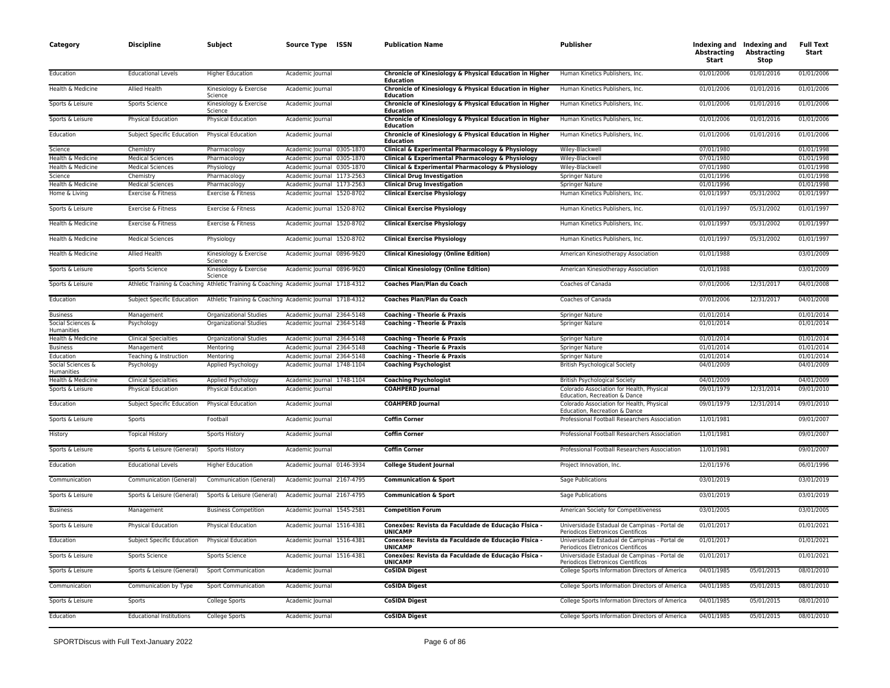| Category | Discipline | Subject | Source Type | ISSN | Publication Name | Publisher | Indexing and Abstracting Start | Indexing and Abstracting Stop | Full Text Start |
|---|---|---|---|---|---|---|---|---|---|
| Education | Educational Levels | Higher Education | Academic Journal | | **Chronicle of Kinesiology & Physical Education in Higher Education** | Human Kinetics Publishers, Inc. | 01/01/2006 | 01/01/2016 | 01/01/2006 |
| Health & Medicine | Allied Health | Kinesiology & Exercise Science | Academic Journal | | **Chronicle of Kinesiology & Physical Education in Higher Education** | Human Kinetics Publishers, Inc. | 01/01/2006 | 01/01/2016 | 01/01/2006 |
| Sports & Leisure | Sports Science | Kinesiology & Exercise Science | Academic Journal | | **Chronicle of Kinesiology & Physical Education in Higher Education** | Human Kinetics Publishers, Inc. | 01/01/2006 | 01/01/2016 | 01/01/2006 |
| Sports & Leisure | Physical Education | Physical Education | Academic Journal | | **Chronicle of Kinesiology & Physical Education in Higher Education** | Human Kinetics Publishers, Inc. | 01/01/2006 | 01/01/2016 | 01/01/2006 |
| Education | Subject Specific Education | Physical Education | Academic Journal | | **Chronicle of Kinesiology & Physical Education in Higher Education** | Human Kinetics Publishers, Inc. | 01/01/2006 | 01/01/2016 | 01/01/2006 |
| Science | Chemistry | Pharmacology | Academic Journal | 0305-1870 | **Clinical & Experimental Pharmacology & Physiology** | Wiley-Blackwell | 07/01/1980 | | 01/01/1998 |
| Health & Medicine | Medical Sciences | Pharmacology | Academic Journal | 0305-1870 | **Clinical & Experimental Pharmacology & Physiology** | Wiley-Blackwell | 07/01/1980 | | 01/01/1998 |
| Health & Medicine | Medical Sciences | Physiology | Academic Journal | 0305-1870 | **Clinical & Experimental Pharmacology & Physiology** | Wiley-Blackwell | 07/01/1980 | | 01/01/1998 |
| Science | Chemistry | Pharmacology | Academic Journal | 1173-2563 | **Clinical Drug Investigation** | Springer Nature | 01/01/1996 | | 01/01/1998 |
| Health & Medicine | Medical Sciences | Pharmacology | Academic Journal | 1173-2563 | **Clinical Drug Investigation** | Springer Nature | 01/01/1996 | | 01/01/1998 |
| Home & Living | Exercise & Fitness | Exercise & Fitness | Academic Journal | 1520-8702 | **Clinical Exercise Physiology** | Human Kinetics Publishers, Inc. | 01/01/1997 | 05/31/2002 | 01/01/1997 |
| Sports & Leisure | Exercise & Fitness | Exercise & Fitness | Academic Journal | 1520-8702 | **Clinical Exercise Physiology** | Human Kinetics Publishers, Inc. | 01/01/1997 | 05/31/2002 | 01/01/1997 |
| Health & Medicine | Exercise & Fitness | Exercise & Fitness | Academic Journal | 1520-8702 | **Clinical Exercise Physiology** | Human Kinetics Publishers, Inc. | 01/01/1997 | 05/31/2002 | 01/01/1997 |
| Health & Medicine | Medical Sciences | Physiology | Academic Journal | 1520-8702 | **Clinical Exercise Physiology** | Human Kinetics Publishers, Inc. | 01/01/1997 | 05/31/2002 | 01/01/1997 |
| Health & Medicine | Allied Health | Kinesiology & Exercise Science | Academic Journal | 0896-9620 | **Clinical Kinesiology (Online Edition)** | American Kinesiotherapy Association | 01/01/1988 | | 03/01/2009 |
| Sports & Leisure | Sports Science | Kinesiology & Exercise Science | Academic Journal | 0896-9620 | **Clinical Kinesiology (Online Edition)** | American Kinesiotherapy Association | 01/01/1988 | | 03/01/2009 |
| Sports & Leisure | Athletic Training & Coaching | Athletic Training & Coaching | Academic Journal | 1718-4312 | **Coaches Plan/Plan du Coach** | Coaches of Canada | 07/01/2006 | 12/31/2017 | 04/01/2008 |
| Education | Subject Specific Education | Athletic Training & Coaching | Academic Journal | 1718-4312 | **Coaches Plan/Plan du Coach** | Coaches of Canada | 07/01/2006 | 12/31/2017 | 04/01/2008 |
| Business | Management | Organizational Studies | Academic Journal | 2364-5148 | **Coaching - Theorie & Praxis** | Springer Nature | 01/01/2014 | | 01/01/2014 |
| Social Sciences & Humanities | Psychology | Organizational Studies | Academic Journal | 2364-5148 | **Coaching - Theorie & Praxis** | Springer Nature | 01/01/2014 | | 01/01/2014 |
| Health & Medicine | Clinical Specialties | Organizational Studies | Academic Journal | 2364-5148 | **Coaching - Theorie & Praxis** | Springer Nature | 01/01/2014 | | 01/01/2014 |
| Business | Management | Mentoring | Academic Journal | 2364-5148 | **Coaching - Theorie & Praxis** | Springer Nature | 01/01/2014 | | 01/01/2014 |
| Education | Teaching & Instruction | Mentoring | Academic Journal | 2364-5148 | **Coaching - Theorie & Praxis** | Springer Nature | 01/01/2014 | | 01/01/2014 |
| Social Sciences & Humanities | Psychology | Applied Psychology | Academic Journal | 1748-1104 | **Coaching Psychologist** | British Psychological Society | 04/01/2009 | | 04/01/2009 |
| Health & Medicine | Clinical Specialties | Applied Psychology | Academic Journal | 1748-1104 | **Coaching Psychologist** | British Psychological Society | 04/01/2009 | | 04/01/2009 |
| Sports & Leisure | Physical Education | Physical Education | Academic Journal | | **COAHPERD Journal** | Colorado Association for Health, Physical Education, Recreation & Dance | 09/01/1979 | 12/31/2014 | 09/01/2010 |
| Education | Subject Specific Education | Physical Education | Academic Journal | | **COAHPERD Journal** | Colorado Association for Health, Physical Education, Recreation & Dance | 09/01/1979 | 12/31/2014 | 09/01/2010 |
| Sports & Leisure | Sports | Football | Academic Journal | | **Coffin Corner** | Professional Football Researchers Association | 11/01/1981 | | 09/01/2007 |
| History | Topical History | Sports History | Academic Journal | | **Coffin Corner** | Professional Football Researchers Association | 11/01/1981 | | 09/01/2007 |
| Sports & Leisure | Sports & Leisure (General) | Sports History | Academic Journal | | **Coffin Corner** | Professional Football Researchers Association | 11/01/1981 | | 09/01/2007 |
| Education | Educational Levels | Higher Education | Academic Journal | 0146-3934 | **College Student Journal** | Project Innovation, Inc. | 12/01/1976 | | 06/01/1996 |
| Communication | Communication (General) | Communication (General) | Academic Journal | 2167-4795 | **Communication & Sport** | Sage Publications | 03/01/2019 | | 03/01/2019 |
| Sports & Leisure | Sports & Leisure (General) | Sports & Leisure (General) | Academic Journal | 2167-4795 | **Communication & Sport** | Sage Publications | 03/01/2019 | | 03/01/2019 |
| Business | Management | Business Competition | Academic Journal | 1545-2581 | **Competition Forum** | American Society for Competitiveness | 03/01/2005 | | 03/01/2005 |
| Sports & Leisure | Physical Education | Physical Education | Academic Journal | 1516-4381 | **Conexões: Revista da Faculdade de Educação Física - UNICAMP** | Universidade Estadual de Campinas - Portal de Periodicos Eletronicos Cientificos | 01/01/2017 | | 01/01/2021 |
| Education | Subject Specific Education | Physical Education | Academic Journal | 1516-4381 | **Conexões: Revista da Faculdade de Educação Física - UNICAMP** | Universidade Estadual de Campinas - Portal de Periodicos Eletronicos Cientificos | 01/01/2017 | | 01/01/2021 |
| Sports & Leisure | Sports Science | Sports Science | Academic Journal | 1516-4381 | **Conexões: Revista da Faculdade de Educação Física - UNICAMP** | Universidade Estadual de Campinas - Portal de Periodicos Eletronicos Cientificos | 01/01/2017 | | 01/01/2021 |
| Sports & Leisure | Sports & Leisure (General) | Sport Communication | Academic Journal | | **CoSIDA Digest** | College Sports Information Directors of America | 04/01/1985 | 05/01/2015 | 08/01/2010 |
| Communication | Communication by Type | Sport Communication | Academic Journal | | **CoSIDA Digest** | College Sports Information Directors of America | 04/01/1985 | 05/01/2015 | 08/01/2010 |
| Sports & Leisure | Sports | College Sports | Academic Journal | | **CoSIDA Digest** | College Sports Information Directors of America | 04/01/1985 | 05/01/2015 | 08/01/2010 |
| Education | Educational Institutions | College Sports | Academic Journal | | **CoSIDA Digest** | College Sports Information Directors of America | 04/01/1985 | 05/01/2015 | 08/01/2010 |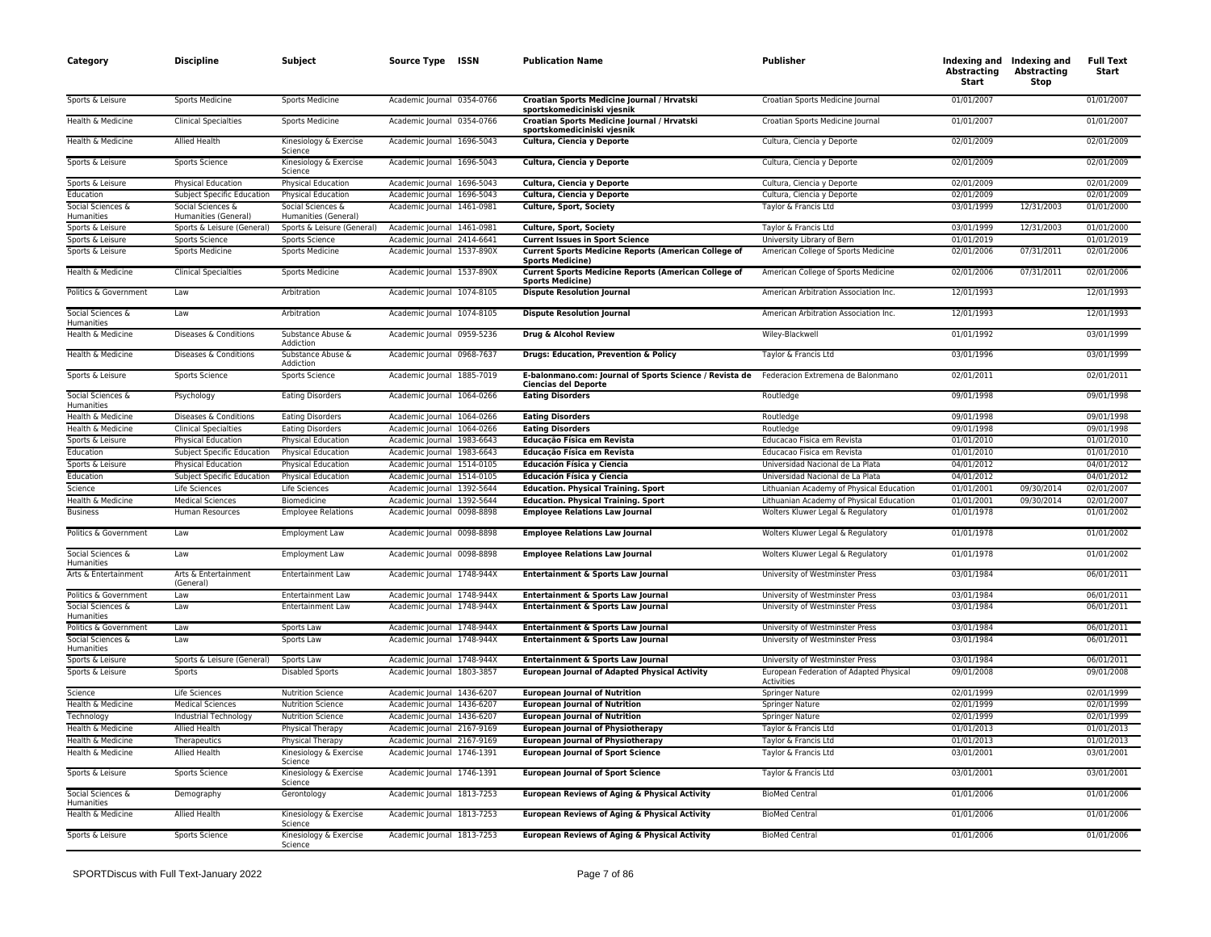| Category | Discipline | Subject | Source Type | ISSN | Publication Name | Publisher | Indexing and Abstracting Start | Indexing and Abstracting Stop | Full Text Start |
|---|---|---|---|---|---|---|---|---|---|
| Sports & Leisure | Sports Medicine | Sports Medicine | Academic Journal | 0354-0766 | **Croatian Sports Medicine Journal / Hrvatski sportskomediciniski vjesnik** | Croatian Sports Medicine Journal | 01/01/2007 | | 01/01/2007 |
| Health & Medicine | Clinical Specialties | Sports Medicine | Academic Journal | 0354-0766 | **Croatian Sports Medicine Journal / Hrvatski sportskomediciniski vjesnik** | Croatian Sports Medicine Journal | 01/01/2007 | | 01/01/2007 |
| Health & Medicine | Allied Health | Kinesiology & Exercise Science | Academic Journal | 1696-5043 | **Cultura, Ciencia y Deporte** | Cultura, Ciencia y Deporte | 02/01/2009 | | 02/01/2009 |
| Sports & Leisure | Sports Science | Kinesiology & Exercise Science | Academic Journal | 1696-5043 | **Cultura, Ciencia y Deporte** | Cultura, Ciencia y Deporte | 02/01/2009 | | 02/01/2009 |
| Sports & Leisure | Physical Education | Physical Education | Academic Journal | 1696-5043 | **Cultura, Ciencia y Deporte** | Cultura, Ciencia y Deporte | 02/01/2009 | | 02/01/2009 |
| Education | Subject Specific Education | Physical Education | Academic Journal | 1696-5043 | **Cultura, Ciencia y Deporte** | Cultura, Ciencia y Deporte | 02/01/2009 | | 02/01/2009 |
| Social Sciences & Humanities | Social Sciences & Humanities (General) | Social Sciences & Humanities (General) | Academic Journal | 1461-0981 | **Culture, Sport, Society** | Taylor & Francis Ltd | 03/01/1999 | 12/31/2003 | 01/01/2000 |
| Sports & Leisure | Sports & Leisure (General) | Sports & Leisure (General) | Academic Journal | 1461-0981 | **Culture, Sport, Society** | Taylor & Francis Ltd | 03/01/1999 | 12/31/2003 | 01/01/2000 |
| Sports & Leisure | Sports Science | Sports Science | Academic Journal | 2414-6641 | **Current Issues in Sport Science** | University Library of Bern | 01/01/2019 | | 01/01/2019 |
| Sports & Leisure | Sports Medicine | Sports Medicine | Academic Journal | 1537-890X | **Current Sports Medicine Reports (American College of Sports Medicine)** | American College of Sports Medicine | 02/01/2006 | 07/31/2011 | 02/01/2006 |
| Health & Medicine | Clinical Specialties | Sports Medicine | Academic Journal | 1537-890X | **Current Sports Medicine Reports (American College of Sports Medicine)** | American College of Sports Medicine | 02/01/2006 | 07/31/2011 | 02/01/2006 |
| Politics & Government | Law | Arbitration | Academic Journal | 1074-8105 | **Dispute Resolution Journal** | American Arbitration Association Inc. | 12/01/1993 | | 12/01/1993 |
| Social Sciences & Humanities | Law | Arbitration | Academic Journal | 1074-8105 | **Dispute Resolution Journal** | American Arbitration Association Inc. | 12/01/1993 | | 12/01/1993 |
| Health & Medicine | Diseases & Conditions | Substance Abuse & Addiction | Academic Journal | 0959-5236 | **Drug & Alcohol Review** | Wiley-Blackwell | 01/01/1992 | | 03/01/1999 |
| Health & Medicine | Diseases & Conditions | Substance Abuse & Addiction | Academic Journal | 0968-7637 | **Drugs: Education, Prevention & Policy** | Taylor & Francis Ltd | 03/01/1996 | | 03/01/1999 |
| Sports & Leisure | Sports Science | Sports Science | Academic Journal | 1885-7019 | **E-balonmano.com: Journal of Sports Science / Revista de Ciencias del Deporte** | Federacion Extremena de Balonmano | 02/01/2011 | | 02/01/2011 |
| Social Sciences & Humanities | Psychology | Eating Disorders | Academic Journal | 1064-0266 | **Eating Disorders** | Routledge | 09/01/1998 | | 09/01/1998 |
| Health & Medicine | Diseases & Conditions | Eating Disorders | Academic Journal | 1064-0266 | **Eating Disorders** | Routledge | 09/01/1998 | | 09/01/1998 |
| Health & Medicine | Clinical Specialties | Eating Disorders | Academic Journal | 1064-0266 | **Eating Disorders** | Routledge | 09/01/1998 | | 09/01/1998 |
| Sports & Leisure | Physical Education | Physical Education | Academic Journal | 1983-6643 | **Educação Física em Revista** | Educacao Fisica em Revista | 01/01/2010 | | 01/01/2010 |
| Education | Subject Specific Education | Physical Education | Academic Journal | 1983-6643 | **Educação Física em Revista** | Educacao Fisica em Revista | 01/01/2010 | | 01/01/2010 |
| Sports & Leisure | Physical Education | Physical Education | Academic Journal | 1514-0105 | **Educación Física y Ciencia** | Universidad Nacional de La Plata | 04/01/2012 | | 04/01/2012 |
| Education | Subject Specific Education | Physical Education | Academic Journal | 1514-0105 | **Educación Física y Ciencia** | Universidad Nacional de La Plata | 04/01/2012 | | 04/01/2012 |
| Science | Life Sciences | Life Sciences | Academic Journal | 1392-5644 | **Education. Physical Training. Sport** | Lithuanian Academy of Physical Education | 01/01/2001 | 09/30/2014 | 02/01/2007 |
| Health & Medicine | Medical Sciences | Biomedicine | Academic Journal | 1392-5644 | **Education. Physical Training. Sport** | Lithuanian Academy of Physical Education | 01/01/2001 | 09/30/2014 | 02/01/2007 |
| Business | Human Resources | Employee Relations | Academic Journal | 0098-8898 | **Employee Relations Law Journal** | Wolters Kluwer Legal & Regulatory | 01/01/1978 | | 01/01/2002 |
| Politics & Government | Law | Employment Law | Academic Journal | 0098-8898 | **Employee Relations Law Journal** | Wolters Kluwer Legal & Regulatory | 01/01/1978 | | 01/01/2002 |
| Social Sciences & Humanities | Law | Employment Law | Academic Journal | 0098-8898 | **Employee Relations Law Journal** | Wolters Kluwer Legal & Regulatory | 01/01/1978 | | 01/01/2002 |
| Arts & Entertainment | Arts & Entertainment (General) | Entertainment Law | Academic Journal | 1748-944X | **Entertainment & Sports Law Journal** | University of Westminster Press | 03/01/1984 | | 06/01/2011 |
| Politics & Government | Law | Entertainment Law | Academic Journal | 1748-944X | **Entertainment & Sports Law Journal** | University of Westminster Press | 03/01/1984 | | 06/01/2011 |
| Social Sciences & Humanities | Law | Entertainment Law | Academic Journal | 1748-944X | **Entertainment & Sports Law Journal** | University of Westminster Press | 03/01/1984 | | 06/01/2011 |
| Politics & Government | Law | Sports Law | Academic Journal | 1748-944X | **Entertainment & Sports Law Journal** | University of Westminster Press | 03/01/1984 | | 06/01/2011 |
| Social Sciences & Humanities | Law | Sports Law | Academic Journal | 1748-944X | **Entertainment & Sports Law Journal** | University of Westminster Press | 03/01/1984 | | 06/01/2011 |
| Sports & Leisure | Sports & Leisure (General) | Sports Law | Academic Journal | 1748-944X | **Entertainment & Sports Law Journal** | University of Westminster Press | 03/01/1984 | | 06/01/2011 |
| Sports & Leisure | Sports | Disabled Sports | Academic Journal | 1803-3857 | **European Journal of Adapted Physical Activity** | European Federation of Adapted Physical Activities | 09/01/2008 | | 09/01/2008 |
| Science | Life Sciences | Nutrition Science | Academic Journal | 1436-6207 | **European Journal of Nutrition** | Springer Nature | 02/01/1999 | | 02/01/1999 |
| Health & Medicine | Medical Sciences | Nutrition Science | Academic Journal | 1436-6207 | **European Journal of Nutrition** | Springer Nature | 02/01/1999 | | 02/01/1999 |
| Technology | Industrial Technology | Nutrition Science | Academic Journal | 1436-6207 | **European Journal of Nutrition** | Springer Nature | 02/01/1999 | | 02/01/1999 |
| Health & Medicine | Allied Health | Physical Therapy | Academic Journal | 2167-9169 | **European Journal of Physiotherapy** | Taylor & Francis Ltd | 01/01/2013 | | 01/01/2013 |
| Health & Medicine | Therapeutics | Physical Therapy | Academic Journal | 2167-9169 | **European Journal of Physiotherapy** | Taylor & Francis Ltd | 01/01/2013 | | 01/01/2013 |
| Health & Medicine | Allied Health | Kinesiology & Exercise Science | Academic Journal | 1746-1391 | **European Journal of Sport Science** | Taylor & Francis Ltd | 03/01/2001 | | 03/01/2001 |
| Sports & Leisure | Sports Science | Kinesiology & Exercise Science | Academic Journal | 1746-1391 | **European Journal of Sport Science** | Taylor & Francis Ltd | 03/01/2001 | | 03/01/2001 |
| Social Sciences & Humanities | Demography | Gerontology | Academic Journal | 1813-7253 | **European Reviews of Aging & Physical Activity** | BioMed Central | 01/01/2006 | | 01/01/2006 |
| Health & Medicine | Allied Health | Kinesiology & Exercise Science | Academic Journal | 1813-7253 | **European Reviews of Aging & Physical Activity** | BioMed Central | 01/01/2006 | | 01/01/2006 |
| Sports & Leisure | Sports Science | Kinesiology & Exercise Science | Academic Journal | 1813-7253 | **European Reviews of Aging & Physical Activity** | BioMed Central | 01/01/2006 | | 01/01/2006 |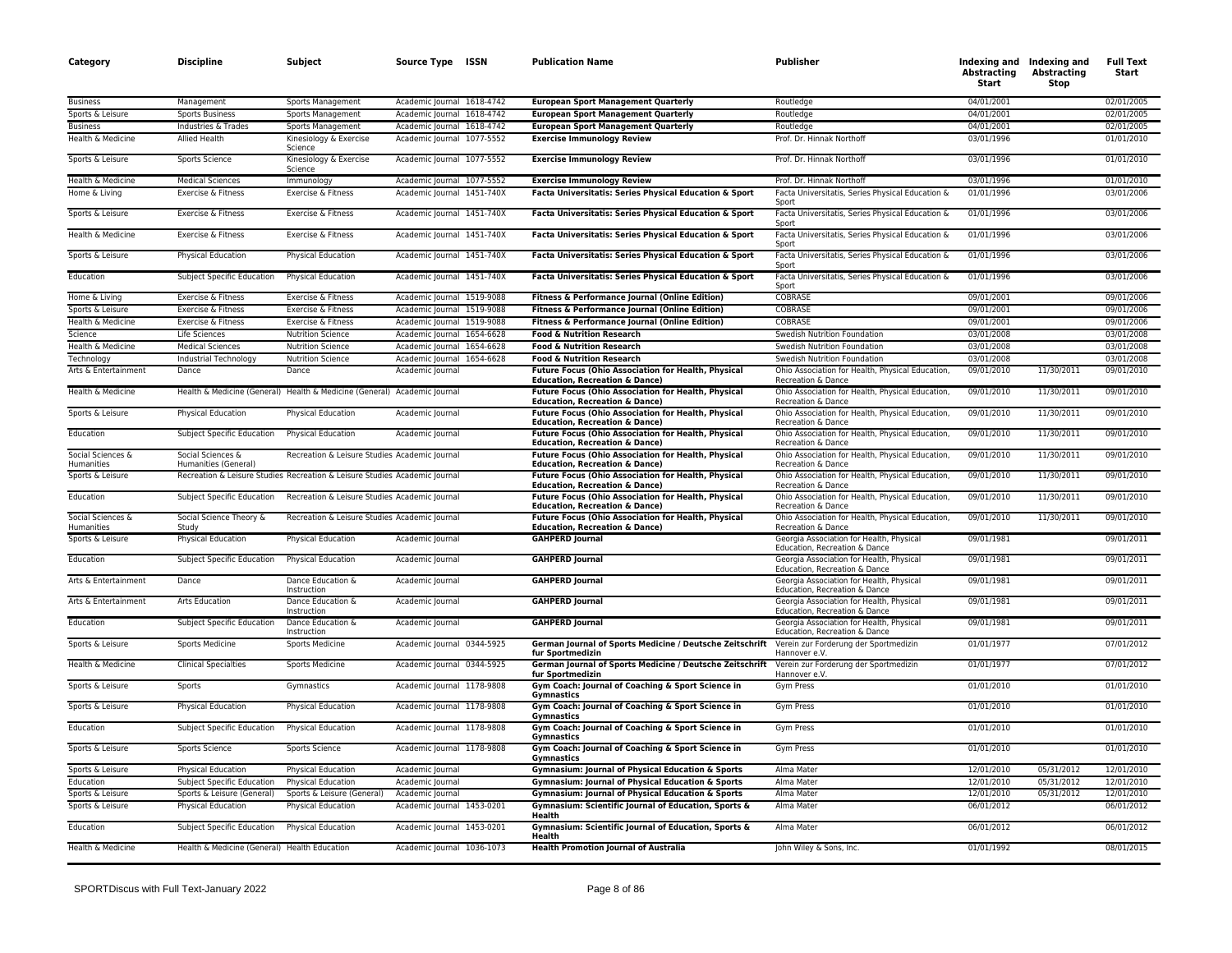| Category | Discipline | Subject | Source Type | ISSN | Publication Name | Publisher | Indexing and Abstracting Start | Indexing and Abstracting Stop | Full Text Start |
|---|---|---|---|---|---|---|---|---|---|
| Business | Management | Sports Management | Academic Journal | 1618-4742 | **European Sport Management Quarterly** | Routledge | 04/01/2001 | | 02/01/2005 |
| Sports & Leisure | Sports Business | Sports Management | Academic Journal | 1618-4742 | **European Sport Management Quarterly** | Routledge | 04/01/2001 | | 02/01/2005 |
| Business | Industries & Trades | Sports Management | Academic Journal | 1618-4742 | **European Sport Management Quarterly** | Routledge | 04/01/2001 | | 02/01/2005 |
| Health & Medicine | Allied Health | Kinesiology & Exercise Science | Academic Journal | 1077-5552 | **Exercise Immunology Review** | Prof. Dr. Hinnak Northoff | 03/01/1996 | | 01/01/2010 |
| Sports & Leisure | Sports Science | Kinesiology & Exercise Science | Academic Journal | 1077-5552 | **Exercise Immunology Review** | Prof. Dr. Hinnak Northoff | 03/01/1996 | | 01/01/2010 |
| Health & Medicine | Medical Sciences | Immunology | Academic Journal | 1077-5552 | **Exercise Immunology Review** | Prof. Dr. Hinnak Northoff | 03/01/1996 | | 01/01/2010 |
| Home & Living | Exercise & Fitness | Exercise & Fitness | Academic Journal | 1451-740X | **Facta Universitatis: Series Physical Education & Sport** | Facta Universitatis, Series Physical Education & Sport | 01/01/1996 | | 03/01/2006 |
| Sports & Leisure | Exercise & Fitness | Exercise & Fitness | Academic Journal | 1451-740X | **Facta Universitatis: Series Physical Education & Sport** | Facta Universitatis, Series Physical Education & Sport | 01/01/1996 | | 03/01/2006 |
| Health & Medicine | Exercise & Fitness | Exercise & Fitness | Academic Journal | 1451-740X | **Facta Universitatis: Series Physical Education & Sport** | Facta Universitatis, Series Physical Education & Sport | 01/01/1996 | | 03/01/2006 |
| Sports & Leisure | Physical Education | Physical Education | Academic Journal | 1451-740X | **Facta Universitatis: Series Physical Education & Sport** | Facta Universitatis, Series Physical Education & Sport | 01/01/1996 | | 03/01/2006 |
| Education | Subject Specific Education | Physical Education | Academic Journal | 1451-740X | **Facta Universitatis: Series Physical Education & Sport** | Facta Universitatis, Series Physical Education & Sport | 01/01/1996 | | 03/01/2006 |
| Home & Living | Exercise & Fitness | Exercise & Fitness | Academic Journal | 1519-9088 | **Fitness & Performance Journal (Online Edition)** | COBRASE | 09/01/2001 | | 09/01/2006 |
| Sports & Leisure | Exercise & Fitness | Exercise & Fitness | Academic Journal | 1519-9088 | **Fitness & Performance Journal (Online Edition)** | COBRASE | 09/01/2001 | | 09/01/2006 |
| Health & Medicine | Exercise & Fitness | Exercise & Fitness | Academic Journal | 1519-9088 | **Fitness & Performance Journal (Online Edition)** | COBRASE | 09/01/2001 | | 09/01/2006 |
| Science | Life Sciences | Nutrition Science | Academic Journal | 1654-6628 | **Food & Nutrition Research** | Swedish Nutrition Foundation | 03/01/2008 | | 03/01/2008 |
| Health & Medicine | Medical Sciences | Nutrition Science | Academic Journal | 1654-6628 | **Food & Nutrition Research** | Swedish Nutrition Foundation | 03/01/2008 | | 03/01/2008 |
| Technology | Industrial Technology | Nutrition Science | Academic Journal | 1654-6628 | **Food & Nutrition Research** | Swedish Nutrition Foundation | 03/01/2008 | | 03/01/2008 |
| Arts & Entertainment | Dance | Dance | Academic Journal | | **Future Focus (Ohio Association for Health, Physical Education, Recreation & Dance)** | Ohio Association for Health, Physical Education, Recreation & Dance | 09/01/2010 | 11/30/2011 | 09/01/2010 |
| Health & Medicine | Health & Medicine (General) | Health & Medicine (General) | Academic Journal | | **Future Focus (Ohio Association for Health, Physical Education, Recreation & Dance)** | Ohio Association for Health, Physical Education, Recreation & Dance | 09/01/2010 | 11/30/2011 | 09/01/2010 |
| Sports & Leisure | Physical Education | Physical Education | Academic Journal | | **Future Focus (Ohio Association for Health, Physical Education, Recreation & Dance)** | Ohio Association for Health, Physical Education, Recreation & Dance | 09/01/2010 | 11/30/2011 | 09/01/2010 |
| Education | Subject Specific Education | Physical Education | Academic Journal | | **Future Focus (Ohio Association for Health, Physical Education, Recreation & Dance)** | Ohio Association for Health, Physical Education, Recreation & Dance | 09/01/2010 | 11/30/2011 | 09/01/2010 |
| Social Sciences & Humanities | Social Sciences & Humanities (General) | Recreation & Leisure Studies | Academic Journal | | **Future Focus (Ohio Association for Health, Physical Education, Recreation & Dance)** | Ohio Association for Health, Physical Education, Recreation & Dance | 09/01/2010 | 11/30/2011 | 09/01/2010 |
| Sports & Leisure | Recreation & Leisure Studies | Recreation & Leisure Studies | Academic Journal | | **Future Focus (Ohio Association for Health, Physical Education, Recreation & Dance)** | Ohio Association for Health, Physical Education, Recreation & Dance | 09/01/2010 | 11/30/2011 | 09/01/2010 |
| Education | Subject Specific Education | Recreation & Leisure Studies | Academic Journal | | **Future Focus (Ohio Association for Health, Physical Education, Recreation & Dance)** | Ohio Association for Health, Physical Education, Recreation & Dance | 09/01/2010 | 11/30/2011 | 09/01/2010 |
| Social Sciences & Humanities | Social Science Theory & Study | Recreation & Leisure Studies | Academic Journal | | **Future Focus (Ohio Association for Health, Physical Education, Recreation & Dance)** | Ohio Association for Health, Physical Education, Recreation & Dance | 09/01/2010 | 11/30/2011 | 09/01/2010 |
| Sports & Leisure | Physical Education | Physical Education | Academic Journal | | **GAHPERD Journal** | Georgia Association for Health, Physical Education, Recreation & Dance | 09/01/1981 | | 09/01/2011 |
| Education | Subject Specific Education | Physical Education | Academic Journal | | **GAHPERD Journal** | Georgia Association for Health, Physical Education, Recreation & Dance | 09/01/1981 | | 09/01/2011 |
| Arts & Entertainment | Dance | Dance Education & Instruction | Academic Journal | | **GAHPERD Journal** | Georgia Association for Health, Physical Education, Recreation & Dance | 09/01/1981 | | 09/01/2011 |
| Arts & Entertainment | Arts Education | Dance Education & Instruction | Academic Journal | | **GAHPERD Journal** | Georgia Association for Health, Physical Education, Recreation & Dance | 09/01/1981 | | 09/01/2011 |
| Education | Subject Specific Education | Dance Education & Instruction | Academic Journal | | **GAHPERD Journal** | Georgia Association for Health, Physical Education, Recreation & Dance | 09/01/1981 | | 09/01/2011 |
| Sports & Leisure | Sports Medicine | Sports Medicine | Academic Journal | 0344-5925 | **German Journal of Sports Medicine / Deutsche Zeitschrift fur Sportmedizin** | Verein zur Forderung der Sportmedizin Hannover e.V. | 01/01/1977 | | 07/01/2012 |
| Health & Medicine | Clinical Specialties | Sports Medicine | Academic Journal | 0344-5925 | **German Journal of Sports Medicine / Deutsche Zeitschrift fur Sportmedizin** | Verein zur Forderung der Sportmedizin Hannover e.V. | 01/01/1977 | | 07/01/2012 |
| Sports & Leisure | Sports | Gymnastics | Academic Journal | 1178-9808 | **Gym Coach: Journal of Coaching & Sport Science in Gymnastics** | Gym Press | 01/01/2010 | | 01/01/2010 |
| Sports & Leisure | Physical Education | Physical Education | Academic Journal | 1178-9808 | **Gym Coach: Journal of Coaching & Sport Science in Gymnastics** | Gym Press | 01/01/2010 | | 01/01/2010 |
| Education | Subject Specific Education | Physical Education | Academic Journal | 1178-9808 | **Gym Coach: Journal of Coaching & Sport Science in Gymnastics** | Gym Press | 01/01/2010 | | 01/01/2010 |
| Sports & Leisure | Sports Science | Sports Science | Academic Journal | 1178-9808 | **Gym Coach: Journal of Coaching & Sport Science in Gymnastics** | Gym Press | 01/01/2010 | | 01/01/2010 |
| Sports & Leisure | Physical Education | Physical Education | Academic Journal | | **Gymnasium: Journal of Physical Education & Sports** | Alma Mater | 12/01/2010 | 05/31/2012 | 12/01/2010 |
| Education | Subject Specific Education | Physical Education | Academic Journal | | **Gymnasium: Journal of Physical Education & Sports** | Alma Mater | 12/01/2010 | 05/31/2012 | 12/01/2010 |
| Sports & Leisure | Sports & Leisure (General) | Sports & Leisure (General) | Academic Journal | | **Gymnasium: Journal of Physical Education & Sports** | Alma Mater | 12/01/2010 | 05/31/2012 | 12/01/2010 |
| Sports & Leisure | Physical Education | Physical Education | Academic Journal | 1453-0201 | **Gymnasium: Scientific Journal of Education, Sports & Health** | Alma Mater | 06/01/2012 | | 06/01/2012 |
| Education | Subject Specific Education | Physical Education | Academic Journal | 1453-0201 | **Gymnasium: Scientific Journal of Education, Sports & Health** | Alma Mater | 06/01/2012 | | 06/01/2012 |
| Health & Medicine | Health & Medicine (General) | Health Education | Academic Journal | 1036-1073 | **Health Promotion Journal of Australia** | John Wiley & Sons, Inc. | 01/01/1992 | | 08/01/2015 |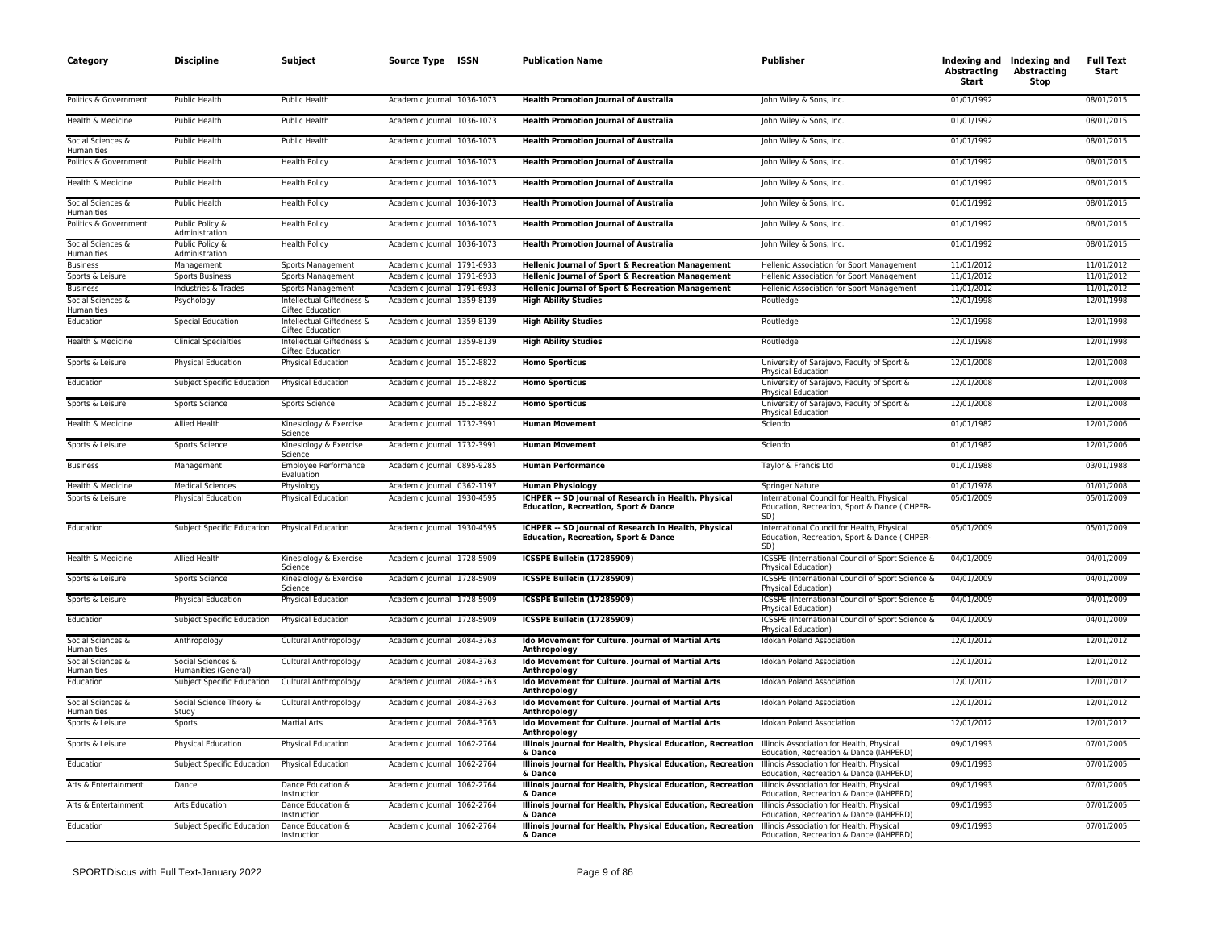| Category | Discipline | Subject | Source Type | ISSN | Publication Name | Publisher | Indexing and Abstracting Start | Indexing and Abstracting Stop | Full Text Start |
|---|---|---|---|---|---|---|---|---|---|
| Politics & Government | Public Health | Public Health | Academic Journal | 1036-1073 | **Health Promotion Journal of Australia** | John Wiley & Sons, Inc. | 01/01/1992 | | 08/01/2015 |
| Health & Medicine | Public Health | Public Health | Academic Journal | 1036-1073 | **Health Promotion Journal of Australia** | John Wiley & Sons, Inc. | 01/01/1992 | | 08/01/2015 |
| Social Sciences & Humanities | Public Health | Public Health | Academic Journal | 1036-1073 | **Health Promotion Journal of Australia** | John Wiley & Sons, Inc. | 01/01/1992 | | 08/01/2015 |
| Politics & Government | Public Health | Health Policy | Academic Journal | 1036-1073 | **Health Promotion Journal of Australia** | John Wiley & Sons, Inc. | 01/01/1992 | | 08/01/2015 |
| Health & Medicine | Public Health | Health Policy | Academic Journal | 1036-1073 | **Health Promotion Journal of Australia** | John Wiley & Sons, Inc. | 01/01/1992 | | 08/01/2015 |
| Social Sciences & Humanities | Public Health | Health Policy | Academic Journal | 1036-1073 | **Health Promotion Journal of Australia** | John Wiley & Sons, Inc. | 01/01/1992 | | 08/01/2015 |
| Politics & Government | Public Policy & Administration | Health Policy | Academic Journal | 1036-1073 | **Health Promotion Journal of Australia** | John Wiley & Sons, Inc. | 01/01/1992 | | 08/01/2015 |
| Social Sciences & Humanities | Public Policy & Administration | Health Policy | Academic Journal | 1036-1073 | **Health Promotion Journal of Australia** | John Wiley & Sons, Inc. | 01/01/1992 | | 08/01/2015 |
| Business | Management | Sports Management | Academic Journal | 1791-6933 | **Hellenic Journal of Sport & Recreation Management** | Hellenic Association for Sport Management | 11/01/2012 | | 11/01/2012 |
| Sports & Leisure | Sports Business | Sports Management | Academic Journal | 1791-6933 | **Hellenic Journal of Sport & Recreation Management** | Hellenic Association for Sport Management | 11/01/2012 | | 11/01/2012 |
| Business | Industries & Trades | Sports Management | Academic Journal | 1791-6933 | **Hellenic Journal of Sport & Recreation Management** | Hellenic Association for Sport Management | 11/01/2012 | | 11/01/2012 |
| Social Sciences & Humanities | Psychology | Intellectual Giftedness & Gifted Education | Academic Journal | 1359-8139 | **High Ability Studies** | Routledge | 12/01/1998 | | 12/01/1998 |
| Education | Special Education | Intellectual Giftedness & Gifted Education | Academic Journal | 1359-8139 | **High Ability Studies** | Routledge | 12/01/1998 | | 12/01/1998 |
| Health & Medicine | Clinical Specialties | Intellectual Giftedness & Gifted Education | Academic Journal | 1359-8139 | **High Ability Studies** | Routledge | 12/01/1998 | | 12/01/1998 |
| Sports & Leisure | Physical Education | Physical Education | Academic Journal | 1512-8822 | **Homo Sporticus** | University of Sarajevo, Faculty of Sport & Physical Education | 12/01/2008 | | 12/01/2008 |
| Education | Subject Specific Education | Physical Education | Academic Journal | 1512-8822 | **Homo Sporticus** | University of Sarajevo, Faculty of Sport & Physical Education | 12/01/2008 | | 12/01/2008 |
| Sports & Leisure | Sports Science | Sports Science | Academic Journal | 1512-8822 | **Homo Sporticus** | University of Sarajevo, Faculty of Sport & Physical Education | 12/01/2008 | | 12/01/2008 |
| Health & Medicine | Allied Health | Kinesiology & Exercise Science | Academic Journal | 1732-3991 | **Human Movement** | Sciendo | 01/01/1982 | | 12/01/2006 |
| Sports & Leisure | Sports Science | Kinesiology & Exercise Science | Academic Journal | 1732-3991 | **Human Movement** | Sciendo | 01/01/1982 | | 12/01/2006 |
| Business | Management | Employee Performance Evaluation | Academic Journal | 0895-9285 | **Human Performance** | Taylor & Francis Ltd | 01/01/1988 | | 03/01/1988 |
| Health & Medicine | Medical Sciences | Physiology | Academic Journal | 0362-1197 | **Human Physiology** | Springer Nature | 01/01/1978 | | 01/01/2008 |
| Sports & Leisure | Physical Education | Physical Education | Academic Journal | 1930-4595 | **ICHPER -- SD Journal of Research in Health, Physical Education, Recreation, Sport & Dance** | International Council for Health, Physical Education, Recreation, Sport & Dance (ICHPER-SD) | 05/01/2009 | | 05/01/2009 |
| Education | Subject Specific Education | Physical Education | Academic Journal | 1930-4595 | **ICHPER -- SD Journal of Research in Health, Physical Education, Recreation, Sport & Dance** | International Council for Health, Physical Education, Recreation, Sport & Dance (ICHPER-SD) | 05/01/2009 | | 05/01/2009 |
| Health & Medicine | Allied Health | Kinesiology & Exercise Science | Academic Journal | 1728-5909 | **ICSSPE Bulletin (17285909)** | ICSSPE (International Council of Sport Science & Physical Education) | 04/01/2009 | | 04/01/2009 |
| Sports & Leisure | Sports Science | Kinesiology & Exercise Science | Academic Journal | 1728-5909 | **ICSSPE Bulletin (17285909)** | ICSSPE (International Council of Sport Science & Physical Education) | 04/01/2009 | | 04/01/2009 |
| Sports & Leisure | Physical Education | Physical Education | Academic Journal | 1728-5909 | **ICSSPE Bulletin (17285909)** | ICSSPE (International Council of Sport Science & Physical Education) | 04/01/2009 | | 04/01/2009 |
| Education | Subject Specific Education | Physical Education | Academic Journal | 1728-5909 | **ICSSPE Bulletin (17285909)** | ICSSPE (International Council of Sport Science & Physical Education) | 04/01/2009 | | 04/01/2009 |
| Social Sciences & Humanities | Anthropology | Cultural Anthropology | Academic Journal | 2084-3763 | **Ido Movement for Culture. Journal of Martial Arts Anthropology** | Idokan Poland Association | 12/01/2012 | | 12/01/2012 |
| Social Sciences & Humanities | Social Sciences & Humanities (General) | Cultural Anthropology | Academic Journal | 2084-3763 | **Ido Movement for Culture. Journal of Martial Arts Anthropology** | Idokan Poland Association | 12/01/2012 | | 12/01/2012 |
| Education | Subject Specific Education | Cultural Anthropology | Academic Journal | 2084-3763 | **Ido Movement for Culture. Journal of Martial Arts Anthropology** | Idokan Poland Association | 12/01/2012 | | 12/01/2012 |
| Social Sciences & Humanities | Social Science Theory & Study | Cultural Anthropology | Academic Journal | 2084-3763 | **Ido Movement for Culture. Journal of Martial Arts Anthropology** | Idokan Poland Association | 12/01/2012 | | 12/01/2012 |
| Sports & Leisure | Sports | Martial Arts | Academic Journal | 2084-3763 | **Ido Movement for Culture. Journal of Martial Arts Anthropology** | Idokan Poland Association | 12/01/2012 | | 12/01/2012 |
| Sports & Leisure | Physical Education | Physical Education | Academic Journal | 1062-2764 | **Illinois Journal for Health, Physical Education, Recreation & Dance** | Illinois Association for Health, Physical Education, Recreation & Dance (IAHPERD) | 09/01/1993 | | 07/01/2005 |
| Education | Subject Specific Education | Physical Education | Academic Journal | 1062-2764 | **Illinois Journal for Health, Physical Education, Recreation & Dance** | Illinois Association for Health, Physical Education, Recreation & Dance (IAHPERD) | 09/01/1993 | | 07/01/2005 |
| Arts & Entertainment | Dance | Dance Education & Instruction | Academic Journal | 1062-2764 | **Illinois Journal for Health, Physical Education, Recreation & Dance** | Illinois Association for Health, Physical Education, Recreation & Dance (IAHPERD) | 09/01/1993 | | 07/01/2005 |
| Arts & Entertainment | Arts Education | Dance Education & Instruction | Academic Journal | 1062-2764 | **Illinois Journal for Health, Physical Education, Recreation & Dance** | Illinois Association for Health, Physical Education, Recreation & Dance (IAHPERD) | 09/01/1993 | | 07/01/2005 |
| Education | Subject Specific Education | Dance Education & Instruction | Academic Journal | 1062-2764 | **Illinois Journal for Health, Physical Education, Recreation & Dance** | Illinois Association for Health, Physical Education, Recreation & Dance (IAHPERD) | 09/01/1993 | | 07/01/2005 |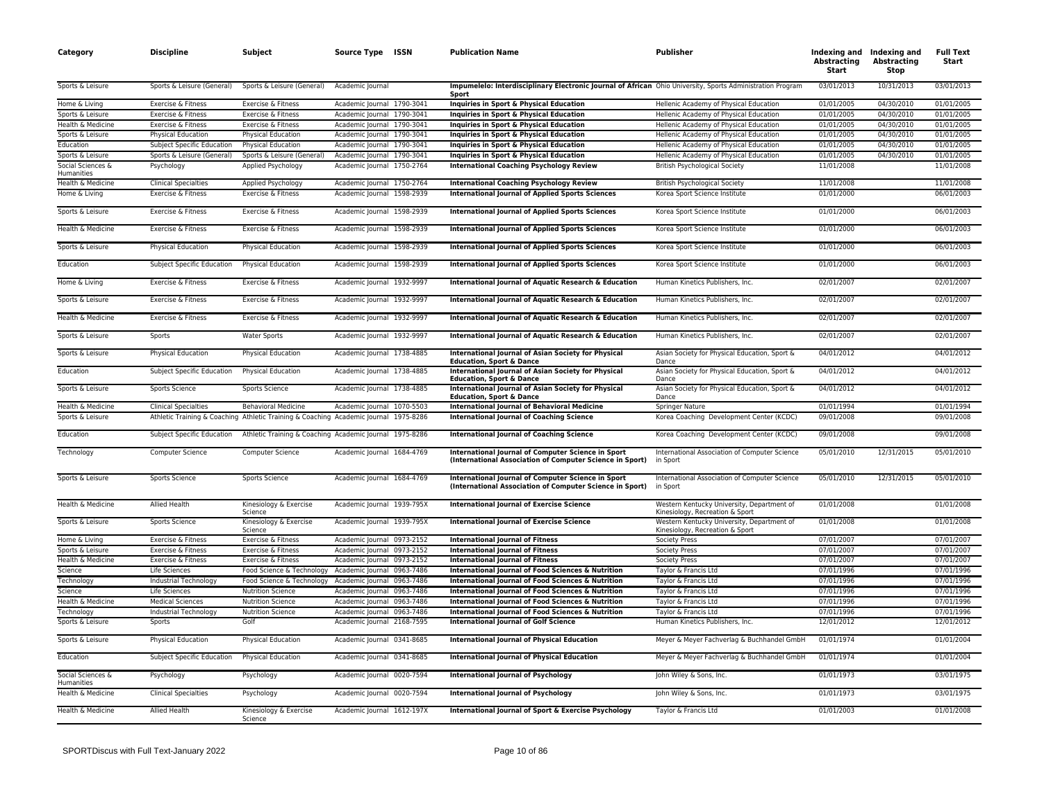| Category | Discipline | Subject | Source Type | ISSN | Publication Name | Publisher | Indexing and Abstracting Start | Indexing and Abstracting Stop | Full Text Start |
|---|---|---|---|---|---|---|---|---|---|
| Sports & Leisure | Sports & Leisure (General) | Sports & Leisure (General) | Academic Journal | | **Impumelelo: Interdisciplinary Electronic Journal of African Sport** | Ohio University, Sports Administration Program | 03/01/2013 | 10/31/2013 | 03/01/2013 |
| Home & Living | Exercise & Fitness | Exercise & Fitness | Academic Journal | 1790-3041 | **Inquiries in Sport & Physical Education** | Hellenic Academy of Physical Education | 01/01/2005 | 04/30/2010 | 01/01/2005 |
| Sports & Leisure | Exercise & Fitness | Exercise & Fitness | Academic Journal | 1790-3041 | **Inquiries in Sport & Physical Education** | Hellenic Academy of Physical Education | 01/01/2005 | 04/30/2010 | 01/01/2005 |
| Health & Medicine | Exercise & Fitness | Exercise & Fitness | Academic Journal | 1790-3041 | **Inquiries in Sport & Physical Education** | Hellenic Academy of Physical Education | 01/01/2005 | 04/30/2010 | 01/01/2005 |
| Sports & Leisure | Physical Education | Physical Education | Academic Journal | 1790-3041 | **Inquiries in Sport & Physical Education** | Hellenic Academy of Physical Education | 01/01/2005 | 04/30/2010 | 01/01/2005 |
| Education | Subject Specific Education | Physical Education | Academic Journal | 1790-3041 | **Inquiries in Sport & Physical Education** | Hellenic Academy of Physical Education | 01/01/2005 | 04/30/2010 | 01/01/2005 |
| Sports & Leisure | Sports & Leisure (General) | Sports & Leisure (General) | Academic Journal | 1790-3041 | **Inquiries in Sport & Physical Education** | Hellenic Academy of Physical Education | 01/01/2005 | 04/30/2010 | 01/01/2005 |
| Social Sciences & Humanities | Psychology | Applied Psychology | Academic Journal | 1750-2764 | **International Coaching Psychology Review** | British Psychological Society | 11/01/2008 | | 11/01/2008 |
| Health & Medicine | Clinical Specialties | Applied Psychology | Academic Journal | 1750-2764 | **International Coaching Psychology Review** | British Psychological Society | 11/01/2008 | | 11/01/2008 |
| Home & Living | Exercise & Fitness | Exercise & Fitness | Academic Journal | 1598-2939 | **International Journal of Applied Sports Sciences** | Korea Sport Science Institute | 01/01/2000 | | 06/01/2003 |
| Sports & Leisure | Exercise & Fitness | Exercise & Fitness | Academic Journal | 1598-2939 | **International Journal of Applied Sports Sciences** | Korea Sport Science Institute | 01/01/2000 | | 06/01/2003 |
| Health & Medicine | Exercise & Fitness | Exercise & Fitness | Academic Journal | 1598-2939 | **International Journal of Applied Sports Sciences** | Korea Sport Science Institute | 01/01/2000 | | 06/01/2003 |
| Sports & Leisure | Physical Education | Physical Education | Academic Journal | 1598-2939 | **International Journal of Applied Sports Sciences** | Korea Sport Science Institute | 01/01/2000 | | 06/01/2003 |
| Education | Subject Specific Education | Physical Education | Academic Journal | 1598-2939 | **International Journal of Applied Sports Sciences** | Korea Sport Science Institute | 01/01/2000 | | 06/01/2003 |
| Home & Living | Exercise & Fitness | Exercise & Fitness | Academic Journal | 1932-9997 | **International Journal of Aquatic Research & Education** | Human Kinetics Publishers, Inc. | 02/01/2007 | | 02/01/2007 |
| Sports & Leisure | Exercise & Fitness | Exercise & Fitness | Academic Journal | 1932-9997 | **International Journal of Aquatic Research & Education** | Human Kinetics Publishers, Inc. | 02/01/2007 | | 02/01/2007 |
| Health & Medicine | Exercise & Fitness | Exercise & Fitness | Academic Journal | 1932-9997 | **International Journal of Aquatic Research & Education** | Human Kinetics Publishers, Inc. | 02/01/2007 | | 02/01/2007 |
| Sports & Leisure | Sports | Water Sports | Academic Journal | 1932-9997 | **International Journal of Aquatic Research & Education** | Human Kinetics Publishers, Inc. | 02/01/2007 | | 02/01/2007 |
| Sports & Leisure | Physical Education | Physical Education | Academic Journal | 1738-4885 | **International Journal of Asian Society for Physical Education, Sport & Dance** | Asian Society for Physical Education, Sport & Dance | 04/01/2012 | | 04/01/2012 |
| Education | Subject Specific Education | Physical Education | Academic Journal | 1738-4885 | **International Journal of Asian Society for Physical Education, Sport & Dance** | Asian Society for Physical Education, Sport & Dance | 04/01/2012 | | 04/01/2012 |
| Sports & Leisure | Sports Science | Sports Science | Academic Journal | 1738-4885 | **International Journal of Asian Society for Physical Education, Sport & Dance** | Asian Society for Physical Education, Sport & Dance | 04/01/2012 | | 04/01/2012 |
| Health & Medicine | Clinical Specialties | Behavioral Medicine | Academic Journal | 1070-5503 | **International Journal of Behavioral Medicine** | Springer Nature | 01/01/1994 | | 01/01/1994 |
| Sports & Leisure | Athletic Training & Coaching | Athletic Training & Coaching | Academic Journal | 1975-8286 | **International Journal of Coaching Science** | Korea Coaching Development Center (KCDC) | 09/01/2008 | | 09/01/2008 |
| Education | Subject Specific Education | Athletic Training & Coaching | Academic Journal | 1975-8286 | **International Journal of Coaching Science** | Korea Coaching Development Center (KCDC) | 09/01/2008 | | 09/01/2008 |
| Technology | Computer Science | Computer Science | Academic Journal | 1684-4769 | **International Journal of Computer Science in Sport (International Association of Computer Science in Sport)** | International Association of Computer Science in Sport | 05/01/2010 | 12/31/2015 | 05/01/2010 |
| Sports & Leisure | Sports Science | Sports Science | Academic Journal | 1684-4769 | **International Journal of Computer Science in Sport (International Association of Computer Science in Sport)** | International Association of Computer Science in Sport | 05/01/2010 | 12/31/2015 | 05/01/2010 |
| Health & Medicine | Allied Health | Kinesiology & Exercise Science | Academic Journal | 1939-795X | **International Journal of Exercise Science** | Western Kentucky University, Department of Kinesiology, Recreation & Sport | 01/01/2008 | | 01/01/2008 |
| Sports & Leisure | Sports Science | Kinesiology & Exercise Science | Academic Journal | 1939-795X | **International Journal of Exercise Science** | Western Kentucky University, Department of Kinesiology, Recreation & Sport | 01/01/2008 | | 01/01/2008 |
| Home & Living | Exercise & Fitness | Exercise & Fitness | Academic Journal | 0973-2152 | **International Journal of Fitness** | Society Press | 07/01/2007 | | 07/01/2007 |
| Sports & Leisure | Exercise & Fitness | Exercise & Fitness | Academic Journal | 0973-2152 | **International Journal of Fitness** | Society Press | 07/01/2007 | | 07/01/2007 |
| Health & Medicine | Exercise & Fitness | Exercise & Fitness | Academic Journal | 0973-2152 | **International Journal of Fitness** | Society Press | 07/01/2007 | | 07/01/2007 |
| Science | Life Sciences | Food Science & Technology | Academic Journal | 0963-7486 | **International Journal of Food Sciences & Nutrition** | Taylor & Francis Ltd | 07/01/1996 | | 07/01/1996 |
| Technology | Industrial Technology | Food Science & Technology | Academic Journal | 0963-7486 | **International Journal of Food Sciences & Nutrition** | Taylor & Francis Ltd | 07/01/1996 | | 07/01/1996 |
| Science | Life Sciences | Nutrition Science | Academic Journal | 0963-7486 | **International Journal of Food Sciences & Nutrition** | Taylor & Francis Ltd | 07/01/1996 | | 07/01/1996 |
| Health & Medicine | Medical Sciences | Nutrition Science | Academic Journal | 0963-7486 | **International Journal of Food Sciences & Nutrition** | Taylor & Francis Ltd | 07/01/1996 | | 07/01/1996 |
| Technology | Industrial Technology | Nutrition Science | Academic Journal | 0963-7486 | **International Journal of Food Sciences & Nutrition** | Taylor & Francis Ltd | 07/01/1996 | | 07/01/1996 |
| Sports & Leisure | Sports | Golf | Academic Journal | 2168-7595 | **International Journal of Golf Science** | Human Kinetics Publishers, Inc. | 12/01/2012 | | 12/01/2012 |
| Sports & Leisure | Physical Education | Physical Education | Academic Journal | 0341-8685 | **International Journal of Physical Education** | Meyer & Meyer Fachverlag & Buchhandel GmbH | 01/01/1974 | | 01/01/2004 |
| Education | Subject Specific Education | Physical Education | Academic Journal | 0341-8685 | **International Journal of Physical Education** | Meyer & Meyer Fachverlag & Buchhandel GmbH | 01/01/1974 | | 01/01/2004 |
| Social Sciences & Humanities | Psychology | Psychology | Academic Journal | 0020-7594 | **International Journal of Psychology** | John Wiley & Sons, Inc. | 01/01/1973 | | 03/01/1975 |
| Health & Medicine | Clinical Specialties | Psychology | Academic Journal | 0020-7594 | **International Journal of Psychology** | John Wiley & Sons, Inc. | 01/01/1973 | | 03/01/1975 |
| Health & Medicine | Allied Health | Kinesiology & Exercise Science | Academic Journal | 1612-197X | **International Journal of Sport & Exercise Psychology** | Taylor & Francis Ltd | 01/01/2003 | | 01/01/2008 |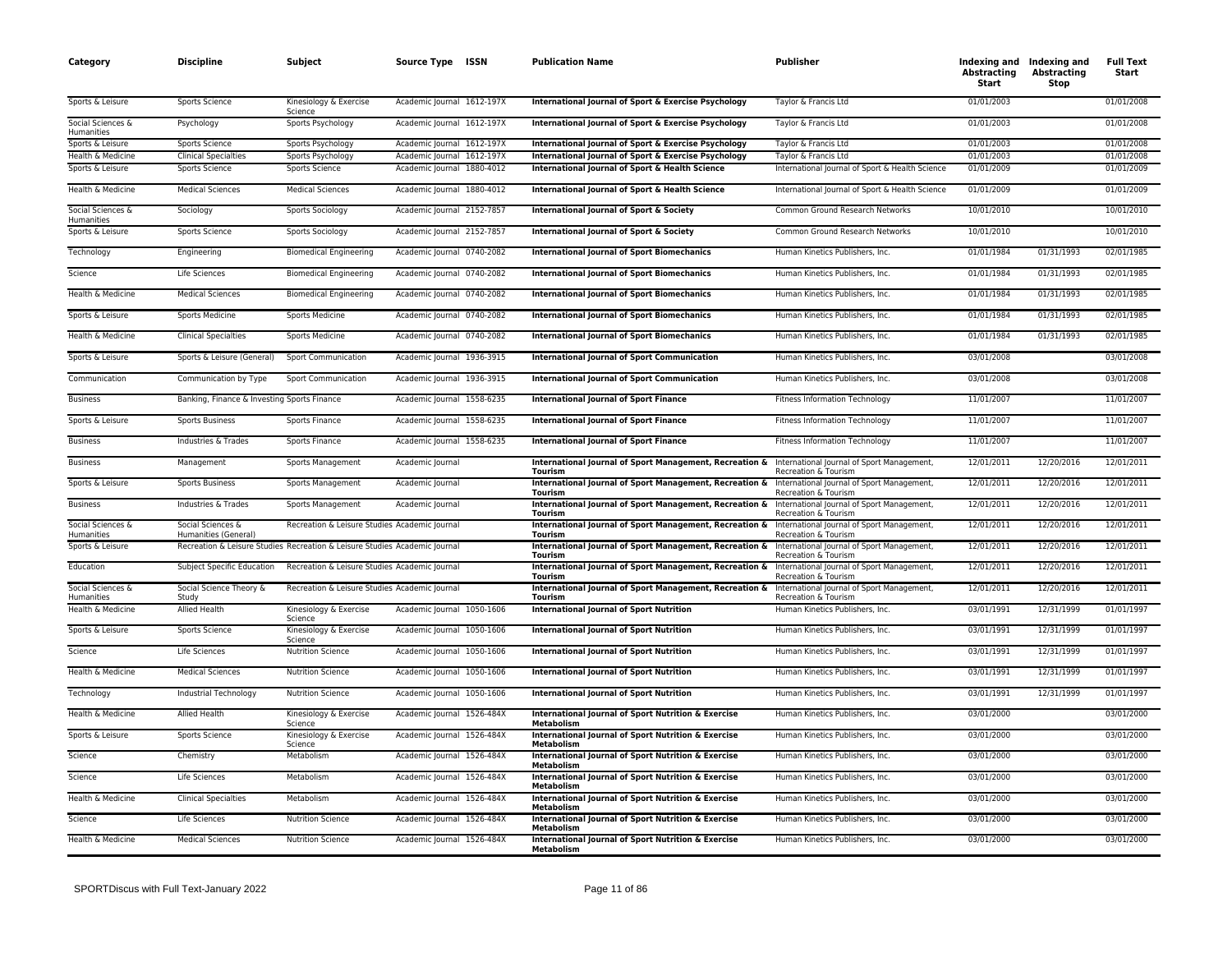| Category | Discipline | Subject | Source Type | ISSN | Publication Name | Publisher | Indexing and Abstracting Start | Indexing and Abstracting Stop | Full Text Start |
|---|---|---|---|---|---|---|---|---|---|
| Sports & Leisure | Sports Science | Kinesiology & Exercise Science | Academic Journal | 1612-197X | **International Journal of Sport & Exercise Psychology** | Taylor & Francis Ltd | 01/01/2003 | | 01/01/2008 |
| Social Sciences & Humanities | Psychology | Sports Psychology | Academic Journal | 1612-197X | **International Journal of Sport & Exercise Psychology** | Taylor & Francis Ltd | 01/01/2003 | | 01/01/2008 |
| Sports & Leisure | Sports Science | Sports Psychology | Academic Journal | 1612-197X | **International Journal of Sport & Exercise Psychology** | Taylor & Francis Ltd | 01/01/2003 | | 01/01/2008 |
| Health & Medicine | Clinical Specialties | Sports Psychology | Academic Journal | 1612-197X | **International Journal of Sport & Exercise Psychology** | Taylor & Francis Ltd | 01/01/2003 | | 01/01/2008 |
| Sports & Leisure | Sports Science | Sports Science | Academic Journal | 1880-4012 | **International Journal of Sport & Health Science** | International Journal of Sport & Health Science | 01/01/2009 | | 01/01/2009 |
| Health & Medicine | Medical Sciences | Medical Sciences | Academic Journal | 1880-4012 | **International Journal of Sport & Health Science** | International Journal of Sport & Health Science | 01/01/2009 | | 01/01/2009 |
| Social Sciences & Humanities | Sociology | Sports Sociology | Academic Journal | 2152-7857 | **International Journal of Sport & Society** | Common Ground Research Networks | 10/01/2010 | | 10/01/2010 |
| Sports & Leisure | Sports Science | Sports Sociology | Academic Journal | 2152-7857 | **International Journal of Sport & Society** | Common Ground Research Networks | 10/01/2010 | | 10/01/2010 |
| Technology | Engineering | Biomedical Engineering | Academic Journal | 0740-2082 | **International Journal of Sport Biomechanics** | Human Kinetics Publishers, Inc. | 01/01/1984 | 01/31/1993 | 02/01/1985 |
| Science | Life Sciences | Biomedical Engineering | Academic Journal | 0740-2082 | **International Journal of Sport Biomechanics** | Human Kinetics Publishers, Inc. | 01/01/1984 | 01/31/1993 | 02/01/1985 |
| Health & Medicine | Medical Sciences | Biomedical Engineering | Academic Journal | 0740-2082 | **International Journal of Sport Biomechanics** | Human Kinetics Publishers, Inc. | 01/01/1984 | 01/31/1993 | 02/01/1985 |
| Sports & Leisure | Sports Medicine | Sports Medicine | Academic Journal | 0740-2082 | **International Journal of Sport Biomechanics** | Human Kinetics Publishers, Inc. | 01/01/1984 | 01/31/1993 | 02/01/1985 |
| Health & Medicine | Clinical Specialties | Sports Medicine | Academic Journal | 0740-2082 | **International Journal of Sport Biomechanics** | Human Kinetics Publishers, Inc. | 01/01/1984 | 01/31/1993 | 02/01/1985 |
| Sports & Leisure | Sports & Leisure (General) | Sport Communication | Academic Journal | 1936-3915 | **International Journal of Sport Communication** | Human Kinetics Publishers, Inc. | 03/01/2008 | | 03/01/2008 |
| Communication | Communication by Type | Sport Communication | Academic Journal | 1936-3915 | **International Journal of Sport Communication** | Human Kinetics Publishers, Inc. | 03/01/2008 | | 03/01/2008 |
| Business | Banking, Finance & Investing | Sports Finance | Academic Journal | 1558-6235 | **International Journal of Sport Finance** | Fitness Information Technology | 11/01/2007 | | 11/01/2007 |
| Sports & Leisure | Sports Business | Sports Finance | Academic Journal | 1558-6235 | **International Journal of Sport Finance** | Fitness Information Technology | 11/01/2007 | | 11/01/2007 |
| Business | Industries & Trades | Sports Finance | Academic Journal | 1558-6235 | **International Journal of Sport Finance** | Fitness Information Technology | 11/01/2007 | | 11/01/2007 |
| Business | Management | Sports Management | Academic Journal | | **International Journal of Sport Management, Recreation & Tourism** | International Journal of Sport Management, Recreation & Tourism | 12/01/2011 | 12/20/2016 | 12/01/2011 |
| Sports & Leisure | Sports Business | Sports Management | Academic Journal | | **International Journal of Sport Management, Recreation & Tourism** | International Journal of Sport Management, Recreation & Tourism | 12/01/2011 | 12/20/2016 | 12/01/2011 |
| Business | Industries & Trades | Sports Management | Academic Journal | | **International Journal of Sport Management, Recreation & Tourism** | International Journal of Sport Management, Recreation & Tourism | 12/01/2011 | 12/20/2016 | 12/01/2011 |
| Social Sciences & Humanities | Social Sciences & Humanities (General) | Recreation & Leisure Studies | Academic Journal | | **International Journal of Sport Management, Recreation & Tourism** | International Journal of Sport Management, Recreation & Tourism | 12/01/2011 | 12/20/2016 | 12/01/2011 |
| Sports & Leisure | Recreation & Leisure Studies | Recreation & Leisure Studies | Academic Journal | | **International Journal of Sport Management, Recreation & Tourism** | International Journal of Sport Management, Recreation & Tourism | 12/01/2011 | 12/20/2016 | 12/01/2011 |
| Education | Subject Specific Education | Recreation & Leisure Studies | Academic Journal | | **International Journal of Sport Management, Recreation & Tourism** | International Journal of Sport Management, Recreation & Tourism | 12/01/2011 | 12/20/2016 | 12/01/2011 |
| Social Sciences & Humanities | Social Science Theory & Study | Recreation & Leisure Studies | Academic Journal | | **International Journal of Sport Management, Recreation & Tourism** | International Journal of Sport Management, Recreation & Tourism | 12/01/2011 | 12/20/2016 | 12/01/2011 |
| Health & Medicine | Allied Health | Kinesiology & Exercise Science | Academic Journal | 1050-1606 | **International Journal of Sport Nutrition** | Human Kinetics Publishers, Inc. | 03/01/1991 | 12/31/1999 | 01/01/1997 |
| Sports & Leisure | Sports Science | Kinesiology & Exercise Science | Academic Journal | 1050-1606 | **International Journal of Sport Nutrition** | Human Kinetics Publishers, Inc. | 03/01/1991 | 12/31/1999 | 01/01/1997 |
| Science | Life Sciences | Nutrition Science | Academic Journal | 1050-1606 | **International Journal of Sport Nutrition** | Human Kinetics Publishers, Inc. | 03/01/1991 | 12/31/1999 | 01/01/1997 |
| Health & Medicine | Medical Sciences | Nutrition Science | Academic Journal | 1050-1606 | **International Journal of Sport Nutrition** | Human Kinetics Publishers, Inc. | 03/01/1991 | 12/31/1999 | 01/01/1997 |
| Technology | Industrial Technology | Nutrition Science | Academic Journal | 1050-1606 | **International Journal of Sport Nutrition** | Human Kinetics Publishers, Inc. | 03/01/1991 | 12/31/1999 | 01/01/1997 |
| Health & Medicine | Allied Health | Kinesiology & Exercise Science | Academic Journal | 1526-484X | **International Journal of Sport Nutrition & Exercise Metabolism** | Human Kinetics Publishers, Inc. | 03/01/2000 | | 03/01/2000 |
| Sports & Leisure | Sports Science | Kinesiology & Exercise Science | Academic Journal | 1526-484X | **International Journal of Sport Nutrition & Exercise Metabolism** | Human Kinetics Publishers, Inc. | 03/01/2000 | | 03/01/2000 |
| Science | Chemistry | Metabolism | Academic Journal | 1526-484X | **International Journal of Sport Nutrition & Exercise Metabolism** | Human Kinetics Publishers, Inc. | 03/01/2000 | | 03/01/2000 |
| Science | Life Sciences | Metabolism | Academic Journal | 1526-484X | **International Journal of Sport Nutrition & Exercise Metabolism** | Human Kinetics Publishers, Inc. | 03/01/2000 | | 03/01/2000 |
| Health & Medicine | Clinical Specialties | Metabolism | Academic Journal | 1526-484X | **International Journal of Sport Nutrition & Exercise Metabolism** | Human Kinetics Publishers, Inc. | 03/01/2000 | | 03/01/2000 |
| Science | Life Sciences | Nutrition Science | Academic Journal | 1526-484X | **International Journal of Sport Nutrition & Exercise Metabolism** | Human Kinetics Publishers, Inc. | 03/01/2000 | | 03/01/2000 |
| Health & Medicine | Medical Sciences | Nutrition Science | Academic Journal | 1526-484X | **International Journal of Sport Nutrition & Exercise Metabolism** | Human Kinetics Publishers, Inc. | 03/01/2000 | | 03/01/2000 |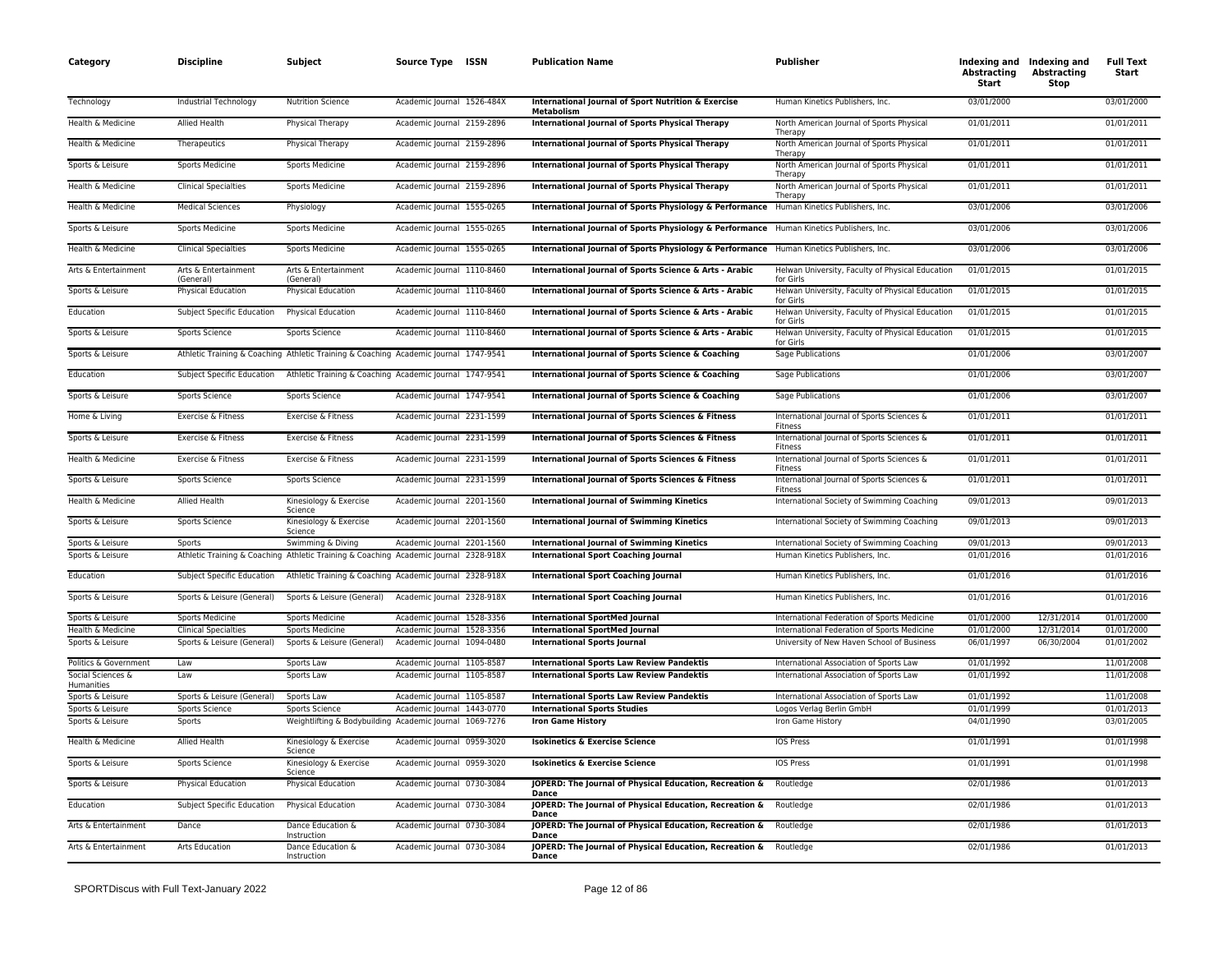| Category | Discipline | Subject | Source Type | ISSN | Publication Name | Publisher | Indexing and Abstracting Start | Indexing and Abstracting Stop | Full Text Start |
|---|---|---|---|---|---|---|---|---|---|
| Technology | Industrial Technology | Nutrition Science | Academic Journal | 1526-484X | **International Journal of Sport Nutrition & Exercise Metabolism** | Human Kinetics Publishers, Inc. | 03/01/2000 | | 03/01/2000 |
| Health & Medicine | Allied Health | Physical Therapy | Academic Journal | 2159-2896 | **International Journal of Sports Physical Therapy** | North American Journal of Sports Physical Therapy | 01/01/2011 | | 01/01/2011 |
| Health & Medicine | Therapeutics | Physical Therapy | Academic Journal | 2159-2896 | **International Journal of Sports Physical Therapy** | North American Journal of Sports Physical Therapy | 01/01/2011 | | 01/01/2011 |
| Sports & Leisure | Sports Medicine | Sports Medicine | Academic Journal | 2159-2896 | **International Journal of Sports Physical Therapy** | North American Journal of Sports Physical Therapy | 01/01/2011 | | 01/01/2011 |
| Health & Medicine | Clinical Specialties | Sports Medicine | Academic Journal | 2159-2896 | **International Journal of Sports Physical Therapy** | North American Journal of Sports Physical Therapy | 01/01/2011 | | 01/01/2011 |
| Health & Medicine | Medical Sciences | Physiology | Academic Journal | 1555-0265 | **International Journal of Sports Physiology & Performance** | Human Kinetics Publishers, Inc. | 03/01/2006 | | 03/01/2006 |
| Sports & Leisure | Sports Medicine | Sports Medicine | Academic Journal | 1555-0265 | **International Journal of Sports Physiology & Performance** | Human Kinetics Publishers, Inc. | 03/01/2006 | | 03/01/2006 |
| Health & Medicine | Clinical Specialties | Sports Medicine | Academic Journal | 1555-0265 | **International Journal of Sports Physiology & Performance** | Human Kinetics Publishers, Inc. | 03/01/2006 | | 03/01/2006 |
| Arts & Entertainment | Arts & Entertainment (General) | Arts & Entertainment (General) | Academic Journal | 1110-8460 | **International Journal of Sports Science & Arts - Arabic** | Helwan University, Faculty of Physical Education for Girls | 01/01/2015 | | 01/01/2015 |
| Sports & Leisure | Physical Education | Physical Education | Academic Journal | 1110-8460 | **International Journal of Sports Science & Arts - Arabic** | Helwan University, Faculty of Physical Education for Girls | 01/01/2015 | | 01/01/2015 |
| Education | Subject Specific Education | Physical Education | Academic Journal | 1110-8460 | **International Journal of Sports Science & Arts - Arabic** | Helwan University, Faculty of Physical Education for Girls | 01/01/2015 | | 01/01/2015 |
| Sports & Leisure | Sports Science | Sports Science | Academic Journal | 1110-8460 | **International Journal of Sports Science & Arts - Arabic** | Helwan University, Faculty of Physical Education for Girls | 01/01/2015 | | 01/01/2015 |
| Sports & Leisure | Athletic Training & Coaching | Athletic Training & Coaching | Academic Journal | 1747-9541 | **International Journal of Sports Science & Coaching** | Sage Publications | 01/01/2006 | | 03/01/2007 |
| Education | Subject Specific Education | Athletic Training & Coaching | Academic Journal | 1747-9541 | **International Journal of Sports Science & Coaching** | Sage Publications | 01/01/2006 | | 03/01/2007 |
| Sports & Leisure | Sports Science | Sports Science | Academic Journal | 1747-9541 | **International Journal of Sports Science & Coaching** | Sage Publications | 01/01/2006 | | 03/01/2007 |
| Home & Living | Exercise & Fitness | Exercise & Fitness | Academic Journal | 2231-1599 | **International Journal of Sports Sciences & Fitness** | International Journal of Sports Sciences & Fitness | 01/01/2011 | | 01/01/2011 |
| Sports & Leisure | Exercise & Fitness | Exercise & Fitness | Academic Journal | 2231-1599 | **International Journal of Sports Sciences & Fitness** | International Journal of Sports Sciences & Fitness | 01/01/2011 | | 01/01/2011 |
| Health & Medicine | Exercise & Fitness | Exercise & Fitness | Academic Journal | 2231-1599 | **International Journal of Sports Sciences & Fitness** | International Journal of Sports Sciences & Fitness | 01/01/2011 | | 01/01/2011 |
| Sports & Leisure | Sports Science | Sports Science | Academic Journal | 2231-1599 | **International Journal of Sports Sciences & Fitness** | International Journal of Sports Sciences & Fitness | 01/01/2011 | | 01/01/2011 |
| Health & Medicine | Allied Health | Kinesiology & Exercise Science | Academic Journal | 2201-1560 | **International Journal of Swimming Kinetics** | International Society of Swimming Coaching | 09/01/2013 | | 09/01/2013 |
| Sports & Leisure | Sports Science | Kinesiology & Exercise Science | Academic Journal | 2201-1560 | **International Journal of Swimming Kinetics** | International Society of Swimming Coaching | 09/01/2013 | | 09/01/2013 |
| Sports & Leisure | Sports | Swimming & Diving | Academic Journal | 2201-1560 | **International Journal of Swimming Kinetics** | International Society of Swimming Coaching | 09/01/2013 | | 09/01/2013 |
| Sports & Leisure | Athletic Training & Coaching | Athletic Training & Coaching | Academic Journal | 2328-918X | **International Sport Coaching Journal** | Human Kinetics Publishers, Inc. | 01/01/2016 | | 01/01/2016 |
| Education | Subject Specific Education | Athletic Training & Coaching | Academic Journal | 2328-918X | **International Sport Coaching Journal** | Human Kinetics Publishers, Inc. | 01/01/2016 | | 01/01/2016 |
| Sports & Leisure | Sports & Leisure (General) | Sports & Leisure (General) | Academic Journal | 2328-918X | **International Sport Coaching Journal** | Human Kinetics Publishers, Inc. | 01/01/2016 | | 01/01/2016 |
| Sports & Leisure | Sports Medicine | Sports Medicine | Academic Journal | 1528-3356 | **International SportMed Journal** | International Federation of Sports Medicine | 01/01/2000 | 12/31/2014 | 01/01/2000 |
| Health & Medicine | Clinical Specialties | Sports Medicine | Academic Journal | 1528-3356 | **International SportMed Journal** | International Federation of Sports Medicine | 01/01/2000 | 12/31/2014 | 01/01/2000 |
| Sports & Leisure | Sports & Leisure (General) | Sports & Leisure (General) | Academic Journal | 1094-0480 | **International Sports Journal** | University of New Haven School of Business | 06/01/1997 | 06/30/2004 | 01/01/2002 |
| Politics & Government | Law | Sports Law | Academic Journal | 1105-8587 | **International Sports Law Review Pandektis** | International Association of Sports Law | 01/01/1992 | | 11/01/2008 |
| Social Sciences & Humanities | Law | Sports Law | Academic Journal | 1105-8587 | **International Sports Law Review Pandektis** | International Association of Sports Law | 01/01/1992 | | 11/01/2008 |
| Sports & Leisure | Sports & Leisure (General) | Sports Law | Academic Journal | 1105-8587 | **International Sports Law Review Pandektis** | International Association of Sports Law | 01/01/1992 | | 11/01/2008 |
| Sports & Leisure | Sports Science | Sports Science | Academic Journal | 1443-0770 | **International Sports Studies** | Logos Verlag Berlin GmbH | 01/01/1999 | | 01/01/2013 |
| Sports & Leisure | Sports | Weightlifting & Bodybuilding | Academic Journal | 1069-7276 | **Iron Game History** | Iron Game History | 04/01/1990 | | 03/01/2005 |
| Health & Medicine | Allied Health | Kinesiology & Exercise Science | Academic Journal | 0959-3020 | **Isokinetics & Exercise Science** | IOS Press | 01/01/1991 | | 01/01/1998 |
| Sports & Leisure | Sports Science | Kinesiology & Exercise Science | Academic Journal | 0959-3020 | **Isokinetics & Exercise Science** | IOS Press | 01/01/1991 | | 01/01/1998 |
| Sports & Leisure | Physical Education | Physical Education | Academic Journal | 0730-3084 | **JOPERD: The Journal of Physical Education, Recreation & Dance** | Routledge | 02/01/1986 | | 01/01/2013 |
| Education | Subject Specific Education | Physical Education | Academic Journal | 0730-3084 | **JOPERD: The Journal of Physical Education, Recreation & Dance** | Routledge | 02/01/1986 | | 01/01/2013 |
| Arts & Entertainment | Dance | Dance Education & Instruction | Academic Journal | 0730-3084 | **JOPERD: The Journal of Physical Education, Recreation & Dance** | Routledge | 02/01/1986 | | 01/01/2013 |
| Arts & Entertainment | Arts Education | Dance Education & Instruction | Academic Journal | 0730-3084 | **JOPERD: The Journal of Physical Education, Recreation & Dance** | Routledge | 02/01/1986 | | 01/01/2013 |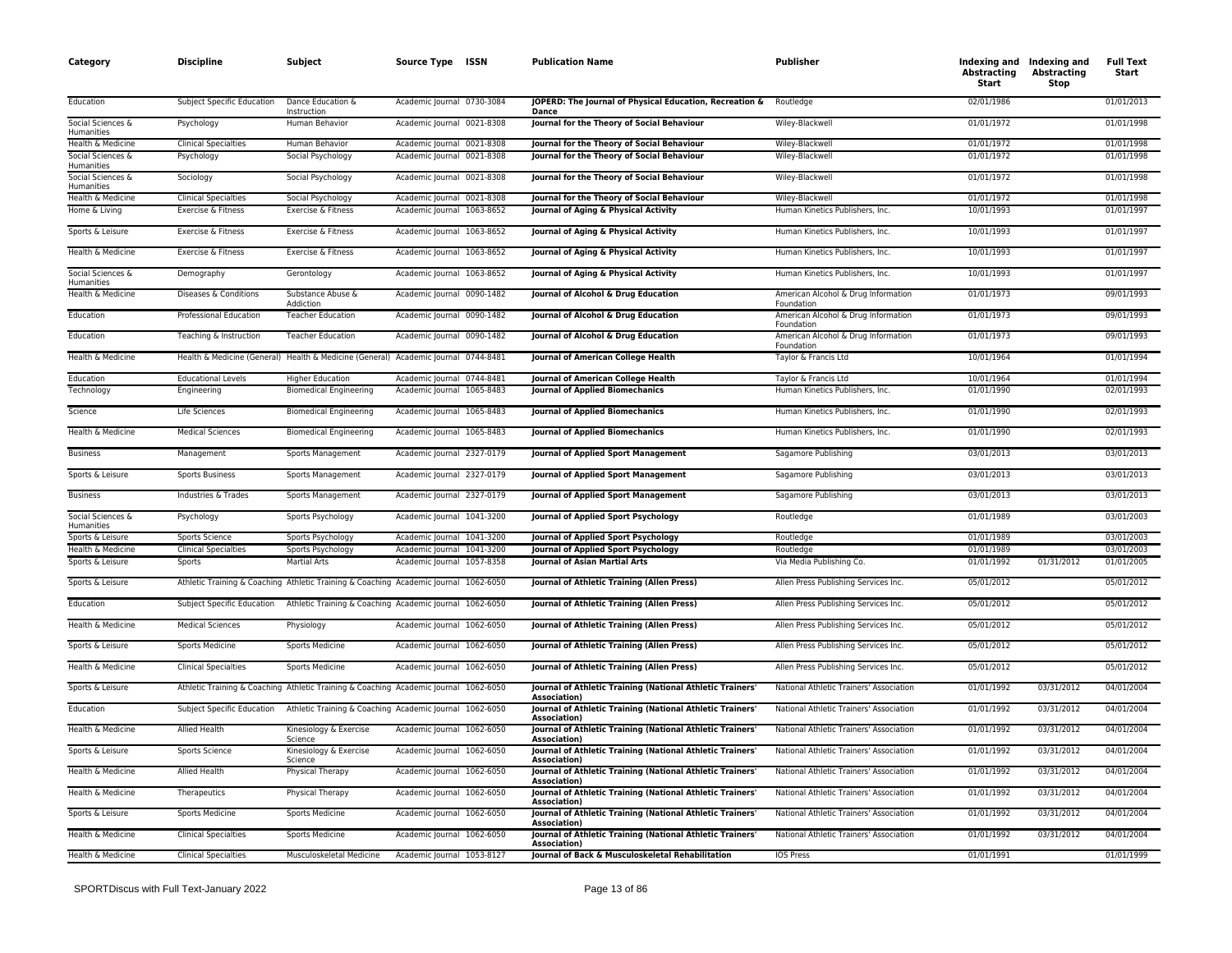| Category | Discipline | Subject | Source Type | ISSN | Publication Name | Publisher | Indexing and Abstracting Start | Indexing and Abstracting Stop | Full Text Start |
|---|---|---|---|---|---|---|---|---|---|
| Education | Subject Specific Education | Dance Education & Instruction | Academic Journal | 0730-3084 | **JOPERD: The Journal of Physical Education, Recreation & Dance** | Routledge | 02/01/1986 | | 01/01/2013 |
| Social Sciences & Humanities | Psychology | Human Behavior | Academic Journal | 0021-8308 | **Journal for the Theory of Social Behaviour** | Wiley-Blackwell | 01/01/1972 | | 01/01/1998 |
| Health & Medicine | Clinical Specialties | Human Behavior | Academic Journal | 0021-8308 | **Journal for the Theory of Social Behaviour** | Wiley-Blackwell | 01/01/1972 | | 01/01/1998 |
| Social Sciences & Humanities | Psychology | Social Psychology | Academic Journal | 0021-8308 | **Journal for the Theory of Social Behaviour** | Wiley-Blackwell | 01/01/1972 | | 01/01/1998 |
| Social Sciences & Humanities | Sociology | Social Psychology | Academic Journal | 0021-8308 | **Journal for the Theory of Social Behaviour** | Wiley-Blackwell | 01/01/1972 | | 01/01/1998 |
| Health & Medicine | Clinical Specialties | Social Psychology | Academic Journal | 0021-8308 | **Journal for the Theory of Social Behaviour** | Wiley-Blackwell | 01/01/1972 | | 01/01/1998 |
| Home & Living | Exercise & Fitness | Exercise & Fitness | Academic Journal | 1063-8652 | **Journal of Aging & Physical Activity** | Human Kinetics Publishers, Inc. | 10/01/1993 | | 01/01/1997 |
| Sports & Leisure | Exercise & Fitness | Exercise & Fitness | Academic Journal | 1063-8652 | **Journal of Aging & Physical Activity** | Human Kinetics Publishers, Inc. | 10/01/1993 | | 01/01/1997 |
| Health & Medicine | Exercise & Fitness | Exercise & Fitness | Academic Journal | 1063-8652 | **Journal of Aging & Physical Activity** | Human Kinetics Publishers, Inc. | 10/01/1993 | | 01/01/1997 |
| Social Sciences & Humanities | Demography | Gerontology | Academic Journal | 1063-8652 | **Journal of Aging & Physical Activity** | Human Kinetics Publishers, Inc. | 10/01/1993 | | 01/01/1997 |
| Health & Medicine | Diseases & Conditions | Substance Abuse & Addiction | Academic Journal | 0090-1482 | **Journal of Alcohol & Drug Education** | American Alcohol & Drug Information Foundation | 01/01/1973 | | 09/01/1993 |
| Education | Professional Education | Teacher Education | Academic Journal | 0090-1482 | **Journal of Alcohol & Drug Education** | American Alcohol & Drug Information Foundation | 01/01/1973 | | 09/01/1993 |
| Education | Teaching & Instruction | Teacher Education | Academic Journal | 0090-1482 | **Journal of Alcohol & Drug Education** | American Alcohol & Drug Information Foundation | 01/01/1973 | | 09/01/1993 |
| Health & Medicine | Health & Medicine (General) | Health & Medicine (General) | Academic Journal | 0744-8481 | **Journal of American College Health** | Taylor & Francis Ltd | 10/01/1964 | | 01/01/1994 |
| Education | Educational Levels | Higher Education | Academic Journal | 0744-8481 | **Journal of American College Health** | Taylor & Francis Ltd | 10/01/1964 | | 01/01/1994 |
| Technology | Engineering | Biomedical Engineering | Academic Journal | 1065-8483 | **Journal of Applied Biomechanics** | Human Kinetics Publishers, Inc. | 01/01/1990 | | 02/01/1993 |
| Science | Life Sciences | Biomedical Engineering | Academic Journal | 1065-8483 | **Journal of Applied Biomechanics** | Human Kinetics Publishers, Inc. | 01/01/1990 | | 02/01/1993 |
| Health & Medicine | Medical Sciences | Biomedical Engineering | Academic Journal | 1065-8483 | **Journal of Applied Biomechanics** | Human Kinetics Publishers, Inc. | 01/01/1990 | | 02/01/1993 |
| Business | Management | Sports Management | Academic Journal | 2327-0179 | **Journal of Applied Sport Management** | Sagamore Publishing | 03/01/2013 | | 03/01/2013 |
| Sports & Leisure | Sports Business | Sports Management | Academic Journal | 2327-0179 | **Journal of Applied Sport Management** | Sagamore Publishing | 03/01/2013 | | 03/01/2013 |
| Business | Industries & Trades | Sports Management | Academic Journal | 2327-0179 | **Journal of Applied Sport Management** | Sagamore Publishing | 03/01/2013 | | 03/01/2013 |
| Social Sciences & Humanities | Psychology | Sports Psychology | Academic Journal | 1041-3200 | **Journal of Applied Sport Psychology** | Routledge | 01/01/1989 | | 03/01/2003 |
| Sports & Leisure | Sports Science | Sports Psychology | Academic Journal | 1041-3200 | **Journal of Applied Sport Psychology** | Routledge | 01/01/1989 | | 03/01/2003 |
| Health & Medicine | Clinical Specialties | Sports Psychology | Academic Journal | 1041-3200 | **Journal of Applied Sport Psychology** | Routledge | 01/01/1989 | | 03/01/2003 |
| Sports & Leisure | Sports | Martial Arts | Academic Journal | 1057-8358 | **Journal of Asian Martial Arts** | Via Media Publishing Co. | 01/01/1992 | 01/31/2012 | 01/01/2005 |
| Sports & Leisure | Athletic Training & Coaching | Athletic Training & Coaching | Academic Journal | 1062-6050 | **Journal of Athletic Training (Allen Press)** | Allen Press Publishing Services Inc. | 05/01/2012 | | 05/01/2012 |
| Education | Subject Specific Education | Athletic Training & Coaching | Academic Journal | 1062-6050 | **Journal of Athletic Training (Allen Press)** | Allen Press Publishing Services Inc. | 05/01/2012 | | 05/01/2012 |
| Health & Medicine | Medical Sciences | Physiology | Academic Journal | 1062-6050 | **Journal of Athletic Training (Allen Press)** | Allen Press Publishing Services Inc. | 05/01/2012 | | 05/01/2012 |
| Sports & Leisure | Sports Medicine | Sports Medicine | Academic Journal | 1062-6050 | **Journal of Athletic Training (Allen Press)** | Allen Press Publishing Services Inc. | 05/01/2012 | | 05/01/2012 |
| Health & Medicine | Clinical Specialties | Sports Medicine | Academic Journal | 1062-6050 | **Journal of Athletic Training (Allen Press)** | Allen Press Publishing Services Inc. | 05/01/2012 | | 05/01/2012 |
| Sports & Leisure | Athletic Training & Coaching | Athletic Training & Coaching | Academic Journal | 1062-6050 | **Journal of Athletic Training (National Athletic Trainers' Association)** | National Athletic Trainers' Association | 01/01/1992 | 03/31/2012 | 04/01/2004 |
| Education | Subject Specific Education | Athletic Training & Coaching | Academic Journal | 1062-6050 | **Journal of Athletic Training (National Athletic Trainers' Association)** | National Athletic Trainers' Association | 01/01/1992 | 03/31/2012 | 04/01/2004 |
| Health & Medicine | Allied Health | Kinesiology & Exercise Science | Academic Journal | 1062-6050 | **Journal of Athletic Training (National Athletic Trainers' Association)** | National Athletic Trainers' Association | 01/01/1992 | 03/31/2012 | 04/01/2004 |
| Sports & Leisure | Sports Science | Kinesiology & Exercise Science | Academic Journal | 1062-6050 | **Journal of Athletic Training (National Athletic Trainers' Association)** | National Athletic Trainers' Association | 01/01/1992 | 03/31/2012 | 04/01/2004 |
| Health & Medicine | Allied Health | Physical Therapy | Academic Journal | 1062-6050 | **Journal of Athletic Training (National Athletic Trainers' Association)** | National Athletic Trainers' Association | 01/01/1992 | 03/31/2012 | 04/01/2004 |
| Health & Medicine | Therapeutics | Physical Therapy | Academic Journal | 1062-6050 | **Journal of Athletic Training (National Athletic Trainers' Association)** | National Athletic Trainers' Association | 01/01/1992 | 03/31/2012 | 04/01/2004 |
| Sports & Leisure | Sports Medicine | Sports Medicine | Academic Journal | 1062-6050 | **Journal of Athletic Training (National Athletic Trainers' Association)** | National Athletic Trainers' Association | 01/01/1992 | 03/31/2012 | 04/01/2004 |
| Health & Medicine | Clinical Specialties | Sports Medicine | Academic Journal | 1062-6050 | **Journal of Athletic Training (National Athletic Trainers' Association)** | National Athletic Trainers' Association | 01/01/1992 | 03/31/2012 | 04/01/2004 |
| Health & Medicine | Clinical Specialties | Musculoskeletal Medicine | Academic Journal | 1053-8127 | **Journal of Back & Musculoskeletal Rehabilitation** | IOS Press | 01/01/1991 | | 01/01/1999 |

SPORTDiscus with Full Text-January 2022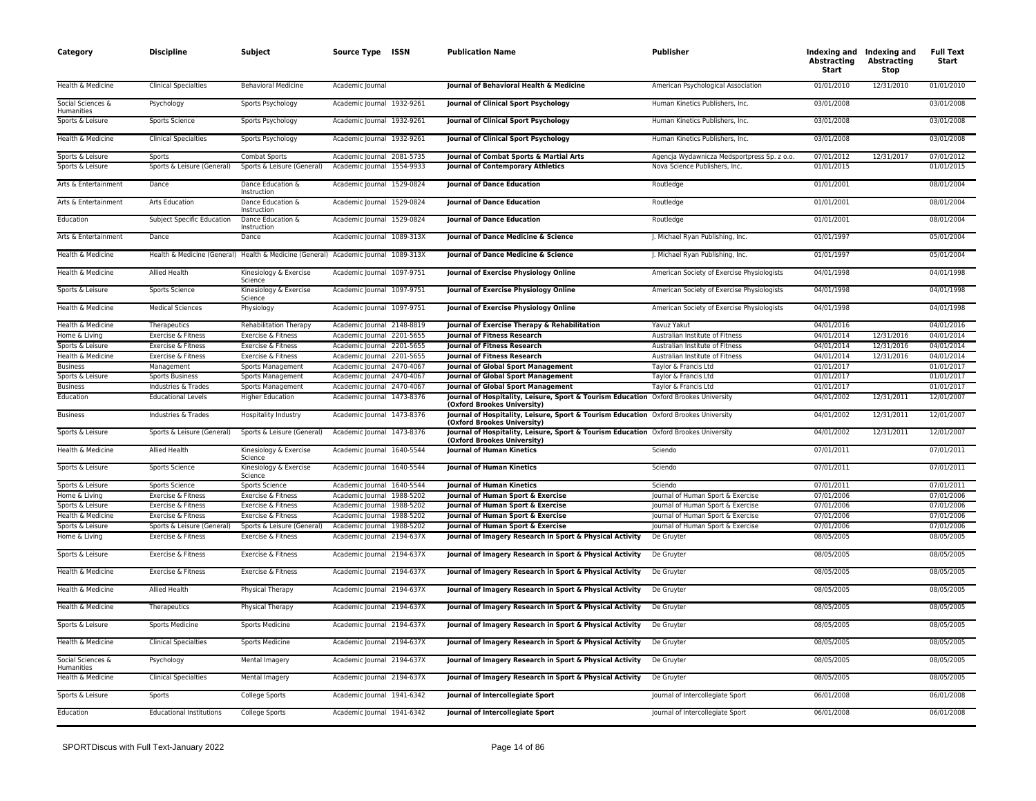| Category | Discipline | Subject | Source Type | ISSN | Publication Name | Publisher | Indexing and Abstracting Start | Indexing and Abstracting Stop | Full Text Start |
|---|---|---|---|---|---|---|---|---|---|
| Health & Medicine | Clinical Specialties | Behavioral Medicine | Academic Journal | | **Journal of Behavioral Health & Medicine** | American Psychological Association | 01/01/2010 | 12/31/2010 | 01/01/2010 |
| Social Sciences & Humanities | Psychology | Sports Psychology | Academic Journal | 1932-9261 | **Journal of Clinical Sport Psychology** | Human Kinetics Publishers, Inc. | 03/01/2008 | | 03/01/2008 |
| Sports & Leisure | Sports Science | Sports Psychology | Academic Journal | 1932-9261 | **Journal of Clinical Sport Psychology** | Human Kinetics Publishers, Inc. | 03/01/2008 | | 03/01/2008 |
| Health & Medicine | Clinical Specialties | Sports Psychology | Academic Journal | 1932-9261 | **Journal of Clinical Sport Psychology** | Human Kinetics Publishers, Inc. | 03/01/2008 | | 03/01/2008 |
| Sports & Leisure | Sports | Combat Sports | Academic Journal | 2081-5735 | **Journal of Combat Sports & Martial Arts** | Agencja Wydawnicza Medsportpress Sp. z o.o. | 07/01/2012 | 12/31/2017 | 07/01/2012 |
| Sports & Leisure | Sports & Leisure (General) | Sports & Leisure (General) | Academic Journal | 1554-9933 | **Journal of Contemporary Athletics** | Nova Science Publishers, Inc. | 01/01/2015 | | 01/01/2015 |
| Arts & Entertainment | Dance | Dance Education & Instruction | Academic Journal | 1529-0824 | **Journal of Dance Education** | Routledge | 01/01/2001 | | 08/01/2004 |
| Arts & Entertainment | Arts Education | Dance Education & Instruction | Academic Journal | 1529-0824 | **Journal of Dance Education** | Routledge | 01/01/2001 | | 08/01/2004 |
| Education | Subject Specific Education | Dance Education & Instruction | Academic Journal | 1529-0824 | **Journal of Dance Education** | Routledge | 01/01/2001 | | 08/01/2004 |
| Arts & Entertainment | Dance | Dance | Academic Journal | 1089-313X | **Journal of Dance Medicine & Science** | J. Michael Ryan Publishing, Inc. | 01/01/1997 | | 05/01/2004 |
| Health & Medicine | Health & Medicine (General) | Health & Medicine (General) | Academic Journal | 1089-313X | **Journal of Dance Medicine & Science** | J. Michael Ryan Publishing, Inc. | 01/01/1997 | | 05/01/2004 |
| Health & Medicine | Allied Health | Kinesiology & Exercise Science | Academic Journal | 1097-9751 | **Journal of Exercise Physiology Online** | American Society of Exercise Physiologists | 04/01/1998 | | 04/01/1998 |
| Sports & Leisure | Sports Science | Kinesiology & Exercise Science | Academic Journal | 1097-9751 | **Journal of Exercise Physiology Online** | American Society of Exercise Physiologists | 04/01/1998 | | 04/01/1998 |
| Health & Medicine | Medical Sciences | Physiology | Academic Journal | 1097-9751 | **Journal of Exercise Physiology Online** | American Society of Exercise Physiologists | 04/01/1998 | | 04/01/1998 |
| Health & Medicine | Therapeutics | Rehabilitation Therapy | Academic Journal | 2148-8819 | **Journal of Exercise Therapy & Rehabilitation** | Yavuz Yakut | 04/01/2016 | | 04/01/2016 |
| Home & Living | Exercise & Fitness | Exercise & Fitness | Academic Journal | 2201-5655 | **Journal of Fitness Research** | Australian Institute of Fitness | 04/01/2014 | 12/31/2016 | 04/01/2014 |
| Sports & Leisure | Exercise & Fitness | Exercise & Fitness | Academic Journal | 2201-5655 | **Journal of Fitness Research** | Australian Institute of Fitness | 04/01/2014 | 12/31/2016 | 04/01/2014 |
| Health & Medicine | Exercise & Fitness | Exercise & Fitness | Academic Journal | 2201-5655 | **Journal of Fitness Research** | Australian Institute of Fitness | 04/01/2014 | 12/31/2016 | 04/01/2014 |
| Business | Management | Sports Management | Academic Journal | 2470-4067 | **Journal of Global Sport Management** | Taylor & Francis Ltd | 01/01/2017 | | 01/01/2017 |
| Sports & Leisure | Sports Business | Sports Management | Academic Journal | 2470-4067 | **Journal of Global Sport Management** | Taylor & Francis Ltd | 01/01/2017 | | 01/01/2017 |
| Business | Industries & Trades | Sports Management | Academic Journal | 2470-4067 | **Journal of Global Sport Management** | Taylor & Francis Ltd | 01/01/2017 | | 01/01/2017 |
| Education | Educational Levels | Higher Education | Academic Journal | 1473-8376 | **Journal of Hospitality, Leisure, Sport & Tourism Education (Oxford Brookes University)** | Oxford Brookes University | 04/01/2002 | 12/31/2011 | 12/01/2007 |
| Business | Industries & Trades | Hospitality Industry | Academic Journal | 1473-8376 | **Journal of Hospitality, Leisure, Sport & Tourism Education (Oxford Brookes University)** | Oxford Brookes University | 04/01/2002 | 12/31/2011 | 12/01/2007 |
| Sports & Leisure | Sports & Leisure (General) | Sports & Leisure (General) | Academic Journal | 1473-8376 | **Journal of Hospitality, Leisure, Sport & Tourism Education (Oxford Brookes University)** | Oxford Brookes University | 04/01/2002 | 12/31/2011 | 12/01/2007 |
| Health & Medicine | Allied Health | Kinesiology & Exercise Science | Academic Journal | 1640-5544 | **Journal of Human Kinetics** | Sciendo | 07/01/2011 | | 07/01/2011 |
| Sports & Leisure | Sports Science | Kinesiology & Exercise Science | Academic Journal | 1640-5544 | **Journal of Human Kinetics** | Sciendo | 07/01/2011 | | 07/01/2011 |
| Sports & Leisure | Sports Science | Sports Science | Academic Journal | 1640-5544 | **Journal of Human Kinetics** | Sciendo | 07/01/2011 | | 07/01/2011 |
| Home & Living | Exercise & Fitness | Exercise & Fitness | Academic Journal | 1988-5202 | **Journal of Human Sport & Exercise** | Journal of Human Sport & Exercise | 07/01/2006 | | 07/01/2006 |
| Sports & Leisure | Exercise & Fitness | Exercise & Fitness | Academic Journal | 1988-5202 | **Journal of Human Sport & Exercise** | Journal of Human Sport & Exercise | 07/01/2006 | | 07/01/2006 |
| Health & Medicine | Exercise & Fitness | Exercise & Fitness | Academic Journal | 1988-5202 | **Journal of Human Sport & Exercise** | Journal of Human Sport & Exercise | 07/01/2006 | | 07/01/2006 |
| Sports & Leisure | Sports & Leisure (General) | Sports & Leisure (General) | Academic Journal | 1988-5202 | **Journal of Human Sport & Exercise** | Journal of Human Sport & Exercise | 07/01/2006 | | 07/01/2006 |
| Home & Living | Exercise & Fitness | Exercise & Fitness | Academic Journal | 2194-637X | **Journal of Imagery Research in Sport & Physical Activity** | De Gruyter | 08/05/2005 | | 08/05/2005 |
| Sports & Leisure | Exercise & Fitness | Exercise & Fitness | Academic Journal | 2194-637X | **Journal of Imagery Research in Sport & Physical Activity** | De Gruyter | 08/05/2005 | | 08/05/2005 |
| Health & Medicine | Exercise & Fitness | Exercise & Fitness | Academic Journal | 2194-637X | **Journal of Imagery Research in Sport & Physical Activity** | De Gruyter | 08/05/2005 | | 08/05/2005 |
| Health & Medicine | Allied Health | Physical Therapy | Academic Journal | 2194-637X | **Journal of Imagery Research in Sport & Physical Activity** | De Gruyter | 08/05/2005 | | 08/05/2005 |
| Health & Medicine | Therapeutics | Physical Therapy | Academic Journal | 2194-637X | **Journal of Imagery Research in Sport & Physical Activity** | De Gruyter | 08/05/2005 | | 08/05/2005 |
| Sports & Leisure | Sports Medicine | Sports Medicine | Academic Journal | 2194-637X | **Journal of Imagery Research in Sport & Physical Activity** | De Gruyter | 08/05/2005 | | 08/05/2005 |
| Health & Medicine | Clinical Specialties | Sports Medicine | Academic Journal | 2194-637X | **Journal of Imagery Research in Sport & Physical Activity** | De Gruyter | 08/05/2005 | | 08/05/2005 |
| Social Sciences & Humanities | Psychology | Mental Imagery | Academic Journal | 2194-637X | **Journal of Imagery Research in Sport & Physical Activity** | De Gruyter | 08/05/2005 | | 08/05/2005 |
| Health & Medicine | Clinical Specialties | Mental Imagery | Academic Journal | 2194-637X | **Journal of Imagery Research in Sport & Physical Activity** | De Gruyter | 08/05/2005 | | 08/05/2005 |
| Sports & Leisure | Sports | College Sports | Academic Journal | 1941-6342 | **Journal of Intercollegiate Sport** | Journal of Intercollegiate Sport | 06/01/2008 | | 06/01/2008 |
| Education | Educational Institutions | College Sports | Academic Journal | 1941-6342 | **Journal of Intercollegiate Sport** | Journal of Intercollegiate Sport | 06/01/2008 | | 06/01/2008 |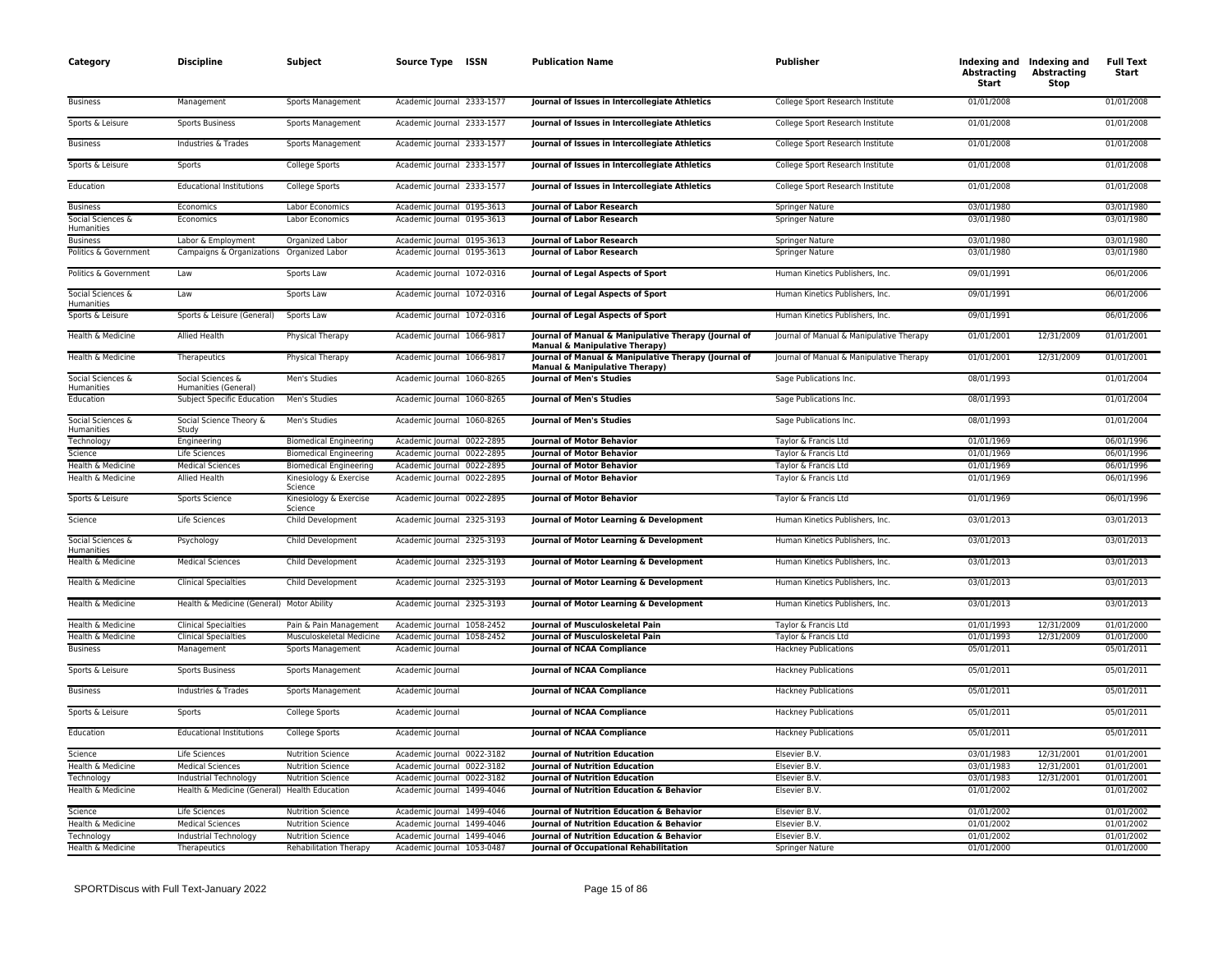| Category | Discipline | Subject | Source Type | ISSN | Publication Name | Publisher | Indexing and Abstracting Start | Indexing and Abstracting Stop | Full Text Start |
|---|---|---|---|---|---|---|---|---|---|
| Business | Management | Sports Management | Academic Journal | 2333-1577 | **Journal of Issues in Intercollegiate Athletics** | College Sport Research Institute | 01/01/2008 | | 01/01/2008 |
| Sports & Leisure | Sports Business | Sports Management | Academic Journal | 2333-1577 | **Journal of Issues in Intercollegiate Athletics** | College Sport Research Institute | 01/01/2008 | | 01/01/2008 |
| Business | Industries & Trades | Sports Management | Academic Journal | 2333-1577 | **Journal of Issues in Intercollegiate Athletics** | College Sport Research Institute | 01/01/2008 | | 01/01/2008 |
| Sports & Leisure | Sports | College Sports | Academic Journal | 2333-1577 | **Journal of Issues in Intercollegiate Athletics** | College Sport Research Institute | 01/01/2008 | | 01/01/2008 |
| Education | Educational Institutions | College Sports | Academic Journal | 2333-1577 | **Journal of Issues in Intercollegiate Athletics** | College Sport Research Institute | 01/01/2008 | | 01/01/2008 |
| Business | Economics | Labor Economics | Academic Journal | 0195-3613 | **Journal of Labor Research** | Springer Nature | 03/01/1980 | | 03/01/1980 |
| Social Sciences & Humanities | Economics | Labor Economics | Academic Journal | 0195-3613 | **Journal of Labor Research** | Springer Nature | 03/01/1980 | | 03/01/1980 |
| Business | Labor & Employment | Organized Labor | Academic Journal | 0195-3613 | **Journal of Labor Research** | Springer Nature | 03/01/1980 | | 03/01/1980 |
| Politics & Government | Campaigns & Organizations | Organized Labor | Academic Journal | 0195-3613 | **Journal of Labor Research** | Springer Nature | 03/01/1980 | | 03/01/1980 |
| Politics & Government | Law | Sports Law | Academic Journal | 1072-0316 | **Journal of Legal Aspects of Sport** | Human Kinetics Publishers, Inc. | 09/01/1991 | | 06/01/2006 |
| Social Sciences & Humanities | Law | Sports Law | Academic Journal | 1072-0316 | **Journal of Legal Aspects of Sport** | Human Kinetics Publishers, Inc. | 09/01/1991 | | 06/01/2006 |
| Sports & Leisure | Sports & Leisure (General) | Sports Law | Academic Journal | 1072-0316 | **Journal of Legal Aspects of Sport** | Human Kinetics Publishers, Inc. | 09/01/1991 | | 06/01/2006 |
| Health & Medicine | Allied Health | Physical Therapy | Academic Journal | 1066-9817 | **Journal of Manual & Manipulative Therapy (Journal of Manual & Manipulative Therapy)** | Journal of Manual & Manipulative Therapy | 01/01/2001 | 12/31/2009 | 01/01/2001 |
| Health & Medicine | Therapeutics | Physical Therapy | Academic Journal | 1066-9817 | **Journal of Manual & Manipulative Therapy (Journal of Manual & Manipulative Therapy)** | Journal of Manual & Manipulative Therapy | 01/01/2001 | 12/31/2009 | 01/01/2001 |
| Social Sciences & Humanities | Social Sciences & Humanities (General) | Men's Studies | Academic Journal | 1060-8265 | **Journal of Men's Studies** | Sage Publications Inc. | 08/01/1993 | | 01/01/2004 |
| Education | Subject Specific Education | Men's Studies | Academic Journal | 1060-8265 | **Journal of Men's Studies** | Sage Publications Inc. | 08/01/1993 | | 01/01/2004 |
| Social Sciences & Humanities | Social Science Theory & Study | Men's Studies | Academic Journal | 1060-8265 | **Journal of Men's Studies** | Sage Publications Inc. | 08/01/1993 | | 01/01/2004 |
| Technology | Engineering | Biomedical Engineering | Academic Journal | 0022-2895 | **Journal of Motor Behavior** | Taylor & Francis Ltd | 01/01/1969 | | 06/01/1996 |
| Science | Life Sciences | Biomedical Engineering | Academic Journal | 0022-2895 | **Journal of Motor Behavior** | Taylor & Francis Ltd | 01/01/1969 | | 06/01/1996 |
| Health & Medicine | Medical Sciences | Biomedical Engineering | Academic Journal | 0022-2895 | **Journal of Motor Behavior** | Taylor & Francis Ltd | 01/01/1969 | | 06/01/1996 |
| Health & Medicine | Allied Health | Kinesiology & Exercise Science | Academic Journal | 0022-2895 | **Journal of Motor Behavior** | Taylor & Francis Ltd | 01/01/1969 | | 06/01/1996 |
| Sports & Leisure | Sports Science | Kinesiology & Exercise Science | Academic Journal | 0022-2895 | **Journal of Motor Behavior** | Taylor & Francis Ltd | 01/01/1969 | | 06/01/1996 |
| Science | Life Sciences | Child Development | Academic Journal | 2325-3193 | **Journal of Motor Learning & Development** | Human Kinetics Publishers, Inc. | 03/01/2013 | | 03/01/2013 |
| Social Sciences & Humanities | Psychology | Child Development | Academic Journal | 2325-3193 | **Journal of Motor Learning & Development** | Human Kinetics Publishers, Inc. | 03/01/2013 | | 03/01/2013 |
| Health & Medicine | Medical Sciences | Child Development | Academic Journal | 2325-3193 | **Journal of Motor Learning & Development** | Human Kinetics Publishers, Inc. | 03/01/2013 | | 03/01/2013 |
| Health & Medicine | Clinical Specialties | Child Development | Academic Journal | 2325-3193 | **Journal of Motor Learning & Development** | Human Kinetics Publishers, Inc. | 03/01/2013 | | 03/01/2013 |
| Health & Medicine | Health & Medicine (General) | Motor Ability | Academic Journal | 2325-3193 | **Journal of Motor Learning & Development** | Human Kinetics Publishers, Inc. | 03/01/2013 | | 03/01/2013 |
| Health & Medicine | Clinical Specialties | Pain & Pain Management | Academic Journal | 1058-2452 | **Journal of Musculoskeletal Pain** | Taylor & Francis Ltd | 01/01/1993 | 12/31/2009 | 01/01/2000 |
| Health & Medicine | Clinical Specialties | Musculoskeletal Medicine | Academic Journal | 1058-2452 | **Journal of Musculoskeletal Pain** | Taylor & Francis Ltd | 01/01/1993 | 12/31/2009 | 01/01/2000 |
| Business | Management | Sports Management | Academic Journal | | **Journal of NCAA Compliance** | Hackney Publications | 05/01/2011 | | 05/01/2011 |
| Sports & Leisure | Sports Business | Sports Management | Academic Journal | | **Journal of NCAA Compliance** | Hackney Publications | 05/01/2011 | | 05/01/2011 |
| Business | Industries & Trades | Sports Management | Academic Journal | | **Journal of NCAA Compliance** | Hackney Publications | 05/01/2011 | | 05/01/2011 |
| Sports & Leisure | Sports | College Sports | Academic Journal | | **Journal of NCAA Compliance** | Hackney Publications | 05/01/2011 | | 05/01/2011 |
| Education | Educational Institutions | College Sports | Academic Journal | | **Journal of NCAA Compliance** | Hackney Publications | 05/01/2011 | | 05/01/2011 |
| Science | Life Sciences | Nutrition Science | Academic Journal | 0022-3182 | **Journal of Nutrition Education** | Elsevier B.V. | 03/01/1983 | 12/31/2001 | 01/01/2001 |
| Health & Medicine | Medical Sciences | Nutrition Science | Academic Journal | 0022-3182 | **Journal of Nutrition Education** | Elsevier B.V. | 03/01/1983 | 12/31/2001 | 01/01/2001 |
| Technology | Industrial Technology | Nutrition Science | Academic Journal | 0022-3182 | **Journal of Nutrition Education** | Elsevier B.V. | 03/01/1983 | 12/31/2001 | 01/01/2001 |
| Health & Medicine | Health & Medicine (General) | Health Education | Academic Journal | 1499-4046 | **Journal of Nutrition Education & Behavior** | Elsevier B.V. | 01/01/2002 | | 01/01/2002 |
| Science | Life Sciences | Nutrition Science | Academic Journal | 1499-4046 | **Journal of Nutrition Education & Behavior** | Elsevier B.V. | 01/01/2002 | | 01/01/2002 |
| Health & Medicine | Medical Sciences | Nutrition Science | Academic Journal | 1499-4046 | **Journal of Nutrition Education & Behavior** | Elsevier B.V. | 01/01/2002 | | 01/01/2002 |
| Technology | Industrial Technology | Nutrition Science | Academic Journal | 1499-4046 | **Journal of Nutrition Education & Behavior** | Elsevier B.V. | 01/01/2002 | | 01/01/2002 |
| Health & Medicine | Therapeutics | Rehabilitation Therapy | Academic Journal | 1053-0487 | **Journal of Occupational Rehabilitation** | Springer Nature | 01/01/2000 | | 01/01/2000 |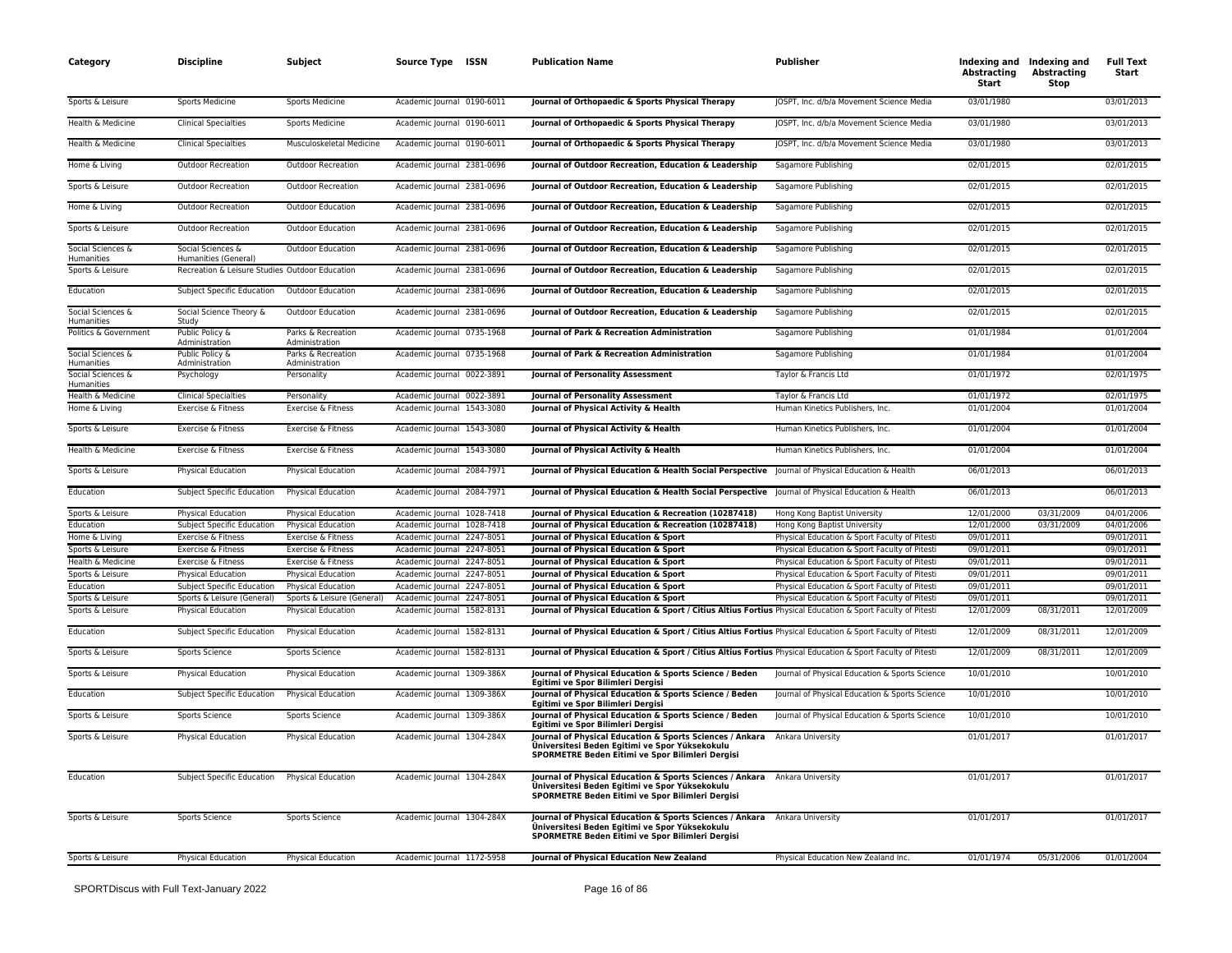| Category | Discipline | Subject | Source Type | ISSN | Publication Name | Publisher | Indexing and Abstracting Start | Indexing and Abstracting Stop | Full Text Start |
|---|---|---|---|---|---|---|---|---|---|
| Sports & Leisure | Sports Medicine | Sports Medicine | Academic Journal | 0190-6011 | **Journal of Orthopaedic & Sports Physical Therapy** | JOSPT, Inc. d/b/a Movement Science Media | 03/01/1980 | | 03/01/2013 |
| Health & Medicine | Clinical Specialties | Sports Medicine | Academic Journal | 0190-6011 | **Journal of Orthopaedic & Sports Physical Therapy** | JOSPT, Inc. d/b/a Movement Science Media | 03/01/1980 | | 03/01/2013 |
| Health & Medicine | Clinical Specialties | Musculoskeletal Medicine | Academic Journal | 0190-6011 | **Journal of Orthopaedic & Sports Physical Therapy** | JOSPT, Inc. d/b/a Movement Science Media | 03/01/1980 | | 03/01/2013 |
| Home & Living | Outdoor Recreation | Outdoor Recreation | Academic Journal | 2381-0696 | **Journal of Outdoor Recreation, Education & Leadership** | Sagamore Publishing | 02/01/2015 | | 02/01/2015 |
| Sports & Leisure | Outdoor Recreation | Outdoor Recreation | Academic Journal | 2381-0696 | **Journal of Outdoor Recreation, Education & Leadership** | Sagamore Publishing | 02/01/2015 | | 02/01/2015 |
| Home & Living | Outdoor Recreation | Outdoor Education | Academic Journal | 2381-0696 | **Journal of Outdoor Recreation, Education & Leadership** | Sagamore Publishing | 02/01/2015 | | 02/01/2015 |
| Sports & Leisure | Outdoor Recreation | Outdoor Education | Academic Journal | 2381-0696 | **Journal of Outdoor Recreation, Education & Leadership** | Sagamore Publishing | 02/01/2015 | | 02/01/2015 |
| Social Sciences & Humanities | Social Sciences & Humanities (General) | Outdoor Education | Academic Journal | 2381-0696 | **Journal of Outdoor Recreation, Education & Leadership** | Sagamore Publishing | 02/01/2015 | | 02/01/2015 |
| Sports & Leisure | Recreation & Leisure Studies | Outdoor Education | Academic Journal | 2381-0696 | **Journal of Outdoor Recreation, Education & Leadership** | Sagamore Publishing | 02/01/2015 | | 02/01/2015 |
| Education | Subject Specific Education | Outdoor Education | Academic Journal | 2381-0696 | **Journal of Outdoor Recreation, Education & Leadership** | Sagamore Publishing | 02/01/2015 | | 02/01/2015 |
| Social Sciences & Humanities | Social Science Theory & Study | Outdoor Education | Academic Journal | 2381-0696 | **Journal of Outdoor Recreation, Education & Leadership** | Sagamore Publishing | 02/01/2015 | | 02/01/2015 |
| Politics & Government | Public Policy & Administration | Parks & Recreation Administration | Academic Journal | 0735-1968 | **Journal of Park & Recreation Administration** | Sagamore Publishing | 01/01/1984 | | 01/01/2004 |
| Social Sciences & Humanities | Public Policy & Administration | Parks & Recreation Administration | Academic Journal | 0735-1968 | **Journal of Park & Recreation Administration** | Sagamore Publishing | 01/01/1984 | | 01/01/2004 |
| Social Sciences & Humanities | Psychology | Personality | Academic Journal | 0022-3891 | **Journal of Personality Assessment** | Taylor & Francis Ltd | 01/01/1972 | | 02/01/1975 |
| Health & Medicine | Clinical Specialties | Personality | Academic Journal | 0022-3891 | **Journal of Personality Assessment** | Taylor & Francis Ltd | 01/01/1972 | | 02/01/1975 |
| Home & Living | Exercise & Fitness | Exercise & Fitness | Academic Journal | 1543-3080 | **Journal of Physical Activity & Health** | Human Kinetics Publishers, Inc. | 01/01/2004 | | 01/01/2004 |
| Sports & Leisure | Exercise & Fitness | Exercise & Fitness | Academic Journal | 1543-3080 | **Journal of Physical Activity & Health** | Human Kinetics Publishers, Inc. | 01/01/2004 | | 01/01/2004 |
| Health & Medicine | Exercise & Fitness | Exercise & Fitness | Academic Journal | 1543-3080 | **Journal of Physical Activity & Health** | Human Kinetics Publishers, Inc. | 01/01/2004 | | 01/01/2004 |
| Sports & Leisure | Physical Education | Physical Education | Academic Journal | 2084-7971 | **Journal of Physical Education & Health Social Perspective** | Journal of Physical Education & Health | 06/01/2013 | | 06/01/2013 |
| Education | Subject Specific Education | Physical Education | Academic Journal | 2084-7971 | **Journal of Physical Education & Health Social Perspective** | Journal of Physical Education & Health | 06/01/2013 | | 06/01/2013 |
| Sports & Leisure | Physical Education | Physical Education | Academic Journal | 1028-7418 | **Journal of Physical Education & Recreation (10287418)** | Hong Kong Baptist University | 12/01/2000 | 03/31/2009 | 04/01/2006 |
| Education | Subject Specific Education | Physical Education | Academic Journal | 1028-7418 | **Journal of Physical Education & Recreation (10287418)** | Hong Kong Baptist University | 12/01/2000 | 03/31/2009 | 04/01/2006 |
| Home & Living | Exercise & Fitness | Exercise & Fitness | Academic Journal | 2247-8051 | **Journal of Physical Education & Sport** | Physical Education & Sport Faculty of Pitesti | 09/01/2011 | | 09/01/2011 |
| Sports & Leisure | Exercise & Fitness | Exercise & Fitness | Academic Journal | 2247-8051 | **Journal of Physical Education & Sport** | Physical Education & Sport Faculty of Pitesti | 09/01/2011 | | 09/01/2011 |
| Health & Medicine | Exercise & Fitness | Exercise & Fitness | Academic Journal | 2247-8051 | **Journal of Physical Education & Sport** | Physical Education & Sport Faculty of Pitesti | 09/01/2011 | | 09/01/2011 |
| Sports & Leisure | Physical Education | Physical Education | Academic Journal | 2247-8051 | **Journal of Physical Education & Sport** | Physical Education & Sport Faculty of Pitesti | 09/01/2011 | | 09/01/2011 |
| Education | Subject Specific Education | Physical Education | Academic Journal | 2247-8051 | **Journal of Physical Education & Sport** | Physical Education & Sport Faculty of Pitesti | 09/01/2011 | | 09/01/2011 |
| Sports & Leisure | Sports & Leisure (General) | Sports & Leisure (General) | Academic Journal | 2247-8051 | **Journal of Physical Education & Sport** | Physical Education & Sport Faculty of Pitesti | 09/01/2011 | | 09/01/2011 |
| Sports & Leisure | Physical Education | Physical Education | Academic Journal | 1582-8131 | **Journal of Physical Education & Sport / Citius Altius Fortius** | Physical Education & Sport Faculty of Pitesti | 12/01/2009 | 08/31/2011 | 12/01/2009 |
| Education | Subject Specific Education | Physical Education | Academic Journal | 1582-8131 | **Journal of Physical Education & Sport / Citius Altius Fortius** | Physical Education & Sport Faculty of Pitesti | 12/01/2009 | 08/31/2011 | 12/01/2009 |
| Sports & Leisure | Sports Science | Sports Science | Academic Journal | 1582-8131 | **Journal of Physical Education & Sport / Citius Altius Fortius** | Physical Education & Sport Faculty of Pitesti | 12/01/2009 | 08/31/2011 | 12/01/2009 |
| Sports & Leisure | Physical Education | Physical Education | Academic Journal | 1309-386X | **Journal of Physical Education & Sports Science / Beden Egitimi ve Spor Bilimleri Dergisi** | Journal of Physical Education & Sports Science | 10/01/2010 | | 10/01/2010 |
| Education | Subject Specific Education | Physical Education | Academic Journal | 1309-386X | **Journal of Physical Education & Sports Science / Beden Egitimi ve Spor Bilimleri Dergisi** | Journal of Physical Education & Sports Science | 10/01/2010 | | 10/01/2010 |
| Sports & Leisure | Sports Science | Sports Science | Academic Journal | 1309-386X | **Journal of Physical Education & Sports Science / Beden Egitimi ve Spor Bilimleri Dergisi** | Journal of Physical Education & Sports Science | 10/01/2010 | | 10/01/2010 |
| Sports & Leisure | Physical Education | Physical Education | Academic Journal | 1304-284X | **Journal of Physical Education & Sports Sciences / Ankara Üniversitesi Beden Egitimi ve Spor Yüksekokulu SPORMETRE Beden Eitimi ve Spor Bilimleri Dergisi** | Ankara University | 01/01/2017 | | 01/01/2017 |
| Education | Subject Specific Education | Physical Education | Academic Journal | 1304-284X | **Journal of Physical Education & Sports Sciences / Ankara Üniversitesi Beden Egitimi ve Spor Yüksekokulu SPORMETRE Beden Eitimi ve Spor Bilimleri Dergisi** | Ankara University | 01/01/2017 | | 01/01/2017 |
| Sports & Leisure | Sports Science | Sports Science | Academic Journal | 1304-284X | **Journal of Physical Education & Sports Sciences / Ankara Üniversitesi Beden Egitimi ve Spor Yüksekokulu SPORMETRE Beden Eitimi ve Spor Bilimleri Dergisi** | Ankara University | 01/01/2017 | | 01/01/2017 |
| Sports & Leisure | Physical Education | Physical Education | Academic Journal | 1172-5958 | **Journal of Physical Education New Zealand** | Physical Education New Zealand Inc. | 01/01/1974 | 05/31/2006 | 01/01/2004 |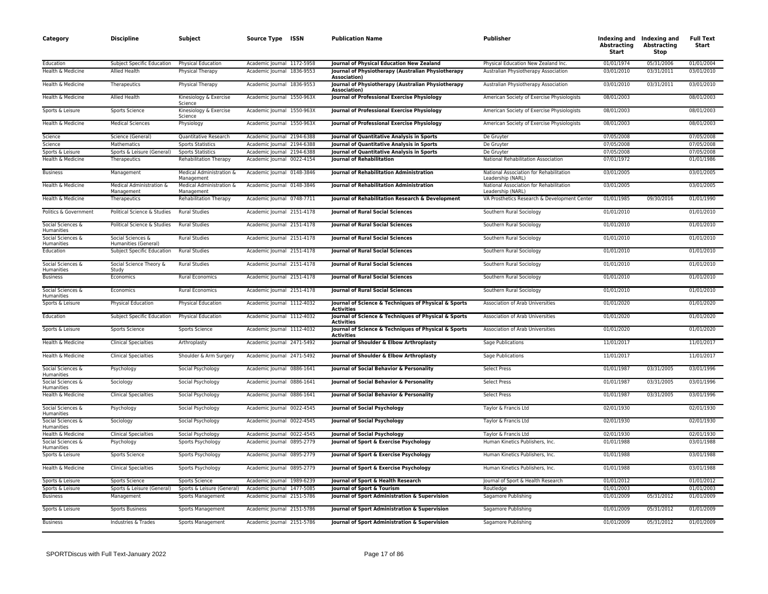| Category | Discipline | Subject | Source Type | ISSN | Publication Name | Publisher | Indexing and Abstracting Start | Indexing and Abstracting Stop | Full Text Start |
|---|---|---|---|---|---|---|---|---|---|
| Education | Subject Specific Education | Physical Education | Academic Journal | 1172-5958 | **Journal of Physical Education New Zealand** | Physical Education New Zealand Inc. | 01/01/1974 | 05/31/2006 | 01/01/2004 |
| Health & Medicine | Allied Health | Physical Therapy | Academic Journal | 1836-9553 | **Journal of Physiotherapy (Australian Physiotherapy Association)** | Australian Physiotherapy Association | 03/01/2010 | 03/31/2011 | 03/01/2010 |
| Health & Medicine | Therapeutics | Physical Therapy | Academic Journal | 1836-9553 | **Journal of Physiotherapy (Australian Physiotherapy Association)** | Australian Physiotherapy Association | 03/01/2010 | 03/31/2011 | 03/01/2010 |
| Health & Medicine | Allied Health | Kinesiology & Exercise Science | Academic Journal | 1550-963X | **Journal of Professional Exercise Physiology** | American Society of Exercise Physiologists | 08/01/2003 | | 08/01/2003 |
| Sports & Leisure | Sports Science | Kinesiology & Exercise Science | Academic Journal | 1550-963X | **Journal of Professional Exercise Physiology** | American Society of Exercise Physiologists | 08/01/2003 | | 08/01/2003 |
| Health & Medicine | Medical Sciences | Physiology | Academic Journal | 1550-963X | **Journal of Professional Exercise Physiology** | American Society of Exercise Physiologists | 08/01/2003 | | 08/01/2003 |
| Science | Science (General) | Quantitative Research | Academic Journal | 2194-6388 | **Journal of Quantitative Analysis in Sports** | De Gruyter | 07/05/2008 | | 07/05/2008 |
| Science | Mathematics | Sports Statistics | Academic Journal | 2194-6388 | **Journal of Quantitative Analysis in Sports** | De Gruyter | 07/05/2008 | | 07/05/2008 |
| Sports & Leisure | Sports & Leisure (General) | Sports Statistics | Academic Journal | 2194-6388 | **Journal of Quantitative Analysis in Sports** | De Gruyter | 07/05/2008 | | 07/05/2008 |
| Health & Medicine | Therapeutics | Rehabilitation Therapy | Academic Journal | 0022-4154 | **Journal of Rehabilitation** | National Rehabilitation Association | 07/01/1972 | | 01/01/1986 |
| Business | Management | Medical Administration & Management | Academic Journal | 0148-3846 | **Journal of Rehabilitation Administration** | National Association for Rehabilitation Leadership (NARL) | 03/01/2005 | | 03/01/2005 |
| Health & Medicine | Medical Administration & Management | Medical Administration & Management | Academic Journal | 0148-3846 | **Journal of Rehabilitation Administration** | National Association for Rehabilitation Leadership (NARL) | 03/01/2005 | | 03/01/2005 |
| Health & Medicine | Therapeutics | Rehabilitation Therapy | Academic Journal | 0748-7711 | **Journal of Rehabilitation Research & Development** | VA Prosthetics Research & Development Center | 01/01/1985 | 09/30/2016 | 01/01/1990 |
| Politics & Government | Political Science & Studies | Rural Studies | Academic Journal | 2151-4178 | **Journal of Rural Social Sciences** | Southern Rural Sociology | 01/01/2010 | | 01/01/2010 |
| Social Sciences & Humanities | Political Science & Studies | Rural Studies | Academic Journal | 2151-4178 | **Journal of Rural Social Sciences** | Southern Rural Sociology | 01/01/2010 | | 01/01/2010 |
| Social Sciences & Humanities | Social Sciences & Humanities (General) | Rural Studies | Academic Journal | 2151-4178 | **Journal of Rural Social Sciences** | Southern Rural Sociology | 01/01/2010 | | 01/01/2010 |
| Education | Subject Specific Education | Rural Studies | Academic Journal | 2151-4178 | **Journal of Rural Social Sciences** | Southern Rural Sociology | 01/01/2010 | | 01/01/2010 |
| Social Sciences & Humanities | Social Science Theory & Study | Rural Studies | Academic Journal | 2151-4178 | **Journal of Rural Social Sciences** | Southern Rural Sociology | 01/01/2010 | | 01/01/2010 |
| Business | Economics | Rural Economics | Academic Journal | 2151-4178 | **Journal of Rural Social Sciences** | Southern Rural Sociology | 01/01/2010 | | 01/01/2010 |
| Social Sciences & Humanities | Economics | Rural Economics | Academic Journal | 2151-4178 | **Journal of Rural Social Sciences** | Southern Rural Sociology | 01/01/2010 | | 01/01/2010 |
| Sports & Leisure | Physical Education | Physical Education | Academic Journal | 1112-4032 | **Journal of Science & Techniques of Physical & Sports Activities** | Association of Arab Universities | 01/01/2020 | | 01/01/2020 |
| Education | Subject Specific Education | Physical Education | Academic Journal | 1112-4032 | **Journal of Science & Techniques of Physical & Sports Activities** | Association of Arab Universities | 01/01/2020 | | 01/01/2020 |
| Sports & Leisure | Sports Science | Sports Science | Academic Journal | 1112-4032 | **Journal of Science & Techniques of Physical & Sports Activities** | Association of Arab Universities | 01/01/2020 | | 01/01/2020 |
| Health & Medicine | Clinical Specialties | Arthroplasty | Academic Journal | 2471-5492 | **Journal of Shoulder & Elbow Arthroplasty** | Sage Publications | 11/01/2017 | | 11/01/2017 |
| Health & Medicine | Clinical Specialties | Shoulder & Arm Surgery | Academic Journal | 2471-5492 | **Journal of Shoulder & Elbow Arthroplasty** | Sage Publications | 11/01/2017 | | 11/01/2017 |
| Social Sciences & Humanities | Psychology | Social Psychology | Academic Journal | 0886-1641 | **Journal of Social Behavior & Personality** | Select Press | 01/01/1987 | 03/31/2005 | 03/01/1996 |
| Social Sciences & Humanities | Sociology | Social Psychology | Academic Journal | 0886-1641 | **Journal of Social Behavior & Personality** | Select Press | 01/01/1987 | 03/31/2005 | 03/01/1996 |
| Health & Medicine | Clinical Specialties | Social Psychology | Academic Journal | 0886-1641 | **Journal of Social Behavior & Personality** | Select Press | 01/01/1987 | 03/31/2005 | 03/01/1996 |
| Social Sciences & Humanities | Psychology | Social Psychology | Academic Journal | 0022-4545 | **Journal of Social Psychology** | Taylor & Francis Ltd | 02/01/1930 | | 02/01/1930 |
| Social Sciences & Humanities | Sociology | Social Psychology | Academic Journal | 0022-4545 | **Journal of Social Psychology** | Taylor & Francis Ltd | 02/01/1930 | | 02/01/1930 |
| Health & Medicine | Clinical Specialties | Social Psychology | Academic Journal | 0022-4545 | **Journal of Social Psychology** | Taylor & Francis Ltd | 02/01/1930 | | 02/01/1930 |
| Social Sciences & Humanities | Psychology | Sports Psychology | Academic Journal | 0895-2779 | **Journal of Sport & Exercise Psychology** | Human Kinetics Publishers, Inc. | 01/01/1988 | | 03/01/1988 |
| Sports & Leisure | Sports Science | Sports Psychology | Academic Journal | 0895-2779 | **Journal of Sport & Exercise Psychology** | Human Kinetics Publishers, Inc. | 01/01/1988 | | 03/01/1988 |
| Health & Medicine | Clinical Specialties | Sports Psychology | Academic Journal | 0895-2779 | **Journal of Sport & Exercise Psychology** | Human Kinetics Publishers, Inc. | 01/01/1988 | | 03/01/1988 |
| Sports & Leisure | Sports Science | Sports Science | Academic Journal | 1989-6239 | **Journal of Sport & Health Research** | Journal of Sport & Health Research | 01/01/2012 | | 01/01/2012 |
| Sports & Leisure | Sports & Leisure (General) | Sports & Leisure (General) | Academic Journal | 1477-5085 | **Journal of Sport & Tourism** | Routledge | 01/01/2003 | | 01/01/2003 |
| Business | Management | Sports Management | Academic Journal | 2151-5786 | **Journal of Sport Administration & Supervision** | Sagamore Publishing | 01/01/2009 | 05/31/2012 | 01/01/2009 |
| Sports & Leisure | Sports Business | Sports Management | Academic Journal | 2151-5786 | **Journal of Sport Administration & Supervision** | Sagamore Publishing | 01/01/2009 | 05/31/2012 | 01/01/2009 |
| Business | Industries & Trades | Sports Management | Academic Journal | 2151-5786 | **Journal of Sport Administration & Supervision** | Sagamore Publishing | 01/01/2009 | 05/31/2012 | 01/01/2009 |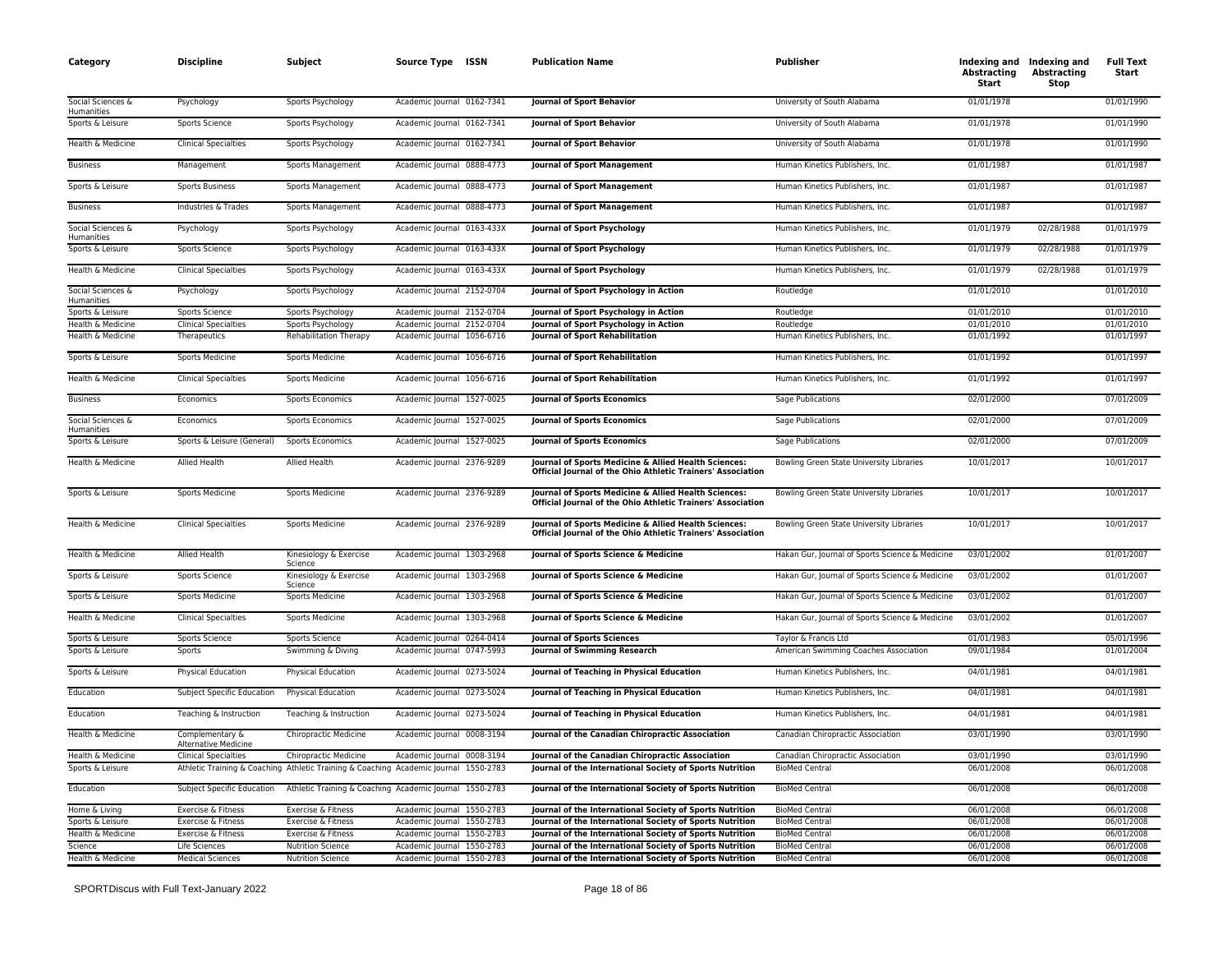| Category | Discipline | Subject | Source Type | ISSN | Publication Name | Publisher | Indexing and Abstracting Start | Indexing and Abstracting Stop | Full Text Start |
|---|---|---|---|---|---|---|---|---|---|
| Social Sciences & Humanities | Psychology | Sports Psychology | Academic Journal | 0162-7341 | **Journal of Sport Behavior** | University of South Alabama | 01/01/1978 | | 01/01/1990 |
| Sports & Leisure | Sports Science | Sports Psychology | Academic Journal | 0162-7341 | **Journal of Sport Behavior** | University of South Alabama | 01/01/1978 | | 01/01/1990 |
| Health & Medicine | Clinical Specialties | Sports Psychology | Academic Journal | 0162-7341 | **Journal of Sport Behavior** | University of South Alabama | 01/01/1978 | | 01/01/1990 |
| Business | Management | Sports Management | Academic Journal | 0888-4773 | **Journal of Sport Management** | Human Kinetics Publishers, Inc. | 01/01/1987 | | 01/01/1987 |
| Sports & Leisure | Sports Business | Sports Management | Academic Journal | 0888-4773 | **Journal of Sport Management** | Human Kinetics Publishers, Inc. | 01/01/1987 | | 01/01/1987 |
| Business | Industries & Trades | Sports Management | Academic Journal | 0888-4773 | **Journal of Sport Management** | Human Kinetics Publishers, Inc. | 01/01/1987 | | 01/01/1987 |
| Social Sciences & Humanities | Psychology | Sports Psychology | Academic Journal | 0163-433X | **Journal of Sport Psychology** | Human Kinetics Publishers, Inc. | 01/01/1979 | 02/28/1988 | 01/01/1979 |
| Sports & Leisure | Sports Science | Sports Psychology | Academic Journal | 0163-433X | **Journal of Sport Psychology** | Human Kinetics Publishers, Inc. | 01/01/1979 | 02/28/1988 | 01/01/1979 |
| Health & Medicine | Clinical Specialties | Sports Psychology | Academic Journal | 0163-433X | **Journal of Sport Psychology** | Human Kinetics Publishers, Inc. | 01/01/1979 | 02/28/1988 | 01/01/1979 |
| Social Sciences & Humanities | Psychology | Sports Psychology | Academic Journal | 2152-0704 | **Journal of Sport Psychology in Action** | Routledge | 01/01/2010 | | 01/01/2010 |
| Sports & Leisure | Sports Science | Sports Psychology | Academic Journal | 2152-0704 | **Journal of Sport Psychology in Action** | Routledge | 01/01/2010 | | 01/01/2010 |
| Health & Medicine | Clinical Specialties | Sports Psychology | Academic Journal | 2152-0704 | **Journal of Sport Psychology in Action** | Routledge | 01/01/2010 | | 01/01/2010 |
| Health & Medicine | Therapeutics | Rehabilitation Therapy | Academic Journal | 1056-6716 | **Journal of Sport Rehabilitation** | Human Kinetics Publishers, Inc. | 01/01/1992 | | 01/01/1997 |
| Sports & Leisure | Sports Medicine | Sports Medicine | Academic Journal | 1056-6716 | **Journal of Sport Rehabilitation** | Human Kinetics Publishers, Inc. | 01/01/1992 | | 01/01/1997 |
| Health & Medicine | Clinical Specialties | Sports Medicine | Academic Journal | 1056-6716 | **Journal of Sport Rehabilitation** | Human Kinetics Publishers, Inc. | 01/01/1992 | | 01/01/1997 |
| Business | Economics | Sports Economics | Academic Journal | 1527-0025 | **Journal of Sports Economics** | Sage Publications | 02/01/2000 | | 07/01/2009 |
| Social Sciences & Humanities | Economics | Sports Economics | Academic Journal | 1527-0025 | **Journal of Sports Economics** | Sage Publications | 02/01/2000 | | 07/01/2009 |
| Sports & Leisure | Sports & Leisure (General) | Sports Economics | Academic Journal | 1527-0025 | **Journal of Sports Economics** | Sage Publications | 02/01/2000 | | 07/01/2009 |
| Health & Medicine | Allied Health | Allied Health | Academic Journal | 2376-9289 | **Journal of Sports Medicine & Allied Health Sciences: Official Journal of the Ohio Athletic Trainers' Association** | Bowling Green State University Libraries | 10/01/2017 | | 10/01/2017 |
| Sports & Leisure | Sports Medicine | Sports Medicine | Academic Journal | 2376-9289 | **Journal of Sports Medicine & Allied Health Sciences: Official Journal of the Ohio Athletic Trainers' Association** | Bowling Green State University Libraries | 10/01/2017 | | 10/01/2017 |
| Health & Medicine | Clinical Specialties | Sports Medicine | Academic Journal | 2376-9289 | **Journal of Sports Medicine & Allied Health Sciences: Official Journal of the Ohio Athletic Trainers' Association** | Bowling Green State University Libraries | 10/01/2017 | | 10/01/2017 |
| Health & Medicine | Allied Health | Kinesiology & Exercise Science | Academic Journal | 1303-2968 | **Journal of Sports Science & Medicine** | Hakan Gur, Journal of Sports Science & Medicine | 03/01/2002 | | 01/01/2007 |
| Sports & Leisure | Sports Science | Kinesiology & Exercise Science | Academic Journal | 1303-2968 | **Journal of Sports Science & Medicine** | Hakan Gur, Journal of Sports Science & Medicine | 03/01/2002 | | 01/01/2007 |
| Sports & Leisure | Sports Medicine | Sports Medicine | Academic Journal | 1303-2968 | **Journal of Sports Science & Medicine** | Hakan Gur, Journal of Sports Science & Medicine | 03/01/2002 | | 01/01/2007 |
| Health & Medicine | Clinical Specialties | Sports Medicine | Academic Journal | 1303-2968 | **Journal of Sports Science & Medicine** | Hakan Gur, Journal of Sports Science & Medicine | 03/01/2002 | | 01/01/2007 |
| Sports & Leisure | Sports Science | Sports Science | Academic Journal | 0264-0414 | **Journal of Sports Sciences** | Taylor & Francis Ltd | 01/01/1983 | | 05/01/1996 |
| Sports & Leisure | Sports | Swimming & Diving | Academic Journal | 0747-5993 | **Journal of Swimming Research** | American Swimming Coaches Association | 09/01/1984 | | 01/01/2004 |
| Sports & Leisure | Physical Education | Physical Education | Academic Journal | 0273-5024 | **Journal of Teaching in Physical Education** | Human Kinetics Publishers, Inc. | 04/01/1981 | | 04/01/1981 |
| Education | Subject Specific Education | Physical Education | Academic Journal | 0273-5024 | **Journal of Teaching in Physical Education** | Human Kinetics Publishers, Inc. | 04/01/1981 | | 04/01/1981 |
| Education | Teaching & Instruction | Teaching & Instruction | Academic Journal | 0273-5024 | **Journal of Teaching in Physical Education** | Human Kinetics Publishers, Inc. | 04/01/1981 | | 04/01/1981 |
| Health & Medicine | Complementary & Alternative Medicine | Chiropractic Medicine | Academic Journal | 0008-3194 | **Journal of the Canadian Chiropractic Association** | Canadian Chiropractic Association | 03/01/1990 | | 03/01/1990 |
| Health & Medicine | Clinical Specialties | Chiropractic Medicine | Academic Journal | 0008-3194 | **Journal of the Canadian Chiropractic Association** | Canadian Chiropractic Association | 03/01/1990 | | 03/01/1990 |
| Sports & Leisure | Athletic Training & Coaching | Athletic Training & Coaching | Academic Journal | 1550-2783 | **Journal of the International Society of Sports Nutrition** | BioMed Central | 06/01/2008 | | 06/01/2008 |
| Education | Subject Specific Education | Athletic Training & Coaching | Academic Journal | 1550-2783 | **Journal of the International Society of Sports Nutrition** | BioMed Central | 06/01/2008 | | 06/01/2008 |
| Home & Living | Exercise & Fitness | Exercise & Fitness | Academic Journal | 1550-2783 | **Journal of the International Society of Sports Nutrition** | BioMed Central | 06/01/2008 | | 06/01/2008 |
| Sports & Leisure | Exercise & Fitness | Exercise & Fitness | Academic Journal | 1550-2783 | **Journal of the International Society of Sports Nutrition** | BioMed Central | 06/01/2008 | | 06/01/2008 |
| Health & Medicine | Exercise & Fitness | Exercise & Fitness | Academic Journal | 1550-2783 | **Journal of the International Society of Sports Nutrition** | BioMed Central | 06/01/2008 | | 06/01/2008 |
| Science | Life Sciences | Nutrition Science | Academic Journal | 1550-2783 | **Journal of the International Society of Sports Nutrition** | BioMed Central | 06/01/2008 | | 06/01/2008 |
| Health & Medicine | Medical Sciences | Nutrition Science | Academic Journal | 1550-2783 | **Journal of the International Society of Sports Nutrition** | BioMed Central | 06/01/2008 | | 06/01/2008 |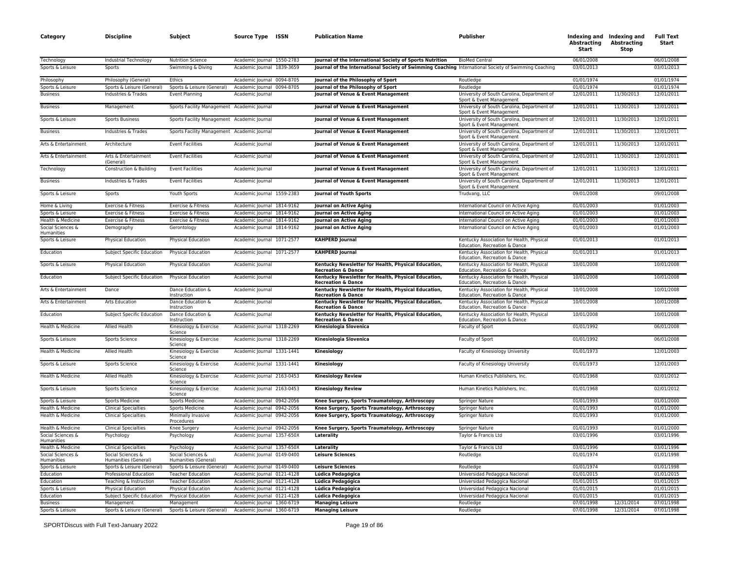| Category | Discipline | Subject | Source Type | ISSN | Publication Name | Publisher | Indexing and Abstracting Start | Indexing and Abstracting Stop | Full Text Start |
|---|---|---|---|---|---|---|---|---|---|
| Technology | Industrial Technology | Nutrition Science | Academic Journal | 1550-2783 | **Journal of the International Society of Sports Nutrition** | BioMed Central | 06/01/2008 | | 06/01/2008 |
| Sports & Leisure | Sports | Swimming & Diving | Academic Journal | 1839-3659 | **Journal of the International Society of Swimming Coaching** | International Society of Swimming Coaching | 03/01/2013 | | 03/01/2013 |
| Philosophy | Philosophy (General) | Ethics | Academic Journal | 0094-8705 | **Journal of the Philosophy of Sport** | Routledge | 01/01/1974 | | 01/01/1974 |
| Sports & Leisure | Sports & Leisure (General) | Sports & Leisure (General) | Academic Journal | 0094-8705 | **Journal of the Philosophy of Sport** | Routledge | 01/01/1974 | | 01/01/1974 |
| Business | Industries & Trades | Event Planning | Academic Journal | | **Journal of Venue & Event Management** | University of South Carolina, Department of Sport & Event Management | 12/01/2011 | 11/30/2013 | 12/01/2011 |
| Business | Management | Sports Facility Management | Academic Journal | | **Journal of Venue & Event Management** | University of South Carolina, Department of Sport & Event Management | 12/01/2011 | 11/30/2013 | 12/01/2011 |
| Sports & Leisure | Sports Business | Sports Facility Management | Academic Journal | | **Journal of Venue & Event Management** | University of South Carolina, Department of Sport & Event Management | 12/01/2011 | 11/30/2013 | 12/01/2011 |
| Business | Industries & Trades | Sports Facility Management | Academic Journal | | **Journal of Venue & Event Management** | University of South Carolina, Department of Sport & Event Management | 12/01/2011 | 11/30/2013 | 12/01/2011 |
| Arts & Entertainment | Architecture | Event Facilities | Academic Journal | | **Journal of Venue & Event Management** | University of South Carolina, Department of Sport & Event Management | 12/01/2011 | 11/30/2013 | 12/01/2011 |
| Arts & Entertainment | Arts & Entertainment (General) | Event Facilities | Academic Journal | | **Journal of Venue & Event Management** | University of South Carolina, Department of Sport & Event Management | 12/01/2011 | 11/30/2013 | 12/01/2011 |
| Technology | Construction & Building | Event Facilities | Academic Journal | | **Journal of Venue & Event Management** | University of South Carolina, Department of Sport & Event Management | 12/01/2011 | 11/30/2013 | 12/01/2011 |
| Business | Industries & Trades | Event Facilities | Academic Journal | | **Journal of Venue & Event Management** | University of South Carolina, Department of Sport & Event Management | 12/01/2011 | 11/30/2013 | 12/01/2011 |
| Sports & Leisure | Sports | Youth Sports | Academic Journal | 1559-2383 | **Journal of Youth Sports** | Trudvang, LLC | 09/01/2008 | | 09/01/2008 |
| Home & Living | Exercise & Fitness | Exercise & Fitness | Academic Journal | 1814-9162 | **Journal on Active Aging** | International Council on Active Aging | 01/01/2003 | | 01/01/2003 |
| Sports & Leisure | Exercise & Fitness | Exercise & Fitness | Academic Journal | 1814-9162 | **Journal on Active Aging** | International Council on Active Aging | 01/01/2003 | | 01/01/2003 |
| Health & Medicine | Exercise & Fitness | Exercise & Fitness | Academic Journal | 1814-9162 | **Journal on Active Aging** | International Council on Active Aging | 01/01/2003 | | 01/01/2003 |
| Social Sciences & Humanities | Demography | Gerontology | Academic Journal | 1814-9162 | **Journal on Active Aging** | International Council on Active Aging | 01/01/2003 | | 01/01/2003 |
| Sports & Leisure | Physical Education | Physical Education | Academic Journal | 1071-2577 | **KAHPERD Journal** | Kentucky Association for Health, Physical Education, Recreation & Dance | 01/01/2013 | | 01/01/2013 |
| Education | Subject Specific Education | Physical Education | Academic Journal | 1071-2577 | **KAHPERD Journal** | Kentucky Association for Health, Physical Education, Recreation & Dance | 01/01/2013 | | 01/01/2013 |
| Sports & Leisure | Physical Education | Physical Education | Academic Journal | | **Kentucky Newsletter for Health, Physical Education, Recreation & Dance** | Kentucky Association for Health, Physical Education, Recreation & Dance | 10/01/2008 | | 10/01/2008 |
| Education | Subject Specific Education | Physical Education | Academic Journal | | **Kentucky Newsletter for Health, Physical Education, Recreation & Dance** | Kentucky Association for Health, Physical Education, Recreation & Dance | 10/01/2008 | | 10/01/2008 |
| Arts & Entertainment | Dance | Dance Education & Instruction | Academic Journal | | **Kentucky Newsletter for Health, Physical Education, Recreation & Dance** | Kentucky Association for Health, Physical Education, Recreation & Dance | 10/01/2008 | | 10/01/2008 |
| Arts & Entertainment | Arts Education | Dance Education & Instruction | Academic Journal | | **Kentucky Newsletter for Health, Physical Education, Recreation & Dance** | Kentucky Association for Health, Physical Education, Recreation & Dance | 10/01/2008 | | 10/01/2008 |
| Education | Subject Specific Education | Dance Education & Instruction | Academic Journal | | **Kentucky Newsletter for Health, Physical Education, Recreation & Dance** | Kentucky Association for Health, Physical Education, Recreation & Dance | 10/01/2008 | | 10/01/2008 |
| Health & Medicine | Allied Health | Kinesiology & Exercise Science | Academic Journal | 1318-2269 | **Kinesiologia Slovenica** | Faculty of Sport | 01/01/1992 | | 06/01/2008 |
| Sports & Leisure | Sports Science | Kinesiology & Exercise Science | Academic Journal | 1318-2269 | **Kinesiologia Slovenica** | Faculty of Sport | 01/01/1992 | | 06/01/2008 |
| Health & Medicine | Allied Health | Kinesiology & Exercise Science | Academic Journal | 1331-1441 | **Kinesiology** | Faculty of Kinesiology University | 01/01/1973 | | 12/01/2003 |
| Sports & Leisure | Sports Science | Kinesiology & Exercise Science | Academic Journal | 1331-1441 | **Kinesiology** | Faculty of Kinesiology University | 01/01/1973 | | 12/01/2003 |
| Health & Medicine | Allied Health | Kinesiology & Exercise Science | Academic Journal | 2163-0453 | **Kinesiology Review** | Human Kinetics Publishers, Inc. | 01/01/1968 | | 02/01/2012 |
| Sports & Leisure | Sports Science | Kinesiology & Exercise Science | Academic Journal | 2163-0453 | **Kinesiology Review** | Human Kinetics Publishers, Inc. | 01/01/1968 | | 02/01/2012 |
| Sports & Leisure | Sports Medicine | Sports Medicine | Academic Journal | 0942-2056 | **Knee Surgery, Sports Traumatology, Arthroscopy** | Springer Nature | 01/01/1993 | | 01/01/2000 |
| Health & Medicine | Clinical Specialties | Sports Medicine | Academic Journal | 0942-2056 | **Knee Surgery, Sports Traumatology, Arthroscopy** | Springer Nature | 01/01/1993 | | 01/01/2000 |
| Health & Medicine | Clinical Specialties | Minimally Invasive Procedures | Academic Journal | 0942-2056 | **Knee Surgery, Sports Traumatology, Arthroscopy** | Springer Nature | 01/01/1993 | | 01/01/2000 |
| Health & Medicine | Clinical Specialties | Knee Surgery | Academic Journal | 0942-2056 | **Knee Surgery, Sports Traumatology, Arthroscopy** | Springer Nature | 01/01/1993 | | 01/01/2000 |
| Social Sciences & Humanities | Psychology | Psychology | Academic Journal | 1357-650X | **Laterality** | Taylor & Francis Ltd | 03/01/1996 | | 03/01/1996 |
| Health & Medicine | Clinical Specialties | Psychology | Academic Journal | 1357-650X | **Laterality** | Taylor & Francis Ltd | 03/01/1996 | | 03/01/1996 |
| Social Sciences & Humanities | Social Sciences & Humanities (General) | Social Sciences & Humanities (General) | Academic Journal | 0149-0400 | **Leisure Sciences** | Routledge | 01/01/1974 | | 01/01/1998 |
| Sports & Leisure | Sports & Leisure (General) | Sports & Leisure (General) | Academic Journal | 0149-0400 | **Leisure Sciences** | Routledge | 01/01/1974 | | 01/01/1998 |
| Education | Professional Education | Teacher Education | Academic Journal | 0121-4128 | **Lúdica Pedagógica** | Universidad Pedaggica Nacional | 01/01/2015 | | 01/01/2015 |
| Education | Teaching & Instruction | Teacher Education | Academic Journal | 0121-4128 | **Lúdica Pedagógica** | Universidad Pedaggica Nacional | 01/01/2015 | | 01/01/2015 |
| Sports & Leisure | Physical Education | Physical Education | Academic Journal | 0121-4128 | **Lúdica Pedagógica** | Universidad Pedaggica Nacional | 01/01/2015 | | 01/01/2015 |
| Education | Subject Specific Education | Physical Education | Academic Journal | 0121-4128 | **Lúdica Pedagógica** | Universidad Pedaggica Nacional | 01/01/2015 | | 01/01/2015 |
| Business | Management | Management | Academic Journal | 1360-6719 | **Managing Leisure** | Routledge | 07/01/1998 | 12/31/2014 | 07/01/1998 |
| Sports & Leisure | Sports & Leisure (General) | Sports & Leisure (General) | Academic Journal | 1360-6719 | **Managing Leisure** | Routledge | 07/01/1998 | 12/31/2014 | 07/01/1998 |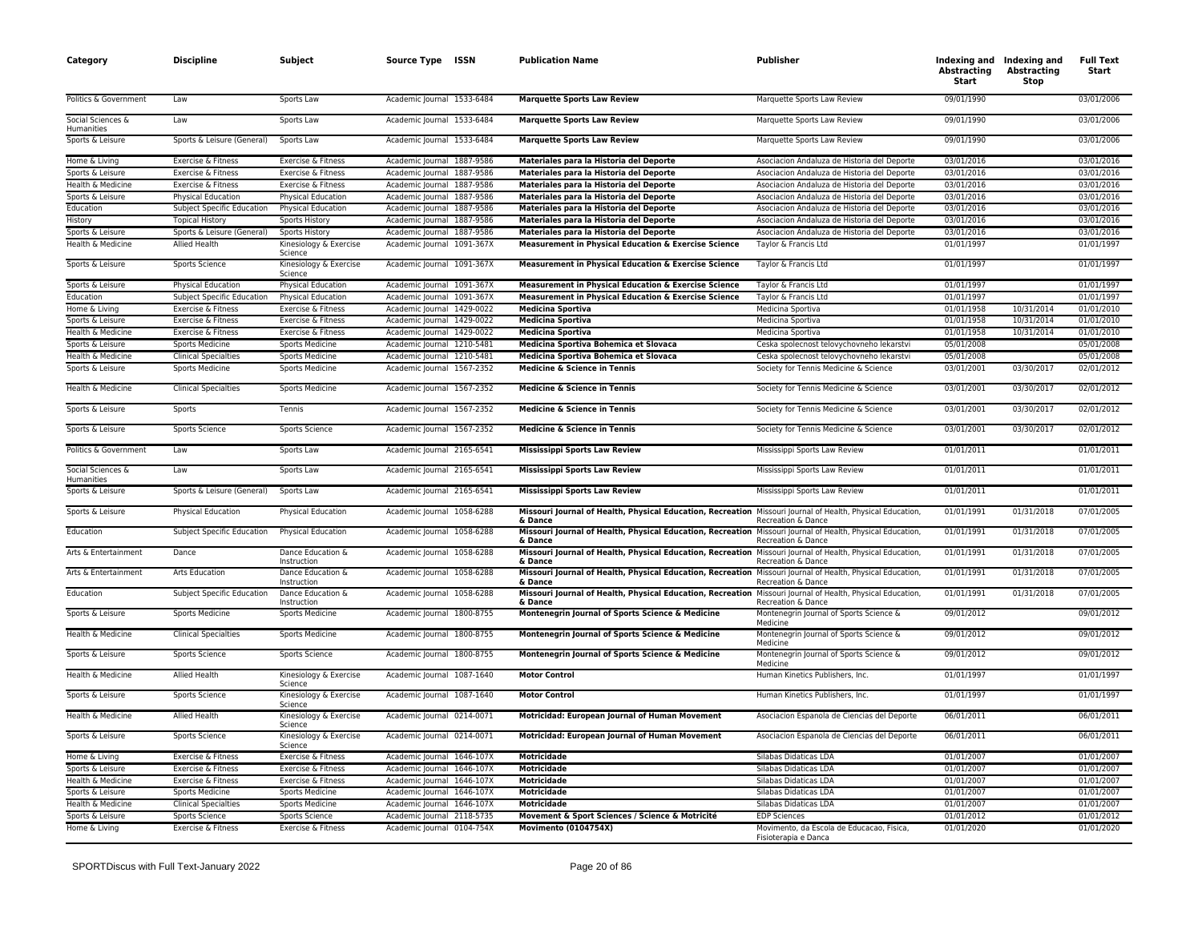| Category | Discipline | Subject | Source Type | ISSN | Publication Name | Publisher | Indexing and Abstracting Start | Indexing and Abstracting Stop | Full Text Start |
|---|---|---|---|---|---|---|---|---|---|
| Politics & Government | Law | Sports Law | Academic Journal | 1533-6484 | **Marquette Sports Law Review** | Marquette Sports Law Review | 09/01/1990 | | 03/01/2006 |
| Social Sciences & Humanities | Law | Sports Law | Academic Journal | 1533-6484 | **Marquette Sports Law Review** | Marquette Sports Law Review | 09/01/1990 | | 03/01/2006 |
| Sports & Leisure | Sports & Leisure (General) | Sports Law | Academic Journal | 1533-6484 | **Marquette Sports Law Review** | Marquette Sports Law Review | 09/01/1990 | | 03/01/2006 |
| Home & Living | Exercise & Fitness | Exercise & Fitness | Academic Journal | 1887-9586 | **Materiales para la Historia del Deporte** | Asociacion Andaluza de Historia del Deporte | 03/01/2016 | | 03/01/2016 |
| Sports & Leisure | Exercise & Fitness | Exercise & Fitness | Academic Journal | 1887-9586 | **Materiales para la Historia del Deporte** | Asociacion Andaluza de Historia del Deporte | 03/01/2016 | | 03/01/2016 |
| Health & Medicine | Exercise & Fitness | Exercise & Fitness | Academic Journal | 1887-9586 | **Materiales para la Historia del Deporte** | Asociacion Andaluza de Historia del Deporte | 03/01/2016 | | 03/01/2016 |
| Sports & Leisure | Physical Education | Physical Education | Academic Journal | 1887-9586 | **Materiales para la Historia del Deporte** | Asociacion Andaluza de Historia del Deporte | 03/01/2016 | | 03/01/2016 |
| Education | Subject Specific Education | Physical Education | Academic Journal | 1887-9586 | **Materiales para la Historia del Deporte** | Asociacion Andaluza de Historia del Deporte | 03/01/2016 | | 03/01/2016 |
| History | Topical History | Sports History | Academic Journal | 1887-9586 | **Materiales para la Historia del Deporte** | Asociacion Andaluza de Historia del Deporte | 03/01/2016 | | 03/01/2016 |
| Sports & Leisure | Sports & Leisure (General) | Sports History | Academic Journal | 1887-9586 | **Materiales para la Historia del Deporte** | Asociacion Andaluza de Historia del Deporte | 03/01/2016 | | 03/01/2016 |
| Health & Medicine | Allied Health | Kinesiology & Exercise Science | Academic Journal | 1091-367X | **Measurement in Physical Education & Exercise Science** | Taylor & Francis Ltd | 01/01/1997 | | 01/01/1997 |
| Sports & Leisure | Sports Science | Kinesiology & Exercise Science | Academic Journal | 1091-367X | **Measurement in Physical Education & Exercise Science** | Taylor & Francis Ltd | 01/01/1997 | | 01/01/1997 |
| Sports & Leisure | Physical Education | Physical Education | Academic Journal | 1091-367X | **Measurement in Physical Education & Exercise Science** | Taylor & Francis Ltd | 01/01/1997 | | 01/01/1997 |
| Education | Subject Specific Education | Physical Education | Academic Journal | 1091-367X | **Measurement in Physical Education & Exercise Science** | Taylor & Francis Ltd | 01/01/1997 | | 01/01/1997 |
| Home & Living | Exercise & Fitness | Exercise & Fitness | Academic Journal | 1429-0022 | **Medicina Sportiva** | Medicina Sportiva | 01/01/1958 | 10/31/2014 | 01/01/2010 |
| Sports & Leisure | Exercise & Fitness | Exercise & Fitness | Academic Journal | 1429-0022 | **Medicina Sportiva** | Medicina Sportiva | 01/01/1958 | 10/31/2014 | 01/01/2010 |
| Health & Medicine | Exercise & Fitness | Exercise & Fitness | Academic Journal | 1429-0022 | **Medicina Sportiva** | Medicina Sportiva | 01/01/1958 | 10/31/2014 | 01/01/2010 |
| Sports & Leisure | Sports Medicine | Sports Medicine | Academic Journal | 1210-5481 | **Medicina Sportiva Bohemica et Slovaca** | Ceska spolecnost telovychovneho lekarstvi | 05/01/2008 | | 05/01/2008 |
| Health & Medicine | Clinical Specialties | Sports Medicine | Academic Journal | 1210-5481 | **Medicina Sportiva Bohemica et Slovaca** | Ceska spolecnost telovychovneho lekarstvi | 05/01/2008 | | 05/01/2008 |
| Sports & Leisure | Sports Medicine | Sports Medicine | Academic Journal | 1567-2352 | **Medicine & Science in Tennis** | Society for Tennis Medicine & Science | 03/01/2001 | 03/30/2017 | 02/01/2012 |
| Health & Medicine | Clinical Specialties | Sports Medicine | Academic Journal | 1567-2352 | **Medicine & Science in Tennis** | Society for Tennis Medicine & Science | 03/01/2001 | 03/30/2017 | 02/01/2012 |
| Sports & Leisure | Sports | Tennis | Academic Journal | 1567-2352 | **Medicine & Science in Tennis** | Society for Tennis Medicine & Science | 03/01/2001 | 03/30/2017 | 02/01/2012 |
| Sports & Leisure | Sports Science | Sports Science | Academic Journal | 1567-2352 | **Medicine & Science in Tennis** | Society for Tennis Medicine & Science | 03/01/2001 | 03/30/2017 | 02/01/2012 |
| Politics & Government | Law | Sports Law | Academic Journal | 2165-6541 | **Mississippi Sports Law Review** | Mississippi Sports Law Review | 01/01/2011 | | 01/01/2011 |
| Social Sciences & Humanities | Law | Sports Law | Academic Journal | 2165-6541 | **Mississippi Sports Law Review** | Mississippi Sports Law Review | 01/01/2011 | | 01/01/2011 |
| Sports & Leisure | Sports & Leisure (General) | Sports Law | Academic Journal | 2165-6541 | **Mississippi Sports Law Review** | Mississippi Sports Law Review | 01/01/2011 | | 01/01/2011 |
| Sports & Leisure | Physical Education | Physical Education | Academic Journal | 1058-6288 | **Missouri Journal of Health, Physical Education, Recreation & Dance** | Missouri Journal of Health, Physical Education, Recreation & Dance | 01/01/1991 | 01/31/2018 | 07/01/2005 |
| Education | Subject Specific Education | Physical Education | Academic Journal | 1058-6288 | **Missouri Journal of Health, Physical Education, Recreation & Dance** | Missouri Journal of Health, Physical Education, Recreation & Dance | 01/01/1991 | 01/31/2018 | 07/01/2005 |
| Arts & Entertainment | Dance | Dance Education & Instruction | Academic Journal | 1058-6288 | **Missouri Journal of Health, Physical Education, Recreation & Dance** | Missouri Journal of Health, Physical Education, Recreation & Dance | 01/01/1991 | 01/31/2018 | 07/01/2005 |
| Arts & Entertainment | Arts Education | Dance Education & Instruction | Academic Journal | 1058-6288 | **Missouri Journal of Health, Physical Education, Recreation & Dance** | Missouri Journal of Health, Physical Education, Recreation & Dance | 01/01/1991 | 01/31/2018 | 07/01/2005 |
| Education | Subject Specific Education | Dance Education & Instruction | Academic Journal | 1058-6288 | **Missouri Journal of Health, Physical Education, Recreation & Dance** | Missouri Journal of Health, Physical Education, Recreation & Dance | 01/01/1991 | 01/31/2018 | 07/01/2005 |
| Sports & Leisure | Sports Medicine | Sports Medicine | Academic Journal | 1800-8755 | **Montenegrin Journal of Sports Science & Medicine** | Montenegrin Journal of Sports Science & Medicine | 09/01/2012 | | 09/01/2012 |
| Health & Medicine | Clinical Specialties | Sports Medicine | Academic Journal | 1800-8755 | **Montenegrin Journal of Sports Science & Medicine** | Montenegrin Journal of Sports Science & Medicine | 09/01/2012 | | 09/01/2012 |
| Sports & Leisure | Sports Science | Sports Science | Academic Journal | 1800-8755 | **Montenegrin Journal of Sports Science & Medicine** | Montenegrin Journal of Sports Science & Medicine | 09/01/2012 | | 09/01/2012 |
| Health & Medicine | Allied Health | Kinesiology & Exercise Science | Academic Journal | 1087-1640 | **Motor Control** | Human Kinetics Publishers, Inc. | 01/01/1997 | | 01/01/1997 |
| Sports & Leisure | Sports Science | Kinesiology & Exercise Science | Academic Journal | 1087-1640 | **Motor Control** | Human Kinetics Publishers, Inc. | 01/01/1997 | | 01/01/1997 |
| Health & Medicine | Allied Health | Kinesiology & Exercise Science | Academic Journal | 0214-0071 | **Motricidad: European Journal of Human Movement** | Asociacion Espanola de Ciencias del Deporte | 06/01/2011 | | 06/01/2011 |
| Sports & Leisure | Sports Science | Kinesiology & Exercise Science | Academic Journal | 0214-0071 | **Motricidad: European Journal of Human Movement** | Asociacion Espanola de Ciencias del Deporte | 06/01/2011 | | 06/01/2011 |
| Home & Living | Exercise & Fitness | Exercise & Fitness | Academic Journal | 1646-107X | **Motricidade** | Silabas Didaticas LDA | 01/01/2007 | | 01/01/2007 |
| Sports & Leisure | Exercise & Fitness | Exercise & Fitness | Academic Journal | 1646-107X | **Motricidade** | Silabas Didaticas LDA | 01/01/2007 | | 01/01/2007 |
| Health & Medicine | Exercise & Fitness | Exercise & Fitness | Academic Journal | 1646-107X | **Motricidade** | Silabas Didaticas LDA | 01/01/2007 | | 01/01/2007 |
| Sports & Leisure | Sports Medicine | Sports Medicine | Academic Journal | 1646-107X | **Motricidade** | Silabas Didaticas LDA | 01/01/2007 | | 01/01/2007 |
| Health & Medicine | Clinical Specialties | Sports Medicine | Academic Journal | 1646-107X | **Motricidade** | Silabas Didaticas LDA | 01/01/2007 | | 01/01/2007 |
| Sports & Leisure | Sports Science | Sports Science | Academic Journal | 2118-5735 | **Movement & Sport Sciences / Science & Motricité** | EDP Sciences | 01/01/2012 | | 01/01/2012 |
| Home & Living | Exercise & Fitness | Exercise & Fitness | Academic Journal | 0104-754X | **Movimento (0104754X)** | Movimento, da Escola de Educacao, Fisica, Fisioterapia e Danca | 01/01/2020 | | 01/01/2020 |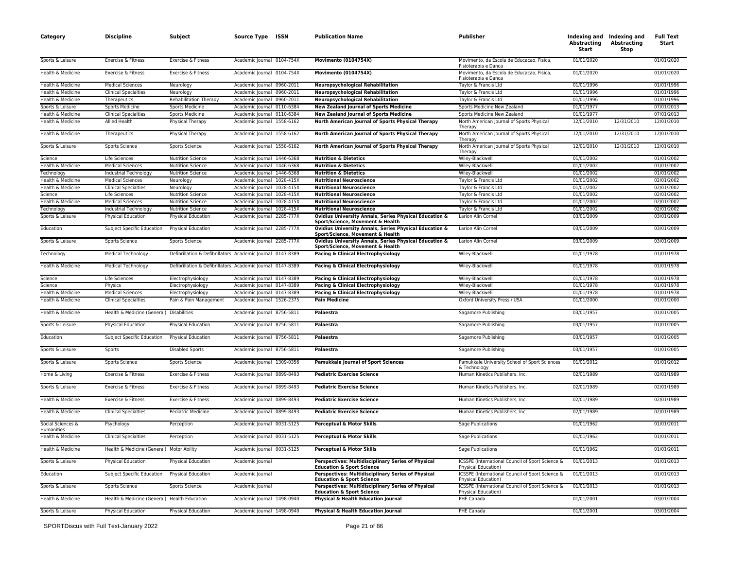| Category | Discipline | Subject | Source Type | ISSN | Publication Name | Publisher | Indexing and Abstracting Start | Indexing and Abstracting Stop | Full Text Start |
|---|---|---|---|---|---|---|---|---|---|
| Sports & Leisure | Exercise & Fitness | Exercise & Fitness | Academic Journal | 0104-754X | **Movimento (0104754X)** | Movimento, da Escola de Educacao, Fisica, Fisioterapia e Danca | 01/01/2020 | | 01/01/2020 |
| Health & Medicine | Exercise & Fitness | Exercise & Fitness | Academic Journal | 0104-754X | **Movimento (0104754X)** | Movimento, da Escola de Educacao, Fisica, Fisioterapia e Danca | 01/01/2020 | | 01/01/2020 |
| Health & Medicine | Medical Sciences | Neurology | Academic Journal | 0960-2011 | **Neuropsychological Rehabilitation** | Taylor & Francis Ltd | 01/01/1996 | | 01/01/1996 |
| Health & Medicine | Clinical Specialties | Neurology | Academic Journal | 0960-2011 | **Neuropsychological Rehabilitation** | Taylor & Francis Ltd | 01/01/1996 | | 01/01/1996 |
| Health & Medicine | Therapeutics | Rehabilitation Therapy | Academic Journal | 0960-2011 | **Neuropsychological Rehabilitation** | Taylor & Francis Ltd | 01/01/1996 | | 01/01/1996 |
| Sports & Leisure | Sports Medicine | Sports Medicine | Academic Journal | 0110-6384 | **New Zealand Journal of Sports Medicine** | Sports Medicine New Zealand | 01/01/1977 | | 07/01/2013 |
| Health & Medicine | Clinical Specialties | Sports Medicine | Academic Journal | 0110-6384 | **New Zealand Journal of Sports Medicine** | Sports Medicine New Zealand | 01/01/1977 | | 07/01/2013 |
| Health & Medicine | Allied Health | Physical Therapy | Academic Journal | 1558-6162 | **North American Journal of Sports Physical Therapy** | North American Journal of Sports Physical Therapy | 12/01/2010 | 12/31/2010 | 12/01/2010 |
| Health & Medicine | Therapeutics | Physical Therapy | Academic Journal | 1558-6162 | **North American Journal of Sports Physical Therapy** | North American Journal of Sports Physical Therapy | 12/01/2010 | 12/31/2010 | 12/01/2010 |
| Sports & Leisure | Sports Science | Sports Science | Academic Journal | 1558-6162 | **North American Journal of Sports Physical Therapy** | North American Journal of Sports Physical Therapy | 12/01/2010 | 12/31/2010 | 12/01/2010 |
| Science | Life Sciences | Nutrition Science | Academic Journal | 1446-6368 | **Nutrition & Dietetics** | Wiley-Blackwell | 01/01/2002 | | 01/01/2002 |
| Health & Medicine | Medical Sciences | Nutrition Science | Academic Journal | 1446-6368 | **Nutrition & Dietetics** | Wiley-Blackwell | 01/01/2002 | | 01/01/2002 |
| Technology | Industrial Technology | Nutrition Science | Academic Journal | 1446-6368 | **Nutrition & Dietetics** | Wiley-Blackwell | 01/01/2002 | | 01/01/2002 |
| Health & Medicine | Medical Sciences | Neurology | Academic Journal | 1028-415X | **Nutritional Neuroscience** | Taylor & Francis Ltd | 01/01/2002 | | 02/01/2002 |
| Health & Medicine | Clinical Specialties | Neurology | Academic Journal | 1028-415X | **Nutritional Neuroscience** | Taylor & Francis Ltd | 01/01/2002 | | 02/01/2002 |
| Science | Life Sciences | Nutrition Science | Academic Journal | 1028-415X | **Nutritional Neuroscience** | Taylor & Francis Ltd | 01/01/2002 | | 02/01/2002 |
| Health & Medicine | Medical Sciences | Nutrition Science | Academic Journal | 1028-415X | **Nutritional Neuroscience** | Taylor & Francis Ltd | 01/01/2002 | | 02/01/2002 |
| Technology | Industrial Technology | Nutrition Science | Academic Journal | 1028-415X | **Nutritional Neuroscience** | Taylor & Francis Ltd | 01/01/2002 | | 02/01/2002 |
| Sports & Leisure | Physical Education | Physical Education | Academic Journal | 2285-777X | **Ovidius University Annals, Series Physical Education & Sport/Science, Movement & Health** | Larion Alin Cornel | 03/01/2009 | | 03/01/2009 |
| Education | Subject Specific Education | Physical Education | Academic Journal | 2285-777X | **Ovidius University Annals, Series Physical Education & Sport/Science, Movement & Health** | Larion Alin Cornel | 03/01/2009 | | 03/01/2009 |
| Sports & Leisure | Sports Science | Sports Science | Academic Journal | 2285-777X | **Ovidius University Annals, Series Physical Education & Sport/Science, Movement & Health** | Larion Alin Cornel | 03/01/2009 | | 03/01/2009 |
| Technology | Medical Technology | Defibrillation & Defibrillators | Academic Journal | 0147-8389 | **Pacing & Clinical Electrophysiology** | Wiley-Blackwell | 01/01/1978 | | 01/01/1978 |
| Health & Medicine | Medical Technology | Defibrillation & Defibrillators | Academic Journal | 0147-8389 | **Pacing & Clinical Electrophysiology** | Wiley-Blackwell | 01/01/1978 | | 01/01/1978 |
| Science | Life Sciences | Electrophysiology | Academic Journal | 0147-8389 | **Pacing & Clinical Electrophysiology** | Wiley-Blackwell | 01/01/1978 | | 01/01/1978 |
| Science | Physics | Electrophysiology | Academic Journal | 0147-8389 | **Pacing & Clinical Electrophysiology** | Wiley-Blackwell | 01/01/1978 | | 01/01/1978 |
| Health & Medicine | Medical Sciences | Electrophysiology | Academic Journal | 0147-8389 | **Pacing & Clinical Electrophysiology** | Wiley-Blackwell | 01/01/1978 | | 01/01/1978 |
| Health & Medicine | Clinical Specialties | Pain & Pain Management | Academic Journal | 1526-2375 | **Pain Medicine** | Oxford University Press / USA | 01/01/2000 | | 01/01/2000 |
| Health & Medicine | Health & Medicine (General) | Disabilities | Academic Journal | 8756-5811 | **Palaestra** | Sagamore Publishing | 03/01/1957 | | 01/01/2005 |
| Sports & Leisure | Physical Education | Physical Education | Academic Journal | 8756-5811 | **Palaestra** | Sagamore Publishing | 03/01/1957 | | 01/01/2005 |
| Education | Subject Specific Education | Physical Education | Academic Journal | 8756-5811 | **Palaestra** | Sagamore Publishing | 03/01/1957 | | 01/01/2005 |
| Sports & Leisure | Sports | Disabled Sports | Academic Journal | 8756-5811 | **Palaestra** | Sagamore Publishing | 03/01/1957 | | 01/01/2005 |
| Sports & Leisure | Sports Science | Sports Science | Academic Journal | 1309-0356 | **Pamukkale Journal of Sport Sciences** | Pamukkale University School of Sport Sciences & Technology | 01/01/2012 | | 01/01/2012 |
| Home & Living | Exercise & Fitness | Exercise & Fitness | Academic Journal | 0899-8493 | **Pediatric Exercise Science** | Human Kinetics Publishers, Inc. | 02/01/1989 | | 02/01/1989 |
| Sports & Leisure | Exercise & Fitness | Exercise & Fitness | Academic Journal | 0899-8493 | **Pediatric Exercise Science** | Human Kinetics Publishers, Inc. | 02/01/1989 | | 02/01/1989 |
| Health & Medicine | Exercise & Fitness | Exercise & Fitness | Academic Journal | 0899-8493 | **Pediatric Exercise Science** | Human Kinetics Publishers, Inc. | 02/01/1989 | | 02/01/1989 |
| Health & Medicine | Clinical Specialties | Pediatric Medicine | Academic Journal | 0899-8493 | **Pediatric Exercise Science** | Human Kinetics Publishers, Inc. | 02/01/1989 | | 02/01/1989 |
| Social Sciences & Humanities | Psychology | Perception | Academic Journal | 0031-5125 | **Perceptual & Motor Skills** | Sage Publications | 01/01/1962 | | 01/01/2011 |
| Health & Medicine | Clinical Specialties | Perception | Academic Journal | 0031-5125 | **Perceptual & Motor Skills** | Sage Publications | 01/01/1962 | | 01/01/2011 |
| Health & Medicine | Health & Medicine (General) | Motor Ability | Academic Journal | 0031-5125 | **Perceptual & Motor Skills** | Sage Publications | 01/01/1962 | | 01/01/2011 |
| Sports & Leisure | Physical Education | Physical Education | Academic Journal | | **Perspectives: Multidisciplinary Series of Physical Education & Sport Science** | ICSSPE (International Council of Sport Science & Physical Education) | 01/01/2013 | | 01/01/2013 |
| Education | Subject Specific Education | Physical Education | Academic Journal | | **Perspectives: Multidisciplinary Series of Physical Education & Sport Science** | ICSSPE (International Council of Sport Science & Physical Education) | 01/01/2013 | | 01/01/2013 |
| Sports & Leisure | Sports Science | Sports Science | Academic Journal | | **Perspectives: Multidisciplinary Series of Physical Education & Sport Science** | ICSSPE (International Council of Sport Science & Physical Education) | 01/01/2013 | | 01/01/2013 |
| Health & Medicine | Health & Medicine (General) | Health Education | Academic Journal | 1498-0940 | **Physical & Health Education Journal** | PHE Canada | 01/01/2001 | | 03/01/2004 |
| Sports & Leisure | Physical Education | Physical Education | Academic Journal | 1498-0940 | **Physical & Health Education Journal** | PHE Canada | 01/01/2001 | | 03/01/2004 |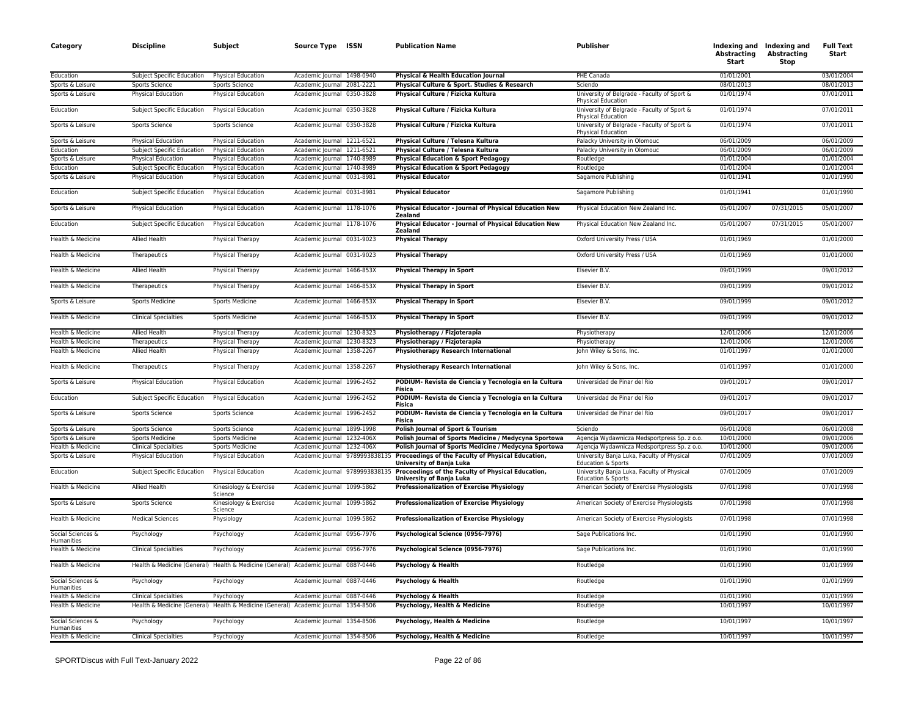| Category | Discipline | Subject | Source Type | ISSN | Publication Name | Publisher | Indexing and Abstracting Start | Indexing and Abstracting Stop | Full Text Start |
|---|---|---|---|---|---|---|---|---|---|
| Education | Subject Specific Education | Physical Education | Academic Journal | 1498-0940 | **Physical & Health Education Journal** | PHE Canada | 01/01/2001 | | 03/01/2004 |
| Sports & Leisure | Sports Science | Sports Science | Academic Journal | 2081-2221 | **Physical Culture & Sport. Studies & Research** | Sciendo | 08/01/2013 | | 08/01/2013 |
| Sports & Leisure | Physical Education | Physical Education | Academic Journal | 0350-3828 | **Physical Culture / Fizicka Kultura** | University of Belgrade - Faculty of Sport & Physical Education | 01/01/1974 | | 07/01/2011 |
| Education | Subject Specific Education | Physical Education | Academic Journal | 0350-3828 | **Physical Culture / Fizicka Kultura** | University of Belgrade - Faculty of Sport & Physical Education | 01/01/1974 | | 07/01/2011 |
| Sports & Leisure | Sports Science | Sports Science | Academic Journal | 0350-3828 | **Physical Culture / Fizicka Kultura** | University of Belgrade - Faculty of Sport & Physical Education | 01/01/1974 | | 07/01/2011 |
| Sports & Leisure | Physical Education | Physical Education | Academic Journal | 1211-6521 | **Physical Culture / Telesna Kultura** | Palacky University in Olomouc | 06/01/2009 | | 06/01/2009 |
| Education | Subject Specific Education | Physical Education | Academic Journal | 1211-6521 | **Physical Culture / Telesna Kultura** | Palacky University in Olomouc | 06/01/2009 | | 06/01/2009 |
| Sports & Leisure | Physical Education | Physical Education | Academic Journal | 1740-8989 | **Physical Education & Sport Pedagogy** | Routledge | 01/01/2004 | | 01/01/2004 |
| Education | Subject Specific Education | Physical Education | Academic Journal | 1740-8989 | **Physical Education & Sport Pedagogy** | Routledge | 01/01/2004 | | 01/01/2004 |
| Sports & Leisure | Physical Education | Physical Education | Academic Journal | 0031-8981 | **Physical Educator** | Sagamore Publishing | 01/01/1941 | | 01/01/1990 |
| Education | Subject Specific Education | Physical Education | Academic Journal | 0031-8981 | **Physical Educator** | Sagamore Publishing | 01/01/1941 | | 01/01/1990 |
| Sports & Leisure | Physical Education | Physical Education | Academic Journal | 1178-1076 | **Physical Educator - Journal of Physical Education New Zealand** | Physical Education New Zealand Inc. | 05/01/2007 | 07/31/2015 | 05/01/2007 |
| Education | Subject Specific Education | Physical Education | Academic Journal | 1178-1076 | **Physical Educator - Journal of Physical Education New Zealand** | Physical Education New Zealand Inc. | 05/01/2007 | 07/31/2015 | 05/01/2007 |
| Health & Medicine | Allied Health | Physical Therapy | Academic Journal | 0031-9023 | **Physical Therapy** | Oxford University Press / USA | 01/01/1969 | | 01/01/2000 |
| Health & Medicine | Therapeutics | Physical Therapy | Academic Journal | 0031-9023 | **Physical Therapy** | Oxford University Press / USA | 01/01/1969 | | 01/01/2000 |
| Health & Medicine | Allied Health | Physical Therapy | Academic Journal | 1466-853X | **Physical Therapy in Sport** | Elsevier B.V. | 09/01/1999 | | 09/01/2012 |
| Health & Medicine | Therapeutics | Physical Therapy | Academic Journal | 1466-853X | **Physical Therapy in Sport** | Elsevier B.V. | 09/01/1999 | | 09/01/2012 |
| Sports & Leisure | Sports Medicine | Sports Medicine | Academic Journal | 1466-853X | **Physical Therapy in Sport** | Elsevier B.V. | 09/01/1999 | | 09/01/2012 |
| Health & Medicine | Clinical Specialties | Sports Medicine | Academic Journal | 1466-853X | **Physical Therapy in Sport** | Elsevier B.V. | 09/01/1999 | | 09/01/2012 |
| Health & Medicine | Allied Health | Physical Therapy | Academic Journal | 1230-8323 | **Physiotherapy / Fizjoterapia** | Physiotherapy | 12/01/2006 | | 12/01/2006 |
| Health & Medicine | Therapeutics | Physical Therapy | Academic Journal | 1230-8323 | **Physiotherapy / Fizjoterapia** | Physiotherapy | 12/01/2006 | | 12/01/2006 |
| Health & Medicine | Allied Health | Physical Therapy | Academic Journal | 1358-2267 | **Physiotherapy Research International** | John Wiley & Sons, Inc. | 01/01/1997 | | 01/01/2000 |
| Health & Medicine | Therapeutics | Physical Therapy | Academic Journal | 1358-2267 | **Physiotherapy Research International** | John Wiley & Sons, Inc. | 01/01/1997 | | 01/01/2000 |
| Sports & Leisure | Physical Education | Physical Education | Academic Journal | 1996-2452 | **PODIUM- Revista de Ciencia y Tecnología en la Cultura Física** | Universidad de Pinar del Rio | 09/01/2017 | | 09/01/2017 |
| Education | Subject Specific Education | Physical Education | Academic Journal | 1996-2452 | **PODIUM- Revista de Ciencia y Tecnología en la Cultura Física** | Universidad de Pinar del Rio | 09/01/2017 | | 09/01/2017 |
| Sports & Leisure | Sports Science | Sports Science | Academic Journal | 1996-2452 | **PODIUM- Revista de Ciencia y Tecnología en la Cultura Física** | Universidad de Pinar del Rio | 09/01/2017 | | 09/01/2017 |
| Sports & Leisure | Sports Science | Sports Science | Academic Journal | 1899-1998 | **Polish Journal of Sport & Tourism** | Sciendo | 06/01/2008 | | 06/01/2008 |
| Sports & Leisure | Sports Medicine | Sports Medicine | Academic Journal | 1232-406X | **Polish Journal of Sports Medicine / Medycyna Sportowa** | Agencja Wydawnicza Medsportpress Sp. z o.o. | 10/01/2000 | | 09/01/2006 |
| Health & Medicine | Clinical Specialties | Sports Medicine | Academic Journal | 1232-406X | **Polish Journal of Sports Medicine / Medycyna Sportowa** | Agencja Wydawnicza Medsportpress Sp. z o.o. | 10/01/2000 | | 09/01/2006 |
| Sports & Leisure | Physical Education | Physical Education | Academic Journal | 9789993838135 | **Proceedings of the Faculty of Physical Education, University of Banja Luka** | University Banja Luka, Faculty of Physical Education & Sports | 07/01/2009 | | 07/01/2009 |
| Education | Subject Specific Education | Physical Education | Academic Journal | 9789993838135 | **Proceedings of the Faculty of Physical Education, University of Banja Luka** | University Banja Luka, Faculty of Physical Education & Sports | 07/01/2009 | | 07/01/2009 |
| Health & Medicine | Allied Health | Kinesiology & Exercise Science | Academic Journal | 1099-5862 | **Professionalization of Exercise Physiology** | American Society of Exercise Physiologists | 07/01/1998 | | 07/01/1998 |
| Sports & Leisure | Sports Science | Kinesiology & Exercise Science | Academic Journal | 1099-5862 | **Professionalization of Exercise Physiology** | American Society of Exercise Physiologists | 07/01/1998 | | 07/01/1998 |
| Health & Medicine | Medical Sciences | Physiology | Academic Journal | 1099-5862 | **Professionalization of Exercise Physiology** | American Society of Exercise Physiologists | 07/01/1998 | | 07/01/1998 |
| Social Sciences & Humanities | Psychology | Psychology | Academic Journal | 0956-7976 | **Psychological Science (0956-7976)** | Sage Publications Inc. | 01/01/1990 | | 01/01/1990 |
| Health & Medicine | Clinical Specialties | Psychology | Academic Journal | 0956-7976 | **Psychological Science (0956-7976)** | Sage Publications Inc. | 01/01/1990 | | 01/01/1990 |
| Health & Medicine | Health & Medicine (General) | Health & Medicine (General) | Academic Journal | 0887-0446 | **Psychology & Health** | Routledge | 01/01/1990 | | 01/01/1999 |
| Social Sciences & Humanities | Psychology | Psychology | Academic Journal | 0887-0446 | **Psychology & Health** | Routledge | 01/01/1990 | | 01/01/1999 |
| Health & Medicine | Clinical Specialties | Psychology | Academic Journal | 0887-0446 | **Psychology & Health** | Routledge | 01/01/1990 | | 01/01/1999 |
| Health & Medicine | Health & Medicine (General) | Health & Medicine (General) | Academic Journal | 1354-8506 | **Psychology, Health & Medicine** | Routledge | 10/01/1997 | | 10/01/1997 |
| Social Sciences & Humanities | Psychology | Psychology | Academic Journal | 1354-8506 | **Psychology, Health & Medicine** | Routledge | 10/01/1997 | | 10/01/1997 |
| Health & Medicine | Clinical Specialties | Psychology | Academic Journal | 1354-8506 | **Psychology, Health & Medicine** | Routledge | 10/01/1997 | | 10/01/1997 |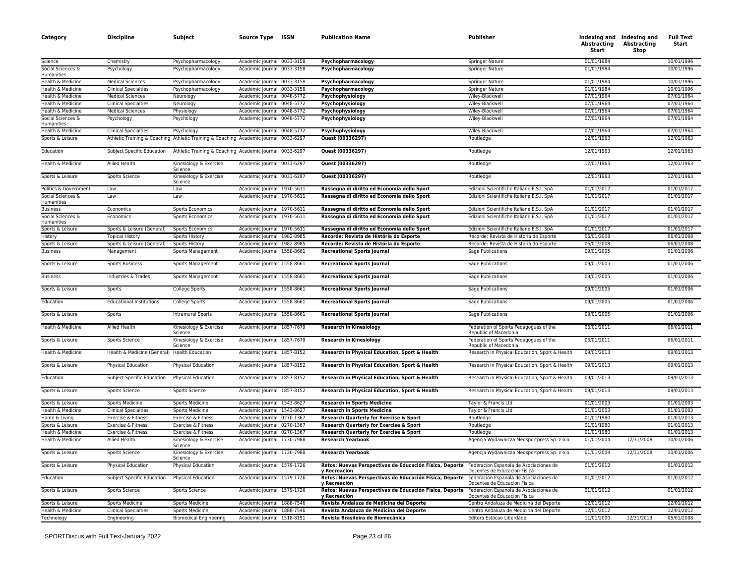| Category | Discipline | Subject | Source Type | ISSN | Publication Name | Publisher | Indexing and Abstracting Start | Indexing and Abstracting Stop | Full Text Start |
|---|---|---|---|---|---|---|---|---|---|
| Science | Chemistry | Psychopharmacology | Academic Journal | 0033-3158 | **Psychopharmacology** | Springer Nature | 01/01/1984 | | 10/01/1996 |
| Social Sciences & Humanities | Psychology | Psychopharmacology | Academic Journal | 0033-3158 | **Psychopharmacology** | Springer Nature | 01/01/1984 | | 10/01/1996 |
| Health & Medicine | Medical Sciences | Psychopharmacology | Academic Journal | 0033-3158 | **Psychopharmacology** | Springer Nature | 01/01/1984 | | 10/01/1996 |
| Health & Medicine | Clinical Specialties | Psychopharmacology | Academic Journal | 0033-3158 | **Psychopharmacology** | Springer Nature | 01/01/1984 | | 10/01/1996 |
| Health & Medicine | Medical Sciences | Neurology | Academic Journal | 0048-5772 | **Psychophysiology** | Wiley-Blackwell | 07/01/1964 | | 07/01/1964 |
| Health & Medicine | Clinical Specialties | Neurology | Academic Journal | 0048-5772 | **Psychophysiology** | Wiley-Blackwell | 07/01/1964 | | 07/01/1964 |
| Health & Medicine | Medical Sciences | Physiology | Academic Journal | 0048-5772 | **Psychophysiology** | Wiley-Blackwell | 07/01/1964 | | 07/01/1964 |
| Social Sciences & Humanities | Psychology | Psychology | Academic Journal | 0048-5772 | **Psychophysiology** | Wiley-Blackwell | 07/01/1964 | | 07/01/1964 |
| Health & Medicine | Clinical Specialties | Psychology | Academic Journal | 0048-5772 | **Psychophysiology** | Wiley-Blackwell | 07/01/1964 | | 07/01/1964 |
| Sports & Leisure | Athletic Training & Coaching | Athletic Training & Coaching | Academic Journal | 0033-6297 | **Quest (00336297)** | Routledge | 12/01/1963 | | 12/01/1963 |
| Education | Subject Specific Education | Athletic Training & Coaching | Academic Journal | 0033-6297 | **Quest (00336297)** | Routledge | 12/01/1963 | | 12/01/1963 |
| Health & Medicine | Allied Health | Kinesiology & Exercise Science | Academic Journal | 0033-6297 | **Quest (00336297)** | Routledge | 12/01/1963 | | 12/01/1963 |
| Sports & Leisure | Sports Science | Kinesiology & Exercise Science | Academic Journal | 0033-6297 | **Quest (00336297)** | Routledge | 12/01/1963 | | 12/01/1963 |
| Politics & Government | Law | Law | Academic Journal | 1970-5611 | **Rassegna di diritto ed Economia dello Sport** | Edizioni Scientifiche Italiane E.S.I. SpA | 01/01/2017 | | 01/01/2017 |
| Social Sciences & Humanities | Law | Law | Academic Journal | 1970-5611 | **Rassegna di diritto ed Economia dello Sport** | Edizioni Scientifiche Italiane E.S.I. SpA | 01/01/2017 | | 01/01/2017 |
| Business | Economics | Sports Economics | Academic Journal | 1970-5611 | **Rassegna di diritto ed Economia dello Sport** | Edizioni Scientifiche Italiane E.S.I. SpA | 01/01/2017 | | 01/01/2017 |
| Social Sciences & Humanities | Economics | Sports Economics | Academic Journal | 1970-5611 | **Rassegna di diritto ed Economia dello Sport** | Edizioni Scientifiche Italiane E.S.I. SpA | 01/01/2017 | | 01/01/2017 |
| Sports & Leisure | Sports & Leisure (General) | Sports Economics | Academic Journal | 1970-5611 | **Rassegna di diritto ed Economia dello Sport** | Edizioni Scientifiche Italiane E.S.I. SpA | 01/01/2017 | | 01/01/2017 |
| History | Topical History | Sports History | Academic Journal | 1982-8985 | **Recorde: Revista de História do Esporte** | Recorde: Revista de Historia do Esporte | 06/01/2008 | | 06/01/2008 |
| Sports & Leisure | Sports & Leisure (General) | Sports History | Academic Journal | 1982-8985 | **Recorde: Revista de História do Esporte** | Recorde: Revista de Historia do Esporte | 06/01/2008 | | 06/01/2008 |
| Business | Management | Sports Management | Academic Journal | 1558-8661 | **Recreational Sports Journal** | Sage Publications | 09/01/2005 | | 01/01/2006 |
| Sports & Leisure | Sports Business | Sports Management | Academic Journal | 1558-8661 | **Recreational Sports Journal** | Sage Publications | 09/01/2005 | | 01/01/2006 |
| Business | Industries & Trades | Sports Management | Academic Journal | 1558-8661 | **Recreational Sports Journal** | Sage Publications | 09/01/2005 | | 01/01/2006 |
| Sports & Leisure | Sports | College Sports | Academic Journal | 1558-8661 | **Recreational Sports Journal** | Sage Publications | 09/01/2005 | | 01/01/2006 |
| Education | Educational Institutions | College Sports | Academic Journal | 1558-8661 | **Recreational Sports Journal** | Sage Publications | 09/01/2005 | | 01/01/2006 |
| Sports & Leisure | Sports | Intramural Sports | Academic Journal | 1558-8661 | **Recreational Sports Journal** | Sage Publications | 09/01/2005 | | 01/01/2006 |
| Health & Medicine | Allied Health | Kinesiology & Exercise Science | Academic Journal | 1857-7679 | **Research in Kinesiology** | Federation of Sports Pedagogues of the Republic of Macedonia | 06/01/2011 | | 06/01/2011 |
| Sports & Leisure | Sports Science | Kinesiology & Exercise Science | Academic Journal | 1857-7679 | **Research in Kinesiology** | Federation of Sports Pedagogues of the Republic of Macedonia | 06/01/2011 | | 06/01/2011 |
| Health & Medicine | Health & Medicine (General) | Health Education | Academic Journal | 1857-8152 | **Research in Physical Education, Sport & Health** | Research in Physical Education, Sport & Health | 09/01/2013 | | 09/01/2013 |
| Sports & Leisure | Physical Education | Physical Education | Academic Journal | 1857-8152 | **Research in Physical Education, Sport & Health** | Research in Physical Education, Sport & Health | 09/01/2013 | | 09/01/2013 |
| Education | Subject Specific Education | Physical Education | Academic Journal | 1857-8152 | **Research in Physical Education, Sport & Health** | Research in Physical Education, Sport & Health | 09/01/2013 | | 09/01/2013 |
| Sports & Leisure | Sports Science | Sports Science | Academic Journal | 1857-8152 | **Research in Physical Education, Sport & Health** | Research in Physical Education, Sport & Health | 09/01/2013 | | 09/01/2013 |
| Sports & Leisure | Sports Medicine | Sports Medicine | Academic Journal | 1543-8627 | **Research in Sports Medicine** | Taylor & Francis Ltd | 01/01/2003 | | 01/01/2003 |
| Health & Medicine | Clinical Specialties | Sports Medicine | Academic Journal | 1543-8627 | **Research in Sports Medicine** | Taylor & Francis Ltd | 01/01/2003 | | 01/01/2003 |
| Home & Living | Exercise & Fitness | Exercise & Fitness | Academic Journal | 0270-1367 | **Research Quarterly for Exercise & Sport** | Routledge | 01/01/1980 | | 01/01/2013 |
| Sports & Leisure | Exercise & Fitness | Exercise & Fitness | Academic Journal | 0270-1367 | **Research Quarterly for Exercise & Sport** | Routledge | 01/01/1980 | | 01/01/2013 |
| Health & Medicine | Exercise & Fitness | Exercise & Fitness | Academic Journal | 0270-1367 | **Research Quarterly for Exercise & Sport** | Routledge | 01/01/1980 | | 01/01/2013 |
| Health & Medicine | Allied Health | Kinesiology & Exercise Science | Academic Journal | 1730-7988 | **Research Yearbook** | Agencja Wydawnicza Medsportpress Sp. z o.o. | 01/01/2004 | 12/31/2008 | 10/01/2006 |
| Sports & Leisure | Sports Science | Kinesiology & Exercise Science | Academic Journal | 1730-7988 | **Research Yearbook** | Agencja Wydawnicza Medsportpress Sp. z o.o. | 01/01/2004 | 12/31/2008 | 10/01/2006 |
| Sports & Leisure | Physical Education | Physical Education | Academic Journal | 1579-1726 | **Retos: Nuevas Perspectivas de Educación Física, Deporte y Recreación** | Federacion Espanola de Asociaciones de Docentes de Educacion Fisica | 01/01/2012 | | 01/01/2012 |
| Education | Subject Specific Education | Physical Education | Academic Journal | 1579-1726 | **Retos: Nuevas Perspectivas de Educación Física, Deporte y Recreación** | Federacion Espanola de Asociaciones de Docentes de Educacion Fisica | 01/01/2012 | | 01/01/2012 |
| Sports & Leisure | Sports Science | Sports Science | Academic Journal | 1579-1726 | **Retos: Nuevas Perspectivas de Educación Física, Deporte y Recreación** | Federacion Espanola de Asociaciones de Docentes de Educacion Fisica | 01/01/2012 | | 01/01/2012 |
| Sports & Leisure | Sports Medicine | Sports Medicine | Academic Journal | 1888-7546 | **Revista Andaluza de Medicina del Deporte** | Centro Andaluza de Medicina del Deporte | 12/01/2012 | | 12/01/2012 |
| Health & Medicine | Clinical Specialties | Sports Medicine | Academic Journal | 1888-7546 | **Revista Andaluza de Medicina del Deporte** | Centro Andaluza de Medicina del Deporte | 12/01/2012 | | 12/01/2012 |
| Technology | Engineering | Biomedical Engineering | Academic Journal | 1518-8191 | **Revista Brasileira de Biomecânica** | Editora Estacao Liberdade | 11/01/2000 | 12/31/2013 | 05/01/2008 |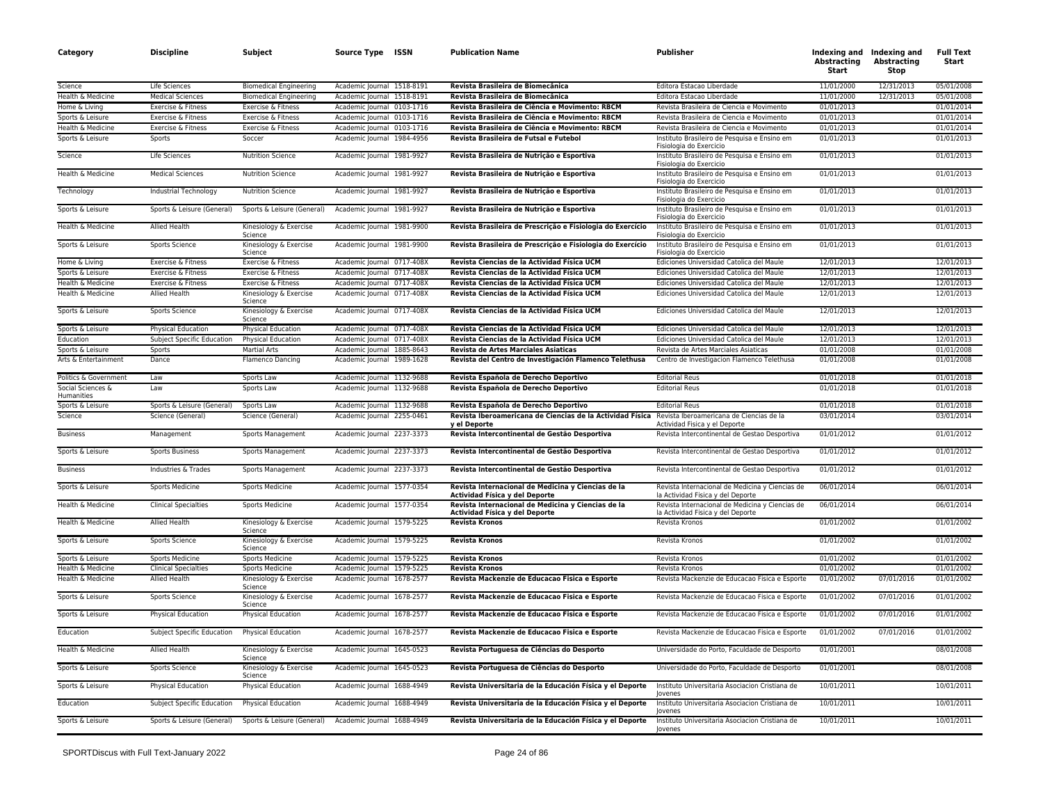| Category | Discipline | Subject | Source Type | ISSN | Publication Name | Publisher | Indexing and Abstracting Start | Indexing and Abstracting Stop | Full Text Start |
|---|---|---|---|---|---|---|---|---|---|
| Science | Life Sciences | Biomedical Engineering | Academic Journal | 1518-8191 | **Revista Brasileira de Biomecânica** | Editora Estacao Liberdade | 11/01/2000 | 12/31/2013 | 05/01/2008 |
| Health & Medicine | Medical Sciences | Biomedical Engineering | Academic Journal | 1518-8191 | **Revista Brasileira de Biomecânica** | Editora Estacao Liberdade | 11/01/2000 | 12/31/2013 | 05/01/2008 |
| Home & Living | Exercise & Fitness | Exercise & Fitness | Academic Journal | 0103-1716 | **Revista Brasileira de Ciência e Movimento: RBCM** | Revista Brasileira de Ciencia e Movimento | 01/01/2013 | | 01/01/2014 |
| Sports & Leisure | Exercise & Fitness | Exercise & Fitness | Academic Journal | 0103-1716 | **Revista Brasileira de Ciência e Movimento: RBCM** | Revista Brasileira de Ciencia e Movimento | 01/01/2013 | | 01/01/2014 |
| Health & Medicine | Exercise & Fitness | Exercise & Fitness | Academic Journal | 0103-1716 | **Revista Brasileira de Ciência e Movimento: RBCM** | Revista Brasileira de Ciencia e Movimento | 01/01/2013 | | 01/01/2014 |
| Sports & Leisure | Sports | Soccer | Academic Journal | 1984-4956 | **Revista Brasileira de Futsal e Futebol** | Instituto Brasileiro de Pesquisa e Ensino em Fisiologia do Exercicio | 01/01/2013 | | 01/01/2013 |
| Science | Life Sciences | Nutrition Science | Academic Journal | 1981-9927 | **Revista Brasileira de Nutrição e Esportiva** | Instituto Brasileiro de Pesquisa e Ensino em Fisiologia do Exercicio | 01/01/2013 | | 01/01/2013 |
| Health & Medicine | Medical Sciences | Nutrition Science | Academic Journal | 1981-9927 | **Revista Brasileira de Nutrição e Esportiva** | Instituto Brasileiro de Pesquisa e Ensino em Fisiologia do Exercicio | 01/01/2013 | | 01/01/2013 |
| Technology | Industrial Technology | Nutrition Science | Academic Journal | 1981-9927 | **Revista Brasileira de Nutrição e Esportiva** | Instituto Brasileiro de Pesquisa e Ensino em Fisiologia do Exercicio | 01/01/2013 | | 01/01/2013 |
| Sports & Leisure | Sports & Leisure (General) | Sports & Leisure (General) | Academic Journal | 1981-9927 | **Revista Brasileira de Nutrição e Esportiva** | Instituto Brasileiro de Pesquisa e Ensino em Fisiologia do Exercicio | 01/01/2013 | | 01/01/2013 |
| Health & Medicine | Allied Health | Kinesiology & Exercise Science | Academic Journal | 1981-9900 | **Revista Brasileira de Prescrição e Fisiologia do Exercício** | Instituto Brasileiro de Pesquisa e Ensino em Fisiologia do Exercicio | 01/01/2013 | | 01/01/2013 |
| Sports & Leisure | Sports Science | Kinesiology & Exercise Science | Academic Journal | 1981-9900 | **Revista Brasileira de Prescrição e Fisiologia do Exercício** | Instituto Brasileiro de Pesquisa e Ensino em Fisiologia do Exercicio | 01/01/2013 | | 01/01/2013 |
| Home & Living | Exercise & Fitness | Exercise & Fitness | Academic Journal | 0717-408X | **Revista Ciencias de la Actividad Física UCM** | Ediciones Universidad Catolica del Maule | 12/01/2013 | | 12/01/2013 |
| Sports & Leisure | Exercise & Fitness | Exercise & Fitness | Academic Journal | 0717-408X | **Revista Ciencias de la Actividad Física UCM** | Ediciones Universidad Catolica del Maule | 12/01/2013 | | 12/01/2013 |
| Health & Medicine | Exercise & Fitness | Exercise & Fitness | Academic Journal | 0717-408X | **Revista Ciencias de la Actividad Física UCM** | Ediciones Universidad Catolica del Maule | 12/01/2013 | | 12/01/2013 |
| Health & Medicine | Allied Health | Kinesiology & Exercise Science | Academic Journal | 0717-408X | **Revista Ciencias de la Actividad Física UCM** | Ediciones Universidad Catolica del Maule | 12/01/2013 | | 12/01/2013 |
| Sports & Leisure | Sports Science | Kinesiology & Exercise Science | Academic Journal | 0717-408X | **Revista Ciencias de la Actividad Física UCM** | Ediciones Universidad Catolica del Maule | 12/01/2013 | | 12/01/2013 |
| Sports & Leisure | Physical Education | Physical Education | Academic Journal | 0717-408X | **Revista Ciencias de la Actividad Física UCM** | Ediciones Universidad Catolica del Maule | 12/01/2013 | | 12/01/2013 |
| Education | Subject Specific Education | Physical Education | Academic Journal | 0717-408X | **Revista Ciencias de la Actividad Física UCM** | Ediciones Universidad Catolica del Maule | 12/01/2013 | | 12/01/2013 |
| Sports & Leisure | Sports | Martial Arts | Academic Journal | 1885-8643 | **Revista de Artes Marciales Asiaticas** | Revista de Artes Marciales Asiaticas | 01/01/2008 | | 01/01/2008 |
| Arts & Entertainment | Dance | Flamenco Dancing | Academic Journal | 1989-1628 | **Revista del Centro de Investigación Flamenco Telethusa** | Centro de Investigacion Flamenco Telethusa | 01/01/2008 | | 01/01/2008 |
| Politics & Government | Law | Sports Law | Academic Journal | 1132-9688 | **Revista Española de Derecho Deportivo** | Editorial Reus | 01/01/2018 | | 01/01/2018 |
| Social Sciences & Humanities | Law | Sports Law | Academic Journal | 1132-9688 | **Revista Española de Derecho Deportivo** | Editorial Reus | 01/01/2018 | | 01/01/2018 |
| Sports & Leisure | Sports & Leisure (General) | Sports Law | Academic Journal | 1132-9688 | **Revista Española de Derecho Deportivo** | Editorial Reus | 01/01/2018 | | 01/01/2018 |
| Science | Science (General) | Science (General) | Academic Journal | 2255-0461 | **Revista Iberoamericana de Ciencias de la Actividad Física y el Deporte** | Revista Iberoamericana de Ciencias de la Actividad Fisica y el Deporte | 03/01/2014 | | 03/01/2014 |
| Business | Management | Sports Management | Academic Journal | 2237-3373 | **Revista Intercontinental de Gestão Desportiva** | Revista Intercontinental de Gestao Desportiva | 01/01/2012 | | 01/01/2012 |
| Sports & Leisure | Sports Business | Sports Management | Academic Journal | 2237-3373 | **Revista Intercontinental de Gestão Desportiva** | Revista Intercontinental de Gestao Desportiva | 01/01/2012 | | 01/01/2012 |
| Business | Industries & Trades | Sports Management | Academic Journal | 2237-3373 | **Revista Intercontinental de Gestão Desportiva** | Revista Intercontinental de Gestao Desportiva | 01/01/2012 | | 01/01/2012 |
| Sports & Leisure | Sports Medicine | Sports Medicine | Academic Journal | 1577-0354 | **Revista Internacional de Medicina y Ciencias de la Actividad Física y del Deporte** | Revista Internacional de Medicina y Ciencias de la Actividad Fisica y del Deporte | 06/01/2014 | | 06/01/2014 |
| Health & Medicine | Clinical Specialties | Sports Medicine | Academic Journal | 1577-0354 | **Revista Internacional de Medicina y Ciencias de la Actividad Física y del Deporte** | Revista Internacional de Medicina y Ciencias de la Actividad Fisica y del Deporte | 06/01/2014 | | 06/01/2014 |
| Health & Medicine | Allied Health | Kinesiology & Exercise Science | Academic Journal | 1579-5225 | **Revista Kronos** | Revista Kronos | 01/01/2002 | | 01/01/2002 |
| Sports & Leisure | Sports Science | Kinesiology & Exercise Science | Academic Journal | 1579-5225 | **Revista Kronos** | Revista Kronos | 01/01/2002 | | 01/01/2002 |
| Sports & Leisure | Sports Medicine | Sports Medicine | Academic Journal | 1579-5225 | **Revista Kronos** | Revista Kronos | 01/01/2002 | | 01/01/2002 |
| Health & Medicine | Clinical Specialties | Sports Medicine | Academic Journal | 1579-5225 | **Revista Kronos** | Revista Kronos | 01/01/2002 | | 01/01/2002 |
| Health & Medicine | Allied Health | Kinesiology & Exercise Science | Academic Journal | 1678-2577 | **Revista Mackenzie de Educacao Fisica e Esporte** | Revista Mackenzie de Educacao Fisica e Esporte | 01/01/2002 | 07/01/2016 | 01/01/2002 |
| Sports & Leisure | Sports Science | Kinesiology & Exercise Science | Academic Journal | 1678-2577 | **Revista Mackenzie de Educacao Fisica e Esporte** | Revista Mackenzie de Educacao Fisica e Esporte | 01/01/2002 | 07/01/2016 | 01/01/2002 |
| Sports & Leisure | Physical Education | Physical Education | Academic Journal | 1678-2577 | **Revista Mackenzie de Educacao Fisica e Esporte** | Revista Mackenzie de Educacao Fisica e Esporte | 01/01/2002 | 07/01/2016 | 01/01/2002 |
| Education | Subject Specific Education | Physical Education | Academic Journal | 1678-2577 | **Revista Mackenzie de Educacao Fisica e Esporte** | Revista Mackenzie de Educacao Fisica e Esporte | 01/01/2002 | 07/01/2016 | 01/01/2002 |
| Health & Medicine | Allied Health | Kinesiology & Exercise Science | Academic Journal | 1645-0523 | **Revista Portuguesa de Ciências do Desporto** | Universidade do Porto, Faculdade de Desporto | 01/01/2001 | | 08/01/2008 |
| Sports & Leisure | Sports Science | Kinesiology & Exercise Science | Academic Journal | 1645-0523 | **Revista Portuguesa de Ciências do Desporto** | Universidade do Porto, Faculdade de Desporto | 01/01/2001 | | 08/01/2008 |
| Sports & Leisure | Physical Education | Physical Education | Academic Journal | 1688-4949 | **Revista Universitaria de la Educación Física y el Deporte** | Instituto Universitario Asociacion Cristiana de Jovenes | 10/01/2011 | | 10/01/2011 |
| Education | Subject Specific Education | Physical Education | Academic Journal | 1688-4949 | **Revista Universitaria de la Educación Física y el Deporte** | Instituto Universitario Asociacion Cristiana de Jovenes | 10/01/2011 | | 10/01/2011 |
| Sports & Leisure | Sports & Leisure (General) | Sports & Leisure (General) | Academic Journal | 1688-4949 | **Revista Universitaria de la Educación Física y el Deporte** | Instituto Universitario Asociacion Cristiana de Jovenes | 10/01/2011 | | 10/01/2011 |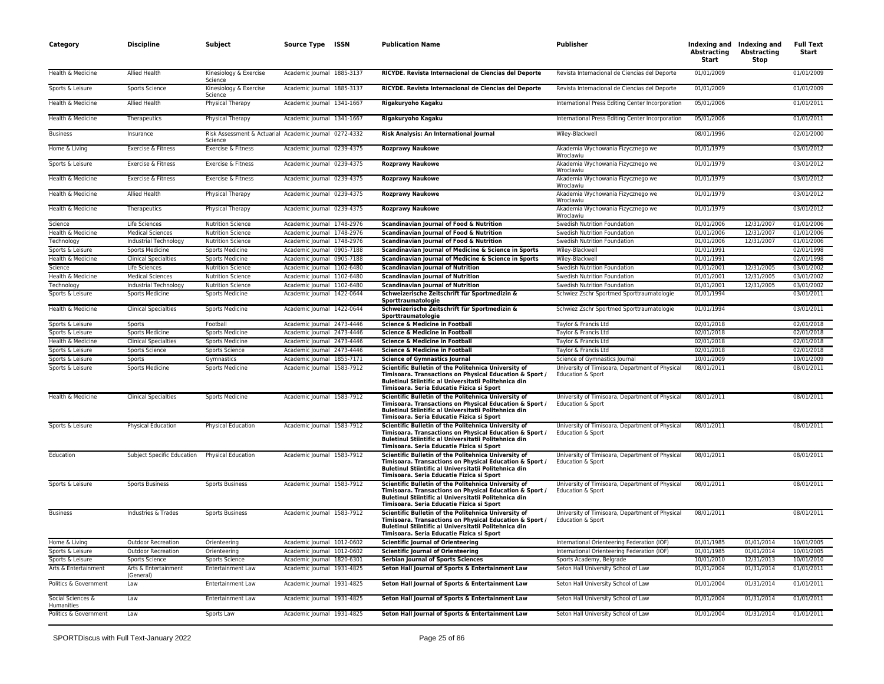| Category | Discipline | Subject | Source Type | ISSN | Publication Name | Publisher | Indexing and Abstracting Start | Indexing and Abstracting Stop | Full Text Start |
|---|---|---|---|---|---|---|---|---|---|
| Health & Medicine | Allied Health | Kinesiology & Exercise Science | Academic Journal | 1885-3137 | **RICYDE. Revista Internacional de Ciencias del Deporte** | Revista Internacional de Ciencias del Deporte | 01/01/2009 | | 01/01/2009 |
| Sports & Leisure | Sports Science | Kinesiology & Exercise Science | Academic Journal | 1885-3137 | **RICYDE. Revista Internacional de Ciencias del Deporte** | Revista Internacional de Ciencias del Deporte | 01/01/2009 | | 01/01/2009 |
| Health & Medicine | Allied Health | Physical Therapy | Academic Journal | 1341-1667 | **Rigakuryoho Kagaku** | International Press Editing Center Incorporation | 05/01/2006 | | 01/01/2011 |
| Health & Medicine | Therapeutics | Physical Therapy | Academic Journal | 1341-1667 | **Rigakuryoho Kagaku** | International Press Editing Center Incorporation | 05/01/2006 | | 01/01/2011 |
| Business | Insurance | Risk Assessment & Actuarial Science | Academic Journal | 0272-4332 | **Risk Analysis: An International Journal** | Wiley-Blackwell | 08/01/1996 | | 02/01/2000 |
| Home & Living | Exercise & Fitness | Exercise & Fitness | Academic Journal | 0239-4375 | **Rozprawy Naukowe** | Akademia Wychowania Fizycznego we Wroclawiu | 01/01/1979 | | 03/01/2012 |
| Sports & Leisure | Exercise & Fitness | Exercise & Fitness | Academic Journal | 0239-4375 | **Rozprawy Naukowe** | Akademia Wychowania Fizycznego we Wroclawiu | 01/01/1979 | | 03/01/2012 |
| Health & Medicine | Exercise & Fitness | Exercise & Fitness | Academic Journal | 0239-4375 | **Rozprawy Naukowe** | Akademia Wychowania Fizycznego we Wroclawiu | 01/01/1979 | | 03/01/2012 |
| Health & Medicine | Allied Health | Physical Therapy | Academic Journal | 0239-4375 | **Rozprawy Naukowe** | Akademia Wychowania Fizycznego we Wroclawiu | 01/01/1979 | | 03/01/2012 |
| Health & Medicine | Therapeutics | Physical Therapy | Academic Journal | 0239-4375 | **Rozprawy Naukowe** | Akademia Wychowania Fizycznego we Wroclawiu | 01/01/1979 | | 03/01/2012 |
| Science | Life Sciences | Nutrition Science | Academic Journal | 1748-2976 | **Scandinavian Journal of Food & Nutrition** | Swedish Nutrition Foundation | 01/01/2006 | 12/31/2007 | 01/01/2006 |
| Health & Medicine | Medical Sciences | Nutrition Science | Academic Journal | 1748-2976 | **Scandinavian Journal of Food & Nutrition** | Swedish Nutrition Foundation | 01/01/2006 | 12/31/2007 | 01/01/2006 |
| Technology | Industrial Technology | Nutrition Science | Academic Journal | 1748-2976 | **Scandinavian Journal of Food & Nutrition** | Swedish Nutrition Foundation | 01/01/2006 | 12/31/2007 | 01/01/2006 |
| Sports & Leisure | Sports Medicine | Sports Medicine | Academic Journal | 0905-7188 | **Scandinavian Journal of Medicine & Science in Sports** | Wiley-Blackwell | 01/01/1991 | | 02/01/1998 |
| Health & Medicine | Clinical Specialties | Sports Medicine | Academic Journal | 0905-7188 | **Scandinavian Journal of Medicine & Science in Sports** | Wiley-Blackwell | 01/01/1991 | | 02/01/1998 |
| Science | Life Sciences | Nutrition Science | Academic Journal | 1102-6480 | **Scandinavian Journal of Nutrition** | Swedish Nutrition Foundation | 01/01/2001 | 12/31/2005 | 03/01/2002 |
| Health & Medicine | Medical Sciences | Nutrition Science | Academic Journal | 1102-6480 | **Scandinavian Journal of Nutrition** | Swedish Nutrition Foundation | 01/01/2001 | 12/31/2005 | 03/01/2002 |
| Technology | Industrial Technology | Nutrition Science | Academic Journal | 1102-6480 | **Scandinavian Journal of Nutrition** | Swedish Nutrition Foundation | 01/01/2001 | 12/31/2005 | 03/01/2002 |
| Sports & Leisure | Sports Medicine | Sports Medicine | Academic Journal | 1422-0644 | **Schweizerische Zeitschrift für Sportmedizin & Sporttraumatologie** | Schwiez Zschr Sportmed Sporttraumatologie | 01/01/1994 | | 03/01/2011 |
| Health & Medicine | Clinical Specialties | Sports Medicine | Academic Journal | 1422-0644 | **Schweizerische Zeitschrift für Sportmedizin & Sporttraumatologie** | Schwiez Zschr Sportmed Sporttraumatologie | 01/01/1994 | | 03/01/2011 |
| Sports & Leisure | Sports | Football | Academic Journal | 2473-4446 | **Science & Medicine in Football** | Taylor & Francis Ltd | 02/01/2018 | | 02/01/2018 |
| Sports & Leisure | Sports Medicine | Sports Medicine | Academic Journal | 2473-4446 | **Science & Medicine in Football** | Taylor & Francis Ltd | 02/01/2018 | | 02/01/2018 |
| Health & Medicine | Clinical Specialties | Sports Medicine | Academic Journal | 2473-4446 | **Science & Medicine in Football** | Taylor & Francis Ltd | 02/01/2018 | | 02/01/2018 |
| Sports & Leisure | Sports Science | Sports Science | Academic Journal | 2473-4446 | **Science & Medicine in Football** | Taylor & Francis Ltd | 02/01/2018 | | 02/01/2018 |
| Sports & Leisure | Sports | Gymnastics | Academic Journal | 1855-7171 | **Science of Gymnastics Journal** | Science of Gymnastics Journal | 10/01/2009 | | 10/01/2009 |
| Sports & Leisure | Sports Medicine | Sports Medicine | Academic Journal | 1583-7912 | **Scientific Bulletin of the Politehnica University of Timisoara. Transactions on Physical Education & Sport / Buletinul Stiintific al Universitatii Politehnica din Timisoara. Seria Educatie Fizica si Sport** | University of Timisoara, Department of Physical Education & Sport | 08/01/2011 | | 08/01/2011 |
| Health & Medicine | Clinical Specialties | Sports Medicine | Academic Journal | 1583-7912 | **Scientific Bulletin of the Politehnica University of Timisoara. Transactions on Physical Education & Sport / Buletinul Stiintific al Universitatii Politehnica din Timisoara. Seria Educatie Fizica si Sport** | University of Timisoara, Department of Physical Education & Sport | 08/01/2011 | | 08/01/2011 |
| Sports & Leisure | Physical Education | Physical Education | Academic Journal | 1583-7912 | **Scientific Bulletin of the Politehnica University of Timisoara. Transactions on Physical Education & Sport / Buletinul Stiintific al Universitatii Politehnica din Timisoara. Seria Educatie Fizica si Sport** | University of Timisoara, Department of Physical Education & Sport | 08/01/2011 | | 08/01/2011 |
| Education | Subject Specific Education | Physical Education | Academic Journal | 1583-7912 | **Scientific Bulletin of the Politehnica University of Timisoara. Transactions on Physical Education & Sport / Buletinul Stiintific al Universitatii Politehnica din Timisoara. Seria Educatie Fizica si Sport** | University of Timisoara, Department of Physical Education & Sport | 08/01/2011 | | 08/01/2011 |
| Sports & Leisure | Sports Business | Sports Business | Academic Journal | 1583-7912 | **Scientific Bulletin of the Politehnica University of Timisoara. Transactions on Physical Education & Sport / Buletinul Stiintific al Universitatii Politehnica din Timisoara. Seria Educatie Fizica si Sport** | University of Timisoara, Department of Physical Education & Sport | 08/01/2011 | | 08/01/2011 |
| Business | Industries & Trades | Sports Business | Academic Journal | 1583-7912 | **Scientific Bulletin of the Politehnica University of Timisoara. Transactions on Physical Education & Sport / Buletinul Stiintific al Universitatii Politehnica din Timisoara. Seria Educatie Fizica si Sport** | University of Timisoara, Department of Physical Education & Sport | 08/01/2011 | | 08/01/2011 |
| Home & Living | Outdoor Recreation | Orienteering | Academic Journal | 1012-0602 | **Scientific Journal of Orienteering** | International Orienteering Federation (IOF) | 01/01/1985 | 01/01/2014 | 10/01/2005 |
| Sports & Leisure | Outdoor Recreation | Orienteering | Academic Journal | 1012-0602 | **Scientific Journal of Orienteering** | International Orienteering Federation (IOF) | 01/01/1985 | 01/01/2014 | 10/01/2005 |
| Sports & Leisure | Sports Science | Sports Science | Academic Journal | 1820-6301 | **Serbian Journal of Sports Sciences** | Sports Academy, Belgrade | 10/01/2010 | 12/31/2013 | 10/01/2010 |
| Arts & Entertainment | Arts & Entertainment (General) | Entertainment Law | Academic Journal | 1931-4825 | **Seton Hall Journal of Sports & Entertainment Law** | Seton Hall University School of Law | 01/01/2004 | 01/31/2014 | 01/01/2011 |
| Politics & Government | Law | Entertainment Law | Academic Journal | 1931-4825 | **Seton Hall Journal of Sports & Entertainment Law** | Seton Hall University School of Law | 01/01/2004 | 01/31/2014 | 01/01/2011 |
| Social Sciences & Humanities | Law | Entertainment Law | Academic Journal | 1931-4825 | **Seton Hall Journal of Sports & Entertainment Law** | Seton Hall University School of Law | 01/01/2004 | 01/31/2014 | 01/01/2011 |
| Politics & Government | Law | Sports Law | Academic Journal | 1931-4825 | **Seton Hall Journal of Sports & Entertainment Law** | Seton Hall University School of Law | 01/01/2004 | 01/31/2014 | 01/01/2011 |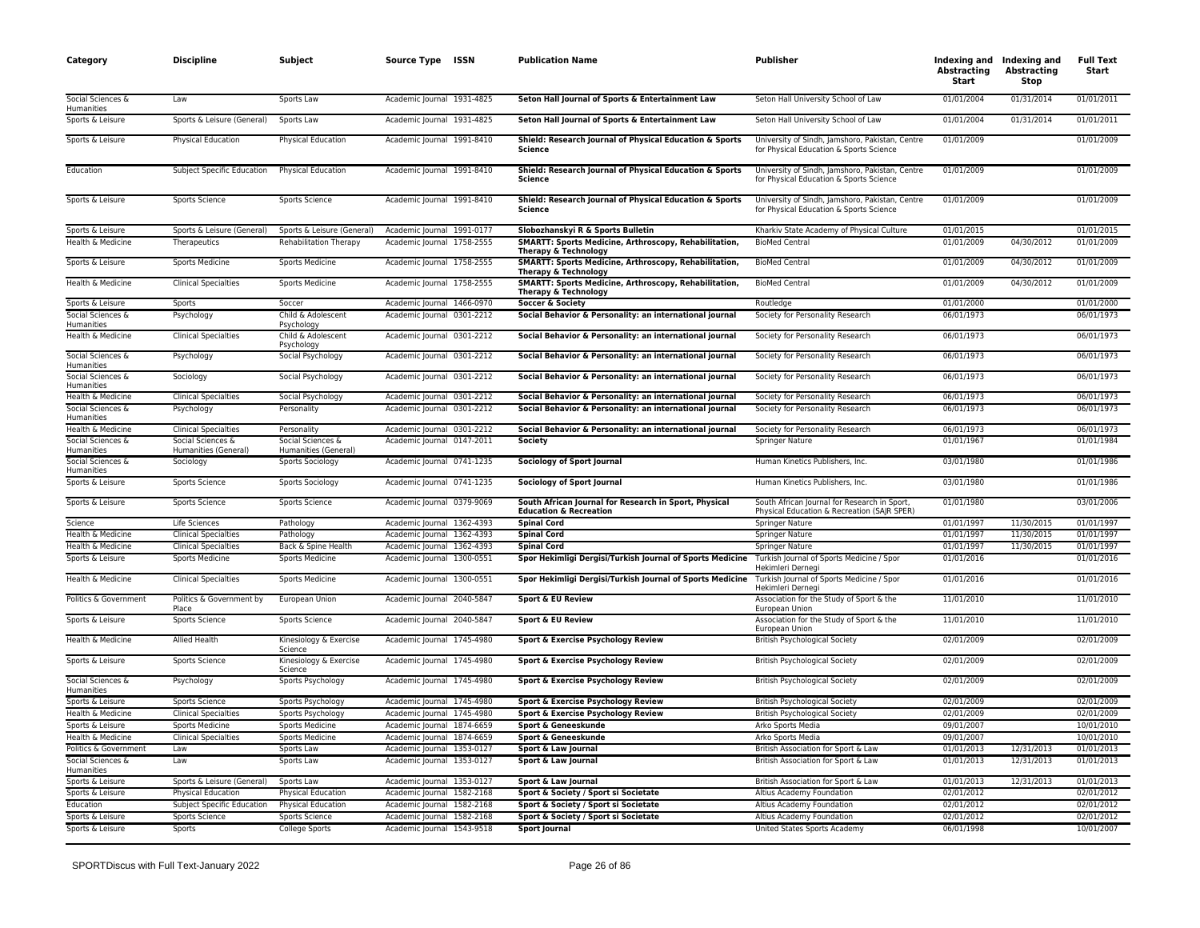| Category | Discipline | Subject | Source Type | ISSN | Publication Name | Publisher | Indexing and Abstracting Start | Indexing and Abstracting Stop | Full Text Start |
|---|---|---|---|---|---|---|---|---|---|
| Social Sciences & Humanities | Law | Sports Law | Academic Journal | 1931-4825 | **Seton Hall Journal of Sports & Entertainment Law** | Seton Hall University School of Law | 01/01/2004 | 01/31/2014 | 01/01/2011 |
| Sports & Leisure | Sports & Leisure (General) | Sports Law | Academic Journal | 1931-4825 | **Seton Hall Journal of Sports & Entertainment Law** | Seton Hall University School of Law | 01/01/2004 | 01/31/2014 | 01/01/2011 |
| Sports & Leisure | Physical Education | Physical Education | Academic Journal | 1991-8410 | **Shield: Research Journal of Physical Education & Sports Science** | University of Sindh, Jamshoro, Pakistan, Centre for Physical Education & Sports Science | 01/01/2009 | | 01/01/2009 |
| Education | Subject Specific Education | Physical Education | Academic Journal | 1991-8410 | **Shield: Research Journal of Physical Education & Sports Science** | University of Sindh, Jamshoro, Pakistan, Centre for Physical Education & Sports Science | 01/01/2009 | | 01/01/2009 |
| Sports & Leisure | Sports Science | Sports Science | Academic Journal | 1991-8410 | **Shield: Research Journal of Physical Education & Sports Science** | University of Sindh, Jamshoro, Pakistan, Centre for Physical Education & Sports Science | 01/01/2009 | | 01/01/2009 |
| Sports & Leisure | Sports & Leisure (General) | Sports & Leisure (General) | Academic Journal | 1991-0177 | **Slobozhanskyi R & Sports Bulletin** | Kharkiv State Academy of Physical Culture | 01/01/2015 | | 01/01/2015 |
| Health & Medicine | Therapeutics | Rehabilitation Therapy | Academic Journal | 1758-2555 | **SMARTT: Sports Medicine, Arthroscopy, Rehabilitation, Therapy & Technology** | BioMed Central | 01/01/2009 | 04/30/2012 | 01/01/2009 |
| Sports & Leisure | Sports Medicine | Sports Medicine | Academic Journal | 1758-2555 | **SMARTT: Sports Medicine, Arthroscopy, Rehabilitation, Therapy & Technology** | BioMed Central | 01/01/2009 | 04/30/2012 | 01/01/2009 |
| Health & Medicine | Clinical Specialties | Sports Medicine | Academic Journal | 1758-2555 | **SMARTT: Sports Medicine, Arthroscopy, Rehabilitation, Therapy & Technology** | BioMed Central | 01/01/2009 | 04/30/2012 | 01/01/2009 |
| Sports & Leisure | Sports | Soccer | Academic Journal | 1466-0970 | **Soccer & Society** | Routledge | 01/01/2000 | | 01/01/2000 |
| Social Sciences & Humanities | Psychology | Child & Adolescent Psychology | Academic Journal | 0301-2212 | **Social Behavior & Personality: an international journal** | Society for Personality Research | 06/01/1973 | | 06/01/1973 |
| Health & Medicine | Clinical Specialties | Child & Adolescent Psychology | Academic Journal | 0301-2212 | **Social Behavior & Personality: an international journal** | Society for Personality Research | 06/01/1973 | | 06/01/1973 |
| Social Sciences & Humanities | Psychology | Social Psychology | Academic Journal | 0301-2212 | **Social Behavior & Personality: an international journal** | Society for Personality Research | 06/01/1973 | | 06/01/1973 |
| Social Sciences & Humanities | Sociology | Social Psychology | Academic Journal | 0301-2212 | **Social Behavior & Personality: an international journal** | Society for Personality Research | 06/01/1973 | | 06/01/1973 |
| Health & Medicine | Clinical Specialties | Social Psychology | Academic Journal | 0301-2212 | **Social Behavior & Personality: an international journal** | Society for Personality Research | 06/01/1973 | | 06/01/1973 |
| Social Sciences & Humanities | Psychology | Personality | Academic Journal | 0301-2212 | **Social Behavior & Personality: an international journal** | Society for Personality Research | 06/01/1973 | | 06/01/1973 |
| Health & Medicine | Clinical Specialties | Personality | Academic Journal | 0301-2212 | **Social Behavior & Personality: an international journal** | Society for Personality Research | 06/01/1973 | | 06/01/1973 |
| Social Sciences & Humanities | Social Sciences & Humanities (General) | Social Sciences & Humanities (General) | Academic Journal | 0147-2011 | **Society** | Springer Nature | 01/01/1967 | | 01/01/1984 |
| Social Sciences & Humanities | Sociology | Sports Sociology | Academic Journal | 0741-1235 | **Sociology of Sport Journal** | Human Kinetics Publishers, Inc. | 03/01/1980 | | 01/01/1986 |
| Sports & Leisure | Sports Science | Sports Sociology | Academic Journal | 0741-1235 | **Sociology of Sport Journal** | Human Kinetics Publishers, Inc. | 03/01/1980 | | 01/01/1986 |
| Sports & Leisure | Sports Science | Sports Science | Academic Journal | 0379-9069 | **South African Journal for Research in Sport, Physical Education & Recreation** | South African Journal for Research in Sport, Physical Education & Recreation (SAJR SPER) | 01/01/1980 | | 03/01/2006 |
| Science | Life Sciences | Pathology | Academic Journal | 1362-4393 | **Spinal Cord** | Springer Nature | 01/01/1997 | 11/30/2015 | 01/01/1997 |
| Health & Medicine | Clinical Specialties | Pathology | Academic Journal | 1362-4393 | **Spinal Cord** | Springer Nature | 01/01/1997 | 11/30/2015 | 01/01/1997 |
| Health & Medicine | Clinical Specialties | Back & Spine Health | Academic Journal | 1362-4393 | **Spinal Cord** | Springer Nature | 01/01/1997 | 11/30/2015 | 01/01/1997 |
| Sports & Leisure | Sports Medicine | Sports Medicine | Academic Journal | 1300-0551 | **Spor Hekimligi Dergisi/Turkish Journal of Sports Medicine** | Turkish Journal of Sports Medicine / Spor Hekimleri Dernegi | 01/01/2016 | | 01/01/2016 |
| Health & Medicine | Clinical Specialties | Sports Medicine | Academic Journal | 1300-0551 | **Spor Hekimligi Dergisi/Turkish Journal of Sports Medicine** | Turkish Journal of Sports Medicine / Spor Hekimleri Dernegi | 01/01/2016 | | 01/01/2016 |
| Politics & Government | Politics & Government by Place | European Union | Academic Journal | 2040-5847 | **Sport & EU Review** | Association for the Study of Sport & the European Union | 11/01/2010 | | 11/01/2010 |
| Sports & Leisure | Sports Science | Sports Science | Academic Journal | 2040-5847 | **Sport & EU Review** | Association for the Study of Sport & the European Union | 11/01/2010 | | 11/01/2010 |
| Health & Medicine | Allied Health | Kinesiology & Exercise Science | Academic Journal | 1745-4980 | **Sport & Exercise Psychology Review** | British Psychological Society | 02/01/2009 | | 02/01/2009 |
| Sports & Leisure | Sports Science | Kinesiology & Exercise Science | Academic Journal | 1745-4980 | **Sport & Exercise Psychology Review** | British Psychological Society | 02/01/2009 | | 02/01/2009 |
| Social Sciences & Humanities | Psychology | Sports Psychology | Academic Journal | 1745-4980 | **Sport & Exercise Psychology Review** | British Psychological Society | 02/01/2009 | | 02/01/2009 |
| Sports & Leisure | Sports Science | Sports Psychology | Academic Journal | 1745-4980 | **Sport & Exercise Psychology Review** | British Psychological Society | 02/01/2009 | | 02/01/2009 |
| Health & Medicine | Clinical Specialties | Sports Psychology | Academic Journal | 1745-4980 | **Sport & Exercise Psychology Review** | British Psychological Society | 02/01/2009 | | 02/01/2009 |
| Sports & Leisure | Sports Medicine | Sports Medicine | Academic Journal | 1874-6659 | **Sport & Geneeskunde** | Arko Sports Media | 09/01/2007 | | 10/01/2010 |
| Health & Medicine | Clinical Specialties | Sports Medicine | Academic Journal | 1874-6659 | **Sport & Geneeskunde** | Arko Sports Media | 09/01/2007 | | 10/01/2010 |
| Politics & Government | Law | Sports Law | Academic Journal | 1353-0127 | **Sport & Law Journal** | British Association for Sport & Law | 01/01/2013 | 12/31/2013 | 01/01/2013 |
| Social Sciences & Humanities | Law | Sports Law | Academic Journal | 1353-0127 | **Sport & Law Journal** | British Association for Sport & Law | 01/01/2013 | 12/31/2013 | 01/01/2013 |
| Sports & Leisure | Sports & Leisure (General) | Sports Law | Academic Journal | 1353-0127 | **Sport & Law Journal** | British Association for Sport & Law | 01/01/2013 | 12/31/2013 | 01/01/2013 |
| Sports & Leisure | Physical Education | Physical Education | Academic Journal | 1582-2168 | **Sport & Society / Sport si Societate** | Altius Academy Foundation | 02/01/2012 | | 02/01/2012 |
| Education | Subject Specific Education | Physical Education | Academic Journal | 1582-2168 | **Sport & Society / Sport si Societate** | Altius Academy Foundation | 02/01/2012 | | 02/01/2012 |
| Sports & Leisure | Sports Science | Sports Science | Academic Journal | 1582-2168 | **Sport & Society / Sport si Societate** | Altius Academy Foundation | 02/01/2012 | | 02/01/2012 |
| Sports & Leisure | Sports | College Sports | Academic Journal | 1543-9518 | **Sport Journal** | United States Sports Academy | 06/01/1998 | | 10/01/2007 |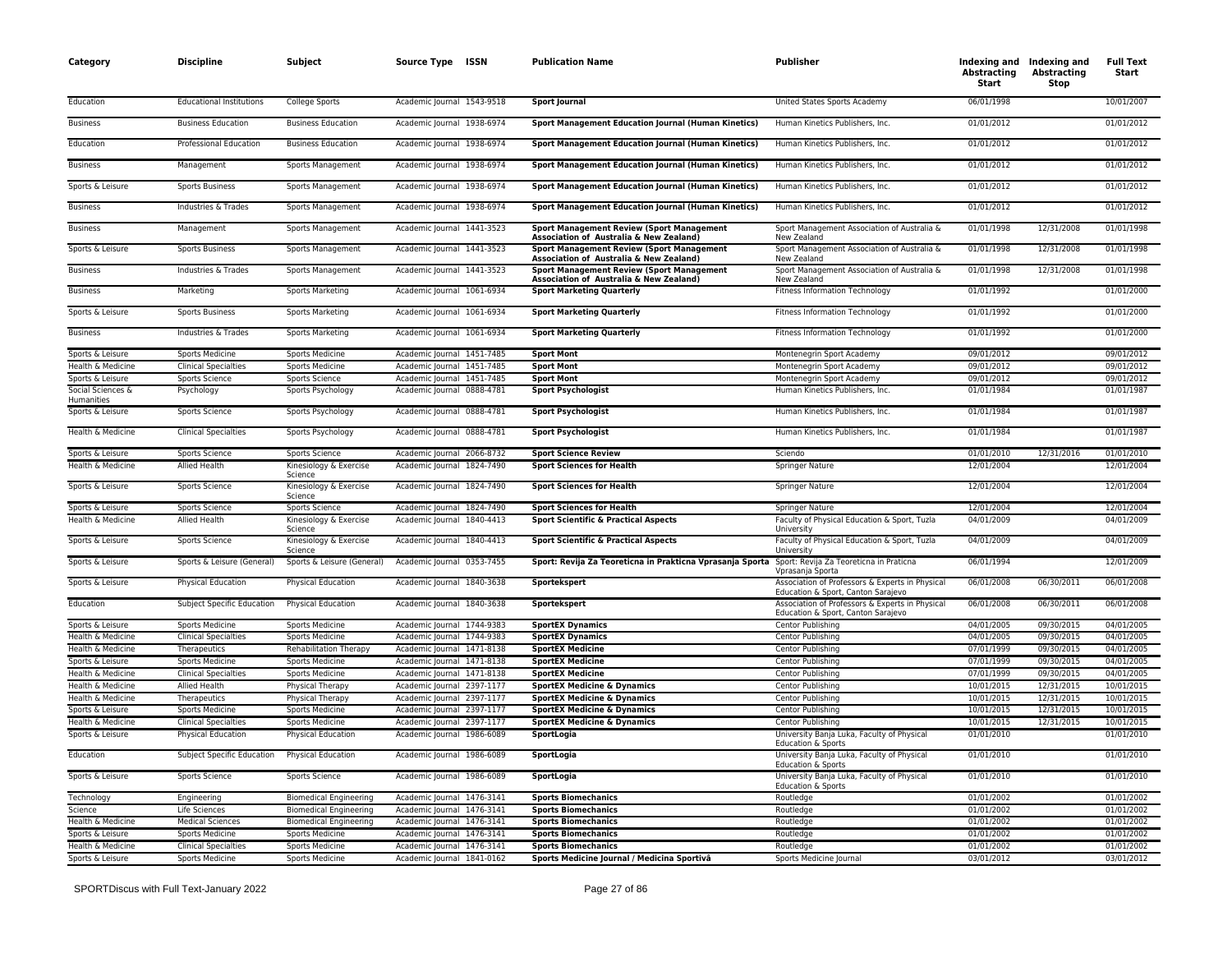| Category | Discipline | Subject | Source Type | ISSN | Publication Name | Publisher | Indexing and Abstracting Start | Indexing and Abstracting Stop | Full Text Start |
|---|---|---|---|---|---|---|---|---|---|
| Education | Educational Institutions | College Sports | Academic Journal | 1543-9518 | **Sport Journal** | United States Sports Academy | 06/01/1998 | | 10/01/2007 |
| Business | Business Education | Business Education | Academic Journal | 1938-6974 | **Sport Management Education Journal (Human Kinetics)** | Human Kinetics Publishers, Inc. | 01/01/2012 | | 01/01/2012 |
| Education | Professional Education | Business Education | Academic Journal | 1938-6974 | **Sport Management Education Journal (Human Kinetics)** | Human Kinetics Publishers, Inc. | 01/01/2012 | | 01/01/2012 |
| Business | Management | Sports Management | Academic Journal | 1938-6974 | **Sport Management Education Journal (Human Kinetics)** | Human Kinetics Publishers, Inc. | 01/01/2012 | | 01/01/2012 |
| Sports & Leisure | Sports Business | Sports Management | Academic Journal | 1938-6974 | **Sport Management Education Journal (Human Kinetics)** | Human Kinetics Publishers, Inc. | 01/01/2012 | | 01/01/2012 |
| Business | Industries & Trades | Sports Management | Academic Journal | 1938-6974 | **Sport Management Education Journal (Human Kinetics)** | Human Kinetics Publishers, Inc. | 01/01/2012 | | 01/01/2012 |
| Business | Management | Sports Management | Academic Journal | 1441-3523 | **Sport Management Review (Sport Management Association of Australia & New Zealand)** | Sport Management Association of Australia & New Zealand | 01/01/1998 | 12/31/2008 | 01/01/1998 |
| Sports & Leisure | Sports Business | Sports Management | Academic Journal | 1441-3523 | **Sport Management Review (Sport Management Association of Australia & New Zealand)** | Sport Management Association of Australia & New Zealand | 01/01/1998 | 12/31/2008 | 01/01/1998 |
| Business | Industries & Trades | Sports Management | Academic Journal | 1441-3523 | **Sport Management Review (Sport Management Association of Australia & New Zealand)** | Sport Management Association of Australia & New Zealand | 01/01/1998 | 12/31/2008 | 01/01/1998 |
| Business | Marketing | Sports Marketing | Academic Journal | 1061-6934 | **Sport Marketing Quarterly** | Fitness Information Technology | 01/01/1992 | | 01/01/2000 |
| Sports & Leisure | Sports Business | Sports Marketing | Academic Journal | 1061-6934 | **Sport Marketing Quarterly** | Fitness Information Technology | 01/01/1992 | | 01/01/2000 |
| Business | Industries & Trades | Sports Marketing | Academic Journal | 1061-6934 | **Sport Marketing Quarterly** | Fitness Information Technology | 01/01/1992 | | 01/01/2000 |
| Sports & Leisure | Sports Medicine | Sports Medicine | Academic Journal | 1451-7485 | **Sport Mont** | Montenegrin Sport Academy | 09/01/2012 | | 09/01/2012 |
| Health & Medicine | Clinical Specialties | Sports Medicine | Academic Journal | 1451-7485 | **Sport Mont** | Montenegrin Sport Academy | 09/01/2012 | | 09/01/2012 |
| Sports & Leisure | Sports Science | Sports Science | Academic Journal | 1451-7485 | **Sport Mont** | Montenegrin Sport Academy | 09/01/2012 | | 09/01/2012 |
| Social Sciences & Humanities | Psychology | Sports Psychology | Academic Journal | 0888-4781 | **Sport Psychologist** | Human Kinetics Publishers, Inc. | 01/01/1984 | | 01/01/1987 |
| Sports & Leisure | Sports Science | Sports Psychology | Academic Journal | 0888-4781 | **Sport Psychologist** | Human Kinetics Publishers, Inc. | 01/01/1984 | | 01/01/1987 |
| Health & Medicine | Clinical Specialties | Sports Psychology | Academic Journal | 0888-4781 | **Sport Psychologist** | Human Kinetics Publishers, Inc. | 01/01/1984 | | 01/01/1987 |
| Sports & Leisure | Sports Science | Sports Science | Academic Journal | 2066-8732 | **Sport Science Review** | Sciendo | 01/01/2010 | 12/31/2016 | 01/01/2010 |
| Health & Medicine | Allied Health | Kinesiology & Exercise Science | Academic Journal | 1824-7490 | **Sport Sciences for Health** | Springer Nature | 12/01/2004 | | 12/01/2004 |
| Sports & Leisure | Sports Science | Kinesiology & Exercise Science | Academic Journal | 1824-7490 | **Sport Sciences for Health** | Springer Nature | 12/01/2004 | | 12/01/2004 |
| Sports & Leisure | Sports Science | Sports Science | Academic Journal | 1824-7490 | **Sport Sciences for Health** | Springer Nature | 12/01/2004 | | 12/01/2004 |
| Health & Medicine | Allied Health | Kinesiology & Exercise Science | Academic Journal | 1840-4413 | **Sport Scientific & Practical Aspects** | Faculty of Physical Education & Sport, Tuzla University | 04/01/2009 | | 04/01/2009 |
| Sports & Leisure | Sports Science | Kinesiology & Exercise Science | Academic Journal | 1840-4413 | **Sport Scientific & Practical Aspects** | Faculty of Physical Education & Sport, Tuzla University | 04/01/2009 | | 04/01/2009 |
| Sports & Leisure | Sports & Leisure (General) | Sports & Leisure (General) | Academic Journal | 0353-7455 | **Sport: Revija Za Teoreticna in Prakticna Vprasanja Sporta** | Sport: Revija Za Teoreticna in Praticna Vprasanja Sporta | 06/01/1994 | | 12/01/2009 |
| Sports & Leisure | Physical Education | Physical Education | Academic Journal | 1840-3638 | **Sportekspert** | Association of Professors & Experts in Physical Education & Sport, Canton Sarajevo | 06/01/2008 | 06/30/2011 | 06/01/2008 |
| Education | Subject Specific Education | Physical Education | Academic Journal | 1840-3638 | **Sportekspert** | Association of Professors & Experts in Physical Education & Sport, Canton Sarajevo | 06/01/2008 | 06/30/2011 | 06/01/2008 |
| Sports & Leisure | Sports Medicine | Sports Medicine | Academic Journal | 1744-9383 | **SportEX Dynamics** | Centor Publishing | 04/01/2005 | 09/30/2015 | 04/01/2005 |
| Health & Medicine | Clinical Specialties | Sports Medicine | Academic Journal | 1744-9383 | **SportEX Dynamics** | Centor Publishing | 04/01/2005 | 09/30/2015 | 04/01/2005 |
| Health & Medicine | Therapeutics | Rehabilitation Therapy | Academic Journal | 1471-8138 | **SportEX Medicine** | Centor Publishing | 07/01/1999 | 09/30/2015 | 04/01/2005 |
| Sports & Leisure | Sports Medicine | Sports Medicine | Academic Journal | 1471-8138 | **SportEX Medicine** | Centor Publishing | 07/01/1999 | 09/30/2015 | 04/01/2005 |
| Health & Medicine | Clinical Specialties | Sports Medicine | Academic Journal | 1471-8138 | **SportEX Medicine** | Centor Publishing | 07/01/1999 | 09/30/2015 | 04/01/2005 |
| Health & Medicine | Allied Health | Physical Therapy | Academic Journal | 2397-1177 | **SportEX Medicine & Dynamics** | Centor Publishing | 10/01/2015 | 12/31/2015 | 10/01/2015 |
| Health & Medicine | Therapeutics | Physical Therapy | Academic Journal | 2397-1177 | **SportEX Medicine & Dynamics** | Centor Publishing | 10/01/2015 | 12/31/2015 | 10/01/2015 |
| Sports & Leisure | Sports Medicine | Sports Medicine | Academic Journal | 2397-1177 | **SportEX Medicine & Dynamics** | Centor Publishing | 10/01/2015 | 12/31/2015 | 10/01/2015 |
| Health & Medicine | Clinical Specialties | Sports Medicine | Academic Journal | 2397-1177 | **SportEX Medicine & Dynamics** | Centor Publishing | 10/01/2015 | 12/31/2015 | 10/01/2015 |
| Sports & Leisure | Physical Education | Physical Education | Academic Journal | 1986-6089 | **SportLogia** | University Banja Luka, Faculty of Physical Education & Sports | 01/01/2010 | | 01/01/2010 |
| Education | Subject Specific Education | Physical Education | Academic Journal | 1986-6089 | **SportLogia** | University Banja Luka, Faculty of Physical Education & Sports | 01/01/2010 | | 01/01/2010 |
| Sports & Leisure | Sports Science | Sports Science | Academic Journal | 1986-6089 | **SportLogia** | University Banja Luka, Faculty of Physical Education & Sports | 01/01/2010 | | 01/01/2010 |
| Technology | Engineering | Biomedical Engineering | Academic Journal | 1476-3141 | **Sports Biomechanics** | Routledge | 01/01/2002 | | 01/01/2002 |
| Science | Life Sciences | Biomedical Engineering | Academic Journal | 1476-3141 | **Sports Biomechanics** | Routledge | 01/01/2002 | | 01/01/2002 |
| Health & Medicine | Medical Sciences | Biomedical Engineering | Academic Journal | 1476-3141 | **Sports Biomechanics** | Routledge | 01/01/2002 | | 01/01/2002 |
| Sports & Leisure | Sports Medicine | Sports Medicine | Academic Journal | 1476-3141 | **Sports Biomechanics** | Routledge | 01/01/2002 | | 01/01/2002 |
| Health & Medicine | Clinical Specialties | Sports Medicine | Academic Journal | 1476-3141 | **Sports Biomechanics** | Routledge | 01/01/2002 | | 01/01/2002 |
| Sports & Leisure | Sports Medicine | Sports Medicine | Academic Journal | 1841-0162 | **Sports Medicine Journal / Medicina Sportivâ** | Sports Medicine Journal | 03/01/2012 | | 03/01/2012 |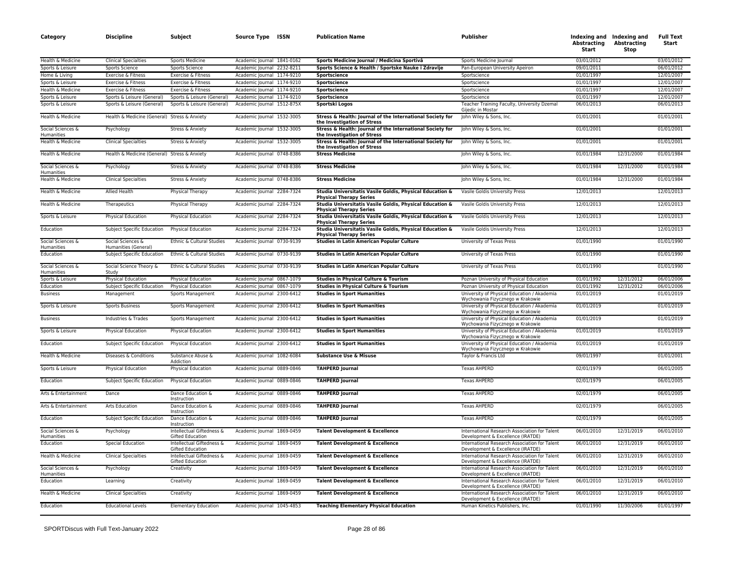| Category | Discipline | Subject | Source Type | ISSN | Publication Name | Publisher | Indexing and Abstracting Start | Indexing and Abstracting Stop | Full Text Start |
|---|---|---|---|---|---|---|---|---|---|
| Health & Medicine | Clinical Specialties | Sports Medicine | Academic Journal | 1841-0162 | **Sports Medicine Journal / Medicina Sportivâ** | Sports Medicine Journal | 03/01/2012 | | 03/01/2012 |
| Sports & Leisure | Sports Science | Sports Science | Academic Journal | 2232-8211 | **Sports Science & Health / Sportske Nauke i Zdravlje** | Pan-European University Apeiron | 09/01/2011 | | 06/01/2012 |
| Home & Living | Exercise & Fitness | Exercise & Fitness | Academic Journal | 1174-9210 | **Sportscience** | Sportscience | 01/01/1997 | | 12/01/2007 |
| Sports & Leisure | Exercise & Fitness | Exercise & Fitness | Academic Journal | 1174-9210 | **Sportscience** | Sportscience | 01/01/1997 | | 12/01/2007 |
| Health & Medicine | Exercise & Fitness | Exercise & Fitness | Academic Journal | 1174-9210 | **Sportscience** | Sportscience | 01/01/1997 | | 12/01/2007 |
| Sports & Leisure | Sports & Leisure (General) | Sports & Leisure (General) | Academic Journal | 1174-9210 | **Sportscience** | Sportscience | 01/01/1997 | | 12/01/2007 |
| Sports & Leisure | Sports & Leisure (General) | Sports & Leisure (General) | Academic Journal | 1512-875X | **Sportski Logos** | Teacher Training Faculty, University Dzemal Gijedic in Mostar | 06/01/2013 | | 06/01/2013 |
| Health & Medicine | Health & Medicine (General) | Stress & Anxiety | Academic Journal | 1532-3005 | **Stress & Health: Journal of the International Society for the Investigation of Stress** | John Wiley & Sons, Inc. | 01/01/2001 | | 01/01/2001 |
| Social Sciences & Humanities | Psychology | Stress & Anxiety | Academic Journal | 1532-3005 | **Stress & Health: Journal of the International Society for the Investigation of Stress** | John Wiley & Sons, Inc. | 01/01/2001 | | 01/01/2001 |
| Health & Medicine | Clinical Specialties | Stress & Anxiety | Academic Journal | 1532-3005 | **Stress & Health: Journal of the International Society for the Investigation of Stress** | John Wiley & Sons, Inc. | 01/01/2001 | | 01/01/2001 |
| Health & Medicine | Health & Medicine (General) | Stress & Anxiety | Academic Journal | 0748-8386 | **Stress Medicine** | John Wiley & Sons, Inc. | 01/01/1984 | 12/31/2000 | 01/01/1984 |
| Social Sciences & Humanities | Psychology | Stress & Anxiety | Academic Journal | 0748-8386 | **Stress Medicine** | John Wiley & Sons, Inc. | 01/01/1984 | 12/31/2000 | 01/01/1984 |
| Health & Medicine | Clinical Specialties | Stress & Anxiety | Academic Journal | 0748-8386 | **Stress Medicine** | John Wiley & Sons, Inc. | 01/01/1984 | 12/31/2000 | 01/01/1984 |
| Health & Medicine | Allied Health | Physical Therapy | Academic Journal | 2284-7324 | **Studia Universitatis Vasile Goldis, Physical Education & Physical Therapy Series** | Vasile Goldis University Press | 12/01/2013 | | 12/01/2013 |
| Health & Medicine | Therapeutics | Physical Therapy | Academic Journal | 2284-7324 | **Studia Universitatis Vasile Goldis, Physical Education & Physical Therapy Series** | Vasile Goldis University Press | 12/01/2013 | | 12/01/2013 |
| Sports & Leisure | Physical Education | Physical Education | Academic Journal | 2284-7324 | **Studia Universitatis Vasile Goldis, Physical Education & Physical Therapy Series** | Vasile Goldis University Press | 12/01/2013 | | 12/01/2013 |
| Education | Subject Specific Education | Physical Education | Academic Journal | 2284-7324 | **Studia Universitatis Vasile Goldis, Physical Education & Physical Therapy Series** | Vasile Goldis University Press | 12/01/2013 | | 12/01/2013 |
| Social Sciences & Humanities | Social Sciences & Humanities (General) | Ethnic & Cultural Studies | Academic Journal | 0730-9139 | **Studies in Latin American Popular Culture** | University of Texas Press | 01/01/1990 | | 01/01/1990 |
| Education | Subject Specific Education | Ethnic & Cultural Studies | Academic Journal | 0730-9139 | **Studies in Latin American Popular Culture** | University of Texas Press | 01/01/1990 | | 01/01/1990 |
| Social Sciences & Humanities | Social Science Theory & Study | Ethnic & Cultural Studies | Academic Journal | 0730-9139 | **Studies in Latin American Popular Culture** | University of Texas Press | 01/01/1990 | | 01/01/1990 |
| Sports & Leisure | Physical Education | Physical Education | Academic Journal | 0867-1079 | **Studies in Physical Culture & Tourism** | Poznan University of Physical Education | 01/01/1992 | 12/31/2012 | 06/01/2006 |
| Education | Subject Specific Education | Physical Education | Academic Journal | 0867-1079 | **Studies in Physical Culture & Tourism** | Poznan University of Physical Education | 01/01/1992 | 12/31/2012 | 06/01/2006 |
| Business | Management | Sports Management | Academic Journal | 2300-6412 | **Studies in Sport Humanities** | University of Physical Education / Akademia Wychowania Fizycznego w Krakowie | 01/01/2019 | | 01/01/2019 |
| Sports & Leisure | Sports Business | Sports Management | Academic Journal | 2300-6412 | **Studies in Sport Humanities** | University of Physical Education / Akademia Wychowania Fizycznego w Krakowie | 01/01/2019 | | 01/01/2019 |
| Business | Industries & Trades | Sports Management | Academic Journal | 2300-6412 | **Studies in Sport Humanities** | University of Physical Education / Akademia Wychowania Fizycznego w Krakowie | 01/01/2019 | | 01/01/2019 |
| Sports & Leisure | Physical Education | Physical Education | Academic Journal | 2300-6412 | **Studies in Sport Humanities** | University of Physical Education / Akademia Wychowania Fizycznego w Krakowie | 01/01/2019 | | 01/01/2019 |
| Education | Subject Specific Education | Physical Education | Academic Journal | 2300-6412 | **Studies in Sport Humanities** | University of Physical Education / Akademia Wychowania Fizycznego w Krakowie | 01/01/2019 | | 01/01/2019 |
| Health & Medicine | Diseases & Conditions | Substance Abuse & Addiction | Academic Journal | 1082-6084 | **Substance Use & Misuse** | Taylor & Francis Ltd | 09/01/1997 | | 01/01/2001 |
| Sports & Leisure | Physical Education | Physical Education | Academic Journal | 0889-0846 | **TAHPERD Journal** | Texas AHPERD | 02/01/1979 | | 06/01/2005 |
| Education | Subject Specific Education | Physical Education | Academic Journal | 0889-0846 | **TAHPERD Journal** | Texas AHPERD | 02/01/1979 | | 06/01/2005 |
| Arts & Entertainment | Dance | Dance Education & Instruction | Academic Journal | 0889-0846 | **TAHPERD Journal** | Texas AHPERD | 02/01/1979 | | 06/01/2005 |
| Arts & Entertainment | Arts Education | Dance Education & Instruction | Academic Journal | 0889-0846 | **TAHPERD Journal** | Texas AHPERD | 02/01/1979 | | 06/01/2005 |
| Education | Subject Specific Education | Dance Education & Instruction | Academic Journal | 0889-0846 | **TAHPERD Journal** | Texas AHPERD | 02/01/1979 | | 06/01/2005 |
| Social Sciences & Humanities | Psychology | Intellectual Giftedness & Gifted Education | Academic Journal | 1869-0459 | **Talent Development & Excellence** | International Research Association for Talent Development & Excellence (IRATDE) | 06/01/2010 | 12/31/2019 | 06/01/2010 |
| Education | Special Education | Intellectual Giftedness & Gifted Education | Academic Journal | 1869-0459 | **Talent Development & Excellence** | International Research Association for Talent Development & Excellence (IRATDE) | 06/01/2010 | 12/31/2019 | 06/01/2010 |
| Health & Medicine | Clinical Specialties | Intellectual Giftedness & Gifted Education | Academic Journal | 1869-0459 | **Talent Development & Excellence** | International Research Association for Talent Development & Excellence (IRATDE) | 06/01/2010 | 12/31/2019 | 06/01/2010 |
| Social Sciences & Humanities | Psychology | Creativity | Academic Journal | 1869-0459 | **Talent Development & Excellence** | International Research Association for Talent Development & Excellence (IRATDE) | 06/01/2010 | 12/31/2019 | 06/01/2010 |
| Education | Learning | Creativity | Academic Journal | 1869-0459 | **Talent Development & Excellence** | International Research Association for Talent Development & Excellence (IRATDE) | 06/01/2010 | 12/31/2019 | 06/01/2010 |
| Health & Medicine | Clinical Specialties | Creativity | Academic Journal | 1869-0459 | **Talent Development & Excellence** | International Research Association for Talent Development & Excellence (IRATDE) | 06/01/2010 | 12/31/2019 | 06/01/2010 |
| Education | Educational Levels | Elementary Education | Academic Journal | 1045-4853 | **Teaching Elementary Physical Education** | Human Kinetics Publishers, Inc. | 01/01/1990 | 11/30/2006 | 01/01/1997 |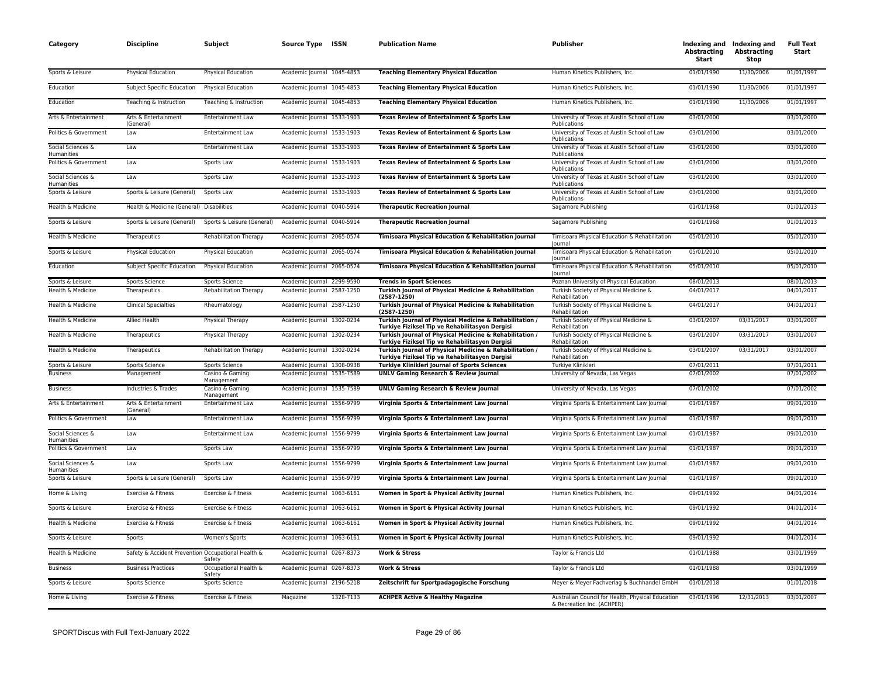| Category | Discipline | Subject | Source Type | ISSN | Publication Name | Publisher | Indexing and Abstracting Start | Indexing and Abstracting Stop | Full Text Start |
|---|---|---|---|---|---|---|---|---|---|
| Sports & Leisure | Physical Education | Physical Education | Academic Journal | 1045-4853 | **Teaching Elementary Physical Education** | Human Kinetics Publishers, Inc. | 01/01/1990 | 11/30/2006 | 01/01/1997 |
| Education | Subject Specific Education | Physical Education | Academic Journal | 1045-4853 | **Teaching Elementary Physical Education** | Human Kinetics Publishers, Inc. | 01/01/1990 | 11/30/2006 | 01/01/1997 |
| Education | Teaching & Instruction | Teaching & Instruction | Academic Journal | 1045-4853 | **Teaching Elementary Physical Education** | Human Kinetics Publishers, Inc. | 01/01/1990 | 11/30/2006 | 01/01/1997 |
| Arts & Entertainment | Arts & Entertainment (General) | Entertainment Law | Academic Journal | 1533-1903 | **Texas Review of Entertainment & Sports Law** | University of Texas at Austin School of Law Publications | 03/01/2000 | | 03/01/2000 |
| Politics & Government | Law | Entertainment Law | Academic Journal | 1533-1903 | **Texas Review of Entertainment & Sports Law** | University of Texas at Austin School of Law Publications | 03/01/2000 | | 03/01/2000 |
| Social Sciences & Humanities | Law | Entertainment Law | Academic Journal | 1533-1903 | **Texas Review of Entertainment & Sports Law** | University of Texas at Austin School of Law Publications | 03/01/2000 | | 03/01/2000 |
| Politics & Government | Law | Sports Law | Academic Journal | 1533-1903 | **Texas Review of Entertainment & Sports Law** | University of Texas at Austin School of Law Publications | 03/01/2000 | | 03/01/2000 |
| Social Sciences & Humanities | Law | Sports Law | Academic Journal | 1533-1903 | **Texas Review of Entertainment & Sports Law** | University of Texas at Austin School of Law Publications | 03/01/2000 | | 03/01/2000 |
| Sports & Leisure | Sports & Leisure (General) | Sports Law | Academic Journal | 1533-1903 | **Texas Review of Entertainment & Sports Law** | University of Texas at Austin School of Law Publications | 03/01/2000 | | 03/01/2000 |
| Health & Medicine | Health & Medicine (General) | Disabilities | Academic Journal | 0040-5914 | **Therapeutic Recreation Journal** | Sagamore Publishing | 01/01/1968 | | 01/01/2013 |
| Sports & Leisure | Sports & Leisure (General) | Sports & Leisure (General) | Academic Journal | 0040-5914 | **Therapeutic Recreation Journal** | Sagamore Publishing | 01/01/1968 | | 01/01/2013 |
| Health & Medicine | Therapeutics | Rehabilitation Therapy | Academic Journal | 2065-0574 | **Timisoara Physical Education & Rehabilitation Journal** | Timisoara Physical Education & Rehabilitation Journal | 05/01/2010 | | 05/01/2010 |
| Sports & Leisure | Physical Education | Physical Education | Academic Journal | 2065-0574 | **Timisoara Physical Education & Rehabilitation Journal** | Timisoara Physical Education & Rehabilitation Journal | 05/01/2010 | | 05/01/2010 |
| Education | Subject Specific Education | Physical Education | Academic Journal | 2065-0574 | **Timisoara Physical Education & Rehabilitation Journal** | Timisoara Physical Education & Rehabilitation Journal | 05/01/2010 | | 05/01/2010 |
| Sports & Leisure | Sports Science | Sports Science | Academic Journal | 2299-9590 | **Trends in Sport Sciences** | Poznan University of Physical Education | 08/01/2013 | | 08/01/2013 |
| Health & Medicine | Therapeutics | Rehabilitation Therapy | Academic Journal | 2587-1250 | **Turkish Journal of Physical Medicine & Rehabilitation (2587-1250)** | Turkish Society of Physical Medicine & Rehabilitation | 04/01/2017 | | 04/01/2017 |
| Health & Medicine | Clinical Specialties | Rheumatology | Academic Journal | 2587-1250 | **Turkish Journal of Physical Medicine & Rehabilitation (2587-1250)** | Turkish Society of Physical Medicine & Rehabilitation | 04/01/2017 | | 04/01/2017 |
| Health & Medicine | Allied Health | Physical Therapy | Academic Journal | 1302-0234 | **Turkish Journal of Physical Medicine & Rehabilitation / Turkiye Fiziksel Tip ve Rehabilitasyon Dergisi** | Turkish Society of Physical Medicine & Rehabilitation | 03/01/2007 | 03/31/2017 | 03/01/2007 |
| Health & Medicine | Therapeutics | Physical Therapy | Academic Journal | 1302-0234 | **Turkish Journal of Physical Medicine & Rehabilitation / Turkiye Fiziksel Tip ve Rehabilitasyon Dergisi** | Turkish Society of Physical Medicine & Rehabilitation | 03/01/2007 | 03/31/2017 | 03/01/2007 |
| Health & Medicine | Therapeutics | Rehabilitation Therapy | Academic Journal | 1302-0234 | **Turkish Journal of Physical Medicine & Rehabilitation / Turkiye Fiziksel Tip ve Rehabilitasyon Dergisi** | Turkish Society of Physical Medicine & Rehabilitation | 03/01/2007 | 03/31/2017 | 03/01/2007 |
| Sports & Leisure | Sports Science | Sports Science | Academic Journal | 1308-0938 | **Turkiye Klinikleri Journal of Sports Sciences** | Turkiye Klinikleri | 07/01/2011 | | 07/01/2011 |
| Business | Management | Casino & Gaming Management | Academic Journal | 1535-7589 | **UNLV Gaming Research & Review Journal** | University of Nevada, Las Vegas | 07/01/2002 | | 07/01/2002 |
| Business | Industries & Trades | Casino & Gaming Management | Academic Journal | 1535-7589 | **UNLV Gaming Research & Review Journal** | University of Nevada, Las Vegas | 07/01/2002 | | 07/01/2002 |
| Arts & Entertainment | Arts & Entertainment (General) | Entertainment Law | Academic Journal | 1556-9799 | **Virginia Sports & Entertainment Law Journal** | Virginia Sports & Entertainment Law Journal | 01/01/1987 | | 09/01/2010 |
| Politics & Government | Law | Entertainment Law | Academic Journal | 1556-9799 | **Virginia Sports & Entertainment Law Journal** | Virginia Sports & Entertainment Law Journal | 01/01/1987 | | 09/01/2010 |
| Social Sciences & Humanities | Law | Entertainment Law | Academic Journal | 1556-9799 | **Virginia Sports & Entertainment Law Journal** | Virginia Sports & Entertainment Law Journal | 01/01/1987 | | 09/01/2010 |
| Politics & Government | Law | Sports Law | Academic Journal | 1556-9799 | **Virginia Sports & Entertainment Law Journal** | Virginia Sports & Entertainment Law Journal | 01/01/1987 | | 09/01/2010 |
| Social Sciences & Humanities | Law | Sports Law | Academic Journal | 1556-9799 | **Virginia Sports & Entertainment Law Journal** | Virginia Sports & Entertainment Law Journal | 01/01/1987 | | 09/01/2010 |
| Sports & Leisure | Sports & Leisure (General) | Sports Law | Academic Journal | 1556-9799 | **Virginia Sports & Entertainment Law Journal** | Virginia Sports & Entertainment Law Journal | 01/01/1987 | | 09/01/2010 |
| Home & Living | Exercise & Fitness | Exercise & Fitness | Academic Journal | 1063-6161 | **Women in Sport & Physical Activity Journal** | Human Kinetics Publishers, Inc. | 09/01/1992 | | 04/01/2014 |
| Sports & Leisure | Exercise & Fitness | Exercise & Fitness | Academic Journal | 1063-6161 | **Women in Sport & Physical Activity Journal** | Human Kinetics Publishers, Inc. | 09/01/1992 | | 04/01/2014 |
| Health & Medicine | Exercise & Fitness | Exercise & Fitness | Academic Journal | 1063-6161 | **Women in Sport & Physical Activity Journal** | Human Kinetics Publishers, Inc. | 09/01/1992 | | 04/01/2014 |
| Sports & Leisure | Sports | Women's Sports | Academic Journal | 1063-6161 | **Women in Sport & Physical Activity Journal** | Human Kinetics Publishers, Inc. | 09/01/1992 | | 04/01/2014 |
| Health & Medicine | Safety & Accident Prevention | Occupational Health & Safety | Academic Journal | 0267-8373 | **Work & Stress** | Taylor & Francis Ltd | 01/01/1988 | | 03/01/1999 |
| Business | Business Practices | Occupational Health & Safety | Academic Journal | 0267-8373 | **Work & Stress** | Taylor & Francis Ltd | 01/01/1988 | | 03/01/1999 |
| Sports & Leisure | Sports Science | Sports Science | Academic Journal | 2196-5218 | **Zeitschrift fur Sportpadagogische Forschung** | Meyer & Meyer Fachverlag & Buchhandel GmbH | 01/01/2018 | | 01/01/2018 |
| Home & Living | Exercise & Fitness | Exercise & Fitness | Magazine | 1328-7133 | **ACHPER Active & Healthy Magazine** | Australian Council for Health, Physical Education & Recreation Inc. (ACHPER) | 03/01/1996 | 12/31/2013 | 03/01/2007 |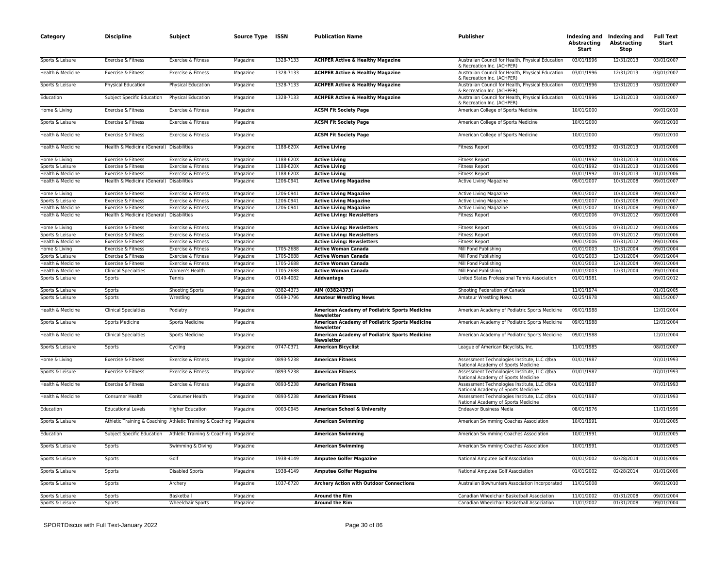| Category | Discipline | Subject | Source Type | ISSN | Publication Name | Publisher | Indexing and Abstracting Start | Indexing and Abstracting Stop | Full Text Start |
|---|---|---|---|---|---|---|---|---|---|
| Sports & Leisure | Exercise & Fitness | Exercise & Fitness | Magazine | 1328-7133 | **ACHPER Active & Healthy Magazine** | Australian Council for Health, Physical Education & Recreation Inc. (ACHPER) | 03/01/1996 | 12/31/2013 | 03/01/2007 |
| Health & Medicine | Exercise & Fitness | Exercise & Fitness | Magazine | 1328-7133 | **ACHPER Active & Healthy Magazine** | Australian Council for Health, Physical Education & Recreation Inc. (ACHPER) | 03/01/1996 | 12/31/2013 | 03/01/2007 |
| Sports & Leisure | Physical Education | Physical Education | Magazine | 1328-7133 | **ACHPER Active & Healthy Magazine** | Australian Council for Health, Physical Education & Recreation Inc. (ACHPER) | 03/01/1996 | 12/31/2013 | 03/01/2007 |
| Education | Subject Specific Education | Physical Education | Magazine | 1328-7133 | **ACHPER Active & Healthy Magazine** | Australian Council for Health, Physical Education & Recreation Inc. (ACHPER) | 03/01/1996 | 12/31/2013 | 03/01/2007 |
| Home & Living | Exercise & Fitness | Exercise & Fitness | Magazine | | **ACSM Fit Society Page** | American College of Sports Medicine | 10/01/2000 | | 09/01/2010 |
| Sports & Leisure | Exercise & Fitness | Exercise & Fitness | Magazine | | **ACSM Fit Society Page** | American College of Sports Medicine | 10/01/2000 | | 09/01/2010 |
| Health & Medicine | Exercise & Fitness | Exercise & Fitness | Magazine | | **ACSM Fit Society Page** | American College of Sports Medicine | 10/01/2000 | | 09/01/2010 |
| Health & Medicine | Health & Medicine (General) | Disabilities | Magazine | 1188-620X | **Active Living** | Fitness Report | 03/01/1992 | 01/31/2013 | 01/01/2006 |
| Home & Living | Exercise & Fitness | Exercise & Fitness | Magazine | 1188-620X | **Active Living** | Fitness Report | 03/01/1992 | 01/31/2013 | 01/01/2006 |
| Sports & Leisure | Exercise & Fitness | Exercise & Fitness | Magazine | 1188-620X | **Active Living** | Fitness Report | 03/01/1992 | 01/31/2013 | 01/01/2006 |
| Health & Medicine | Exercise & Fitness | Exercise & Fitness | Magazine | 1188-620X | **Active Living** | Fitness Report | 03/01/1992 | 01/31/2013 | 01/01/2006 |
| Health & Medicine | Health & Medicine (General) | Disabilities | Magazine | 1206-0941 | **Active Living Magazine** | Active Living Magazine | 09/01/2007 | 10/31/2008 | 09/01/2007 |
| Home & Living | Exercise & Fitness | Exercise & Fitness | Magazine | 1206-0941 | **Active Living Magazine** | Active Living Magazine | 09/01/2007 | 10/31/2008 | 09/01/2007 |
| Sports & Leisure | Exercise & Fitness | Exercise & Fitness | Magazine | 1206-0941 | **Active Living Magazine** | Active Living Magazine | 09/01/2007 | 10/31/2008 | 09/01/2007 |
| Health & Medicine | Exercise & Fitness | Exercise & Fitness | Magazine | 1206-0941 | **Active Living Magazine** | Active Living Magazine | 09/01/2007 | 10/31/2008 | 09/01/2007 |
| Health & Medicine | Health & Medicine (General) | Disabilities | Magazine | | **Active Living: Newsletters** | Fitness Report | 09/01/2006 | 07/31/2012 | 09/01/2006 |
| Home & Living | Exercise & Fitness | Exercise & Fitness | Magazine | | **Active Living: Newsletters** | Fitness Report | 09/01/2006 | 07/31/2012 | 09/01/2006 |
| Sports & Leisure | Exercise & Fitness | Exercise & Fitness | Magazine | | **Active Living: Newsletters** | Fitness Report | 09/01/2006 | 07/31/2012 | 09/01/2006 |
| Health & Medicine | Exercise & Fitness | Exercise & Fitness | Magazine | | **Active Living: Newsletters** | Fitness Report | 09/01/2006 | 07/31/2012 | 09/01/2006 |
| Home & Living | Exercise & Fitness | Exercise & Fitness | Magazine | 1705-2688 | **Active Woman Canada** | Mill Pond Publishing | 01/01/2003 | 12/31/2004 | 09/01/2004 |
| Sports & Leisure | Exercise & Fitness | Exercise & Fitness | Magazine | 1705-2688 | **Active Woman Canada** | Mill Pond Publishing | 01/01/2003 | 12/31/2004 | 09/01/2004 |
| Health & Medicine | Exercise & Fitness | Exercise & Fitness | Magazine | 1705-2688 | **Active Woman Canada** | Mill Pond Publishing | 01/01/2003 | 12/31/2004 | 09/01/2004 |
| Health & Medicine | Clinical Specialties | Women's Health | Magazine | 1705-2688 | **Active Woman Canada** | Mill Pond Publishing | 01/01/2003 | 12/31/2004 | 09/01/2004 |
| Sports & Leisure | Sports | Tennis | Magazine | 0149-4082 | **Addvantage** | United States Professional Tennis Association | 01/01/1981 | | 09/01/2012 |
| Sports & Leisure | Sports | Shooting Sports | Magazine | 0382-4373 | **AIM (03824373)** | Shooting Federation of Canada | 11/01/1974 | | 01/01/2005 |
| Sports & Leisure | Sports | Wrestling | Magazine | 0569-1796 | **Amateur Wrestling News** | Amateur Wrestling News | 02/25/1978 | | 08/15/2007 |
| Health & Medicine | Clinical Specialties | Podiatry | Magazine | | **American Academy of Podiatric Sports Medicine Newsletter** | American Academy of Podiatric Sports Medicine | 09/01/1988 | | 12/01/2004 |
| Sports & Leisure | Sports Medicine | Sports Medicine | Magazine | | **American Academy of Podiatric Sports Medicine Newsletter** | American Academy of Podiatric Sports Medicine | 09/01/1988 | | 12/01/2004 |
| Health & Medicine | Clinical Specialties | Sports Medicine | Magazine | | **American Academy of Podiatric Sports Medicine Newsletter** | American Academy of Podiatric Sports Medicine | 09/01/1988 | | 12/01/2004 |
| Sports & Leisure | Sports | Cycling | Magazine | 0747-0371 | **American Bicyclist** | League of American Bicyclists, Inc. | 11/01/1985 | | 08/01/2007 |
| Home & Living | Exercise & Fitness | Exercise & Fitness | Magazine | 0893-5238 | **American Fitness** | Assessment Technologies Institute, LLC d/b/a National Academy of Sports Medicine | 01/01/1987 | | 07/01/1993 |
| Sports & Leisure | Exercise & Fitness | Exercise & Fitness | Magazine | 0893-5238 | **American Fitness** | Assessment Technologies Institute, LLC d/b/a National Academy of Sports Medicine | 01/01/1987 | | 07/01/1993 |
| Health & Medicine | Exercise & Fitness | Exercise & Fitness | Magazine | 0893-5238 | **American Fitness** | Assessment Technologies Institute, LLC d/b/a National Academy of Sports Medicine | 01/01/1987 | | 07/01/1993 |
| Health & Medicine | Consumer Health | Consumer Health | Magazine | 0893-5238 | **American Fitness** | Assessment Technologies Institute, LLC d/b/a National Academy of Sports Medicine | 01/01/1987 | | 07/01/1993 |
| Education | Educational Levels | Higher Education | Magazine | 0003-0945 | **American School & University** | Endeavor Business Media | 08/01/1976 | | 11/01/1996 |
| Sports & Leisure | Athletic Training & Coaching | Athletic Training & Coaching | Magazine | | **American Swimming** | American Swimming Coaches Association | 10/01/1991 | | 01/01/2005 |
| Education | Subject Specific Education | Athletic Training & Coaching | Magazine | | **American Swimming** | American Swimming Coaches Association | 10/01/1991 | | 01/01/2005 |
| Sports & Leisure | Sports | Swimming & Diving | Magazine | | **American Swimming** | American Swimming Coaches Association | 10/01/1991 | | 01/01/2005 |
| Sports & Leisure | Sports | Golf | Magazine | 1938-4149 | **Amputee Golfer Magazine** | National Amputee Golf Association | 01/01/2002 | 02/28/2014 | 01/01/2006 |
| Sports & Leisure | Sports | Disabled Sports | Magazine | 1938-4149 | **Amputee Golfer Magazine** | National Amputee Golf Association | 01/01/2002 | 02/28/2014 | 01/01/2006 |
| Sports & Leisure | Sports | Archery | Magazine | 1037-6720 | **Archery Action with Outdoor Connections** | Australian Bowhunters Association Incorporated | 11/01/2008 | | 09/01/2010 |
| Sports & Leisure | Sports | Basketball | Magazine | | **Around the Rim** | Canadian Wheelchair Basketball Association | 11/01/2002 | 01/31/2008 | 09/01/2004 |
| Sports & Leisure | Sports | Wheelchair Sports | Magazine | | **Around the Rim** | Canadian Wheelchair Basketball Association | 11/01/2002 | 01/31/2008 | 09/01/2004 |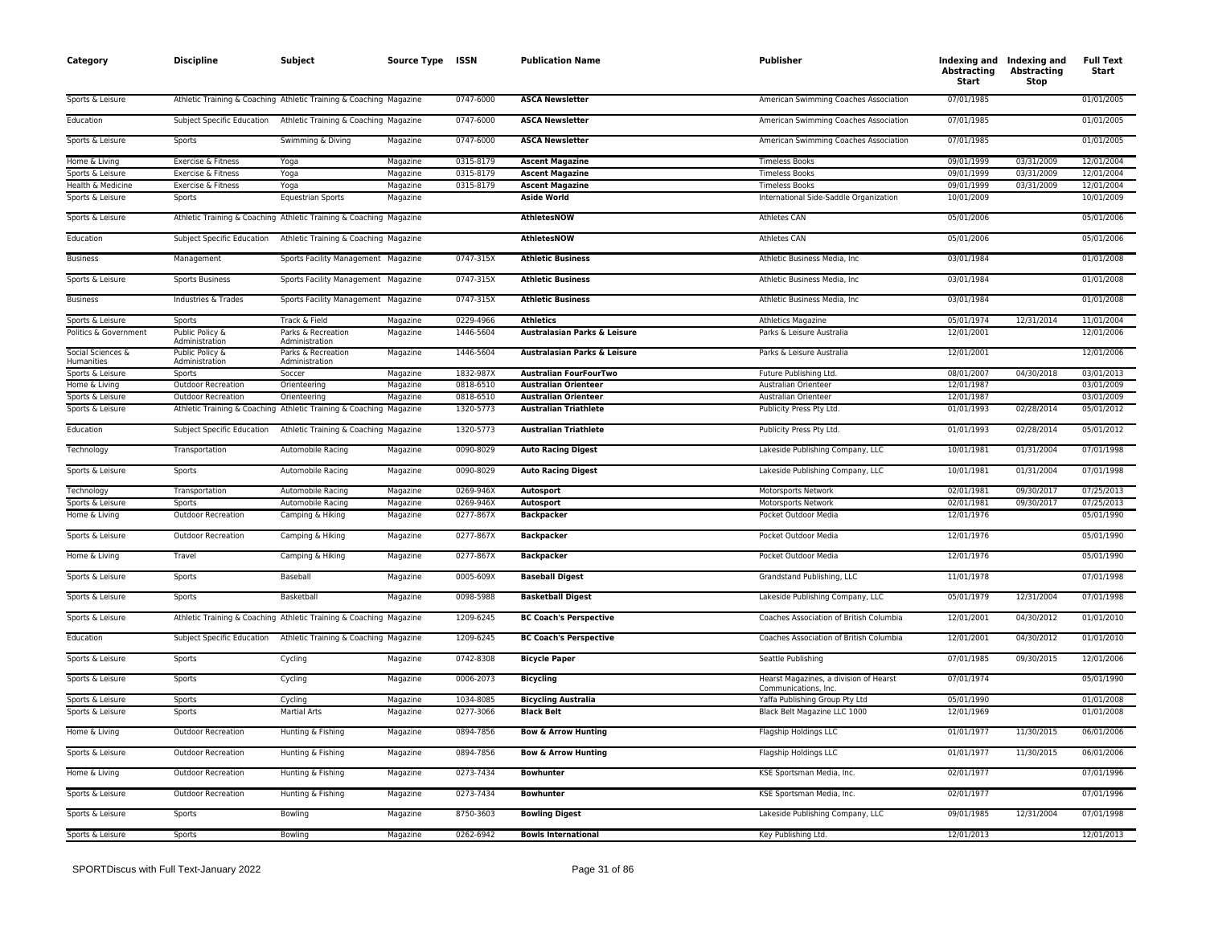| Category | Discipline | Subject | Source Type | ISSN | Publication Name | Publisher | Indexing and Abstracting Start | Indexing and Abstracting Stop | Full Text Start |
|---|---|---|---|---|---|---|---|---|---|
| Sports & Leisure | Athletic Training & Coaching | Athletic Training & Coaching | Magazine | 0747-6000 | **ASCA Newsletter** | American Swimming Coaches Association | 07/01/1985 | | 01/01/2005 |
| Education | Subject Specific Education | Athletic Training & Coaching | Magazine | 0747-6000 | **ASCA Newsletter** | American Swimming Coaches Association | 07/01/1985 | | 01/01/2005 |
| Sports & Leisure | Sports | Swimming & Diving | Magazine | 0747-6000 | **ASCA Newsletter** | American Swimming Coaches Association | 07/01/1985 | | 01/01/2005 |
| Home & Living | Exercise & Fitness | Yoga | Magazine | 0315-8179 | **Ascent Magazine** | Timeless Books | 09/01/1999 | 03/31/2009 | 12/01/2004 |
| Sports & Leisure | Exercise & Fitness | Yoga | Magazine | 0315-8179 | **Ascent Magazine** | Timeless Books | 09/01/1999 | 03/31/2009 | 12/01/2004 |
| Health & Medicine | Exercise & Fitness | Yoga | Magazine | 0315-8179 | **Ascent Magazine** | Timeless Books | 09/01/1999 | 03/31/2009 | 12/01/2004 |
| Sports & Leisure | Sports | Equestrian Sports | Magazine | | **Aside World** | International Side-Saddle Organization | 10/01/2009 | | 10/01/2009 |
| Sports & Leisure | Athletic Training & Coaching | Athletic Training & Coaching | Magazine | | **AthletesNOW** | Athletes CAN | 05/01/2006 | | 05/01/2006 |
| Education | Subject Specific Education | Athletic Training & Coaching | Magazine | | **AthletesNOW** | Athletes CAN | 05/01/2006 | | 05/01/2006 |
| Business | Management | Sports Facility Management | Magazine | 0747-315X | **Athletic Business** | Athletic Business Media, Inc | 03/01/1984 | | 01/01/2008 |
| Sports & Leisure | Sports Business | Sports Facility Management | Magazine | 0747-315X | **Athletic Business** | Athletic Business Media, Inc | 03/01/1984 | | 01/01/2008 |
| Business | Industries & Trades | Sports Facility Management | Magazine | 0747-315X | **Athletic Business** | Athletic Business Media, Inc | 03/01/1984 | | 01/01/2008 |
| Sports & Leisure | Sports | Track & Field | Magazine | 0229-4966 | **Athletics** | Athletics Magazine | 05/01/1974 | 12/31/2014 | 11/01/2004 |
| Politics & Government | Public Policy & Administration | Parks & Recreation Administration | Magazine | 1446-5604 | **Australasian Parks & Leisure** | Parks & Leisure Australia | 12/01/2001 | | 12/01/2006 |
| Social Sciences & Humanities | Public Policy & Administration | Parks & Recreation Administration | Magazine | 1446-5604 | **Australasian Parks & Leisure** | Parks & Leisure Australia | 12/01/2001 | | 12/01/2006 |
| Sports & Leisure | Sports | Soccer | Magazine | 1832-987X | **Australian FourFourTwo** | Future Publishing Ltd. | 08/01/2007 | 04/30/2018 | 03/01/2013 |
| Home & Living | Outdoor Recreation | Orienteering | Magazine | 0818-6510 | **Australian Orienteer** | Australian Orienteer | 12/01/1987 | | 03/01/2009 |
| Sports & Leisure | Outdoor Recreation | Orienteering | Magazine | 0818-6510 | **Australian Orienteer** | Australian Orienteer | 12/01/1987 | | 03/01/2009 |
| Sports & Leisure | Athletic Training & Coaching | Athletic Training & Coaching | Magazine | 1320-5773 | **Australian Triathlete** | Publicity Press Pty Ltd. | 01/01/1993 | 02/28/2014 | 05/01/2012 |
| Education | Subject Specific Education | Athletic Training & Coaching | Magazine | 1320-5773 | **Australian Triathlete** | Publicity Press Pty Ltd. | 01/01/1993 | 02/28/2014 | 05/01/2012 |
| Technology | Transportation | Automobile Racing | Magazine | 0090-8029 | **Auto Racing Digest** | Lakeside Publishing Company, LLC | 10/01/1981 | 01/31/2004 | 07/01/1998 |
| Sports & Leisure | Sports | Automobile Racing | Magazine | 0090-8029 | **Auto Racing Digest** | Lakeside Publishing Company, LLC | 10/01/1981 | 01/31/2004 | 07/01/1998 |
| Technology | Transportation | Automobile Racing | Magazine | 0269-946X | **Autosport** | Motorsports Network | 02/01/1981 | 09/30/2017 | 07/25/2013 |
| Sports & Leisure | Sports | Automobile Racing | Magazine | 0269-946X | **Autosport** | Motorsports Network | 02/01/1981 | 09/30/2017 | 07/25/2013 |
| Home & Living | Outdoor Recreation | Camping & Hiking | Magazine | 0277-867X | **Backpacker** | Pocket Outdoor Media | 12/01/1976 | | 05/01/1990 |
| Sports & Leisure | Outdoor Recreation | Camping & Hiking | Magazine | 0277-867X | **Backpacker** | Pocket Outdoor Media | 12/01/1976 | | 05/01/1990 |
| Home & Living | Travel | Camping & Hiking | Magazine | 0277-867X | **Backpacker** | Pocket Outdoor Media | 12/01/1976 | | 05/01/1990 |
| Sports & Leisure | Sports | Baseball | Magazine | 0005-609X | **Baseball Digest** | Grandstand Publishing, LLC | 11/01/1978 | | 07/01/1998 |
| Sports & Leisure | Sports | Basketball | Magazine | 0098-5988 | **Basketball Digest** | Lakeside Publishing Company, LLC | 05/01/1979 | 12/31/2004 | 07/01/1998 |
| Sports & Leisure | Athletic Training & Coaching | Athletic Training & Coaching | Magazine | 1209-6245 | **BC Coach's Perspective** | Coaches Association of British Columbia | 12/01/2001 | 04/30/2012 | 01/01/2010 |
| Education | Subject Specific Education | Athletic Training & Coaching | Magazine | 1209-6245 | **BC Coach's Perspective** | Coaches Association of British Columbia | 12/01/2001 | 04/30/2012 | 01/01/2010 |
| Sports & Leisure | Sports | Cycling | Magazine | 0742-8308 | **Bicycle Paper** | Seattle Publishing | 07/01/1985 | 09/30/2015 | 12/01/2006 |
| Sports & Leisure | Sports | Cycling | Magazine | 0006-2073 | **Bicycling** | Hearst Magazines, a division of Hearst Communications, Inc. | 07/01/1974 | | 05/01/1990 |
| Sports & Leisure | Sports | Cycling | Magazine | 1034-8085 | **Bicycling Australia** | Yaffa Publishing Group Pty Ltd | 05/01/1990 | | 01/01/2008 |
| Sports & Leisure | Sports | Martial Arts | Magazine | 0277-3066 | **Black Belt** | Black Belt Magazine LLC 1000 | 12/01/1969 | | 01/01/2008 |
| Home & Living | Outdoor Recreation | Hunting & Fishing | Magazine | 0894-7856 | **Bow & Arrow Hunting** | Flagship Holdings LLC | 01/01/1977 | 11/30/2015 | 06/01/2006 |
| Sports & Leisure | Outdoor Recreation | Hunting & Fishing | Magazine | 0894-7856 | **Bow & Arrow Hunting** | Flagship Holdings LLC | 01/01/1977 | 11/30/2015 | 06/01/2006 |
| Home & Living | Outdoor Recreation | Hunting & Fishing | Magazine | 0273-7434 | **Bowhunter** | KSE Sportsman Media, Inc. | 02/01/1977 | | 07/01/1996 |
| Sports & Leisure | Outdoor Recreation | Hunting & Fishing | Magazine | 0273-7434 | **Bowhunter** | KSE Sportsman Media, Inc. | 02/01/1977 | | 07/01/1996 |
| Sports & Leisure | Sports | Bowling | Magazine | 8750-3603 | **Bowling Digest** | Lakeside Publishing Company, LLC | 09/01/1985 | 12/31/2004 | 07/01/1998 |
| Sports & Leisure | Sports | Bowling | Magazine | 0262-6942 | **Bowls International** | Key Publishing Ltd. | 12/01/2013 | | 12/01/2013 |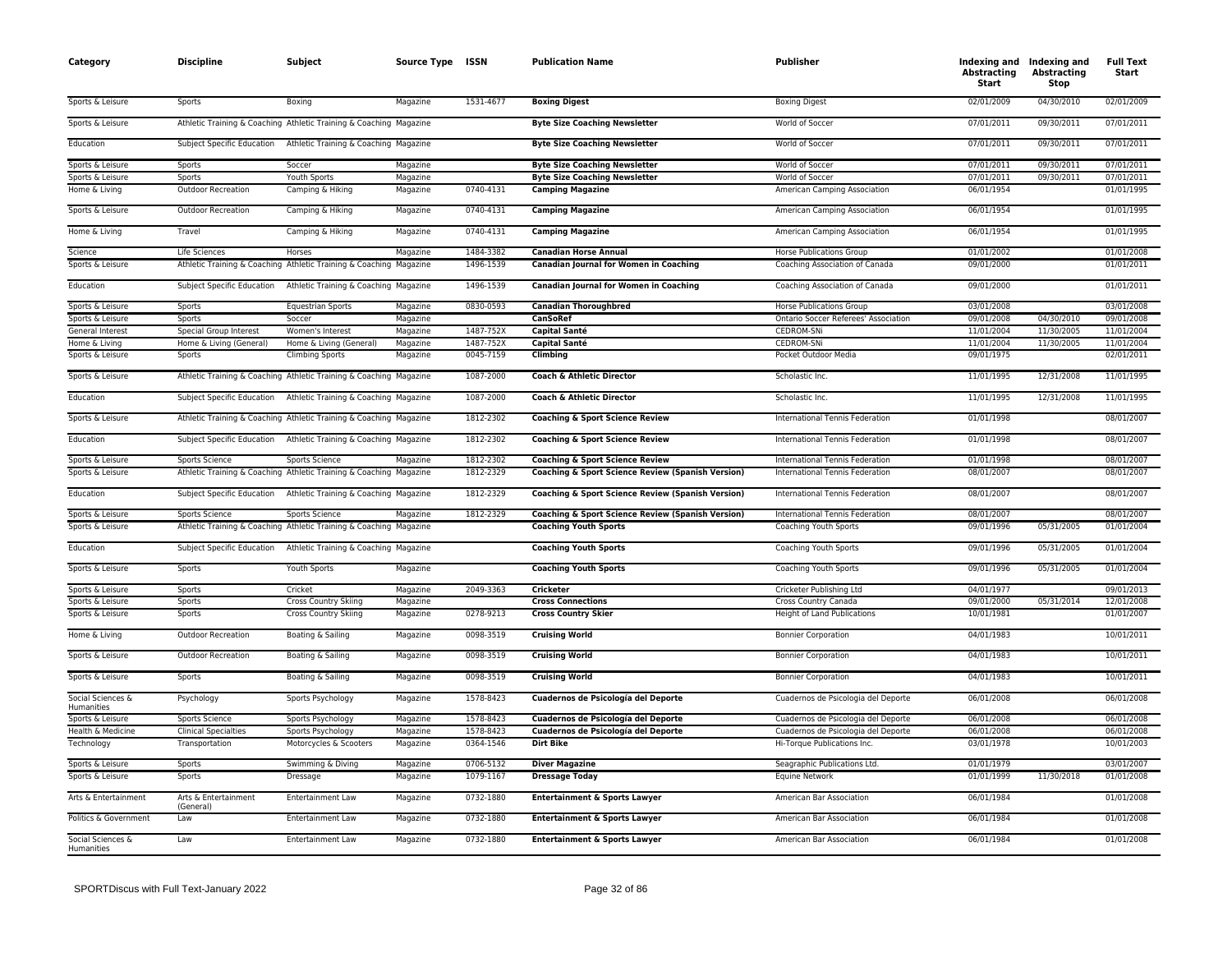| Category | Discipline | Subject | Source Type | ISSN | Publication Name | Publisher | Indexing and Abstracting Start | Indexing and Abstracting Stop | Full Text Start |
|---|---|---|---|---|---|---|---|---|---|
| Sports & Leisure | Sports | Boxing | Magazine | 1531-4677 | **Boxing Digest** | Boxing Digest | 02/01/2009 | 04/30/2010 | 02/01/2009 |
| Sports & Leisure | Athletic Training & Coaching | Athletic Training & Coaching | Magazine | | **Byte Size Coaching Newsletter** | World of Soccer | 07/01/2011 | 09/30/2011 | 07/01/2011 |
| Education | Subject Specific Education | Athletic Training & Coaching | Magazine | | **Byte Size Coaching Newsletter** | World of Soccer | 07/01/2011 | 09/30/2011 | 07/01/2011 |
| Sports & Leisure | Sports | Soccer | Magazine | | **Byte Size Coaching Newsletter** | World of Soccer | 07/01/2011 | 09/30/2011 | 07/01/2011 |
| Sports & Leisure | Sports | Youth Sports | Magazine | | **Byte Size Coaching Newsletter** | World of Soccer | 07/01/2011 | 09/30/2011 | 07/01/2011 |
| Home & Living | Outdoor Recreation | Camping & Hiking | Magazine | 0740-4131 | **Camping Magazine** | American Camping Association | 06/01/1954 | | 01/01/1995 |
| Sports & Leisure | Outdoor Recreation | Camping & Hiking | Magazine | 0740-4131 | **Camping Magazine** | American Camping Association | 06/01/1954 | | 01/01/1995 |
| Home & Living | Travel | Camping & Hiking | Magazine | 0740-4131 | **Camping Magazine** | American Camping Association | 06/01/1954 | | 01/01/1995 |
| Science | Life Sciences | Horses | Magazine | 1484-3382 | **Canadian Horse Annual** | Horse Publications Group | 01/01/2002 | | 01/01/2008 |
| Sports & Leisure | Athletic Training & Coaching | Athletic Training & Coaching | Magazine | 1496-1539 | **Canadian Journal for Women in Coaching** | Coaching Association of Canada | 09/01/2000 | | 01/01/2011 |
| Education | Subject Specific Education | Athletic Training & Coaching | Magazine | 1496-1539 | **Canadian Journal for Women in Coaching** | Coaching Association of Canada | 09/01/2000 | | 01/01/2011 |
| Sports & Leisure | Sports | Equestrian Sports | Magazine | 0830-0593 | **Canadian Thoroughbred** | Horse Publications Group | 03/01/2008 | | 03/01/2008 |
| Sports & Leisure | Sports | Soccer | Magazine | | **CanSoRef** | Ontario Soccer Referees' Association | 09/01/2008 | 04/30/2010 | 09/01/2008 |
| General Interest | Special Group Interest | Women's Interest | Magazine | 1487-752X | **Capital Santé** | CEDROM-SNi | 11/01/2004 | 11/30/2005 | 11/01/2004 |
| Home & Living | Home & Living (General) | Home & Living (General) | Magazine | 1487-752X | **Capital Santé** | CEDROM-SNi | 11/01/2004 | 11/30/2005 | 11/01/2004 |
| Sports & Leisure | Sports | Climbing Sports | Magazine | 0045-7159 | **Climbing** | Pocket Outdoor Media | 09/01/1975 | | 02/01/2011 |
| Sports & Leisure | Athletic Training & Coaching | Athletic Training & Coaching | Magazine | 1087-2000 | **Coach & Athletic Director** | Scholastic Inc. | 11/01/1995 | 12/31/2008 | 11/01/1995 |
| Education | Subject Specific Education | Athletic Training & Coaching | Magazine | 1087-2000 | **Coach & Athletic Director** | Scholastic Inc. | 11/01/1995 | 12/31/2008 | 11/01/1995 |
| Sports & Leisure | Athletic Training & Coaching | Athletic Training & Coaching | Magazine | 1812-2302 | **Coaching & Sport Science Review** | International Tennis Federation | 01/01/1998 | | 08/01/2007 |
| Education | Subject Specific Education | Athletic Training & Coaching | Magazine | 1812-2302 | **Coaching & Sport Science Review** | International Tennis Federation | 01/01/1998 | | 08/01/2007 |
| Sports & Leisure | Sports Science | Sports Science | Magazine | 1812-2302 | **Coaching & Sport Science Review** | International Tennis Federation | 01/01/1998 | | 08/01/2007 |
| Sports & Leisure | Athletic Training & Coaching | Athletic Training & Coaching | Magazine | 1812-2329 | **Coaching & Sport Science Review (Spanish Version)** | International Tennis Federation | 08/01/2007 | | 08/01/2007 |
| Education | Subject Specific Education | Athletic Training & Coaching | Magazine | 1812-2329 | **Coaching & Sport Science Review (Spanish Version)** | International Tennis Federation | 08/01/2007 | | 08/01/2007 |
| Sports & Leisure | Sports Science | Sports Science | Magazine | 1812-2329 | **Coaching & Sport Science Review (Spanish Version)** | International Tennis Federation | 08/01/2007 | | 08/01/2007 |
| Sports & Leisure | Athletic Training & Coaching | Athletic Training & Coaching | Magazine | | **Coaching Youth Sports** | Coaching Youth Sports | 09/01/1996 | 05/31/2005 | 01/01/2004 |
| Education | Subject Specific Education | Athletic Training & Coaching | Magazine | | **Coaching Youth Sports** | Coaching Youth Sports | 09/01/1996 | 05/31/2005 | 01/01/2004 |
| Sports & Leisure | Sports | Youth Sports | Magazine | | **Coaching Youth Sports** | Coaching Youth Sports | 09/01/1996 | 05/31/2005 | 01/01/2004 |
| Sports & Leisure | Sports | Cricket | Magazine | 2049-3363 | **Cricketer** | Cricketer Publishing Ltd | 04/01/1977 | | 09/01/2013 |
| Sports & Leisure | Sports | Cross Country Skiing | Magazine | | **Cross Connections** | Cross Country Canada | 09/01/2000 | 05/31/2014 | 12/01/2008 |
| Sports & Leisure | Sports | Cross Country Skiing | Magazine | 0278-9213 | **Cross Country Skier** | Height of Land Publications | 10/01/1981 | | 01/01/2007 |
| Home & Living | Outdoor Recreation | Boating & Sailing | Magazine | 0098-3519 | **Cruising World** | Bonnier Corporation | 04/01/1983 | | 10/01/2011 |
| Sports & Leisure | Outdoor Recreation | Boating & Sailing | Magazine | 0098-3519 | **Cruising World** | Bonnier Corporation | 04/01/1983 | | 10/01/2011 |
| Sports & Leisure | Sports | Boating & Sailing | Magazine | 0098-3519 | **Cruising World** | Bonnier Corporation | 04/01/1983 | | 10/01/2011 |
| Social Sciences & Humanities | Psychology | Sports Psychology | Magazine | 1578-8423 | **Cuadernos de Psicología del Deporte** | Cuadernos de Psicología del Deporte | 06/01/2008 | | 06/01/2008 |
| Sports & Leisure | Sports Science | Sports Psychology | Magazine | 1578-8423 | **Cuadernos de Psicología del Deporte** | Cuadernos de Psicología del Deporte | 06/01/2008 | | 06/01/2008 |
| Health & Medicine | Clinical Specialties | Sports Psychology | Magazine | 1578-8423 | **Cuadernos de Psicología del Deporte** | Cuadernos de Psicología del Deporte | 06/01/2008 | | 06/01/2008 |
| Technology | Transportation | Motorcycles & Scooters | Magazine | 0364-1546 | **Dirt Bike** | Hi-Torque Publications Inc. | 03/01/1978 | | 10/01/2003 |
| Sports & Leisure | Sports | Swimming & Diving | Magazine | 0706-5132 | **Diver Magazine** | Seagraphic Publications Ltd. | 01/01/1979 | | 03/01/2007 |
| Sports & Leisure | Sports | Dressage | Magazine | 1079-1167 | **Dressage Today** | Equine Network | 01/01/1999 | 11/30/2018 | 01/01/2008 |
| Arts & Entertainment | Arts & Entertainment (General) | Entertainment Law | Magazine | 0732-1880 | **Entertainment & Sports Lawyer** | American Bar Association | 06/01/1984 | | 01/01/2008 |
| Politics & Government | Law | Entertainment Law | Magazine | 0732-1880 | **Entertainment & Sports Lawyer** | American Bar Association | 06/01/1984 | | 01/01/2008 |
| Social Sciences & Humanities | Law | Entertainment Law | Magazine | 0732-1880 | **Entertainment & Sports Lawyer** | American Bar Association | 06/01/1984 | | 01/01/2008 |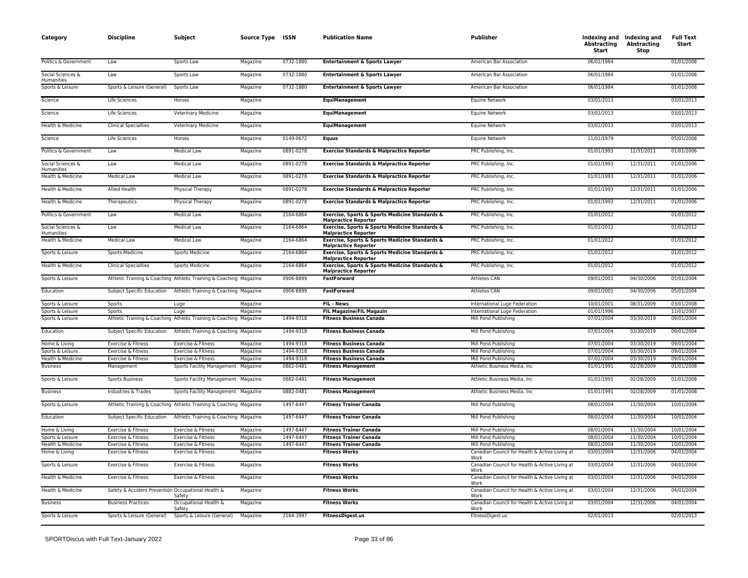| Category | Discipline | Subject | Source Type | ISSN | Publication Name | Publisher | Indexing and Abstracting Start | Indexing and Abstracting Stop | Full Text Start |
|---|---|---|---|---|---|---|---|---|---|
| Politics & Government | Law | Sports Law | Magazine | 0732-1880 | **Entertainment & Sports Lawyer** | American Bar Association | 06/01/1984 | | 01/01/2008 |
| Social Sciences & Humanities | Law | Sports Law | Magazine | 0732-1880 | **Entertainment & Sports Lawyer** | American Bar Association | 06/01/1984 | | 01/01/2008 |
| Sports & Leisure | Sports & Leisure (General) | Sports Law | Magazine | 0732-1880 | **Entertainment & Sports Lawyer** | American Bar Association | 06/01/1984 | | 01/01/2008 |
| Science | Life Sciences | Horses | Magazine | | **EquiManagement** | Equine Network | 03/01/2013 | | 03/01/2013 |
| Science | Life Sciences | Veterinary Medicine | Magazine | | **EquiManagement** | Equine Network | 03/01/2013 | | 03/01/2013 |
| Health & Medicine | Clinical Specialties | Veterinary Medicine | Magazine | | **EquiManagement** | Equine Network | 03/01/2013 | | 03/01/2013 |
| Science | Life Sciences | Horses | Magazine | 0149-0672 | **Equus** | Equine Network | 11/01/1979 | | 05/01/2008 |
| Politics & Government | Law | Medical Law | Magazine | 0891-0278 | **Exercise Standards & Malpractice Reporter** | PRC Publishing, Inc. | 01/01/1993 | 12/31/2011 | 01/01/2006 |
| Social Sciences & Humanities | Law | Medical Law | Magazine | 0891-0278 | **Exercise Standards & Malpractice Reporter** | PRC Publishing, Inc. | 01/01/1993 | 12/31/2011 | 01/01/2006 |
| Health & Medicine | Medical Law | Medical Law | Magazine | 0891-0278 | **Exercise Standards & Malpractice Reporter** | PRC Publishing, Inc. | 01/01/1993 | 12/31/2011 | 01/01/2006 |
| Health & Medicine | Allied Health | Physical Therapy | Magazine | 0891-0278 | **Exercise Standards & Malpractice Reporter** | PRC Publishing, Inc. | 01/01/1993 | 12/31/2011 | 01/01/2006 |
| Health & Medicine | Therapeutics | Physical Therapy | Magazine | 0891-0278 | **Exercise Standards & Malpractice Reporter** | PRC Publishing, Inc. | 01/01/1993 | 12/31/2011 | 01/01/2006 |
| Politics & Government | Law | Medical Law | Magazine | 2164-6864 | **Exercise, Sports & Sports Medicine Standards & Malpractice Reporter** | PRC Publishing, Inc. | 01/01/2012 | | 01/01/2012 |
| Social Sciences & Humanities | Law | Medical Law | Magazine | 2164-6864 | **Exercise, Sports & Sports Medicine Standards & Malpractice Reporter** | PRC Publishing, Inc. | 01/01/2012 | | 01/01/2012 |
| Health & Medicine | Medical Law | Medical Law | Magazine | 2164-6864 | **Exercise, Sports & Sports Medicine Standards & Malpractice Reporter** | PRC Publishing, Inc. | 01/01/2012 | | 01/01/2012 |
| Sports & Leisure | Sports Medicine | Sports Medicine | Magazine | 2164-6864 | **Exercise, Sports & Sports Medicine Standards & Malpractice Reporter** | PRC Publishing, Inc. | 01/01/2012 | | 01/01/2012 |
| Health & Medicine | Clinical Specialties | Sports Medicine | Magazine | 2164-6864 | **Exercise, Sports & Sports Medicine Standards & Malpractice Reporter** | PRC Publishing, Inc. | 01/01/2012 | | 01/01/2012 |
| Sports & Leisure | Athletic Training & Coaching | Athletic Training & Coaching | Magazine | 0906-8899 | **FastForward** | Athletes CAN | 09/01/2001 | 04/30/2006 | 05/01/2004 |
| Education | Subject Specific Education | Athletic Training & Coaching | Magazine | 0906-8899 | **FastForward** | Athletes CAN | 09/01/2001 | 04/30/2006 | 05/01/2004 |
| Sports & Leisure | Sports | Luge | Magazine | | **FIL - News** | International Luge Federation | 10/01/2001 | 08/31/2009 | 03/01/2008 |
| Sports & Leisure | Sports | Luge | Magazine | | **FIL Magazine/FIL Magazin** | International Luge Federation | 01/01/1996 | | 11/01/2007 |
| Sports & Leisure | Athletic Training & Coaching | Athletic Training & Coaching | Magazine | 1494-9318 | **Fitness Business Canada** | Mill Pond Publishing | 07/01/2004 | 03/30/2019 | 09/01/2004 |
| Education | Subject Specific Education | Athletic Training & Coaching | Magazine | 1494-9318 | **Fitness Business Canada** | Mill Pond Publishing | 07/01/2004 | 03/30/2019 | 09/01/2004 |
| Home & Living | Exercise & Fitness | Exercise & Fitness | Magazine | 1494-9318 | **Fitness Business Canada** | Mill Pond Publishing | 07/01/2004 | 03/30/2019 | 09/01/2004 |
| Sports & Leisure | Exercise & Fitness | Exercise & Fitness | Magazine | 1494-9318 | **Fitness Business Canada** | Mill Pond Publishing | 07/01/2004 | 03/30/2019 | 09/01/2004 |
| Health & Medicine | Exercise & Fitness | Exercise & Fitness | Magazine | 1494-9318 | **Fitness Business Canada** | Mill Pond Publishing | 07/01/2004 | 03/30/2019 | 09/01/2004 |
| Business | Management | Sports Facility Management | Magazine | 0882-0481 | **Fitness Management** | Athletic Business Media, Inc | 01/01/1991 | 02/28/2009 | 01/01/2008 |
| Sports & Leisure | Sports Business | Sports Facility Management | Magazine | 0882-0481 | **Fitness Management** | Athletic Business Media, Inc | 01/01/1991 | 02/28/2009 | 01/01/2008 |
| Business | Industries & Trades | Sports Facility Management | Magazine | 0882-0481 | **Fitness Management** | Athletic Business Media, Inc | 01/01/1991 | 02/28/2009 | 01/01/2008 |
| Sports & Leisure | Athletic Training & Coaching | Athletic Training & Coaching | Magazine | 1497-6447 | **Fitness Trainer Canada** | Mill Pond Publishing | 08/01/2004 | 11/30/2004 | 10/01/2004 |
| Education | Subject Specific Education | Athletic Training & Coaching | Magazine | 1497-6447 | **Fitness Trainer Canada** | Mill Pond Publishing | 08/01/2004 | 11/30/2004 | 10/01/2004 |
| Home & Living | Exercise & Fitness | Exercise & Fitness | Magazine | 1497-6447 | **Fitness Trainer Canada** | Mill Pond Publishing | 08/01/2004 | 11/30/2004 | 10/01/2004 |
| Sports & Leisure | Exercise & Fitness | Exercise & Fitness | Magazine | 1497-6447 | **Fitness Trainer Canada** | Mill Pond Publishing | 08/01/2004 | 11/30/2004 | 10/01/2004 |
| Health & Medicine | Exercise & Fitness | Exercise & Fitness | Magazine | 1497-6447 | **Fitness Trainer Canada** | Mill Pond Publishing | 08/01/2004 | 11/30/2004 | 10/01/2004 |
| Home & Living | Exercise & Fitness | Exercise & Fitness | Magazine | | **Fitness Works** | Canadian Council for Health & Active Living at Work | 03/01/2004 | 12/31/2006 | 04/01/2004 |
| Sports & Leisure | Exercise & Fitness | Exercise & Fitness | Magazine | | **Fitness Works** | Canadian Council for Health & Active Living at Work | 03/01/2004 | 12/31/2006 | 04/01/2004 |
| Health & Medicine | Exercise & Fitness | Exercise & Fitness | Magazine | | **Fitness Works** | Canadian Council for Health & Active Living at Work | 03/01/2004 | 12/31/2006 | 04/01/2004 |
| Health & Medicine | Safety & Accident Prevention | Occupational Health & Safety | Magazine | | **Fitness Works** | Canadian Council for Health & Active Living at Work | 03/01/2004 | 12/31/2006 | 04/01/2004 |
| Business | Business Practices | Occupational Health & Safety | Magazine | | **Fitness Works** | Canadian Council for Health & Active Living at Work | 03/01/2004 | 12/31/2006 | 04/01/2004 |
| Sports & Leisure | Sports & Leisure (General) | Sports & Leisure (General) | Magazine | 2164-3997 | **FitnessDigest.us** | FitnessDigest.us | 02/01/2013 | | 02/01/2013 |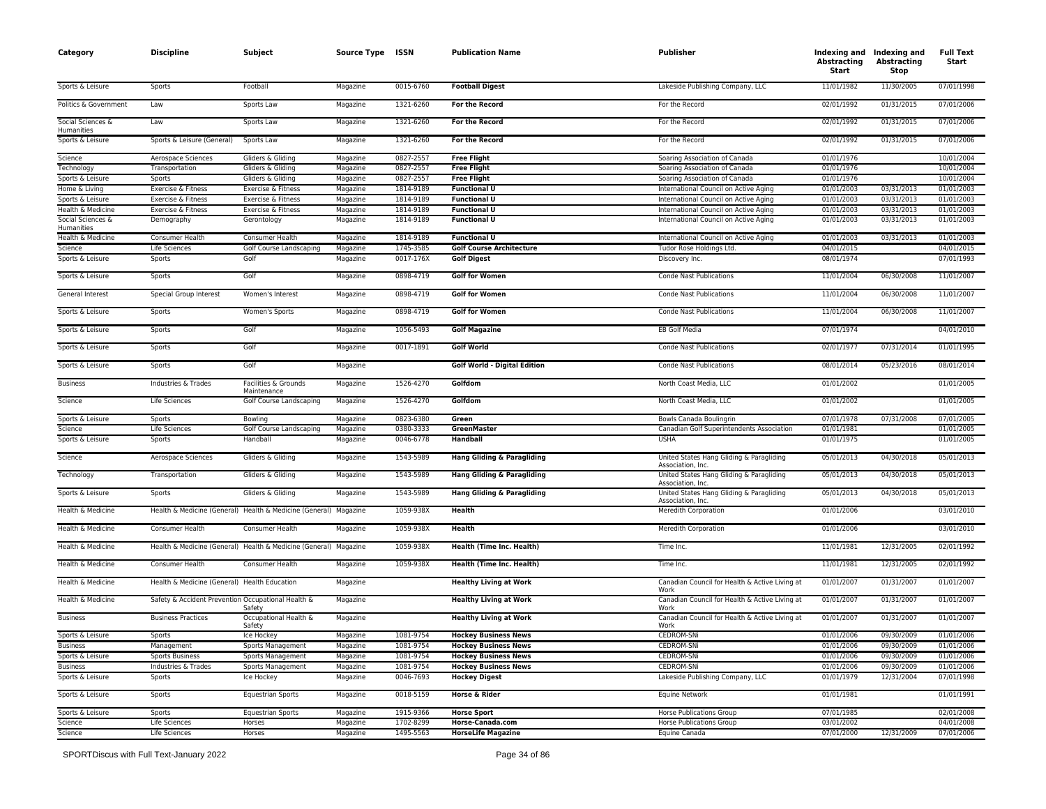| Category | Discipline | Subject | Source Type | ISSN | Publication Name | Publisher | Indexing and Abstracting Start | Indexing and Abstracting Stop | Full Text Start |
| --- | --- | --- | --- | --- | --- | --- | --- | --- | --- |
| Sports & Leisure | Sports | Football | Magazine | 0015-6760 | **Football Digest** | Lakeside Publishing Company, LLC | 11/01/1982 | 11/30/2005 | 07/01/1998 |
| Politics & Government | Law | Sports Law | Magazine | 1321-6260 | **For the Record** | For the Record | 02/01/1992 | 01/31/2015 | 07/01/2006 |
| Social Sciences & Humanities | Law | Sports Law | Magazine | 1321-6260 | **For the Record** | For the Record | 02/01/1992 | 01/31/2015 | 07/01/2006 |
| Sports & Leisure | Sports & Leisure (General) | Sports Law | Magazine | 1321-6260 | **For the Record** | For the Record | 02/01/1992 | 01/31/2015 | 07/01/2006 |
| Science | Aerospace Sciences | Gliders & Gliding | Magazine | 0827-2557 | **Free Flight** | Soaring Association of Canada | 01/01/1976 | | 10/01/2004 |
| Technology | Transportation | Gliders & Gliding | Magazine | 0827-2557 | **Free Flight** | Soaring Association of Canada | 01/01/1976 | | 10/01/2004 |
| Sports & Leisure | Sports | Gliders & Gliding | Magazine | 0827-2557 | **Free Flight** | Soaring Association of Canada | 01/01/1976 | | 10/01/2004 |
| Home & Living | Exercise & Fitness | Exercise & Fitness | Magazine | 1814-9189 | **Functional U** | International Council on Active Aging | 01/01/2003 | 03/31/2013 | 01/01/2003 |
| Sports & Leisure | Exercise & Fitness | Exercise & Fitness | Magazine | 1814-9189 | **Functional U** | International Council on Active Aging | 01/01/2003 | 03/31/2013 | 01/01/2003 |
| Health & Medicine | Exercise & Fitness | Exercise & Fitness | Magazine | 1814-9189 | **Functional U** | International Council on Active Aging | 01/01/2003 | 03/31/2013 | 01/01/2003 |
| Social Sciences & Humanities | Demography | Gerontology | Magazine | 1814-9189 | **Functional U** | International Council on Active Aging | 01/01/2003 | 03/31/2013 | 01/01/2003 |
| Health & Medicine | Consumer Health | Consumer Health | Magazine | 1814-9189 | **Functional U** | International Council on Active Aging | 01/01/2003 | 03/31/2013 | 01/01/2003 |
| Science | Life Sciences | Golf Course Landscaping | Magazine | 1745-3585 | **Golf Course Architecture** | Tudor Rose Holdings Ltd. | 04/01/2015 | | 04/01/2015 |
| Sports & Leisure | Sports | Golf | Magazine | 0017-176X | **Golf Digest** | Discovery Inc. | 08/01/1974 | | 07/01/1993 |
| Sports & Leisure | Sports | Golf | Magazine | 0898-4719 | **Golf for Women** | Conde Nast Publications | 11/01/2004 | 06/30/2008 | 11/01/2007 |
| General Interest | Special Group Interest | Women's Interest | Magazine | 0898-4719 | **Golf for Women** | Conde Nast Publications | 11/01/2004 | 06/30/2008 | 11/01/2007 |
| Sports & Leisure | Sports | Women's Sports | Magazine | 0898-4719 | **Golf for Women** | Conde Nast Publications | 11/01/2004 | 06/30/2008 | 11/01/2007 |
| Sports & Leisure | Sports | Golf | Magazine | 1056-5493 | **Golf Magazine** | EB Golf Media | 07/01/1974 | | 04/01/2010 |
| Sports & Leisure | Sports | Golf | Magazine | 0017-1891 | **Golf World** | Conde Nast Publications | 02/01/1977 | 07/31/2014 | 01/01/1995 |
| Sports & Leisure | Sports | Golf | Magazine | | **Golf World - Digital Edition** | Conde Nast Publications | 08/01/2014 | 05/23/2016 | 08/01/2014 |
| Business | Industries & Trades | Facilities & Grounds Maintenance | Magazine | 1526-4270 | **Golfdom** | North Coast Media, LLC | 01/01/2002 | | 01/01/2005 |
| Science | Life Sciences | Golf Course Landscaping | Magazine | 1526-4270 | **Golfdom** | North Coast Media, LLC | 01/01/2002 | | 01/01/2005 |
| Sports & Leisure | Sports | Bowling | Magazine | 0823-6380 | **Green** | Bowls Canada Boulingrin | 07/01/1978 | 07/31/2008 | 07/01/2005 |
| Science | Life Sciences | Golf Course Landscaping | Magazine | 0380-3333 | **GreenMaster** | Canadian Golf Superintendents Association | 01/01/1981 | | 01/01/2005 |
| Sports & Leisure | Sports | Handball | Magazine | 0046-6778 | **Handball** | USHA | 01/01/1975 | | 01/01/2005 |
| Science | Aerospace Sciences | Gliders & Gliding | Magazine | 1543-5989 | **Hang Gliding & Paragliding** | United States Hang Gliding & Paragliding Association, Inc. | 05/01/2013 | 04/30/2018 | 05/01/2013 |
| Technology | Transportation | Gliders & Gliding | Magazine | 1543-5989 | **Hang Gliding & Paragliding** | United States Hang Gliding & Paragliding Association, Inc. | 05/01/2013 | 04/30/2018 | 05/01/2013 |
| Sports & Leisure | Sports | Gliders & Gliding | Magazine | 1543-5989 | **Hang Gliding & Paragliding** | United States Hang Gliding & Paragliding Association, Inc. | 05/01/2013 | 04/30/2018 | 05/01/2013 |
| Health & Medicine | Health & Medicine (General) | Health & Medicine (General) | Magazine | 1059-938X | **Health** | Meredith Corporation | 01/01/2006 | | 03/01/2010 |
| Health & Medicine | Consumer Health | Consumer Health | Magazine | 1059-938X | **Health** | Meredith Corporation | 01/01/2006 | | 03/01/2010 |
| Health & Medicine | Health & Medicine (General) | Health & Medicine (General) | Magazine | 1059-938X | **Health (Time Inc. Health)** | Time Inc. | 11/01/1981 | 12/31/2005 | 02/01/1992 |
| Health & Medicine | Consumer Health | Consumer Health | Magazine | 1059-938X | **Health (Time Inc. Health)** | Time Inc. | 11/01/1981 | 12/31/2005 | 02/01/1992 |
| Health & Medicine | Health & Medicine (General) | Health Education | Magazine | | **Healthy Living at Work** | Canadian Council for Health & Active Living at Work | 01/01/2007 | 01/31/2007 | 01/01/2007 |
| Health & Medicine | Safety & Accident Prevention | Occupational Health & Safety | Magazine | | **Healthy Living at Work** | Canadian Council for Health & Active Living at Work | 01/01/2007 | 01/31/2007 | 01/01/2007 |
| Business | Business Practices | Occupational Health & Safety | Magazine | | **Healthy Living at Work** | Canadian Council for Health & Active Living at Work | 01/01/2007 | 01/31/2007 | 01/01/2007 |
| Sports & Leisure | Sports | Ice Hockey | Magazine | 1081-9754 | **Hockey Business News** | CEDROM-SNi | 01/01/2006 | 09/30/2009 | 01/01/2006 |
| Business | Management | Sports Management | Magazine | 1081-9754 | **Hockey Business News** | CEDROM-SNi | 01/01/2006 | 09/30/2009 | 01/01/2006 |
| Sports & Leisure | Sports Business | Sports Management | Magazine | 1081-9754 | **Hockey Business News** | CEDROM-SNi | 01/01/2006 | 09/30/2009 | 01/01/2006 |
| Business | Industries & Trades | Sports Management | Magazine | 1081-9754 | **Hockey Business News** | CEDROM-SNi | 01/01/2006 | 09/30/2009 | 01/01/2006 |
| Sports & Leisure | Sports | Ice Hockey | Magazine | 0046-7693 | **Hockey Digest** | Lakeside Publishing Company, LLC | 01/01/1979 | 12/31/2004 | 07/01/1998 |
| Sports & Leisure | Sports | Equestrian Sports | Magazine | 0018-5159 | **Horse & Rider** | Equine Network | 01/01/1981 | | 01/01/1991 |
| Sports & Leisure | Sports | Equestrian Sports | Magazine | 1915-9366 | **Horse Sport** | Horse Publications Group | 07/01/1985 | | 02/01/2008 |
| Science | Life Sciences | Horses | Magazine | 1702-8299 | **Horse-Canada.com** | Horse Publications Group | 03/01/2002 | | 04/01/2008 |
| Science | Life Sciences | Horses | Magazine | 1495-5563 | **HorseLife Magazine** | Equine Canada | 07/01/2000 | 12/31/2009 | 07/01/2006 |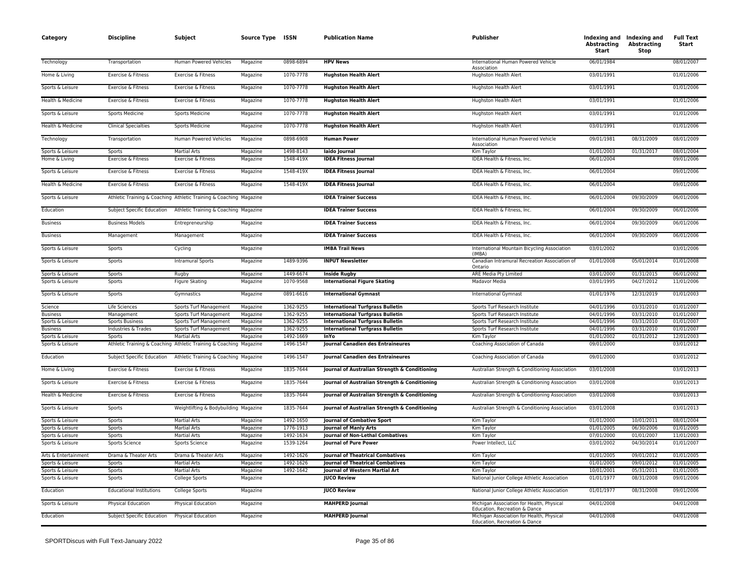| Category | Discipline | Subject | Source Type | ISSN | Publication Name | Publisher | Indexing and Abstracting Start | Indexing and Abstracting Stop | Full Text Start |
|---|---|---|---|---|---|---|---|---|---|
| Technology | Transportation | Human Powered Vehicles | Magazine | 0898-6894 | **HPV News** | International Human Powered Vehicle Association | 06/01/1984 | | 08/01/2007 |
| Home & Living | Exercise & Fitness | Exercise & Fitness | Magazine | 1070-7778 | **Hughston Health Alert** | Hughston Health Alert | 03/01/1991 | | 01/01/2006 |
| Sports & Leisure | Exercise & Fitness | Exercise & Fitness | Magazine | 1070-7778 | **Hughston Health Alert** | Hughston Health Alert | 03/01/1991 | | 01/01/2006 |
| Health & Medicine | Exercise & Fitness | Exercise & Fitness | Magazine | 1070-7778 | **Hughston Health Alert** | Hughston Health Alert | 03/01/1991 | | 01/01/2006 |
| Sports & Leisure | Sports Medicine | Sports Medicine | Magazine | 1070-7778 | **Hughston Health Alert** | Hughston Health Alert | 03/01/1991 | | 01/01/2006 |
| Health & Medicine | Clinical Specialties | Sports Medicine | Magazine | 1070-7778 | **Hughston Health Alert** | Hughston Health Alert | 03/01/1991 | | 01/01/2006 |
| Technology | Transportation | Human Powered Vehicles | Magazine | 0898-6908 | **Human Power** | International Human Powered Vehicle Association | 09/01/1981 | 08/31/2009 | 08/01/2009 |
| Sports & Leisure | Sports | Martial Arts | Magazine | 1498-8143 | **Iaido Journal** | Kim Taylor | 01/01/2003 | 01/31/2017 | 08/01/2004 |
| Home & Living | Exercise & Fitness | Exercise & Fitness | Magazine | 1548-419X | **IDEA Fitness Journal** | IDEA Health & Fitness, Inc. | 06/01/2004 | | 09/01/2006 |
| Sports & Leisure | Exercise & Fitness | Exercise & Fitness | Magazine | 1548-419X | **IDEA Fitness Journal** | IDEA Health & Fitness, Inc. | 06/01/2004 | | 09/01/2006 |
| Health & Medicine | Exercise & Fitness | Exercise & Fitness | Magazine | 1548-419X | **IDEA Fitness Journal** | IDEA Health & Fitness, Inc. | 06/01/2004 | | 09/01/2006 |
| Sports & Leisure | Athletic Training & Coaching | Athletic Training & Coaching | Magazine | | **IDEA Trainer Success** | IDEA Health & Fitness, Inc. | 06/01/2004 | 09/30/2009 | 06/01/2006 |
| Education | Subject Specific Education | Athletic Training & Coaching | Magazine | | **IDEA Trainer Success** | IDEA Health & Fitness, Inc. | 06/01/2004 | 09/30/2009 | 06/01/2006 |
| Business | Business Models | Entrepreneurship | Magazine | | **IDEA Trainer Success** | IDEA Health & Fitness, Inc. | 06/01/2004 | 09/30/2009 | 06/01/2006 |
| Business | Management | Management | Magazine | | **IDEA Trainer Success** | IDEA Health & Fitness, Inc. | 06/01/2004 | 09/30/2009 | 06/01/2006 |
| Sports & Leisure | Sports | Cycling | Magazine | | **IMBA Trail News** | International Mountain Bicycling Association (IMBA) | 03/01/2002 | | 03/01/2006 |
| Sports & Leisure | Sports | Intramural Sports | Magazine | 1489-9396 | **INPUT Newsletter** | Canadian Intramural Recreation Association of Ontario | 01/01/2008 | 05/01/2014 | 01/01/2008 |
| Sports & Leisure | Sports | Rugby | Magazine | 1449-6674 | **Inside Rugby** | ARE Media Pty Limited | 03/01/2000 | 01/31/2015 | 06/01/2002 |
| Sports & Leisure | Sports | Figure Skating | Magazine | 1070-9568 | **International Figure Skating** | Madavor Media | 03/01/1995 | 04/27/2012 | 11/01/2006 |
| Sports & Leisure | Sports | Gymnastics | Magazine | 0891-6616 | **International Gymnast** | International Gymnast | 01/01/1976 | 12/31/2019 | 01/01/2003 |
| Science | Life Sciences | Sports Turf Management | Magazine | 1362-9255 | **International Turfgrass Bulletin** | Sports Turf Research Institute | 04/01/1996 | 03/31/2010 | 01/01/2007 |
| Business | Management | Sports Turf Management | Magazine | 1362-9255 | **International Turfgrass Bulletin** | Sports Turf Research Institute | 04/01/1996 | 03/31/2010 | 01/01/2007 |
| Sports & Leisure | Sports Business | Sports Turf Management | Magazine | 1362-9255 | **International Turfgrass Bulletin** | Sports Turf Research Institute | 04/01/1996 | 03/31/2010 | 01/01/2007 |
| Business | Industries & Trades | Sports Turf Management | Magazine | 1362-9255 | **International Turfgrass Bulletin** | Sports Turf Research Institute | 04/01/1996 | 03/31/2010 | 01/01/2007 |
| Sports & Leisure | Sports | Martial Arts | Magazine | 1492-1669 | **InYo** | Kim Taylor | 01/01/2002 | 01/31/2012 | 12/01/2003 |
| Sports & Leisure | Athletic Training & Coaching | Athletic Training & Coaching | Magazine | 1496-1547 | **Journal Canadien des Entraineures** | Coaching Association of Canada | 09/01/2000 | | 03/01/2012 |
| Education | Subject Specific Education | Athletic Training & Coaching | Magazine | 1496-1547 | **Journal Canadien des Entraineures** | Coaching Association of Canada | 09/01/2000 | | 03/01/2012 |
| Home & Living | Exercise & Fitness | Exercise & Fitness | Magazine | 1835-7644 | **Journal of Australian Strength & Conditioning** | Australian Strength & Conditioning Association | 03/01/2008 | | 03/01/2013 |
| Sports & Leisure | Exercise & Fitness | Exercise & Fitness | Magazine | 1835-7644 | **Journal of Australian Strength & Conditioning** | Australian Strength & Conditioning Association | 03/01/2008 | | 03/01/2013 |
| Health & Medicine | Exercise & Fitness | Exercise & Fitness | Magazine | 1835-7644 | **Journal of Australian Strength & Conditioning** | Australian Strength & Conditioning Association | 03/01/2008 | | 03/01/2013 |
| Sports & Leisure | Sports | Weightlifting & Bodybuilding | Magazine | 1835-7644 | **Journal of Australian Strength & Conditioning** | Australian Strength & Conditioning Association | 03/01/2008 | | 03/01/2013 |
| Sports & Leisure | Sports | Martial Arts | Magazine | 1492-1650 | **Journal of Combative Sport** | Kim Taylor | 01/01/2000 | 10/01/2011 | 08/01/2004 |
| Sports & Leisure | Sports | Martial Arts | Magazine | 1776-1913 | **Journal of Manly Arts** | Kim Taylor | 01/01/2005 | 06/30/2006 | 01/01/2005 |
| Sports & Leisure | Sports | Martial Arts | Magazine | 1492-1634 | **Journal of Non-Lethal Combatives** | Kim Taylor | 07/01/2000 | 01/01/2007 | 11/01/2003 |
| Sports & Leisure | Sports Science | Sports Science | Magazine | 1539-1264 | **Journal of Pure Power** | Power Intellect, LLC | 03/01/2002 | 04/30/2014 | 01/01/2007 |
| Arts & Entertainment | Drama & Theater Arts | Drama & Theater Arts | Magazine | 1492-1626 | **Journal of Theatrical Combatives** | Kim Taylor | 01/01/2005 | 09/01/2012 | 01/01/2005 |
| Sports & Leisure | Sports | Martial Arts | Magazine | 1492-1626 | **Journal of Theatrical Combatives** | Kim Taylor | 01/01/2005 | 09/01/2012 | 01/01/2005 |
| Sports & Leisure | Sports | Martial Arts | Magazine | 1492-1642 | **Journal of Western Martial Art** | Kim Taylor | 10/01/2001 | 05/31/2011 | 01/01/2005 |
| Sports & Leisure | Sports | College Sports | Magazine | | **JUCO Review** | National Junior College Athletic Association | 01/01/1977 | 08/31/2008 | 09/01/2006 |
| Education | Educational Institutions | College Sports | Magazine | | **JUCO Review** | National Junior College Athletic Association | 01/01/1977 | 08/31/2008 | 09/01/2006 |
| Sports & Leisure | Physical Education | Physical Education | Magazine | | **MAHPERD Journal** | Michigan Association for Health, Physical Education, Recreation & Dance | 04/01/2008 | | 04/01/2008 |
| Education | Subject Specific Education | Physical Education | Magazine | | **MAHPERD Journal** | Michigan Association for Health, Physical Education, Recreation & Dance | 04/01/2008 | | 04/01/2008 |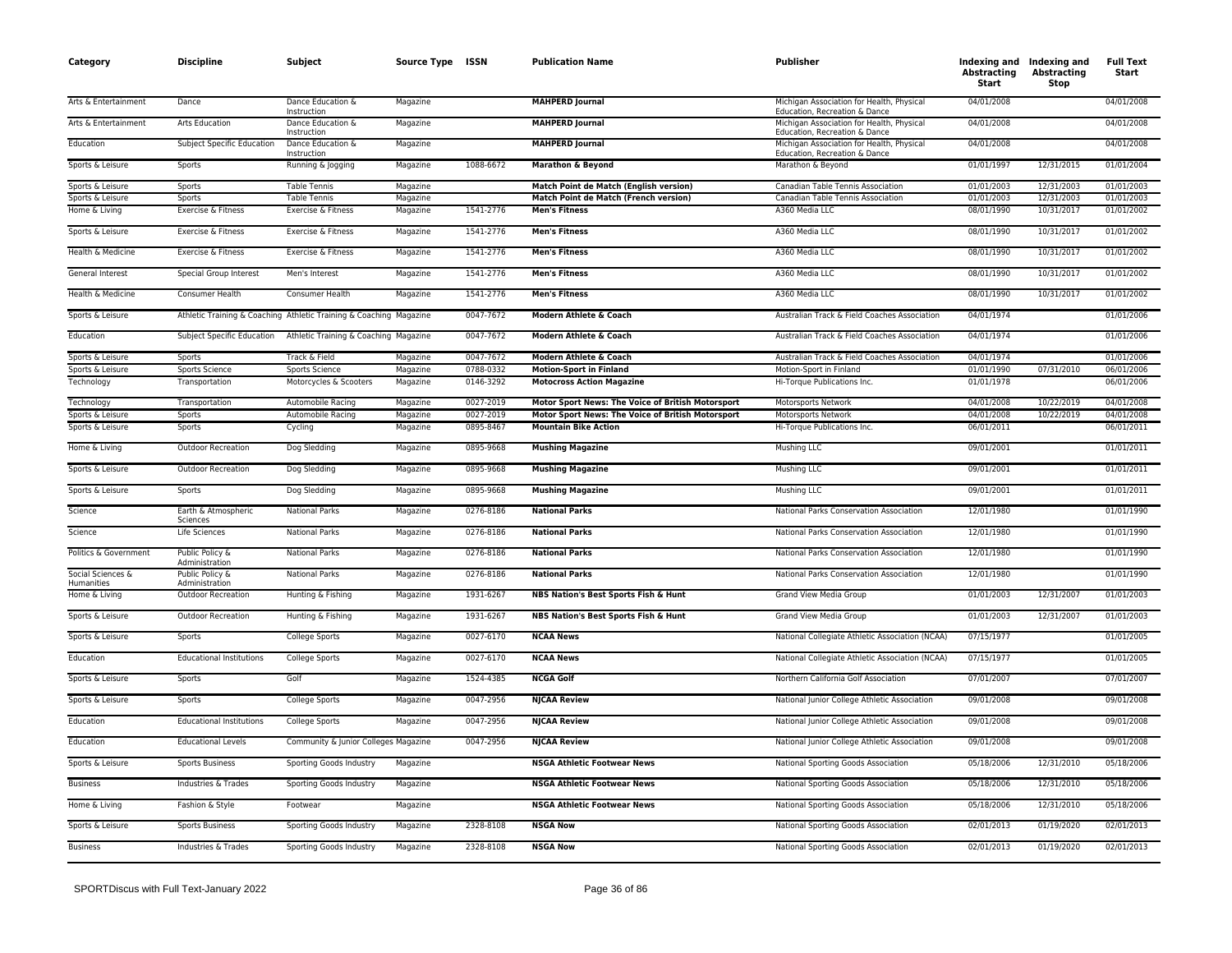| Category | Discipline | Subject | Source Type | ISSN | Publication Name | Publisher | Indexing and Abstracting Start | Indexing and Abstracting Stop | Full Text Start |
|---|---|---|---|---|---|---|---|---|---|
| Arts & Entertainment | Dance | Dance Education & Instruction | Magazine | | **MAHPERD Journal** | Michigan Association for Health, Physical Education, Recreation & Dance | 04/01/2008 | | 04/01/2008 |
| Arts & Entertainment | Arts Education | Dance Education & Instruction | Magazine | | **MAHPERD Journal** | Michigan Association for Health, Physical Education, Recreation & Dance | 04/01/2008 | | 04/01/2008 |
| Education | Subject Specific Education | Dance Education & Instruction | Magazine | | **MAHPERD Journal** | Michigan Association for Health, Physical Education, Recreation & Dance | 04/01/2008 | | 04/01/2008 |
| Sports & Leisure | Sports | Running & Jogging | Magazine | 1088-6672 | **Marathon & Beyond** | Marathon & Beyond | 01/01/1997 | 12/31/2015 | 01/01/2004 |
| Sports & Leisure | Sports | Table Tennis | Magazine | | **Match Point de Match (English version)** | Canadian Table Tennis Association | 01/01/2003 | 12/31/2003 | 01/01/2003 |
| Sports & Leisure | Sports | Table Tennis | Magazine | | **Match Point de Match (French version)** | Canadian Table Tennis Association | 01/01/2003 | 12/31/2003 | 01/01/2003 |
| Home & Living | Exercise & Fitness | Exercise & Fitness | Magazine | 1541-2776 | **Men's Fitness** | A360 Media LLC | 08/01/1990 | 10/31/2017 | 01/01/2002 |
| Sports & Leisure | Exercise & Fitness | Exercise & Fitness | Magazine | 1541-2776 | **Men's Fitness** | A360 Media LLC | 08/01/1990 | 10/31/2017 | 01/01/2002 |
| Health & Medicine | Exercise & Fitness | Exercise & Fitness | Magazine | 1541-2776 | **Men's Fitness** | A360 Media LLC | 08/01/1990 | 10/31/2017 | 01/01/2002 |
| General Interest | Special Group Interest | Men's Interest | Magazine | 1541-2776 | **Men's Fitness** | A360 Media LLC | 08/01/1990 | 10/31/2017 | 01/01/2002 |
| Health & Medicine | Consumer Health | Consumer Health | Magazine | 1541-2776 | **Men's Fitness** | A360 Media LLC | 08/01/1990 | 10/31/2017 | 01/01/2002 |
| Sports & Leisure | Athletic Training & Coaching | Athletic Training & Coaching | Magazine | 0047-7672 | **Modern Athlete & Coach** | Australian Track & Field Coaches Association | 04/01/1974 | | 01/01/2006 |
| Education | Subject Specific Education | Athletic Training & Coaching | Magazine | 0047-7672 | **Modern Athlete & Coach** | Australian Track & Field Coaches Association | 04/01/1974 | | 01/01/2006 |
| Sports & Leisure | Sports | Track & Field | Magazine | 0047-7672 | **Modern Athlete & Coach** | Australian Track & Field Coaches Association | 04/01/1974 | | 01/01/2006 |
| Sports & Leisure | Sports Science | Sports Science | Magazine | 0788-0332 | **Motion-Sport in Finland** | Motion-Sport in Finland | 01/01/1990 | 07/31/2010 | 06/01/2006 |
| Technology | Transportation | Motorcycles & Scooters | Magazine | 0146-3292 | **Motocross Action Magazine** | Hi-Torque Publications Inc. | 01/01/1978 | | 06/01/2006 |
| Technology | Transportation | Automobile Racing | Magazine | 0027-2019 | **Motor Sport News: The Voice of British Motorsport** | Motorsports Network | 04/01/2008 | 10/22/2019 | 04/01/2008 |
| Sports & Leisure | Sports | Automobile Racing | Magazine | 0027-2019 | **Motor Sport News: The Voice of British Motorsport** | Motorsports Network | 04/01/2008 | 10/22/2019 | 04/01/2008 |
| Sports & Leisure | Sports | Cycling | Magazine | 0895-8467 | **Mountain Bike Action** | Hi-Torque Publications Inc. | 06/01/2011 | | 06/01/2011 |
| Home & Living | Outdoor Recreation | Dog Sledding | Magazine | 0895-9668 | **Mushing Magazine** | Mushing LLC | 09/01/2001 | | 01/01/2011 |
| Sports & Leisure | Outdoor Recreation | Dog Sledding | Magazine | 0895-9668 | **Mushing Magazine** | Mushing LLC | 09/01/2001 | | 01/01/2011 |
| Sports & Leisure | Sports | Dog Sledding | Magazine | 0895-9668 | **Mushing Magazine** | Mushing LLC | 09/01/2001 | | 01/01/2011 |
| Science | Earth & Atmospheric Sciences | National Parks | Magazine | 0276-8186 | **National Parks** | National Parks Conservation Association | 12/01/1980 | | 01/01/1990 |
| Science | Life Sciences | National Parks | Magazine | 0276-8186 | **National Parks** | National Parks Conservation Association | 12/01/1980 | | 01/01/1990 |
| Politics & Government | Public Policy & Administration | National Parks | Magazine | 0276-8186 | **National Parks** | National Parks Conservation Association | 12/01/1980 | | 01/01/1990 |
| Social Sciences & Humanities | Public Policy & Administration | National Parks | Magazine | 0276-8186 | **National Parks** | National Parks Conservation Association | 12/01/1980 | | 01/01/1990 |
| Home & Living | Outdoor Recreation | Hunting & Fishing | Magazine | 1931-6267 | **NBS Nation's Best Sports Fish & Hunt** | Grand View Media Group | 01/01/2003 | 12/31/2007 | 01/01/2003 |
| Sports & Leisure | Outdoor Recreation | Hunting & Fishing | Magazine | 1931-6267 | **NBS Nation's Best Sports Fish & Hunt** | Grand View Media Group | 01/01/2003 | 12/31/2007 | 01/01/2003 |
| Sports & Leisure | Sports | College Sports | Magazine | 0027-6170 | **NCAA News** | National Collegiate Athletic Association (NCAA) | 07/15/1977 | | 01/01/2005 |
| Education | Educational Institutions | College Sports | Magazine | 0027-6170 | **NCAA News** | National Collegiate Athletic Association (NCAA) | 07/15/1977 | | 01/01/2005 |
| Sports & Leisure | Sports | Golf | Magazine | 1524-4385 | **NCGA Golf** | Northern California Golf Association | 07/01/2007 | | 07/01/2007 |
| Sports & Leisure | Sports | College Sports | Magazine | 0047-2956 | **NJCAA Review** | National Junior College Athletic Association | 09/01/2008 | | 09/01/2008 |
| Education | Educational Institutions | College Sports | Magazine | 0047-2956 | **NJCAA Review** | National Junior College Athletic Association | 09/01/2008 | | 09/01/2008 |
| Education | Educational Levels | Community & Junior Colleges | Magazine | 0047-2956 | **NJCAA Review** | National Junior College Athletic Association | 09/01/2008 | | 09/01/2008 |
| Sports & Leisure | Sports Business | Sporting Goods Industry | Magazine | | **NSGA Athletic Footwear News** | National Sporting Goods Association | 05/18/2006 | 12/31/2010 | 05/18/2006 |
| Business | Industries & Trades | Sporting Goods Industry | Magazine | | **NSGA Athletic Footwear News** | National Sporting Goods Association | 05/18/2006 | 12/31/2010 | 05/18/2006 |
| Home & Living | Fashion & Style | Footwear | Magazine | | **NSGA Athletic Footwear News** | National Sporting Goods Association | 05/18/2006 | 12/31/2010 | 05/18/2006 |
| Sports & Leisure | Sports Business | Sporting Goods Industry | Magazine | 2328-8108 | **NSGA Now** | National Sporting Goods Association | 02/01/2013 | 01/19/2020 | 02/01/2013 |
| Business | Industries & Trades | Sporting Goods Industry | Magazine | 2328-8108 | **NSGA Now** | National Sporting Goods Association | 02/01/2013 | 01/19/2020 | 02/01/2013 |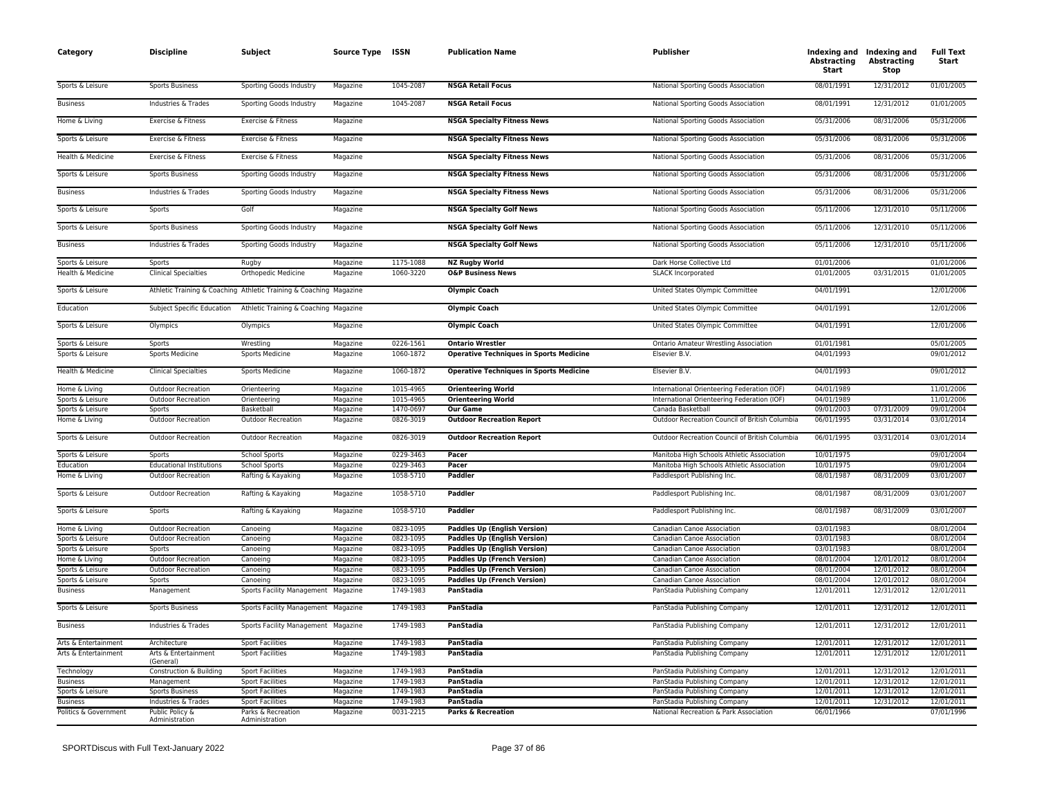| Category | Discipline | Subject | Source Type | ISSN | Publication Name | Publisher | Indexing and Abstracting Start | Indexing and Abstracting Stop | Full Text Start |
|---|---|---|---|---|---|---|---|---|---|
| Sports & Leisure | Sports Business | Sporting Goods Industry | Magazine | 1045-2087 | **NSGA Retail Focus** | National Sporting Goods Association | 08/01/1991 | 12/31/2012 | 01/01/2005 |
| Business | Industries & Trades | Sporting Goods Industry | Magazine | 1045-2087 | **NSGA Retail Focus** | National Sporting Goods Association | 08/01/1991 | 12/31/2012 | 01/01/2005 |
| Home & Living | Exercise & Fitness | Exercise & Fitness | Magazine | | **NSGA Specialty Fitness News** | National Sporting Goods Association | 05/31/2006 | 08/31/2006 | 05/31/2006 |
| Sports & Leisure | Exercise & Fitness | Exercise & Fitness | Magazine | | **NSGA Specialty Fitness News** | National Sporting Goods Association | 05/31/2006 | 08/31/2006 | 05/31/2006 |
| Health & Medicine | Exercise & Fitness | Exercise & Fitness | Magazine | | **NSGA Specialty Fitness News** | National Sporting Goods Association | 05/31/2006 | 08/31/2006 | 05/31/2006 |
| Sports & Leisure | Sports Business | Sporting Goods Industry | Magazine | | **NSGA Specialty Fitness News** | National Sporting Goods Association | 05/31/2006 | 08/31/2006 | 05/31/2006 |
| Business | Industries & Trades | Sporting Goods Industry | Magazine | | **NSGA Specialty Fitness News** | National Sporting Goods Association | 05/31/2006 | 08/31/2006 | 05/31/2006 |
| Sports & Leisure | Sports | Golf | Magazine | | **NSGA Specialty Golf News** | National Sporting Goods Association | 05/11/2006 | 12/31/2010 | 05/11/2006 |
| Sports & Leisure | Sports Business | Sporting Goods Industry | Magazine | | **NSGA Specialty Golf News** | National Sporting Goods Association | 05/11/2006 | 12/31/2010 | 05/11/2006 |
| Business | Industries & Trades | Sporting Goods Industry | Magazine | | **NSGA Specialty Golf News** | National Sporting Goods Association | 05/11/2006 | 12/31/2010 | 05/11/2006 |
| Sports & Leisure | Sports | Rugby | Magazine | 1175-1088 | **NZ Rugby World** | Dark Horse Collective Ltd | 01/01/2006 | | 01/01/2006 |
| Health & Medicine | Clinical Specialties | Orthopedic Medicine | Magazine | 1060-3220 | **O&P Business News** | SLACK Incorporated | 01/01/2005 | 03/31/2015 | 01/01/2005 |
| Sports & Leisure | Athletic Training & Coaching | Athletic Training & Coaching | Magazine | | **Olympic Coach** | United States Olympic Committee | 04/01/1991 | | 12/01/2006 |
| Education | Subject Specific Education | Athletic Training & Coaching | Magazine | | **Olympic Coach** | United States Olympic Committee | 04/01/1991 | | 12/01/2006 |
| Sports & Leisure | Olympics | Olympics | Magazine | | **Olympic Coach** | United States Olympic Committee | 04/01/1991 | | 12/01/2006 |
| Sports & Leisure | Sports | Wrestling | Magazine | 0226-1561 | **Ontario Wrestler** | Ontario Amateur Wrestling Association | 01/01/1981 | | 05/01/2005 |
| Sports & Leisure | Sports Medicine | Sports Medicine | Magazine | 1060-1872 | **Operative Techniques in Sports Medicine** | Elsevier B.V. | 04/01/1993 | | 09/01/2012 |
| Health & Medicine | Clinical Specialties | Sports Medicine | Magazine | 1060-1872 | **Operative Techniques in Sports Medicine** | Elsevier B.V. | 04/01/1993 | | 09/01/2012 |
| Home & Living | Outdoor Recreation | Orienteering | Magazine | 1015-4965 | **Orienteering World** | International Orienteering Federation (IOF) | 04/01/1989 | | 11/01/2006 |
| Sports & Leisure | Outdoor Recreation | Orienteering | Magazine | 1015-4965 | **Orienteering World** | International Orienteering Federation (IOF) | 04/01/1989 | | 11/01/2006 |
| Sports & Leisure | Sports | Basketball | Magazine | 1470-0697 | **Our Game** | Canada Basketball | 09/01/2003 | 07/31/2009 | 09/01/2004 |
| Home & Living | Outdoor Recreation | Outdoor Recreation | Magazine | 0826-3019 | **Outdoor Recreation Report** | Outdoor Recreation Council of British Columbia | 06/01/1995 | 03/31/2014 | 03/01/2014 |
| Sports & Leisure | Outdoor Recreation | Outdoor Recreation | Magazine | 0826-3019 | **Outdoor Recreation Report** | Outdoor Recreation Council of British Columbia | 06/01/1995 | 03/31/2014 | 03/01/2014 |
| Sports & Leisure | Sports | School Sports | Magazine | 0229-3463 | **Pacer** | Manitoba High Schools Athletic Association | 10/01/1975 | | 09/01/2004 |
| Education | Educational Institutions | School Sports | Magazine | 0229-3463 | **Pacer** | Manitoba High Schools Athletic Association | 10/01/1975 | | 09/01/2004 |
| Home & Living | Outdoor Recreation | Rafting & Kayaking | Magazine | 1058-5710 | **Paddler** | Paddlesport Publishing Inc. | 08/01/1987 | 08/31/2009 | 03/01/2007 |
| Sports & Leisure | Outdoor Recreation | Rafting & Kayaking | Magazine | 1058-5710 | **Paddler** | Paddlesport Publishing Inc. | 08/01/1987 | 08/31/2009 | 03/01/2007 |
| Sports & Leisure | Sports | Rafting & Kayaking | Magazine | 1058-5710 | **Paddler** | Paddlesport Publishing Inc. | 08/01/1987 | 08/31/2009 | 03/01/2007 |
| Home & Living | Outdoor Recreation | Canoeing | Magazine | 0823-1095 | **Paddles Up (English Version)** | Canadian Canoe Association | 03/01/1983 | | 08/01/2004 |
| Sports & Leisure | Outdoor Recreation | Canoeing | Magazine | 0823-1095 | **Paddles Up (English Version)** | Canadian Canoe Association | 03/01/1983 | | 08/01/2004 |
| Sports & Leisure | Sports | Canoeing | Magazine | 0823-1095 | **Paddles Up (English Version)** | Canadian Canoe Association | 03/01/1983 | | 08/01/2004 |
| Home & Living | Outdoor Recreation | Canoeing | Magazine | 0823-1095 | **Paddles Up (French Version)** | Canadian Canoe Association | 08/01/2004 | 12/01/2012 | 08/01/2004 |
| Sports & Leisure | Outdoor Recreation | Canoeing | Magazine | 0823-1095 | **Paddles Up (French Version)** | Canadian Canoe Association | 08/01/2004 | 12/01/2012 | 08/01/2004 |
| Sports & Leisure | Sports | Canoeing | Magazine | 0823-1095 | **Paddles Up (French Version)** | Canadian Canoe Association | 08/01/2004 | 12/01/2012 | 08/01/2004 |
| Business | Management | Sports Facility Management | Magazine | 1749-1983 | **PanStadia** | PanStadia Publishing Company | 12/01/2011 | 12/31/2012 | 12/01/2011 |
| Sports & Leisure | Sports Business | Sports Facility Management | Magazine | 1749-1983 | **PanStadia** | PanStadia Publishing Company | 12/01/2011 | 12/31/2012 | 12/01/2011 |
| Business | Industries & Trades | Sports Facility Management | Magazine | 1749-1983 | **PanStadia** | PanStadia Publishing Company | 12/01/2011 | 12/31/2012 | 12/01/2011 |
| Arts & Entertainment | Architecture | Sport Facilities | Magazine | 1749-1983 | **PanStadia** | PanStadia Publishing Company | 12/01/2011 | 12/31/2012 | 12/01/2011 |
| Arts & Entertainment | Arts & Entertainment (General) | Sport Facilities | Magazine | 1749-1983 | **PanStadia** | PanStadia Publishing Company | 12/01/2011 | 12/31/2012 | 12/01/2011 |
| Technology | Construction & Building | Sport Facilities | Magazine | 1749-1983 | **PanStadia** | PanStadia Publishing Company | 12/01/2011 | 12/31/2012 | 12/01/2011 |
| Business | Management | Sport Facilities | Magazine | 1749-1983 | **PanStadia** | PanStadia Publishing Company | 12/01/2011 | 12/31/2012 | 12/01/2011 |
| Sports & Leisure | Sports Business | Sport Facilities | Magazine | 1749-1983 | **PanStadia** | PanStadia Publishing Company | 12/01/2011 | 12/31/2012 | 12/01/2011 |
| Business | Industries & Trades | Sport Facilities | Magazine | 1749-1983 | **PanStadia** | PanStadia Publishing Company | 12/01/2011 | 12/31/2012 | 12/01/2011 |
| Politics & Government | Public Policy & Administration | Parks & Recreation Administration | Magazine | 0031-2215 | **Parks & Recreation** | National Recreation & Park Association | 06/01/1966 | | 07/01/1996 |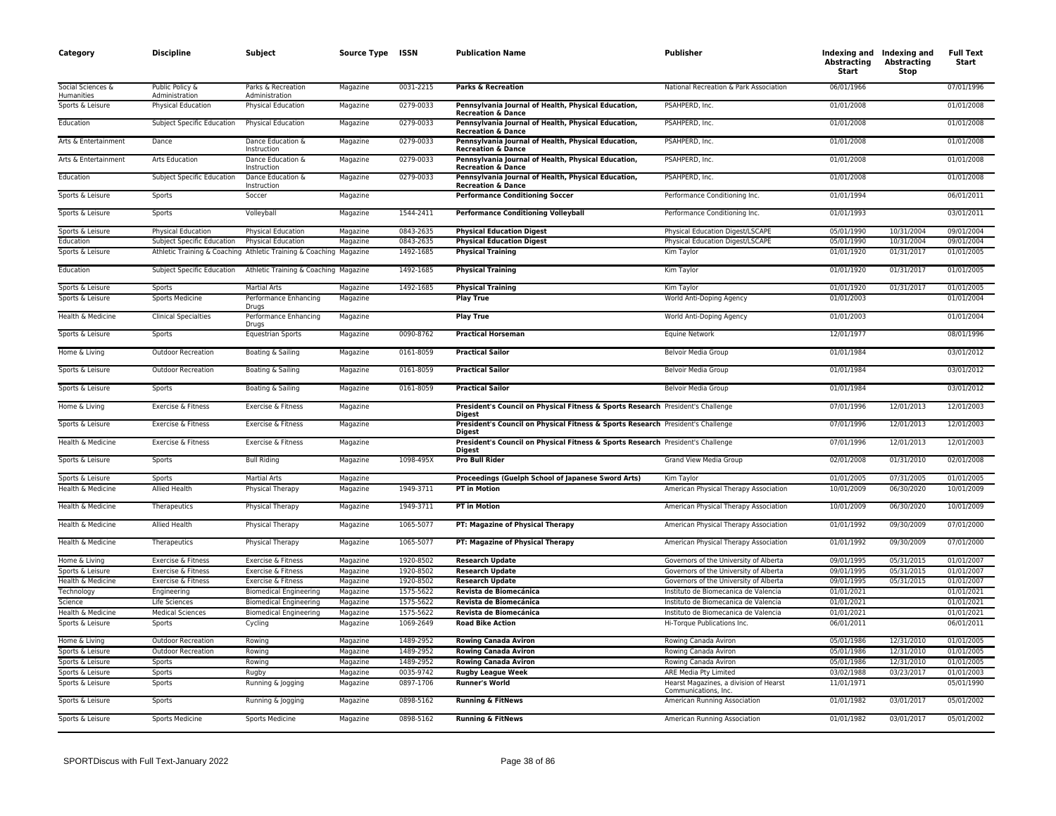| Category | Discipline | Subject | Source Type | ISSN | Publication Name | Publisher | Indexing and Abstracting Start | Indexing and Abstracting Stop | Full Text Start |
|---|---|---|---|---|---|---|---|---|---|
| Social Sciences & Humanities | Public Policy & Administration | Parks & Recreation Administration | Magazine | 0031-2215 | **Parks & Recreation** | National Recreation & Park Association | 06/01/1966 | | 07/01/1996 |
| Sports & Leisure | Physical Education | Physical Education | Magazine | 0279-0033 | **Pennsylvania Journal of Health, Physical Education, Recreation & Dance** | PSAHPERD, Inc. | 01/01/2008 | | 01/01/2008 |
| Education | Subject Specific Education | Physical Education | Magazine | 0279-0033 | **Pennsylvania Journal of Health, Physical Education, Recreation & Dance** | PSAHPERD, Inc. | 01/01/2008 | | 01/01/2008 |
| Arts & Entertainment | Dance | Dance Education & Instruction | Magazine | 0279-0033 | **Pennsylvania Journal of Health, Physical Education, Recreation & Dance** | PSAHPERD, Inc. | 01/01/2008 | | 01/01/2008 |
| Arts & Entertainment | Arts Education | Dance Education & Instruction | Magazine | 0279-0033 | **Pennsylvania Journal of Health, Physical Education, Recreation & Dance** | PSAHPERD, Inc. | 01/01/2008 | | 01/01/2008 |
| Education | Subject Specific Education | Dance Education & Instruction | Magazine | 0279-0033 | **Pennsylvania Journal of Health, Physical Education, Recreation & Dance** | PSAHPERD, Inc. | 01/01/2008 | | 01/01/2008 |
| Sports & Leisure | Sports | Soccer | Magazine | | **Performance Conditioning Soccer** | Performance Conditioning Inc. | 01/01/1994 | | 06/01/2011 |
| Sports & Leisure | Sports | Volleyball | Magazine | 1544-2411 | **Performance Conditioning Volleyball** | Performance Conditioning Inc. | 01/01/1993 | | 03/01/2011 |
| Sports & Leisure | Physical Education | Physical Education | Magazine | 0843-2635 | **Physical Education Digest** | Physical Education Digest/LSCAPE | 05/01/1990 | 10/31/2004 | 09/01/2004 |
| Education | Subject Specific Education | Physical Education | Magazine | 0843-2635 | **Physical Education Digest** | Physical Education Digest/LSCAPE | 05/01/1990 | 10/31/2004 | 09/01/2004 |
| Sports & Leisure | Athletic Training & Coaching | Athletic Training & Coaching | Magazine | 1492-1685 | **Physical Training** | Kim Taylor | 01/01/1920 | 01/31/2017 | 01/01/2005 |
| Education | Subject Specific Education | Athletic Training & Coaching | Magazine | 1492-1685 | **Physical Training** | Kim Taylor | 01/01/1920 | 01/31/2017 | 01/01/2005 |
| Sports & Leisure | Sports | Martial Arts | Magazine | 1492-1685 | **Physical Training** | Kim Taylor | 01/01/1920 | 01/31/2017 | 01/01/2005 |
| Sports & Leisure | Sports Medicine | Performance Enhancing Drugs | Magazine | | **Play True** | World Anti-Doping Agency | 01/01/2003 | | 01/01/2004 |
| Health & Medicine | Clinical Specialties | Performance Enhancing Drugs | Magazine | | **Play True** | World Anti-Doping Agency | 01/01/2003 | | 01/01/2004 |
| Sports & Leisure | Sports | Equestrian Sports | Magazine | 0090-8762 | **Practical Horseman** | Equine Network | 12/01/1977 | | 08/01/1996 |
| Home & Living | Outdoor Recreation | Boating & Sailing | Magazine | 0161-8059 | **Practical Sailor** | Belvoir Media Group | 01/01/1984 | | 03/01/2012 |
| Sports & Leisure | Outdoor Recreation | Boating & Sailing | Magazine | 0161-8059 | **Practical Sailor** | Belvoir Media Group | 01/01/1984 | | 03/01/2012 |
| Sports & Leisure | Sports | Boating & Sailing | Magazine | 0161-8059 | **Practical Sailor** | Belvoir Media Group | 01/01/1984 | | 03/01/2012 |
| Home & Living | Exercise & Fitness | Exercise & Fitness | Magazine | | **President's Council on Physical Fitness & Sports Research Digest** | President's Challenge | 07/01/1996 | 12/01/2013 | 12/01/2003 |
| Sports & Leisure | Exercise & Fitness | Exercise & Fitness | Magazine | | **President's Council on Physical Fitness & Sports Research Digest** | President's Challenge | 07/01/1996 | 12/01/2013 | 12/01/2003 |
| Health & Medicine | Exercise & Fitness | Exercise & Fitness | Magazine | | **President's Council on Physical Fitness & Sports Research Digest** | President's Challenge | 07/01/1996 | 12/01/2013 | 12/01/2003 |
| Sports & Leisure | Sports | Bull Riding | Magazine | 1098-495X | **Pro Bull Rider** | Grand View Media Group | 02/01/2008 | 01/31/2010 | 02/01/2008 |
| Sports & Leisure | Sports | Martial Arts | Magazine | | **Proceedings (Guelph School of Japanese Sword Arts)** | Kim Taylor | 01/01/2005 | 07/31/2005 | 01/01/2005 |
| Health & Medicine | Allied Health | Physical Therapy | Magazine | 1949-3711 | **PT in Motion** | American Physical Therapy Association | 10/01/2009 | 06/30/2020 | 10/01/2009 |
| Health & Medicine | Therapeutics | Physical Therapy | Magazine | 1949-3711 | **PT in Motion** | American Physical Therapy Association | 10/01/2009 | 06/30/2020 | 10/01/2009 |
| Health & Medicine | Allied Health | Physical Therapy | Magazine | 1065-5077 | **PT: Magazine of Physical Therapy** | American Physical Therapy Association | 01/01/1992 | 09/30/2009 | 07/01/2000 |
| Health & Medicine | Therapeutics | Physical Therapy | Magazine | 1065-5077 | **PT: Magazine of Physical Therapy** | American Physical Therapy Association | 01/01/1992 | 09/30/2009 | 07/01/2000 |
| Home & Living | Exercise & Fitness | Exercise & Fitness | Magazine | 1920-8502 | **Research Update** | Governors of the University of Alberta | 09/01/1995 | 05/31/2015 | 01/01/2007 |
| Sports & Leisure | Exercise & Fitness | Exercise & Fitness | Magazine | 1920-8502 | **Research Update** | Governors of the University of Alberta | 09/01/1995 | 05/31/2015 | 01/01/2007 |
| Health & Medicine | Exercise & Fitness | Exercise & Fitness | Magazine | 1920-8502 | **Research Update** | Governors of the University of Alberta | 09/01/1995 | 05/31/2015 | 01/01/2007 |
| Technology | Engineering | Biomedical Engineering | Magazine | 1575-5622 | **Revista de Biomecánica** | Instituto de Biomecanica de Valencia | 01/01/2021 | | 01/01/2021 |
| Science | Life Sciences | Biomedical Engineering | Magazine | 1575-5622 | **Revista de Biomecánica** | Instituto de Biomecanica de Valencia | 01/01/2021 | | 01/01/2021 |
| Health & Medicine | Medical Sciences | Biomedical Engineering | Magazine | 1575-5622 | **Revista de Biomecánica** | Instituto de Biomecanica de Valencia | 01/01/2021 | | 01/01/2021 |
| Sports & Leisure | Sports | Cycling | Magazine | 1069-2649 | **Road Bike Action** | Hi-Torque Publications Inc. | 06/01/2011 | | 06/01/2011 |
| Home & Living | Outdoor Recreation | Rowing | Magazine | 1489-2952 | **Rowing Canada Aviron** | Rowing Canada Aviron | 05/01/1986 | 12/31/2010 | 01/01/2005 |
| Sports & Leisure | Outdoor Recreation | Rowing | Magazine | 1489-2952 | **Rowing Canada Aviron** | Rowing Canada Aviron | 05/01/1986 | 12/31/2010 | 01/01/2005 |
| Sports & Leisure | Sports | Rowing | Magazine | 1489-2952 | **Rowing Canada Aviron** | Rowing Canada Aviron | 05/01/1986 | 12/31/2010 | 01/01/2005 |
| Sports & Leisure | Sports | Rugby | Magazine | 0035-9742 | **Rugby League Week** | ARE Media Pty Limited | 03/02/1988 | 03/23/2017 | 01/01/2003 |
| Sports & Leisure | Sports | Running & Jogging | Magazine | 0897-1706 | **Runner's World** | Hearst Magazines, a division of Hearst Communications, Inc. | 11/01/1971 | | 05/01/1990 |
| Sports & Leisure | Sports | Running & Jogging | Magazine | 0898-5162 | **Running & FitNews** | American Running Association | 01/01/1982 | 03/01/2017 | 05/01/2002 |
| Sports & Leisure | Sports Medicine | Sports Medicine | Magazine | 0898-5162 | **Running & FitNews** | American Running Association | 01/01/1982 | 03/01/2017 | 05/01/2002 |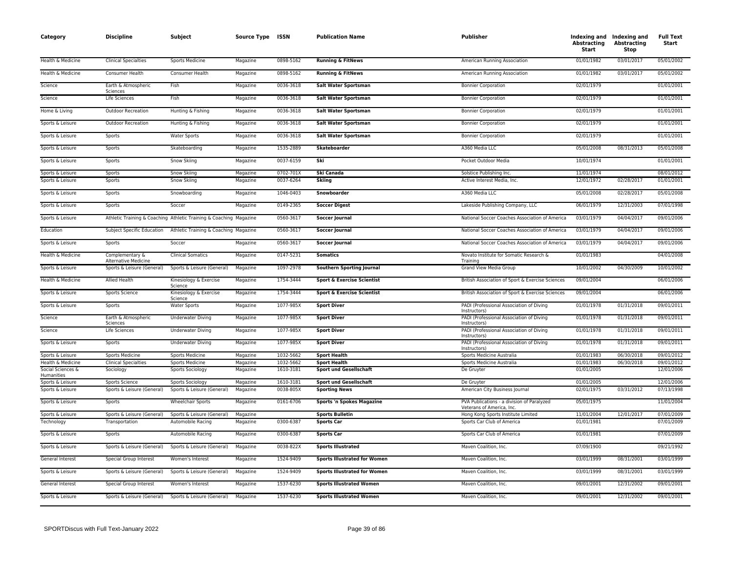| Category | Discipline | Subject | Source Type | ISSN | Publication Name | Publisher | Indexing and Abstracting Start | Indexing and Abstracting Stop | Full Text Start |
|---|---|---|---|---|---|---|---|---|---|
| Health & Medicine | Clinical Specialties | Sports Medicine | Magazine | 0898-5162 | **Running & FitNews** | American Running Association | 01/01/1982 | 03/01/2017 | 05/01/2002 |
| Health & Medicine | Consumer Health | Consumer Health | Magazine | 0898-5162 | **Running & FitNews** | American Running Association | 01/01/1982 | 03/01/2017 | 05/01/2002 |
| Science | Earth & Atmospheric Sciences | Fish | Magazine | 0036-3618 | **Salt Water Sportsman** | Bonnier Corporation | 02/01/1979 | | 01/01/2001 |
| Science | Life Sciences | Fish | Magazine | 0036-3618 | **Salt Water Sportsman** | Bonnier Corporation | 02/01/1979 | | 01/01/2001 |
| Home & Living | Outdoor Recreation | Hunting & Fishing | Magazine | 0036-3618 | **Salt Water Sportsman** | Bonnier Corporation | 02/01/1979 | | 01/01/2001 |
| Sports & Leisure | Outdoor Recreation | Hunting & Fishing | Magazine | 0036-3618 | **Salt Water Sportsman** | Bonnier Corporation | 02/01/1979 | | 01/01/2001 |
| Sports & Leisure | Sports | Water Sports | Magazine | 0036-3618 | **Salt Water Sportsman** | Bonnier Corporation | 02/01/1979 | | 01/01/2001 |
| Sports & Leisure | Sports | Skateboarding | Magazine | 1535-2889 | **Skateboarder** | A360 Media LLC | 05/01/2008 | 08/31/2013 | 05/01/2008 |
| Sports & Leisure | Sports | Snow Skiing | Magazine | 0037-6159 | **Ski** | Pocket Outdoor Media | 10/01/1974 | | 01/01/2001 |
| Sports & Leisure | Sports | Snow Skiing | Magazine | 0702-701X | **Ski Canada** | Solstice Publishing Inc. | 11/01/1974 | | 08/01/2012 |
| Sports & Leisure | Sports | Snow Skiing | Magazine | 0037-6264 | **Skiing** | Active Interest Media, Inc. | 12/01/1972 | 02/28/2017 | 01/01/2001 |
| Sports & Leisure | Sports | Snowboarding | Magazine | 1046-0403 | **Snowboarder** | A360 Media LLC | 05/01/2008 | 02/28/2017 | 05/01/2008 |
| Sports & Leisure | Sports | Soccer | Magazine | 0149-2365 | **Soccer Digest** | Lakeside Publishing Company, LLC | 06/01/1979 | 12/31/2003 | 07/01/1998 |
| Sports & Leisure | Athletic Training & Coaching | Athletic Training & Coaching | Magazine | 0560-3617 | **Soccer Journal** | National Soccer Coaches Association of America | 03/01/1979 | 04/04/2017 | 09/01/2006 |
| Education | Subject Specific Education | Athletic Training & Coaching | Magazine | 0560-3617 | **Soccer Journal** | National Soccer Coaches Association of America | 03/01/1979 | 04/04/2017 | 09/01/2006 |
| Sports & Leisure | Sports | Soccer | Magazine | 0560-3617 | **Soccer Journal** | National Soccer Coaches Association of America | 03/01/1979 | 04/04/2017 | 09/01/2006 |
| Health & Medicine | Complementary & Alternative Medicine | Clinical Somatics | Magazine | 0147-5231 | **Somatics** | Novato Institute for Somatic Research & Training | 01/01/1983 | | 04/01/2008 |
| Sports & Leisure | Sports & Leisure (General) | Sports & Leisure (General) | Magazine | 1097-2978 | **Southern Sporting Journal** | Grand View Media Group | 10/01/2002 | 04/30/2009 | 10/01/2002 |
| Health & Medicine | Allied Health | Kinesiology & Exercise Science | Magazine | 1754-3444 | **Sport & Exercise Scientist** | British Association of Sport & Exercise Sciences | 09/01/2004 | | 06/01/2006 |
| Sports & Leisure | Sports Science | Kinesiology & Exercise Science | Magazine | 1754-3444 | **Sport & Exercise Scientist** | British Association of Sport & Exercise Sciences | 09/01/2004 | | 06/01/2006 |
| Sports & Leisure | Sports | Water Sports | Magazine | 1077-985X | **Sport Diver** | PADI (Professional Association of Diving Instructors) | 01/01/1978 | 01/31/2018 | 09/01/2011 |
| Science | Earth & Atmospheric Sciences | Underwater Diving | Magazine | 1077-985X | **Sport Diver** | PADI (Professional Association of Diving Instructors) | 01/01/1978 | 01/31/2018 | 09/01/2011 |
| Science | Life Sciences | Underwater Diving | Magazine | 1077-985X | **Sport Diver** | PADI (Professional Association of Diving Instructors) | 01/01/1978 | 01/31/2018 | 09/01/2011 |
| Sports & Leisure | Sports | Underwater Diving | Magazine | 1077-985X | **Sport Diver** | PADI (Professional Association of Diving Instructors) | 01/01/1978 | 01/31/2018 | 09/01/2011 |
| Sports & Leisure | Sports Medicine | Sports Medicine | Magazine | 1032-5662 | **Sport Health** | Sports Medicine Australia | 01/01/1983 | 06/30/2018 | 09/01/2012 |
| Health & Medicine | Clinical Specialties | Sports Medicine | Magazine | 1032-5662 | **Sport Health** | Sports Medicine Australia | 01/01/1983 | 06/30/2018 | 09/01/2012 |
| Social Sciences & Humanities | Sociology | Sports Sociology | Magazine | 1610-3181 | **Sport und Gesellschaft** | De Gruyter | 01/01/2005 | | 12/01/2006 |
| Sports & Leisure | Sports Science | Sports Sociology | Magazine | 1610-3181 | **Sport und Gesellschaft** | De Gruyter | 01/01/2005 | | 12/01/2006 |
| Sports & Leisure | Sports & Leisure (General) | Sports & Leisure (General) | Magazine | 0038-805X | **Sporting News** | American City Business Journal | 02/01/1975 | 03/31/2012 | 07/13/1998 |
| Sports & Leisure | Sports | Wheelchair Sports | Magazine | 0161-6706 | **Sports 'n Spokes Magazine** | PVA Publications - a division of Paralyzed Veterans of America, Inc. | 05/01/1975 | | 11/01/2004 |
| Sports & Leisure | Sports & Leisure (General) | Sports & Leisure (General) | Magazine | | **Sports Bulletin** | Hong Kong Sports Institute Limited | 11/01/2004 | 12/01/2017 | 07/01/2009 |
| Technology | Transportation | Automobile Racing | Magazine | 0300-6387 | **Sports Car** | Sports Car Club of America | 01/01/1981 | | 07/01/2009 |
| Sports & Leisure | Sports | Automobile Racing | Magazine | 0300-6387 | **Sports Car** | Sports Car Club of America | 01/01/1981 | | 07/01/2009 |
| Sports & Leisure | Sports & Leisure (General) | Sports & Leisure (General) | Magazine | 0038-822X | **Sports Illustrated** | Maven Coalition, Inc. | 07/09/1900 | | 09/21/1992 |
| General Interest | Special Group Interest | Women's Interest | Magazine | 1524-9409 | **Sports Illustrated for Women** | Maven Coalition, Inc. | 03/01/1999 | 08/31/2001 | 03/01/1999 |
| Sports & Leisure | Sports & Leisure (General) | Sports & Leisure (General) | Magazine | 1524-9409 | **Sports Illustrated for Women** | Maven Coalition, Inc. | 03/01/1999 | 08/31/2001 | 03/01/1999 |
| General Interest | Special Group Interest | Women's Interest | Magazine | 1537-6230 | **Sports Illustrated Women** | Maven Coalition, Inc. | 09/01/2001 | 12/31/2002 | 09/01/2001 |
| Sports & Leisure | Sports & Leisure (General) | Sports & Leisure (General) | Magazine | 1537-6230 | **Sports Illustrated Women** | Maven Coalition, Inc. | 09/01/2001 | 12/31/2002 | 09/01/2001 |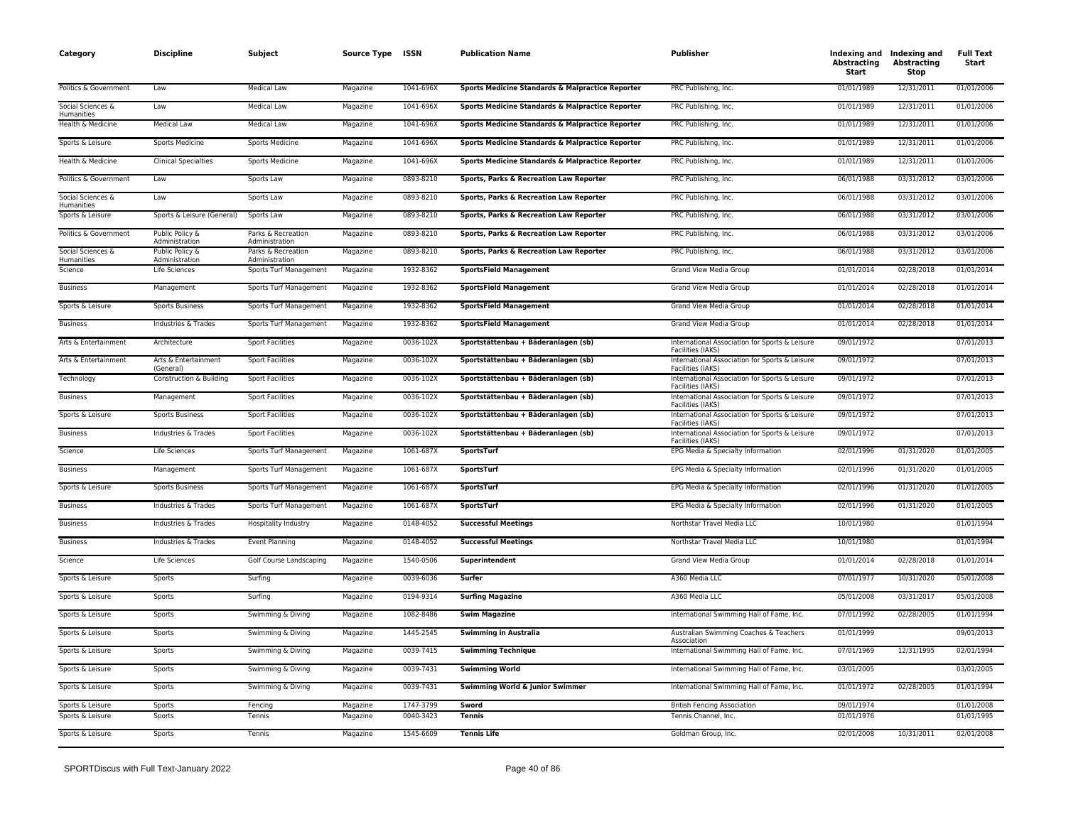| Category | Discipline | Subject | Source Type | ISSN | Publication Name | Publisher | Indexing and Abstracting Start | Indexing and Abstracting Stop | Full Text Start |
|---|---|---|---|---|---|---|---|---|---|
| Politics & Government | Law | Medical Law | Magazine | 1041-696X | **Sports Medicine Standards & Malpractice Reporter** | PRC Publishing, Inc. | 01/01/1989 | 12/31/2011 | 01/01/2006 |
| Social Sciences & Humanities | Law | Medical Law | Magazine | 1041-696X | **Sports Medicine Standards & Malpractice Reporter** | PRC Publishing, Inc. | 01/01/1989 | 12/31/2011 | 01/01/2006 |
| Health & Medicine | Medical Law | Medical Law | Magazine | 1041-696X | **Sports Medicine Standards & Malpractice Reporter** | PRC Publishing, Inc. | 01/01/1989 | 12/31/2011 | 01/01/2006 |
| Sports & Leisure | Sports Medicine | Sports Medicine | Magazine | 1041-696X | **Sports Medicine Standards & Malpractice Reporter** | PRC Publishing, Inc. | 01/01/1989 | 12/31/2011 | 01/01/2006 |
| Health & Medicine | Clinical Specialties | Sports Medicine | Magazine | 1041-696X | **Sports Medicine Standards & Malpractice Reporter** | PRC Publishing, Inc. | 01/01/1989 | 12/31/2011 | 01/01/2006 |
| Politics & Government | Law | Sports Law | Magazine | 0893-8210 | **Sports, Parks & Recreation Law Reporter** | PRC Publishing, Inc. | 06/01/1988 | 03/31/2012 | 03/01/2006 |
| Social Sciences & Humanities | Law | Sports Law | Magazine | 0893-8210 | **Sports, Parks & Recreation Law Reporter** | PRC Publishing, Inc. | 06/01/1988 | 03/31/2012 | 03/01/2006 |
| Sports & Leisure | Sports & Leisure (General) | Sports Law | Magazine | 0893-8210 | **Sports, Parks & Recreation Law Reporter** | PRC Publishing, Inc. | 06/01/1988 | 03/31/2012 | 03/01/2006 |
| Politics & Government | Public Policy & Administration | Parks & Recreation Administration | Magazine | 0893-8210 | **Sports, Parks & Recreation Law Reporter** | PRC Publishing, Inc. | 06/01/1988 | 03/31/2012 | 03/01/2006 |
| Social Sciences & Humanities | Public Policy & Administration | Parks & Recreation Administration | Magazine | 0893-8210 | **Sports, Parks & Recreation Law Reporter** | PRC Publishing, Inc. | 06/01/1988 | 03/31/2012 | 03/01/2006 |
| Science | Life Sciences | Sports Turf Management | Magazine | 1932-8362 | **SportsField Management** | Grand View Media Group | 01/01/2014 | 02/28/2018 | 01/01/2014 |
| Business | Management | Sports Turf Management | Magazine | 1932-8362 | **SportsField Management** | Grand View Media Group | 01/01/2014 | 02/28/2018 | 01/01/2014 |
| Sports & Leisure | Sports Business | Sports Turf Management | Magazine | 1932-8362 | **SportsField Management** | Grand View Media Group | 01/01/2014 | 02/28/2018 | 01/01/2014 |
| Business | Industries & Trades | Sports Turf Management | Magazine | 1932-8362 | **SportsField Management** | Grand View Media Group | 01/01/2014 | 02/28/2018 | 01/01/2014 |
| Arts & Entertainment | Architecture | Sport Facilities | Magazine | 0036-102X | **Sportstättenbau + Bäderanlagen (sb)** | International Association for Sports & Leisure Facilities (IAKS) | 09/01/1972 | | 07/01/2013 |
| Arts & Entertainment | Arts & Entertainment (General) | Sport Facilities | Magazine | 0036-102X | **Sportstättenbau + Bäderanlagen (sb)** | International Association for Sports & Leisure Facilities (IAKS) | 09/01/1972 | | 07/01/2013 |
| Technology | Construction & Building | Sport Facilities | Magazine | 0036-102X | **Sportstättenbau + Bäderanlagen (sb)** | International Association for Sports & Leisure Facilities (IAKS) | 09/01/1972 | | 07/01/2013 |
| Business | Management | Sport Facilities | Magazine | 0036-102X | **Sportstättenbau + Bäderanlagen (sb)** | International Association for Sports & Leisure Facilities (IAKS) | 09/01/1972 | | 07/01/2013 |
| Sports & Leisure | Sports Business | Sport Facilities | Magazine | 0036-102X | **Sportstättenbau + Bäderanlagen (sb)** | International Association for Sports & Leisure Facilities (IAKS) | 09/01/1972 | | 07/01/2013 |
| Business | Industries & Trades | Sport Facilities | Magazine | 0036-102X | **Sportstättenbau + Bäderanlagen (sb)** | International Association for Sports & Leisure Facilities (IAKS) | 09/01/1972 | | 07/01/2013 |
| Science | Life Sciences | Sports Turf Management | Magazine | 1061-687X | **SportsTurf** | EPG Media & Specialty Information | 02/01/1996 | 01/31/2020 | 01/01/2005 |
| Business | Management | Sports Turf Management | Magazine | 1061-687X | **SportsTurf** | EPG Media & Specialty Information | 02/01/1996 | 01/31/2020 | 01/01/2005 |
| Sports & Leisure | Sports Business | Sports Turf Management | Magazine | 1061-687X | **SportsTurf** | EPG Media & Specialty Information | 02/01/1996 | 01/31/2020 | 01/01/2005 |
| Business | Industries & Trades | Sports Turf Management | Magazine | 1061-687X | **SportsTurf** | EPG Media & Specialty Information | 02/01/1996 | 01/31/2020 | 01/01/2005 |
| Business | Industries & Trades | Hospitality Industry | Magazine | 0148-4052 | **Successful Meetings** | Northstar Travel Media LLC | 10/01/1980 | | 01/01/1994 |
| Business | Industries & Trades | Event Planning | Magazine | 0148-4052 | **Successful Meetings** | Northstar Travel Media LLC | 10/01/1980 | | 01/01/1994 |
| Science | Life Sciences | Golf Course Landscaping | Magazine | 1540-0506 | **Superintendent** | Grand View Media Group | 01/01/2014 | 02/28/2018 | 01/01/2014 |
| Sports & Leisure | Sports | Surfing | Magazine | 0039-6036 | **Surfer** | A360 Media LLC | 07/01/1977 | 10/31/2020 | 05/01/2008 |
| Sports & Leisure | Sports | Surfing | Magazine | 0194-9314 | **Surfing Magazine** | A360 Media LLC | 05/01/2008 | 03/31/2017 | 05/01/2008 |
| Sports & Leisure | Sports | Swimming & Diving | Magazine | 1082-8486 | **Swim Magazine** | International Swimming Hall of Fame, Inc. | 07/01/1992 | 02/28/2005 | 01/01/1994 |
| Sports & Leisure | Sports | Swimming & Diving | Magazine | 1445-2545 | **Swimming in Australia** | Australian Swimming Coaches & Teachers Association | 01/01/1999 | | 09/01/2013 |
| Sports & Leisure | Sports | Swimming & Diving | Magazine | 0039-7415 | **Swimming Technique** | International Swimming Hall of Fame, Inc. | 07/01/1969 | 12/31/1995 | 02/01/1994 |
| Sports & Leisure | Sports | Swimming & Diving | Magazine | 0039-7431 | **Swimming World** | International Swimming Hall of Fame, Inc. | 03/01/2005 | | 03/01/2005 |
| Sports & Leisure | Sports | Swimming & Diving | Magazine | 0039-7431 | **Swimming World & Junior Swimmer** | International Swimming Hall of Fame, Inc. | 01/01/1972 | 02/28/2005 | 01/01/1994 |
| Sports & Leisure | Sports | Fencing | Magazine | 1747-3799 | **Sword** | British Fencing Association | 09/01/1974 | | 01/01/2008 |
| Sports & Leisure | Sports | Tennis | Magazine | 0040-3423 | **Tennis** | Tennis Channel, Inc. | 01/01/1976 | | 01/01/1995 |
| Sports & Leisure | Sports | Tennis | Magazine | 1545-6609 | **Tennis Life** | Goldman Group, Inc. | 02/01/2008 | 10/31/2011 | 02/01/2008 |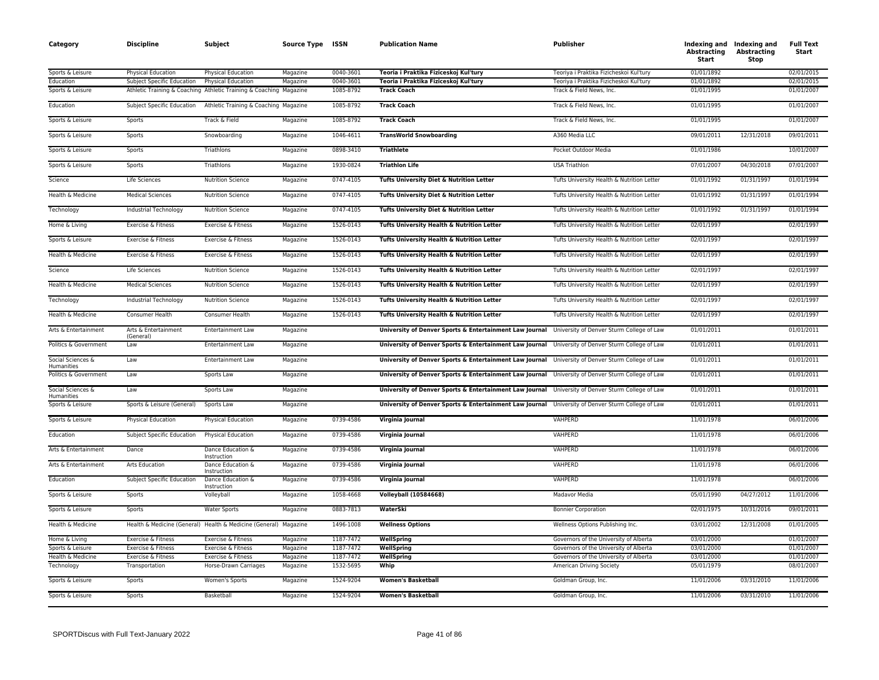| Category | Discipline | Subject | Source Type | ISSN | Publication Name | Publisher | Indexing and Abstracting Start | Indexing and Abstracting Stop | Full Text Start |
|---|---|---|---|---|---|---|---|---|---|
| Sports & Leisure | Physical Education | Physical Education | Magazine | 0040-3601 | **Teoria i Praktika Fiziceskoj Kul'tury** | Teoriya i Praktika Fizicheskoi Kul'tury | 01/01/1892 | | 02/01/2015 |
| Education | Subject Specific Education | Physical Education | Magazine | 0040-3601 | **Teoria i Praktika Fiziceskoj Kul'tury** | Teoriya i Praktika Fizicheskoi Kul'tury | 01/01/1892 | | 02/01/2015 |
| Sports & Leisure | Athletic Training & Coaching | Athletic Training & Coaching | Magazine | 1085-8792 | **Track Coach** | Track & Field News, Inc. | 01/01/1995 | | 01/01/2007 |
| Education | Subject Specific Education | Athletic Training & Coaching | Magazine | 1085-8792 | **Track Coach** | Track & Field News, Inc. | 01/01/1995 | | 01/01/2007 |
| Sports & Leisure | Sports | Track & Field | Magazine | 1085-8792 | **Track Coach** | Track & Field News, Inc. | 01/01/1995 | | 01/01/2007 |
| Sports & Leisure | Sports | Snowboarding | Magazine | 1046-4611 | **TransWorld Snowboarding** | A360 Media LLC | 09/01/2011 | 12/31/2018 | 09/01/2011 |
| Sports & Leisure | Sports | Triathlons | Magazine | 0898-3410 | **Triathlete** | Pocket Outdoor Media | 01/01/1986 | | 10/01/2007 |
| Sports & Leisure | Sports | Triathlons | Magazine | 1930-0824 | **Triathlon Life** | USA Triathlon | 07/01/2007 | 04/30/2018 | 07/01/2007 |
| Science | Life Sciences | Nutrition Science | Magazine | 0747-4105 | **Tufts University Diet & Nutrition Letter** | Tufts University Health & Nutrition Letter | 01/01/1992 | 01/31/1997 | 01/01/1994 |
| Health & Medicine | Medical Sciences | Nutrition Science | Magazine | 0747-4105 | **Tufts University Diet & Nutrition Letter** | Tufts University Health & Nutrition Letter | 01/01/1992 | 01/31/1997 | 01/01/1994 |
| Technology | Industrial Technology | Nutrition Science | Magazine | 0747-4105 | **Tufts University Diet & Nutrition Letter** | Tufts University Health & Nutrition Letter | 01/01/1992 | 01/31/1997 | 01/01/1994 |
| Home & Living | Exercise & Fitness | Exercise & Fitness | Magazine | 1526-0143 | **Tufts University Health & Nutrition Letter** | Tufts University Health & Nutrition Letter | 02/01/1997 | | 02/01/1997 |
| Sports & Leisure | Exercise & Fitness | Exercise & Fitness | Magazine | 1526-0143 | **Tufts University Health & Nutrition Letter** | Tufts University Health & Nutrition Letter | 02/01/1997 | | 02/01/1997 |
| Health & Medicine | Exercise & Fitness | Exercise & Fitness | Magazine | 1526-0143 | **Tufts University Health & Nutrition Letter** | Tufts University Health & Nutrition Letter | 02/01/1997 | | 02/01/1997 |
| Science | Life Sciences | Nutrition Science | Magazine | 1526-0143 | **Tufts University Health & Nutrition Letter** | Tufts University Health & Nutrition Letter | 02/01/1997 | | 02/01/1997 |
| Health & Medicine | Medical Sciences | Nutrition Science | Magazine | 1526-0143 | **Tufts University Health & Nutrition Letter** | Tufts University Health & Nutrition Letter | 02/01/1997 | | 02/01/1997 |
| Technology | Industrial Technology | Nutrition Science | Magazine | 1526-0143 | **Tufts University Health & Nutrition Letter** | Tufts University Health & Nutrition Letter | 02/01/1997 | | 02/01/1997 |
| Health & Medicine | Consumer Health | Consumer Health | Magazine | 1526-0143 | **Tufts University Health & Nutrition Letter** | Tufts University Health & Nutrition Letter | 02/01/1997 | | 02/01/1997 |
| Arts & Entertainment | Arts & Entertainment (General) | Entertainment Law | Magazine | | **University of Denver Sports & Entertainment Law Journal** | University of Denver Sturm College of Law | 01/01/2011 | | 01/01/2011 |
| Politics & Government | Law | Entertainment Law | Magazine | | **University of Denver Sports & Entertainment Law Journal** | University of Denver Sturm College of Law | 01/01/2011 | | 01/01/2011 |
| Social Sciences & Humanities | Law | Entertainment Law | Magazine | | **University of Denver Sports & Entertainment Law Journal** | University of Denver Sturm College of Law | 01/01/2011 | | 01/01/2011 |
| Politics & Government | Law | Sports Law | Magazine | | **University of Denver Sports & Entertainment Law Journal** | University of Denver Sturm College of Law | 01/01/2011 | | 01/01/2011 |
| Social Sciences & Humanities | Law | Sports Law | Magazine | | **University of Denver Sports & Entertainment Law Journal** | University of Denver Sturm College of Law | 01/01/2011 | | 01/01/2011 |
| Sports & Leisure | Sports & Leisure (General) | Sports Law | Magazine | | **University of Denver Sports & Entertainment Law Journal** | University of Denver Sturm College of Law | 01/01/2011 | | 01/01/2011 |
| Sports & Leisure | Physical Education | Physical Education | Magazine | 0739-4586 | **Virginia Journal** | VAHPERD | 11/01/1978 | | 06/01/2006 |
| Education | Subject Specific Education | Physical Education | Magazine | 0739-4586 | **Virginia Journal** | VAHPERD | 11/01/1978 | | 06/01/2006 |
| Arts & Entertainment | Dance | Dance Education & Instruction | Magazine | 0739-4586 | **Virginia Journal** | VAHPERD | 11/01/1978 | | 06/01/2006 |
| Arts & Entertainment | Arts Education | Dance Education & Instruction | Magazine | 0739-4586 | **Virginia Journal** | VAHPERD | 11/01/1978 | | 06/01/2006 |
| Education | Subject Specific Education | Dance Education & Instruction | Magazine | 0739-4586 | **Virginia Journal** | VAHPERD | 11/01/1978 | | 06/01/2006 |
| Sports & Leisure | Sports | Volleyball | Magazine | 1058-4668 | **Volleyball (10584668)** | Madavor Media | 05/01/1990 | 04/27/2012 | 11/01/2006 |
| Sports & Leisure | Sports | Water Sports | Magazine | 0883-7813 | **WaterSki** | Bonnier Corporation | 02/01/1975 | 10/31/2016 | 09/01/2011 |
| Health & Medicine | Health & Medicine (General) | Health & Medicine (General) | Magazine | 1496-1008 | **Wellness Options** | Wellness Options Publishing Inc. | 03/01/2002 | 12/31/2008 | 01/01/2005 |
| Home & Living | Exercise & Fitness | Exercise & Fitness | Magazine | 1187-7472 | **WellSpring** | Governors of the University of Alberta | 03/01/2000 | | 01/01/2007 |
| Sports & Leisure | Exercise & Fitness | Exercise & Fitness | Magazine | 1187-7472 | **WellSpring** | Governors of the University of Alberta | 03/01/2000 | | 01/01/2007 |
| Health & Medicine | Exercise & Fitness | Exercise & Fitness | Magazine | 1187-7472 | **WellSpring** | Governors of the University of Alberta | 03/01/2000 | | 01/01/2007 |
| Technology | Transportation | Horse-Drawn Carriages | Magazine | 1532-5695 | **Whip** | American Driving Society | 05/01/1979 | | 08/01/2007 |
| Sports & Leisure | Sports | Women's Sports | Magazine | 1524-9204 | **Women's Basketball** | Goldman Group, Inc. | 11/01/2006 | 03/31/2010 | 11/01/2006 |
| Sports & Leisure | Sports | Basketball | Magazine | 1524-9204 | **Women's Basketball** | Goldman Group, Inc. | 11/01/2006 | 03/31/2010 | 11/01/2006 |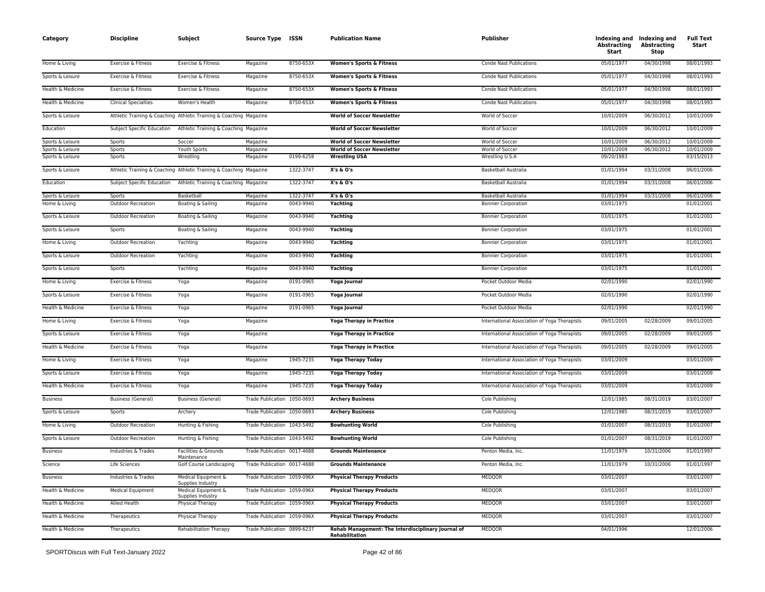| Category | Discipline | Subject | Source Type | ISSN | Publication Name | Publisher | Indexing and Abstracting Start | Indexing and Abstracting Stop | Full Text Start |
|---|---|---|---|---|---|---|---|---|---|
| Home & Living | Exercise & Fitness | Exercise & Fitness | Magazine | 8750-653X | **Women's Sports & Fitness** | Conde Nast Publications | 05/01/1977 | 04/30/1998 | 08/01/1993 |
| Sports & Leisure | Exercise & Fitness | Exercise & Fitness | Magazine | 8750-653X | **Women's Sports & Fitness** | Conde Nast Publications | 05/01/1977 | 04/30/1998 | 08/01/1993 |
| Health & Medicine | Exercise & Fitness | Exercise & Fitness | Magazine | 8750-653X | **Women's Sports & Fitness** | Conde Nast Publications | 05/01/1977 | 04/30/1998 | 08/01/1993 |
| Health & Medicine | Clinical Specialties | Women's Health | Magazine | 8750-653X | **Women's Sports & Fitness** | Conde Nast Publications | 05/01/1977 | 04/30/1998 | 08/01/1993 |
| Sports & Leisure | Athletic Training & Coaching | Athletic Training & Coaching | Magazine | | **World of Soccer Newsletter** | World of Soccer | 10/01/2009 | 06/30/2012 | 10/01/2009 |
| Education | Subject Specific Education | Athletic Training & Coaching | Magazine | | **World of Soccer Newsletter** | World of Soccer | 10/01/2009 | 06/30/2012 | 10/01/2009 |
| Sports & Leisure | Sports | Soccer | Magazine | | **World of Soccer Newsletter** | World of Soccer | 10/01/2009 | 06/30/2012 | 10/01/2009 |
| Sports & Leisure | Sports | Youth Sports | Magazine | | **World of Soccer Newsletter** | World of Soccer | 10/01/2009 | 06/30/2012 | 10/01/2009 |
| Sports & Leisure | Sports | Wrestling | Magazine | 0199-6258 | **Wrestling USA** | Wrestling U.S.A | 09/20/1983 | | 03/15/2013 |
| Sports & Leisure | Athletic Training & Coaching | Athletic Training & Coaching | Magazine | 1322-3747 | **X's & O's** | Basketball Australia | 01/01/1994 | 03/31/2008 | 06/01/2006 |
| Education | Subject Specific Education | Athletic Training & Coaching | Magazine | 1322-3747 | **X's & O's** | Basketball Australia | 01/01/1994 | 03/31/2008 | 06/01/2006 |
| Sports & Leisure | Sports | Basketball | Magazine | 1322-3747 | **X's & O's** | Basketball Australia | 01/01/1994 | 03/31/2008 | 06/01/2006 |
| Home & Living | Outdoor Recreation | Boating & Sailing | Magazine | 0043-9940 | **Yachting** | Bonnier Corporation | 03/01/1975 | | 01/01/2001 |
| Sports & Leisure | Outdoor Recreation | Boating & Sailing | Magazine | 0043-9940 | **Yachting** | Bonnier Corporation | 03/01/1975 | | 01/01/2001 |
| Sports & Leisure | Sports | Boating & Sailing | Magazine | 0043-9940 | **Yachting** | Bonnier Corporation | 03/01/1975 | | 01/01/2001 |
| Home & Living | Outdoor Recreation | Yachting | Magazine | 0043-9940 | **Yachting** | Bonnier Corporation | 03/01/1975 | | 01/01/2001 |
| Sports & Leisure | Outdoor Recreation | Yachting | Magazine | 0043-9940 | **Yachting** | Bonnier Corporation | 03/01/1975 | | 01/01/2001 |
| Sports & Leisure | Sports | Yachting | Magazine | 0043-9940 | **Yachting** | Bonnier Corporation | 03/01/1975 | | 01/01/2001 |
| Home & Living | Exercise & Fitness | Yoga | Magazine | 0191-0965 | **Yoga Journal** | Pocket Outdoor Media | 02/01/1990 | | 02/01/1990 |
| Sports & Leisure | Exercise & Fitness | Yoga | Magazine | 0191-0965 | **Yoga Journal** | Pocket Outdoor Media | 02/01/1990 | | 02/01/1990 |
| Health & Medicine | Exercise & Fitness | Yoga | Magazine | 0191-0965 | **Yoga Journal** | Pocket Outdoor Media | 02/01/1990 | | 02/01/1990 |
| Home & Living | Exercise & Fitness | Yoga | Magazine | | **Yoga Therapy in Practice** | International Association of Yoga Therapists | 09/01/2005 | 02/28/2009 | 09/01/2005 |
| Sports & Leisure | Exercise & Fitness | Yoga | Magazine | | **Yoga Therapy in Practice** | International Association of Yoga Therapists | 09/01/2005 | 02/28/2009 | 09/01/2005 |
| Health & Medicine | Exercise & Fitness | Yoga | Magazine | | **Yoga Therapy in Practice** | International Association of Yoga Therapists | 09/01/2005 | 02/28/2009 | 09/01/2005 |
| Home & Living | Exercise & Fitness | Yoga | Magazine | 1945-7235 | **Yoga Therapy Today** | International Association of Yoga Therapists | 03/01/2009 | | 03/01/2009 |
| Sports & Leisure | Exercise & Fitness | Yoga | Magazine | 1945-7235 | **Yoga Therapy Today** | International Association of Yoga Therapists | 03/01/2009 | | 03/01/2009 |
| Health & Medicine | Exercise & Fitness | Yoga | Magazine | 1945-7235 | **Yoga Therapy Today** | International Association of Yoga Therapists | 03/01/2009 | | 03/01/2009 |
| Business | Business (General) | Business (General) | Trade Publication | 1050-0693 | **Archery Business** | Cole Publishing | 12/01/1985 | 08/31/2019 | 03/01/2007 |
| Sports & Leisure | Sports | Archery | Trade Publication | 1050-0693 | **Archery Business** | Cole Publishing | 12/01/1985 | 08/31/2019 | 03/01/2007 |
| Home & Living | Outdoor Recreation | Hunting & Fishing | Trade Publication | 1043-5492 | **Bowhunting World** | Cole Publishing | 01/01/2007 | 08/31/2019 | 01/01/2007 |
| Sports & Leisure | Outdoor Recreation | Hunting & Fishing | Trade Publication | 1043-5492 | **Bowhunting World** | Cole Publishing | 01/01/2007 | 08/31/2019 | 01/01/2007 |
| Business | Industries & Trades | Facilities & Grounds Maintenance | Trade Publication | 0017-4688 | **Grounds Maintenance** | Penton Media, Inc. | 11/01/1979 | 10/31/2006 | 01/01/1997 |
| Science | Life Sciences | Golf Course Landscaping | Trade Publication | 0017-4688 | **Grounds Maintenance** | Penton Media, Inc. | 11/01/1979 | 10/31/2006 | 01/01/1997 |
| Business | Industries & Trades | Medical Equipment & Supplies Industry | Trade Publication | 1059-096X | **Physical Therapy Products** | MEDQOR | 03/01/2007 | | 03/01/2007 |
| Health & Medicine | Medical Equipment | Medical Equipment & Supplies Industry | Trade Publication | 1059-096X | **Physical Therapy Products** | MEDQOR | 03/01/2007 | | 03/01/2007 |
| Health & Medicine | Allied Health | Physical Therapy | Trade Publication | 1059-096X | **Physical Therapy Products** | MEDQOR | 03/01/2007 | | 03/01/2007 |
| Health & Medicine | Therapeutics | Physical Therapy | Trade Publication | 1059-096X | **Physical Therapy Products** | MEDQOR | 03/01/2007 | | 03/01/2007 |
| Health & Medicine | Therapeutics | Rehabilitation Therapy | Trade Publication | 0899-6237 | **Rehab Management: The Interdisciplinary Journal of Rehabilitation** | MEDQOR | 04/01/1996 | | 12/01/2006 |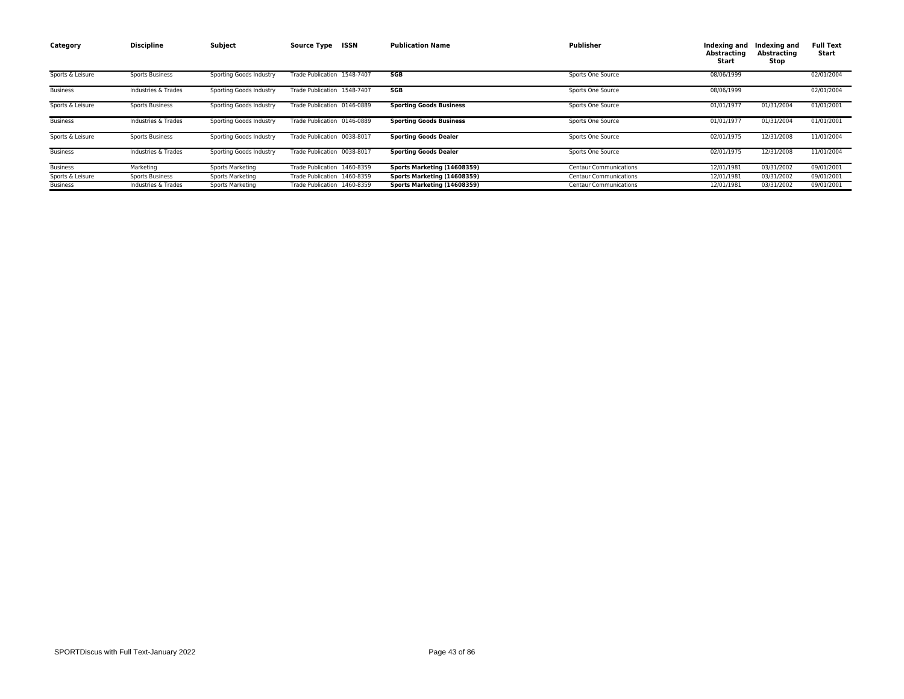| Category | Discipline | Subject | Source Type | ISSN | Publication Name | Publisher | Indexing and Abstracting Start | Indexing and Abstracting Stop | Full Text Start |
|---|---|---|---|---|---|---|---|---|---|
| Sports & Leisure | Sports Business | Sporting Goods Industry | Trade Publication | 1548-7407 | **SGB** | Sports One Source | 08/06/1999 | | 02/01/2004 |
| Business | Industries & Trades | Sporting Goods Industry | Trade Publication | 1548-7407 | **SGB** | Sports One Source | 08/06/1999 | | 02/01/2004 |
| Sports & Leisure | Sports Business | Sporting Goods Industry | Trade Publication | 0146-0889 | **Sporting Goods Business** | Sports One Source | 01/01/1977 | 01/31/2004 | 01/01/2001 |
| Business | Industries & Trades | Sporting Goods Industry | Trade Publication | 0146-0889 | **Sporting Goods Business** | Sports One Source | 01/01/1977 | 01/31/2004 | 01/01/2001 |
| Sports & Leisure | Sports Business | Sporting Goods Industry | Trade Publication | 0038-8017 | **Sporting Goods Dealer** | Sports One Source | 02/01/1975 | 12/31/2008 | 11/01/2004 |
| Business | Industries & Trades | Sporting Goods Industry | Trade Publication | 0038-8017 | **Sporting Goods Dealer** | Sports One Source | 02/01/1975 | 12/31/2008 | 11/01/2004 |
| Business | Marketing | Sports Marketing | Trade Publication | 1460-8359 | **Sports Marketing (14608359)** | Centaur Communications | 12/01/1981 | 03/31/2002 | 09/01/2001 |
| Sports & Leisure | Sports Business | Sports Marketing | Trade Publication | 1460-8359 | **Sports Marketing (14608359)** | Centaur Communications | 12/01/1981 | 03/31/2002 | 09/01/2001 |
| Business | Industries & Trades | Sports Marketing | Trade Publication | 1460-8359 | **Sports Marketing (14608359)** | Centaur Communications | 12/01/1981 | 03/31/2002 | 09/01/2001 |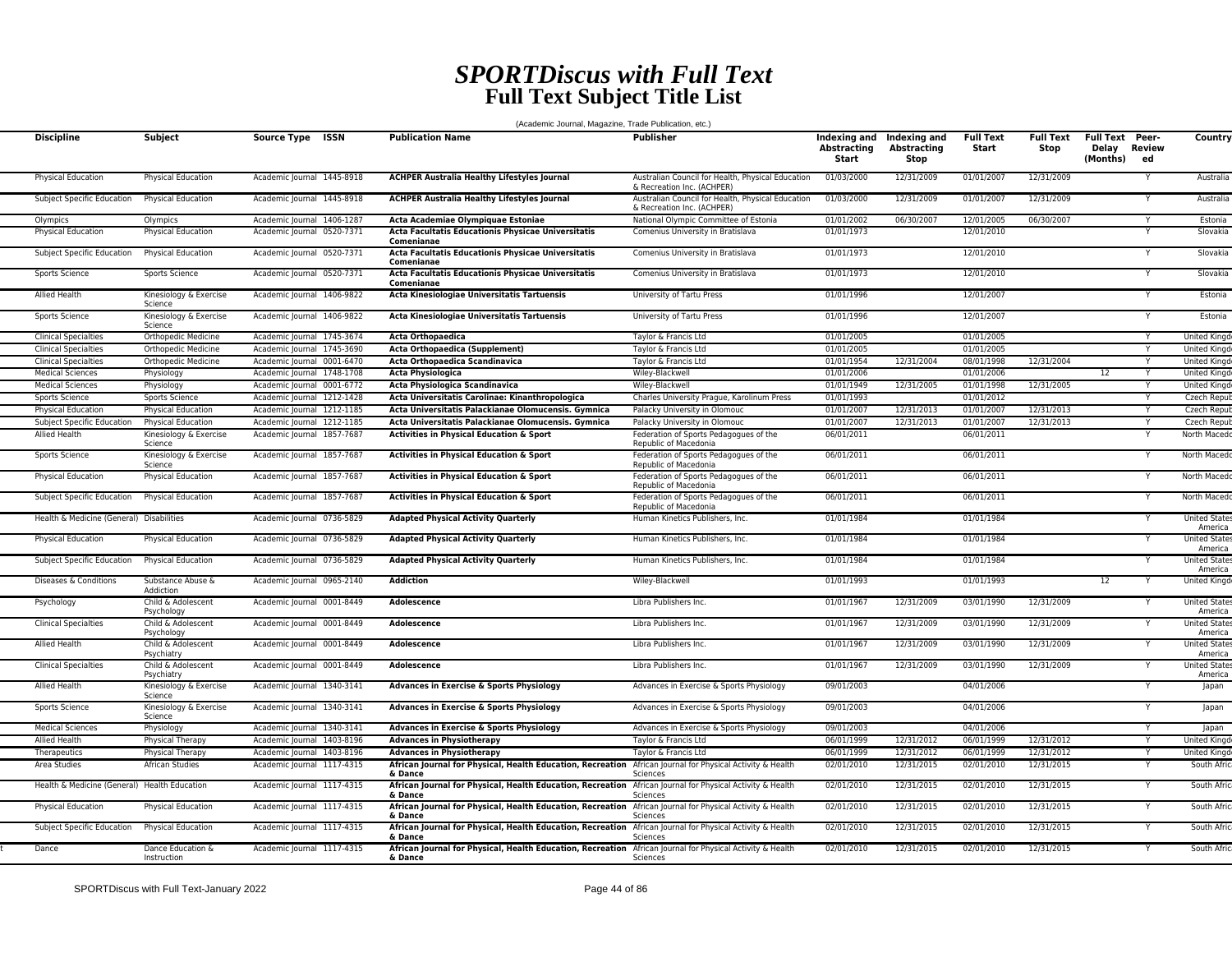# *SPORTDiscus with Full Text*
## Full Text Subject Title List

(Academic Journal, Magazine, Trade Publication, etc.)

| Discipline | Subject | Source Type | ISSN | Publication Name | Publisher | Indexing and Abstracting Start | Indexing and Abstracting Stop | Full Text Start | Full Text Stop | Full Text Delay (Months) | Peer-Reviewed | Country |
|---|---|---|---|---|---|---|---|---|---|---|---|---|
| Physical Education | Physical Education | Academic Journal | 1445-8918 | **ACHPER Australia Healthy Lifestyles Journal** | Australian Council for Health, Physical Education & Recreation Inc. (ACHPER) | 01/03/2000 | 12/31/2009 | 01/01/2007 | 12/31/2009 | | Y | Australia |
| Subject Specific Education | Physical Education | Academic Journal | 1445-8918 | **ACHPER Australia Healthy Lifestyles Journal** | Australian Council for Health, Physical Education & Recreation Inc. (ACHPER) | 01/03/2000 | 12/31/2009 | 01/01/2007 | 12/31/2009 | | Y | Australia |
| Olympics | Olympics | Academic Journal | 1406-1287 | **Acta Academiae Olympiquae Estoniae** | National Olympic Committee of Estonia | 01/01/2002 | 06/30/2007 | 12/01/2005 | 06/30/2007 | | Y | Estonia |
| Physical Education | Physical Education | Academic Journal | 0520-7371 | **Acta Facultatis Educationis Physicae Universitatis Comenianae** | Comenius University in Bratislava | 01/01/1973 | | 12/01/2010 | | | Y | Slovakia |
| Subject Specific Education | Physical Education | Academic Journal | 0520-7371 | **Acta Facultatis Educationis Physicae Universitatis Comenianae** | Comenius University in Bratislava | 01/01/1973 | | 12/01/2010 | | | Y | Slovakia |
| Sports Science | Sports Science | Academic Journal | 0520-7371 | **Acta Facultatis Educationis Physicae Universitatis Comenianae** | Comenius University in Bratislava | 01/01/1973 | | 12/01/2010 | | | Y | Slovakia |
| Allied Health | Kinesiology & Exercise Science | Academic Journal | 1406-9822 | **Acta Kinesiologiae Universitatis Tartuensis** | University of Tartu Press | 01/01/1996 | | 12/01/2007 | | | Y | Estonia |
| Sports Science | Kinesiology & Exercise Science | Academic Journal | 1406-9822 | **Acta Kinesiologiae Universitatis Tartuensis** | University of Tartu Press | 01/01/1996 | | 12/01/2007 | | | Y | Estonia |
| Clinical Specialties | Orthopedic Medicine | Academic Journal | 1745-3674 | **Acta Orthopaedica** | Taylor & Francis Ltd | 01/01/2005 | | 01/01/2005 | | | Y | United Kingd |
| Clinical Specialties | Orthopedic Medicine | Academic Journal | 1745-3690 | **Acta Orthopaedica (Supplement)** | Taylor & Francis Ltd | 01/01/2005 | | 01/01/2005 | | | Y | United Kingd |
| Clinical Specialties | Orthopedic Medicine | Academic Journal | 0001-6470 | **Acta Orthopaedica Scandinavica** | Taylor & Francis Ltd | 01/01/1954 | 12/31/2004 | 08/01/1998 | 12/31/2004 | | Y | United Kingd |
| Medical Sciences | Physiology | Academic Journal | 1748-1708 | **Acta Physiologica** | Wiley-Blackwell | 01/01/2006 | | 01/01/2006 | | 12 | Y | United Kingd |
| Medical Sciences | Physiology | Academic Journal | 0001-6772 | **Acta Physiologica Scandinavica** | Wiley-Blackwell | 01/01/1949 | 12/31/2005 | 01/01/1998 | 12/31/2005 | | Y | United Kingd |
| Sports Science | Sports Science | Academic Journal | 1212-1428 | **Acta Universitatis Carolinae: Kinanthropologica** | Charles University Prague, Karolinum Press | 01/01/1993 | | 01/01/2012 | | | Y | Czech Repub |
| Physical Education | Physical Education | Academic Journal | 1212-1185 | **Acta Universitatis Palackianae Olomucensis. Gymnica** | Palacky University in Olomouc | 01/01/2007 | 12/31/2013 | 01/01/2007 | 12/31/2013 | | Y | Czech Repub |
| Subject Specific Education | Physical Education | Academic Journal | 1212-1185 | **Acta Universitatis Palackianae Olomucensis. Gymnica** | Palacky University in Olomouc | 01/01/2007 | 12/31/2013 | 01/01/2007 | 12/31/2013 | | Y | Czech Repub |
| Allied Health | Kinesiology & Exercise Science | Academic Journal | 1857-7687 | **Activities in Physical Education & Sport** | Federation of Sports Pedagogues of the Republic of Macedonia | 06/01/2011 | | 06/01/2011 | | | Y | North Macedo |
| Sports Science | Kinesiology & Exercise Science | Academic Journal | 1857-7687 | **Activities in Physical Education & Sport** | Federation of Sports Pedagogues of the Republic of Macedonia | 06/01/2011 | | 06/01/2011 | | | Y | North Macedo |
| Physical Education | Physical Education | Academic Journal | 1857-7687 | **Activities in Physical Education & Sport** | Federation of Sports Pedagogues of the Republic of Macedonia | 06/01/2011 | | 06/01/2011 | | | Y | North Macedo |
| Subject Specific Education | Physical Education | Academic Journal | 1857-7687 | **Activities in Physical Education & Sport** | Federation of Sports Pedagogues of the Republic of Macedonia | 06/01/2011 | | 06/01/2011 | | | Y | North Macedo |
| Health & Medicine (General) | Disabilities | Academic Journal | 0736-5829 | **Adapted Physical Activity Quarterly** | Human Kinetics Publishers, Inc. | 01/01/1984 | | 01/01/1984 | | | Y | United States America |
| Physical Education | Physical Education | Academic Journal | 0736-5829 | **Adapted Physical Activity Quarterly** | Human Kinetics Publishers, Inc. | 01/01/1984 | | 01/01/1984 | | | Y | United States America |
| Subject Specific Education | Physical Education | Academic Journal | 0736-5829 | **Adapted Physical Activity Quarterly** | Human Kinetics Publishers, Inc. | 01/01/1984 | | 01/01/1984 | | | Y | United States America |
| Diseases & Conditions | Substance Abuse & Addiction | Academic Journal | 0965-2140 | **Addiction** | Wiley-Blackwell | 01/01/1993 | | 01/01/1993 | | 12 | Y | United Kingd |
| Psychology | Child & Adolescent Psychology | Academic Journal | 0001-8449 | **Adolescence** | Libra Publishers Inc. | 01/01/1967 | 12/31/2009 | 03/01/1990 | 12/31/2009 | | Y | United States America |
| Clinical Specialties | Child & Adolescent Psychology | Academic Journal | 0001-8449 | **Adolescence** | Libra Publishers Inc. | 01/01/1967 | 12/31/2009 | 03/01/1990 | 12/31/2009 | | Y | United States America |
| Allied Health | Child & Adolescent Psychiatry | Academic Journal | 0001-8449 | **Adolescence** | Libra Publishers Inc. | 01/01/1967 | 12/31/2009 | 03/01/1990 | 12/31/2009 | | Y | United States America |
| Clinical Specialties | Child & Adolescent Psychiatry | Academic Journal | 0001-8449 | **Adolescence** | Libra Publishers Inc. | 01/01/1967 | 12/31/2009 | 03/01/1990 | 12/31/2009 | | Y | United States America |
| Allied Health | Kinesiology & Exercise Science | Academic Journal | 1340-3141 | **Advances in Exercise & Sports Physiology** | Advances in Exercise & Sports Physiology | 09/01/2003 | | 04/01/2006 | | | Y | Japan |
| Sports Science | Kinesiology & Exercise Science | Academic Journal | 1340-3141 | **Advances in Exercise & Sports Physiology** | Advances in Exercise & Sports Physiology | 09/01/2003 | | 04/01/2006 | | | Y | Japan |
| Medical Sciences | Physiology | Academic Journal | 1340-3141 | **Advances in Exercise & Sports Physiology** | Advances in Exercise & Sports Physiology | 09/01/2003 | | 04/01/2006 | | | Y | Japan |
| Allied Health | Physical Therapy | Academic Journal | 1403-8196 | **Advances in Physiotherapy** | Taylor & Francis Ltd | 06/01/1999 | 12/31/2012 | 06/01/1999 | 12/31/2012 | | Y | United Kingd |
| Therapeutics | Physical Therapy | Academic Journal | 1403-8196 | **Advances in Physiotherapy** | Taylor & Francis Ltd | 06/01/1999 | 12/31/2012 | 06/01/1999 | 12/31/2012 | | Y | United Kingd |
| Area Studies | African Studies | Academic Journal | 1117-4315 | **African Journal for Physical, Health Education, Recreation & Dance** | African Journal for Physical Activity & Health Sciences | 02/01/2010 | 12/31/2015 | 02/01/2010 | 12/31/2015 | | Y | South Afric |
| Health & Medicine (General) | Health Education | Academic Journal | 1117-4315 | **African Journal for Physical, Health Education, Recreation & Dance** | African Journal for Physical Activity & Health Sciences | 02/01/2010 | 12/31/2015 | 02/01/2010 | 12/31/2015 | | Y | South Afric |
| Physical Education | Physical Education | Academic Journal | 1117-4315 | **African Journal for Physical, Health Education, Recreation & Dance** | African Journal for Physical Activity & Health Sciences | 02/01/2010 | 12/31/2015 | 02/01/2010 | 12/31/2015 | | Y | South Afric |
| Subject Specific Education | Physical Education | Academic Journal | 1117-4315 | **African Journal for Physical, Health Education, Recreation & Dance** | African Journal for Physical Activity & Health Sciences | 02/01/2010 | 12/31/2015 | 02/01/2010 | 12/31/2015 | | Y | South Afric |
| Dance | Dance Education & Instruction | Academic Journal | 1117-4315 | **African Journal for Physical, Health Education, Recreation & Dance** | African Journal for Physical Activity & Health Sciences | 02/01/2010 | 12/31/2015 | 02/01/2010 | 12/31/2015 | | Y | South Afric |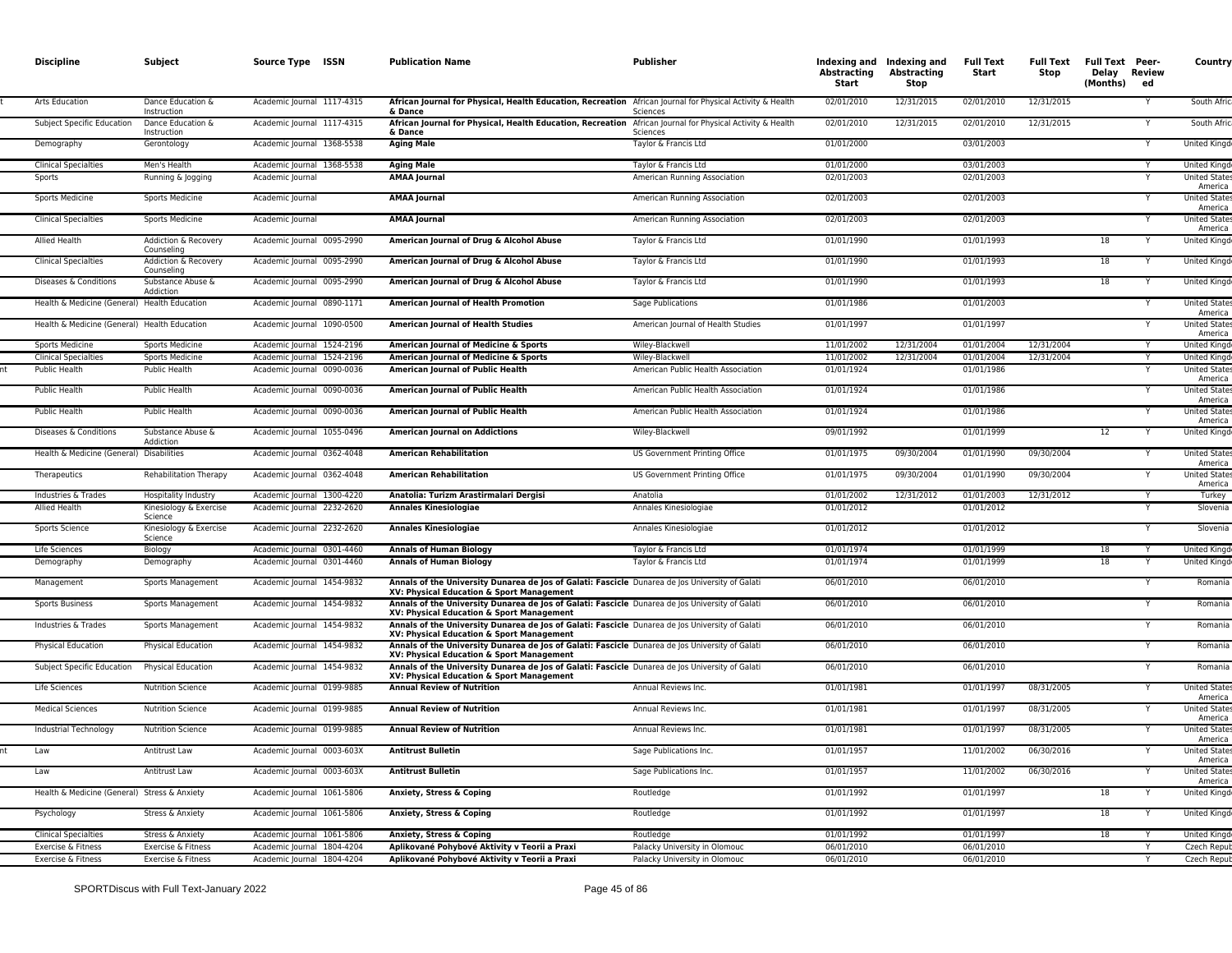| Discipline | Subject | Source Type | ISSN | Publication Name | Publisher | Indexing and Abstracting Start | Indexing and Abstracting Stop | Full Text Start | Full Text Stop | Full Text Delay (Months) | Peer-Reviewed | Country |
|---|---|---|---|---|---|---|---|---|---|---|---|---|
| Arts Education | Dance Education & Instruction | Academic Journal | 1117-4315 | **African Journal for Physical, Health Education, Recreation & Dance** | African Journal for Physical Activity & Health Sciences | 02/01/2010 | 12/31/2015 | 02/01/2010 | 12/31/2015 | | Y | South Afric |
| Subject Specific Education | Dance Education & Instruction | Academic Journal | 1117-4315 | **African Journal for Physical, Health Education, Recreation & Dance** | African Journal for Physical Activity & Health Sciences | 02/01/2010 | 12/31/2015 | 02/01/2010 | 12/31/2015 | | Y | South Afric |
| Demography | Gerontology | Academic Journal | 1368-5538 | **Aging Male** | Taylor & Francis Ltd | 01/01/2000 | | 03/01/2003 | | | Y | United Kingd |
| Clinical Specialties | Men's Health | Academic Journal | 1368-5538 | **Aging Male** | Taylor & Francis Ltd | 01/01/2000 | | 03/01/2003 | | | Y | United Kingd |
| Sports | Running & Jogging | Academic Journal | | **AMAA Journal** | American Running Association | 02/01/2003 | | 02/01/2003 | | | Y | United States America |
| Sports Medicine | Sports Medicine | Academic Journal | | **AMAA Journal** | American Running Association | 02/01/2003 | | 02/01/2003 | | | Y | United States America |
| Clinical Specialties | Sports Medicine | Academic Journal | | **AMAA Journal** | American Running Association | 02/01/2003 | | 02/01/2003 | | | Y | United States America |
| Allied Health | Addiction & Recovery Counseling | Academic Journal | 0095-2990 | **American Journal of Drug & Alcohol Abuse** | Taylor & Francis Ltd | 01/01/1990 | | 01/01/1993 | | 18 | Y | United Kingd |
| Clinical Specialties | Addiction & Recovery Counseling | Academic Journal | 0095-2990 | **American Journal of Drug & Alcohol Abuse** | Taylor & Francis Ltd | 01/01/1990 | | 01/01/1993 | | 18 | Y | United Kingd |
| Diseases & Conditions | Substance Abuse & Addiction | Academic Journal | 0095-2990 | **American Journal of Drug & Alcohol Abuse** | Taylor & Francis Ltd | 01/01/1990 | | 01/01/1993 | | 18 | Y | United Kingd |
| Health & Medicine (General) | Health Education | Academic Journal | 0890-1171 | **American Journal of Health Promotion** | Sage Publications | 01/01/1986 | | 01/01/2003 | | | Y | United States America |
| Health & Medicine (General) | Health Education | Academic Journal | 1090-0500 | **American Journal of Health Studies** | American Journal of Health Studies | 01/01/1997 | | 01/01/1997 | | | Y | United States America |
| Sports Medicine | Sports Medicine | Academic Journal | 1524-2196 | **American Journal of Medicine & Sports** | Wiley-Blackwell | 11/01/2002 | 12/31/2004 | 01/01/2004 | 12/31/2004 | | Y | United Kingd |
| Clinical Specialties | Sports Medicine | Academic Journal | 1524-2196 | **American Journal of Medicine & Sports** | Wiley-Blackwell | 11/01/2002 | 12/31/2004 | 01/01/2004 | 12/31/2004 | | Y | United Kingd |
| Public Health | Public Health | Academic Journal | 0090-0036 | **American Journal of Public Health** | American Public Health Association | 01/01/1924 | | 01/01/1986 | | | Y | United States America |
| Public Health | Public Health | Academic Journal | 0090-0036 | **American Journal of Public Health** | American Public Health Association | 01/01/1924 | | 01/01/1986 | | | Y | United States America |
| Public Health | Public Health | Academic Journal | 0090-0036 | **American Journal of Public Health** | American Public Health Association | 01/01/1924 | | 01/01/1986 | | | Y | United States America |
| Diseases & Conditions | Substance Abuse & Addiction | Academic Journal | 1055-0496 | **American Journal on Addictions** | Wiley-Blackwell | 09/01/1992 | | 01/01/1999 | | 12 | Y | United Kingd |
| Health & Medicine (General) | Disabilities | Academic Journal | 0362-4048 | **American Rehabilitation** | US Government Printing Office | 01/01/1975 | 09/30/2004 | 01/01/1990 | 09/30/2004 | | Y | United States America |
| Therapeutics | Rehabilitation Therapy | Academic Journal | 0362-4048 | **American Rehabilitation** | US Government Printing Office | 01/01/1975 | 09/30/2004 | 01/01/1990 | 09/30/2004 | | Y | United States America |
| Industries & Trades | Hospitality Industry | Academic Journal | 1300-4220 | **Anatolia: Turizm Arastirmalari Dergisi** | Anatolia | 01/01/2002 | 12/31/2012 | 01/01/2003 | 12/31/2012 | | Y | Turkey |
| Allied Health | Kinesiology & Exercise Science | Academic Journal | 2232-2620 | **Annales Kinesiologiae** | Annales Kinesiologiae | 01/01/2012 | | 01/01/2012 | | | Y | Slovenia |
| Sports Science | Kinesiology & Exercise Science | Academic Journal | 2232-2620 | **Annales Kinesiologiae** | Annales Kinesiologiae | 01/01/2012 | | 01/01/2012 | | | Y | Slovenia |
| Life Sciences | Biology | Academic Journal | 0301-4460 | **Annals of Human Biology** | Taylor & Francis Ltd | 01/01/1974 | | 01/01/1999 | | 18 | Y | United Kingd |
| Demography | Demography | Academic Journal | 0301-4460 | **Annals of Human Biology** | Taylor & Francis Ltd | 01/01/1974 | | 01/01/1999 | | 18 | Y | United Kingd |
| Management | Sports Management | Academic Journal | 1454-9832 | **Annals of the University Dunarea de Jos of Galati: Fascicle XV: Physical Education & Sport Management** | Dunarea de Jos University of Galati | 06/01/2010 | | 06/01/2010 | | | Y | Romania |
| Sports Business | Sports Management | Academic Journal | 1454-9832 | **Annals of the University Dunarea de Jos of Galati: Fascicle XV: Physical Education & Sport Management** | Dunarea de Jos University of Galati | 06/01/2010 | | 06/01/2010 | | | Y | Romania |
| Industries & Trades | Sports Management | Academic Journal | 1454-9832 | **Annals of the University Dunarea de Jos of Galati: Fascicle XV: Physical Education & Sport Management** | Dunarea de Jos University of Galati | 06/01/2010 | | 06/01/2010 | | | Y | Romania |
| Physical Education | Physical Education | Academic Journal | 1454-9832 | **Annals of the University Dunarea de Jos of Galati: Fascicle XV: Physical Education & Sport Management** | Dunarea de Jos University of Galati | 06/01/2010 | | 06/01/2010 | | | Y | Romania |
| Subject Specific Education | Physical Education | Academic Journal | 1454-9832 | **Annals of the University Dunarea de Jos of Galati: Fascicle XV: Physical Education & Sport Management** | Dunarea de Jos University of Galati | 06/01/2010 | | 06/01/2010 | | | Y | Romania |
| Life Sciences | Nutrition Science | Academic Journal | 0199-9885 | **Annual Review of Nutrition** | Annual Reviews Inc. | 01/01/1981 | | 01/01/1997 | 08/31/2005 | | Y | United States America |
| Medical Sciences | Nutrition Science | Academic Journal | 0199-9885 | **Annual Review of Nutrition** | Annual Reviews Inc. | 01/01/1981 | | 01/01/1997 | 08/31/2005 | | Y | United States America |
| Industrial Technology | Nutrition Science | Academic Journal | 0199-9885 | **Annual Review of Nutrition** | Annual Reviews Inc. | 01/01/1981 | | 01/01/1997 | 08/31/2005 | | Y | United States America |
| Law | Antitrust Law | Academic Journal | 0003-603X | **Antitrust Bulletin** | Sage Publications Inc. | 01/01/1957 | | 11/01/2002 | 06/30/2016 | | Y | United States America |
| Law | Antitrust Law | Academic Journal | 0003-603X | **Antitrust Bulletin** | Sage Publications Inc. | 01/01/1957 | | 11/01/2002 | 06/30/2016 | | Y | United States America |
| Health & Medicine (General) | Stress & Anxiety | Academic Journal | 1061-5806 | **Anxiety, Stress & Coping** | Routledge | 01/01/1992 | | 01/01/1997 | | 18 | Y | United Kingd |
| Psychology | Stress & Anxiety | Academic Journal | 1061-5806 | **Anxiety, Stress & Coping** | Routledge | 01/01/1992 | | 01/01/1997 | | 18 | Y | United Kingd |
| Clinical Specialties | Stress & Anxiety | Academic Journal | 1061-5806 | **Anxiety, Stress & Coping** | Routledge | 01/01/1992 | | 01/01/1997 | | 18 | Y | United Kingd |
| Exercise & Fitness | Exercise & Fitness | Academic Journal | 1804-4204 | **Aplikované Pohybové Aktivity v Teorii a Praxi** | Palacky University in Olomouc | 06/01/2010 | | 06/01/2010 | | | Y | Czech Repub |
| Exercise & Fitness | Exercise & Fitness | Academic Journal | 1804-4204 | **Aplikované Pohybové Aktivity v Teorii a Praxi** | Palacky University in Olomouc | 06/01/2010 | | 06/01/2010 | | | Y | Czech Repub |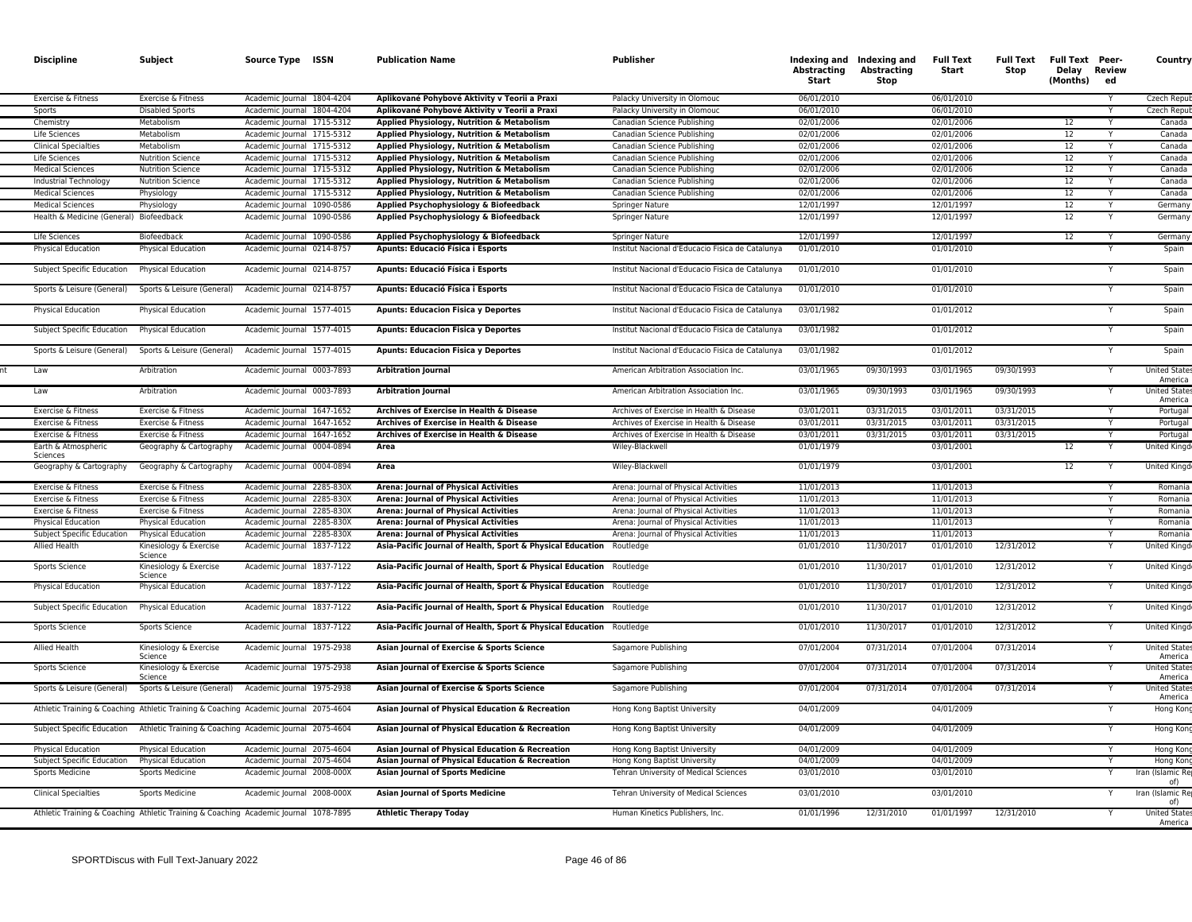| Discipline | Subject | Source Type | ISSN | Publication Name | Publisher | Indexing and Abstracting Start | Indexing and Abstracting Stop | Full Text Start | Full Text Stop | Full Text Delay (Months) | Peer-Reviewed | Country |
|---|---|---|---|---|---|---|---|---|---|---|---|---|
| Exercise & Fitness | Exercise & Fitness | Academic Journal | 1804-4204 | Aplikované Pohybové Aktivity v Teorii a Praxi | Palacky University in Olomouc | 06/01/2010 | | 06/01/2010 | | | Y | Czech Repub |
| Sports | Disabled Sports | Academic Journal | 1804-4204 | Aplikované Pohybové Aktivity v Teorii a Praxi | Palacky University in Olomouc | 06/01/2010 | | 06/01/2010 | | | Y | Czech Repub |
| Chemistry | Metabolism | Academic Journal | 1715-5312 | Applied Physiology, Nutrition & Metabolism | Canadian Science Publishing | 02/01/2006 | | 02/01/2006 | | 12 | Y | Canada |
| Life Sciences | Metabolism | Academic Journal | 1715-5312 | Applied Physiology, Nutrition & Metabolism | Canadian Science Publishing | 02/01/2006 | | 02/01/2006 | | 12 | Y | Canada |
| Clinical Specialties | Metabolism | Academic Journal | 1715-5312 | Applied Physiology, Nutrition & Metabolism | Canadian Science Publishing | 02/01/2006 | | 02/01/2006 | | 12 | Y | Canada |
| Life Sciences | Nutrition Science | Academic Journal | 1715-5312 | Applied Physiology, Nutrition & Metabolism | Canadian Science Publishing | 02/01/2006 | | 02/01/2006 | | 12 | Y | Canada |
| Medical Sciences | Nutrition Science | Academic Journal | 1715-5312 | Applied Physiology, Nutrition & Metabolism | Canadian Science Publishing | 02/01/2006 | | 02/01/2006 | | 12 | Y | Canada |
| Industrial Technology | Nutrition Science | Academic Journal | 1715-5312 | Applied Physiology, Nutrition & Metabolism | Canadian Science Publishing | 02/01/2006 | | 02/01/2006 | | 12 | Y | Canada |
| Medical Sciences | Physiology | Academic Journal | 1715-5312 | Applied Physiology, Nutrition & Metabolism | Canadian Science Publishing | 02/01/2006 | | 02/01/2006 | | 12 | Y | Canada |
| Medical Sciences | Physiology | Academic Journal | 1090-0586 | Applied Psychophysiology & Biofeedback | Springer Nature | 12/01/1997 | | 12/01/1997 | | 12 | Y | Germany |
| Health & Medicine (General) | Biofeedback | Academic Journal | 1090-0586 | Applied Psychophysiology & Biofeedback | Springer Nature | 12/01/1997 | | 12/01/1997 | | 12 | Y | Germany |
| Life Sciences | Biofeedback | Academic Journal | 1090-0586 | Applied Psychophysiology & Biofeedback | Springer Nature | 12/01/1997 | | 12/01/1997 | | 12 | Y | Germany |
| Physical Education | Physical Education | Academic Journal | 0214-8757 | Apunts: Educació Física i Esports | Institut Nacional d'Educacio Fisica de Catalunya | 01/01/2010 | | 01/01/2010 | | | Y | Spain |
| Subject Specific Education | Physical Education | Academic Journal | 0214-8757 | Apunts: Educació Física i Esports | Institut Nacional d'Educacio Fisica de Catalunya | 01/01/2010 | | 01/01/2010 | | | Y | Spain |
| Sports & Leisure (General) | Sports & Leisure (General) | Academic Journal | 0214-8757 | Apunts: Educació Física i Esports | Institut Nacional d'Educacio Fisica de Catalunya | 01/01/2010 | | 01/01/2010 | | | Y | Spain |
| Physical Education | Physical Education | Academic Journal | 1577-4015 | Apunts: Educacion Fisica y Deportes | Institut Nacional d'Educacio Fisica de Catalunya | 03/01/1982 | | 01/01/2012 | | | Y | Spain |
| Subject Specific Education | Physical Education | Academic Journal | 1577-4015 | Apunts: Educacion Fisica y Deportes | Institut Nacional d'Educacio Fisica de Catalunya | 03/01/1982 | | 01/01/2012 | | | Y | Spain |
| Sports & Leisure (General) | Sports & Leisure (General) | Academic Journal | 1577-4015 | Apunts: Educacion Fisica y Deportes | Institut Nacional d'Educacio Fisica de Catalunya | 03/01/1982 | | 01/01/2012 | | | Y | Spain |
| Law | Arbitration | Academic Journal | 0003-7893 | Arbitration Journal | American Arbitration Association Inc. | 03/01/1965 | 09/30/1993 | 03/01/1965 | 09/30/1993 | | Y | United States America |
| Law | Arbitration | Academic Journal | 0003-7893 | Arbitration Journal | American Arbitration Association Inc. | 03/01/1965 | 09/30/1993 | 03/01/1965 | 09/30/1993 | | Y | United States America |
| Exercise & Fitness | Exercise & Fitness | Academic Journal | 1647-1652 | Archives of Exercise in Health & Disease | Archives of Exercise in Health & Disease | 03/01/2011 | 03/31/2015 | 03/01/2011 | 03/31/2015 | | Y | Portugal |
| Exercise & Fitness | Exercise & Fitness | Academic Journal | 1647-1652 | Archives of Exercise in Health & Disease | Archives of Exercise in Health & Disease | 03/01/2011 | 03/31/2015 | 03/01/2011 | 03/31/2015 | | Y | Portugal |
| Exercise & Fitness | Exercise & Fitness | Academic Journal | 1647-1652 | Archives of Exercise in Health & Disease | Archives of Exercise in Health & Disease | 03/01/2011 | 03/31/2015 | 03/01/2011 | 03/31/2015 | | Y | Portugal |
| Earth & Atmospheric Sciences | Geography & Cartography | Academic Journal | 0004-0894 | Area | Wiley-Blackwell | 01/01/1979 | | 03/01/2001 | | 12 | Y | United Kingd |
| Geography & Cartography | Geography & Cartography | Academic Journal | 0004-0894 | Area | Wiley-Blackwell | 01/01/1979 | | 03/01/2001 | | 12 | Y | United Kingd |
| Exercise & Fitness | Exercise & Fitness | Academic Journal | 2285-830X | Arena: Journal of Physical Activities | Arena: Journal of Physical Activities | 11/01/2013 | | 11/01/2013 | | | Y | Romania |
| Exercise & Fitness | Exercise & Fitness | Academic Journal | 2285-830X | Arena: Journal of Physical Activities | Arena: Journal of Physical Activities | 11/01/2013 | | 11/01/2013 | | | Y | Romania |
| Exercise & Fitness | Exercise & Fitness | Academic Journal | 2285-830X | Arena: Journal of Physical Activities | Arena: Journal of Physical Activities | 11/01/2013 | | 11/01/2013 | | | Y | Romania |
| Physical Education | Physical Education | Academic Journal | 2285-830X | Arena: Journal of Physical Activities | Arena: Journal of Physical Activities | 11/01/2013 | | 11/01/2013 | | | Y | Romania |
| Subject Specific Education | Physical Education | Academic Journal | 2285-830X | Arena: Journal of Physical Activities | Arena: Journal of Physical Activities | 11/01/2013 | | 11/01/2013 | | | Y | Romania |
| Allied Health | Kinesiology & Exercise Science | Academic Journal | 1837-7122 | Asia-Pacific Journal of Health, Sport & Physical Education | Routledge | 01/01/2010 | 11/30/2017 | 01/01/2010 | 12/31/2012 | | Y | United Kingd |
| Sports Science | Kinesiology & Exercise Science | Academic Journal | 1837-7122 | Asia-Pacific Journal of Health, Sport & Physical Education | Routledge | 01/01/2010 | 11/30/2017 | 01/01/2010 | 12/31/2012 | | Y | United Kingd |
| Physical Education | Physical Education | Academic Journal | 1837-7122 | Asia-Pacific Journal of Health, Sport & Physical Education | Routledge | 01/01/2010 | 11/30/2017 | 01/01/2010 | 12/31/2012 | | Y | United Kingd |
| Subject Specific Education | Physical Education | Academic Journal | 1837-7122 | Asia-Pacific Journal of Health, Sport & Physical Education | Routledge | 01/01/2010 | 11/30/2017 | 01/01/2010 | 12/31/2012 | | Y | United Kingd |
| Sports Science | Sports Science | Academic Journal | 1837-7122 | Asia-Pacific Journal of Health, Sport & Physical Education | Routledge | 01/01/2010 | 11/30/2017 | 01/01/2010 | 12/31/2012 | | Y | United Kingd |
| Allied Health | Kinesiology & Exercise Science | Academic Journal | 1975-2938 | Asian Journal of Exercise & Sports Science | Sagamore Publishing | 07/01/2004 | 07/31/2014 | 07/01/2004 | 07/31/2014 | | Y | United States America |
| Sports Science | Kinesiology & Exercise Science | Academic Journal | 1975-2938 | Asian Journal of Exercise & Sports Science | Sagamore Publishing | 07/01/2004 | 07/31/2014 | 07/01/2004 | 07/31/2014 | | Y | United States America |
| Sports & Leisure (General) | Sports & Leisure (General) | Academic Journal | 1975-2938 | Asian Journal of Exercise & Sports Science | Sagamore Publishing | 07/01/2004 | 07/31/2014 | 07/01/2004 | 07/31/2014 | | Y | United States America |
| Athletic Training & Coaching | Athletic Training & Coaching | Academic Journal | 2075-4604 | Asian Journal of Physical Education & Recreation | Hong Kong Baptist University | 04/01/2009 | | 04/01/2009 | | | Y | Hong Kong |
| Subject Specific Education | Athletic Training & Coaching | Academic Journal | 2075-4604 | Asian Journal of Physical Education & Recreation | Hong Kong Baptist University | 04/01/2009 | | 04/01/2009 | | | Y | Hong Kong |
| Physical Education | Physical Education | Academic Journal | 2075-4604 | Asian Journal of Physical Education & Recreation | Hong Kong Baptist University | 04/01/2009 | | 04/01/2009 | | | Y | Hong Kong |
| Subject Specific Education | Physical Education | Academic Journal | 2075-4604 | Asian Journal of Physical Education & Recreation | Hong Kong Baptist University | 04/01/2009 | | 04/01/2009 | | | Y | Hong Kong |
| Sports Medicine | Sports Medicine | Academic Journal | 2008-000X | Asian Journal of Sports Medicine | Tehran University of Medical Sciences | 03/01/2010 | | 03/01/2010 | | | Y | Iran (Islamic Re of) |
| Clinical Specialties | Sports Medicine | Academic Journal | 2008-000X | Asian Journal of Sports Medicine | Tehran University of Medical Sciences | 03/01/2010 | | 03/01/2010 | | | Y | Iran (Islamic Re of) |
| Athletic Training & Coaching | Athletic Training & Coaching | Academic Journal | 1078-7895 | Athletic Therapy Today | Human Kinetics Publishers, Inc. | 01/01/1996 | 12/31/2010 | 01/01/1997 | 12/31/2010 | | Y | United States America |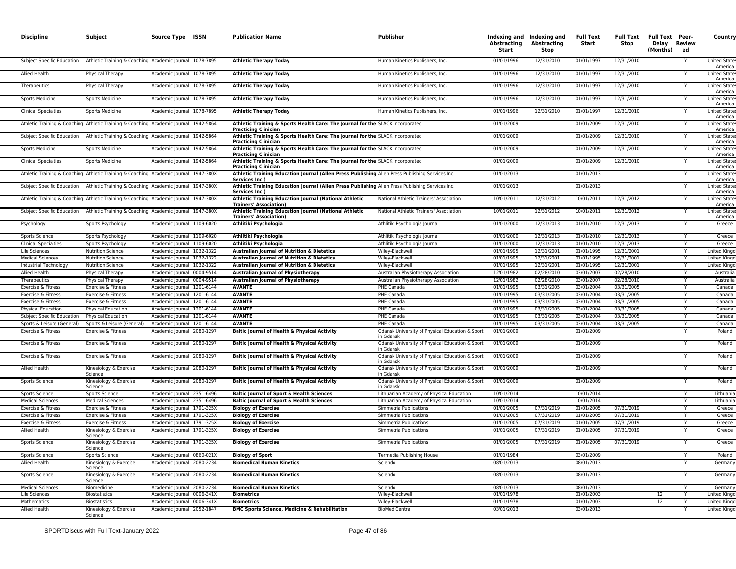| Discipline | Subject | Source Type | ISSN | Publication Name | Publisher | Indexing and Abstracting Start | Indexing and Abstracting Stop | Full Text Start | Full Text Stop | Full Text Delay (Months) | Peer-Reviewed | Country |
|---|---|---|---|---|---|---|---|---|---|---|---|---|
| Subject Specific Education | Athletic Training & Coaching | Academic Journal | 1078-7895 | **Athletic Therapy Today** | Human Kinetics Publishers, Inc. | 01/01/1996 | 12/31/2010 | 01/01/1997 | 12/31/2010 | | Y | United States of America |
| Allied Health | Physical Therapy | Academic Journal | 1078-7895 | **Athletic Therapy Today** | Human Kinetics Publishers, Inc. | 01/01/1996 | 12/31/2010 | 01/01/1997 | 12/31/2010 | | Y | United States of America |
| Therapeutics | Physical Therapy | Academic Journal | 1078-7895 | **Athletic Therapy Today** | Human Kinetics Publishers, Inc. | 01/01/1996 | 12/31/2010 | 01/01/1997 | 12/31/2010 | | Y | United States of America |
| Sports Medicine | Sports Medicine | Academic Journal | 1078-7895 | **Athletic Therapy Today** | Human Kinetics Publishers, Inc. | 01/01/1996 | 12/31/2010 | 01/01/1997 | 12/31/2010 | | Y | United States of America |
| Clinical Specialties | Sports Medicine | Academic Journal | 1078-7895 | **Athletic Therapy Today** | Human Kinetics Publishers, Inc. | 01/01/1996 | 12/31/2010 | 01/01/1997 | 12/31/2010 | | Y | United States of America |
| Athletic Training & Coaching | Athletic Training & Coaching | Academic Journal | 1942-5864 | **Athletic Training & Sports Health Care: The Journal for the Practicing Clinician** | SLACK Incorporated | 01/01/2009 | | 01/01/2009 | 12/31/2010 | | Y | United States of America |
| Subject Specific Education | Athletic Training & Coaching | Academic Journal | 1942-5864 | **Athletic Training & Sports Health Care: The Journal for the Practicing Clinician** | SLACK Incorporated | 01/01/2009 | | 01/01/2009 | 12/31/2010 | | Y | United States of America |
| Sports Medicine | Sports Medicine | Academic Journal | 1942-5864 | **Athletic Training & Sports Health Care: The Journal for the Practicing Clinician** | SLACK Incorporated | 01/01/2009 | | 01/01/2009 | 12/31/2010 | | Y | United States of America |
| Clinical Specialties | Sports Medicine | Academic Journal | 1942-5864 | **Athletic Training & Sports Health Care: The Journal for the Practicing Clinician** | SLACK Incorporated | 01/01/2009 | | 01/01/2009 | 12/31/2010 | | Y | United States of America |
| Athletic Training & Coaching | Athletic Training & Coaching | Academic Journal | 1947-380X | **Athletic Training Education Journal (Allen Press Publishing Services Inc.)** | Allen Press Publishing Services Inc. | 01/01/2013 | | 01/01/2013 | | | Y | United States of America |
| Subject Specific Education | Athletic Training & Coaching | Academic Journal | 1947-380X | **Athletic Training Education Journal (Allen Press Publishing Services Inc.)** | Allen Press Publishing Services Inc. | 01/01/2013 | | 01/01/2013 | | | Y | United States of America |
| Athletic Training & Coaching | Athletic Training & Coaching | Academic Journal | 1947-380X | **Athletic Training Education Journal (National Athletic Trainers' Association)** | National Athletic Trainers' Association | 10/01/2011 | 12/31/2012 | 10/01/2011 | 12/31/2012 | | Y | United States of America |
| Subject Specific Education | Athletic Training & Coaching | Academic Journal | 1947-380X | **Athletic Training Education Journal (National Athletic Trainers' Association)** | National Athletic Trainers' Association | 10/01/2011 | 12/31/2012 | 10/01/2011 | 12/31/2012 | | Y | United States of America |
| Psychology | Sports Psychology | Academic Journal | 1109-6020 | **Athlitiki Psychologia** | Athlitiki Psychologia Journal | 01/01/2000 | 12/31/2013 | 01/01/2010 | 12/31/2013 | | Y | Greece |
| Sports Science | Sports Psychology | Academic Journal | 1109-6020 | **Athlitiki Psychologia** | Athlitiki Psychologia Journal | 01/01/2000 | 12/31/2013 | 01/01/2010 | 12/31/2013 | | Y | Greece |
| Clinical Specialties | Sports Psychology | Academic Journal | 1109-6020 | **Athlitiki Psychologia** | Athlitiki Psychologia Journal | 01/01/2000 | 12/31/2013 | 01/01/2010 | 12/31/2013 | | Y | Greece |
| Life Sciences | Nutrition Science | Academic Journal | 1032-1322 | **Australian Journal of Nutrition & Dietetics** | Wiley-Blackwell | 01/01/1995 | 12/31/2001 | 01/01/1995 | 12/31/2001 | | Y | United Kingdom |
| Medical Sciences | Nutrition Science | Academic Journal | 1032-1322 | **Australian Journal of Nutrition & Dietetics** | Wiley-Blackwell | 01/01/1995 | 12/31/2001 | 01/01/1995 | 12/31/2001 | | Y | United Kingdom |
| Industrial Technology | Nutrition Science | Academic Journal | 1032-1322 | **Australian Journal of Nutrition & Dietetics** | Wiley-Blackwell | 01/01/1995 | 12/31/2001 | 01/01/1995 | 12/31/2001 | | Y | United Kingdom |
| Allied Health | Physical Therapy | Academic Journal | 0004-9514 | **Australian Journal of Physiotherapy** | Australian Physiotherapy Association | 12/01/1982 | 02/28/2010 | 03/01/2007 | 02/28/2010 | | Y | Australia |
| Therapeutics | Physical Therapy | Academic Journal | 0004-9514 | **Australian Journal of Physiotherapy** | Australian Physiotherapy Association | 12/01/1982 | 02/28/2010 | 03/01/2007 | 02/28/2010 | | Y | Australia |
| Exercise & Fitness | Exercise & Fitness | Academic Journal | 1201-6144 | **AVANTE** | PHE Canada | 01/01/1995 | 03/31/2005 | 03/01/2004 | 03/31/2005 | | Y | Canada |
| Exercise & Fitness | Exercise & Fitness | Academic Journal | 1201-6144 | **AVANTE** | PHE Canada | 01/01/1995 | 03/31/2005 | 03/01/2004 | 03/31/2005 | | Y | Canada |
| Exercise & Fitness | Exercise & Fitness | Academic Journal | 1201-6144 | **AVANTE** | PHE Canada | 01/01/1995 | 03/31/2005 | 03/01/2004 | 03/31/2005 | | Y | Canada |
| Physical Education | Physical Education | Academic Journal | 1201-6144 | **AVANTE** | PHE Canada | 01/01/1995 | 03/31/2005 | 03/01/2004 | 03/31/2005 | | Y | Canada |
| Subject Specific Education | Physical Education | Academic Journal | 1201-6144 | **AVANTE** | PHE Canada | 01/01/1995 | 03/31/2005 | 03/01/2004 | 03/31/2005 | | Y | Canada |
| Sports & Leisure (General) | Sports & Leisure (General) | Academic Journal | 1201-6144 | **AVANTE** | PHE Canada | 01/01/1995 | 03/31/2005 | 03/01/2004 | 03/31/2005 | | Y | Canada |
| Exercise & Fitness | Exercise & Fitness | Academic Journal | 2080-1297 | **Baltic Journal of Health & Physical Activity** | Gdansk University of Physical Education & Sport in Gdansk | 01/01/2009 | | 01/01/2009 | | | Y | Poland |
| Exercise & Fitness | Exercise & Fitness | Academic Journal | 2080-1297 | **Baltic Journal of Health & Physical Activity** | Gdansk University of Physical Education & Sport in Gdansk | 01/01/2009 | | 01/01/2009 | | | Y | Poland |
| Exercise & Fitness | Exercise & Fitness | Academic Journal | 2080-1297 | **Baltic Journal of Health & Physical Activity** | Gdansk University of Physical Education & Sport in Gdansk | 01/01/2009 | | 01/01/2009 | | | Y | Poland |
| Allied Health | Kinesiology & Exercise Science | Academic Journal | 2080-1297 | **Baltic Journal of Health & Physical Activity** | Gdansk University of Physical Education & Sport in Gdansk | 01/01/2009 | | 01/01/2009 | | | Y | Poland |
| Sports Science | Kinesiology & Exercise Science | Academic Journal | 2080-1297 | **Baltic Journal of Health & Physical Activity** | Gdansk University of Physical Education & Sport in Gdansk | 01/01/2009 | | 01/01/2009 | | | Y | Poland |
| Sports Science | Sports Science | Academic Journal | 2351-6496 | **Baltic Journal of Sport & Health Sciences** | Lithuanian Academy of Physical Education | 10/01/2014 | | 10/01/2014 | | | Y | Lithuania |
| Medical Sciences | Medical Sciences | Academic Journal | 2351-6496 | **Baltic Journal of Sport & Health Sciences** | Lithuanian Academy of Physical Education | 10/01/2014 | | 10/01/2014 | | | Y | Lithuania |
| Exercise & Fitness | Exercise & Fitness | Academic Journal | 1791-325X | **Biology of Exercise** | Simmetria Publications | 01/01/2005 | 07/31/2019 | 01/01/2005 | 07/31/2019 | | Y | Greece |
| Exercise & Fitness | Exercise & Fitness | Academic Journal | 1791-325X | **Biology of Exercise** | Simmetria Publications | 01/01/2005 | 07/31/2019 | 01/01/2005 | 07/31/2019 | | Y | Greece |
| Exercise & Fitness | Exercise & Fitness | Academic Journal | 1791-325X | **Biology of Exercise** | Simmetria Publications | 01/01/2005 | 07/31/2019 | 01/01/2005 | 07/31/2019 | | Y | Greece |
| Allied Health | Kinesiology & Exercise Science | Academic Journal | 1791-325X | **Biology of Exercise** | Simmetria Publications | 01/01/2005 | 07/31/2019 | 01/01/2005 | 07/31/2019 | | Y | Greece |
| Sports Science | Kinesiology & Exercise Science | Academic Journal | 1791-325X | **Biology of Exercise** | Simmetria Publications | 01/01/2005 | 07/31/2019 | 01/01/2005 | 07/31/2019 | | Y | Greece |
| Sports Science | Sports Science | Academic Journal | 0860-021X | **Biology of Sport** | Termedia Publishing House | 01/01/1984 | | 03/01/2009 | | | Y | Poland |
| Allied Health | Kinesiology & Exercise Science | Academic Journal | 2080-2234 | **Biomedical Human Kinetics** | Sciendo | 08/01/2013 | | 08/01/2013 | | | Y | Germany |
| Sports Science | Kinesiology & Exercise Science | Academic Journal | 2080-2234 | **Biomedical Human Kinetics** | Sciendo | 08/01/2013 | | 08/01/2013 | | | Y | Germany |
| Medical Sciences | Biomedicine | Academic Journal | 2080-2234 | **Biomedical Human Kinetics** | Sciendo | 08/01/2013 | | 08/01/2013 | | | Y | Germany |
| Life Sciences | Biostatistics | Academic Journal | 0006-341X | **Biometrics** | Wiley-Blackwell | 01/01/1978 | | 01/01/2003 | | 12 | Y | United Kingdom |
| Mathematics | Biostatistics | Academic Journal | 0006-341X | **Biometrics** | Wiley-Blackwell | 01/01/1978 | | 01/01/2003 | | 12 | Y | United Kingdom |
| Allied Health | Kinesiology & Exercise Science | Academic Journal | 2052-1847 | **BMC Sports Science, Medicine & Rehabilitation** | BioMed Central | 03/01/2013 | | 03/01/2013 | | | Y | United Kingdom |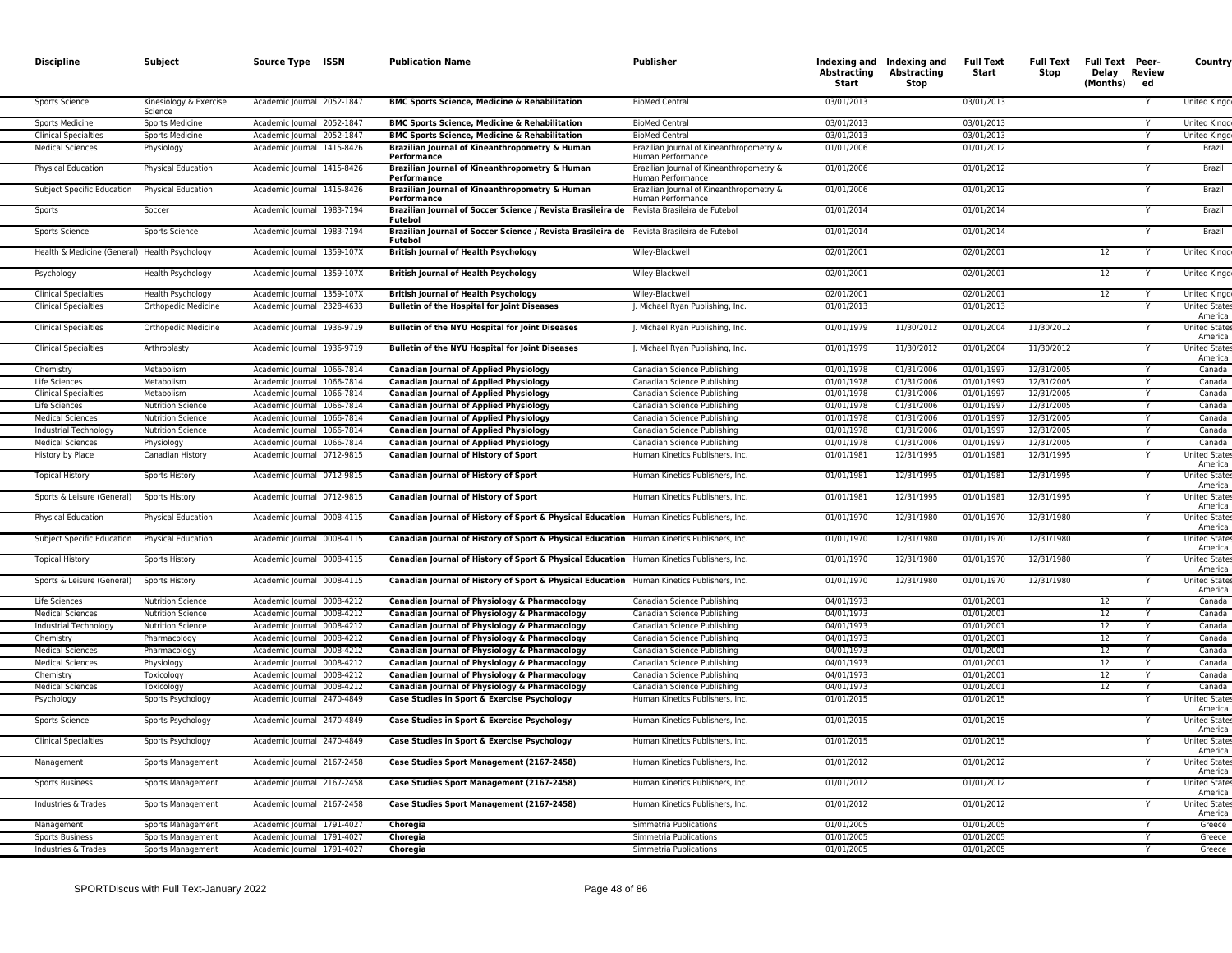| Discipline | Subject | Source Type | ISSN | Publication Name | Publisher | Indexing and Abstracting Start | Indexing and Abstracting Stop | Full Text Start | Full Text Stop | Full Text Delay (Months) | Peer-Reviewed | Country |
|---|---|---|---|---|---|---|---|---|---|---|---|---|
| Sports Science | Kinesiology & Exercise Science | Academic Journal | 2052-1847 | **BMC Sports Science, Medicine & Rehabilitation** | BioMed Central | 03/01/2013 | | 03/01/2013 | | | Y | United Kingdom |
| Sports Medicine | Sports Medicine | Academic Journal | 2052-1847 | **BMC Sports Science, Medicine & Rehabilitation** | BioMed Central | 03/01/2013 | | 03/01/2013 | | | Y | United Kingdom |
| Clinical Specialties | Sports Medicine | Academic Journal | 2052-1847 | **BMC Sports Science, Medicine & Rehabilitation** | BioMed Central | 03/01/2013 | | 03/01/2013 | | | Y | United Kingdom |
| Medical Sciences | Physiology | Academic Journal | 1415-8426 | **Brazilian Journal of Kineanthropometry & Human Performance** | Brazilian Journal of Kineanthropometry & Human Performance | 01/01/2006 | | 01/01/2012 | | | Y | Brazil |
| Physical Education | Physical Education | Academic Journal | 1415-8426 | **Brazilian Journal of Kineanthropometry & Human Performance** | Brazilian Journal of Kineanthropometry & Human Performance | 01/01/2006 | | 01/01/2012 | | | Y | Brazil |
| Subject Specific Education | Physical Education | Academic Journal | 1415-8426 | **Brazilian Journal of Kineanthropometry & Human Performance** | Brazilian Journal of Kineanthropometry & Human Performance | 01/01/2006 | | 01/01/2012 | | | Y | Brazil |
| Sports | Soccer | Academic Journal | 1983-7194 | **Brazilian Journal of Soccer Science / Revista Brasileira de Futebol** | Revista Brasileira de Futebol | 01/01/2014 | | 01/01/2014 | | | Y | Brazil |
| Sports Science | Sports Science | Academic Journal | 1983-7194 | **Brazilian Journal of Soccer Science / Revista Brasileira de Futebol** | Revista Brasileira de Futebol | 01/01/2014 | | 01/01/2014 | | | Y | Brazil |
| Health & Medicine (General) | Health Psychology | Academic Journal | 1359-107X | **British Journal of Health Psychology** | Wiley-Blackwell | 02/01/2001 | | 02/01/2001 | | 12 | Y | United Kingdom |
| Psychology | Health Psychology | Academic Journal | 1359-107X | **British Journal of Health Psychology** | Wiley-Blackwell | 02/01/2001 | | 02/01/2001 | | 12 | Y | United Kingdom |
| Clinical Specialties | Health Psychology | Academic Journal | 1359-107X | **British Journal of Health Psychology** | Wiley-Blackwell | 02/01/2001 | | 02/01/2001 | | 12 | Y | United Kingdom |
| Clinical Specialties | Orthopedic Medicine | Academic Journal | 2328-4633 | **Bulletin of the Hospital for Joint Diseases** | J. Michael Ryan Publishing, Inc. | 01/01/2013 | | 01/01/2013 | | | Y | United States of America |
| Clinical Specialties | Orthopedic Medicine | Academic Journal | 1936-9719 | **Bulletin of the NYU Hospital for Joint Diseases** | J. Michael Ryan Publishing, Inc. | 01/01/1979 | 11/30/2012 | 01/01/2004 | 11/30/2012 | | Y | United States of America |
| Clinical Specialties | Arthroplasty | Academic Journal | 1936-9719 | **Bulletin of the NYU Hospital for Joint Diseases** | J. Michael Ryan Publishing, Inc. | 01/01/1979 | 11/30/2012 | 01/01/2004 | 11/30/2012 | | Y | United States of America |
| Chemistry | Metabolism | Academic Journal | 1066-7814 | **Canadian Journal of Applied Physiology** | Canadian Science Publishing | 01/01/1978 | 01/31/2006 | 01/01/1997 | 12/31/2005 | | Y | Canada |
| Life Sciences | Metabolism | Academic Journal | 1066-7814 | **Canadian Journal of Applied Physiology** | Canadian Science Publishing | 01/01/1978 | 01/31/2006 | 01/01/1997 | 12/31/2005 | | Y | Canada |
| Clinical Specialties | Metabolism | Academic Journal | 1066-7814 | **Canadian Journal of Applied Physiology** | Canadian Science Publishing | 01/01/1978 | 01/31/2006 | 01/01/1997 | 12/31/2005 | | Y | Canada |
| Life Sciences | Nutrition Science | Academic Journal | 1066-7814 | **Canadian Journal of Applied Physiology** | Canadian Science Publishing | 01/01/1978 | 01/31/2006 | 01/01/1997 | 12/31/2005 | | Y | Canada |
| Medical Sciences | Nutrition Science | Academic Journal | 1066-7814 | **Canadian Journal of Applied Physiology** | Canadian Science Publishing | 01/01/1978 | 01/31/2006 | 01/01/1997 | 12/31/2005 | | Y | Canada |
| Industrial Technology | Nutrition Science | Academic Journal | 1066-7814 | **Canadian Journal of Applied Physiology** | Canadian Science Publishing | 01/01/1978 | 01/31/2006 | 01/01/1997 | 12/31/2005 | | Y | Canada |
| Medical Sciences | Physiology | Academic Journal | 1066-7814 | **Canadian Journal of Applied Physiology** | Canadian Science Publishing | 01/01/1978 | 01/31/2006 | 01/01/1997 | 12/31/2005 | | Y | Canada |
| History by Place | Canadian History | Academic Journal | 0712-9815 | **Canadian Journal of History of Sport** | Human Kinetics Publishers, Inc. | 01/01/1981 | 12/31/1995 | 01/01/1981 | 12/31/1995 | | Y | United States of America |
| Topical History | Sports History | Academic Journal | 0712-9815 | **Canadian Journal of History of Sport** | Human Kinetics Publishers, Inc. | 01/01/1981 | 12/31/1995 | 01/01/1981 | 12/31/1995 | | Y | United States of America |
| Sports & Leisure (General) | Sports History | Academic Journal | 0712-9815 | **Canadian Journal of History of Sport** | Human Kinetics Publishers, Inc. | 01/01/1981 | 12/31/1995 | 01/01/1981 | 12/31/1995 | | Y | United States of America |
| Physical Education | Physical Education | Academic Journal | 0008-4115 | **Canadian Journal of History of Sport & Physical Education** | Human Kinetics Publishers, Inc. | 01/01/1970 | 12/31/1980 | 01/01/1970 | 12/31/1980 | | Y | United States of America |
| Subject Specific Education | Physical Education | Academic Journal | 0008-4115 | **Canadian Journal of History of Sport & Physical Education** | Human Kinetics Publishers, Inc. | 01/01/1970 | 12/31/1980 | 01/01/1970 | 12/31/1980 | | Y | United States of America |
| Topical History | Sports History | Academic Journal | 0008-4115 | **Canadian Journal of History of Sport & Physical Education** | Human Kinetics Publishers, Inc. | 01/01/1970 | 12/31/1980 | 01/01/1970 | 12/31/1980 | | Y | United States of America |
| Sports & Leisure (General) | Sports History | Academic Journal | 0008-4115 | **Canadian Journal of History of Sport & Physical Education** | Human Kinetics Publishers, Inc. | 01/01/1970 | 12/31/1980 | 01/01/1970 | 12/31/1980 | | Y | United States of America |
| Life Sciences | Nutrition Science | Academic Journal | 0008-4212 | **Canadian Journal of Physiology & Pharmacology** | Canadian Science Publishing | 04/01/1973 | | 01/01/2001 | | 12 | Y | Canada |
| Medical Sciences | Nutrition Science | Academic Journal | 0008-4212 | **Canadian Journal of Physiology & Pharmacology** | Canadian Science Publishing | 04/01/1973 | | 01/01/2001 | | 12 | Y | Canada |
| Industrial Technology | Nutrition Science | Academic Journal | 0008-4212 | **Canadian Journal of Physiology & Pharmacology** | Canadian Science Publishing | 04/01/1973 | | 01/01/2001 | | 12 | Y | Canada |
| Chemistry | Pharmacology | Academic Journal | 0008-4212 | **Canadian Journal of Physiology & Pharmacology** | Canadian Science Publishing | 04/01/1973 | | 01/01/2001 | | 12 | Y | Canada |
| Medical Sciences | Pharmacology | Academic Journal | 0008-4212 | **Canadian Journal of Physiology & Pharmacology** | Canadian Science Publishing | 04/01/1973 | | 01/01/2001 | | 12 | Y | Canada |
| Medical Sciences | Physiology | Academic Journal | 0008-4212 | **Canadian Journal of Physiology & Pharmacology** | Canadian Science Publishing | 04/01/1973 | | 01/01/2001 | | 12 | Y | Canada |
| Chemistry | Toxicology | Academic Journal | 0008-4212 | **Canadian Journal of Physiology & Pharmacology** | Canadian Science Publishing | 04/01/1973 | | 01/01/2001 | | 12 | Y | Canada |
| Medical Sciences | Toxicology | Academic Journal | 0008-4212 | **Canadian Journal of Physiology & Pharmacology** | Canadian Science Publishing | 04/01/1973 | | 01/01/2001 | | 12 | Y | Canada |
| Psychology | Sports Psychology | Academic Journal | 2470-4849 | **Case Studies in Sport & Exercise Psychology** | Human Kinetics Publishers, Inc. | 01/01/2015 | | 01/01/2015 | | | Y | United States of America |
| Sports Science | Sports Psychology | Academic Journal | 2470-4849 | **Case Studies in Sport & Exercise Psychology** | Human Kinetics Publishers, Inc. | 01/01/2015 | | 01/01/2015 | | | Y | United States of America |
| Clinical Specialties | Sports Psychology | Academic Journal | 2470-4849 | **Case Studies in Sport & Exercise Psychology** | Human Kinetics Publishers, Inc. | 01/01/2015 | | 01/01/2015 | | | Y | United States of America |
| Management | Sports Management | Academic Journal | 2167-2458 | **Case Studies Sport Management (2167-2458)** | Human Kinetics Publishers, Inc. | 01/01/2012 | | 01/01/2012 | | | Y | United States of America |
| Sports Business | Sports Management | Academic Journal | 2167-2458 | **Case Studies Sport Management (2167-2458)** | Human Kinetics Publishers, Inc. | 01/01/2012 | | 01/01/2012 | | | Y | United States of America |
| Industries & Trades | Sports Management | Academic Journal | 2167-2458 | **Case Studies Sport Management (2167-2458)** | Human Kinetics Publishers, Inc. | 01/01/2012 | | 01/01/2012 | | | Y | United States of America |
| Management | Sports Management | Academic Journal | 1791-4027 | **Choregia** | Simmetria Publications | 01/01/2005 | | 01/01/2005 | | | Y | Greece |
| Sports Business | Sports Management | Academic Journal | 1791-4027 | **Choregia** | Simmetria Publications | 01/01/2005 | | 01/01/2005 | | | Y | Greece |
| Industries & Trades | Sports Management | Academic Journal | 1791-4027 | **Choregia** | Simmetria Publications | 01/01/2005 | | 01/01/2005 | | | Y | Greece |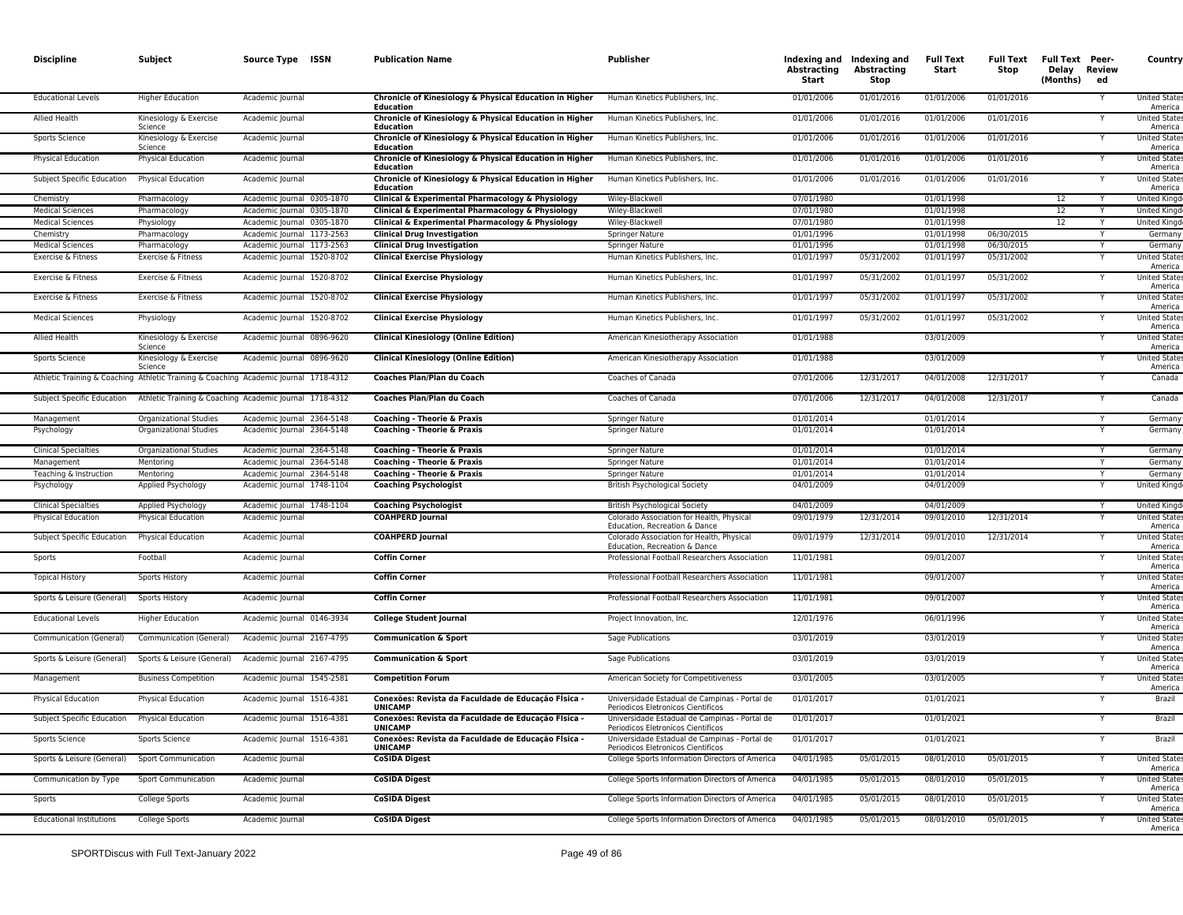| Discipline | Subject | Source Type | ISSN | Publication Name | Publisher | Indexing and Abstracting Start | Indexing and Abstracting Stop | Full Text Start | Full Text Stop | Full Text Delay (Months) | Peer-Reviewed | Country |
|---|---|---|---|---|---|---|---|---|---|---|---|---|
| Educational Levels | Higher Education | Academic Journal | | Chronicle of Kinesiology & Physical Education in Higher Education | Human Kinetics Publishers, Inc. | 01/01/2006 | 01/01/2016 | 01/01/2006 | 01/01/2016 | | Y | United States America |
| Allied Health | Kinesiology & Exercise Science | Academic Journal | | Chronicle of Kinesiology & Physical Education in Higher Education | Human Kinetics Publishers, Inc. | 01/01/2006 | 01/01/2016 | 01/01/2006 | 01/01/2016 | | Y | United States America |
| Sports Science | Kinesiology & Exercise Science | Academic Journal | | Chronicle of Kinesiology & Physical Education in Higher Education | Human Kinetics Publishers, Inc. | 01/01/2006 | 01/01/2016 | 01/01/2006 | 01/01/2016 | | Y | United States America |
| Physical Education | Physical Education | Academic Journal | | Chronicle of Kinesiology & Physical Education in Higher Education | Human Kinetics Publishers, Inc. | 01/01/2006 | 01/01/2016 | 01/01/2006 | 01/01/2016 | | Y | United States America |
| Subject Specific Education | Physical Education | Academic Journal | | Chronicle of Kinesiology & Physical Education in Higher Education | Human Kinetics Publishers, Inc. | 01/01/2006 | 01/01/2016 | 01/01/2006 | 01/01/2016 | | Y | United States America |
| Chemistry | Pharmacology | Academic Journal | 0305-1870 | Clinical & Experimental Pharmacology & Physiology | Wiley-Blackwell | 07/01/1980 | | 01/01/1998 | | 12 | Y | United Kingd |
| Medical Sciences | Pharmacology | Academic Journal | 0305-1870 | Clinical & Experimental Pharmacology & Physiology | Wiley-Blackwell | 07/01/1980 | | 01/01/1998 | | 12 | Y | United Kingd |
| Medical Sciences | Physiology | Academic Journal | 0305-1870 | Clinical & Experimental Pharmacology & Physiology | Wiley-Blackwell | 07/01/1980 | | 01/01/1998 | | 12 | Y | United Kingd |
| Chemistry | Pharmacology | Academic Journal | 1173-2563 | Clinical Drug Investigation | Springer Nature | 01/01/1996 | | 01/01/1998 | 06/30/2015 | | Y | Germany |
| Medical Sciences | Pharmacology | Academic Journal | 1173-2563 | Clinical Drug Investigation | Springer Nature | 01/01/1996 | | 01/01/1998 | 06/30/2015 | | Y | Germany |
| Exercise & Fitness | Exercise & Fitness | Academic Journal | 1520-8702 | Clinical Exercise Physiology | Human Kinetics Publishers, Inc. | 01/01/1997 | 05/31/2002 | 01/01/1997 | 05/31/2002 | | Y | United States America |
| Exercise & Fitness | Exercise & Fitness | Academic Journal | 1520-8702 | Clinical Exercise Physiology | Human Kinetics Publishers, Inc. | 01/01/1997 | 05/31/2002 | 01/01/1997 | 05/31/2002 | | Y | United States America |
| Exercise & Fitness | Exercise & Fitness | Academic Journal | 1520-8702 | Clinical Exercise Physiology | Human Kinetics Publishers, Inc. | 01/01/1997 | 05/31/2002 | 01/01/1997 | 05/31/2002 | | Y | United States America |
| Medical Sciences | Physiology | Academic Journal | 1520-8702 | Clinical Exercise Physiology | Human Kinetics Publishers, Inc. | 01/01/1997 | 05/31/2002 | 01/01/1997 | 05/31/2002 | | Y | United States America |
| Allied Health | Kinesiology & Exercise Science | Academic Journal | 0896-9620 | Clinical Kinesiology (Online Edition) | American Kinesiotherapy Association | 01/01/1988 | | 03/01/2009 | | | Y | United States America |
| Sports Science | Kinesiology & Exercise Science | Academic Journal | 0896-9620 | Clinical Kinesiology (Online Edition) | American Kinesiotherapy Association | 01/01/1988 | | 03/01/2009 | | | Y | United States America |
| Athletic Training & Coaching | Athletic Training & Coaching | Academic Journal | 1718-4312 | Coaches Plan/Plan du Coach | Coaches of Canada | 07/01/2006 | 12/31/2017 | 04/01/2008 | 12/31/2017 | | Y | Canada |
| Subject Specific Education | Athletic Training & Coaching | Academic Journal | 1718-4312 | Coaches Plan/Plan du Coach | Coaches of Canada | 07/01/2006 | 12/31/2017 | 04/01/2008 | 12/31/2017 | | Y | Canada |
| Management | Organizational Studies | Academic Journal | 2364-5148 | Coaching - Theorie & Praxis | Springer Nature | 01/01/2014 | | 01/01/2014 | | | Y | Germany |
| Psychology | Organizational Studies | Academic Journal | 2364-5148 | Coaching - Theorie & Praxis | Springer Nature | 01/01/2014 | | 01/01/2014 | | | Y | Germany |
| Clinical Specialties | Organizational Studies | Academic Journal | 2364-5148 | Coaching - Theorie & Praxis | Springer Nature | 01/01/2014 | | 01/01/2014 | | | Y | Germany |
| Management | Mentoring | Academic Journal | 2364-5148 | Coaching - Theorie & Praxis | Springer Nature | 01/01/2014 | | 01/01/2014 | | | Y | Germany |
| Teaching & Instruction | Mentoring | Academic Journal | 2364-5148 | Coaching - Theorie & Praxis | Springer Nature | 01/01/2014 | | 01/01/2014 | | | Y | Germany |
| Psychology | Applied Psychology | Academic Journal | 1748-1104 | Coaching Psychologist | British Psychological Society | 04/01/2009 | | 04/01/2009 | | | Y | United Kingd |
| Clinical Specialties | Applied Psychology | Academic Journal | 1748-1104 | Coaching Psychologist | British Psychological Society | 04/01/2009 | | 04/01/2009 | | | Y | United Kingd |
| Physical Education | Physical Education | Academic Journal | | COAHPERD Journal | Colorado Association for Health, Physical Education, Recreation & Dance | 09/01/1979 | 12/31/2014 | 09/01/2010 | 12/31/2014 | | Y | United States America |
| Subject Specific Education | Physical Education | Academic Journal | | COAHPERD Journal | Colorado Association for Health, Physical Education, Recreation & Dance | 09/01/1979 | 12/31/2014 | 09/01/2010 | 12/31/2014 | | Y | United States America |
| Sports | Football | Academic Journal | | Coffin Corner | Professional Football Researchers Association | 11/01/1981 | | 09/01/2007 | | | Y | United States America |
| Topical History | Sports History | Academic Journal | | Coffin Corner | Professional Football Researchers Association | 11/01/1981 | | 09/01/2007 | | | Y | United States America |
| Sports & Leisure (General) | Sports History | Academic Journal | | Coffin Corner | Professional Football Researchers Association | 11/01/1981 | | 09/01/2007 | | | Y | United States America |
| Educational Levels | Higher Education | Academic Journal | 0146-3934 | College Student Journal | Project Innovation, Inc. | 12/01/1976 | | 06/01/1996 | | | Y | United States America |
| Communication (General) | Communication (General) | Academic Journal | 2167-4795 | Communication & Sport | Sage Publications | 03/01/2019 | | 03/01/2019 | | | Y | United States America |
| Sports & Leisure (General) | Sports & Leisure (General) | Academic Journal | 2167-4795 | Communication & Sport | Sage Publications | 03/01/2019 | | 03/01/2019 | | | Y | United States America |
| Management | Business Competition | Academic Journal | 1545-2581 | Competition Forum | American Society for Competitiveness | 03/01/2005 | | 03/01/2005 | | | Y | United States America |
| Physical Education | Physical Education | Academic Journal | 1516-4381 | Conexões: Revista da Faculdade de Educação Física - UNICAMP | Universidade Estadual de Campinas - Portal de Periodicos Eletronicos Cientificos | 01/01/2017 | | 01/01/2021 | | | Y | Brazil |
| Subject Specific Education | Physical Education | Academic Journal | 1516-4381 | Conexões: Revista da Faculdade de Educação Física - UNICAMP | Universidade Estadual de Campinas - Portal de Periodicos Eletronicos Cientificos | 01/01/2017 | | 01/01/2021 | | | Y | Brazil |
| Sports Science | Sports Science | Academic Journal | 1516-4381 | Conexões: Revista da Faculdade de Educação Física - UNICAMP | Universidade Estadual de Campinas - Portal de Periodicos Eletronicos Cientificos | 01/01/2017 | | 01/01/2021 | | | Y | Brazil |
| Sports & Leisure (General) | Sport Communication | Academic Journal | | CoSIDA Digest | College Sports Information Directors of America | 04/01/1985 | 05/01/2015 | 08/01/2010 | 05/01/2015 | | Y | United States America |
| Communication by Type | Sport Communication | Academic Journal | | CoSIDA Digest | College Sports Information Directors of America | 04/01/1985 | 05/01/2015 | 08/01/2010 | 05/01/2015 | | Y | United States America |
| Sports | College Sports | Academic Journal | | CoSIDA Digest | College Sports Information Directors of America | 04/01/1985 | 05/01/2015 | 08/01/2010 | 05/01/2015 | | Y | United States America |
| Educational Institutions | College Sports | Academic Journal | | CoSIDA Digest | College Sports Information Directors of America | 04/01/1985 | 05/01/2015 | 08/01/2010 | 05/01/2015 | | Y | United States America |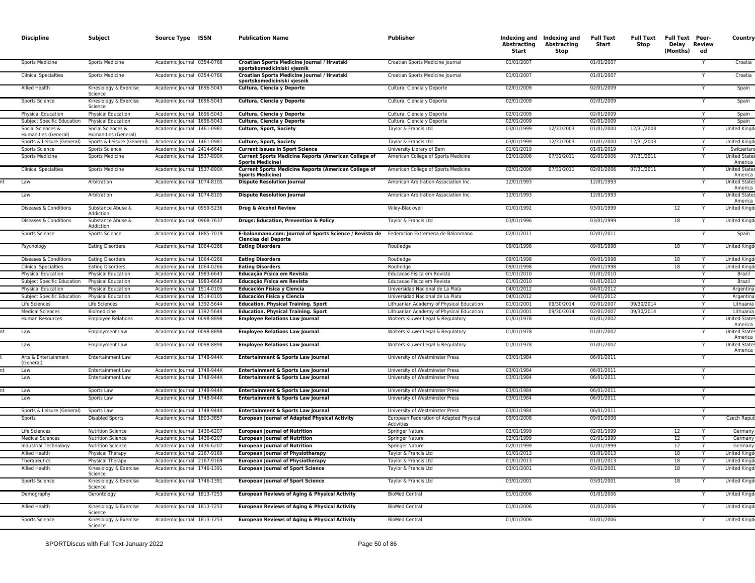| Discipline | Subject | Source Type | ISSN | Publication Name | Publisher | Indexing and Abstracting Start | Indexing and Abstracting Stop | Full Text Start | Full Text Stop | Full Text Delay (Months) | Peer-Reviewed | Country |
|---|---|---|---|---|---|---|---|---|---|---|---|---|
| Sports Medicine | Sports Medicine | Academic Journal | 0354-0766 | **Croatian Sports Medicine Journal / Hrvatski sportskomediciniski vjesnik** | Croatian Sports Medicine Journal | 01/01/2007 | | 01/01/2007 | | | Y | Croatia |
| Clinical Specialties | Sports Medicine | Academic Journal | 0354-0766 | **Croatian Sports Medicine Journal / Hrvatski sportskomediciniski vjesnik** | Croatian Sports Medicine Journal | 01/01/2007 | | 01/01/2007 | | | Y | Croatia |
| Allied Health | Kinesiology & Exercise Science | Academic Journal | 1696-5043 | **Cultura, Ciencia y Deporte** | Cultura, Ciencia y Deporte | 02/01/2009 | | 02/01/2009 | | | Y | Spain |
| Sports Science | Kinesiology & Exercise Science | Academic Journal | 1696-5043 | **Cultura, Ciencia y Deporte** | Cultura, Ciencia y Deporte | 02/01/2009 | | 02/01/2009 | | | Y | Spain |
| Physical Education | Physical Education | Academic Journal | 1696-5043 | **Cultura, Ciencia y Deporte** | Cultura, Ciencia y Deporte | 02/01/2009 | | 02/01/2009 | | | Y | Spain |
| Subject Specific Education | Physical Education | Academic Journal | 1696-5043 | **Cultura, Ciencia y Deporte** | Cultura, Ciencia y Deporte | 02/01/2009 | | 02/01/2009 | | | Y | Spain |
| Social Sciences & Humanities (General) | Social Sciences & Humanities (General) | Academic Journal | 1461-0981 | **Culture, Sport, Society** | Taylor & Francis Ltd | 03/01/1999 | 12/31/2003 | 01/01/2000 | 12/31/2003 | | Y | United Kingd |
| Sports & Leisure (General) | Sports & Leisure (General) | Academic Journal | 1461-0981 | **Culture, Sport, Society** | Taylor & Francis Ltd | 03/01/1999 | 12/31/2003 | 01/01/2000 | 12/31/2003 | | Y | United Kingd |
| Sports Science | Sports Science | Academic Journal | 2414-6641 | **Current Issues in Sport Science** | University Library of Bern | 01/01/2019 | | 01/01/2019 | | | Y | Switzerlan |
| Sports Medicine | Sports Medicine | Academic Journal | 1537-890X | **Current Sports Medicine Reports (American College of Sports Medicine)** | American College of Sports Medicine | 02/01/2006 | 07/31/2011 | 02/01/2006 | 07/31/2011 | | Y | United States America |
| Clinical Specialties | Sports Medicine | Academic Journal | 1537-890X | **Current Sports Medicine Reports (American College of Sports Medicine)** | American College of Sports Medicine | 02/01/2006 | 07/31/2011 | 02/01/2006 | 07/31/2011 | | Y | United States America |
| Law | Arbitration | Academic Journal | 1074-8105 | **Dispute Resolution Journal** | American Arbitration Association Inc. | 12/01/1993 | | 12/01/1993 | | | Y | United States America |
| Law | Arbitration | Academic Journal | 1074-8105 | **Dispute Resolution Journal** | American Arbitration Association Inc. | 12/01/1993 | | 12/01/1993 | | | Y | United States America |
| Diseases & Conditions | Substance Abuse & Addiction | Academic Journal | 0959-5236 | **Drug & Alcohol Review** | Wiley-Blackwell | 01/01/1992 | | 03/01/1999 | | 12 | Y | United Kingd |
| Diseases & Conditions | Substance Abuse & Addiction | Academic Journal | 0968-7637 | **Drugs: Education, Prevention & Policy** | Taylor & Francis Ltd | 03/01/1996 | | 03/01/1999 | | 18 | Y | United Kingd |
| Sports Science | Sports Science | Academic Journal | 1885-7019 | **E-balonmano.com: Journal of Sports Science / Revista de Ciencias del Deporte** | Federacion Extremena de Balonmano | 02/01/2011 | | 02/01/2011 | | | Y | Spain |
| Psychology | Eating Disorders | Academic Journal | 1064-0266 | **Eating Disorders** | Routledge | 09/01/1998 | | 09/01/1998 | | 18 | Y | United Kingd |
| Diseases & Conditions | Eating Disorders | Academic Journal | 1064-0266 | **Eating Disorders** | Routledge | 09/01/1998 | | 09/01/1998 | | 18 | Y | United Kingd |
| Clinical Specialties | Eating Disorders | Academic Journal | 1064-0266 | **Eating Disorders** | Routledge | 09/01/1998 | | 09/01/1998 | | 18 | Y | United Kingd |
| Physical Education | Physical Education | Academic Journal | 1983-6643 | **Educação Física em Revista** | Educacao Fisica em Revista | 01/01/2010 | | 01/01/2010 | | | Y | Brazil |
| Subject Specific Education | Physical Education | Academic Journal | 1983-6643 | **Educação Física em Revista** | Educacao Fisica em Revista | 01/01/2010 | | 01/01/2010 | | | Y | Brazil |
| Physical Education | Physical Education | Academic Journal | 1514-0105 | **Educación Física y Ciencia** | Universidad Nacional de La Plata | 04/01/2012 | | 04/01/2012 | | | Y | Argentina |
| Subject Specific Education | Physical Education | Academic Journal | 1514-0105 | **Educación Física y Ciencia** | Universidad Nacional de La Plata | 04/01/2012 | | 04/01/2012 | | | Y | Argentina |
| Life Sciences | Life Sciences | Academic Journal | 1392-5644 | **Education. Physical Training. Sport** | Lithuanian Academy of Physical Education | 01/01/2001 | 09/30/2014 | 02/01/2007 | 09/30/2014 | | Y | Lithuania |
| Medical Sciences | Biomedicine | Academic Journal | 1392-5644 | **Education. Physical Training. Sport** | Lithuanian Academy of Physical Education | 01/01/2001 | 09/30/2014 | 02/01/2007 | 09/30/2014 | | Y | Lithuania |
| Human Resources | Employee Relations | Academic Journal | 0098-8898 | **Employee Relations Law Journal** | Wolters Kluwer Legal & Regulatory | 01/01/1978 | | 01/01/2002 | | | Y | United States America |
| Law | Employment Law | Academic Journal | 0098-8898 | **Employee Relations Law Journal** | Wolters Kluwer Legal & Regulatory | 01/01/1978 | | 01/01/2002 | | | Y | United States America |
| Law | Employment Law | Academic Journal | 0098-8898 | **Employee Relations Law Journal** | Wolters Kluwer Legal & Regulatory | 01/01/1978 | | 01/01/2002 | | | Y | United States America |
| Arts & Entertainment (General) | Entertainment Law | Academic Journal | 1748-944X | **Entertainment & Sports Law Journal** | University of Westminster Press | 03/01/1984 | | 06/01/2011 | | | Y | |
| Law | Entertainment Law | Academic Journal | 1748-944X | **Entertainment & Sports Law Journal** | University of Westminster Press | 03/01/1984 | | 06/01/2011 | | | Y | |
| Law | Entertainment Law | Academic Journal | 1748-944X | **Entertainment & Sports Law Journal** | University of Westminster Press | 03/01/1984 | | 06/01/2011 | | | Y | |
| Law | Sports Law | Academic Journal | 1748-944X | **Entertainment & Sports Law Journal** | University of Westminster Press | 03/01/1984 | | 06/01/2011 | | | Y | |
| Law | Sports Law | Academic Journal | 1748-944X | **Entertainment & Sports Law Journal** | University of Westminster Press | 03/01/1984 | | 06/01/2011 | | | Y | |
| Sports & Leisure (General) | Sports Law | Academic Journal | 1748-944X | **Entertainment & Sports Law Journal** | University of Westminster Press | 03/01/1984 | | 06/01/2011 | | | Y | |
| Sports | Disabled Sports | Academic Journal | 1803-3857 | **European Journal of Adapted Physical Activity** | European Federation of Adapted Physical Activities | 09/01/2008 | | 09/01/2008 | | | Y | Czech Repub |
| Life Sciences | Nutrition Science | Academic Journal | 1436-6207 | **European Journal of Nutrition** | Springer Nature | 02/01/1999 | | 02/01/1999 | | 12 | Y | Germany |
| Medical Sciences | Nutrition Science | Academic Journal | 1436-6207 | **European Journal of Nutrition** | Springer Nature | 02/01/1999 | | 02/01/1999 | | 12 | Y | Germany |
| Industrial Technology | Nutrition Science | Academic Journal | 1436-6207 | **European Journal of Nutrition** | Springer Nature | 02/01/1999 | | 02/01/1999 | | 12 | Y | Germany |
| Allied Health | Physical Therapy | Academic Journal | 2167-9169 | **European Journal of Physiotherapy** | Taylor & Francis Ltd | 01/01/2013 | | 01/01/2013 | | 18 | Y | United Kingd |
| Therapeutics | Physical Therapy | Academic Journal | 2167-9169 | **European Journal of Physiotherapy** | Taylor & Francis Ltd | 01/01/2013 | | 01/01/2013 | | 18 | Y | United Kingd |
| Allied Health | Kinesiology & Exercise Science | Academic Journal | 1746-1391 | **European Journal of Sport Science** | Taylor & Francis Ltd | 03/01/2001 | | 03/01/2001 | | 18 | Y | United Kingd |
| Sports Science | Kinesiology & Exercise Science | Academic Journal | 1746-1391 | **European Journal of Sport Science** | Taylor & Francis Ltd | 03/01/2001 | | 03/01/2001 | | 18 | Y | United Kingd |
| Demography | Gerontology | Academic Journal | 1813-7253 | **European Reviews of Aging & Physical Activity** | BioMed Central | 01/01/2006 | | 01/01/2006 | | | Y | United Kingd |
| Allied Health | Kinesiology & Exercise Science | Academic Journal | 1813-7253 | **European Reviews of Aging & Physical Activity** | BioMed Central | 01/01/2006 | | 01/01/2006 | | | Y | United Kingd |
| Sports Science | Kinesiology & Exercise Science | Academic Journal | 1813-7253 | **European Reviews of Aging & Physical Activity** | BioMed Central | 01/01/2006 | | 01/01/2006 | | | Y | United Kingd |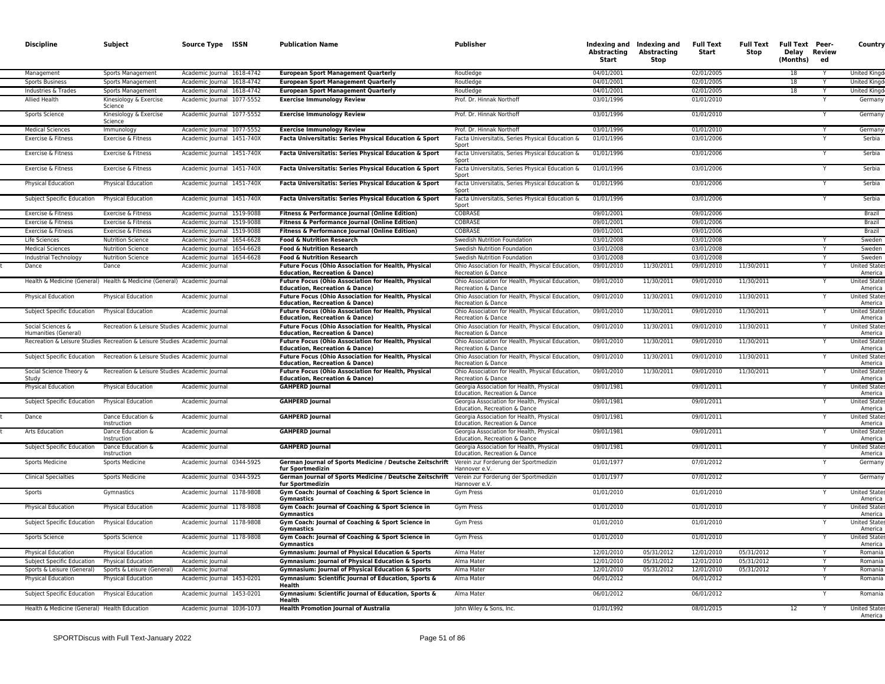| Discipline | Subject | Source Type | ISSN | Publication Name | Publisher | Indexing and Abstracting Start | Indexing and Abstracting Stop | Full Text Start | Full Text Stop | Full Text Delay (Months) | Peer-Reviewed | Country |
|---|---|---|---|---|---|---|---|---|---|---|---|---|
| Management | Sports Management | Academic Journal | 1618-4742 | **European Sport Management Quarterly** | Routledge | 04/01/2001 | | 02/01/2005 | | 18 | Y | United Kingd |
| Sports Business | Sports Management | Academic Journal | 1618-4742 | **European Sport Management Quarterly** | Routledge | 04/01/2001 | | 02/01/2005 | | 18 | Y | United Kingd |
| Industries & Trades | Sports Management | Academic Journal | 1618-4742 | **European Sport Management Quarterly** | Routledge | 04/01/2001 | | 02/01/2005 | | 18 | Y | United Kingd |
| Allied Health | Kinesiology & Exercise Science | Academic Journal | 1077-5552 | **Exercise Immunology Review** | Prof. Dr. Hinnak Northoff | 03/01/1996 | | 01/01/2010 | | | Y | Germany |
| Sports Science | Kinesiology & Exercise Science | Academic Journal | 1077-5552 | **Exercise Immunology Review** | Prof. Dr. Hinnak Northoff | 03/01/1996 | | 01/01/2010 | | | Y | Germany |
| Medical Sciences | Immunology | Academic Journal | 1077-5552 | **Exercise Immunology Review** | Prof. Dr. Hinnak Northoff | 03/01/1996 | | 01/01/2010 | | | Y | Germany |
| Exercise & Fitness | Exercise & Fitness | Academic Journal | 1451-740X | **Facta Universitatis: Series Physical Education & Sport** | Facta Universitatis, Series Physical Education & Sport | 01/01/1996 | | 03/01/2006 | | | Y | Serbia |
| Exercise & Fitness | Exercise & Fitness | Academic Journal | 1451-740X | **Facta Universitatis: Series Physical Education & Sport** | Facta Universitatis, Series Physical Education & Sport | 01/01/1996 | | 03/01/2006 | | | Y | Serbia |
| Exercise & Fitness | Exercise & Fitness | Academic Journal | 1451-740X | **Facta Universitatis: Series Physical Education & Sport** | Facta Universitatis, Series Physical Education & Sport | 01/01/1996 | | 03/01/2006 | | | Y | Serbia |
| Physical Education | Physical Education | Academic Journal | 1451-740X | **Facta Universitatis: Series Physical Education & Sport** | Facta Universitatis, Series Physical Education & Sport | 01/01/1996 | | 03/01/2006 | | | Y | Serbia |
| Subject Specific Education | Physical Education | Academic Journal | 1451-740X | **Facta Universitatis: Series Physical Education & Sport** | Facta Universitatis, Series Physical Education & Sport | 01/01/1996 | | 03/01/2006 | | | Y | Serbia |
| Exercise & Fitness | Exercise & Fitness | Academic Journal | 1519-9088 | **Fitness & Performance Journal (Online Edition)** | COBRASE | 09/01/2001 | | 09/01/2006 | | | | Brazil |
| Exercise & Fitness | Exercise & Fitness | Academic Journal | 1519-9088 | **Fitness & Performance Journal (Online Edition)** | COBRASE | 09/01/2001 | | 09/01/2006 | | | | Brazil |
| Exercise & Fitness | Exercise & Fitness | Academic Journal | 1519-9088 | **Fitness & Performance Journal (Online Edition)** | COBRASE | 09/01/2001 | | 09/01/2006 | | | | Brazil |
| Life Sciences | Nutrition Science | Academic Journal | 1654-6628 | **Food & Nutrition Research** | Swedish Nutrition Foundation | 03/01/2008 | | 03/01/2008 | | | Y | Sweden |
| Medical Sciences | Nutrition Science | Academic Journal | 1654-6628 | **Food & Nutrition Research** | Swedish Nutrition Foundation | 03/01/2008 | | 03/01/2008 | | | Y | Sweden |
| Industrial Technology | Nutrition Science | Academic Journal | 1654-6628 | **Food & Nutrition Research** | Swedish Nutrition Foundation | 03/01/2008 | | 03/01/2008 | | | Y | Sweden |
| Dance | Dance | Academic Journal | | **Future Focus (Ohio Association for Health, Physical Education, Recreation & Dance)** | Ohio Association for Health, Physical Education, Recreation & Dance | 09/01/2010 | 11/30/2011 | 09/01/2010 | 11/30/2011 | | Y | United States America |
| Health & Medicine (General) | Health & Medicine (General) | Academic Journal | | **Future Focus (Ohio Association for Health, Physical Education, Recreation & Dance)** | Ohio Association for Health, Physical Education, Recreation & Dance | 09/01/2010 | 11/30/2011 | 09/01/2010 | 11/30/2011 | | Y | United States America |
| Physical Education | Physical Education | Academic Journal | | **Future Focus (Ohio Association for Health, Physical Education, Recreation & Dance)** | Ohio Association for Health, Physical Education, Recreation & Dance | 09/01/2010 | 11/30/2011 | 09/01/2010 | 11/30/2011 | | Y | United States America |
| Subject Specific Education | Physical Education | Academic Journal | | **Future Focus (Ohio Association for Health, Physical Education, Recreation & Dance)** | Ohio Association for Health, Physical Education, Recreation & Dance | 09/01/2010 | 11/30/2011 | 09/01/2010 | 11/30/2011 | | Y | United States America |
| Social Sciences & Humanities (General) | Recreation & Leisure Studies | Academic Journal | | **Future Focus (Ohio Association for Health, Physical Education, Recreation & Dance)** | Ohio Association for Health, Physical Education, Recreation & Dance | 09/01/2010 | 11/30/2011 | 09/01/2010 | 11/30/2011 | | Y | United States America |
| Recreation & Leisure Studies | Recreation & Leisure Studies | Academic Journal | | **Future Focus (Ohio Association for Health, Physical Education, Recreation & Dance)** | Ohio Association for Health, Physical Education, Recreation & Dance | 09/01/2010 | 11/30/2011 | 09/01/2010 | 11/30/2011 | | Y | United States America |
| Subject Specific Education | Recreation & Leisure Studies | Academic Journal | | **Future Focus (Ohio Association for Health, Physical Education, Recreation & Dance)** | Ohio Association for Health, Physical Education, Recreation & Dance | 09/01/2010 | 11/30/2011 | 09/01/2010 | 11/30/2011 | | Y | United States America |
| Social Science Theory & Study | Recreation & Leisure Studies | Academic Journal | | **Future Focus (Ohio Association for Health, Physical Education, Recreation & Dance)** | Ohio Association for Health, Physical Education, Recreation & Dance | 09/01/2010 | 11/30/2011 | 09/01/2010 | 11/30/2011 | | Y | United States America |
| Physical Education | Physical Education | Academic Journal | | **GAHPERD Journal** | Georgia Association for Health, Physical Education, Recreation & Dance | 09/01/1981 | | 09/01/2011 | | | Y | United States America |
| Subject Specific Education | Physical Education | Academic Journal | | **GAHPERD Journal** | Georgia Association for Health, Physical Education, Recreation & Dance | 09/01/1981 | | 09/01/2011 | | | Y | United States America |
| Dance | Dance Education & Instruction | Academic Journal | | **GAHPERD Journal** | Georgia Association for Health, Physical Education, Recreation & Dance | 09/01/1981 | | 09/01/2011 | | | Y | United States America |
| Arts Education | Dance Education & Instruction | Academic Journal | | **GAHPERD Journal** | Georgia Association for Health, Physical Education, Recreation & Dance | 09/01/1981 | | 09/01/2011 | | | Y | United States America |
| Subject Specific Education | Dance Education & Instruction | Academic Journal | | **GAHPERD Journal** | Georgia Association for Health, Physical Education, Recreation & Dance | 09/01/1981 | | 09/01/2011 | | | Y | United States America |
| Sports Medicine | Sports Medicine | Academic Journal | 0344-5925 | **German Journal of Sports Medicine / Deutsche Zeitschrift fur Sportmedizin** | Verein zur Forderung der Sportmedizin Hannover e.V. | 01/01/1977 | | 07/01/2012 | | | Y | Germany |
| Clinical Specialties | Sports Medicine | Academic Journal | 0344-5925 | **German Journal of Sports Medicine / Deutsche Zeitschrift fur Sportmedizin** | Verein zur Forderung der Sportmedizin Hannover e.V. | 01/01/1977 | | 07/01/2012 | | | Y | Germany |
| Sports | Gymnastics | Academic Journal | 1178-9808 | **Gym Coach: Journal of Coaching & Sport Science in Gymnastics** | Gym Press | 01/01/2010 | | 01/01/2010 | | | Y | United States America |
| Physical Education | Physical Education | Academic Journal | 1178-9808 | **Gym Coach: Journal of Coaching & Sport Science in Gymnastics** | Gym Press | 01/01/2010 | | 01/01/2010 | | | Y | United States America |
| Subject Specific Education | Physical Education | Academic Journal | 1178-9808 | **Gym Coach: Journal of Coaching & Sport Science in Gymnastics** | Gym Press | 01/01/2010 | | 01/01/2010 | | | Y | United States America |
| Sports Science | Sports Science | Academic Journal | 1178-9808 | **Gym Coach: Journal of Coaching & Sport Science in Gymnastics** | Gym Press | 01/01/2010 | | 01/01/2010 | | | Y | United States America |
| Physical Education | Physical Education | Academic Journal | | **Gymnasium: Journal of Physical Education & Sports** | Alma Mater | 12/01/2010 | 05/31/2012 | 12/01/2010 | 05/31/2012 | | Y | Romania |
| Subject Specific Education | Physical Education | Academic Journal | | **Gymnasium: Journal of Physical Education & Sports** | Alma Mater | 12/01/2010 | 05/31/2012 | 12/01/2010 | 05/31/2012 | | Y | Romania |
| Sports & Leisure (General) | Sports & Leisure (General) | Academic Journal | | **Gymnasium: Journal of Physical Education & Sports** | Alma Mater | 12/01/2010 | 05/31/2012 | 12/01/2010 | 05/31/2012 | | Y | Romania |
| Physical Education | Physical Education | Academic Journal | 1453-0201 | **Gymnasium: Scientific Journal of Education, Sports & Health** | Alma Mater | 06/01/2012 | | 06/01/2012 | | | Y | Romania |
| Subject Specific Education | Physical Education | Academic Journal | 1453-0201 | **Gymnasium: Scientific Journal of Education, Sports & Health** | Alma Mater | 06/01/2012 | | 06/01/2012 | | | Y | Romania |
| Health & Medicine (General) | Health Education | Academic Journal | 1036-1073 | **Health Promotion Journal of Australia** | John Wiley & Sons, Inc. | 01/01/1992 | | 08/01/2015 | | 12 | Y | United States America |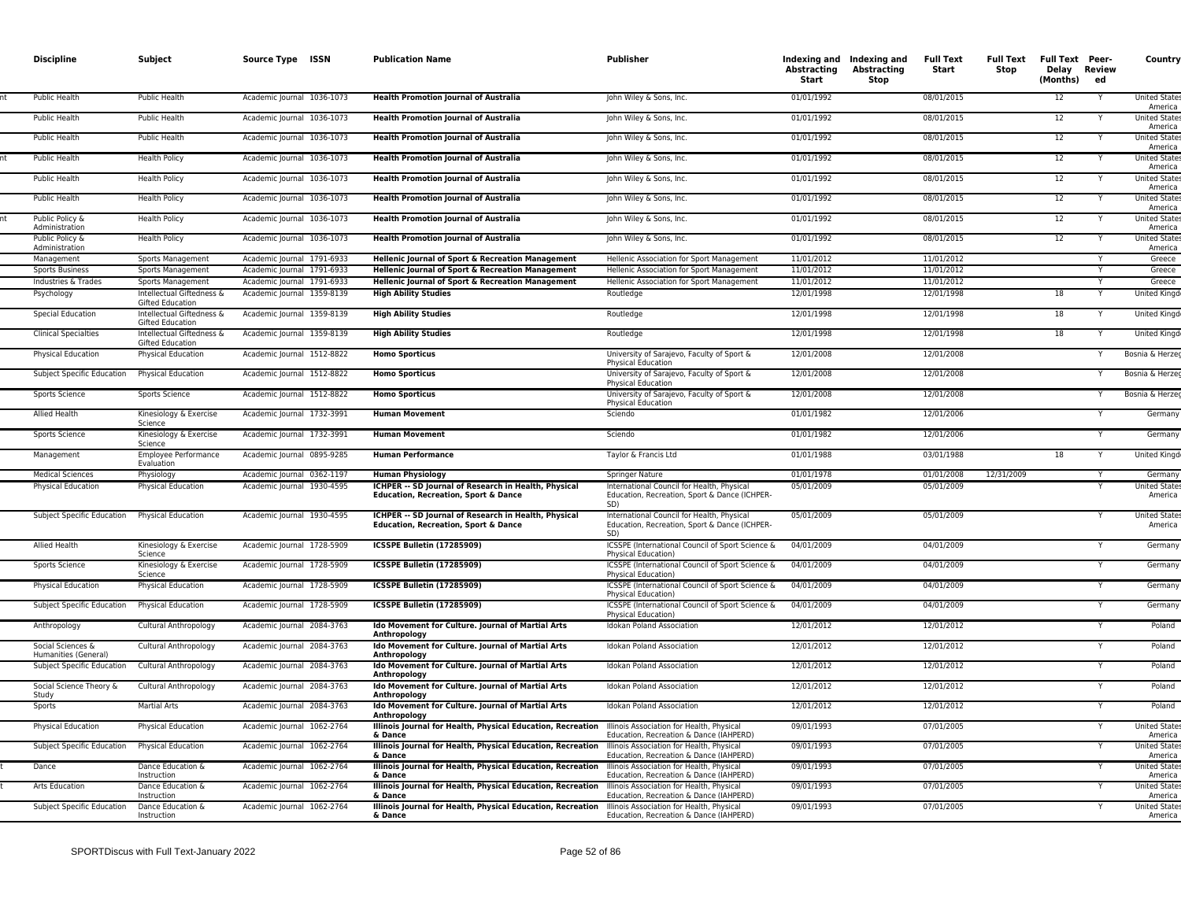| Discipline | Subject | Source Type | ISSN | Publication Name | Publisher | Indexing and Abstracting Start | Indexing and Abstracting Stop | Full Text Start | Full Text Stop | Full Text Delay (Months) | Peer-Reviewed | Country |
|---|---|---|---|---|---|---|---|---|---|---|---|---|
| Public Health | Public Health | Academic Journal | 1036-1073 | **Health Promotion Journal of Australia** | John Wiley & Sons, Inc. | 01/01/1992 | | 08/01/2015 | | 12 | Y | United States America |
| Public Health | Public Health | Academic Journal | 1036-1073 | **Health Promotion Journal of Australia** | John Wiley & Sons, Inc. | 01/01/1992 | | 08/01/2015 | | 12 | Y | United States America |
| Public Health | Public Health | Academic Journal | 1036-1073 | **Health Promotion Journal of Australia** | John Wiley & Sons, Inc. | 01/01/1992 | | 08/01/2015 | | 12 | Y | United States America |
| Public Health | Health Policy | Academic Journal | 1036-1073 | **Health Promotion Journal of Australia** | John Wiley & Sons, Inc. | 01/01/1992 | | 08/01/2015 | | 12 | Y | United States America |
| Public Health | Health Policy | Academic Journal | 1036-1073 | **Health Promotion Journal of Australia** | John Wiley & Sons, Inc. | 01/01/1992 | | 08/01/2015 | | 12 | Y | United States America |
| Public Health | Health Policy | Academic Journal | 1036-1073 | **Health Promotion Journal of Australia** | John Wiley & Sons, Inc. | 01/01/1992 | | 08/01/2015 | | 12 | Y | United States America |
| Public Policy & Administration | Health Policy | Academic Journal | 1036-1073 | **Health Promotion Journal of Australia** | John Wiley & Sons, Inc. | 01/01/1992 | | 08/01/2015 | | 12 | Y | United States America |
| Public Policy & Administration | Health Policy | Academic Journal | 1036-1073 | **Health Promotion Journal of Australia** | John Wiley & Sons, Inc. | 01/01/1992 | | 08/01/2015 | | 12 | Y | United States America |
| Management | Sports Management | Academic Journal | 1791-6933 | **Hellenic Journal of Sport & Recreation Management** | Hellenic Association for Sport Management | 11/01/2012 | | 11/01/2012 | | | Y | Greece |
| Sports Business | Sports Management | Academic Journal | 1791-6933 | **Hellenic Journal of Sport & Recreation Management** | Hellenic Association for Sport Management | 11/01/2012 | | 11/01/2012 | | | Y | Greece |
| Industries & Trades | Sports Management | Academic Journal | 1791-6933 | **Hellenic Journal of Sport & Recreation Management** | Hellenic Association for Sport Management | 11/01/2012 | | 11/01/2012 | | | Y | Greece |
| Psychology | Intellectual Giftedness & Gifted Education | Academic Journal | 1359-8139 | **High Ability Studies** | Routledge | 12/01/1998 | | 12/01/1998 | | 18 | Y | United Kingd |
| Special Education | Intellectual Giftedness & Gifted Education | Academic Journal | 1359-8139 | **High Ability Studies** | Routledge | 12/01/1998 | | 12/01/1998 | | 18 | Y | United Kingd |
| Clinical Specialties | Intellectual Giftedness & Gifted Education | Academic Journal | 1359-8139 | **High Ability Studies** | Routledge | 12/01/1998 | | 12/01/1998 | | 18 | Y | United Kingd |
| Physical Education | Physical Education | Academic Journal | 1512-8822 | **Homo Sporticus** | University of Sarajevo, Faculty of Sport & Physical Education | 12/01/2008 | | 12/01/2008 | | | Y | Bosnia & Herzeg |
| Subject Specific Education | Physical Education | Academic Journal | 1512-8822 | **Homo Sporticus** | University of Sarajevo, Faculty of Sport & Physical Education | 12/01/2008 | | 12/01/2008 | | | Y | Bosnia & Herzeg |
| Sports Science | Sports Science | Academic Journal | 1512-8822 | **Homo Sporticus** | University of Sarajevo, Faculty of Sport & Physical Education | 12/01/2008 | | 12/01/2008 | | | Y | Bosnia & Herzeg |
| Allied Health | Kinesiology & Exercise Science | Academic Journal | 1732-3991 | **Human Movement** | Sciendo | 01/01/1982 | | 12/01/2006 | | | Y | Germany |
| Sports Science | Kinesiology & Exercise Science | Academic Journal | 1732-3991 | **Human Movement** | Sciendo | 01/01/1982 | | 12/01/2006 | | | Y | Germany |
| Management | Employee Performance Evaluation | Academic Journal | 0895-9285 | **Human Performance** | Taylor & Francis Ltd | 01/01/1988 | | 03/01/1988 | | 18 | Y | United Kingd |
| Medical Sciences | Physiology | Academic Journal | 0362-1197 | **Human Physiology** | Springer Nature | 01/01/1978 | | 01/01/2008 | 12/31/2009 | | Y | Germany |
| Physical Education | Physical Education | Academic Journal | 1930-4595 | **ICHPER -- SD Journal of Research in Health, Physical Education, Recreation, Sport & Dance** | International Council for Health, Physical Education, Recreation, Sport & Dance (ICHPER-SD) | 05/01/2009 | | 05/01/2009 | | | Y | United States America |
| Subject Specific Education | Physical Education | Academic Journal | 1930-4595 | **ICHPER -- SD Journal of Research in Health, Physical Education, Recreation, Sport & Dance** | International Council for Health, Physical Education, Recreation, Sport & Dance (ICHPER-SD) | 05/01/2009 | | 05/01/2009 | | | Y | United States America |
| Allied Health | Kinesiology & Exercise Science | Academic Journal | 1728-5909 | **ICSSPE Bulletin (17285909)** | ICSSPE (International Council of Sport Science & Physical Education) | 04/01/2009 | | 04/01/2009 | | | Y | Germany |
| Sports Science | Kinesiology & Exercise Science | Academic Journal | 1728-5909 | **ICSSPE Bulletin (17285909)** | ICSSPE (International Council of Sport Science & Physical Education) | 04/01/2009 | | 04/01/2009 | | | Y | Germany |
| Physical Education | Physical Education | Academic Journal | 1728-5909 | **ICSSPE Bulletin (17285909)** | ICSSPE (International Council of Sport Science & Physical Education) | 04/01/2009 | | 04/01/2009 | | | Y | Germany |
| Subject Specific Education | Physical Education | Academic Journal | 1728-5909 | **ICSSPE Bulletin (17285909)** | ICSSPE (International Council of Sport Science & Physical Education) | 04/01/2009 | | 04/01/2009 | | | Y | Germany |
| Anthropology | Cultural Anthropology | Academic Journal | 2084-3763 | **Ido Movement for Culture. Journal of Martial Arts Anthropology** | Idokan Poland Association | 12/01/2012 | | 12/01/2012 | | | Y | Poland |
| Social Sciences & Humanities (General) | Cultural Anthropology | Academic Journal | 2084-3763 | **Ido Movement for Culture. Journal of Martial Arts Anthropology** | Idokan Poland Association | 12/01/2012 | | 12/01/2012 | | | Y | Poland |
| Subject Specific Education | Cultural Anthropology | Academic Journal | 2084-3763 | **Ido Movement for Culture. Journal of Martial Arts Anthropology** | Idokan Poland Association | 12/01/2012 | | 12/01/2012 | | | Y | Poland |
| Social Science Theory & Study | Cultural Anthropology | Academic Journal | 2084-3763 | **Ido Movement for Culture. Journal of Martial Arts Anthropology** | Idokan Poland Association | 12/01/2012 | | 12/01/2012 | | | Y | Poland |
| Sports | Martial Arts | Academic Journal | 2084-3763 | **Ido Movement for Culture. Journal of Martial Arts Anthropology** | Idokan Poland Association | 12/01/2012 | | 12/01/2012 | | | Y | Poland |
| Physical Education | Physical Education | Academic Journal | 1062-2764 | **Illinois Journal for Health, Physical Education, Recreation & Dance** | Illinois Association for Health, Physical Education, Recreation & Dance (IAHPERD) | 09/01/1993 | | 07/01/2005 | | | Y | United States America |
| Subject Specific Education | Physical Education | Academic Journal | 1062-2764 | **Illinois Journal for Health, Physical Education, Recreation & Dance** | Illinois Association for Health, Physical Education, Recreation & Dance (IAHPERD) | 09/01/1993 | | 07/01/2005 | | | Y | United States America |
| Dance | Dance Education & Instruction | Academic Journal | 1062-2764 | **Illinois Journal for Health, Physical Education, Recreation & Dance** | Illinois Association for Health, Physical Education, Recreation & Dance (IAHPERD) | 09/01/1993 | | 07/01/2005 | | | Y | United States America |
| Arts Education | Dance Education & Instruction | Academic Journal | 1062-2764 | **Illinois Journal for Health, Physical Education, Recreation & Dance** | Illinois Association for Health, Physical Education, Recreation & Dance (IAHPERD) | 09/01/1993 | | 07/01/2005 | | | Y | United States America |
| Subject Specific Education | Dance Education & Instruction | Academic Journal | 1062-2764 | **Illinois Journal for Health, Physical Education, Recreation & Dance** | Illinois Association for Health, Physical Education, Recreation & Dance (IAHPERD) | 09/01/1993 | | 07/01/2005 | | | Y | United States America |

SPORTDiscus with Full Text-January 2022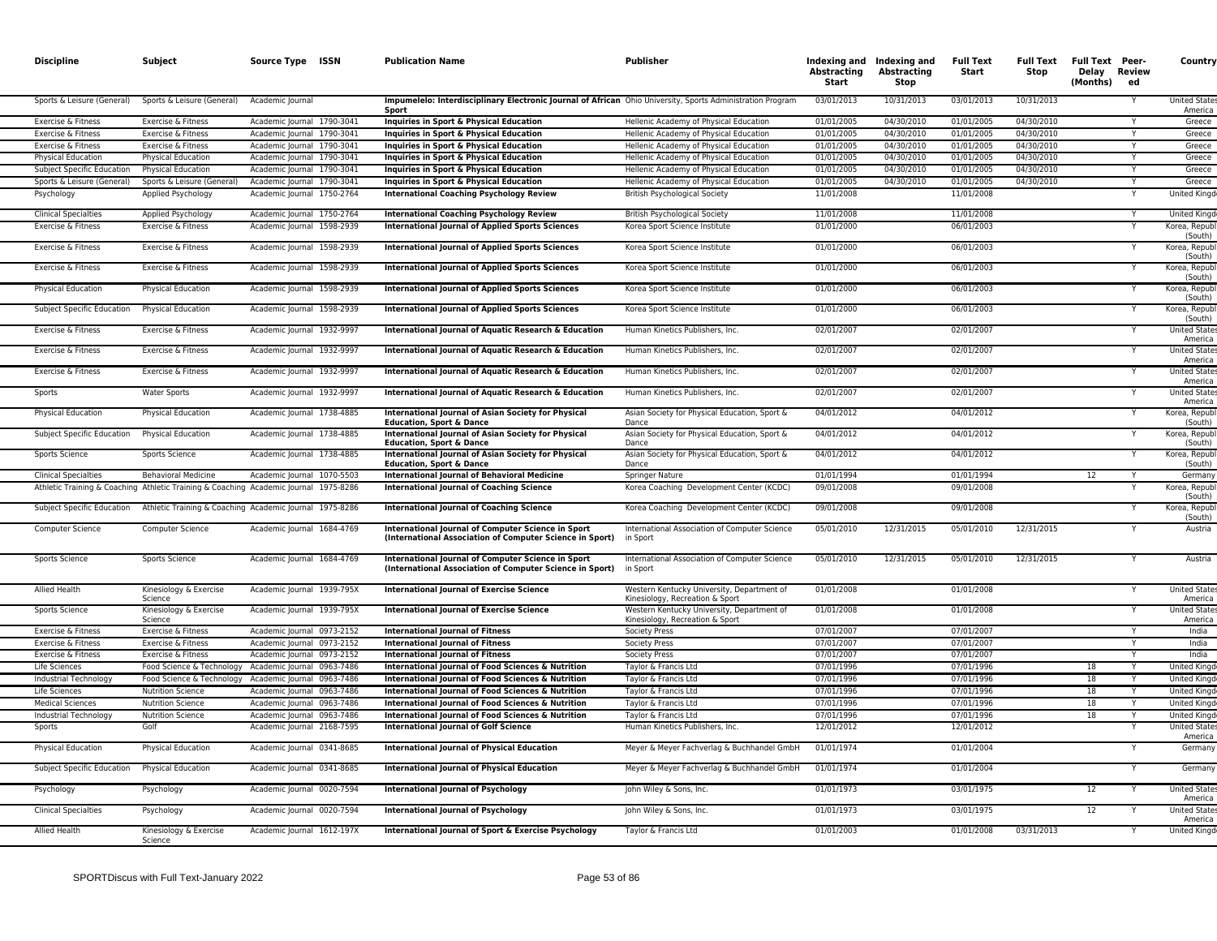| Discipline | Subject | Source Type | ISSN | Publication Name | Publisher | Indexing and Abstracting Start | Indexing and Abstracting Stop | Full Text Start | Full Text Stop | Full Text Delay (Months) | Peer-Reviewed | Country |
|---|---|---|---|---|---|---|---|---|---|---|---|---|
| Sports & Leisure (General) | Sports & Leisure (General) | Academic Journal | | **Impumelelo: Interdisciplinary Electronic Journal of African Sport** | Ohio University, Sports Administration Program | 03/01/2013 | 10/31/2013 | 03/01/2013 | 10/31/2013 | | Y | United States America |
| Exercise & Fitness | Exercise & Fitness | Academic Journal | 1790-3041 | **Inquiries in Sport & Physical Education** | Hellenic Academy of Physical Education | 01/01/2005 | 04/30/2010 | 01/01/2005 | 04/30/2010 | | Y | Greece |
| Exercise & Fitness | Exercise & Fitness | Academic Journal | 1790-3041 | **Inquiries in Sport & Physical Education** | Hellenic Academy of Physical Education | 01/01/2005 | 04/30/2010 | 01/01/2005 | 04/30/2010 | | Y | Greece |
| Exercise & Fitness | Exercise & Fitness | Academic Journal | 1790-3041 | **Inquiries in Sport & Physical Education** | Hellenic Academy of Physical Education | 01/01/2005 | 04/30/2010 | 01/01/2005 | 04/30/2010 | | Y | Greece |
| Physical Education | Physical Education | Academic Journal | 1790-3041 | **Inquiries in Sport & Physical Education** | Hellenic Academy of Physical Education | 01/01/2005 | 04/30/2010 | 01/01/2005 | 04/30/2010 | | Y | Greece |
| Subject Specific Education | Physical Education | Academic Journal | 1790-3041 | **Inquiries in Sport & Physical Education** | Hellenic Academy of Physical Education | 01/01/2005 | 04/30/2010 | 01/01/2005 | 04/30/2010 | | Y | Greece |
| Sports & Leisure (General) | Sports & Leisure (General) | Academic Journal | 1790-3041 | **Inquiries in Sport & Physical Education** | Hellenic Academy of Physical Education | 01/01/2005 | 04/30/2010 | 01/01/2005 | 04/30/2010 | | Y | Greece |
| Psychology | Applied Psychology | Academic Journal | 1750-2764 | **International Coaching Psychology Review** | British Psychological Society | 11/01/2008 | | 11/01/2008 | | | Y | United Kingd |
| Clinical Specialties | Applied Psychology | Academic Journal | 1750-2764 | **International Coaching Psychology Review** | British Psychological Society | 11/01/2008 | | 11/01/2008 | | | Y | United Kingd |
| Exercise & Fitness | Exercise & Fitness | Academic Journal | 1598-2939 | **International Journal of Applied Sports Sciences** | Korea Sport Science Institute | 01/01/2000 | | 06/01/2003 | | | Y | Korea, Republ (South) |
| Exercise & Fitness | Exercise & Fitness | Academic Journal | 1598-2939 | **International Journal of Applied Sports Sciences** | Korea Sport Science Institute | 01/01/2000 | | 06/01/2003 | | | Y | Korea, Republ (South) |
| Exercise & Fitness | Exercise & Fitness | Academic Journal | 1598-2939 | **International Journal of Applied Sports Sciences** | Korea Sport Science Institute | 01/01/2000 | | 06/01/2003 | | | Y | Korea, Republ (South) |
| Physical Education | Physical Education | Academic Journal | 1598-2939 | **International Journal of Applied Sports Sciences** | Korea Sport Science Institute | 01/01/2000 | | 06/01/2003 | | | Y | Korea, Republ (South) |
| Subject Specific Education | Physical Education | Academic Journal | 1598-2939 | **International Journal of Applied Sports Sciences** | Korea Sport Science Institute | 01/01/2000 | | 06/01/2003 | | | Y | Korea, Republ (South) |
| Exercise & Fitness | Exercise & Fitness | Academic Journal | 1932-9997 | **International Journal of Aquatic Research & Education** | Human Kinetics Publishers, Inc. | 02/01/2007 | | 02/01/2007 | | | Y | United States America |
| Exercise & Fitness | Exercise & Fitness | Academic Journal | 1932-9997 | **International Journal of Aquatic Research & Education** | Human Kinetics Publishers, Inc. | 02/01/2007 | | 02/01/2007 | | | Y | United States America |
| Exercise & Fitness | Exercise & Fitness | Academic Journal | 1932-9997 | **International Journal of Aquatic Research & Education** | Human Kinetics Publishers, Inc. | 02/01/2007 | | 02/01/2007 | | | Y | United States America |
| Sports | Water Sports | Academic Journal | 1932-9997 | **International Journal of Aquatic Research & Education** | Human Kinetics Publishers, Inc. | 02/01/2007 | | 02/01/2007 | | | Y | United States America |
| Physical Education | Physical Education | Academic Journal | 1738-4885 | **International Journal of Asian Society for Physical Education, Sport & Dance** | Asian Society for Physical Education, Sport & Dance | 04/01/2012 | | 04/01/2012 | | | Y | Korea, Republ (South) |
| Subject Specific Education | Physical Education | Academic Journal | 1738-4885 | **International Journal of Asian Society for Physical Education, Sport & Dance** | Asian Society for Physical Education, Sport & Dance | 04/01/2012 | | 04/01/2012 | | | Y | Korea, Republ (South) |
| Sports Science | Sports Science | Academic Journal | 1738-4885 | **International Journal of Asian Society for Physical Education, Sport & Dance** | Asian Society for Physical Education, Sport & Dance | 04/01/2012 | | 04/01/2012 | | | Y | Korea, Republ (South) |
| Clinical Specialties | Behavioral Medicine | Academic Journal | 1070-5503 | **International Journal of Behavioral Medicine** | Springer Nature | 01/01/1994 | | 01/01/1994 | | 12 | Y | Germany |
| Athletic Training & Coaching | Athletic Training & Coaching | Academic Journal | 1975-8286 | **International Journal of Coaching Science** | Korea Coaching Development Center (KCDC) | 09/01/2008 | | 09/01/2008 | | | Y | Korea, Republ (South) |
| Subject Specific Education | Athletic Training & Coaching | Academic Journal | 1975-8286 | **International Journal of Coaching Science** | Korea Coaching Development Center (KCDC) | 09/01/2008 | | 09/01/2008 | | | Y | Korea, Republ (South) |
| Computer Science | Computer Science | Academic Journal | 1684-4769 | **International Journal of Computer Science in Sport (International Association of Computer Science in Sport)** | International Association of Computer Science in Sport | 05/01/2010 | 12/31/2015 | 05/01/2010 | 12/31/2015 | | Y | Austria |
| Sports Science | Sports Science | Academic Journal | 1684-4769 | **International Journal of Computer Science in Sport (International Association of Computer Science in Sport)** | International Association of Computer Science in Sport | 05/01/2010 | 12/31/2015 | 05/01/2010 | 12/31/2015 | | Y | Austria |
| Allied Health | Kinesiology & Exercise Science | Academic Journal | 1939-795X | **International Journal of Exercise Science** | Western Kentucky University, Department of Kinesiology, Recreation & Sport | 01/01/2008 | | 01/01/2008 | | | Y | United States America |
| Sports Science | Kinesiology & Exercise Science | Academic Journal | 1939-795X | **International Journal of Exercise Science** | Western Kentucky University, Department of Kinesiology, Recreation & Sport | 01/01/2008 | | 01/01/2008 | | | Y | United States America |
| Exercise & Fitness | Exercise & Fitness | Academic Journal | 0973-2152 | **International Journal of Fitness** | Society Press | 07/01/2007 | | 07/01/2007 | | | Y | India |
| Exercise & Fitness | Exercise & Fitness | Academic Journal | 0973-2152 | **International Journal of Fitness** | Society Press | 07/01/2007 | | 07/01/2007 | | | Y | India |
| Exercise & Fitness | Exercise & Fitness | Academic Journal | 0973-2152 | **International Journal of Fitness** | Society Press | 07/01/2007 | | 07/01/2007 | | | Y | India |
| Life Sciences | Food Science & Technology | Academic Journal | 0963-7486 | **International Journal of Food Sciences & Nutrition** | Taylor & Francis Ltd | 07/01/1996 | | 07/01/1996 | | 18 | Y | United Kingd |
| Industrial Technology | Food Science & Technology | Academic Journal | 0963-7486 | **International Journal of Food Sciences & Nutrition** | Taylor & Francis Ltd | 07/01/1996 | | 07/01/1996 | | 18 | Y | United Kingd |
| Life Sciences | Nutrition Science | Academic Journal | 0963-7486 | **International Journal of Food Sciences & Nutrition** | Taylor & Francis Ltd | 07/01/1996 | | 07/01/1996 | | 18 | Y | United Kingd |
| Medical Sciences | Nutrition Science | Academic Journal | 0963-7486 | **International Journal of Food Sciences & Nutrition** | Taylor & Francis Ltd | 07/01/1996 | | 07/01/1996 | | 18 | Y | United Kingd |
| Industrial Technology | Nutrition Science | Academic Journal | 0963-7486 | **International Journal of Food Sciences & Nutrition** | Taylor & Francis Ltd | 07/01/1996 | | 07/01/1996 | | 18 | Y | United Kingd |
| Sports | Golf | Academic Journal | 2168-7595 | **International Journal of Golf Science** | Human Kinetics Publishers, Inc. | 12/01/2012 | | 12/01/2012 | | | Y | United States America |
| Physical Education | Physical Education | Academic Journal | 0341-8685 | **International Journal of Physical Education** | Meyer & Meyer Fachverlag & Buchhandel GmbH | 01/01/1974 | | 01/01/2004 | | | Y | Germany |
| Subject Specific Education | Physical Education | Academic Journal | 0341-8685 | **International Journal of Physical Education** | Meyer & Meyer Fachverlag & Buchhandel GmbH | 01/01/1974 | | 01/01/2004 | | | Y | Germany |
| Psychology | Psychology | Academic Journal | 0020-7594 | **International Journal of Psychology** | John Wiley & Sons, Inc. | 01/01/1973 | | 03/01/1975 | | 12 | Y | United States America |
| Clinical Specialties | Psychology | Academic Journal | 0020-7594 | **International Journal of Psychology** | John Wiley & Sons, Inc. | 01/01/1973 | | 03/01/1975 | | 12 | Y | United States America |
| Allied Health | Kinesiology & Exercise Science | Academic Journal | 1612-197X | **International Journal of Sport & Exercise Psychology** | Taylor & Francis Ltd | 01/01/2003 | | 01/01/2008 | 03/31/2013 | | Y | United Kingd |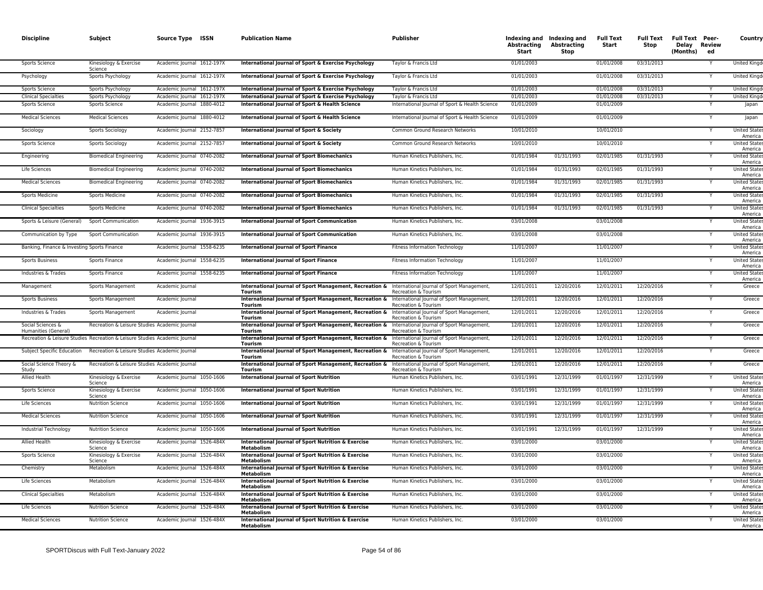| Discipline | Subject | Source Type | ISSN | Publication Name | Publisher | Indexing and Abstracting Start | Indexing and Abstracting Stop | Full Text Start | Full Text Stop | Full Text Delay (Months) | Peer-Reviewed | Country |
|---|---|---|---|---|---|---|---|---|---|---|---|---|
| Sports Science | Kinesiology & Exercise Science | Academic Journal | 1612-197X | **International Journal of Sport & Exercise Psychology** | Taylor & Francis Ltd | 01/01/2003 | | 01/01/2008 | 03/31/2013 | | Y | United Kingd |
| Psychology | Sports Psychology | Academic Journal | 1612-197X | **International Journal of Sport & Exercise Psychology** | Taylor & Francis Ltd | 01/01/2003 | | 01/01/2008 | 03/31/2013 | | Y | United Kingd |
| Sports Science | Sports Psychology | Academic Journal | 1612-197X | **International Journal of Sport & Exercise Psychology** | Taylor & Francis Ltd | 01/01/2003 | | 01/01/2008 | 03/31/2013 | | Y | United Kingd |
| Clinical Specialties | Sports Psychology | Academic Journal | 1612-197X | **International Journal of Sport & Exercise Psychology** | Taylor & Francis Ltd | 01/01/2003 | | 01/01/2008 | 03/31/2013 | | Y | United Kingd |
| Sports Science | Sports Science | Academic Journal | 1880-4012 | **International Journal of Sport & Health Science** | International Journal of Sport & Health Science | 01/01/2009 | | 01/01/2009 | | | Y | Japan |
| Medical Sciences | Medical Sciences | Academic Journal | 1880-4012 | **International Journal of Sport & Health Science** | International Journal of Sport & Health Science | 01/01/2009 | | 01/01/2009 | | | Y | Japan |
| Sociology | Sports Sociology | Academic Journal | 2152-7857 | **International Journal of Sport & Society** | Common Ground Research Networks | 10/01/2010 | | 10/01/2010 | | | Y | United States America |
| Sports Science | Sports Sociology | Academic Journal | 2152-7857 | **International Journal of Sport & Society** | Common Ground Research Networks | 10/01/2010 | | 10/01/2010 | | | Y | United States America |
| Engineering | Biomedical Engineering | Academic Journal | 0740-2082 | **International Journal of Sport Biomechanics** | Human Kinetics Publishers, Inc. | 01/01/1984 | 01/31/1993 | 02/01/1985 | 01/31/1993 | | Y | United States America |
| Life Sciences | Biomedical Engineering | Academic Journal | 0740-2082 | **International Journal of Sport Biomechanics** | Human Kinetics Publishers, Inc. | 01/01/1984 | 01/31/1993 | 02/01/1985 | 01/31/1993 | | Y | United States America |
| Medical Sciences | Biomedical Engineering | Academic Journal | 0740-2082 | **International Journal of Sport Biomechanics** | Human Kinetics Publishers, Inc. | 01/01/1984 | 01/31/1993 | 02/01/1985 | 01/31/1993 | | Y | United States America |
| Sports Medicine | Sports Medicine | Academic Journal | 0740-2082 | **International Journal of Sport Biomechanics** | Human Kinetics Publishers, Inc. | 01/01/1984 | 01/31/1993 | 02/01/1985 | 01/31/1993 | | Y | United States America |
| Clinical Specialties | Sports Medicine | Academic Journal | 0740-2082 | **International Journal of Sport Biomechanics** | Human Kinetics Publishers, Inc. | 01/01/1984 | 01/31/1993 | 02/01/1985 | 01/31/1993 | | Y | United States America |
| Sports & Leisure (General) | Sport Communication | Academic Journal | 1936-3915 | **International Journal of Sport Communication** | Human Kinetics Publishers, Inc. | 03/01/2008 | | 03/01/2008 | | | Y | United States America |
| Communication by Type | Sport Communication | Academic Journal | 1936-3915 | **International Journal of Sport Communication** | Human Kinetics Publishers, Inc. | 03/01/2008 | | 03/01/2008 | | | Y | United States America |
| Banking, Finance & Investing | Sports Finance | Academic Journal | 1558-6235 | **International Journal of Sport Finance** | Fitness Information Technology | 11/01/2007 | | 11/01/2007 | | | Y | United States America |
| Sports Business | Sports Finance | Academic Journal | 1558-6235 | **International Journal of Sport Finance** | Fitness Information Technology | 11/01/2007 | | 11/01/2007 | | | Y | United States America |
| Industries & Trades | Sports Finance | Academic Journal | 1558-6235 | **International Journal of Sport Finance** | Fitness Information Technology | 11/01/2007 | | 11/01/2007 | | | Y | United States America |
| Management | Sports Management | Academic Journal | | **International Journal of Sport Management, Recreation & Tourism** | International Journal of Sport Management, Recreation & Tourism | 12/01/2011 | 12/20/2016 | 12/01/2011 | 12/20/2016 | | Y | Greece |
| Sports Business | Sports Management | Academic Journal | | **International Journal of Sport Management, Recreation & Tourism** | International Journal of Sport Management, Recreation & Tourism | 12/01/2011 | 12/20/2016 | 12/01/2011 | 12/20/2016 | | Y | Greece |
| Industries & Trades | Sports Management | Academic Journal | | **International Journal of Sport Management, Recreation & Tourism** | International Journal of Sport Management, Recreation & Tourism | 12/01/2011 | 12/20/2016 | 12/01/2011 | 12/20/2016 | | Y | Greece |
| Social Sciences & Humanities (General) | Recreation & Leisure Studies | Academic Journal | | **International Journal of Sport Management, Recreation & Tourism** | International Journal of Sport Management, Recreation & Tourism | 12/01/2011 | 12/20/2016 | 12/01/2011 | 12/20/2016 | | Y | Greece |
| Recreation & Leisure Studies | Recreation & Leisure Studies | Academic Journal | | **International Journal of Sport Management, Recreation & Tourism** | International Journal of Sport Management, Recreation & Tourism | 12/01/2011 | 12/20/2016 | 12/01/2011 | 12/20/2016 | | Y | Greece |
| Subject Specific Education | Recreation & Leisure Studies | Academic Journal | | **International Journal of Sport Management, Recreation & Tourism** | International Journal of Sport Management, Recreation & Tourism | 12/01/2011 | 12/20/2016 | 12/01/2011 | 12/20/2016 | | Y | Greece |
| Social Science Theory & Study | Recreation & Leisure Studies | Academic Journal | | **International Journal of Sport Management, Recreation & Tourism** | International Journal of Sport Management, Recreation & Tourism | 12/01/2011 | 12/20/2016 | 12/01/2011 | 12/20/2016 | | Y | Greece |
| Allied Health | Kinesiology & Exercise Science | Academic Journal | 1050-1606 | **International Journal of Sport Nutrition** | Human Kinetics Publishers, Inc. | 03/01/1991 | 12/31/1999 | 01/01/1997 | 12/31/1999 | | Y | United States America |
| Sports Science | Kinesiology & Exercise Science | Academic Journal | 1050-1606 | **International Journal of Sport Nutrition** | Human Kinetics Publishers, Inc. | 03/01/1991 | 12/31/1999 | 01/01/1997 | 12/31/1999 | | Y | United States America |
| Life Sciences | Nutrition Science | Academic Journal | 1050-1606 | **International Journal of Sport Nutrition** | Human Kinetics Publishers, Inc. | 03/01/1991 | 12/31/1999 | 01/01/1997 | 12/31/1999 | | Y | United States America |
| Medical Sciences | Nutrition Science | Academic Journal | 1050-1606 | **International Journal of Sport Nutrition** | Human Kinetics Publishers, Inc. | 03/01/1991 | 12/31/1999 | 01/01/1997 | 12/31/1999 | | Y | United States America |
| Industrial Technology | Nutrition Science | Academic Journal | 1050-1606 | **International Journal of Sport Nutrition** | Human Kinetics Publishers, Inc. | 03/01/1991 | 12/31/1999 | 01/01/1997 | 12/31/1999 | | Y | United States America |
| Allied Health | Kinesiology & Exercise Science | Academic Journal | 1526-484X | **International Journal of Sport Nutrition & Exercise Metabolism** | Human Kinetics Publishers, Inc. | 03/01/2000 | | 03/01/2000 | | | Y | United States America |
| Sports Science | Kinesiology & Exercise Science | Academic Journal | 1526-484X | **International Journal of Sport Nutrition & Exercise Metabolism** | Human Kinetics Publishers, Inc. | 03/01/2000 | | 03/01/2000 | | | Y | United States America |
| Chemistry | Metabolism | Academic Journal | 1526-484X | **International Journal of Sport Nutrition & Exercise Metabolism** | Human Kinetics Publishers, Inc. | 03/01/2000 | | 03/01/2000 | | | Y | United States America |
| Life Sciences | Metabolism | Academic Journal | 1526-484X | **International Journal of Sport Nutrition & Exercise Metabolism** | Human Kinetics Publishers, Inc. | 03/01/2000 | | 03/01/2000 | | | Y | United States America |
| Clinical Specialties | Metabolism | Academic Journal | 1526-484X | **International Journal of Sport Nutrition & Exercise Metabolism** | Human Kinetics Publishers, Inc. | 03/01/2000 | | 03/01/2000 | | | Y | United States America |
| Life Sciences | Nutrition Science | Academic Journal | 1526-484X | **International Journal of Sport Nutrition & Exercise Metabolism** | Human Kinetics Publishers, Inc. | 03/01/2000 | | 03/01/2000 | | | Y | United States America |
| Medical Sciences | Nutrition Science | Academic Journal | 1526-484X | **International Journal of Sport Nutrition & Exercise Metabolism** | Human Kinetics Publishers, Inc. | 03/01/2000 | | 03/01/2000 | | | Y | United States America |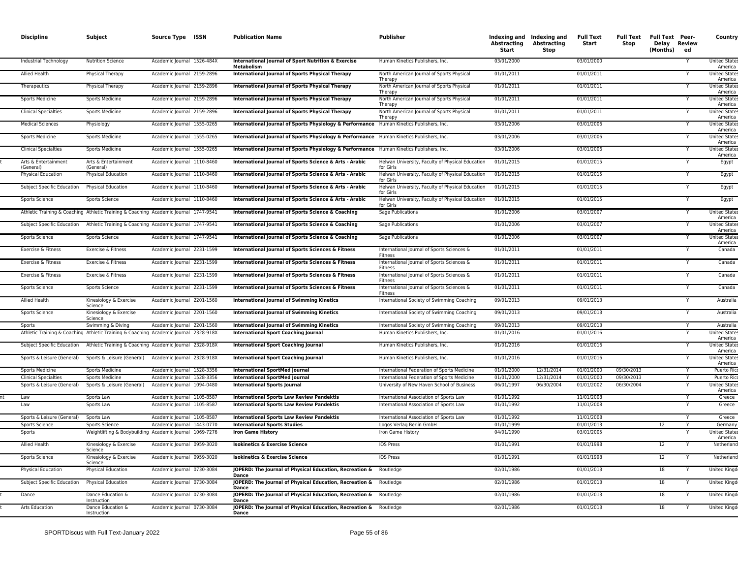| Discipline | Subject | Source Type | ISSN | Publication Name | Publisher | Indexing and Abstracting Start | Indexing and Abstracting Stop | Full Text Start | Full Text Stop | Full Text Delay (Months) | Peer-Reviewed | Country |
|---|---|---|---|---|---|---|---|---|---|---|---|---|
| Industrial Technology | Nutrition Science | Academic Journal | 1526-484X | **International Journal of Sport Nutrition & Exercise Metabolism** | Human Kinetics Publishers, Inc. | 03/01/2000 | | 03/01/2000 | | | Y | United States of America |
| Allied Health | Physical Therapy | Academic Journal | 2159-2896 | **International Journal of Sports Physical Therapy** | North American Journal of Sports Physical Therapy | 01/01/2011 | | 01/01/2011 | | | Y | United States of America |
| Therapeutics | Physical Therapy | Academic Journal | 2159-2896 | **International Journal of Sports Physical Therapy** | North American Journal of Sports Physical Therapy | 01/01/2011 | | 01/01/2011 | | | Y | United States of America |
| Sports Medicine | Sports Medicine | Academic Journal | 2159-2896 | **International Journal of Sports Physical Therapy** | North American Journal of Sports Physical Therapy | 01/01/2011 | | 01/01/2011 | | | Y | United States of America |
| Clinical Specialties | Sports Medicine | Academic Journal | 2159-2896 | **International Journal of Sports Physical Therapy** | North American Journal of Sports Physical Therapy | 01/01/2011 | | 01/01/2011 | | | Y | United States of America |
| Medical Sciences | Physiology | Academic Journal | 1555-0265 | **International Journal of Sports Physiology & Performance** | Human Kinetics Publishers, Inc. | 03/01/2006 | | 03/01/2006 | | | Y | United States of America |
| Sports Medicine | Sports Medicine | Academic Journal | 1555-0265 | **International Journal of Sports Physiology & Performance** | Human Kinetics Publishers, Inc. | 03/01/2006 | | 03/01/2006 | | | Y | United States of America |
| Clinical Specialties | Sports Medicine | Academic Journal | 1555-0265 | **International Journal of Sports Physiology & Performance** | Human Kinetics Publishers, Inc. | 03/01/2006 | | 03/01/2006 | | | Y | United States of America |
| Arts & Entertainment (General) | Arts & Entertainment (General) | Academic Journal | 1110-8460 | **International Journal of Sports Science & Arts - Arabic** | Helwan University, Faculty of Physical Education for Girls | 01/01/2015 | | 01/01/2015 | | | Y | Egypt |
| Physical Education | Physical Education | Academic Journal | 1110-8460 | **International Journal of Sports Science & Arts - Arabic** | Helwan University, Faculty of Physical Education for Girls | 01/01/2015 | | 01/01/2015 | | | Y | Egypt |
| Subject Specific Education | Physical Education | Academic Journal | 1110-8460 | **International Journal of Sports Science & Arts - Arabic** | Helwan University, Faculty of Physical Education for Girls | 01/01/2015 | | 01/01/2015 | | | Y | Egypt |
| Sports Science | Sports Science | Academic Journal | 1110-8460 | **International Journal of Sports Science & Arts - Arabic** | Helwan University, Faculty of Physical Education for Girls | 01/01/2015 | | 01/01/2015 | | | Y | Egypt |
| Athletic Training & Coaching | Athletic Training & Coaching | Academic Journal | 1747-9541 | **International Journal of Sports Science & Coaching** | Sage Publications | 01/01/2006 | | 03/01/2007 | | | Y | United States of America |
| Subject Specific Education | Athletic Training & Coaching | Academic Journal | 1747-9541 | **International Journal of Sports Science & Coaching** | Sage Publications | 01/01/2006 | | 03/01/2007 | | | Y | United States of America |
| Sports Science | Sports Science | Academic Journal | 1747-9541 | **International Journal of Sports Science & Coaching** | Sage Publications | 01/01/2006 | | 03/01/2007 | | | Y | United States of America |
| Exercise & Fitness | Exercise & Fitness | Academic Journal | 2231-1599 | **International Journal of Sports Sciences & Fitness** | International Journal of Sports Sciences & Fitness | 01/01/2011 | | 01/01/2011 | | | Y | Canada |
| Exercise & Fitness | Exercise & Fitness | Academic Journal | 2231-1599 | **International Journal of Sports Sciences & Fitness** | International Journal of Sports Sciences & Fitness | 01/01/2011 | | 01/01/2011 | | | Y | Canada |
| Exercise & Fitness | Exercise & Fitness | Academic Journal | 2231-1599 | **International Journal of Sports Sciences & Fitness** | International Journal of Sports Sciences & Fitness | 01/01/2011 | | 01/01/2011 | | | Y | Canada |
| Sports Science | Sports Science | Academic Journal | 2231-1599 | **International Journal of Sports Sciences & Fitness** | International Journal of Sports Sciences & Fitness | 01/01/2011 | | 01/01/2011 | | | Y | Canada |
| Allied Health | Kinesiology & Exercise Science | Academic Journal | 2201-1560 | **International Journal of Swimming Kinetics** | International Society of Swimming Coaching | 09/01/2013 | | 09/01/2013 | | | Y | Australia |
| Sports Science | Kinesiology & Exercise Science | Academic Journal | 2201-1560 | **International Journal of Swimming Kinetics** | International Society of Swimming Coaching | 09/01/2013 | | 09/01/2013 | | | Y | Australia |
| Sports | Swimming & Diving | Academic Journal | 2201-1560 | **International Journal of Swimming Kinetics** | International Society of Swimming Coaching | 09/01/2013 | | 09/01/2013 | | | Y | Australia |
| Athletic Training & Coaching | Athletic Training & Coaching | Academic Journal | 2328-918X | **International Sport Coaching Journal** | Human Kinetics Publishers, Inc. | 01/01/2016 | | 01/01/2016 | | | Y | United States of America |
| Subject Specific Education | Athletic Training & Coaching | Academic Journal | 2328-918X | **International Sport Coaching Journal** | Human Kinetics Publishers, Inc. | 01/01/2016 | | 01/01/2016 | | | Y | United States of America |
| Sports & Leisure (General) | Sports & Leisure (General) | Academic Journal | 2328-918X | **International Sport Coaching Journal** | Human Kinetics Publishers, Inc. | 01/01/2016 | | 01/01/2016 | | | Y | United States of America |
| Sports Medicine | Sports Medicine | Academic Journal | 1528-3356 | **International SportMed Journal** | International Federation of Sports Medicine | 01/01/2000 | 12/31/2014 | 01/01/2000 | 09/30/2013 | | Y | Puerto Rico |
| Clinical Specialties | Sports Medicine | Academic Journal | 1528-3356 | **International SportMed Journal** | International Federation of Sports Medicine | 01/01/2000 | 12/31/2014 | 01/01/2000 | 09/30/2013 | | Y | Puerto Rico |
| Sports & Leisure (General) | Sports & Leisure (General) | Academic Journal | 1094-0480 | **International Sports Journal** | University of New Haven School of Business | 06/01/1997 | 06/30/2004 | 01/01/2002 | 06/30/2004 | | Y | United States of America |
| Law | Sports Law | Academic Journal | 1105-8587 | **International Sports Law Review Pandektis** | International Association of Sports Law | 01/01/1992 | | 11/01/2008 | | | Y | Greece |
| Law | Sports Law | Academic Journal | 1105-8587 | **International Sports Law Review Pandektis** | International Association of Sports Law | 01/01/1992 | | 11/01/2008 | | | Y | Greece |
| Sports & Leisure (General) | Sports Law | Academic Journal | 1105-8587 | **International Sports Law Review Pandektis** | International Association of Sports Law | 01/01/1992 | | 11/01/2008 | | | Y | Greece |
| Sports Science | Sports Science | Academic Journal | 1443-0770 | **International Sports Studies** | Logos Verlag Berlin GmbH | 01/01/1999 | | 01/01/2013 | | 12 | Y | Germany |
| Sports | Weightlifting & Bodybuilding | Academic Journal | 1069-7276 | **Iron Game History** | Iron Game History | 04/01/1990 | | 03/01/2005 | | | Y | United States of America |
| Allied Health | Kinesiology & Exercise Science | Academic Journal | 0959-3020 | **Isokinetics & Exercise Science** | IOS Press | 01/01/1991 | | 01/01/1998 | | 12 | Y | Netherlands |
| Sports Science | Kinesiology & Exercise Science | Academic Journal | 0959-3020 | **Isokinetics & Exercise Science** | IOS Press | 01/01/1991 | | 01/01/1998 | | 12 | Y | Netherlands |
| Physical Education | Physical Education | Academic Journal | 0730-3084 | **JOPERD: The Journal of Physical Education, Recreation & Dance** | Routledge | 02/01/1986 | | 01/01/2013 | | 18 | Y | United Kingdom |
| Subject Specific Education | Physical Education | Academic Journal | 0730-3084 | **JOPERD: The Journal of Physical Education, Recreation & Dance** | Routledge | 02/01/1986 | | 01/01/2013 | | 18 | Y | United Kingdom |
| Dance | Dance Education & Instruction | Academic Journal | 0730-3084 | **JOPERD: The Journal of Physical Education, Recreation & Dance** | Routledge | 02/01/1986 | | 01/01/2013 | | 18 | Y | United Kingdom |
| Arts Education | Dance Education & Instruction | Academic Journal | 0730-3084 | **JOPERD: The Journal of Physical Education, Recreation & Dance** | Routledge | 02/01/1986 | | 01/01/2013 | | 18 | Y | United Kingdom |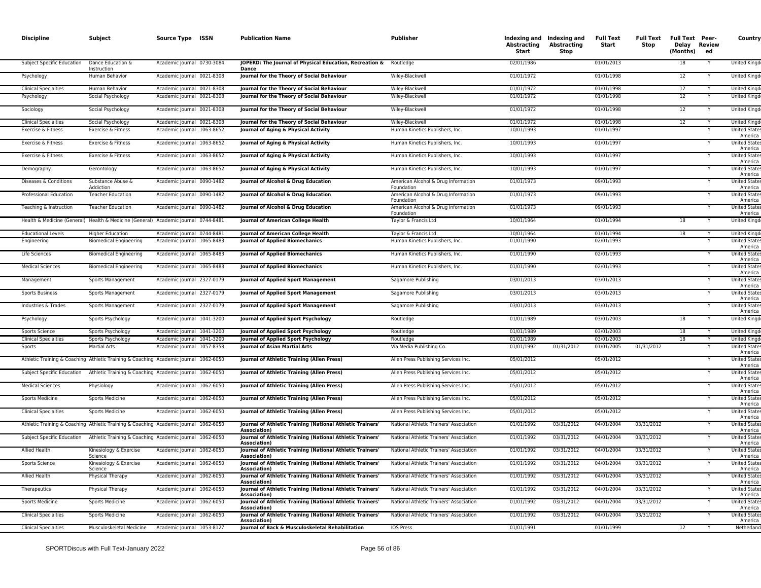| Discipline | Subject | Source Type | ISSN | Publication Name | Publisher | Indexing and Abstracting Start | Indexing and Abstracting Stop | Full Text Start | Full Text Stop | Full Text Delay (Months) | Peer-Reviewed | Country |
|---|---|---|---|---|---|---|---|---|---|---|---|---|
| Subject Specific Education | Dance Education & Instruction | Academic Journal | 0730-3084 | **JOPERD: The Journal of Physical Education, Recreation & Dance** | Routledge | 02/01/1986 | | 01/01/2013 | | 18 | Y | United Kingd |
| Psychology | Human Behavior | Academic Journal | 0021-8308 | **Journal for the Theory of Social Behaviour** | Wiley-Blackwell | 01/01/1972 | | 01/01/1998 | | 12 | Y | United Kingd |
| Clinical Specialties | Human Behavior | Academic Journal | 0021-8308 | **Journal for the Theory of Social Behaviour** | Wiley-Blackwell | 01/01/1972 | | 01/01/1998 | | 12 | Y | United Kingd |
| Psychology | Social Psychology | Academic Journal | 0021-8308 | **Journal for the Theory of Social Behaviour** | Wiley-Blackwell | 01/01/1972 | | 01/01/1998 | | 12 | Y | United Kingd |
| Sociology | Social Psychology | Academic Journal | 0021-8308 | **Journal for the Theory of Social Behaviour** | Wiley-Blackwell | 01/01/1972 | | 01/01/1998 | | 12 | Y | United Kingd |
| Clinical Specialties | Social Psychology | Academic Journal | 0021-8308 | **Journal for the Theory of Social Behaviour** | Wiley-Blackwell | 01/01/1972 | | 01/01/1998 | | 12 | Y | United Kingd |
| Exercise & Fitness | Exercise & Fitness | Academic Journal | 1063-8652 | **Journal of Aging & Physical Activity** | Human Kinetics Publishers, Inc. | 10/01/1993 | | 01/01/1997 | | | Y | United States America |
| Exercise & Fitness | Exercise & Fitness | Academic Journal | 1063-8652 | **Journal of Aging & Physical Activity** | Human Kinetics Publishers, Inc. | 10/01/1993 | | 01/01/1997 | | | Y | United States America |
| Exercise & Fitness | Exercise & Fitness | Academic Journal | 1063-8652 | **Journal of Aging & Physical Activity** | Human Kinetics Publishers, Inc. | 10/01/1993 | | 01/01/1997 | | | Y | United States America |
| Demography | Gerontology | Academic Journal | 1063-8652 | **Journal of Aging & Physical Activity** | Human Kinetics Publishers, Inc. | 10/01/1993 | | 01/01/1997 | | | Y | United States America |
| Diseases & Conditions | Substance Abuse & Addiction | Academic Journal | 0090-1482 | **Journal of Alcohol & Drug Education** | American Alcohol & Drug Information Foundation | 01/01/1973 | | 09/01/1993 | | | Y | United States America |
| Professional Education | Teacher Education | Academic Journal | 0090-1482 | **Journal of Alcohol & Drug Education** | American Alcohol & Drug Information Foundation | 01/01/1973 | | 09/01/1993 | | | Y | United States America |
| Teaching & Instruction | Teacher Education | Academic Journal | 0090-1482 | **Journal of Alcohol & Drug Education** | American Alcohol & Drug Information Foundation | 01/01/1973 | | 09/01/1993 | | | Y | United States America |
| Health & Medicine (General) | Health & Medicine (General) | Academic Journal | 0744-8481 | **Journal of American College Health** | Taylor & Francis Ltd | 10/01/1964 | | 01/01/1994 | | 18 | Y | United Kingd |
| Educational Levels | Higher Education | Academic Journal | 0744-8481 | **Journal of American College Health** | Taylor & Francis Ltd | 10/01/1964 | | 01/01/1994 | | 18 | Y | United Kingd |
| Engineering | Biomedical Engineering | Academic Journal | 1065-8483 | **Journal of Applied Biomechanics** | Human Kinetics Publishers, Inc. | 01/01/1990 | | 02/01/1993 | | | Y | United States America |
| Life Sciences | Biomedical Engineering | Academic Journal | 1065-8483 | **Journal of Applied Biomechanics** | Human Kinetics Publishers, Inc. | 01/01/1990 | | 02/01/1993 | | | Y | United States America |
| Medical Sciences | Biomedical Engineering | Academic Journal | 1065-8483 | **Journal of Applied Biomechanics** | Human Kinetics Publishers, Inc. | 01/01/1990 | | 02/01/1993 | | | Y | United States America |
| Management | Sports Management | Academic Journal | 2327-0179 | **Journal of Applied Sport Management** | Sagamore Publishing | 03/01/2013 | | 03/01/2013 | | | Y | United States America |
| Sports Business | Sports Management | Academic Journal | 2327-0179 | **Journal of Applied Sport Management** | Sagamore Publishing | 03/01/2013 | | 03/01/2013 | | | Y | United States America |
| Industries & Trades | Sports Management | Academic Journal | 2327-0179 | **Journal of Applied Sport Management** | Sagamore Publishing | 03/01/2013 | | 03/01/2013 | | | Y | United States America |
| Psychology | Sports Psychology | Academic Journal | 1041-3200 | **Journal of Applied Sport Psychology** | Routledge | 01/01/1989 | | 03/01/2003 | | 18 | Y | United Kingd |
| Sports Science | Sports Psychology | Academic Journal | 1041-3200 | **Journal of Applied Sport Psychology** | Routledge | 01/01/1989 | | 03/01/2003 | | 18 | Y | United Kingd |
| Clinical Specialties | Sports Psychology | Academic Journal | 1041-3200 | **Journal of Applied Sport Psychology** | Routledge | 01/01/1989 | | 03/01/2003 | | 18 | Y | United Kingd |
| Sports | Martial Arts | Academic Journal | 1057-8358 | **Journal of Asian Martial Arts** | Via Media Publishing Co. | 01/01/1992 | 01/31/2012 | 01/01/2005 | 01/31/2012 | | Y | United States America |
| Athletic Training & Coaching | Athletic Training & Coaching | Academic Journal | 1062-6050 | **Journal of Athletic Training (Allen Press)** | Allen Press Publishing Services Inc. | 05/01/2012 | | 05/01/2012 | | | Y | United States America |
| Subject Specific Education | Athletic Training & Coaching | Academic Journal | 1062-6050 | **Journal of Athletic Training (Allen Press)** | Allen Press Publishing Services Inc. | 05/01/2012 | | 05/01/2012 | | | Y | United States America |
| Medical Sciences | Physiology | Academic Journal | 1062-6050 | **Journal of Athletic Training (Allen Press)** | Allen Press Publishing Services Inc. | 05/01/2012 | | 05/01/2012 | | | Y | United States America |
| Sports Medicine | Sports Medicine | Academic Journal | 1062-6050 | **Journal of Athletic Training (Allen Press)** | Allen Press Publishing Services Inc. | 05/01/2012 | | 05/01/2012 | | | Y | United States America |
| Clinical Specialties | Sports Medicine | Academic Journal | 1062-6050 | **Journal of Athletic Training (Allen Press)** | Allen Press Publishing Services Inc. | 05/01/2012 | | 05/01/2012 | | | Y | United States America |
| Athletic Training & Coaching | Athletic Training & Coaching | Academic Journal | 1062-6050 | **Journal of Athletic Training (National Athletic Trainers' Association)** | National Athletic Trainers' Association | 01/01/1992 | 03/31/2012 | 04/01/2004 | 03/31/2012 | | Y | United States America |
| Subject Specific Education | Athletic Training & Coaching | Academic Journal | 1062-6050 | **Journal of Athletic Training (National Athletic Trainers' Association)** | National Athletic Trainers' Association | 01/01/1992 | 03/31/2012 | 04/01/2004 | 03/31/2012 | | Y | United States America |
| Allied Health | Kinesiology & Exercise Science | Academic Journal | 1062-6050 | **Journal of Athletic Training (National Athletic Trainers' Association)** | National Athletic Trainers' Association | 01/01/1992 | 03/31/2012 | 04/01/2004 | 03/31/2012 | | Y | United States America |
| Sports Science | Kinesiology & Exercise Science | Academic Journal | 1062-6050 | **Journal of Athletic Training (National Athletic Trainers' Association)** | National Athletic Trainers' Association | 01/01/1992 | 03/31/2012 | 04/01/2004 | 03/31/2012 | | Y | United States America |
| Allied Health | Physical Therapy | Academic Journal | 1062-6050 | **Journal of Athletic Training (National Athletic Trainers' Association)** | National Athletic Trainers' Association | 01/01/1992 | 03/31/2012 | 04/01/2004 | 03/31/2012 | | Y | United States America |
| Therapeutics | Physical Therapy | Academic Journal | 1062-6050 | **Journal of Athletic Training (National Athletic Trainers' Association)** | National Athletic Trainers' Association | 01/01/1992 | 03/31/2012 | 04/01/2004 | 03/31/2012 | | Y | United States America |
| Sports Medicine | Sports Medicine | Academic Journal | 1062-6050 | **Journal of Athletic Training (National Athletic Trainers' Association)** | National Athletic Trainers' Association | 01/01/1992 | 03/31/2012 | 04/01/2004 | 03/31/2012 | | Y | United States America |
| Clinical Specialties | Sports Medicine | Academic Journal | 1062-6050 | **Journal of Athletic Training (National Athletic Trainers' Association)** | National Athletic Trainers' Association | 01/01/1992 | 03/31/2012 | 04/01/2004 | 03/31/2012 | | Y | United States America |
| Clinical Specialties | Musculoskeletal Medicine | Academic Journal | 1053-8127 | **Journal of Back & Musculoskeletal Rehabilitation** | IOS Press | 01/01/1991 | | 01/01/1999 | | 12 | Y | Netherland |

SPORTDiscus with Full Text-January 2022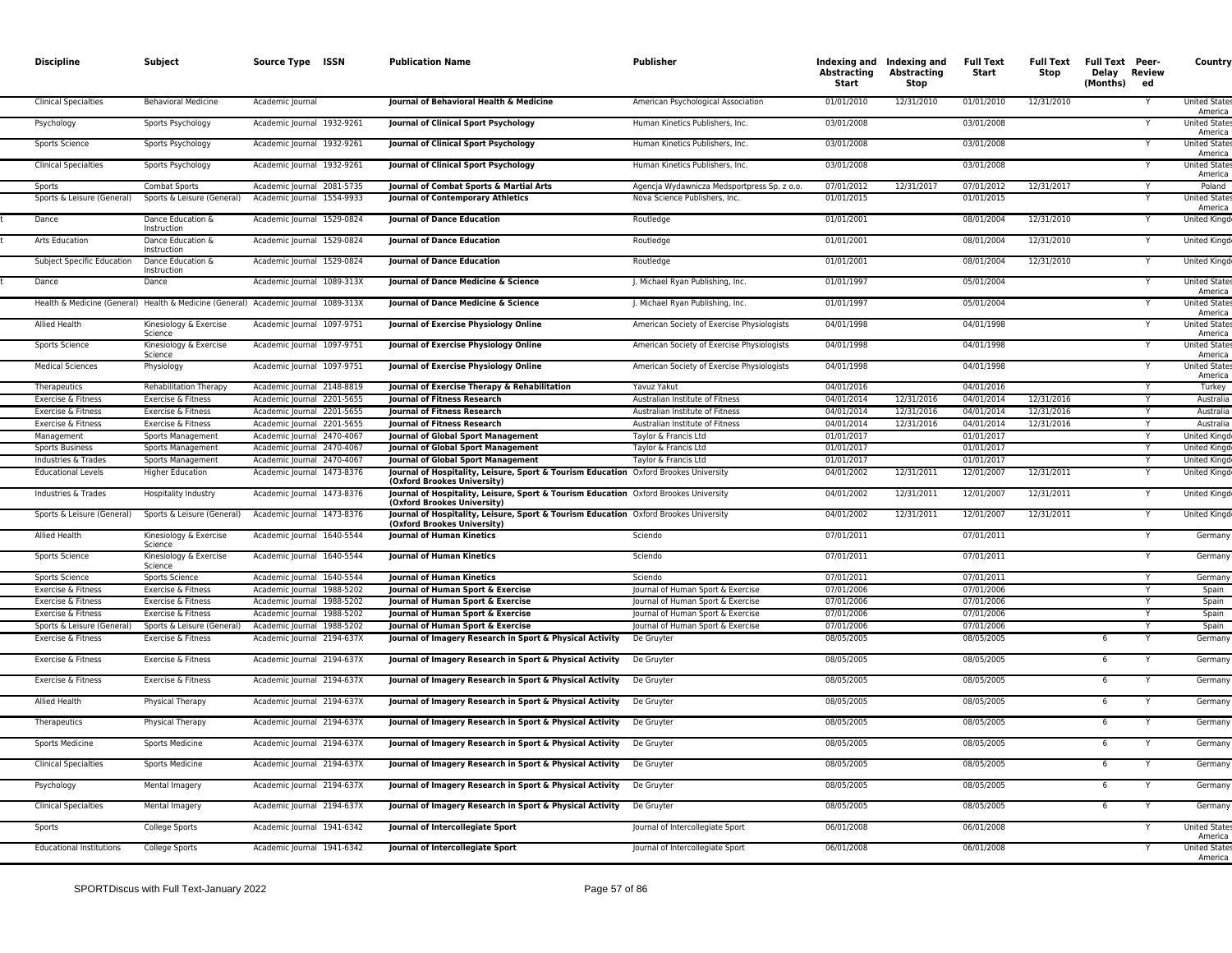| Discipline | Subject | Source Type | ISSN | Publication Name | Publisher | Indexing and Abstracting Start | Indexing and Abstracting Stop | Full Text Start | Full Text Stop | Full Text Delay (Months) | Peer-Reviewed | Country |
|---|---|---|---|---|---|---|---|---|---|---|---|---|
| Clinical Specialties | Behavioral Medicine | Academic Journal | | **Journal of Behavioral Health & Medicine** | American Psychological Association | 01/01/2010 | 12/31/2010 | 01/01/2010 | 12/31/2010 | | Y | United States of America |
| Psychology | Sports Psychology | Academic Journal | 1932-9261 | **Journal of Clinical Sport Psychology** | Human Kinetics Publishers, Inc. | 03/01/2008 | | 03/01/2008 | | | Y | United States of America |
| Sports Science | Sports Psychology | Academic Journal | 1932-9261 | **Journal of Clinical Sport Psychology** | Human Kinetics Publishers, Inc. | 03/01/2008 | | 03/01/2008 | | | Y | United States of America |
| Clinical Specialties | Sports Psychology | Academic Journal | 1932-9261 | **Journal of Clinical Sport Psychology** | Human Kinetics Publishers, Inc. | 03/01/2008 | | 03/01/2008 | | | Y | United States of America |
| Sports | Combat Sports | Academic Journal | 2081-5735 | **Journal of Combat Sports & Martial Arts** | Agencja Wydawnicza Medsportpress Sp. z o.o. | 07/01/2012 | 12/31/2017 | 07/01/2012 | 12/31/2017 | | Y | Poland |
| Sports & Leisure (General) | Sports & Leisure (General) | Academic Journal | 1554-9933 | **Journal of Contemporary Athletics** | Nova Science Publishers, Inc. | 01/01/2015 | | 01/01/2015 | | | Y | United States of America |
| Dance | Dance Education & Instruction | Academic Journal | 1529-0824 | **Journal of Dance Education** | Routledge | 01/01/2001 | | 08/01/2004 | 12/31/2010 | | Y | United Kingdom |
| Arts Education | Dance Education & Instruction | Academic Journal | 1529-0824 | **Journal of Dance Education** | Routledge | 01/01/2001 | | 08/01/2004 | 12/31/2010 | | Y | United Kingdom |
| Subject Specific Education | Dance Education & Instruction | Academic Journal | 1529-0824 | **Journal of Dance Education** | Routledge | 01/01/2001 | | 08/01/2004 | 12/31/2010 | | Y | United Kingdom |
| Dance | Dance | Academic Journal | 1089-313X | **Journal of Dance Medicine & Science** | J. Michael Ryan Publishing, Inc. | 01/01/1997 | | 05/01/2004 | | | Y | United States of America |
| Health & Medicine (General) | Health & Medicine (General) | Academic Journal | 1089-313X | **Journal of Dance Medicine & Science** | J. Michael Ryan Publishing, Inc. | 01/01/1997 | | 05/01/2004 | | | Y | United States of America |
| Allied Health | Kinesiology & Exercise Science | Academic Journal | 1097-9751 | **Journal of Exercise Physiology Online** | American Society of Exercise Physiologists | 04/01/1998 | | 04/01/1998 | | | Y | United States of America |
| Sports Science | Kinesiology & Exercise Science | Academic Journal | 1097-9751 | **Journal of Exercise Physiology Online** | American Society of Exercise Physiologists | 04/01/1998 | | 04/01/1998 | | | Y | United States of America |
| Medical Sciences | Physiology | Academic Journal | 1097-9751 | **Journal of Exercise Physiology Online** | American Society of Exercise Physiologists | 04/01/1998 | | 04/01/1998 | | | Y | United States of America |
| Therapeutics | Rehabilitation Therapy | Academic Journal | 2148-8819 | **Journal of Exercise Therapy & Rehabilitation** | Yavuz Yakut | 04/01/2016 | | 04/01/2016 | | | Y | Turkey |
| Exercise & Fitness | Exercise & Fitness | Academic Journal | 2201-5655 | **Journal of Fitness Research** | Australian Institute of Fitness | 04/01/2014 | 12/31/2016 | 04/01/2014 | 12/31/2016 | | Y | Australia |
| Exercise & Fitness | Exercise & Fitness | Academic Journal | 2201-5655 | **Journal of Fitness Research** | Australian Institute of Fitness | 04/01/2014 | 12/31/2016 | 04/01/2014 | 12/31/2016 | | Y | Australia |
| Exercise & Fitness | Exercise & Fitness | Academic Journal | 2201-5655 | **Journal of Fitness Research** | Australian Institute of Fitness | 04/01/2014 | 12/31/2016 | 04/01/2014 | 12/31/2016 | | Y | Australia |
| Management | Sports Management | Academic Journal | 2470-4067 | **Journal of Global Sport Management** | Taylor & Francis Ltd | 01/01/2017 | | 01/01/2017 | | | Y | United Kingdom |
| Sports Business | Sports Management | Academic Journal | 2470-4067 | **Journal of Global Sport Management** | Taylor & Francis Ltd | 01/01/2017 | | 01/01/2017 | | | Y | United Kingdom |
| Industries & Trades | Sports Management | Academic Journal | 2470-4067 | **Journal of Global Sport Management** | Taylor & Francis Ltd | 01/01/2017 | | 01/01/2017 | | | Y | United Kingdom |
| Educational Levels | Higher Education | Academic Journal | 1473-8376 | **Journal of Hospitality, Leisure, Sport & Tourism Education (Oxford Brookes University)** | Oxford Brookes University | 04/01/2002 | 12/31/2011 | 12/01/2007 | 12/31/2011 | | Y | United Kingdom |
| Industries & Trades | Hospitality Industry | Academic Journal | 1473-8376 | **Journal of Hospitality, Leisure, Sport & Tourism Education (Oxford Brookes University)** | Oxford Brookes University | 04/01/2002 | 12/31/2011 | 12/01/2007 | 12/31/2011 | | Y | United Kingdom |
| Sports & Leisure (General) | Sports & Leisure (General) | Academic Journal | 1473-8376 | **Journal of Hospitality, Leisure, Sport & Tourism Education (Oxford Brookes University)** | Oxford Brookes University | 04/01/2002 | 12/31/2011 | 12/01/2007 | 12/31/2011 | | Y | United Kingdom |
| Allied Health | Kinesiology & Exercise Science | Academic Journal | 1640-5544 | **Journal of Human Kinetics** | Sciendo | 07/01/2011 | | 07/01/2011 | | | Y | Germany |
| Sports Science | Kinesiology & Exercise Science | Academic Journal | 1640-5544 | **Journal of Human Kinetics** | Sciendo | 07/01/2011 | | 07/01/2011 | | | Y | Germany |
| Sports Science | Sports Science | Academic Journal | 1640-5544 | **Journal of Human Kinetics** | Sciendo | 07/01/2011 | | 07/01/2011 | | | Y | Germany |
| Exercise & Fitness | Exercise & Fitness | Academic Journal | 1988-5202 | **Journal of Human Sport & Exercise** | Journal of Human Sport & Exercise | 07/01/2006 | | 07/01/2006 | | | Y | Spain |
| Exercise & Fitness | Exercise & Fitness | Academic Journal | 1988-5202 | **Journal of Human Sport & Exercise** | Journal of Human Sport & Exercise | 07/01/2006 | | 07/01/2006 | | | Y | Spain |
| Exercise & Fitness | Exercise & Fitness | Academic Journal | 1988-5202 | **Journal of Human Sport & Exercise** | Journal of Human Sport & Exercise | 07/01/2006 | | 07/01/2006 | | | Y | Spain |
| Sports & Leisure (General) | Sports & Leisure (General) | Academic Journal | 1988-5202 | **Journal of Human Sport & Exercise** | Journal of Human Sport & Exercise | 07/01/2006 | | 07/01/2006 | | | Y | Spain |
| Exercise & Fitness | Exercise & Fitness | Academic Journal | 2194-637X | **Journal of Imagery Research in Sport & Physical Activity** | De Gruyter | 08/05/2005 | | 08/05/2005 | | 6 | Y | Germany |
| Exercise & Fitness | Exercise & Fitness | Academic Journal | 2194-637X | **Journal of Imagery Research in Sport & Physical Activity** | De Gruyter | 08/05/2005 | | 08/05/2005 | | 6 | Y | Germany |
| Exercise & Fitness | Exercise & Fitness | Academic Journal | 2194-637X | **Journal of Imagery Research in Sport & Physical Activity** | De Gruyter | 08/05/2005 | | 08/05/2005 | | 6 | Y | Germany |
| Allied Health | Physical Therapy | Academic Journal | 2194-637X | **Journal of Imagery Research in Sport & Physical Activity** | De Gruyter | 08/05/2005 | | 08/05/2005 | | 6 | Y | Germany |
| Therapeutics | Physical Therapy | Academic Journal | 2194-637X | **Journal of Imagery Research in Sport & Physical Activity** | De Gruyter | 08/05/2005 | | 08/05/2005 | | 6 | Y | Germany |
| Sports Medicine | Sports Medicine | Academic Journal | 2194-637X | **Journal of Imagery Research in Sport & Physical Activity** | De Gruyter | 08/05/2005 | | 08/05/2005 | | 6 | Y | Germany |
| Clinical Specialties | Sports Medicine | Academic Journal | 2194-637X | **Journal of Imagery Research in Sport & Physical Activity** | De Gruyter | 08/05/2005 | | 08/05/2005 | | 6 | Y | Germany |
| Psychology | Mental Imagery | Academic Journal | 2194-637X | **Journal of Imagery Research in Sport & Physical Activity** | De Gruyter | 08/05/2005 | | 08/05/2005 | | 6 | Y | Germany |
| Clinical Specialties | Mental Imagery | Academic Journal | 2194-637X | **Journal of Imagery Research in Sport & Physical Activity** | De Gruyter | 08/05/2005 | | 08/05/2005 | | 6 | Y | Germany |
| Sports | College Sports | Academic Journal | 1941-6342 | **Journal of Intercollegiate Sport** | Journal of Intercollegiate Sport | 06/01/2008 | | 06/01/2008 | | | Y | United States of America |
| Educational Institutions | College Sports | Academic Journal | 1941-6342 | **Journal of Intercollegiate Sport** | Journal of Intercollegiate Sport | 06/01/2008 | | 06/01/2008 | | | Y | United States of America |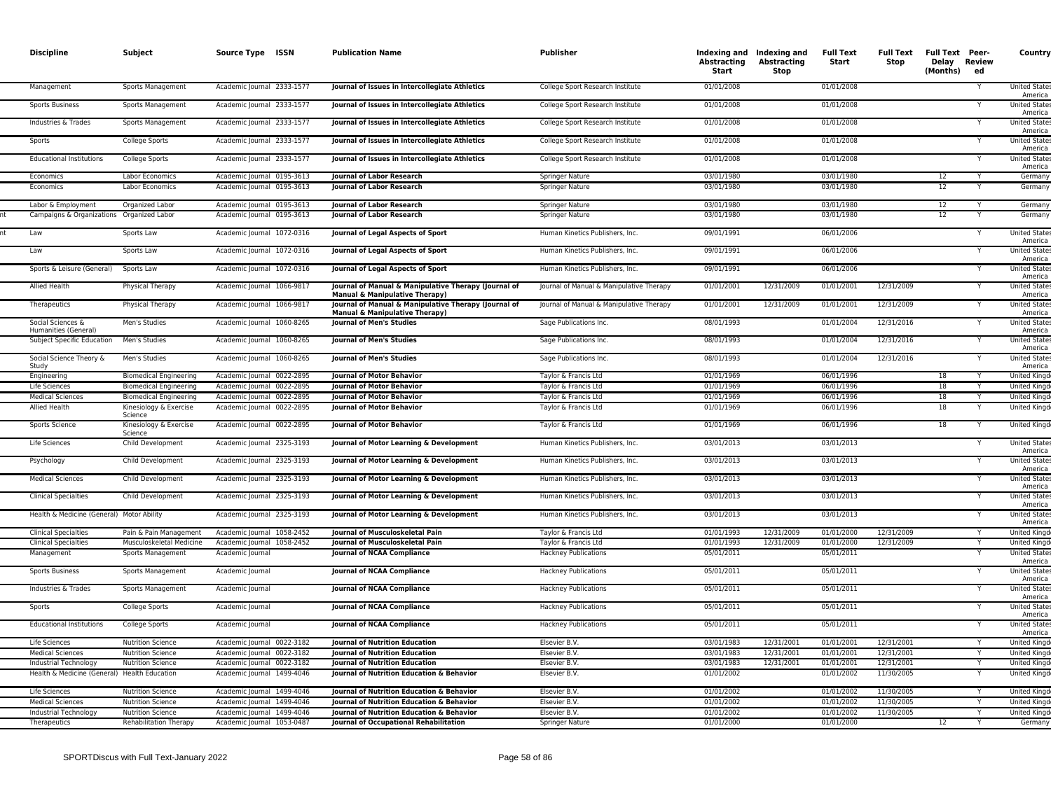| Discipline | Subject | Source Type | ISSN | Publication Name | Publisher | Indexing and Abstracting Start | Indexing and Abstracting Stop | Full Text Start | Full Text Stop | Full Text Delay (Months) | Peer-Reviewed | Country |
|---|---|---|---|---|---|---|---|---|---|---|---|---|
| Management | Sports Management | Academic Journal | 2333-1577 | **Journal of Issues in Intercollegiate Athletics** | College Sport Research Institute | 01/01/2008 | | 01/01/2008 | | | Y | United States America |
| Sports Business | Sports Management | Academic Journal | 2333-1577 | **Journal of Issues in Intercollegiate Athletics** | College Sport Research Institute | 01/01/2008 | | 01/01/2008 | | | Y | United States America |
| Industries & Trades | Sports Management | Academic Journal | 2333-1577 | **Journal of Issues in Intercollegiate Athletics** | College Sport Research Institute | 01/01/2008 | | 01/01/2008 | | | Y | United States America |
| Sports | College Sports | Academic Journal | 2333-1577 | **Journal of Issues in Intercollegiate Athletics** | College Sport Research Institute | 01/01/2008 | | 01/01/2008 | | | Y | United States America |
| Educational Institutions | College Sports | Academic Journal | 2333-1577 | **Journal of Issues in Intercollegiate Athletics** | College Sport Research Institute | 01/01/2008 | | 01/01/2008 | | | Y | United States America |
| Economics | Labor Economics | Academic Journal | 0195-3613 | **Journal of Labor Research** | Springer Nature | 03/01/1980 | | 03/01/1980 | | 12 | Y | Germany |
| Economics | Labor Economics | Academic Journal | 0195-3613 | **Journal of Labor Research** | Springer Nature | 03/01/1980 | | 03/01/1980 | | 12 | Y | Germany |
| Labor & Employment | Organized Labor | Academic Journal | 0195-3613 | **Journal of Labor Research** | Springer Nature | 03/01/1980 | | 03/01/1980 | | 12 | Y | Germany |
| Campaigns & Organizations | Organized Labor | Academic Journal | 0195-3613 | **Journal of Labor Research** | Springer Nature | 03/01/1980 | | 03/01/1980 | | 12 | Y | Germany |
| Law | Sports Law | Academic Journal | 1072-0316 | **Journal of Legal Aspects of Sport** | Human Kinetics Publishers, Inc. | 09/01/1991 | | 06/01/2006 | | | Y | United States America |
| Law | Sports Law | Academic Journal | 1072-0316 | **Journal of Legal Aspects of Sport** | Human Kinetics Publishers, Inc. | 09/01/1991 | | 06/01/2006 | | | Y | United States America |
| Sports & Leisure (General) | Sports Law | Academic Journal | 1072-0316 | **Journal of Legal Aspects of Sport** | Human Kinetics Publishers, Inc. | 09/01/1991 | | 06/01/2006 | | | Y | United States America |
| Allied Health | Physical Therapy | Academic Journal | 1066-9817 | **Journal of Manual & Manipulative Therapy (Journal of Manual & Manipulative Therapy)** | Journal of Manual & Manipulative Therapy | 01/01/2001 | 12/31/2009 | 01/01/2001 | 12/31/2009 | | Y | United States America |
| Therapeutics | Physical Therapy | Academic Journal | 1066-9817 | **Journal of Manual & Manipulative Therapy (Journal of Manual & Manipulative Therapy)** | Journal of Manual & Manipulative Therapy | 01/01/2001 | 12/31/2009 | 01/01/2001 | 12/31/2009 | | Y | United States America |
| Social Sciences & Humanities (General) | Men's Studies | Academic Journal | 1060-8265 | **Journal of Men's Studies** | Sage Publications Inc. | 08/01/1993 | | 01/01/2004 | 12/31/2016 | | Y | United States America |
| Subject Specific Education | Men's Studies | Academic Journal | 1060-8265 | **Journal of Men's Studies** | Sage Publications Inc. | 08/01/1993 | | 01/01/2004 | 12/31/2016 | | Y | United States America |
| Social Science Theory & Study | Men's Studies | Academic Journal | 1060-8265 | **Journal of Men's Studies** | Sage Publications Inc. | 08/01/1993 | | 01/01/2004 | 12/31/2016 | | Y | United States America |
| Engineering | Biomedical Engineering | Academic Journal | 0022-2895 | **Journal of Motor Behavior** | Taylor & Francis Ltd | 01/01/1969 | | 06/01/1996 | | 18 | Y | United Kingd |
| Life Sciences | Biomedical Engineering | Academic Journal | 0022-2895 | **Journal of Motor Behavior** | Taylor & Francis Ltd | 01/01/1969 | | 06/01/1996 | | 18 | Y | United Kingd |
| Medical Sciences | Biomedical Engineering | Academic Journal | 0022-2895 | **Journal of Motor Behavior** | Taylor & Francis Ltd | 01/01/1969 | | 06/01/1996 | | 18 | Y | United Kingd |
| Allied Health | Kinesiology & Exercise Science | Academic Journal | 0022-2895 | **Journal of Motor Behavior** | Taylor & Francis Ltd | 01/01/1969 | | 06/01/1996 | | 18 | Y | United Kingd |
| Sports Science | Kinesiology & Exercise Science | Academic Journal | 0022-2895 | **Journal of Motor Behavior** | Taylor & Francis Ltd | 01/01/1969 | | 06/01/1996 | | 18 | Y | United Kingd |
| Life Sciences | Child Development | Academic Journal | 2325-3193 | **Journal of Motor Learning & Development** | Human Kinetics Publishers, Inc. | 03/01/2013 | | 03/01/2013 | | | Y | United States America |
| Psychology | Child Development | Academic Journal | 2325-3193 | **Journal of Motor Learning & Development** | Human Kinetics Publishers, Inc. | 03/01/2013 | | 03/01/2013 | | | Y | United States America |
| Medical Sciences | Child Development | Academic Journal | 2325-3193 | **Journal of Motor Learning & Development** | Human Kinetics Publishers, Inc. | 03/01/2013 | | 03/01/2013 | | | Y | United States America |
| Clinical Specialties | Child Development | Academic Journal | 2325-3193 | **Journal of Motor Learning & Development** | Human Kinetics Publishers, Inc. | 03/01/2013 | | 03/01/2013 | | | Y | United States America |
| Health & Medicine (General) | Motor Ability | Academic Journal | 2325-3193 | **Journal of Motor Learning & Development** | Human Kinetics Publishers, Inc. | 03/01/2013 | | 03/01/2013 | | | Y | United States America |
| Clinical Specialties | Pain & Pain Management | Academic Journal | 1058-2452 | **Journal of Musculoskeletal Pain** | Taylor & Francis Ltd | 01/01/1993 | 12/31/2009 | 01/01/2000 | 12/31/2009 | | Y | United Kingd |
| Clinical Specialties | Musculoskeletal Medicine | Academic Journal | 1058-2452 | **Journal of Musculoskeletal Pain** | Taylor & Francis Ltd | 01/01/1993 | 12/31/2009 | 01/01/2000 | 12/31/2009 | | Y | United Kingd |
| Management | Sports Management | Academic Journal | | **Journal of NCAA Compliance** | Hackney Publications | 05/01/2011 | | 05/01/2011 | | | Y | United States America |
| Sports Business | Sports Management | Academic Journal | | **Journal of NCAA Compliance** | Hackney Publications | 05/01/2011 | | 05/01/2011 | | | Y | United States America |
| Industries & Trades | Sports Management | Academic Journal | | **Journal of NCAA Compliance** | Hackney Publications | 05/01/2011 | | 05/01/2011 | | | Y | United States America |
| Sports | College Sports | Academic Journal | | **Journal of NCAA Compliance** | Hackney Publications | 05/01/2011 | | 05/01/2011 | | | Y | United States America |
| Educational Institutions | College Sports | Academic Journal | | **Journal of NCAA Compliance** | Hackney Publications | 05/01/2011 | | 05/01/2011 | | | Y | United States America |
| Life Sciences | Nutrition Science | Academic Journal | 0022-3182 | **Journal of Nutrition Education** | Elsevier B.V. | 03/01/1983 | 12/31/2001 | 01/01/2001 | 12/31/2001 | | Y | United Kingd |
| Medical Sciences | Nutrition Science | Academic Journal | 0022-3182 | **Journal of Nutrition Education** | Elsevier B.V. | 03/01/1983 | 12/31/2001 | 01/01/2001 | 12/31/2001 | | Y | United Kingd |
| Industrial Technology | Nutrition Science | Academic Journal | 0022-3182 | **Journal of Nutrition Education** | Elsevier B.V. | 03/01/1983 | 12/31/2001 | 01/01/2001 | 12/31/2001 | | Y | United Kingd |
| Health & Medicine (General) | Health Education | Academic Journal | 1499-4046 | **Journal of Nutrition Education & Behavior** | Elsevier B.V. | 01/01/2002 | | 01/01/2002 | 11/30/2005 | | Y | United Kingd |
| Life Sciences | Nutrition Science | Academic Journal | 1499-4046 | **Journal of Nutrition Education & Behavior** | Elsevier B.V. | 01/01/2002 | | 01/01/2002 | 11/30/2005 | | Y | United Kingd |
| Medical Sciences | Nutrition Science | Academic Journal | 1499-4046 | **Journal of Nutrition Education & Behavior** | Elsevier B.V. | 01/01/2002 | | 01/01/2002 | 11/30/2005 | | Y | United Kingd |
| Industrial Technology | Nutrition Science | Academic Journal | 1499-4046 | **Journal of Nutrition Education & Behavior** | Elsevier B.V. | 01/01/2002 | | 01/01/2002 | 11/30/2005 | | Y | United Kingd |
| Therapeutics | Rehabilitation Therapy | Academic Journal | 1053-0487 | **Journal of Occupational Rehabilitation** | Springer Nature | 01/01/2000 | | 01/01/2000 | | 12 | Y | Germany |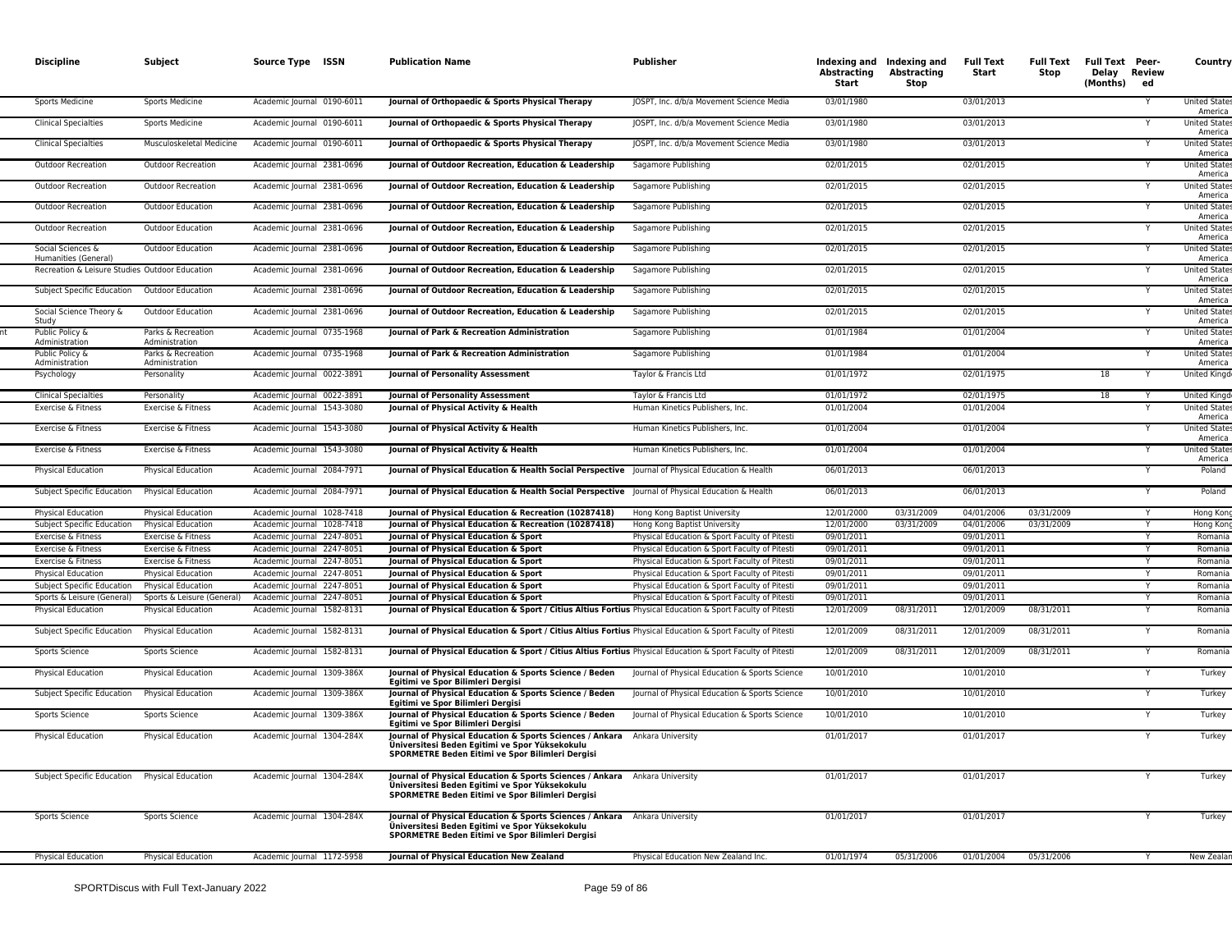| Discipline | Subject | Source Type | ISSN | Publication Name | Publisher | Indexing and Abstracting Start | Indexing and Abstracting Stop | Full Text Start | Full Text Stop | Full Text Delay (Months) | Peer-Reviewed | Country |
|---|---|---|---|---|---|---|---|---|---|---|---|---|
| Sports Medicine | Sports Medicine | Academic Journal | 0190-6011 | **Journal of Orthopaedic & Sports Physical Therapy** | JOSPT, Inc. d/b/a Movement Science Media | 03/01/1980 | | 03/01/2013 | | | Y | United States of America |
| Clinical Specialties | Sports Medicine | Academic Journal | 0190-6011 | **Journal of Orthopaedic & Sports Physical Therapy** | JOSPT, Inc. d/b/a Movement Science Media | 03/01/1980 | | 03/01/2013 | | | Y | United States of America |
| Clinical Specialties | Musculoskeletal Medicine | Academic Journal | 0190-6011 | **Journal of Orthopaedic & Sports Physical Therapy** | JOSPT, Inc. d/b/a Movement Science Media | 03/01/1980 | | 03/01/2013 | | | Y | United States of America |
| Outdoor Recreation | Outdoor Recreation | Academic Journal | 2381-0696 | **Journal of Outdoor Recreation, Education & Leadership** | Sagamore Publishing | 02/01/2015 | | 02/01/2015 | | | Y | United States of America |
| Outdoor Recreation | Outdoor Recreation | Academic Journal | 2381-0696 | **Journal of Outdoor Recreation, Education & Leadership** | Sagamore Publishing | 02/01/2015 | | 02/01/2015 | | | Y | United States of America |
| Outdoor Recreation | Outdoor Education | Academic Journal | 2381-0696 | **Journal of Outdoor Recreation, Education & Leadership** | Sagamore Publishing | 02/01/2015 | | 02/01/2015 | | | Y | United States of America |
| Outdoor Recreation | Outdoor Education | Academic Journal | 2381-0696 | **Journal of Outdoor Recreation, Education & Leadership** | Sagamore Publishing | 02/01/2015 | | 02/01/2015 | | | Y | United States of America |
| Social Sciences & Humanities (General) | Outdoor Education | Academic Journal | 2381-0696 | **Journal of Outdoor Recreation, Education & Leadership** | Sagamore Publishing | 02/01/2015 | | 02/01/2015 | | | Y | United States of America |
| Recreation & Leisure Studies | Outdoor Education | Academic Journal | 2381-0696 | **Journal of Outdoor Recreation, Education & Leadership** | Sagamore Publishing | 02/01/2015 | | 02/01/2015 | | | Y | United States of America |
| Subject Specific Education | Outdoor Education | Academic Journal | 2381-0696 | **Journal of Outdoor Recreation, Education & Leadership** | Sagamore Publishing | 02/01/2015 | | 02/01/2015 | | | Y | United States of America |
| Social Science Theory & Study | Outdoor Education | Academic Journal | 2381-0696 | **Journal of Outdoor Recreation, Education & Leadership** | Sagamore Publishing | 02/01/2015 | | 02/01/2015 | | | Y | United States of America |
| Public Policy & Administration | Parks & Recreation Administration | Academic Journal | 0735-1968 | **Journal of Park & Recreation Administration** | Sagamore Publishing | 01/01/1984 | | 01/01/2004 | | | Y | United States of America |
| Public Policy & Administration | Parks & Recreation Administration | Academic Journal | 0735-1968 | **Journal of Park & Recreation Administration** | Sagamore Publishing | 01/01/1984 | | 01/01/2004 | | | Y | United States of America |
| Psychology | Personality | Academic Journal | 0022-3891 | **Journal of Personality Assessment** | Taylor & Francis Ltd | 01/01/1972 | | 02/01/1975 | | 18 | Y | United Kingdom |
| Clinical Specialties | Personality | Academic Journal | 0022-3891 | **Journal of Personality Assessment** | Taylor & Francis Ltd | 01/01/1972 | | 02/01/1975 | | 18 | Y | United Kingdom |
| Exercise & Fitness | Exercise & Fitness | Academic Journal | 1543-3080 | **Journal of Physical Activity & Health** | Human Kinetics Publishers, Inc. | 01/01/2004 | | 01/01/2004 | | | Y | United States of America |
| Exercise & Fitness | Exercise & Fitness | Academic Journal | 1543-3080 | **Journal of Physical Activity & Health** | Human Kinetics Publishers, Inc. | 01/01/2004 | | 01/01/2004 | | | Y | United States of America |
| Exercise & Fitness | Exercise & Fitness | Academic Journal | 1543-3080 | **Journal of Physical Activity & Health** | Human Kinetics Publishers, Inc. | 01/01/2004 | | 01/01/2004 | | | Y | United States of America |
| Physical Education | Physical Education | Academic Journal | 2084-7971 | **Journal of Physical Education & Health Social Perspective** | Journal of Physical Education & Health | 06/01/2013 | | 06/01/2013 | | | Y | Poland |
| Subject Specific Education | Physical Education | Academic Journal | 2084-7971 | **Journal of Physical Education & Health Social Perspective** | Journal of Physical Education & Health | 06/01/2013 | | 06/01/2013 | | | Y | Poland |
| Physical Education | Physical Education | Academic Journal | 1028-7418 | **Journal of Physical Education & Recreation (10287418)** | Hong Kong Baptist University | 12/01/2000 | 03/31/2009 | 04/01/2006 | 03/31/2009 | | Y | Hong Kong |
| Subject Specific Education | Physical Education | Academic Journal | 1028-7418 | **Journal of Physical Education & Recreation (10287418)** | Hong Kong Baptist University | 12/01/2000 | 03/31/2009 | 04/01/2006 | 03/31/2009 | | Y | Hong Kong |
| Exercise & Fitness | Exercise & Fitness | Academic Journal | 2247-8051 | **Journal of Physical Education & Sport** | Physical Education & Sport Faculty of Pitesti | 09/01/2011 | | 09/01/2011 | | | Y | Romania |
| Exercise & Fitness | Exercise & Fitness | Academic Journal | 2247-8051 | **Journal of Physical Education & Sport** | Physical Education & Sport Faculty of Pitesti | 09/01/2011 | | 09/01/2011 | | | Y | Romania |
| Exercise & Fitness | Exercise & Fitness | Academic Journal | 2247-8051 | **Journal of Physical Education & Sport** | Physical Education & Sport Faculty of Pitesti | 09/01/2011 | | 09/01/2011 | | | Y | Romania |
| Physical Education | Physical Education | Academic Journal | 2247-8051 | **Journal of Physical Education & Sport** | Physical Education & Sport Faculty of Pitesti | 09/01/2011 | | 09/01/2011 | | | Y | Romania |
| Subject Specific Education | Physical Education | Academic Journal | 2247-8051 | **Journal of Physical Education & Sport** | Physical Education & Sport Faculty of Pitesti | 09/01/2011 | | 09/01/2011 | | | Y | Romania |
| Sports & Leisure (General) | Sports & Leisure (General) | Academic Journal | 2247-8051 | **Journal of Physical Education & Sport** | Physical Education & Sport Faculty of Pitesti | 09/01/2011 | | 09/01/2011 | | | Y | Romania |
| Physical Education | Physical Education | Academic Journal | 1582-8131 | **Journal of Physical Education & Sport / Citius Altius Fortius** | Physical Education & Sport Faculty of Pitesti | 12/01/2009 | 08/31/2011 | 12/01/2009 | 08/31/2011 | | Y | Romania |
| Subject Specific Education | Physical Education | Academic Journal | 1582-8131 | **Journal of Physical Education & Sport / Citius Altius Fortius** | Physical Education & Sport Faculty of Pitesti | 12/01/2009 | 08/31/2011 | 12/01/2009 | 08/31/2011 | | Y | Romania |
| Sports Science | Sports Science | Academic Journal | 1582-8131 | **Journal of Physical Education & Sport / Citius Altius Fortius** | Physical Education & Sport Faculty of Pitesti | 12/01/2009 | 08/31/2011 | 12/01/2009 | 08/31/2011 | | Y | Romania |
| Physical Education | Physical Education | Academic Journal | 1309-386X | **Journal of Physical Education & Sports Science / Beden Egitimi ve Spor Bilimleri Dergisi** | Journal of Physical Education & Sports Science | 10/01/2010 | | 10/01/2010 | | | Y | Turkey |
| Subject Specific Education | Physical Education | Academic Journal | 1309-386X | **Journal of Physical Education & Sports Science / Beden Egitimi ve Spor Bilimleri Dergisi** | Journal of Physical Education & Sports Science | 10/01/2010 | | 10/01/2010 | | | Y | Turkey |
| Sports Science | Sports Science | Academic Journal | 1309-386X | **Journal of Physical Education & Sports Science / Beden Egitimi ve Spor Bilimleri Dergisi** | Journal of Physical Education & Sports Science | 10/01/2010 | | 10/01/2010 | | | Y | Turkey |
| Physical Education | Physical Education | Academic Journal | 1304-284X | **Journal of Physical Education & Sports Sciences / Ankara Üniversitesi Beden Egitimi ve Spor Yüksekokulu SPORMETRE Beden Eitimi ve Spor Bilimleri Dergisi** | Ankara University | 01/01/2017 | | 01/01/2017 | | | Y | Turkey |
| Subject Specific Education | Physical Education | Academic Journal | 1304-284X | **Journal of Physical Education & Sports Sciences / Ankara Üniversitesi Beden Egitimi ve Spor Yüksekokulu SPORMETRE Beden Eitimi ve Spor Bilimleri Dergisi** | Ankara University | 01/01/2017 | | 01/01/2017 | | | Y | Turkey |
| Sports Science | Sports Science | Academic Journal | 1304-284X | **Journal of Physical Education & Sports Sciences / Ankara Üniversitesi Beden Egitimi ve Spor Yüksekokulu SPORMETRE Beden Eitimi ve Spor Bilimleri Dergisi** | Ankara University | 01/01/2017 | | 01/01/2017 | | | Y | Turkey |
| Physical Education | Physical Education | Academic Journal | 1172-5958 | **Journal of Physical Education New Zealand** | Physical Education New Zealand Inc. | 01/01/1974 | 05/31/2006 | 01/01/2004 | 05/31/2006 | | Y | New Zealand |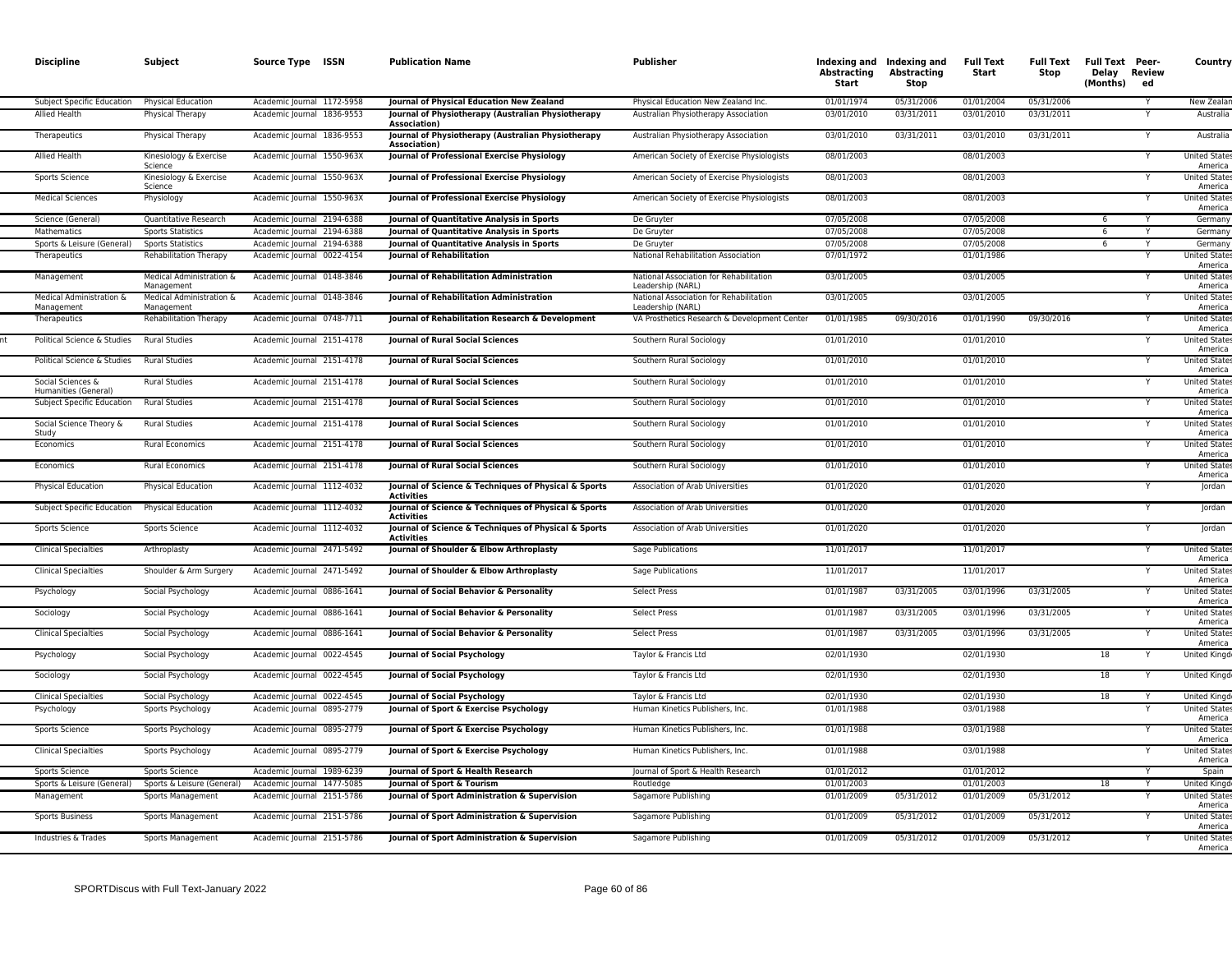| Discipline | Subject | Source Type | ISSN | Publication Name | Publisher | Indexing and Abstracting Start | Indexing and Abstracting Stop | Full Text Start | Full Text Stop | Full Text Delay (Months) | Peer-Reviewed | Country |
|---|---|---|---|---|---|---|---|---|---|---|---|---|
| Subject Specific Education | Physical Education | Academic Journal | 1172-5958 | **Journal of Physical Education New Zealand** | Physical Education New Zealand Inc. | 01/01/1974 | 05/31/2006 | 01/01/2004 | 05/31/2006 | | Y | New Zealan |
| Allied Health | Physical Therapy | Academic Journal | 1836-9553 | **Journal of Physiotherapy (Australian Physiotherapy Association)** | Australian Physiotherapy Association | 03/01/2010 | 03/31/2011 | 03/01/2010 | 03/31/2011 | | Y | Australia |
| Therapeutics | Physical Therapy | Academic Journal | 1836-9553 | **Journal of Physiotherapy (Australian Physiotherapy Association)** | Australian Physiotherapy Association | 03/01/2010 | 03/31/2011 | 03/01/2010 | 03/31/2011 | | Y | Australia |
| Allied Health | Kinesiology & Exercise Science | Academic Journal | 1550-963X | **Journal of Professional Exercise Physiology** | American Society of Exercise Physiologists | 08/01/2003 | | 08/01/2003 | | | Y | United States America |
| Sports Science | Kinesiology & Exercise Science | Academic Journal | 1550-963X | **Journal of Professional Exercise Physiology** | American Society of Exercise Physiologists | 08/01/2003 | | 08/01/2003 | | | Y | United States America |
| Medical Sciences | Physiology | Academic Journal | 1550-963X | **Journal of Professional Exercise Physiology** | American Society of Exercise Physiologists | 08/01/2003 | | 08/01/2003 | | | Y | United States America |
| Science (General) | Quantitative Research | Academic Journal | 2194-6388 | **Journal of Quantitative Analysis in Sports** | De Gruyter | 07/05/2008 | | 07/05/2008 | | 6 | Y | Germany |
| Mathematics | Sports Statistics | Academic Journal | 2194-6388 | **Journal of Quantitative Analysis in Sports** | De Gruyter | 07/05/2008 | | 07/05/2008 | | 6 | Y | Germany |
| Sports & Leisure (General) | Sports Statistics | Academic Journal | 2194-6388 | **Journal of Quantitative Analysis in Sports** | De Gruyter | 07/05/2008 | | 07/05/2008 | | 6 | Y | Germany |
| Therapeutics | Rehabilitation Therapy | Academic Journal | 0022-4154 | **Journal of Rehabilitation** | National Rehabilitation Association | 07/01/1972 | | 01/01/1986 | | | Y | United States America |
| Management | Medical Administration & Management | Academic Journal | 0148-3846 | **Journal of Rehabilitation Administration** | National Association for Rehabilitation Leadership (NARL) | 03/01/2005 | | 03/01/2005 | | | Y | United States America |
| Medical Administration & Management | Medical Administration & Management | Academic Journal | 0148-3846 | **Journal of Rehabilitation Administration** | National Association for Rehabilitation Leadership (NARL) | 03/01/2005 | | 03/01/2005 | | | Y | United States America |
| Therapeutics | Rehabilitation Therapy | Academic Journal | 0748-7711 | **Journal of Rehabilitation Research & Development** | VA Prosthetics Research & Development Center | 01/01/1985 | 09/30/2016 | 01/01/1990 | 09/30/2016 | | Y | United States America |
| Political Science & Studies | Rural Studies | Academic Journal | 2151-4178 | **Journal of Rural Social Sciences** | Southern Rural Sociology | 01/01/2010 | | 01/01/2010 | | | Y | United States America |
| Political Science & Studies | Rural Studies | Academic Journal | 2151-4178 | **Journal of Rural Social Sciences** | Southern Rural Sociology | 01/01/2010 | | 01/01/2010 | | | Y | United States America |
| Social Sciences & Humanities (General) | Rural Studies | Academic Journal | 2151-4178 | **Journal of Rural Social Sciences** | Southern Rural Sociology | 01/01/2010 | | 01/01/2010 | | | Y | United States America |
| Subject Specific Education | Rural Studies | Academic Journal | 2151-4178 | **Journal of Rural Social Sciences** | Southern Rural Sociology | 01/01/2010 | | 01/01/2010 | | | Y | United States America |
| Social Science Theory & Study | Rural Studies | Academic Journal | 2151-4178 | **Journal of Rural Social Sciences** | Southern Rural Sociology | 01/01/2010 | | 01/01/2010 | | | Y | United States America |
| Economics | Rural Economics | Academic Journal | 2151-4178 | **Journal of Rural Social Sciences** | Southern Rural Sociology | 01/01/2010 | | 01/01/2010 | | | Y | United States America |
| Economics | Rural Economics | Academic Journal | 2151-4178 | **Journal of Rural Social Sciences** | Southern Rural Sociology | 01/01/2010 | | 01/01/2010 | | | Y | United States America |
| Physical Education | Physical Education | Academic Journal | 1112-4032 | **Journal of Science & Techniques of Physical & Sports Activities** | Association of Arab Universities | 01/01/2020 | | 01/01/2020 | | | Y | Jordan |
| Subject Specific Education | Physical Education | Academic Journal | 1112-4032 | **Journal of Science & Techniques of Physical & Sports Activities** | Association of Arab Universities | 01/01/2020 | | 01/01/2020 | | | Y | Jordan |
| Sports Science | Sports Science | Academic Journal | 1112-4032 | **Journal of Science & Techniques of Physical & Sports Activities** | Association of Arab Universities | 01/01/2020 | | 01/01/2020 | | | Y | Jordan |
| Clinical Specialties | Arthroplasty | Academic Journal | 2471-5492 | **Journal of Shoulder & Elbow Arthroplasty** | Sage Publications | 11/01/2017 | | 11/01/2017 | | | Y | United States America |
| Clinical Specialties | Shoulder & Arm Surgery | Academic Journal | 2471-5492 | **Journal of Shoulder & Elbow Arthroplasty** | Sage Publications | 11/01/2017 | | 11/01/2017 | | | Y | United States America |
| Psychology | Social Psychology | Academic Journal | 0886-1641 | **Journal of Social Behavior & Personality** | Select Press | 01/01/1987 | 03/31/2005 | 03/01/1996 | 03/31/2005 | | Y | United States America |
| Sociology | Social Psychology | Academic Journal | 0886-1641 | **Journal of Social Behavior & Personality** | Select Press | 01/01/1987 | 03/31/2005 | 03/01/1996 | 03/31/2005 | | Y | United States America |
| Clinical Specialties | Social Psychology | Academic Journal | 0886-1641 | **Journal of Social Behavior & Personality** | Select Press | 01/01/1987 | 03/31/2005 | 03/01/1996 | 03/31/2005 | | Y | United States America |
| Psychology | Social Psychology | Academic Journal | 0022-4545 | **Journal of Social Psychology** | Taylor & Francis Ltd | 02/01/1930 | | 02/01/1930 | | 18 | Y | United Kingd |
| Sociology | Social Psychology | Academic Journal | 0022-4545 | **Journal of Social Psychology** | Taylor & Francis Ltd | 02/01/1930 | | 02/01/1930 | | 18 | Y | United Kingd |
| Clinical Specialties | Social Psychology | Academic Journal | 0022-4545 | **Journal of Social Psychology** | Taylor & Francis Ltd | 02/01/1930 | | 02/01/1930 | | 18 | Y | United Kingd |
| Psychology | Sports Psychology | Academic Journal | 0895-2779 | **Journal of Sport & Exercise Psychology** | Human Kinetics Publishers, Inc. | 01/01/1988 | | 03/01/1988 | | | Y | United States America |
| Sports Science | Sports Psychology | Academic Journal | 0895-2779 | **Journal of Sport & Exercise Psychology** | Human Kinetics Publishers, Inc. | 01/01/1988 | | 03/01/1988 | | | Y | United States America |
| Clinical Specialties | Sports Psychology | Academic Journal | 0895-2779 | **Journal of Sport & Exercise Psychology** | Human Kinetics Publishers, Inc. | 01/01/1988 | | 03/01/1988 | | | Y | United States America |
| Sports Science | Sports Science | Academic Journal | 1989-6239 | **Journal of Sport & Health Research** | Journal of Sport & Health Research | 01/01/2012 | | 01/01/2012 | | | Y | Spain |
| Sports & Leisure (General) | Sports & Leisure (General) | Academic Journal | 1477-5085 | **Journal of Sport & Tourism** | Routledge | 01/01/2003 | | 01/01/2003 | | 18 | Y | United Kingd |
| Management | Sports Management | Academic Journal | 2151-5786 | **Journal of Sport Administration & Supervision** | Sagamore Publishing | 01/01/2009 | 05/31/2012 | 01/01/2009 | 05/31/2012 | | Y | United States America |
| Sports Business | Sports Management | Academic Journal | 2151-5786 | **Journal of Sport Administration & Supervision** | Sagamore Publishing | 01/01/2009 | 05/31/2012 | 01/01/2009 | 05/31/2012 | | Y | United States America |
| Industries & Trades | Sports Management | Academic Journal | 2151-5786 | **Journal of Sport Administration & Supervision** | Sagamore Publishing | 01/01/2009 | 05/31/2012 | 01/01/2009 | 05/31/2012 | | Y | United States America |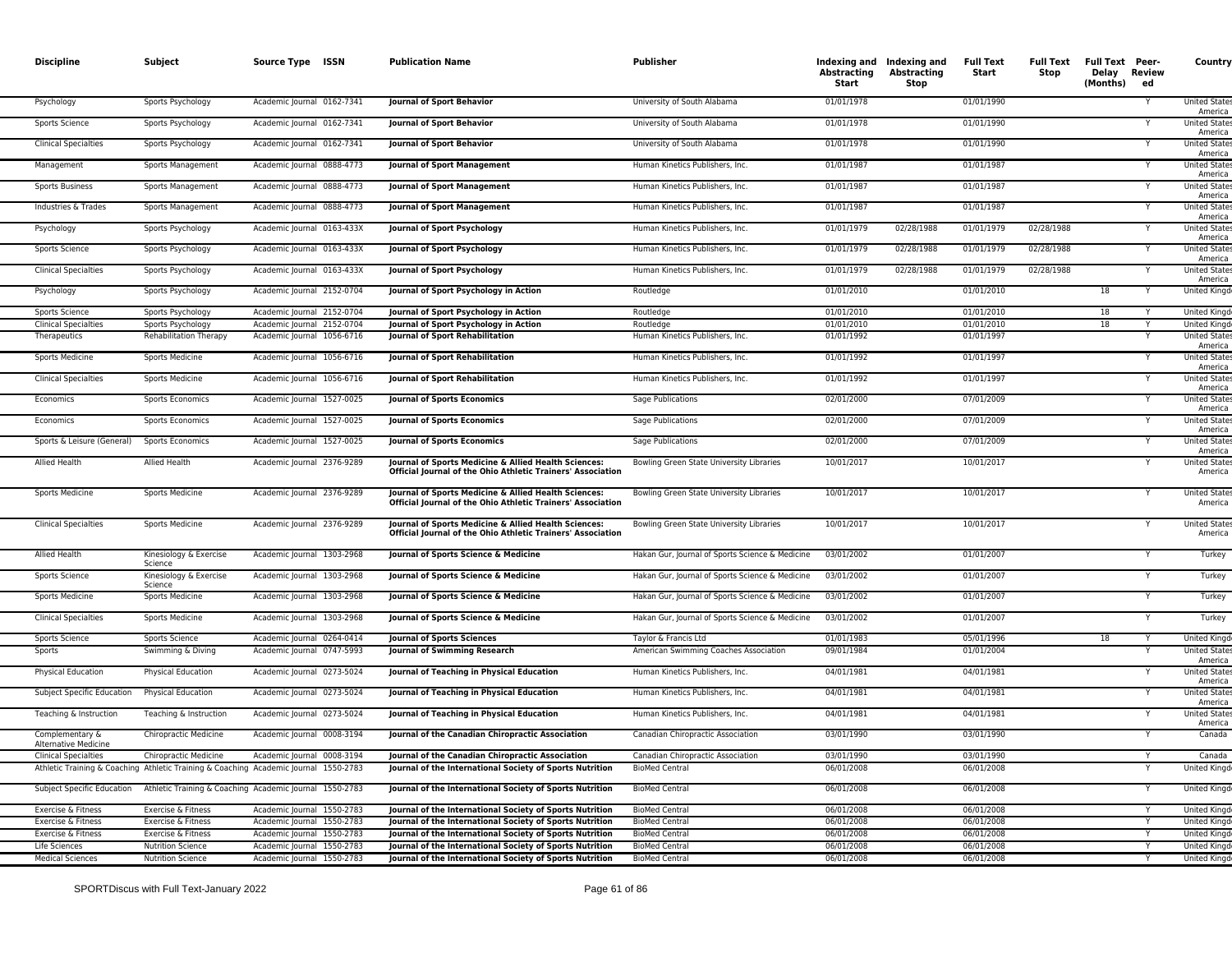| Discipline | Subject | Source Type | ISSN | Publication Name | Publisher | Indexing and Abstracting Start | Indexing and Abstracting Stop | Full Text Start | Full Text Stop | Full Text Delay (Months) | Peer-Reviewed | Country |
|---|---|---|---|---|---|---|---|---|---|---|---|---|
| Psychology | Sports Psychology | Academic Journal | 0162-7341 | **Journal of Sport Behavior** | University of South Alabama | 01/01/1978 | | 01/01/1990 | | | Y | United States America |
| Sports Science | Sports Psychology | Academic Journal | 0162-7341 | **Journal of Sport Behavior** | University of South Alabama | 01/01/1978 | | 01/01/1990 | | | Y | United States America |
| Clinical Specialties | Sports Psychology | Academic Journal | 0162-7341 | **Journal of Sport Behavior** | University of South Alabama | 01/01/1978 | | 01/01/1990 | | | Y | United States America |
| Management | Sports Management | Academic Journal | 0888-4773 | **Journal of Sport Management** | Human Kinetics Publishers, Inc. | 01/01/1987 | | 01/01/1987 | | | Y | United States America |
| Sports Business | Sports Management | Academic Journal | 0888-4773 | **Journal of Sport Management** | Human Kinetics Publishers, Inc. | 01/01/1987 | | 01/01/1987 | | | Y | United States America |
| Industries & Trades | Sports Management | Academic Journal | 0888-4773 | **Journal of Sport Management** | Human Kinetics Publishers, Inc. | 01/01/1987 | | 01/01/1987 | | | Y | United States America |
| Psychology | Sports Psychology | Academic Journal | 0163-433X | **Journal of Sport Psychology** | Human Kinetics Publishers, Inc. | 01/01/1979 | 02/28/1988 | 01/01/1979 | 02/28/1988 | | Y | United States America |
| Sports Science | Sports Psychology | Academic Journal | 0163-433X | **Journal of Sport Psychology** | Human Kinetics Publishers, Inc. | 01/01/1979 | 02/28/1988 | 01/01/1979 | 02/28/1988 | | Y | United States America |
| Clinical Specialties | Sports Psychology | Academic Journal | 0163-433X | **Journal of Sport Psychology** | Human Kinetics Publishers, Inc. | 01/01/1979 | 02/28/1988 | 01/01/1979 | 02/28/1988 | | Y | United States America |
| Psychology | Sports Psychology | Academic Journal | 2152-0704 | **Journal of Sport Psychology in Action** | Routledge | 01/01/2010 | | 01/01/2010 | | 18 | Y | United Kingd |
| Sports Science | Sports Psychology | Academic Journal | 2152-0704 | **Journal of Sport Psychology in Action** | Routledge | 01/01/2010 | | 01/01/2010 | | 18 | Y | United Kingd |
| Clinical Specialties | Sports Psychology | Academic Journal | 2152-0704 | **Journal of Sport Psychology in Action** | Routledge | 01/01/2010 | | 01/01/2010 | | 18 | Y | United Kingd |
| Therapeutics | Rehabilitation Therapy | Academic Journal | 1056-6716 | **Journal of Sport Rehabilitation** | Human Kinetics Publishers, Inc. | 01/01/1992 | | 01/01/1997 | | | Y | United States America |
| Sports Medicine | Sports Medicine | Academic Journal | 1056-6716 | **Journal of Sport Rehabilitation** | Human Kinetics Publishers, Inc. | 01/01/1992 | | 01/01/1997 | | | Y | United States America |
| Clinical Specialties | Sports Medicine | Academic Journal | 1056-6716 | **Journal of Sport Rehabilitation** | Human Kinetics Publishers, Inc. | 01/01/1992 | | 01/01/1997 | | | Y | United States America |
| Economics | Sports Economics | Academic Journal | 1527-0025 | **Journal of Sports Economics** | Sage Publications | 02/01/2000 | | 07/01/2009 | | | Y | United States America |
| Economics | Sports Economics | Academic Journal | 1527-0025 | **Journal of Sports Economics** | Sage Publications | 02/01/2000 | | 07/01/2009 | | | Y | United States America |
| Sports & Leisure (General) | Sports Economics | Academic Journal | 1527-0025 | **Journal of Sports Economics** | Sage Publications | 02/01/2000 | | 07/01/2009 | | | Y | United States America |
| Allied Health | Allied Health | Academic Journal | 2376-9289 | **Journal of Sports Medicine & Allied Health Sciences: Official Journal of the Ohio Athletic Trainers' Association** | Bowling Green State University Libraries | 10/01/2017 | | 10/01/2017 | | | Y | United States America |
| Sports Medicine | Sports Medicine | Academic Journal | 2376-9289 | **Journal of Sports Medicine & Allied Health Sciences: Official Journal of the Ohio Athletic Trainers' Association** | Bowling Green State University Libraries | 10/01/2017 | | 10/01/2017 | | | Y | United States America |
| Clinical Specialties | Sports Medicine | Academic Journal | 2376-9289 | **Journal of Sports Medicine & Allied Health Sciences: Official Journal of the Ohio Athletic Trainers' Association** | Bowling Green State University Libraries | 10/01/2017 | | 10/01/2017 | | | Y | United States America |
| Allied Health | Kinesiology & Exercise Science | Academic Journal | 1303-2968 | **Journal of Sports Science & Medicine** | Hakan Gur, Journal of Sports Science & Medicine | 03/01/2002 | | 01/01/2007 | | | Y | Turkey |
| Sports Science | Kinesiology & Exercise Science | Academic Journal | 1303-2968 | **Journal of Sports Science & Medicine** | Hakan Gur, Journal of Sports Science & Medicine | 03/01/2002 | | 01/01/2007 | | | Y | Turkey |
| Sports Medicine | Sports Medicine | Academic Journal | 1303-2968 | **Journal of Sports Science & Medicine** | Hakan Gur, Journal of Sports Science & Medicine | 03/01/2002 | | 01/01/2007 | | | Y | Turkey |
| Clinical Specialties | Sports Medicine | Academic Journal | 1303-2968 | **Journal of Sports Science & Medicine** | Hakan Gur, Journal of Sports Science & Medicine | 03/01/2002 | | 01/01/2007 | | | Y | Turkey |
| Sports Science | Sports Science | Academic Journal | 0264-0414 | **Journal of Sports Sciences** | Taylor & Francis Ltd | 01/01/1983 | | 05/01/1996 | | 18 | Y | United Kingd |
| Sports | Swimming & Diving | Academic Journal | 0747-5993 | **Journal of Swimming Research** | American Swimming Coaches Association | 09/01/1984 | | 01/01/2004 | | | Y | United States America |
| Physical Education | Physical Education | Academic Journal | 0273-5024 | **Journal of Teaching in Physical Education** | Human Kinetics Publishers, Inc. | 04/01/1981 | | 04/01/1981 | | | Y | United States America |
| Subject Specific Education | Physical Education | Academic Journal | 0273-5024 | **Journal of Teaching in Physical Education** | Human Kinetics Publishers, Inc. | 04/01/1981 | | 04/01/1981 | | | Y | United States America |
| Teaching & Instruction | Teaching & Instruction | Academic Journal | 0273-5024 | **Journal of Teaching in Physical Education** | Human Kinetics Publishers, Inc. | 04/01/1981 | | 04/01/1981 | | | Y | United States America |
| Complementary & Alternative Medicine | Chiropractic Medicine | Academic Journal | 0008-3194 | **Journal of the Canadian Chiropractic Association** | Canadian Chiropractic Association | 03/01/1990 | | 03/01/1990 | | | Y | Canada |
| Clinical Specialties | Chiropractic Medicine | Academic Journal | 0008-3194 | **Journal of the Canadian Chiropractic Association** | Canadian Chiropractic Association | 03/01/1990 | | 03/01/1990 | | | Y | Canada |
| Athletic Training & Coaching | Athletic Training & Coaching | Academic Journal | 1550-2783 | **Journal of the International Society of Sports Nutrition** | BioMed Central | 06/01/2008 | | 06/01/2008 | | | Y | United Kingd |
| Subject Specific Education | Athletic Training & Coaching | Academic Journal | 1550-2783 | **Journal of the International Society of Sports Nutrition** | BioMed Central | 06/01/2008 | | 06/01/2008 | | | Y | United Kingd |
| Exercise & Fitness | Exercise & Fitness | Academic Journal | 1550-2783 | **Journal of the International Society of Sports Nutrition** | BioMed Central | 06/01/2008 | | 06/01/2008 | | | Y | United Kingd |
| Exercise & Fitness | Exercise & Fitness | Academic Journal | 1550-2783 | **Journal of the International Society of Sports Nutrition** | BioMed Central | 06/01/2008 | | 06/01/2008 | | | Y | United Kingd |
| Exercise & Fitness | Exercise & Fitness | Academic Journal | 1550-2783 | **Journal of the International Society of Sports Nutrition** | BioMed Central | 06/01/2008 | | 06/01/2008 | | | Y | United Kingd |
| Life Sciences | Nutrition Science | Academic Journal | 1550-2783 | **Journal of the International Society of Sports Nutrition** | BioMed Central | 06/01/2008 | | 06/01/2008 | | | Y | United Kingd |
| Medical Sciences | Nutrition Science | Academic Journal | 1550-2783 | **Journal of the International Society of Sports Nutrition** | BioMed Central | 06/01/2008 | | 06/01/2008 | | | Y | United Kingd |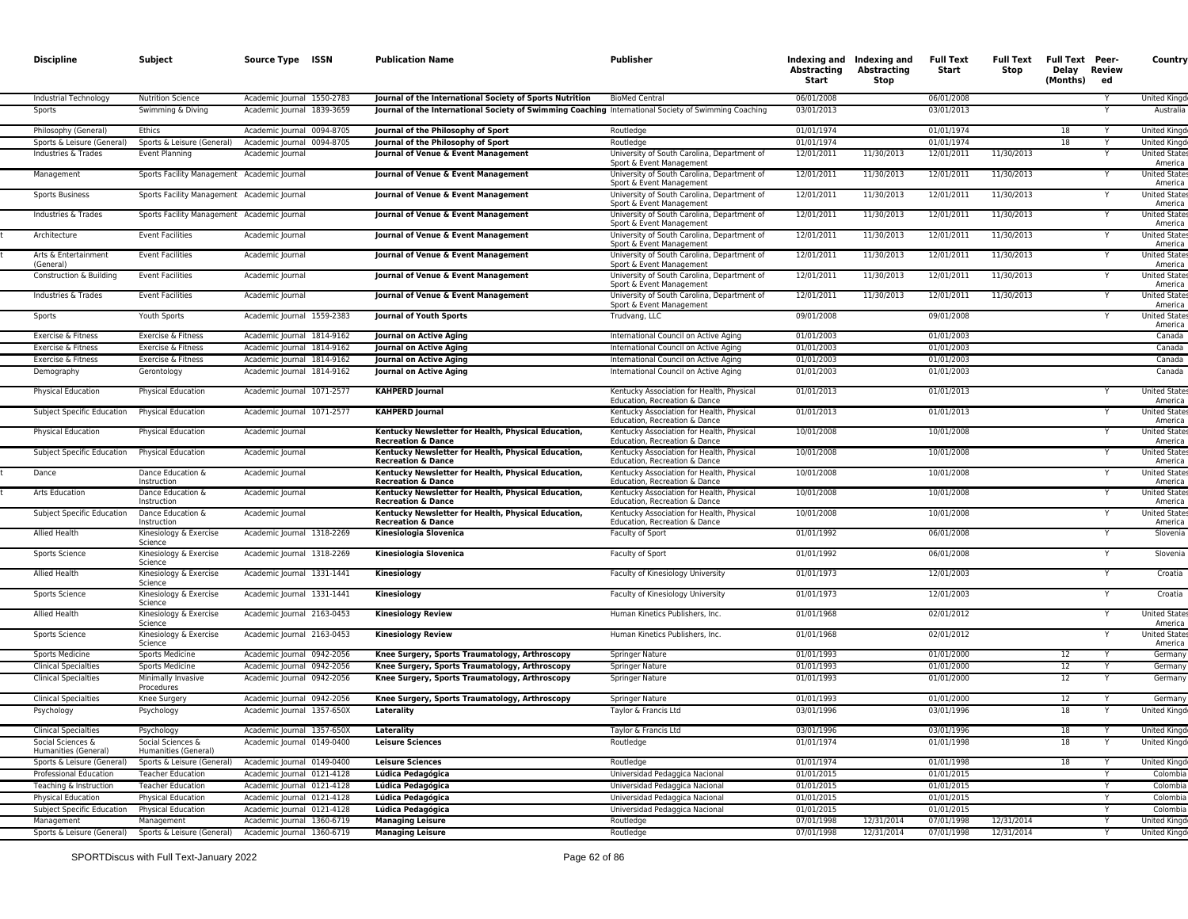| Discipline | Subject | Source Type | ISSN | Publication Name | Publisher | Indexing and Abstracting Start | Indexing and Abstracting Stop | Full Text Start | Full Text Stop | Full Text Delay (Months) | Peer-Reviewed | Country |
|---|---|---|---|---|---|---|---|---|---|---|---|---|
| Industrial Technology | Nutrition Science | Academic Journal | 1550-2783 | Journal of the International Society of Sports Nutrition | BioMed Central | 06/01/2008 | | 06/01/2008 | | | Y | United Kingdom |
| Sports | Swimming & Diving | Academic Journal | 1839-3659 | Journal of the International Society of Swimming Coaching | International Society of Swimming Coaching | 03/01/2013 | | 03/01/2013 | | | Y | Australia |
| Philosophy (General) | Ethics | Academic Journal | 0094-8705 | Journal of the Philosophy of Sport | Routledge | 01/01/1974 | | 01/01/1974 | | 18 | Y | United Kingdom |
| Sports & Leisure (General) | Sports & Leisure (General) | Academic Journal | 0094-8705 | Journal of the Philosophy of Sport | Routledge | 01/01/1974 | | 01/01/1974 | | 18 | Y | United Kingdom |
| Industries & Trades | Event Planning | Academic Journal | | Journal of Venue & Event Management | University of South Carolina, Department of Sport & Event Management | 12/01/2011 | 11/30/2013 | 12/01/2011 | 11/30/2013 | | Y | United States of America |
| Management | Sports Facility Management | Academic Journal | | Journal of Venue & Event Management | University of South Carolina, Department of Sport & Event Management | 12/01/2011 | 11/30/2013 | 12/01/2011 | 11/30/2013 | | Y | United States of America |
| Sports Business | Sports Facility Management | Academic Journal | | Journal of Venue & Event Management | University of South Carolina, Department of Sport & Event Management | 12/01/2011 | 11/30/2013 | 12/01/2011 | 11/30/2013 | | Y | United States of America |
| Industries & Trades | Sports Facility Management | Academic Journal | | Journal of Venue & Event Management | University of South Carolina, Department of Sport & Event Management | 12/01/2011 | 11/30/2013 | 12/01/2011 | 11/30/2013 | | Y | United States of America |
| Architecture | Event Facilities | Academic Journal | | Journal of Venue & Event Management | University of South Carolina, Department of Sport & Event Management | 12/01/2011 | 11/30/2013 | 12/01/2011 | 11/30/2013 | | Y | United States of America |
| Arts & Entertainment (General) | Event Facilities | Academic Journal | | Journal of Venue & Event Management | University of South Carolina, Department of Sport & Event Management | 12/01/2011 | 11/30/2013 | 12/01/2011 | 11/30/2013 | | Y | United States of America |
| Construction & Building | Event Facilities | Academic Journal | | Journal of Venue & Event Management | University of South Carolina, Department of Sport & Event Management | 12/01/2011 | 11/30/2013 | 12/01/2011 | 11/30/2013 | | Y | United States of America |
| Industries & Trades | Event Facilities | Academic Journal | | Journal of Venue & Event Management | University of South Carolina, Department of Sport & Event Management | 12/01/2011 | 11/30/2013 | 12/01/2011 | 11/30/2013 | | Y | United States of America |
| Sports | Youth Sports | Academic Journal | 1559-2383 | Journal of Youth Sports | Trudvang, LLC | 09/01/2008 | | 09/01/2008 | | | Y | United States of America |
| Exercise & Fitness | Exercise & Fitness | Academic Journal | 1814-9162 | Journal on Active Aging | International Council on Active Aging | 01/01/2003 | | 01/01/2003 | | | | Canada |
| Exercise & Fitness | Exercise & Fitness | Academic Journal | 1814-9162 | Journal on Active Aging | International Council on Active Aging | 01/01/2003 | | 01/01/2003 | | | | Canada |
| Exercise & Fitness | Exercise & Fitness | Academic Journal | 1814-9162 | Journal on Active Aging | International Council on Active Aging | 01/01/2003 | | 01/01/2003 | | | | Canada |
| Demography | Gerontology | Academic Journal | 1814-9162 | Journal on Active Aging | International Council on Active Aging | 01/01/2003 | | 01/01/2003 | | | | Canada |
| Physical Education | Physical Education | Academic Journal | 1071-2577 | KAHPERD Journal | Kentucky Association for Health, Physical Education, Recreation & Dance | 01/01/2013 | | 01/01/2013 | | | Y | United States of America |
| Subject Specific Education | Physical Education | Academic Journal | 1071-2577 | KAHPERD Journal | Kentucky Association for Health, Physical Education, Recreation & Dance | 01/01/2013 | | 01/01/2013 | | | Y | United States of America |
| Physical Education | Physical Education | Academic Journal | | Kentucky Newsletter for Health, Physical Education, Recreation & Dance | Kentucky Association for Health, Physical Education, Recreation & Dance | 10/01/2008 | | 10/01/2008 | | | Y | United States of America |
| Subject Specific Education | Physical Education | Academic Journal | | Kentucky Newsletter for Health, Physical Education, Recreation & Dance | Kentucky Association for Health, Physical Education, Recreation & Dance | 10/01/2008 | | 10/01/2008 | | | Y | United States of America |
| Dance | Dance Education & Instruction | Academic Journal | | Kentucky Newsletter for Health, Physical Education, Recreation & Dance | Kentucky Association for Health, Physical Education, Recreation & Dance | 10/01/2008 | | 10/01/2008 | | | Y | United States of America |
| Arts Education | Dance Education & Instruction | Academic Journal | | Kentucky Newsletter for Health, Physical Education, Recreation & Dance | Kentucky Association for Health, Physical Education, Recreation & Dance | 10/01/2008 | | 10/01/2008 | | | Y | United States of America |
| Subject Specific Education | Dance Education & Instruction | Academic Journal | | Kentucky Newsletter for Health, Physical Education, Recreation & Dance | Kentucky Association for Health, Physical Education, Recreation & Dance | 10/01/2008 | | 10/01/2008 | | | Y | United States of America |
| Allied Health | Kinesiology & Exercise Science | Academic Journal | 1318-2269 | Kinesiologia Slovenica | Faculty of Sport | 01/01/1992 | | 06/01/2008 | | | Y | Slovenia |
| Sports Science | Kinesiology & Exercise Science | Academic Journal | 1318-2269 | Kinesiologia Slovenica | Faculty of Sport | 01/01/1992 | | 06/01/2008 | | | Y | Slovenia |
| Allied Health | Kinesiology & Exercise Science | Academic Journal | 1331-1441 | Kinesiology | Faculty of Kinesiology University | 01/01/1973 | | 12/01/2003 | | | Y | Croatia |
| Sports Science | Kinesiology & Exercise Science | Academic Journal | 1331-1441 | Kinesiology | Faculty of Kinesiology University | 01/01/1973 | | 12/01/2003 | | | Y | Croatia |
| Allied Health | Kinesiology & Exercise Science | Academic Journal | 2163-0453 | Kinesiology Review | Human Kinetics Publishers, Inc. | 01/01/1968 | | 02/01/2012 | | | Y | United States of America |
| Sports Science | Kinesiology & Exercise Science | Academic Journal | 2163-0453 | Kinesiology Review | Human Kinetics Publishers, Inc. | 01/01/1968 | | 02/01/2012 | | | Y | United States of America |
| Sports Medicine | Sports Medicine | Academic Journal | 0942-2056 | Knee Surgery, Sports Traumatology, Arthroscopy | Springer Nature | 01/01/1993 | | 01/01/2000 | | 12 | Y | Germany |
| Clinical Specialties | Sports Medicine | Academic Journal | 0942-2056 | Knee Surgery, Sports Traumatology, Arthroscopy | Springer Nature | 01/01/1993 | | 01/01/2000 | | 12 | Y | Germany |
| Clinical Specialties | Minimally Invasive Procedures | Academic Journal | 0942-2056 | Knee Surgery, Sports Traumatology, Arthroscopy | Springer Nature | 01/01/1993 | | 01/01/2000 | | 12 | Y | Germany |
| Clinical Specialties | Knee Surgery | Academic Journal | 0942-2056 | Knee Surgery, Sports Traumatology, Arthroscopy | Springer Nature | 01/01/1993 | | 01/01/2000 | | 12 | Y | Germany |
| Psychology | Psychology | Academic Journal | 1357-650X | Laterality | Taylor & Francis Ltd | 03/01/1996 | | 03/01/1996 | | 18 | Y | United Kingdom |
| Clinical Specialties | Psychology | Academic Journal | 1357-650X | Laterality | Taylor & Francis Ltd | 03/01/1996 | | 03/01/1996 | | 18 | Y | United Kingdom |
| Social Sciences & Humanities (General) | Social Sciences & Humanities (General) | Academic Journal | 0149-0400 | Leisure Sciences | Routledge | 01/01/1974 | | 01/01/1998 | | 18 | Y | United Kingdom |
| Sports & Leisure (General) | Sports & Leisure (General) | Academic Journal | 0149-0400 | Leisure Sciences | Routledge | 01/01/1974 | | 01/01/1998 | | 18 | Y | United Kingdom |
| Professional Education | Teacher Education | Academic Journal | 0121-4128 | Lúdica Pedagógica | Universidad Pedaggica Nacional | 01/01/2015 | | 01/01/2015 | | | Y | Colombia |
| Teaching & Instruction | Teacher Education | Academic Journal | 0121-4128 | Lúdica Pedagógica | Universidad Pedaggica Nacional | 01/01/2015 | | 01/01/2015 | | | Y | Colombia |
| Physical Education | Physical Education | Academic Journal | 0121-4128 | Lúdica Pedagógica | Universidad Pedaggica Nacional | 01/01/2015 | | 01/01/2015 | | | Y | Colombia |
| Subject Specific Education | Physical Education | Academic Journal | 0121-4128 | Lúdica Pedagógica | Universidad Pedaggica Nacional | 01/01/2015 | | 01/01/2015 | | | Y | Colombia |
| Management | Management | Academic Journal | 1360-6719 | Managing Leisure | Routledge | 07/01/1998 | 12/31/2014 | 07/01/1998 | 12/31/2014 | | Y | United Kingdom |
| Sports & Leisure (General) | Sports & Leisure (General) | Academic Journal | 1360-6719 | Managing Leisure | Routledge | 07/01/1998 | 12/31/2014 | 07/01/1998 | 12/31/2014 | | Y | United Kingdom |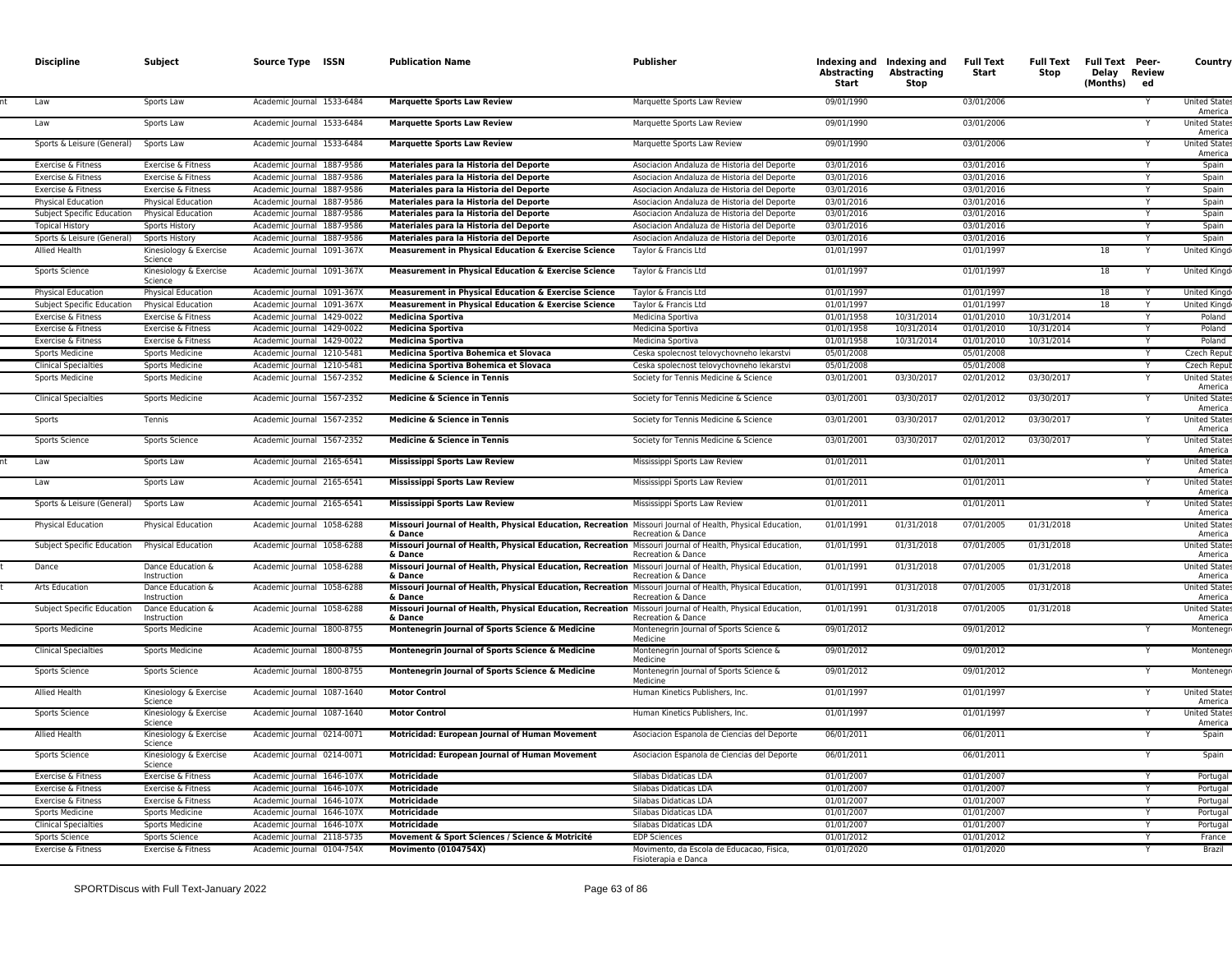| Discipline | Subject | Source Type | ISSN | Publication Name | Publisher | Indexing and Abstracting Start | Indexing and Abstracting Stop | Full Text Start | Full Text Stop | Full Text Delay (Months) | Peer-Reviewed | Country |
|---|---|---|---|---|---|---|---|---|---|---|---|---|
| Law | Sports Law | Academic Journal | 1533-6484 | **Marquette Sports Law Review** | Marquette Sports Law Review | 09/01/1990 | | 03/01/2006 | | | Y | United States America |
| Law | Sports Law | Academic Journal | 1533-6484 | **Marquette Sports Law Review** | Marquette Sports Law Review | 09/01/1990 | | 03/01/2006 | | | Y | United States America |
| Sports & Leisure (General) | Sports Law | Academic Journal | 1533-6484 | **Marquette Sports Law Review** | Marquette Sports Law Review | 09/01/1990 | | 03/01/2006 | | | Y | United States America |
| Exercise & Fitness | Exercise & Fitness | Academic Journal | 1887-9586 | **Materiales para la Historia del Deporte** | Asociacion Andaluza de Historia del Deporte | 03/01/2016 | | 03/01/2016 | | | Y | Spain |
| Exercise & Fitness | Exercise & Fitness | Academic Journal | 1887-9586 | **Materiales para la Historia del Deporte** | Asociacion Andaluza de Historia del Deporte | 03/01/2016 | | 03/01/2016 | | | Y | Spain |
| Exercise & Fitness | Exercise & Fitness | Academic Journal | 1887-9586 | **Materiales para la Historia del Deporte** | Asociacion Andaluza de Historia del Deporte | 03/01/2016 | | 03/01/2016 | | | Y | Spain |
| Physical Education | Physical Education | Academic Journal | 1887-9586 | **Materiales para la Historia del Deporte** | Asociacion Andaluza de Historia del Deporte | 03/01/2016 | | 03/01/2016 | | | Y | Spain |
| Subject Specific Education | Physical Education | Academic Journal | 1887-9586 | **Materiales para la Historia del Deporte** | Asociacion Andaluza de Historia del Deporte | 03/01/2016 | | 03/01/2016 | | | Y | Spain |
| Topical History | Sports History | Academic Journal | 1887-9586 | **Materiales para la Historia del Deporte** | Asociacion Andaluza de Historia del Deporte | 03/01/2016 | | 03/01/2016 | | | Y | Spain |
| Sports & Leisure (General) | Sports History | Academic Journal | 1887-9586 | **Materiales para la Historia del Deporte** | Asociacion Andaluza de Historia del Deporte | 03/01/2016 | | 03/01/2016 | | | Y | Spain |
| Allied Health | Kinesiology & Exercise Science | Academic Journal | 1091-367X | **Measurement in Physical Education & Exercise Science** | Taylor & Francis Ltd | 01/01/1997 | | 01/01/1997 | | 18 | Y | United Kingdom |
| Sports Science | Kinesiology & Exercise Science | Academic Journal | 1091-367X | **Measurement in Physical Education & Exercise Science** | Taylor & Francis Ltd | 01/01/1997 | | 01/01/1997 | | 18 | Y | United Kingdom |
| Physical Education | Physical Education | Academic Journal | 1091-367X | **Measurement in Physical Education & Exercise Science** | Taylor & Francis Ltd | 01/01/1997 | | 01/01/1997 | | 18 | Y | United Kingdom |
| Subject Specific Education | Physical Education | Academic Journal | 1091-367X | **Measurement in Physical Education & Exercise Science** | Taylor & Francis Ltd | 01/01/1997 | | 01/01/1997 | | 18 | Y | United Kingdom |
| Exercise & Fitness | Exercise & Fitness | Academic Journal | 1429-0022 | **Medicina Sportiva** | Medicina Sportiva | 01/01/1958 | 10/31/2014 | 01/01/2010 | 10/31/2014 | | Y | Poland |
| Exercise & Fitness | Exercise & Fitness | Academic Journal | 1429-0022 | **Medicina Sportiva** | Medicina Sportiva | 01/01/1958 | 10/31/2014 | 01/01/2010 | 10/31/2014 | | Y | Poland |
| Exercise & Fitness | Exercise & Fitness | Academic Journal | 1429-0022 | **Medicina Sportiva** | Medicina Sportiva | 01/01/1958 | 10/31/2014 | 01/01/2010 | 10/31/2014 | | Y | Poland |
| Sports Medicine | Sports Medicine | Academic Journal | 1210-5481 | **Medicina Sportiva Bohemica et Slovaca** | Ceska spolecnost telovychovneho lekarstvi | 05/01/2008 | | 05/01/2008 | | | Y | Czech Republic |
| Clinical Specialties | Sports Medicine | Academic Journal | 1210-5481 | **Medicina Sportiva Bohemica et Slovaca** | Ceska spolecnost telovychovneho lekarstvi | 05/01/2008 | | 05/01/2008 | | | Y | Czech Republic |
| Sports Medicine | Sports Medicine | Academic Journal | 1567-2352 | **Medicine & Science in Tennis** | Society for Tennis Medicine & Science | 03/01/2001 | 03/30/2017 | 02/01/2012 | 03/30/2017 | | Y | United States America |
| Clinical Specialties | Sports Medicine | Academic Journal | 1567-2352 | **Medicine & Science in Tennis** | Society for Tennis Medicine & Science | 03/01/2001 | 03/30/2017 | 02/01/2012 | 03/30/2017 | | Y | United States America |
| Sports | Tennis | Academic Journal | 1567-2352 | **Medicine & Science in Tennis** | Society for Tennis Medicine & Science | 03/01/2001 | 03/30/2017 | 02/01/2012 | 03/30/2017 | | Y | United States America |
| Sports Science | Sports Science | Academic Journal | 1567-2352 | **Medicine & Science in Tennis** | Society for Tennis Medicine & Science | 03/01/2001 | 03/30/2017 | 02/01/2012 | 03/30/2017 | | Y | United States America |
| Law | Sports Law | Academic Journal | 2165-6541 | **Mississippi Sports Law Review** | Mississippi Sports Law Review | 01/01/2011 | | 01/01/2011 | | | Y | United States America |
| Law | Sports Law | Academic Journal | 2165-6541 | **Mississippi Sports Law Review** | Mississippi Sports Law Review | 01/01/2011 | | 01/01/2011 | | | Y | United States America |
| Sports & Leisure (General) | Sports Law | Academic Journal | 2165-6541 | **Mississippi Sports Law Review** | Mississippi Sports Law Review | 01/01/2011 | | 01/01/2011 | | | Y | United States America |
| Physical Education | Physical Education | Academic Journal | 1058-6288 | **Missouri Journal of Health, Physical Education, Recreation & Dance** | Missouri Journal of Health, Physical Education, Recreation & Dance | 01/01/1991 | 01/31/2018 | 07/01/2005 | 01/31/2018 | | | United States America |
| Subject Specific Education | Physical Education | Academic Journal | 1058-6288 | **Missouri Journal of Health, Physical Education, Recreation & Dance** | Missouri Journal of Health, Physical Education, Recreation & Dance | 01/01/1991 | 01/31/2018 | 07/01/2005 | 01/31/2018 | | | United States America |
| Dance | Dance Education & Instruction | Academic Journal | 1058-6288 | **Missouri Journal of Health, Physical Education, Recreation & Dance** | Missouri Journal of Health, Physical Education, Recreation & Dance | 01/01/1991 | 01/31/2018 | 07/01/2005 | 01/31/2018 | | | United States America |
| Arts Education | Dance Education & Instruction | Academic Journal | 1058-6288 | **Missouri Journal of Health, Physical Education, Recreation & Dance** | Missouri Journal of Health, Physical Education, Recreation & Dance | 01/01/1991 | 01/31/2018 | 07/01/2005 | 01/31/2018 | | | United States America |
| Subject Specific Education | Dance Education & Instruction | Academic Journal | 1058-6288 | **Missouri Journal of Health, Physical Education, Recreation & Dance** | Missouri Journal of Health, Physical Education, Recreation & Dance | 01/01/1991 | 01/31/2018 | 07/01/2005 | 01/31/2018 | | | United States America |
| Sports Medicine | Sports Medicine | Academic Journal | 1800-8755 | **Montenegrin Journal of Sports Science & Medicine** | Montenegrin Journal of Sports Science & Medicine | 09/01/2012 | | 09/01/2012 | | | Y | Montenegro |
| Clinical Specialties | Sports Medicine | Academic Journal | 1800-8755 | **Montenegrin Journal of Sports Science & Medicine** | Montenegrin Journal of Sports Science & Medicine | 09/01/2012 | | 09/01/2012 | | | Y | Montenegro |
| Sports Science | Sports Science | Academic Journal | 1800-8755 | **Montenegrin Journal of Sports Science & Medicine** | Montenegrin Journal of Sports Science & Medicine | 09/01/2012 | | 09/01/2012 | | | Y | Montenegro |
| Allied Health | Kinesiology & Exercise Science | Academic Journal | 1087-1640 | **Motor Control** | Human Kinetics Publishers, Inc. | 01/01/1997 | | 01/01/1997 | | | Y | United States America |
| Sports Science | Kinesiology & Exercise Science | Academic Journal | 1087-1640 | **Motor Control** | Human Kinetics Publishers, Inc. | 01/01/1997 | | 01/01/1997 | | | Y | United States America |
| Allied Health | Kinesiology & Exercise Science | Academic Journal | 0214-0071 | **Motricidad: European Journal of Human Movement** | Asociacion Espanola de Ciencias del Deporte | 06/01/2011 | | 06/01/2011 | | | Y | Spain |
| Sports Science | Kinesiology & Exercise Science | Academic Journal | 0214-0071 | **Motricidad: European Journal of Human Movement** | Asociacion Espanola de Ciencias del Deporte | 06/01/2011 | | 06/01/2011 | | | Y | Spain |
| Exercise & Fitness | Exercise & Fitness | Academic Journal | 1646-107X | **Motricidade** | Silabas Didaticas LDA | 01/01/2007 | | 01/01/2007 | | | Y | Portugal |
| Exercise & Fitness | Exercise & Fitness | Academic Journal | 1646-107X | **Motricidade** | Silabas Didaticas LDA | 01/01/2007 | | 01/01/2007 | | | Y | Portugal |
| Exercise & Fitness | Exercise & Fitness | Academic Journal | 1646-107X | **Motricidade** | Silabas Didaticas LDA | 01/01/2007 | | 01/01/2007 | | | Y | Portugal |
| Sports Medicine | Sports Medicine | Academic Journal | 1646-107X | **Motricidade** | Silabas Didaticas LDA | 01/01/2007 | | 01/01/2007 | | | Y | Portugal |
| Clinical Specialties | Sports Medicine | Academic Journal | 1646-107X | **Motricidade** | Silabas Didaticas LDA | 01/01/2007 | | 01/01/2007 | | | Y | Portugal |
| Sports Science | Sports Science | Academic Journal | 2118-5735 | **Movement & Sport Sciences / Science & Motricité** | EDP Sciences | 01/01/2012 | | 01/01/2012 | | | Y | France |
| Exercise & Fitness | Exercise & Fitness | Academic Journal | 0104-754X | **Movimento (0104754X)** | Movimento, da Escola de Educacao, Fisica, Fisioterapia e Danca | 01/01/2020 | | 01/01/2020 | | | Y | Brazil |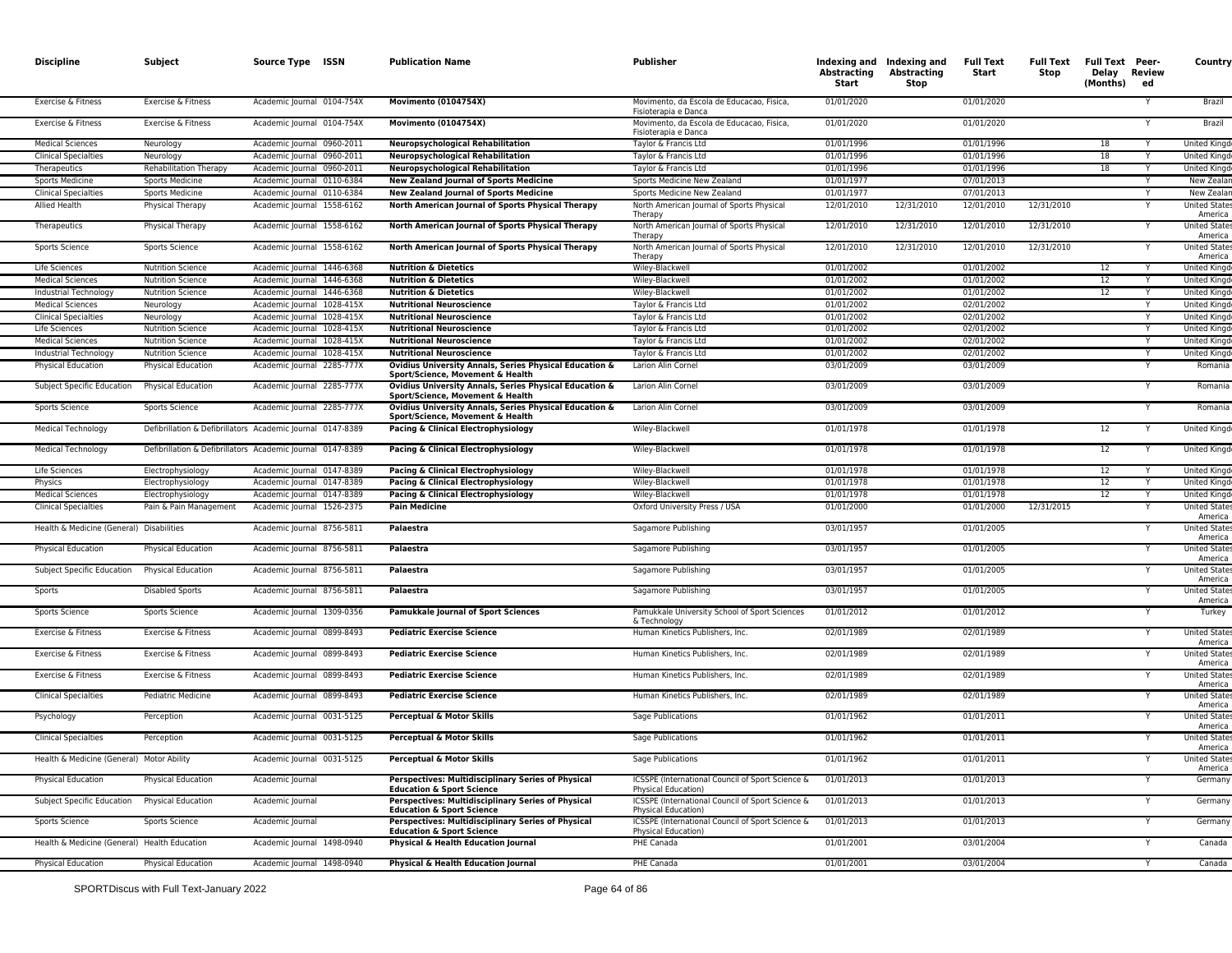| Discipline | Subject | Source Type | ISSN | Publication Name | Publisher | Indexing and Abstracting Start | Indexing and Abstracting Stop | Full Text Start | Full Text Stop | Full Text Delay (Months) | Peer-Reviewed | Country |
|---|---|---|---|---|---|---|---|---|---|---|---|---|
| Exercise & Fitness | Exercise & Fitness | Academic Journal | 0104-754X | **Movimento (0104754X)** | Movimento, da Escola de Educacao, Fisica, Fisioterapia e Danca | 01/01/2020 | | 01/01/2020 | | | Y | Brazil |
| Exercise & Fitness | Exercise & Fitness | Academic Journal | 0104-754X | **Movimento (0104754X)** | Movimento, da Escola de Educacao, Fisica, Fisioterapia e Danca | 01/01/2020 | | 01/01/2020 | | | Y | Brazil |
| Medical Sciences | Neurology | Academic Journal | 0960-2011 | **Neuropsychological Rehabilitation** | Taylor & Francis Ltd | 01/01/1996 | | 01/01/1996 | | 18 | Y | United Kingd |
| Clinical Specialties | Neurology | Academic Journal | 0960-2011 | **Neuropsychological Rehabilitation** | Taylor & Francis Ltd | 01/01/1996 | | 01/01/1996 | | 18 | Y | United Kingd |
| Therapeutics | Rehabilitation Therapy | Academic Journal | 0960-2011 | **Neuropsychological Rehabilitation** | Taylor & Francis Ltd | 01/01/1996 | | 01/01/1996 | | 18 | Y | United Kingd |
| Sports Medicine | Sports Medicine | Academic Journal | 0110-6384 | **New Zealand Journal of Sports Medicine** | Sports Medicine New Zealand | 01/01/1977 | | 07/01/2013 | | | Y | New Zealan |
| Clinical Specialties | Sports Medicine | Academic Journal | 0110-6384 | **New Zealand Journal of Sports Medicine** | Sports Medicine New Zealand | 01/01/1977 | | 07/01/2013 | | | Y | New Zealan |
| Allied Health | Physical Therapy | Academic Journal | 1558-6162 | **North American Journal of Sports Physical Therapy** | North American Journal of Sports Physical Therapy | 12/01/2010 | 12/31/2010 | 12/01/2010 | 12/31/2010 | | Y | United States America |
| Therapeutics | Physical Therapy | Academic Journal | 1558-6162 | **North American Journal of Sports Physical Therapy** | North American Journal of Sports Physical Therapy | 12/01/2010 | 12/31/2010 | 12/01/2010 | 12/31/2010 | | Y | United States America |
| Sports Science | Sports Science | Academic Journal | 1558-6162 | **North American Journal of Sports Physical Therapy** | North American Journal of Sports Physical Therapy | 12/01/2010 | 12/31/2010 | 12/01/2010 | 12/31/2010 | | Y | United States America |
| Life Sciences | Nutrition Science | Academic Journal | 1446-6368 | **Nutrition & Dietetics** | Wiley-Blackwell | 01/01/2002 | | 01/01/2002 | | 12 | Y | United Kingd |
| Medical Sciences | Nutrition Science | Academic Journal | 1446-6368 | **Nutrition & Dietetics** | Wiley-Blackwell | 01/01/2002 | | 01/01/2002 | | 12 | Y | United Kingd |
| Industrial Technology | Nutrition Science | Academic Journal | 1446-6368 | **Nutrition & Dietetics** | Wiley-Blackwell | 01/01/2002 | | 01/01/2002 | | 12 | Y | United Kingd |
| Medical Sciences | Neurology | Academic Journal | 1028-415X | **Nutritional Neuroscience** | Taylor & Francis Ltd | 01/01/2002 | | 02/01/2002 | | | Y | United Kingd |
| Clinical Specialties | Neurology | Academic Journal | 1028-415X | **Nutritional Neuroscience** | Taylor & Francis Ltd | 01/01/2002 | | 02/01/2002 | | | Y | United Kingd |
| Life Sciences | Nutrition Science | Academic Journal | 1028-415X | **Nutritional Neuroscience** | Taylor & Francis Ltd | 01/01/2002 | | 02/01/2002 | | | Y | United Kingd |
| Medical Sciences | Nutrition Science | Academic Journal | 1028-415X | **Nutritional Neuroscience** | Taylor & Francis Ltd | 01/01/2002 | | 02/01/2002 | | | Y | United Kingd |
| Industrial Technology | Nutrition Science | Academic Journal | 1028-415X | **Nutritional Neuroscience** | Taylor & Francis Ltd | 01/01/2002 | | 02/01/2002 | | | Y | United Kingd |
| Physical Education | Physical Education | Academic Journal | 2285-777X | **Ovidius University Annals, Series Physical Education & Sport/Science, Movement & Health** | Larion Alin Cornel | 03/01/2009 | | 03/01/2009 | | | Y | Romania |
| Subject Specific Education | Physical Education | Academic Journal | 2285-777X | **Ovidius University Annals, Series Physical Education & Sport/Science, Movement & Health** | Larion Alin Cornel | 03/01/2009 | | 03/01/2009 | | | Y | Romania |
| Sports Science | Sports Science | Academic Journal | 2285-777X | **Ovidius University Annals, Series Physical Education & Sport/Science, Movement & Health** | Larion Alin Cornel | 03/01/2009 | | 03/01/2009 | | | Y | Romania |
| Medical Technology | Defibrillation & Defibrillators | Academic Journal | 0147-8389 | **Pacing & Clinical Electrophysiology** | Wiley-Blackwell | 01/01/1978 | | 01/01/1978 | | 12 | Y | United Kingd |
| Medical Technology | Defibrillation & Defibrillators | Academic Journal | 0147-8389 | **Pacing & Clinical Electrophysiology** | Wiley-Blackwell | 01/01/1978 | | 01/01/1978 | | 12 | Y | United Kingd |
| Life Sciences | Electrophysiology | Academic Journal | 0147-8389 | **Pacing & Clinical Electrophysiology** | Wiley-Blackwell | 01/01/1978 | | 01/01/1978 | | 12 | Y | United Kingd |
| Physics | Electrophysiology | Academic Journal | 0147-8389 | **Pacing & Clinical Electrophysiology** | Wiley-Blackwell | 01/01/1978 | | 01/01/1978 | | 12 | Y | United Kingd |
| Medical Sciences | Electrophysiology | Academic Journal | 0147-8389 | **Pacing & Clinical Electrophysiology** | Wiley-Blackwell | 01/01/1978 | | 01/01/1978 | | 12 | Y | United Kingd |
| Clinical Specialties | Pain & Pain Management | Academic Journal | 1526-2375 | **Pain Medicine** | Oxford University Press / USA | 01/01/2000 | | 01/01/2000 | 12/31/2015 | | Y | United States America |
| Health & Medicine (General) | Disabilities | Academic Journal | 8756-5811 | **Palaestra** | Sagamore Publishing | 03/01/1957 | | 01/01/2005 | | | Y | United States America |
| Physical Education | Physical Education | Academic Journal | 8756-5811 | **Palaestra** | Sagamore Publishing | 03/01/1957 | | 01/01/2005 | | | Y | United States America |
| Subject Specific Education | Physical Education | Academic Journal | 8756-5811 | **Palaestra** | Sagamore Publishing | 03/01/1957 | | 01/01/2005 | | | Y | United States America |
| Sports | Disabled Sports | Academic Journal | 8756-5811 | **Palaestra** | Sagamore Publishing | 03/01/1957 | | 01/01/2005 | | | Y | United States America |
| Sports Science | Sports Science | Academic Journal | 1309-0356 | **Pamukkale Journal of Sport Sciences** | Pamukkale University School of Sport Sciences & Technology | 01/01/2012 | | 01/01/2012 | | | Y | Turkey |
| Exercise & Fitness | Exercise & Fitness | Academic Journal | 0899-8493 | **Pediatric Exercise Science** | Human Kinetics Publishers, Inc. | 02/01/1989 | | 02/01/1989 | | | Y | United States America |
| Exercise & Fitness | Exercise & Fitness | Academic Journal | 0899-8493 | **Pediatric Exercise Science** | Human Kinetics Publishers, Inc. | 02/01/1989 | | 02/01/1989 | | | Y | United States America |
| Exercise & Fitness | Exercise & Fitness | Academic Journal | 0899-8493 | **Pediatric Exercise Science** | Human Kinetics Publishers, Inc. | 02/01/1989 | | 02/01/1989 | | | Y | United States America |
| Clinical Specialties | Pediatric Medicine | Academic Journal | 0899-8493 | **Pediatric Exercise Science** | Human Kinetics Publishers, Inc. | 02/01/1989 | | 02/01/1989 | | | Y | United States America |
| Psychology | Perception | Academic Journal | 0031-5125 | **Perceptual & Motor Skills** | Sage Publications | 01/01/1962 | | 01/01/2011 | | | Y | United States America |
| Clinical Specialties | Perception | Academic Journal | 0031-5125 | **Perceptual & Motor Skills** | Sage Publications | 01/01/1962 | | 01/01/2011 | | | Y | United States America |
| Health & Medicine (General) | Motor Ability | Academic Journal | 0031-5125 | **Perceptual & Motor Skills** | Sage Publications | 01/01/1962 | | 01/01/2011 | | | Y | United States America |
| Physical Education | Physical Education | Academic Journal | | **Perspectives: Multidisciplinary Series of Physical Education & Sport Science** | ICSSPE (International Council of Sport Science & Physical Education) | 01/01/2013 | | 01/01/2013 | | | Y | Germany |
| Subject Specific Education | Physical Education | Academic Journal | | **Perspectives: Multidisciplinary Series of Physical Education & Sport Science** | ICSSPE (International Council of Sport Science & Physical Education) | 01/01/2013 | | 01/01/2013 | | | Y | Germany |
| Sports Science | Sports Science | Academic Journal | | **Perspectives: Multidisciplinary Series of Physical Education & Sport Science** | ICSSPE (International Council of Sport Science & Physical Education) | 01/01/2013 | | 01/01/2013 | | | Y | Germany |
| Health & Medicine (General) | Health Education | Academic Journal | 1498-0940 | **Physical & Health Education Journal** | PHE Canada | 01/01/2001 | | 03/01/2004 | | | Y | Canada |
| Physical Education | Physical Education | Academic Journal | 1498-0940 | **Physical & Health Education Journal** | PHE Canada | 01/01/2001 | | 03/01/2004 | | | Y | Canada |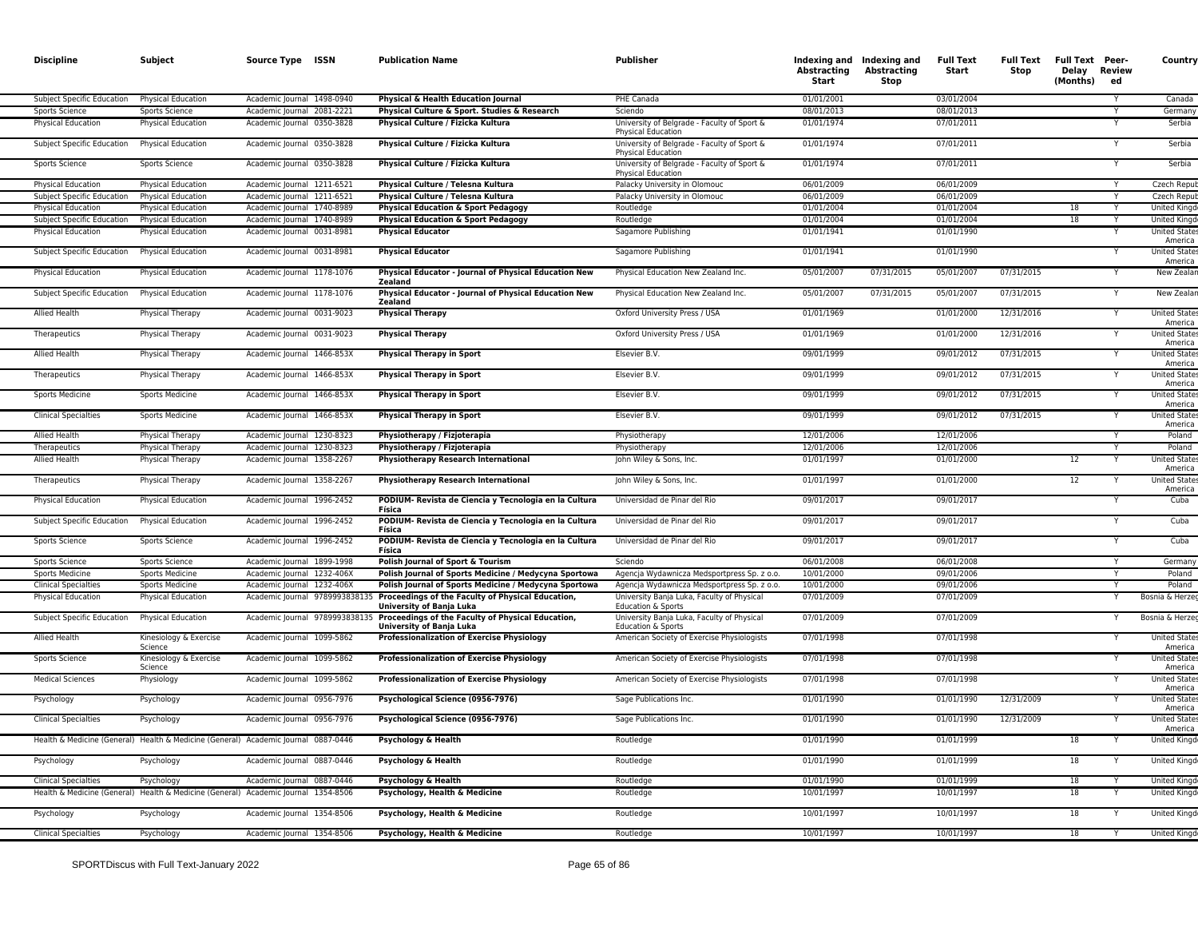| Discipline | Subject | Source Type | ISSN | Publication Name | Publisher | Indexing and Abstracting Start | Indexing and Abstracting Stop | Full Text Start | Full Text Stop | Full Text Delay (Months) | Peer-Reviewed | Country |
|---|---|---|---|---|---|---|---|---|---|---|---|---|
| Subject Specific Education | Physical Education | Academic Journal | 1498-0940 | **Physical & Health Education Journal** | PHE Canada | 01/01/2001 | | 03/01/2004 | | | Y | Canada |
| Sports Science | Sports Science | Academic Journal | 2081-2221 | **Physical Culture & Sport. Studies & Research** | Sciendo | 08/01/2013 | | 08/01/2013 | | | Y | Germany |
| Physical Education | Physical Education | Academic Journal | 0350-3828 | **Physical Culture / Fizicka Kultura** | University of Belgrade - Faculty of Sport & Physical Education | 01/01/1974 | | 07/01/2011 | | | Y | Serbia |
| Subject Specific Education | Physical Education | Academic Journal | 0350-3828 | **Physical Culture / Fizicka Kultura** | University of Belgrade - Faculty of Sport & Physical Education | 01/01/1974 | | 07/01/2011 | | | Y | Serbia |
| Sports Science | Sports Science | Academic Journal | 0350-3828 | **Physical Culture / Fizicka Kultura** | University of Belgrade - Faculty of Sport & Physical Education | 01/01/1974 | | 07/01/2011 | | | Y | Serbia |
| Physical Education | Physical Education | Academic Journal | 1211-6521 | **Physical Culture / Telesna Kultura** | Palacky University in Olomouc | 06/01/2009 | | 06/01/2009 | | | Y | Czech Republic |
| Subject Specific Education | Physical Education | Academic Journal | 1211-6521 | **Physical Culture / Telesna Kultura** | Palacky University in Olomouc | 06/01/2009 | | 06/01/2009 | | | Y | Czech Republic |
| Physical Education | Physical Education | Academic Journal | 1740-8989 | **Physical Education & Sport Pedagogy** | Routledge | 01/01/2004 | | 01/01/2004 | | 18 | Y | United Kingdom |
| Subject Specific Education | Physical Education | Academic Journal | 1740-8989 | **Physical Education & Sport Pedagogy** | Routledge | 01/01/2004 | | 01/01/2004 | | 18 | Y | United Kingdom |
| Physical Education | Physical Education | Academic Journal | 0031-8981 | **Physical Educator** | Sagamore Publishing | 01/01/1941 | | 01/01/1990 | | | Y | United States of America |
| Subject Specific Education | Physical Education | Academic Journal | 0031-8981 | **Physical Educator** | Sagamore Publishing | 01/01/1941 | | 01/01/1990 | | | Y | United States of America |
| Physical Education | Physical Education | Academic Journal | 1178-1076 | **Physical Educator - Journal of Physical Education New Zealand** | Physical Education New Zealand Inc. | 05/01/2007 | 07/31/2015 | 05/01/2007 | 07/31/2015 | | Y | New Zealand |
| Subject Specific Education | Physical Education | Academic Journal | 1178-1076 | **Physical Educator - Journal of Physical Education New Zealand** | Physical Education New Zealand Inc. | 05/01/2007 | 07/31/2015 | 05/01/2007 | 07/31/2015 | | Y | New Zealand |
| Allied Health | Physical Therapy | Academic Journal | 0031-9023 | **Physical Therapy** | Oxford University Press / USA | 01/01/1969 | | 01/01/2000 | 12/31/2016 | | Y | United States of America |
| Therapeutics | Physical Therapy | Academic Journal | 0031-9023 | **Physical Therapy** | Oxford University Press / USA | 01/01/1969 | | 01/01/2000 | 12/31/2016 | | Y | United States of America |
| Allied Health | Physical Therapy | Academic Journal | 1466-853X | **Physical Therapy in Sport** | Elsevier B.V. | 09/01/1999 | | 09/01/2012 | 07/31/2015 | | Y | United States of America |
| Therapeutics | Physical Therapy | Academic Journal | 1466-853X | **Physical Therapy in Sport** | Elsevier B.V. | 09/01/1999 | | 09/01/2012 | 07/31/2015 | | Y | United States of America |
| Sports Medicine | Sports Medicine | Academic Journal | 1466-853X | **Physical Therapy in Sport** | Elsevier B.V. | 09/01/1999 | | 09/01/2012 | 07/31/2015 | | Y | United States of America |
| Clinical Specialties | Sports Medicine | Academic Journal | 1466-853X | **Physical Therapy in Sport** | Elsevier B.V. | 09/01/1999 | | 09/01/2012 | 07/31/2015 | | Y | United States of America |
| Allied Health | Physical Therapy | Academic Journal | 1230-8323 | **Physiotherapy / Fizjoterapia** | Physiotherapy | 12/01/2006 | | 12/01/2006 | | | Y | Poland |
| Therapeutics | Physical Therapy | Academic Journal | 1230-8323 | **Physiotherapy / Fizjoterapia** | Physiotherapy | 12/01/2006 | | 12/01/2006 | | | Y | Poland |
| Allied Health | Physical Therapy | Academic Journal | 1358-2267 | **Physiotherapy Research International** | John Wiley & Sons, Inc. | 01/01/1997 | | 01/01/2000 | | 12 | Y | United States of America |
| Therapeutics | Physical Therapy | Academic Journal | 1358-2267 | **Physiotherapy Research International** | John Wiley & Sons, Inc. | 01/01/1997 | | 01/01/2000 | | 12 | Y | United States of America |
| Physical Education | Physical Education | Academic Journal | 1996-2452 | **PODIUM- Revista de Ciencia y Tecnologia en la Cultura Física** | Universidad de Pinar del Rio | 09/01/2017 | | 09/01/2017 | | | Y | Cuba |
| Subject Specific Education | Physical Education | Academic Journal | 1996-2452 | **PODIUM- Revista de Ciencia y Tecnologia en la Cultura Física** | Universidad de Pinar del Rio | 09/01/2017 | | 09/01/2017 | | | Y | Cuba |
| Sports Science | Sports Science | Academic Journal | 1996-2452 | **PODIUM- Revista de Ciencia y Tecnologia en la Cultura Física** | Universidad de Pinar del Rio | 09/01/2017 | | 09/01/2017 | | | Y | Cuba |
| Sports Science | Sports Science | Academic Journal | 1899-1998 | **Polish Journal of Sport & Tourism** | Sciendo | 06/01/2008 | | 06/01/2008 | | | Y | Germany |
| Sports Medicine | Sports Medicine | Academic Journal | 1232-406X | **Polish Journal of Sports Medicine / Medycyna Sportowa** | Agencja Wydawnicza Medsportpress Sp. z o.o. | 10/01/2000 | | 09/01/2006 | | | Y | Poland |
| Clinical Specialties | Sports Medicine | Academic Journal | 1232-406X | **Polish Journal of Sports Medicine / Medycyna Sportowa** | Agencja Wydawnicza Medsportpress Sp. z o.o. | 10/01/2000 | | 09/01/2006 | | | Y | Poland |
| Physical Education | Physical Education | Academic Journal | 9789993838135 | **Proceedings of the Faculty of Physical Education, University of Banja Luka** | University Banja Luka, Faculty of Physical Education & Sports | 07/01/2009 | | 07/01/2009 | | | Y | Bosnia & Herzegovina |
| Subject Specific Education | Physical Education | Academic Journal | 9789993838135 | **Proceedings of the Faculty of Physical Education, University of Banja Luka** | University Banja Luka, Faculty of Physical Education & Sports | 07/01/2009 | | 07/01/2009 | | | Y | Bosnia & Herzegovina |
| Allied Health | Kinesiology & Exercise Science | Academic Journal | 1099-5862 | **Professionalization of Exercise Physiology** | American Society of Exercise Physiologists | 07/01/1998 | | 07/01/1998 | | | Y | United States of America |
| Sports Science | Kinesiology & Exercise Science | Academic Journal | 1099-5862 | **Professionalization of Exercise Physiology** | American Society of Exercise Physiologists | 07/01/1998 | | 07/01/1998 | | | Y | United States of America |
| Medical Sciences | Physiology | Academic Journal | 1099-5862 | **Professionalization of Exercise Physiology** | American Society of Exercise Physiologists | 07/01/1998 | | 07/01/1998 | | | Y | United States of America |
| Psychology | Psychology | Academic Journal | 0956-7976 | **Psychological Science (0956-7976)** | Sage Publications Inc. | 01/01/1990 | | 01/01/1990 | 12/31/2009 | | Y | United States of America |
| Clinical Specialties | Psychology | Academic Journal | 0956-7976 | **Psychological Science (0956-7976)** | Sage Publications Inc. | 01/01/1990 | | 01/01/1990 | 12/31/2009 | | Y | United States of America |
| Health & Medicine (General) | Health & Medicine (General) | Academic Journal | 0887-0446 | **Psychology & Health** | Routledge | 01/01/1990 | | 01/01/1999 | | 18 | Y | United Kingdom |
| Psychology | Psychology | Academic Journal | 0887-0446 | **Psychology & Health** | Routledge | 01/01/1990 | | 01/01/1999 | | 18 | Y | United Kingdom |
| Clinical Specialties | Psychology | Academic Journal | 0887-0446 | **Psychology & Health** | Routledge | 01/01/1990 | | 01/01/1999 | | 18 | Y | United Kingdom |
| Health & Medicine (General) | Health & Medicine (General) | Academic Journal | 1354-8506 | **Psychology, Health & Medicine** | Routledge | 10/01/1997 | | 10/01/1997 | | 18 | Y | United Kingdom |
| Psychology | Psychology | Academic Journal | 1354-8506 | **Psychology, Health & Medicine** | Routledge | 10/01/1997 | | 10/01/1997 | | 18 | Y | United Kingdom |
| Clinical Specialties | Psychology | Academic Journal | 1354-8506 | **Psychology, Health & Medicine** | Routledge | 10/01/1997 | | 10/01/1997 | | 18 | Y | United Kingdom |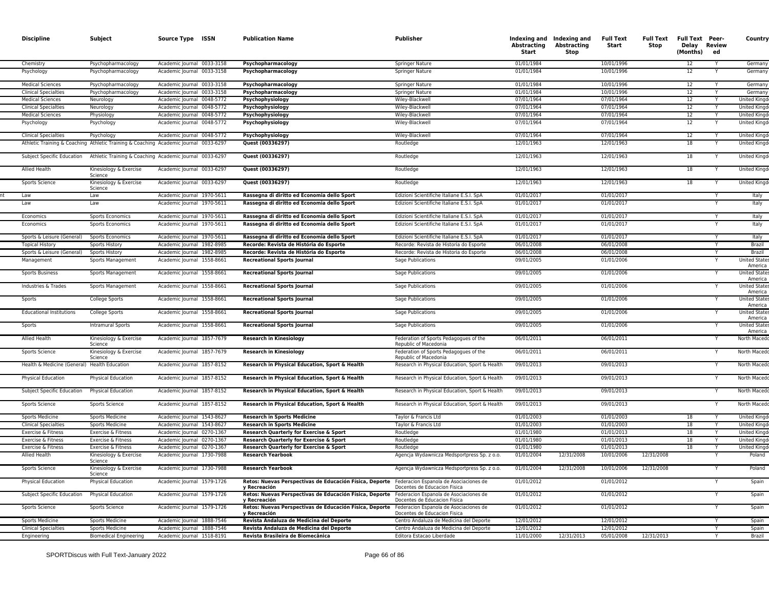| Discipline | Subject | Source Type | ISSN | Publication Name | Publisher | Indexing and Abstracting Start | Indexing and Abstracting Stop | Full Text Start | Full Text Stop | Full Text Delay (Months) | Peer-Reviewed | Country |
|---|---|---|---|---|---|---|---|---|---|---|---|---|
| Chemistry | Psychopharmacology | Academic Journal | 0033-3158 | **Psychopharmacology** | Springer Nature | 01/01/1984 | | 10/01/1996 | | 12 | Y | Germany |
| Psychology | Psychopharmacology | Academic Journal | 0033-3158 | **Psychopharmacology** | Springer Nature | 01/01/1984 | | 10/01/1996 | | 12 | Y | Germany |
| Medical Sciences | Psychopharmacology | Academic Journal | 0033-3158 | **Psychopharmacology** | Springer Nature | 01/01/1984 | | 10/01/1996 | | 12 | Y | Germany |
| Clinical Specialties | Psychopharmacology | Academic Journal | 0033-3158 | **Psychopharmacology** | Springer Nature | 01/01/1984 | | 10/01/1996 | | 12 | Y | Germany |
| Medical Sciences | Neurology | Academic Journal | 0048-5772 | **Psychophysiology** | Wiley-Blackwell | 07/01/1964 | | 07/01/1964 | | 12 | Y | United Kingd |
| Clinical Specialties | Neurology | Academic Journal | 0048-5772 | **Psychophysiology** | Wiley-Blackwell | 07/01/1964 | | 07/01/1964 | | 12 | Y | United Kingd |
| Medical Sciences | Physiology | Academic Journal | 0048-5772 | **Psychophysiology** | Wiley-Blackwell | 07/01/1964 | | 07/01/1964 | | 12 | Y | United Kingd |
| Psychology | Psychology | Academic Journal | 0048-5772 | **Psychophysiology** | Wiley-Blackwell | 07/01/1964 | | 07/01/1964 | | 12 | Y | United Kingd |
| Clinical Specialties | Psychology | Academic Journal | 0048-5772 | **Psychophysiology** | Wiley-Blackwell | 07/01/1964 | | 07/01/1964 | | 12 | Y | United Kingd |
| Athletic Training & Coaching | Athletic Training & Coaching | Academic Journal | 0033-6297 | **Quest (00336297)** | Routledge | 12/01/1963 | | 12/01/1963 | | 18 | Y | United Kingd |
| Subject Specific Education | Athletic Training & Coaching | Academic Journal | 0033-6297 | **Quest (00336297)** | Routledge | 12/01/1963 | | 12/01/1963 | | 18 | Y | United Kingd |
| Allied Health | Kinesiology & Exercise Science | Academic Journal | 0033-6297 | **Quest (00336297)** | Routledge | 12/01/1963 | | 12/01/1963 | | 18 | Y | United Kingd |
| Sports Science | Kinesiology & Exercise Science | Academic Journal | 0033-6297 | **Quest (00336297)** | Routledge | 12/01/1963 | | 12/01/1963 | | 18 | Y | United Kingd |
| Law | Law | Academic Journal | 1970-5611 | **Rassegna di diritto ed Economia dello Sport** | Edizioni Scientifiche Italiane E.S.I. SpA | 01/01/2017 | | 01/01/2017 | | | Y | Italy |
| Law | Law | Academic Journal | 1970-5611 | **Rassegna di diritto ed Economia dello Sport** | Edizioni Scientifiche Italiane E.S.I. SpA | 01/01/2017 | | 01/01/2017 | | | Y | Italy |
| Economics | Sports Economics | Academic Journal | 1970-5611 | **Rassegna di diritto ed Economia dello Sport** | Edizioni Scientifiche Italiane E.S.I. SpA | 01/01/2017 | | 01/01/2017 | | | Y | Italy |
| Economics | Sports Economics | Academic Journal | 1970-5611 | **Rassegna di diritto ed Economia dello Sport** | Edizioni Scientifiche Italiane E.S.I. SpA | 01/01/2017 | | 01/01/2017 | | | Y | Italy |
| Sports & Leisure (General) | Sports Economics | Academic Journal | 1970-5611 | **Rassegna di diritto ed Economia dello Sport** | Edizioni Scientifiche Italiane E.S.I. SpA | 01/01/2017 | | 01/01/2017 | | | Y | Italy |
| Topical History | Sports History | Academic Journal | 1982-8985 | **Recorde: Revista de História do Esporte** | Recorde: Revista de Historia do Esporte | 06/01/2008 | | 06/01/2008 | | | Y | Brazil |
| Sports & Leisure (General) | Sports History | Academic Journal | 1982-8985 | **Recorde: Revista de História do Esporte** | Recorde: Revista de Historia do Esporte | 06/01/2008 | | 06/01/2008 | | | Y | Brazil |
| Management | Sports Management | Academic Journal | 1558-8661 | **Recreational Sports Journal** | Sage Publications | 09/01/2005 | | 01/01/2006 | | | Y | United States America |
| Sports Business | Sports Management | Academic Journal | 1558-8661 | **Recreational Sports Journal** | Sage Publications | 09/01/2005 | | 01/01/2006 | | | Y | United States America |
| Industries & Trades | Sports Management | Academic Journal | 1558-8661 | **Recreational Sports Journal** | Sage Publications | 09/01/2005 | | 01/01/2006 | | | Y | United States America |
| Sports | College Sports | Academic Journal | 1558-8661 | **Recreational Sports Journal** | Sage Publications | 09/01/2005 | | 01/01/2006 | | | Y | United States America |
| Educational Institutions | College Sports | Academic Journal | 1558-8661 | **Recreational Sports Journal** | Sage Publications | 09/01/2005 | | 01/01/2006 | | | Y | United States America |
| Sports | Intramural Sports | Academic Journal | 1558-8661 | **Recreational Sports Journal** | Sage Publications | 09/01/2005 | | 01/01/2006 | | | Y | United States America |
| Allied Health | Kinesiology & Exercise Science | Academic Journal | 1857-7679 | **Research in Kinesiology** | Federation of Sports Pedagogues of the Republic of Macedonia | 06/01/2011 | | 06/01/2011 | | | Y | North Macedo |
| Sports Science | Kinesiology & Exercise Science | Academic Journal | 1857-7679 | **Research in Kinesiology** | Federation of Sports Pedagogues of the Republic of Macedonia | 06/01/2011 | | 06/01/2011 | | | Y | North Macedo |
| Health & Medicine (General) | Health Education | Academic Journal | 1857-8152 | **Research in Physical Education, Sport & Health** | Research in Physical Education, Sport & Health | 09/01/2013 | | 09/01/2013 | | | Y | North Macedo |
| Physical Education | Physical Education | Academic Journal | 1857-8152 | **Research in Physical Education, Sport & Health** | Research in Physical Education, Sport & Health | 09/01/2013 | | 09/01/2013 | | | Y | North Macedo |
| Subject Specific Education | Physical Education | Academic Journal | 1857-8152 | **Research in Physical Education, Sport & Health** | Research in Physical Education, Sport & Health | 09/01/2013 | | 09/01/2013 | | | Y | North Macedo |
| Sports Science | Sports Science | Academic Journal | 1857-8152 | **Research in Physical Education, Sport & Health** | Research in Physical Education, Sport & Health | 09/01/2013 | | 09/01/2013 | | | Y | North Macedo |
| Sports Medicine | Sports Medicine | Academic Journal | 1543-8627 | **Research in Sports Medicine** | Taylor & Francis Ltd | 01/01/2003 | | 01/01/2003 | | 18 | Y | United Kingd |
| Clinical Specialties | Sports Medicine | Academic Journal | 1543-8627 | **Research in Sports Medicine** | Taylor & Francis Ltd | 01/01/2003 | | 01/01/2003 | | 18 | Y | United Kingd |
| Exercise & Fitness | Exercise & Fitness | Academic Journal | 0270-1367 | **Research Quarterly for Exercise & Sport** | Routledge | 01/01/1980 | | 01/01/2013 | | 18 | Y | United Kingd |
| Exercise & Fitness | Exercise & Fitness | Academic Journal | 0270-1367 | **Research Quarterly for Exercise & Sport** | Routledge | 01/01/1980 | | 01/01/2013 | | 18 | Y | United Kingd |
| Exercise & Fitness | Exercise & Fitness | Academic Journal | 0270-1367 | **Research Quarterly for Exercise & Sport** | Routledge | 01/01/1980 | | 01/01/2013 | | 18 | Y | United Kingd |
| Allied Health | Kinesiology & Exercise Science | Academic Journal | 1730-7988 | **Research Yearbook** | Agencja Wydawnicza Medsportpress Sp. z o.o. | 01/01/2004 | 12/31/2008 | 10/01/2006 | 12/31/2008 | | Y | Poland |
| Sports Science | Kinesiology & Exercise Science | Academic Journal | 1730-7988 | **Research Yearbook** | Agencja Wydawnicza Medsportpress Sp. z o.o. | 01/01/2004 | 12/31/2008 | 10/01/2006 | 12/31/2008 | | Y | Poland |
| Physical Education | Physical Education | Academic Journal | 1579-1726 | **Retos: Nuevas Perspectivas de Educación Física, Deporte y Recreación** | Federacion Espanola de Asociaciones de Docentes de Educacion Fisica | 01/01/2012 | | 01/01/2012 | | | Y | Spain |
| Subject Specific Education | Physical Education | Academic Journal | 1579-1726 | **Retos: Nuevas Perspectivas de Educación Física, Deporte y Recreación** | Federacion Espanola de Asociaciones de Docentes de Educacion Fisica | 01/01/2012 | | 01/01/2012 | | | Y | Spain |
| Sports Science | Sports Science | Academic Journal | 1579-1726 | **Retos: Nuevas Perspectivas de Educación Física, Deporte y Recreación** | Federacion Espanola de Asociaciones de Docentes de Educacion Fisica | 01/01/2012 | | 01/01/2012 | | | Y | Spain |
| Sports Medicine | Sports Medicine | Academic Journal | 1888-7546 | **Revista Andaluza de Medicina del Deporte** | Centro Andaluza de Medicina del Deporte | 12/01/2012 | | 12/01/2012 | | | Y | Spain |
| Clinical Specialties | Sports Medicine | Academic Journal | 1888-7546 | **Revista Andaluza de Medicina del Deporte** | Centro Andaluza de Medicina del Deporte | 12/01/2012 | | 12/01/2012 | | | Y | Spain |
| Engineering | Biomedical Engineering | Academic Journal | 1518-8191 | **Revista Brasileira de Biomecânica** | Editora Estacao Liberdade | 11/01/2000 | 12/31/2013 | 05/01/2008 | 12/31/2013 | | Y | Brazil |

SPORTDiscus with Full Text-January 2022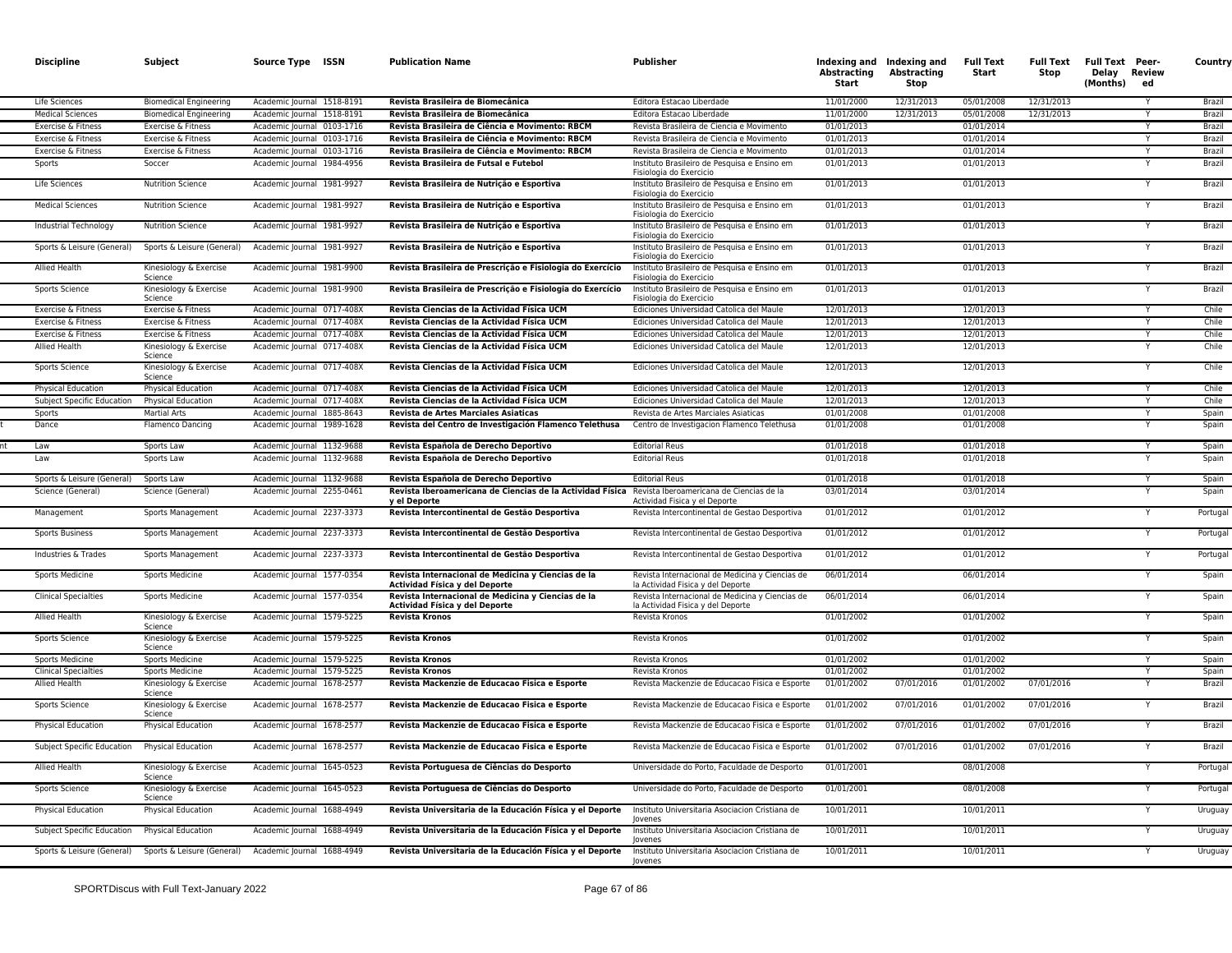| Discipline | Subject | Source Type | ISSN | Publication Name | Publisher | Indexing and Abstracting Start | Indexing and Abstracting Stop | Full Text Start | Full Text Stop | Full Text Delay (Months) | Peer-Review ed | Country |
|---|---|---|---|---|---|---|---|---|---|---|---|---|
| Life Sciences | Biomedical Engineering | Academic Journal | 1518-8191 | **Revista Brasileira de Biomecânica** | Editora Estacao Liberdade | 11/01/2000 | 12/31/2013 | 05/01/2008 | 12/31/2013 | | Y | Brazil |
| Medical Sciences | Biomedical Engineering | Academic Journal | 1518-8191 | **Revista Brasileira de Biomecânica** | Editora Estacao Liberdade | 11/01/2000 | 12/31/2013 | 05/01/2008 | 12/31/2013 | | Y | Brazil |
| Exercise & Fitness | Exercise & Fitness | Academic Journal | 0103-1716 | **Revista Brasileira de Ciência e Movimento: RBCM** | Revista Brasileira de Ciencia e Movimento | 01/01/2013 | | 01/01/2014 | | | Y | Brazil |
| Exercise & Fitness | Exercise & Fitness | Academic Journal | 0103-1716 | **Revista Brasileira de Ciência e Movimento: RBCM** | Revista Brasileira de Ciencia e Movimento | 01/01/2013 | | 01/01/2014 | | | Y | Brazil |
| Exercise & Fitness | Exercise & Fitness | Academic Journal | 0103-1716 | **Revista Brasileira de Ciência e Movimento: RBCM** | Revista Brasileira de Ciencia e Movimento | 01/01/2013 | | 01/01/2014 | | | Y | Brazil |
| Sports | Soccer | Academic Journal | 1984-4956 | **Revista Brasileira de Futsal e Futebol** | Instituto Brasileiro de Pesquisa e Ensino em Fisiologia do Exercicio | 01/01/2013 | | 01/01/2013 | | | Y | Brazil |
| Life Sciences | Nutrition Science | Academic Journal | 1981-9927 | **Revista Brasileira de Nutrição e Esportiva** | Instituto Brasileiro de Pesquisa e Ensino em Fisiologia do Exercicio | 01/01/2013 | | 01/01/2013 | | | Y | Brazil |
| Medical Sciences | Nutrition Science | Academic Journal | 1981-9927 | **Revista Brasileira de Nutrição e Esportiva** | Instituto Brasileiro de Pesquisa e Ensino em Fisiologia do Exercicio | 01/01/2013 | | 01/01/2013 | | | Y | Brazil |
| Industrial Technology | Nutrition Science | Academic Journal | 1981-9927 | **Revista Brasileira de Nutrição e Esportiva** | Instituto Brasileiro de Pesquisa e Ensino em Fisiologia do Exercicio | 01/01/2013 | | 01/01/2013 | | | Y | Brazil |
| Sports & Leisure (General) | Sports & Leisure (General) | Academic Journal | 1981-9927 | **Revista Brasileira de Nutrição e Esportiva** | Instituto Brasileiro de Pesquisa e Ensino em Fisiologia do Exercicio | 01/01/2013 | | 01/01/2013 | | | Y | Brazil |
| Allied Health | Kinesiology & Exercise Science | Academic Journal | 1981-9900 | **Revista Brasileira de Prescrição e Fisiologia do Exercício** | Instituto Brasileiro de Pesquisa e Ensino em Fisiologia do Exercicio | 01/01/2013 | | 01/01/2013 | | | Y | Brazil |
| Sports Science | Kinesiology & Exercise Science | Academic Journal | 1981-9900 | **Revista Brasileira de Prescrição e Fisiologia do Exercício** | Instituto Brasileiro de Pesquisa e Ensino em Fisiologia do Exercicio | 01/01/2013 | | 01/01/2013 | | | Y | Brazil |
| Exercise & Fitness | Exercise & Fitness | Academic Journal | 0717-408X | **Revista Ciencias de la Actividad Física UCM** | Ediciones Universidad Catolica del Maule | 12/01/2013 | | 12/01/2013 | | | Y | Chile |
| Exercise & Fitness | Exercise & Fitness | Academic Journal | 0717-408X | **Revista Ciencias de la Actividad Física UCM** | Ediciones Universidad Catolica del Maule | 12/01/2013 | | 12/01/2013 | | | Y | Chile |
| Exercise & Fitness | Exercise & Fitness | Academic Journal | 0717-408X | **Revista Ciencias de la Actividad Física UCM** | Ediciones Universidad Catolica del Maule | 12/01/2013 | | 12/01/2013 | | | Y | Chile |
| Allied Health | Kinesiology & Exercise Science | Academic Journal | 0717-408X | **Revista Ciencias de la Actividad Física UCM** | Ediciones Universidad Catolica del Maule | 12/01/2013 | | 12/01/2013 | | | Y | Chile |
| Sports Science | Kinesiology & Exercise Science | Academic Journal | 0717-408X | **Revista Ciencias de la Actividad Física UCM** | Ediciones Universidad Catolica del Maule | 12/01/2013 | | 12/01/2013 | | | Y | Chile |
| Physical Education | Physical Education | Academic Journal | 0717-408X | **Revista Ciencias de la Actividad Física UCM** | Ediciones Universidad Catolica del Maule | 12/01/2013 | | 12/01/2013 | | | Y | Chile |
| Subject Specific Education | Physical Education | Academic Journal | 0717-408X | **Revista Ciencias de la Actividad Física UCM** | Ediciones Universidad Catolica del Maule | 12/01/2013 | | 12/01/2013 | | | Y | Chile |
| Sports | Martial Arts | Academic Journal | 1885-8643 | **Revista de Artes Marciales Asiaticas** | Revista de Artes Marciales Asiaticas | 01/01/2008 | | 01/01/2008 | | | Y | Spain |
| Dance | Flamenco Dancing | Academic Journal | 1989-1628 | **Revista del Centro de Investigación Flamenco Telethusa** | Centro de Investigacion Flamenco Telethusa | 01/01/2008 | | 01/01/2008 | | | Y | Spain |
| Law | Sports Law | Academic Journal | 1132-9688 | **Revista Española de Derecho Deportivo** | Editorial Reus | 01/01/2018 | | 01/01/2018 | | | Y | Spain |
| Law | Sports Law | Academic Journal | 1132-9688 | **Revista Española de Derecho Deportivo** | Editorial Reus | 01/01/2018 | | 01/01/2018 | | | Y | Spain |
| Sports & Leisure (General) | Sports Law | Academic Journal | 1132-9688 | **Revista Española de Derecho Deportivo** | Editorial Reus | 01/01/2018 | | 01/01/2018 | | | Y | Spain |
| Science (General) | Science (General) | Academic Journal | 2255-0461 | **Revista Iberoamericana de Ciencias de la Actividad Física y el Deporte** | Revista Iberoamericana de Ciencias de la Actividad Fisica y el Deporte | 03/01/2014 | | 03/01/2014 | | | Y | Spain |
| Management | Sports Management | Academic Journal | 2237-3373 | **Revista Intercontinental de Gestão Desportiva** | Revista Intercontinental de Gestao Desportiva | 01/01/2012 | | 01/01/2012 | | | Y | Portugal |
| Sports Business | Sports Management | Academic Journal | 2237-3373 | **Revista Intercontinental de Gestão Desportiva** | Revista Intercontinental de Gestao Desportiva | 01/01/2012 | | 01/01/2012 | | | Y | Portugal |
| Industries & Trades | Sports Management | Academic Journal | 2237-3373 | **Revista Intercontinental de Gestão Desportiva** | Revista Intercontinental de Gestao Desportiva | 01/01/2012 | | 01/01/2012 | | | Y | Portugal |
| Sports Medicine | Sports Medicine | Academic Journal | 1577-0354 | **Revista Internacional de Medicina y Ciencias de la Actividad Física y del Deporte** | Revista Internacional de Medicina y Ciencias de la Actividad Fisica y del Deporte | 06/01/2014 | | 06/01/2014 | | | Y | Spain |
| Clinical Specialties | Sports Medicine | Academic Journal | 1577-0354 | **Revista Internacional de Medicina y Ciencias de la Actividad Física y del Deporte** | Revista Internacional de Medicina y Ciencias de la Actividad Fisica y del Deporte | 06/01/2014 | | 06/01/2014 | | | Y | Spain |
| Allied Health | Kinesiology & Exercise Science | Academic Journal | 1579-5225 | **Revista Kronos** | Revista Kronos | 01/01/2002 | | 01/01/2002 | | | Y | Spain |
| Sports Science | Kinesiology & Exercise Science | Academic Journal | 1579-5225 | **Revista Kronos** | Revista Kronos | 01/01/2002 | | 01/01/2002 | | | Y | Spain |
| Sports Medicine | Sports Medicine | Academic Journal | 1579-5225 | **Revista Kronos** | Revista Kronos | 01/01/2002 | | 01/01/2002 | | | Y | Spain |
| Clinical Specialties | Sports Medicine | Academic Journal | 1579-5225 | **Revista Kronos** | Revista Kronos | 01/01/2002 | | 01/01/2002 | | | Y | Spain |
| Allied Health | Kinesiology & Exercise Science | Academic Journal | 1678-2577 | **Revista Mackenzie de Educacao Fisica e Esporte** | Revista Mackenzie de Educacao Fisica e Esporte | 01/01/2002 | 07/01/2016 | 01/01/2002 | 07/01/2016 | | Y | Brazil |
| Sports Science | Kinesiology & Exercise Science | Academic Journal | 1678-2577 | **Revista Mackenzie de Educacao Fisica e Esporte** | Revista Mackenzie de Educacao Fisica e Esporte | 01/01/2002 | 07/01/2016 | 01/01/2002 | 07/01/2016 | | Y | Brazil |
| Physical Education | Physical Education | Academic Journal | 1678-2577 | **Revista Mackenzie de Educacao Fisica e Esporte** | Revista Mackenzie de Educacao Fisica e Esporte | 01/01/2002 | 07/01/2016 | 01/01/2002 | 07/01/2016 | | Y | Brazil |
| Subject Specific Education | Physical Education | Academic Journal | 1678-2577 | **Revista Mackenzie de Educacao Fisica e Esporte** | Revista Mackenzie de Educacao Fisica e Esporte | 01/01/2002 | 07/01/2016 | 01/01/2002 | 07/01/2016 | | Y | Brazil |
| Allied Health | Kinesiology & Exercise Science | Academic Journal | 1645-0523 | **Revista Portuguesa de Ciências do Desporto** | Universidade do Porto, Faculdade de Desporto | 01/01/2001 | | 08/01/2008 | | | Y | Portugal |
| Sports Science | Kinesiology & Exercise Science | Academic Journal | 1645-0523 | **Revista Portuguesa de Ciências do Desporto** | Universidade do Porto, Faculdade de Desporto | 01/01/2001 | | 08/01/2008 | | | Y | Portugal |
| Physical Education | Physical Education | Academic Journal | 1688-4949 | **Revista Universitaria de la Educación Física y el Deporte** | Instituto Universitario Asociacion Cristiana de Jovenes | 10/01/2011 | | 10/01/2011 | | | Y | Uruguay |
| Subject Specific Education | Physical Education | Academic Journal | 1688-4949 | **Revista Universitaria de la Educación Física y el Deporte** | Instituto Universitario Asociacion Cristiana de Jovenes | 10/01/2011 | | 10/01/2011 | | | Y | Uruguay |
| Sports & Leisure (General) | Sports & Leisure (General) | Academic Journal | 1688-4949 | **Revista Universitaria de la Educación Física y el Deporte** | Instituto Universitario Asociacion Cristiana de Jovenes | 10/01/2011 | | 10/01/2011 | | | Y | Uruguay |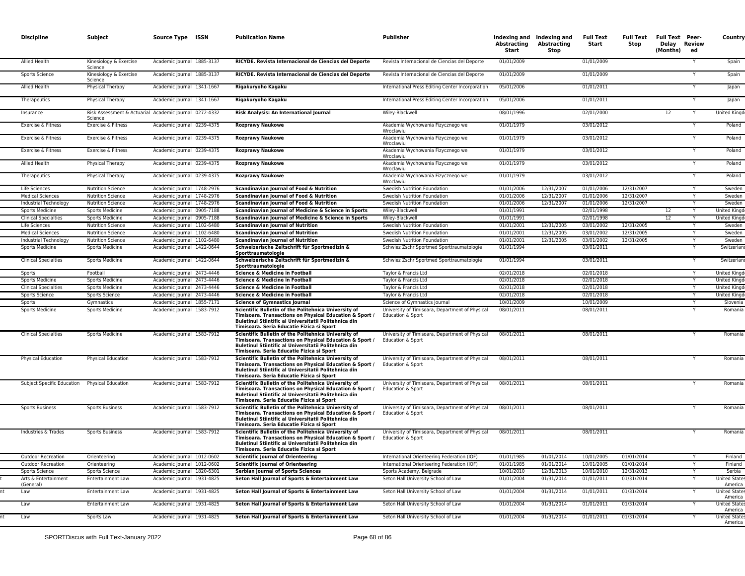| Discipline | Subject | Source Type | ISSN | Publication Name | Publisher | Indexing and Abstracting Start | Indexing and Abstracting Stop | Full Text Start | Full Text Stop | Full Text Delay (Months) | Peer-Reviewed | Country |
|---|---|---|---|---|---|---|---|---|---|---|---|---|
| Allied Health | Kinesiology & Exercise Science | Academic Journal | 1885-3137 | **RICYDE. Revista Internacional de Ciencias del Deporte** | Revista Internacional de Ciencias del Deporte | 01/01/2009 | | 01/01/2009 | | | Y | Spain |
| Sports Science | Kinesiology & Exercise Science | Academic Journal | 1885-3137 | **RICYDE. Revista Internacional de Ciencias del Deporte** | Revista Internacional de Ciencias del Deporte | 01/01/2009 | | 01/01/2009 | | | Y | Spain |
| Allied Health | Physical Therapy | Academic Journal | 1341-1667 | **Rigakuryoho Kagaku** | International Press Editing Center Incorporation | 05/01/2006 | | 01/01/2011 | | | Y | Japan |
| Therapeutics | Physical Therapy | Academic Journal | 1341-1667 | **Rigakuryoho Kagaku** | International Press Editing Center Incorporation | 05/01/2006 | | 01/01/2011 | | | Y | Japan |
| Insurance | Risk Assessment & Actuarial Science | Academic Journal | 0272-4332 | **Risk Analysis: An International Journal** | Wiley-Blackwell | 08/01/1996 | | 02/01/2000 | | 12 | Y | United Kingd |
| Exercise & Fitness | Exercise & Fitness | Academic Journal | 0239-4375 | **Rozprawy Naukowe** | Akademia Wychowania Fizycznego we Wroclawiu | 01/01/1979 | | 03/01/2012 | | | Y | Poland |
| Exercise & Fitness | Exercise & Fitness | Academic Journal | 0239-4375 | **Rozprawy Naukowe** | Akademia Wychowania Fizycznego we Wroclawiu | 01/01/1979 | | 03/01/2012 | | | Y | Poland |
| Exercise & Fitness | Exercise & Fitness | Academic Journal | 0239-4375 | **Rozprawy Naukowe** | Akademia Wychowania Fizycznego we Wroclawiu | 01/01/1979 | | 03/01/2012 | | | Y | Poland |
| Allied Health | Physical Therapy | Academic Journal | 0239-4375 | **Rozprawy Naukowe** | Akademia Wychowania Fizycznego we Wroclawiu | 01/01/1979 | | 03/01/2012 | | | Y | Poland |
| Therapeutics | Physical Therapy | Academic Journal | 0239-4375 | **Rozprawy Naukowe** | Akademia Wychowania Fizycznego we Wroclawiu | 01/01/1979 | | 03/01/2012 | | | Y | Poland |
| Life Sciences | Nutrition Science | Academic Journal | 1748-2976 | **Scandinavian Journal of Food & Nutrition** | Swedish Nutrition Foundation | 01/01/2006 | 12/31/2007 | 01/01/2006 | 12/31/2007 | | Y | Sweden |
| Medical Sciences | Nutrition Science | Academic Journal | 1748-2976 | **Scandinavian Journal of Food & Nutrition** | Swedish Nutrition Foundation | 01/01/2006 | 12/31/2007 | 01/01/2006 | 12/31/2007 | | Y | Sweden |
| Industrial Technology | Nutrition Science | Academic Journal | 1748-2976 | **Scandinavian Journal of Food & Nutrition** | Swedish Nutrition Foundation | 01/01/2006 | 12/31/2007 | 01/01/2006 | 12/31/2007 | | Y | Sweden |
| Sports Medicine | Sports Medicine | Academic Journal | 0905-7188 | **Scandinavian Journal of Medicine & Science in Sports** | Wiley-Blackwell | 01/01/1991 | | 02/01/1998 | | 12 | Y | United Kingd |
| Clinical Specialties | Sports Medicine | Academic Journal | 0905-7188 | **Scandinavian Journal of Medicine & Science in Sports** | Wiley-Blackwell | 01/01/1991 | | 02/01/1998 | | 12 | Y | United Kingd |
| Life Sciences | Nutrition Science | Academic Journal | 1102-6480 | **Scandinavian Journal of Nutrition** | Swedish Nutrition Foundation | 01/01/2001 | 12/31/2005 | 03/01/2002 | 12/31/2005 | | Y | Sweden |
| Medical Sciences | Nutrition Science | Academic Journal | 1102-6480 | **Scandinavian Journal of Nutrition** | Swedish Nutrition Foundation | 01/01/2001 | 12/31/2005 | 03/01/2002 | 12/31/2005 | | Y | Sweden |
| Industrial Technology | Nutrition Science | Academic Journal | 1102-6480 | **Scandinavian Journal of Nutrition** | Swedish Nutrition Foundation | 01/01/2001 | 12/31/2005 | 03/01/2002 | 12/31/2005 | | Y | Sweden |
| Sports Medicine | Sports Medicine | Academic Journal | 1422-0644 | **Schweizerische Zeitschrift für Sportmedizin & Sporttraumatologie** | Schwiez Zschr Sportmed Sporttraumatologie | 01/01/1994 | | 03/01/2011 | | | Y | Switzerland |
| Clinical Specialties | Sports Medicine | Academic Journal | 1422-0644 | **Schweizerische Zeitschrift für Sportmedizin & Sporttraumatologie** | Schwiez Zschr Sportmed Sporttraumatologie | 01/01/1994 | | 03/01/2011 | | | Y | Switzerland |
| Sports | Football | Academic Journal | 2473-4446 | **Science & Medicine in Football** | Taylor & Francis Ltd | 02/01/2018 | | 02/01/2018 | | | Y | United Kingd |
| Sports Medicine | Sports Medicine | Academic Journal | 2473-4446 | **Science & Medicine in Football** | Taylor & Francis Ltd | 02/01/2018 | | 02/01/2018 | | | Y | United Kingd |
| Clinical Specialties | Sports Medicine | Academic Journal | 2473-4446 | **Science & Medicine in Football** | Taylor & Francis Ltd | 02/01/2018 | | 02/01/2018 | | | Y | United Kingd |
| Sports Science | Sports Science | Academic Journal | 2473-4446 | **Science & Medicine in Football** | Taylor & Francis Ltd | 02/01/2018 | | 02/01/2018 | | | Y | United Kingd |
| Sports | Gymnastics | Academic Journal | 1855-7171 | **Science of Gymnastics Journal** | Science of Gymnastics Journal | 10/01/2009 | | 10/01/2009 | | | Y | Slovenia |
| Sports Medicine | Sports Medicine | Academic Journal | 1583-7912 | **Scientific Bulletin of the Politehnica University of Timisoara. Transactions on Physical Education & Sport / Buletinul Stiintific al Universitatii Politehnica din Timisoara. Seria Educatie Fizica si Sport** | University of Timisoara, Department of Physical Education & Sport | 08/01/2011 | | 08/01/2011 | | | Y | Romania |
| Clinical Specialties | Sports Medicine | Academic Journal | 1583-7912 | **Scientific Bulletin of the Politehnica University of Timisoara. Transactions on Physical Education & Sport / Buletinul Stiintific al Universitatii Politehnica din Timisoara. Seria Educatie Fizica si Sport** | University of Timisoara, Department of Physical Education & Sport | 08/01/2011 | | 08/01/2011 | | | Y | Romania |
| Physical Education | Physical Education | Academic Journal | 1583-7912 | **Scientific Bulletin of the Politehnica University of Timisoara. Transactions on Physical Education & Sport / Buletinul Stiintific al Universitatii Politehnica din Timisoara. Seria Educatie Fizica si Sport** | University of Timisoara, Department of Physical Education & Sport | 08/01/2011 | | 08/01/2011 | | | Y | Romania |
| Subject Specific Education | Physical Education | Academic Journal | 1583-7912 | **Scientific Bulletin of the Politehnica University of Timisoara. Transactions on Physical Education & Sport / Buletinul Stiintific al Universitatii Politehnica din Timisoara. Seria Educatie Fizica si Sport** | University of Timisoara, Department of Physical Education & Sport | 08/01/2011 | | 08/01/2011 | | | Y | Romania |
| Sports Business | Sports Business | Academic Journal | 1583-7912 | **Scientific Bulletin of the Politehnica University of Timisoara. Transactions on Physical Education & Sport / Buletinul Stiintific al Universitatii Politehnica din Timisoara. Seria Educatie Fizica si Sport** | University of Timisoara, Department of Physical Education & Sport | 08/01/2011 | | 08/01/2011 | | | Y | Romania |
| Industries & Trades | Sports Business | Academic Journal | 1583-7912 | **Scientific Bulletin of the Politehnica University of Timisoara. Transactions on Physical Education & Sport / Buletinul Stiintific al Universitatii Politehnica din Timisoara. Seria Educatie Fizica si Sport** | University of Timisoara, Department of Physical Education & Sport | 08/01/2011 | | 08/01/2011 | | | Y | Romania |
| Outdoor Recreation | Orienteering | Academic Journal | 1012-0602 | **Scientific Journal of Orienteering** | International Orienteering Federation (IOF) | 01/01/1985 | 01/01/2014 | 10/01/2005 | 01/01/2014 | | Y | Finland |
| Outdoor Recreation | Orienteering | Academic Journal | 1012-0602 | **Scientific Journal of Orienteering** | International Orienteering Federation (IOF) | 01/01/1985 | 01/01/2014 | 10/01/2005 | 01/01/2014 | | Y | Finland |
| Sports Science | Sports Science | Academic Journal | 1820-6301 | **Serbian Journal of Sports Sciences** | Sports Academy, Belgrade | 10/01/2010 | 12/31/2013 | 10/01/2010 | 12/31/2013 | | Y | Serbia |
| Arts & Entertainment (General) | Entertainment Law | Academic Journal | 1931-4825 | **Seton Hall Journal of Sports & Entertainment Law** | Seton Hall University School of Law | 01/01/2004 | 01/31/2014 | 01/01/2011 | 01/31/2014 | | Y | United States of America |
| Law | Entertainment Law | Academic Journal | 1931-4825 | **Seton Hall Journal of Sports & Entertainment Law** | Seton Hall University School of Law | 01/01/2004 | 01/31/2014 | 01/01/2011 | 01/31/2014 | | Y | United States of America |
| Law | Entertainment Law | Academic Journal | 1931-4825 | **Seton Hall Journal of Sports & Entertainment Law** | Seton Hall University School of Law | 01/01/2004 | 01/31/2014 | 01/01/2011 | 01/31/2014 | | Y | United States of America |
| Law | Sports Law | Academic Journal | 1931-4825 | **Seton Hall Journal of Sports & Entertainment Law** | Seton Hall University School of Law | 01/01/2004 | 01/31/2014 | 01/01/2011 | 01/31/2014 | | Y | United States of America |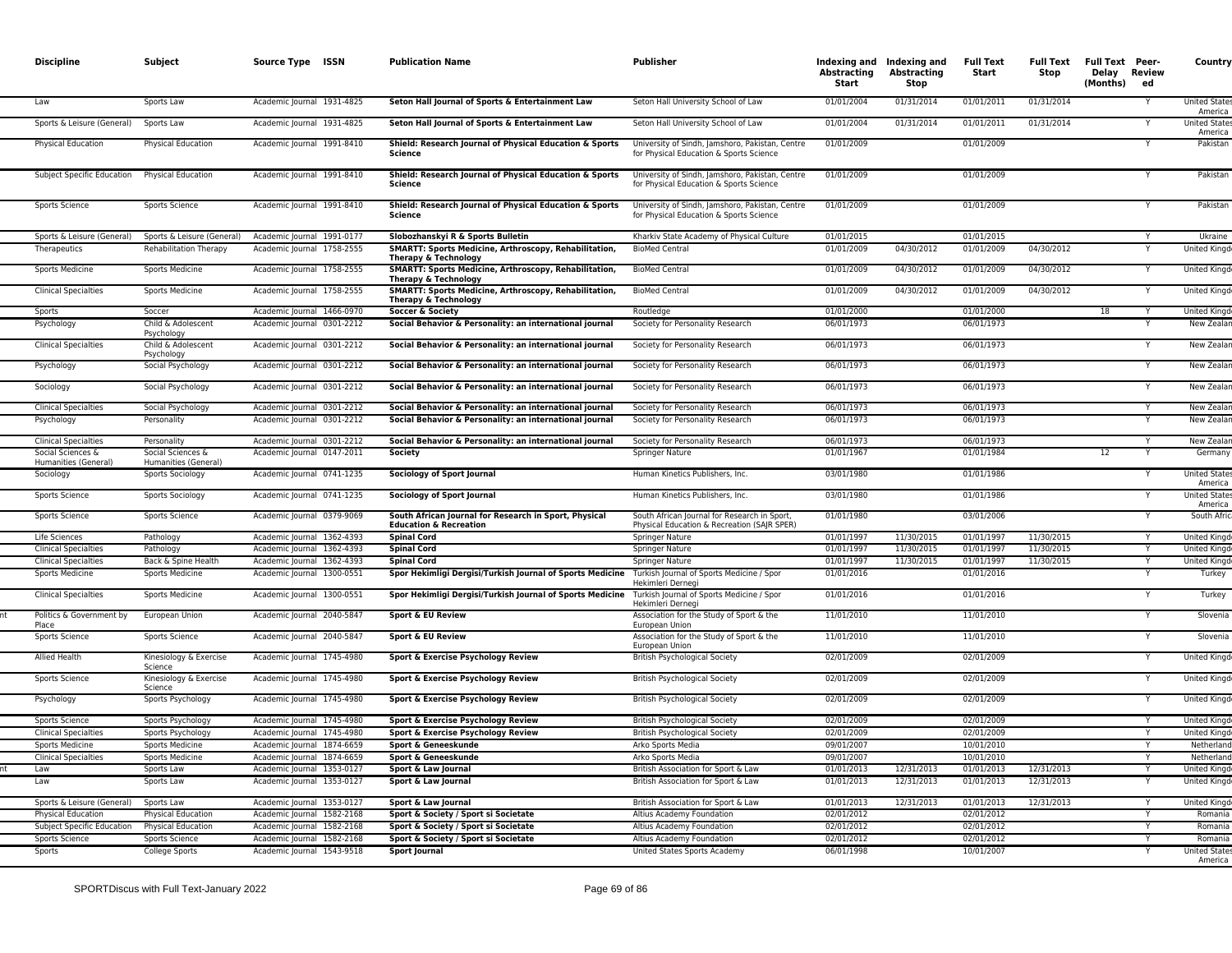| Discipline | Subject | Source Type | ISSN | Publication Name | Publisher | Indexing and Abstracting Start | Indexing and Abstracting Stop | Full Text Start | Full Text Stop | Full Text Delay (Months) | Peer-Reviewed | Country |
|---|---|---|---|---|---|---|---|---|---|---|---|---|
| Law | Sports Law | Academic Journal | 1931-4825 | **Seton Hall Journal of Sports & Entertainment Law** | Seton Hall University School of Law | 01/01/2004 | 01/31/2014 | 01/01/2011 | 01/31/2014 | | Y | United States of America |
| Sports & Leisure (General) | Sports Law | Academic Journal | 1931-4825 | **Seton Hall Journal of Sports & Entertainment Law** | Seton Hall University School of Law | 01/01/2004 | 01/31/2014 | 01/01/2011 | 01/31/2014 | | Y | United States of America |
| Physical Education | Physical Education | Academic Journal | 1991-8410 | **Shield: Research Journal of Physical Education & Sports Science** | University of Sindh, Jamshoro, Pakistan, Centre for Physical Education & Sports Science | 01/01/2009 | | 01/01/2009 | | | Y | Pakistan |
| Subject Specific Education | Physical Education | Academic Journal | 1991-8410 | **Shield: Research Journal of Physical Education & Sports Science** | University of Sindh, Jamshoro, Pakistan, Centre for Physical Education & Sports Science | 01/01/2009 | | 01/01/2009 | | | Y | Pakistan |
| Sports Science | Sports Science | Academic Journal | 1991-8410 | **Shield: Research Journal of Physical Education & Sports Science** | University of Sindh, Jamshoro, Pakistan, Centre for Physical Education & Sports Science | 01/01/2009 | | 01/01/2009 | | | Y | Pakistan |
| Sports & Leisure (General) | Sports & Leisure (General) | Academic Journal | 1991-0177 | **Slobozhanskyi R & Sports Bulletin** | Kharkiv State Academy of Physical Culture | 01/01/2015 | | 01/01/2015 | | | Y | Ukraine |
| Therapeutics | Rehabilitation Therapy | Academic Journal | 1758-2555 | **SMARTT: Sports Medicine, Arthroscopy, Rehabilitation, Therapy & Technology** | BioMed Central | 01/01/2009 | 04/30/2012 | 01/01/2009 | 04/30/2012 | | Y | United Kingdom |
| Sports Medicine | Sports Medicine | Academic Journal | 1758-2555 | **SMARTT: Sports Medicine, Arthroscopy, Rehabilitation, Therapy & Technology** | BioMed Central | 01/01/2009 | 04/30/2012 | 01/01/2009 | 04/30/2012 | | Y | United Kingdom |
| Clinical Specialties | Sports Medicine | Academic Journal | 1758-2555 | **SMARTT: Sports Medicine, Arthroscopy, Rehabilitation, Therapy & Technology** | BioMed Central | 01/01/2009 | 04/30/2012 | 01/01/2009 | 04/30/2012 | | Y | United Kingdom |
| Sports | Soccer | Academic Journal | 1466-0970 | **Soccer & Society** | Routledge | 01/01/2000 | | 01/01/2000 | | 18 | Y | United Kingdom |
| Psychology | Child & Adolescent Psychology | Academic Journal | 0301-2212 | **Social Behavior & Personality: an international journal** | Society for Personality Research | 06/01/1973 | | 06/01/1973 | | | Y | New Zealand |
| Clinical Specialties | Child & Adolescent Psychology | Academic Journal | 0301-2212 | **Social Behavior & Personality: an international journal** | Society for Personality Research | 06/01/1973 | | 06/01/1973 | | | Y | New Zealand |
| Psychology | Social Psychology | Academic Journal | 0301-2212 | **Social Behavior & Personality: an international journal** | Society for Personality Research | 06/01/1973 | | 06/01/1973 | | | Y | New Zealand |
| Sociology | Social Psychology | Academic Journal | 0301-2212 | **Social Behavior & Personality: an international journal** | Society for Personality Research | 06/01/1973 | | 06/01/1973 | | | Y | New Zealand |
| Clinical Specialties | Social Psychology | Academic Journal | 0301-2212 | **Social Behavior & Personality: an international journal** | Society for Personality Research | 06/01/1973 | | 06/01/1973 | | | Y | New Zealand |
| Psychology | Personality | Academic Journal | 0301-2212 | **Social Behavior & Personality: an international journal** | Society for Personality Research | 06/01/1973 | | 06/01/1973 | | | Y | New Zealand |
| Clinical Specialties | Personality | Academic Journal | 0301-2212 | **Social Behavior & Personality: an international journal** | Society for Personality Research | 06/01/1973 | | 06/01/1973 | | | Y | New Zealand |
| Social Sciences & Humanities (General) | Social Sciences & Humanities (General) | Academic Journal | 0147-2011 | **Society** | Springer Nature | 01/01/1967 | | 01/01/1984 | | 12 | Y | Germany |
| Sociology | Sports Sociology | Academic Journal | 0741-1235 | **Sociology of Sport Journal** | Human Kinetics Publishers, Inc. | 03/01/1980 | | 01/01/1986 | | | Y | United States of America |
| Sports Science | Sports Sociology | Academic Journal | 0741-1235 | **Sociology of Sport Journal** | Human Kinetics Publishers, Inc. | 03/01/1980 | | 01/01/1986 | | | Y | United States of America |
| Sports Science | Sports Science | Academic Journal | 0379-9069 | **South African Journal for Research in Sport, Physical Education & Recreation** | South African Journal for Research in Sport, Physical Education & Recreation (SAJR SPER) | 01/01/1980 | | 03/01/2006 | | | Y | South Africa |
| Life Sciences | Pathology | Academic Journal | 1362-4393 | **Spinal Cord** | Springer Nature | 01/01/1997 | 11/30/2015 | 01/01/1997 | 11/30/2015 | | Y | United Kingdom |
| Clinical Specialties | Pathology | Academic Journal | 1362-4393 | **Spinal Cord** | Springer Nature | 01/01/1997 | 11/30/2015 | 01/01/1997 | 11/30/2015 | | Y | United Kingdom |
| Clinical Specialties | Back & Spine Health | Academic Journal | 1362-4393 | **Spinal Cord** | Springer Nature | 01/01/1997 | 11/30/2015 | 01/01/1997 | 11/30/2015 | | Y | United Kingdom |
| Sports Medicine | Sports Medicine | Academic Journal | 1300-0551 | **Spor Hekimligi Dergisi/Turkish Journal of Sports Medicine** | Turkish Journal of Sports Medicine / Spor Hekimleri Dernegi | 01/01/2016 | | 01/01/2016 | | | Y | Turkey |
| Clinical Specialties | Sports Medicine | Academic Journal | 1300-0551 | **Spor Hekimligi Dergisi/Turkish Journal of Sports Medicine** | Turkish Journal of Sports Medicine / Spor Hekimleri Dernegi | 01/01/2016 | | 01/01/2016 | | | Y | Turkey |
| Politics & Government by Place | European Union | Academic Journal | 2040-5847 | **Sport & EU Review** | Association for the Study of Sport & the European Union | 11/01/2010 | | 11/01/2010 | | | Y | Slovenia |
| Sports Science | Sports Science | Academic Journal | 2040-5847 | **Sport & EU Review** | Association for the Study of Sport & the European Union | 11/01/2010 | | 11/01/2010 | | | Y | Slovenia |
| Allied Health | Kinesiology & Exercise Science | Academic Journal | 1745-4980 | **Sport & Exercise Psychology Review** | British Psychological Society | 02/01/2009 | | 02/01/2009 | | | Y | United Kingdom |
| Sports Science | Kinesiology & Exercise Science | Academic Journal | 1745-4980 | **Sport & Exercise Psychology Review** | British Psychological Society | 02/01/2009 | | 02/01/2009 | | | Y | United Kingdom |
| Psychology | Sports Psychology | Academic Journal | 1745-4980 | **Sport & Exercise Psychology Review** | British Psychological Society | 02/01/2009 | | 02/01/2009 | | | Y | United Kingdom |
| Sports Science | Sports Psychology | Academic Journal | 1745-4980 | **Sport & Exercise Psychology Review** | British Psychological Society | 02/01/2009 | | 02/01/2009 | | | Y | United Kingdom |
| Clinical Specialties | Sports Psychology | Academic Journal | 1745-4980 | **Sport & Exercise Psychology Review** | British Psychological Society | 02/01/2009 | | 02/01/2009 | | | Y | United Kingdom |
| Sports Medicine | Sports Medicine | Academic Journal | 1874-6659 | **Sport & Geneeskunde** | Arko Sports Media | 09/01/2007 | | 10/01/2010 | | | Y | Netherlands |
| Clinical Specialties | Sports Medicine | Academic Journal | 1874-6659 | **Sport & Geneeskunde** | Arko Sports Media | 09/01/2007 | | 10/01/2010 | | | Y | Netherlands |
| Law | Sports Law | Academic Journal | 1353-0127 | **Sport & Law Journal** | British Association for Sport & Law | 01/01/2013 | 12/31/2013 | 01/01/2013 | 12/31/2013 | | Y | United Kingdom |
| Law | Sports Law | Academic Journal | 1353-0127 | **Sport & Law Journal** | British Association for Sport & Law | 01/01/2013 | 12/31/2013 | 01/01/2013 | 12/31/2013 | | Y | United Kingdom |
| Sports & Leisure (General) | Sports Law | Academic Journal | 1353-0127 | **Sport & Law Journal** | British Association for Sport & Law | 01/01/2013 | 12/31/2013 | 01/01/2013 | 12/31/2013 | | Y | United Kingdom |
| Physical Education | Physical Education | Academic Journal | 1582-2168 | **Sport & Society / Sport si Societate** | Altius Academy Foundation | 02/01/2012 | | 02/01/2012 | | | Y | Romania |
| Subject Specific Education | Physical Education | Academic Journal | 1582-2168 | **Sport & Society / Sport si Societate** | Altius Academy Foundation | 02/01/2012 | | 02/01/2012 | | | Y | Romania |
| Sports Science | Sports Science | Academic Journal | 1582-2168 | **Sport & Society / Sport si Societate** | Altius Academy Foundation | 02/01/2012 | | 02/01/2012 | | | Y | Romania |
| Sports | College Sports | Academic Journal | 1543-9518 | **Sport Journal** | United States Sports Academy | 06/01/1998 | | 10/01/2007 | | | Y | United States of America |

SPORTDiscus with Full Text-January 2022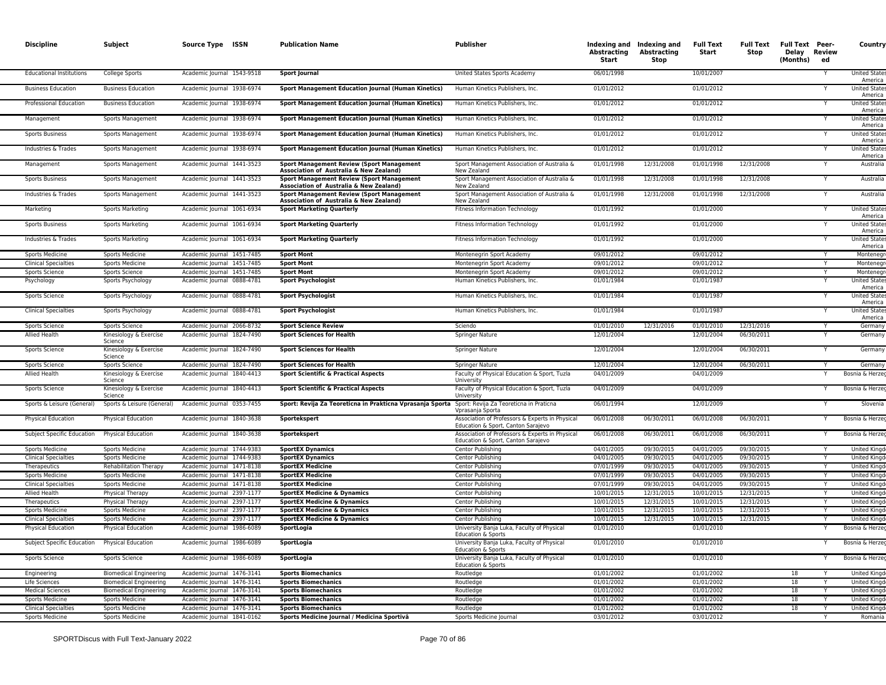| Discipline | Subject | Source Type | ISSN | Publication Name | Publisher | Indexing and Abstracting Start | Indexing and Abstracting Stop | Full Text Start | Full Text Stop | Full Text Delay (Months) | Peer-Reviewed | Country |
|---|---|---|---|---|---|---|---|---|---|---|---|---|
| Educational Institutions | College Sports | Academic Journal | 1543-9518 | **Sport Journal** | United States Sports Academy | 06/01/1998 | | 10/01/2007 | | | Y | United States America |
| Business Education | Business Education | Academic Journal | 1938-6974 | **Sport Management Education Journal (Human Kinetics)** | Human Kinetics Publishers, Inc. | 01/01/2012 | | 01/01/2012 | | | Y | United States America |
| Professional Education | Business Education | Academic Journal | 1938-6974 | **Sport Management Education Journal (Human Kinetics)** | Human Kinetics Publishers, Inc. | 01/01/2012 | | 01/01/2012 | | | Y | United States America |
| Management | Sports Management | Academic Journal | 1938-6974 | **Sport Management Education Journal (Human Kinetics)** | Human Kinetics Publishers, Inc. | 01/01/2012 | | 01/01/2012 | | | Y | United States America |
| Sports Business | Sports Management | Academic Journal | 1938-6974 | **Sport Management Education Journal (Human Kinetics)** | Human Kinetics Publishers, Inc. | 01/01/2012 | | 01/01/2012 | | | Y | United States America |
| Industries & Trades | Sports Management | Academic Journal | 1938-6974 | **Sport Management Education Journal (Human Kinetics)** | Human Kinetics Publishers, Inc. | 01/01/2012 | | 01/01/2012 | | | Y | United States America |
| Management | Sports Management | Academic Journal | 1441-3523 | **Sport Management Review (Sport Management Association of Australia & New Zealand)** | Sport Management Association of Australia & New Zealand | 01/01/1998 | 12/31/2008 | 01/01/1998 | 12/31/2008 | | Y | Australia |
| Sports Business | Sports Management | Academic Journal | 1441-3523 | **Sport Management Review (Sport Management Association of Australia & New Zealand)** | Sport Management Association of Australia & New Zealand | 01/01/1998 | 12/31/2008 | 01/01/1998 | 12/31/2008 | | Y | Australia |
| Industries & Trades | Sports Management | Academic Journal | 1441-3523 | **Sport Management Review (Sport Management Association of Australia & New Zealand)** | Sport Management Association of Australia & New Zealand | 01/01/1998 | 12/31/2008 | 01/01/1998 | 12/31/2008 | | Y | Australia |
| Marketing | Sports Marketing | Academic Journal | 1061-6934 | **Sport Marketing Quarterly** | Fitness Information Technology | 01/01/1992 | | 01/01/2000 | | | Y | United States America |
| Sports Business | Sports Marketing | Academic Journal | 1061-6934 | **Sport Marketing Quarterly** | Fitness Information Technology | 01/01/1992 | | 01/01/2000 | | | Y | United States America |
| Industries & Trades | Sports Marketing | Academic Journal | 1061-6934 | **Sport Marketing Quarterly** | Fitness Information Technology | 01/01/1992 | | 01/01/2000 | | | Y | United States America |
| Sports Medicine | Sports Medicine | Academic Journal | 1451-7485 | **Sport Mont** | Montenegrin Sport Academy | 09/01/2012 | | 09/01/2012 | | | Y | Montenegro |
| Clinical Specialties | Sports Medicine | Academic Journal | 1451-7485 | **Sport Mont** | Montenegrin Sport Academy | 09/01/2012 | | 09/01/2012 | | | Y | Montenegro |
| Sports Science | Sports Science | Academic Journal | 1451-7485 | **Sport Mont** | Montenegrin Sport Academy | 09/01/2012 | | 09/01/2012 | | | Y | Montenegro |
| Psychology | Sports Psychology | Academic Journal | 0888-4781 | **Sport Psychologist** | Human Kinetics Publishers, Inc. | 01/01/1984 | | 01/01/1987 | | | Y | United States America |
| Sports Science | Sports Psychology | Academic Journal | 0888-4781 | **Sport Psychologist** | Human Kinetics Publishers, Inc. | 01/01/1984 | | 01/01/1987 | | | Y | United States America |
| Clinical Specialties | Sports Psychology | Academic Journal | 0888-4781 | **Sport Psychologist** | Human Kinetics Publishers, Inc. | 01/01/1984 | | 01/01/1987 | | | Y | United States America |
| Sports Science | Sports Science | Academic Journal | 2066-8732 | **Sport Science Review** | Sciendo | 01/01/2010 | 12/31/2016 | 01/01/2010 | 12/31/2016 | | Y | Germany |
| Allied Health | Kinesiology & Exercise Science | Academic Journal | 1824-7490 | **Sport Sciences for Health** | Springer Nature | 12/01/2004 | | 12/01/2004 | 06/30/2011 | | Y | Germany |
| Sports Science | Kinesiology & Exercise Science | Academic Journal | 1824-7490 | **Sport Sciences for Health** | Springer Nature | 12/01/2004 | | 12/01/2004 | 06/30/2011 | | Y | Germany |
| Sports Science | Sports Science | Academic Journal | 1824-7490 | **Sport Sciences for Health** | Springer Nature | 12/01/2004 | | 12/01/2004 | 06/30/2011 | | Y | Germany |
| Allied Health | Kinesiology & Exercise Science | Academic Journal | 1840-4413 | **Sport Scientific & Practical Aspects** | Faculty of Physical Education & Sport, Tuzla University | 04/01/2009 | | 04/01/2009 | | | Y | Bosnia & Herzeg |
| Sports Science | Kinesiology & Exercise Science | Academic Journal | 1840-4413 | **Sport Scientific & Practical Aspects** | Faculty of Physical Education & Sport, Tuzla University | 04/01/2009 | | 04/01/2009 | | | Y | Bosnia & Herzeg |
| Sports & Leisure (General) | Sports & Leisure (General) | Academic Journal | 0353-7455 | **Sport: Revija Za Teoreticna in Prakticna Vprasanja Sporta** | Sport: Revija Za Teoreticna in Praticna Vprasanja Sporta | 06/01/1994 | | 12/01/2009 | | | Y | Slovenia |
| Physical Education | Physical Education | Academic Journal | 1840-3638 | **Sportekspert** | Association of Professors & Experts in Physical Education & Sport, Canton Sarajevo | 06/01/2008 | 06/30/2011 | 06/01/2008 | 06/30/2011 | | Y | Bosnia & Herzeg |
| Subject Specific Education | Physical Education | Academic Journal | 1840-3638 | **Sportekspert** | Association of Professors & Experts in Physical Education & Sport, Canton Sarajevo | 06/01/2008 | 06/30/2011 | 06/01/2008 | 06/30/2011 | | Y | Bosnia & Herzeg |
| Sports Medicine | Sports Medicine | Academic Journal | 1744-9383 | **SportEX Dynamics** | Centor Publishing | 04/01/2005 | 09/30/2015 | 04/01/2005 | 09/30/2015 | | Y | United Kingd |
| Clinical Specialties | Sports Medicine | Academic Journal | 1744-9383 | **SportEX Dynamics** | Centor Publishing | 04/01/2005 | 09/30/2015 | 04/01/2005 | 09/30/2015 | | Y | United Kingd |
| Therapeutics | Rehabilitation Therapy | Academic Journal | 1471-8138 | **SportEX Medicine** | Centor Publishing | 07/01/1999 | 09/30/2015 | 04/01/2005 | 09/30/2015 | | Y | United Kingd |
| Sports Medicine | Sports Medicine | Academic Journal | 1471-8138 | **SportEX Medicine** | Centor Publishing | 07/01/1999 | 09/30/2015 | 04/01/2005 | 09/30/2015 | | Y | United Kingd |
| Clinical Specialties | Sports Medicine | Academic Journal | 1471-8138 | **SportEX Medicine** | Centor Publishing | 07/01/1999 | 09/30/2015 | 04/01/2005 | 09/30/2015 | | Y | United Kingd |
| Allied Health | Physical Therapy | Academic Journal | 2397-1177 | **SportEX Medicine & Dynamics** | Centor Publishing | 10/01/2015 | 12/31/2015 | 10/01/2015 | 12/31/2015 | | Y | United Kingd |
| Therapeutics | Physical Therapy | Academic Journal | 2397-1177 | **SportEX Medicine & Dynamics** | Centor Publishing | 10/01/2015 | 12/31/2015 | 10/01/2015 | 12/31/2015 | | Y | United Kingd |
| Sports Medicine | Sports Medicine | Academic Journal | 2397-1177 | **SportEX Medicine & Dynamics** | Centor Publishing | 10/01/2015 | 12/31/2015 | 10/01/2015 | 12/31/2015 | | Y | United Kingd |
| Clinical Specialties | Sports Medicine | Academic Journal | 2397-1177 | **SportEX Medicine & Dynamics** | Centor Publishing | 10/01/2015 | 12/31/2015 | 10/01/2015 | 12/31/2015 | | Y | United Kingd |
| Physical Education | Physical Education | Academic Journal | 1986-6089 | **SportLogia** | University Banja Luka, Faculty of Physical Education & Sports | 01/01/2010 | | 01/01/2010 | | | Y | Bosnia & Herzeg |
| Subject Specific Education | Physical Education | Academic Journal | 1986-6089 | **SportLogia** | University Banja Luka, Faculty of Physical Education & Sports | 01/01/2010 | | 01/01/2010 | | | Y | Bosnia & Herzeg |
| Sports Science | Sports Science | Academic Journal | 1986-6089 | **SportLogia** | University Banja Luka, Faculty of Physical Education & Sports | 01/01/2010 | | 01/01/2010 | | | Y | Bosnia & Herzeg |
| Engineering | Biomedical Engineering | Academic Journal | 1476-3141 | **Sports Biomechanics** | Routledge | 01/01/2002 | | 01/01/2002 | | 18 | Y | United Kingd |
| Life Sciences | Biomedical Engineering | Academic Journal | 1476-3141 | **Sports Biomechanics** | Routledge | 01/01/2002 | | 01/01/2002 | | 18 | Y | United Kingd |
| Medical Sciences | Biomedical Engineering | Academic Journal | 1476-3141 | **Sports Biomechanics** | Routledge | 01/01/2002 | | 01/01/2002 | | 18 | Y | United Kingd |
| Sports Medicine | Sports Medicine | Academic Journal | 1476-3141 | **Sports Biomechanics** | Routledge | 01/01/2002 | | 01/01/2002 | | 18 | Y | United Kingd |
| Clinical Specialties | Sports Medicine | Academic Journal | 1476-3141 | **Sports Biomechanics** | Routledge | 01/01/2002 | | 01/01/2002 | | 18 | Y | United Kingd |
| Sports Medicine | Sports Medicine | Academic Journal | 1841-0162 | **Sports Medicine Journal / Medicina Sportivâ** | Sports Medicine Journal | 03/01/2012 | | 03/01/2012 | | | Y | Romania |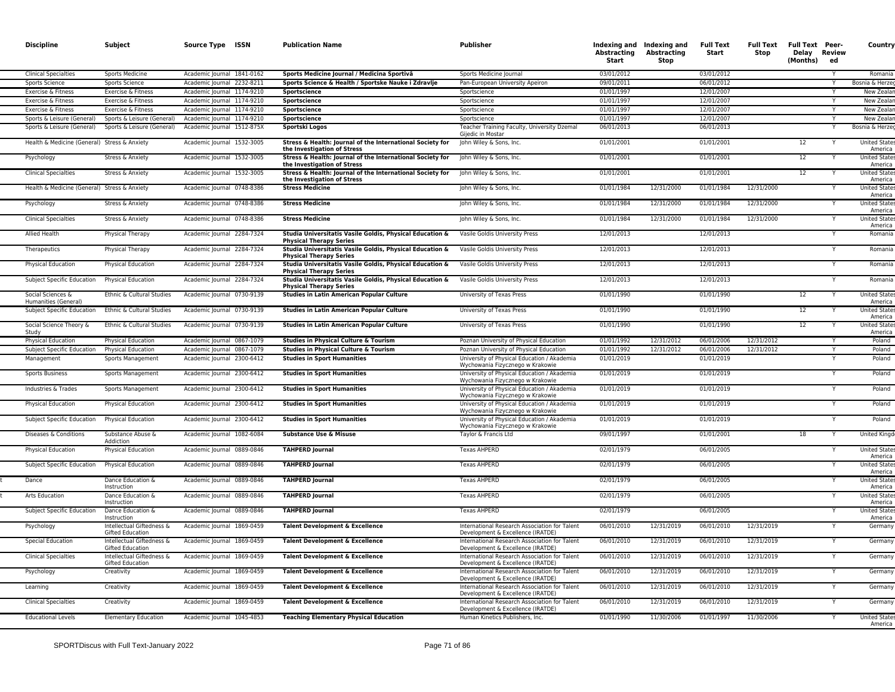| Discipline | Subject | Source Type | ISSN | Publication Name | Publisher | Indexing and Abstracting Start | Indexing and Abstracting Stop | Full Text Start | Full Text Stop | Full Text Delay (Months) | Peer-Reviewed | Country |
|---|---|---|---|---|---|---|---|---|---|---|---|---|
| Clinical Specialties | Sports Medicine | Academic Journal | 1841-0162 | **Sports Medicine Journal / Medicina Sportivâ** | Sports Medicine Journal | 03/01/2012 | | 03/01/2012 | | | Y | Romania |
| Sports Science | Sports Science | Academic Journal | 2232-8211 | **Sports Science & Health / Sportske Nauke i Zdravlje** | Pan-European University Apeiron | 09/01/2011 | | 06/01/2012 | | | Y | Bosnia & Herzeg |
| Exercise & Fitness | Exercise & Fitness | Academic Journal | 1174-9210 | **Sportscience** | Sportscience | 01/01/1997 | | 12/01/2007 | | | Y | New Zealan |
| Exercise & Fitness | Exercise & Fitness | Academic Journal | 1174-9210 | **Sportscience** | Sportscience | 01/01/1997 | | 12/01/2007 | | | Y | New Zealan |
| Exercise & Fitness | Exercise & Fitness | Academic Journal | 1174-9210 | **Sportscience** | Sportscience | 01/01/1997 | | 12/01/2007 | | | Y | New Zealan |
| Sports & Leisure (General) | Sports & Leisure (General) | Academic Journal | 1174-9210 | **Sportscience** | Sportscience | 01/01/1997 | | 12/01/2007 | | | Y | New Zealan |
| Sports & Leisure (General) | Sports & Leisure (General) | Academic Journal | 1512-875X | **Sportski Logos** | Teacher Training Faculty, University Dzemal Gijedic in Mostar | 06/01/2013 | | 06/01/2013 | | | Y | Bosnia & Herzeg |
| Health & Medicine (General) | Stress & Anxiety | Academic Journal | 1532-3005 | **Stress & Health: Journal of the International Society for the Investigation of Stress** | John Wiley & Sons, Inc. | 01/01/2001 | | 01/01/2001 | | 12 | Y | United States America |
| Psychology | Stress & Anxiety | Academic Journal | 1532-3005 | **Stress & Health: Journal of the International Society for the Investigation of Stress** | John Wiley & Sons, Inc. | 01/01/2001 | | 01/01/2001 | | 12 | Y | United States America |
| Clinical Specialties | Stress & Anxiety | Academic Journal | 1532-3005 | **Stress & Health: Journal of the International Society for the Investigation of Stress** | John Wiley & Sons, Inc. | 01/01/2001 | | 01/01/2001 | | 12 | Y | United States America |
| Health & Medicine (General) | Stress & Anxiety | Academic Journal | 0748-8386 | **Stress Medicine** | John Wiley & Sons, Inc. | 01/01/1984 | 12/31/2000 | 01/01/1984 | 12/31/2000 | | Y | United States America |
| Psychology | Stress & Anxiety | Academic Journal | 0748-8386 | **Stress Medicine** | John Wiley & Sons, Inc. | 01/01/1984 | 12/31/2000 | 01/01/1984 | 12/31/2000 | | Y | United States America |
| Clinical Specialties | Stress & Anxiety | Academic Journal | 0748-8386 | **Stress Medicine** | John Wiley & Sons, Inc. | 01/01/1984 | 12/31/2000 | 01/01/1984 | 12/31/2000 | | Y | United States America |
| Allied Health | Physical Therapy | Academic Journal | 2284-7324 | **Studia Universitatis Vasile Goldis, Physical Education & Physical Therapy Series** | Vasile Goldis University Press | 12/01/2013 | | 12/01/2013 | | | Y | Romania |
| Therapeutics | Physical Therapy | Academic Journal | 2284-7324 | **Studia Universitatis Vasile Goldis, Physical Education & Physical Therapy Series** | Vasile Goldis University Press | 12/01/2013 | | 12/01/2013 | | | Y | Romania |
| Physical Education | Physical Education | Academic Journal | 2284-7324 | **Studia Universitatis Vasile Goldis, Physical Education & Physical Therapy Series** | Vasile Goldis University Press | 12/01/2013 | | 12/01/2013 | | | Y | Romania |
| Subject Specific Education | Physical Education | Academic Journal | 2284-7324 | **Studia Universitatis Vasile Goldis, Physical Education & Physical Therapy Series** | Vasile Goldis University Press | 12/01/2013 | | 12/01/2013 | | | Y | Romania |
| Social Sciences & Humanities (General) | Ethnic & Cultural Studies | Academic Journal | 0730-9139 | **Studies in Latin American Popular Culture** | University of Texas Press | 01/01/1990 | | 01/01/1990 | | 12 | Y | United States America |
| Subject Specific Education | Ethnic & Cultural Studies | Academic Journal | 0730-9139 | **Studies in Latin American Popular Culture** | University of Texas Press | 01/01/1990 | | 01/01/1990 | | 12 | Y | United States America |
| Social Science Theory & Study | Ethnic & Cultural Studies | Academic Journal | 0730-9139 | **Studies in Latin American Popular Culture** | University of Texas Press | 01/01/1990 | | 01/01/1990 | | 12 | Y | United States America |
| Physical Education | Physical Education | Academic Journal | 0867-1079 | **Studies in Physical Culture & Tourism** | Poznan University of Physical Education | 01/01/1992 | 12/31/2012 | 06/01/2006 | 12/31/2012 | | Y | Poland |
| Subject Specific Education | Physical Education | Academic Journal | 0867-1079 | **Studies in Physical Culture & Tourism** | Poznan University of Physical Education | 01/01/1992 | 12/31/2012 | 06/01/2006 | 12/31/2012 | | Y | Poland |
| Management | Sports Management | Academic Journal | 2300-6412 | **Studies in Sport Humanities** | University of Physical Education / Akademia Wychowania Fizycznego w Krakowie | 01/01/2019 | | 01/01/2019 | | | Y | Poland |
| Sports Business | Sports Management | Academic Journal | 2300-6412 | **Studies in Sport Humanities** | University of Physical Education / Akademia Wychowania Fizycznego w Krakowie | 01/01/2019 | | 01/01/2019 | | | Y | Poland |
| Industries & Trades | Sports Management | Academic Journal | 2300-6412 | **Studies in Sport Humanities** | University of Physical Education / Akademia Wychowania Fizycznego w Krakowie | 01/01/2019 | | 01/01/2019 | | | Y | Poland |
| Physical Education | Physical Education | Academic Journal | 2300-6412 | **Studies in Sport Humanities** | University of Physical Education / Akademia Wychowania Fizycznego w Krakowie | 01/01/2019 | | 01/01/2019 | | | Y | Poland |
| Subject Specific Education | Physical Education | Academic Journal | 2300-6412 | **Studies in Sport Humanities** | University of Physical Education / Akademia Wychowania Fizycznego w Krakowie | 01/01/2019 | | 01/01/2019 | | | Y | Poland |
| Diseases & Conditions | Substance Abuse & Addiction | Academic Journal | 1082-6084 | **Substance Use & Misuse** | Taylor & Francis Ltd | 09/01/1997 | | 01/01/2001 | | 18 | Y | United Kingd |
| Physical Education | Physical Education | Academic Journal | 0889-0846 | **TAHPERD Journal** | Texas AHPERD | 02/01/1979 | | 06/01/2005 | | | Y | United States America |
| Subject Specific Education | Physical Education | Academic Journal | 0889-0846 | **TAHPERD Journal** | Texas AHPERD | 02/01/1979 | | 06/01/2005 | | | Y | United States America |
| Dance | Dance Education & Instruction | Academic Journal | 0889-0846 | **TAHPERD Journal** | Texas AHPERD | 02/01/1979 | | 06/01/2005 | | | Y | United States America |
| Arts Education | Dance Education & Instruction | Academic Journal | 0889-0846 | **TAHPERD Journal** | Texas AHPERD | 02/01/1979 | | 06/01/2005 | | | Y | United States America |
| Subject Specific Education | Dance Education & Instruction | Academic Journal | 0889-0846 | **TAHPERD Journal** | Texas AHPERD | 02/01/1979 | | 06/01/2005 | | | Y | United States America |
| Psychology | Intellectual Giftedness & Gifted Education | Academic Journal | 1869-0459 | **Talent Development & Excellence** | International Research Association for Talent Development & Excellence (IRATDE) | 06/01/2010 | 12/31/2019 | 06/01/2010 | 12/31/2019 | | Y | Germany |
| Special Education | Intellectual Giftedness & Gifted Education | Academic Journal | 1869-0459 | **Talent Development & Excellence** | International Research Association for Talent Development & Excellence (IRATDE) | 06/01/2010 | 12/31/2019 | 06/01/2010 | 12/31/2019 | | Y | Germany |
| Clinical Specialties | Intellectual Giftedness & Gifted Education | Academic Journal | 1869-0459 | **Talent Development & Excellence** | International Research Association for Talent Development & Excellence (IRATDE) | 06/01/2010 | 12/31/2019 | 06/01/2010 | 12/31/2019 | | Y | Germany |
| Psychology | Creativity | Academic Journal | 1869-0459 | **Talent Development & Excellence** | International Research Association for Talent Development & Excellence (IRATDE) | 06/01/2010 | 12/31/2019 | 06/01/2010 | 12/31/2019 | | Y | Germany |
| Learning | Creativity | Academic Journal | 1869-0459 | **Talent Development & Excellence** | International Research Association for Talent Development & Excellence (IRATDE) | 06/01/2010 | 12/31/2019 | 06/01/2010 | 12/31/2019 | | Y | Germany |
| Clinical Specialties | Creativity | Academic Journal | 1869-0459 | **Talent Development & Excellence** | International Research Association for Talent Development & Excellence (IRATDE) | 06/01/2010 | 12/31/2019 | 06/01/2010 | 12/31/2019 | | Y | Germany |
| Educational Levels | Elementary Education | Academic Journal | 1045-4853 | **Teaching Elementary Physical Education** | Human Kinetics Publishers, Inc. | 01/01/1990 | 11/30/2006 | 01/01/1997 | 11/30/2006 | | Y | United States America |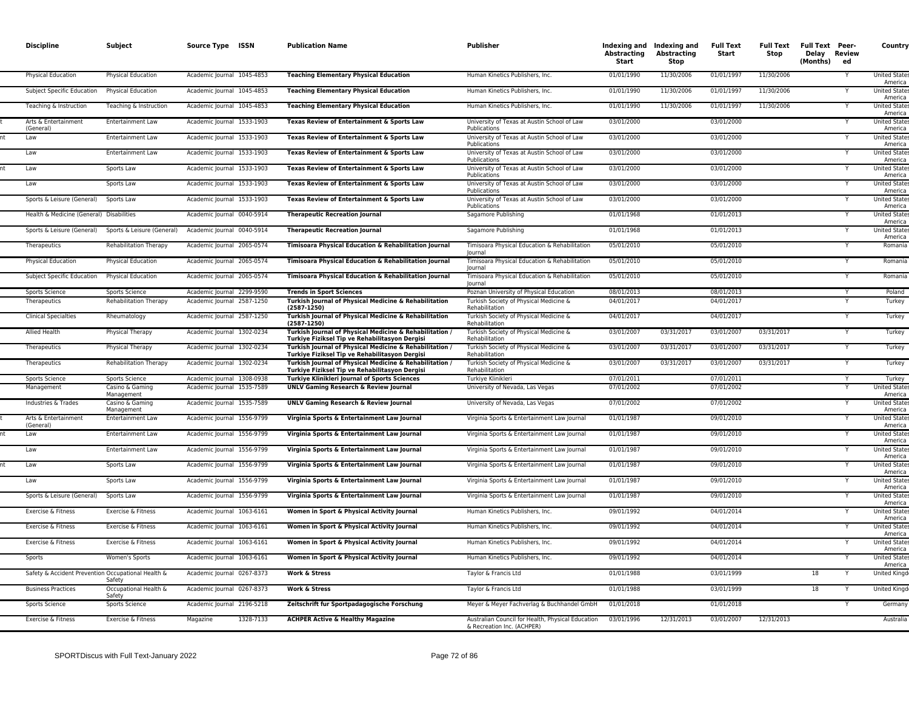| Discipline | Subject | Source Type | ISSN | Publication Name | Publisher | Indexing and Abstracting Start | Indexing and Abstracting Stop | Full Text Start | Full Text Stop | Full Text Delay (Months) | Peer-Reviewed | Country |
|---|---|---|---|---|---|---|---|---|---|---|---|---|
| Physical Education | Physical Education | Academic Journal | 1045-4853 | **Teaching Elementary Physical Education** | Human Kinetics Publishers, Inc. | 01/01/1990 | 11/30/2006 | 01/01/1997 | 11/30/2006 | | Y | United States of America |
| Subject Specific Education | Physical Education | Academic Journal | 1045-4853 | **Teaching Elementary Physical Education** | Human Kinetics Publishers, Inc. | 01/01/1990 | 11/30/2006 | 01/01/1997 | 11/30/2006 | | Y | United States of America |
| Teaching & Instruction | Teaching & Instruction | Academic Journal | 1045-4853 | **Teaching Elementary Physical Education** | Human Kinetics Publishers, Inc. | 01/01/1990 | 11/30/2006 | 01/01/1997 | 11/30/2006 | | Y | United States of America |
| Arts & Entertainment (General) | Entertainment Law | Academic Journal | 1533-1903 | **Texas Review of Entertainment & Sports Law** | University of Texas at Austin School of Law Publications | 03/01/2000 | | 03/01/2000 | | | Y | United States of America |
| Law | Entertainment Law | Academic Journal | 1533-1903 | **Texas Review of Entertainment & Sports Law** | University of Texas at Austin School of Law Publications | 03/01/2000 | | 03/01/2000 | | | Y | United States of America |
| Law | Entertainment Law | Academic Journal | 1533-1903 | **Texas Review of Entertainment & Sports Law** | University of Texas at Austin School of Law Publications | 03/01/2000 | | 03/01/2000 | | | Y | United States of America |
| Law | Sports Law | Academic Journal | 1533-1903 | **Texas Review of Entertainment & Sports Law** | University of Texas at Austin School of Law Publications | 03/01/2000 | | 03/01/2000 | | | Y | United States of America |
| Law | Sports Law | Academic Journal | 1533-1903 | **Texas Review of Entertainment & Sports Law** | University of Texas at Austin School of Law Publications | 03/01/2000 | | 03/01/2000 | | | Y | United States of America |
| Sports & Leisure (General) | Sports Law | Academic Journal | 1533-1903 | **Texas Review of Entertainment & Sports Law** | University of Texas at Austin School of Law Publications | 03/01/2000 | | 03/01/2000 | | | Y | United States of America |
| Health & Medicine (General) | Disabilities | Academic Journal | 0040-5914 | **Therapeutic Recreation Journal** | Sagamore Publishing | 01/01/1968 | | 01/01/2013 | | | Y | United States of America |
| Sports & Leisure (General) | Sports & Leisure (General) | Academic Journal | 0040-5914 | **Therapeutic Recreation Journal** | Sagamore Publishing | 01/01/1968 | | 01/01/2013 | | | Y | United States of America |
| Therapeutics | Rehabilitation Therapy | Academic Journal | 2065-0574 | **Timisoara Physical Education & Rehabilitation Journal** | Timisoara Physical Education & Rehabilitation Journal | 05/01/2010 | | 05/01/2010 | | | Y | Romania |
| Physical Education | Physical Education | Academic Journal | 2065-0574 | **Timisoara Physical Education & Rehabilitation Journal** | Timisoara Physical Education & Rehabilitation Journal | 05/01/2010 | | 05/01/2010 | | | Y | Romania |
| Subject Specific Education | Physical Education | Academic Journal | 2065-0574 | **Timisoara Physical Education & Rehabilitation Journal** | Timisoara Physical Education & Rehabilitation Journal | 05/01/2010 | | 05/01/2010 | | | Y | Romania |
| Sports Science | Sports Science | Academic Journal | 2299-9590 | **Trends in Sport Sciences** | Poznan University of Physical Education | 08/01/2013 | | 08/01/2013 | | | Y | Poland |
| Therapeutics | Rehabilitation Therapy | Academic Journal | 2587-1250 | **Turkish Journal of Physical Medicine & Rehabilitation (2587-1250)** | Turkish Society of Physical Medicine & Rehabilitation | 04/01/2017 | | 04/01/2017 | | | Y | Turkey |
| Clinical Specialties | Rheumatology | Academic Journal | 2587-1250 | **Turkish Journal of Physical Medicine & Rehabilitation (2587-1250)** | Turkish Society of Physical Medicine & Rehabilitation | 04/01/2017 | | 04/01/2017 | | | Y | Turkey |
| Allied Health | Physical Therapy | Academic Journal | 1302-0234 | **Turkish Journal of Physical Medicine & Rehabilitation / Turkiye Fiziksel Tip ve Rehabilitasyon Dergisi** | Turkish Society of Physical Medicine & Rehabilitation | 03/01/2007 | 03/31/2017 | 03/01/2007 | 03/31/2017 | | Y | Turkey |
| Therapeutics | Physical Therapy | Academic Journal | 1302-0234 | **Turkish Journal of Physical Medicine & Rehabilitation / Turkiye Fiziksel Tip ve Rehabilitasyon Dergisi** | Turkish Society of Physical Medicine & Rehabilitation | 03/01/2007 | 03/31/2017 | 03/01/2007 | 03/31/2017 | | Y | Turkey |
| Therapeutics | Rehabilitation Therapy | Academic Journal | 1302-0234 | **Turkish Journal of Physical Medicine & Rehabilitation / Turkiye Fiziksel Tip ve Rehabilitasyon Dergisi** | Turkish Society of Physical Medicine & Rehabilitation | 03/01/2007 | 03/31/2017 | 03/01/2007 | 03/31/2017 | | Y | Turkey |
| Sports Science | Sports Science | Academic Journal | 1308-0938 | **Turkiye Klinikleri Journal of Sports Sciences** | Turkiye Klinikleri | 07/01/2011 | | 07/01/2011 | | | Y | Turkey |
| Management | Casino & Gaming Management | Academic Journal | 1535-7589 | **UNLV Gaming Research & Review Journal** | University of Nevada, Las Vegas | 07/01/2002 | | 07/01/2002 | | | Y | United States of America |
| Industries & Trades | Casino & Gaming Management | Academic Journal | 1535-7589 | **UNLV Gaming Research & Review Journal** | University of Nevada, Las Vegas | 07/01/2002 | | 07/01/2002 | | | Y | United States of America |
| Arts & Entertainment (General) | Entertainment Law | Academic Journal | 1556-9799 | **Virginia Sports & Entertainment Law Journal** | Virginia Sports & Entertainment Law Journal | 01/01/1987 | | 09/01/2010 | | | Y | United States of America |
| Law | Entertainment Law | Academic Journal | 1556-9799 | **Virginia Sports & Entertainment Law Journal** | Virginia Sports & Entertainment Law Journal | 01/01/1987 | | 09/01/2010 | | | Y | United States of America |
| Law | Entertainment Law | Academic Journal | 1556-9799 | **Virginia Sports & Entertainment Law Journal** | Virginia Sports & Entertainment Law Journal | 01/01/1987 | | 09/01/2010 | | | Y | United States of America |
| Law | Sports Law | Academic Journal | 1556-9799 | **Virginia Sports & Entertainment Law Journal** | Virginia Sports & Entertainment Law Journal | 01/01/1987 | | 09/01/2010 | | | Y | United States of America |
| Law | Sports Law | Academic Journal | 1556-9799 | **Virginia Sports & Entertainment Law Journal** | Virginia Sports & Entertainment Law Journal | 01/01/1987 | | 09/01/2010 | | | Y | United States of America |
| Sports & Leisure (General) | Sports Law | Academic Journal | 1556-9799 | **Virginia Sports & Entertainment Law Journal** | Virginia Sports & Entertainment Law Journal | 01/01/1987 | | 09/01/2010 | | | Y | United States of America |
| Exercise & Fitness | Exercise & Fitness | Academic Journal | 1063-6161 | **Women in Sport & Physical Activity Journal** | Human Kinetics Publishers, Inc. | 09/01/1992 | | 04/01/2014 | | | Y | United States of America |
| Exercise & Fitness | Exercise & Fitness | Academic Journal | 1063-6161 | **Women in Sport & Physical Activity Journal** | Human Kinetics Publishers, Inc. | 09/01/1992 | | 04/01/2014 | | | Y | United States of America |
| Exercise & Fitness | Exercise & Fitness | Academic Journal | 1063-6161 | **Women in Sport & Physical Activity Journal** | Human Kinetics Publishers, Inc. | 09/01/1992 | | 04/01/2014 | | | Y | United States of America |
| Sports | Women's Sports | Academic Journal | 1063-6161 | **Women in Sport & Physical Activity Journal** | Human Kinetics Publishers, Inc. | 09/01/1992 | | 04/01/2014 | | | Y | United States of America |
| Safety & Accident Prevention | Occupational Health & Safety | Academic Journal | 0267-8373 | **Work & Stress** | Taylor & Francis Ltd | 01/01/1988 | | 03/01/1999 | | 18 | Y | United Kingdom |
| Business Practices | Occupational Health & Safety | Academic Journal | 0267-8373 | **Work & Stress** | Taylor & Francis Ltd | 01/01/1988 | | 03/01/1999 | | 18 | Y | United Kingdom |
| Sports Science | Sports Science | Academic Journal | 2196-5218 | **Zeitschrift fur Sportpadagogische Forschung** | Meyer & Meyer Fachverlag & Buchhandel GmbH | 01/01/2018 | | 01/01/2018 | | | Y | Germany |
| Exercise & Fitness | Exercise & Fitness | Magazine | 1328-7133 | **ACHPER Active & Healthy Magazine** | Australian Council for Health, Physical Education & Recreation Inc. (ACHPER) | 03/01/1996 | 12/31/2013 | 03/01/2007 | 12/31/2013 | | | Australia |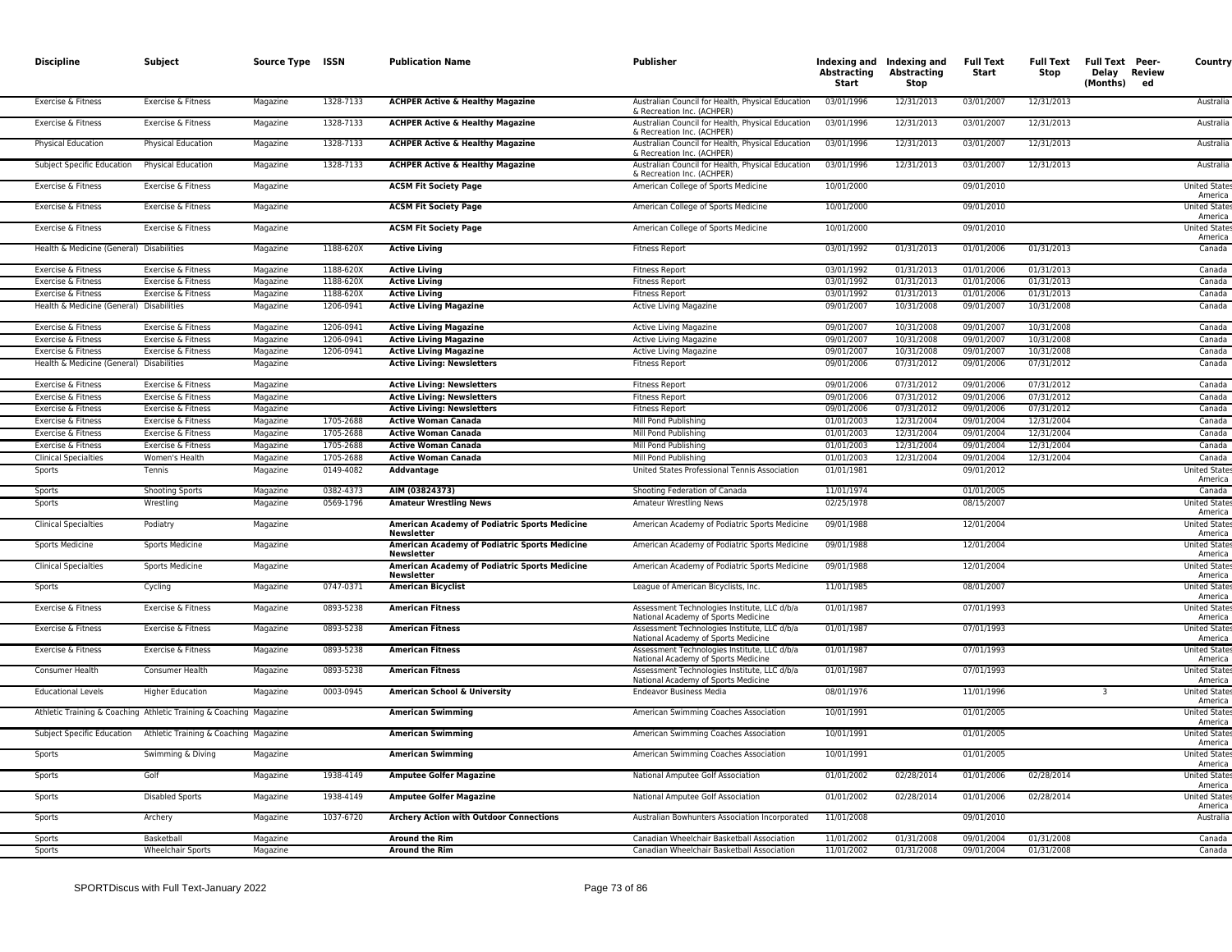| Discipline | Subject | Source Type | ISSN | Publication Name | Publisher | Indexing and Abstracting Start | Indexing and Abstracting Stop | Full Text Start | Full Text Stop | Full Text Delay (Months) | Peer-Reviewed | Country |
|---|---|---|---|---|---|---|---|---|---|---|---|---|
| Exercise & Fitness | Exercise & Fitness | Magazine | 1328-7133 | **ACHPER Active & Healthy Magazine** | Australian Council for Health, Physical Education & Recreation Inc. (ACHPER) | 03/01/1996 | 12/31/2013 | 03/01/2007 | 12/31/2013 | | | Australia |
| Exercise & Fitness | Exercise & Fitness | Magazine | 1328-7133 | **ACHPER Active & Healthy Magazine** | Australian Council for Health, Physical Education & Recreation Inc. (ACHPER) | 03/01/1996 | 12/31/2013 | 03/01/2007 | 12/31/2013 | | | Australia |
| Physical Education | Physical Education | Magazine | 1328-7133 | **ACHPER Active & Healthy Magazine** | Australian Council for Health, Physical Education & Recreation Inc. (ACHPER) | 03/01/1996 | 12/31/2013 | 03/01/2007 | 12/31/2013 | | | Australia |
| Subject Specific Education | Physical Education | Magazine | 1328-7133 | **ACHPER Active & Healthy Magazine** | Australian Council for Health, Physical Education & Recreation Inc. (ACHPER) | 03/01/1996 | 12/31/2013 | 03/01/2007 | 12/31/2013 | | | Australia |
| Exercise & Fitness | Exercise & Fitness | Magazine | | **ACSM Fit Society Page** | American College of Sports Medicine | 10/01/2000 | | 09/01/2010 | | | | United States America |
| Exercise & Fitness | Exercise & Fitness | Magazine | | **ACSM Fit Society Page** | American College of Sports Medicine | 10/01/2000 | | 09/01/2010 | | | | United States America |
| Exercise & Fitness | Exercise & Fitness | Magazine | | **ACSM Fit Society Page** | American College of Sports Medicine | 10/01/2000 | | 09/01/2010 | | | | United States America |
| Health & Medicine (General) | Disabilities | Magazine | 1188-620X | **Active Living** | Fitness Report | 03/01/1992 | 01/31/2013 | 01/01/2006 | 01/31/2013 | | | Canada |
| Exercise & Fitness | Exercise & Fitness | Magazine | 1188-620X | **Active Living** | Fitness Report | 03/01/1992 | 01/31/2013 | 01/01/2006 | 01/31/2013 | | | Canada |
| Exercise & Fitness | Exercise & Fitness | Magazine | 1188-620X | **Active Living** | Fitness Report | 03/01/1992 | 01/31/2013 | 01/01/2006 | 01/31/2013 | | | Canada |
| Exercise & Fitness | Exercise & Fitness | Magazine | 1188-620X | **Active Living** | Fitness Report | 03/01/1992 | 01/31/2013 | 01/01/2006 | 01/31/2013 | | | Canada |
| Health & Medicine (General) | Disabilities | Magazine | 1206-0941 | **Active Living Magazine** | Active Living Magazine | 09/01/2007 | 10/31/2008 | 09/01/2007 | 10/31/2008 | | | Canada |
| Exercise & Fitness | Exercise & Fitness | Magazine | 1206-0941 | **Active Living Magazine** | Active Living Magazine | 09/01/2007 | 10/31/2008 | 09/01/2007 | 10/31/2008 | | | Canada |
| Exercise & Fitness | Exercise & Fitness | Magazine | 1206-0941 | **Active Living Magazine** | Active Living Magazine | 09/01/2007 | 10/31/2008 | 09/01/2007 | 10/31/2008 | | | Canada |
| Exercise & Fitness | Exercise & Fitness | Magazine | 1206-0941 | **Active Living Magazine** | Active Living Magazine | 09/01/2007 | 10/31/2008 | 09/01/2007 | 10/31/2008 | | | Canada |
| Health & Medicine (General) | Disabilities | Magazine | | **Active Living: Newsletters** | Fitness Report | 09/01/2006 | 07/31/2012 | 09/01/2006 | 07/31/2012 | | | Canada |
| Exercise & Fitness | Exercise & Fitness | Magazine | | **Active Living: Newsletters** | Fitness Report | 09/01/2006 | 07/31/2012 | 09/01/2006 | 07/31/2012 | | | Canada |
| Exercise & Fitness | Exercise & Fitness | Magazine | | **Active Living: Newsletters** | Fitness Report | 09/01/2006 | 07/31/2012 | 09/01/2006 | 07/31/2012 | | | Canada |
| Exercise & Fitness | Exercise & Fitness | Magazine | | **Active Living: Newsletters** | Fitness Report | 09/01/2006 | 07/31/2012 | 09/01/2006 | 07/31/2012 | | | Canada |
| Exercise & Fitness | Exercise & Fitness | Magazine | 1705-2688 | **Active Woman Canada** | Mill Pond Publishing | 01/01/2003 | 12/31/2004 | 09/01/2004 | 12/31/2004 | | | Canada |
| Exercise & Fitness | Exercise & Fitness | Magazine | 1705-2688 | **Active Woman Canada** | Mill Pond Publishing | 01/01/2003 | 12/31/2004 | 09/01/2004 | 12/31/2004 | | | Canada |
| Exercise & Fitness | Exercise & Fitness | Magazine | 1705-2688 | **Active Woman Canada** | Mill Pond Publishing | 01/01/2003 | 12/31/2004 | 09/01/2004 | 12/31/2004 | | | Canada |
| Clinical Specialties | Women's Health | Magazine | 1705-2688 | **Active Woman Canada** | Mill Pond Publishing | 01/01/2003 | 12/31/2004 | 09/01/2004 | 12/31/2004 | | | Canada |
| Sports | Tennis | Magazine | 0149-4082 | **Addvantage** | United States Professional Tennis Association | 01/01/1981 | | 09/01/2012 | | | | United States America |
| Sports | Shooting Sports | Magazine | 0382-4373 | **AIM (03824373)** | Shooting Federation of Canada | 11/01/1974 | | 01/01/2005 | | | | Canada |
| Sports | Wrestling | Magazine | 0569-1796 | **Amateur Wrestling News** | Amateur Wrestling News | 02/25/1978 | | 08/15/2007 | | | | United States America |
| Clinical Specialties | Podiatry | Magazine | | **American Academy of Podiatric Sports Medicine Newsletter** | American Academy of Podiatric Sports Medicine | 09/01/1988 | | 12/01/2004 | | | | United States America |
| Sports Medicine | Sports Medicine | Magazine | | **American Academy of Podiatric Sports Medicine Newsletter** | American Academy of Podiatric Sports Medicine | 09/01/1988 | | 12/01/2004 | | | | United States America |
| Clinical Specialties | Sports Medicine | Magazine | | **American Academy of Podiatric Sports Medicine Newsletter** | American Academy of Podiatric Sports Medicine | 09/01/1988 | | 12/01/2004 | | | | United States America |
| Sports | Cycling | Magazine | 0747-0371 | **American Bicyclist** | League of American Bicyclists, Inc. | 11/01/1985 | | 08/01/2007 | | | | United States America |
| Exercise & Fitness | Exercise & Fitness | Magazine | 0893-5238 | **American Fitness** | Assessment Technologies Institute, LLC d/b/a National Academy of Sports Medicine | 01/01/1987 | | 07/01/1993 | | | | United States America |
| Exercise & Fitness | Exercise & Fitness | Magazine | 0893-5238 | **American Fitness** | Assessment Technologies Institute, LLC d/b/a National Academy of Sports Medicine | 01/01/1987 | | 07/01/1993 | | | | United States America |
| Exercise & Fitness | Exercise & Fitness | Magazine | 0893-5238 | **American Fitness** | Assessment Technologies Institute, LLC d/b/a National Academy of Sports Medicine | 01/01/1987 | | 07/01/1993 | | | | United States America |
| Consumer Health | Consumer Health | Magazine | 0893-5238 | **American Fitness** | Assessment Technologies Institute, LLC d/b/a National Academy of Sports Medicine | 01/01/1987 | | 07/01/1993 | | | | United States America |
| Educational Levels | Higher Education | Magazine | 0003-0945 | **American School & University** | Endeavor Business Media | 08/01/1976 | | 11/01/1996 | | 3 | | United States America |
| Athletic Training & Coaching | Athletic Training & Coaching | Magazine | | **American Swimming** | American Swimming Coaches Association | 10/01/1991 | | 01/01/2005 | | | | United States America |
| Subject Specific Education | Athletic Training & Coaching | Magazine | | **American Swimming** | American Swimming Coaches Association | 10/01/1991 | | 01/01/2005 | | | | United States America |
| Sports | Swimming & Diving | Magazine | | **American Swimming** | American Swimming Coaches Association | 10/01/1991 | | 01/01/2005 | | | | United States America |
| Sports | Golf | Magazine | 1938-4149 | **Amputee Golfer Magazine** | National Amputee Golf Association | 01/01/2002 | 02/28/2014 | 01/01/2006 | 02/28/2014 | | | United States America |
| Sports | Disabled Sports | Magazine | 1938-4149 | **Amputee Golfer Magazine** | National Amputee Golf Association | 01/01/2002 | 02/28/2014 | 01/01/2006 | 02/28/2014 | | | United States America |
| Sports | Archery | Magazine | 1037-6720 | **Archery Action with Outdoor Connections** | Australian Bowhunters Association Incorporated | 11/01/2008 | | 09/01/2010 | | | | Australia |
| Sports | Basketball | Magazine | | **Around the Rim** | Canadian Wheelchair Basketball Association | 11/01/2002 | 01/31/2008 | 09/01/2004 | 01/31/2008 | | | Canada |
| Sports | Wheelchair Sports | Magazine | | **Around the Rim** | Canadian Wheelchair Basketball Association | 11/01/2002 | 01/31/2008 | 09/01/2004 | 01/31/2008 | | | Canada |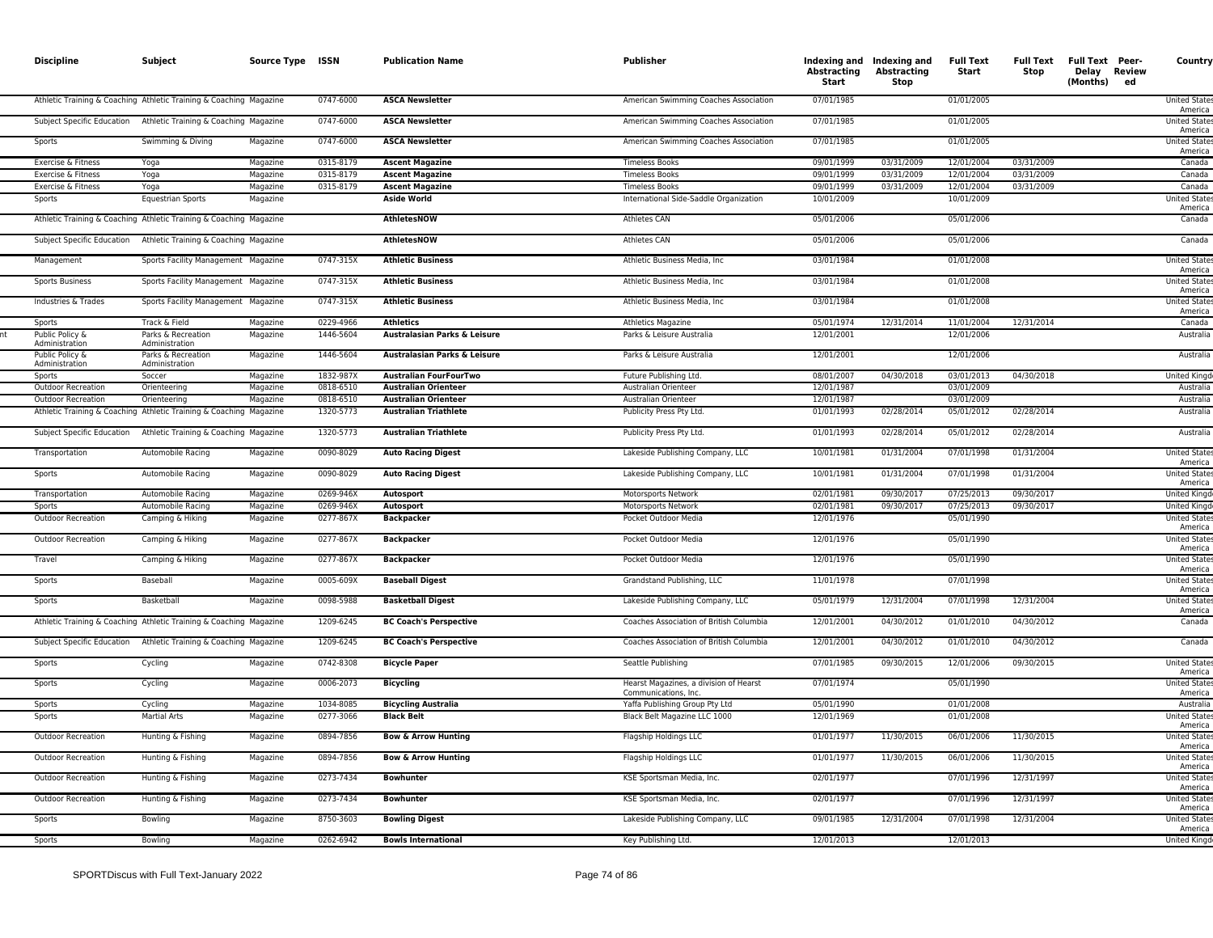| Discipline | Subject | Source Type | ISSN | Publication Name | Publisher | Indexing and Abstracting Start | Indexing and Abstracting Stop | Full Text Start | Full Text Stop | Full Text Delay (Months) | Peer-Reviewed | Country |
|---|---|---|---|---|---|---|---|---|---|---|---|---|
| Athletic Training & Coaching | Athletic Training & Coaching | Magazine | 0747-6000 | **ASCA Newsletter** | American Swimming Coaches Association | 07/01/1985 | | 01/01/2005 | | | | United States America |
| Subject Specific Education | Athletic Training & Coaching | Magazine | 0747-6000 | **ASCA Newsletter** | American Swimming Coaches Association | 07/01/1985 | | 01/01/2005 | | | | United States America |
| Sports | Swimming & Diving | Magazine | 0747-6000 | **ASCA Newsletter** | American Swimming Coaches Association | 07/01/1985 | | 01/01/2005 | | | | United States America |
| Exercise & Fitness | Yoga | Magazine | 0315-8179 | **Ascent Magazine** | Timeless Books | 09/01/1999 | 03/31/2009 | 12/01/2004 | 03/31/2009 | | | Canada |
| Exercise & Fitness | Yoga | Magazine | 0315-8179 | **Ascent Magazine** | Timeless Books | 09/01/1999 | 03/31/2009 | 12/01/2004 | 03/31/2009 | | | Canada |
| Exercise & Fitness | Yoga | Magazine | 0315-8179 | **Ascent Magazine** | Timeless Books | 09/01/1999 | 03/31/2009 | 12/01/2004 | 03/31/2009 | | | Canada |
| Sports | Equestrian Sports | Magazine | | **Aside World** | International Side-Saddle Organization | 10/01/2009 | | 10/01/2009 | | | | United States America |
| Athletic Training & Coaching | Athletic Training & Coaching | Magazine | | **AthletesNOW** | Athletes CAN | 05/01/2006 | | 05/01/2006 | | | | Canada |
| Subject Specific Education | Athletic Training & Coaching | Magazine | | **AthletesNOW** | Athletes CAN | 05/01/2006 | | 05/01/2006 | | | | Canada |
| Management | Sports Facility Management | Magazine | 0747-315X | **Athletic Business** | Athletic Business Media, Inc | 03/01/1984 | | 01/01/2008 | | | | United States America |
| Sports Business | Sports Facility Management | Magazine | 0747-315X | **Athletic Business** | Athletic Business Media, Inc | 03/01/1984 | | 01/01/2008 | | | | United States America |
| Industries & Trades | Sports Facility Management | Magazine | 0747-315X | **Athletic Business** | Athletic Business Media, Inc | 03/01/1984 | | 01/01/2008 | | | | United States America |
| Sports | Track & Field | Magazine | 0229-4966 | **Athletics** | Athletics Magazine | 05/01/1974 | 12/31/2014 | 11/01/2004 | 12/31/2014 | | | Canada |
| Public Policy & Administration | Parks & Recreation Administration | Magazine | 1446-5604 | **Australasian Parks & Leisure** | Parks & Leisure Australia | 12/01/2001 | | 12/01/2006 | | | | Australia |
| Public Policy & Administration | Parks & Recreation Administration | Magazine | 1446-5604 | **Australasian Parks & Leisure** | Parks & Leisure Australia | 12/01/2001 | | 12/01/2006 | | | | Australia |
| Sports | Soccer | Magazine | 1832-987X | **Australian FourFourTwo** | Future Publishing Ltd. | 08/01/2007 | 04/30/2018 | 03/01/2013 | 04/30/2018 | | | United Kingd |
| Outdoor Recreation | Orienteering | Magazine | 0818-6510 | **Australian Orienteer** | Australian Orienteer | 12/01/1987 | | 03/01/2009 | | | | Australia |
| Outdoor Recreation | Orienteering | Magazine | 0818-6510 | **Australian Orienteer** | Australian Orienteer | 12/01/1987 | | 03/01/2009 | | | | Australia |
| Athletic Training & Coaching | Athletic Training & Coaching | Magazine | 1320-5773 | **Australian Triathlete** | Publicity Press Pty Ltd. | 01/01/1993 | 02/28/2014 | 05/01/2012 | 02/28/2014 | | | Australia |
| Subject Specific Education | Athletic Training & Coaching | Magazine | 1320-5773 | **Australian Triathlete** | Publicity Press Pty Ltd. | 01/01/1993 | 02/28/2014 | 05/01/2012 | 02/28/2014 | | | Australia |
| Transportation | Automobile Racing | Magazine | 0090-8029 | **Auto Racing Digest** | Lakeside Publishing Company, LLC | 10/01/1981 | 01/31/2004 | 07/01/1998 | 01/31/2004 | | | United States America |
| Sports | Automobile Racing | Magazine | 0090-8029 | **Auto Racing Digest** | Lakeside Publishing Company, LLC | 10/01/1981 | 01/31/2004 | 07/01/1998 | 01/31/2004 | | | United States America |
| Transportation | Automobile Racing | Magazine | 0269-946X | **Autosport** | Motorsports Network | 02/01/1981 | 09/30/2017 | 07/25/2013 | 09/30/2017 | | | United Kingd |
| Sports | Automobile Racing | Magazine | 0269-946X | **Autosport** | Motorsports Network | 02/01/1981 | 09/30/2017 | 07/25/2013 | 09/30/2017 | | | United Kingd |
| Outdoor Recreation | Camping & Hiking | Magazine | 0277-867X | **Backpacker** | Pocket Outdoor Media | 12/01/1976 | | 05/01/1990 | | | | United States America |
| Outdoor Recreation | Camping & Hiking | Magazine | 0277-867X | **Backpacker** | Pocket Outdoor Media | 12/01/1976 | | 05/01/1990 | | | | United States America |
| Travel | Camping & Hiking | Magazine | 0277-867X | **Backpacker** | Pocket Outdoor Media | 12/01/1976 | | 05/01/1990 | | | | United States America |
| Sports | Baseball | Magazine | 0005-609X | **Baseball Digest** | Grandstand Publishing, LLC | 11/01/1978 | | 07/01/1998 | | | | United States America |
| Sports | Basketball | Magazine | 0098-5988 | **Basketball Digest** | Lakeside Publishing Company, LLC | 05/01/1979 | 12/31/2004 | 07/01/1998 | 12/31/2004 | | | United States America |
| Athletic Training & Coaching | Athletic Training & Coaching | Magazine | 1209-6245 | **BC Coach's Perspective** | Coaches Association of British Columbia | 12/01/2001 | 04/30/2012 | 01/01/2010 | 04/30/2012 | | | Canada |
| Subject Specific Education | Athletic Training & Coaching | Magazine | 1209-6245 | **BC Coach's Perspective** | Coaches Association of British Columbia | 12/01/2001 | 04/30/2012 | 01/01/2010 | 04/30/2012 | | | Canada |
| Sports | Cycling | Magazine | 0742-8308 | **Bicycle Paper** | Seattle Publishing | 07/01/1985 | 09/30/2015 | 12/01/2006 | 09/30/2015 | | | United States America |
| Sports | Cycling | Magazine | 0006-2073 | **Bicycling** | Hearst Magazines, a division of Hearst Communications, Inc. | 07/01/1974 | | 05/01/1990 | | | | United States America |
| Sports | Cycling | Magazine | 1034-8085 | **Bicycling Australia** | Yaffa Publishing Group Pty Ltd | 05/01/1990 | | 01/01/2008 | | | | Australia |
| Sports | Martial Arts | Magazine | 0277-3066 | **Black Belt** | Black Belt Magazine LLC 1000 | 12/01/1969 | | 01/01/2008 | | | | United States America |
| Outdoor Recreation | Hunting & Fishing | Magazine | 0894-7856 | **Bow & Arrow Hunting** | Flagship Holdings LLC | 01/01/1977 | 11/30/2015 | 06/01/2006 | 11/30/2015 | | | United States America |
| Outdoor Recreation | Hunting & Fishing | Magazine | 0894-7856 | **Bow & Arrow Hunting** | Flagship Holdings LLC | 01/01/1977 | 11/30/2015 | 06/01/2006 | 11/30/2015 | | | United States America |
| Outdoor Recreation | Hunting & Fishing | Magazine | 0273-7434 | **Bowhunter** | KSE Sportsman Media, Inc. | 02/01/1977 | | 07/01/1996 | 12/31/1997 | | | United States America |
| Outdoor Recreation | Hunting & Fishing | Magazine | 0273-7434 | **Bowhunter** | KSE Sportsman Media, Inc. | 02/01/1977 | | 07/01/1996 | 12/31/1997 | | | United States America |
| Sports | Bowling | Magazine | 8750-3603 | **Bowling Digest** | Lakeside Publishing Company, LLC | 09/01/1985 | 12/31/2004 | 07/01/1998 | 12/31/2004 | | | United States America |
| Sports | Bowling | Magazine | 0262-6942 | **Bowls International** | Key Publishing Ltd. | 12/01/2013 | | 12/01/2013 | | | | United Kingd |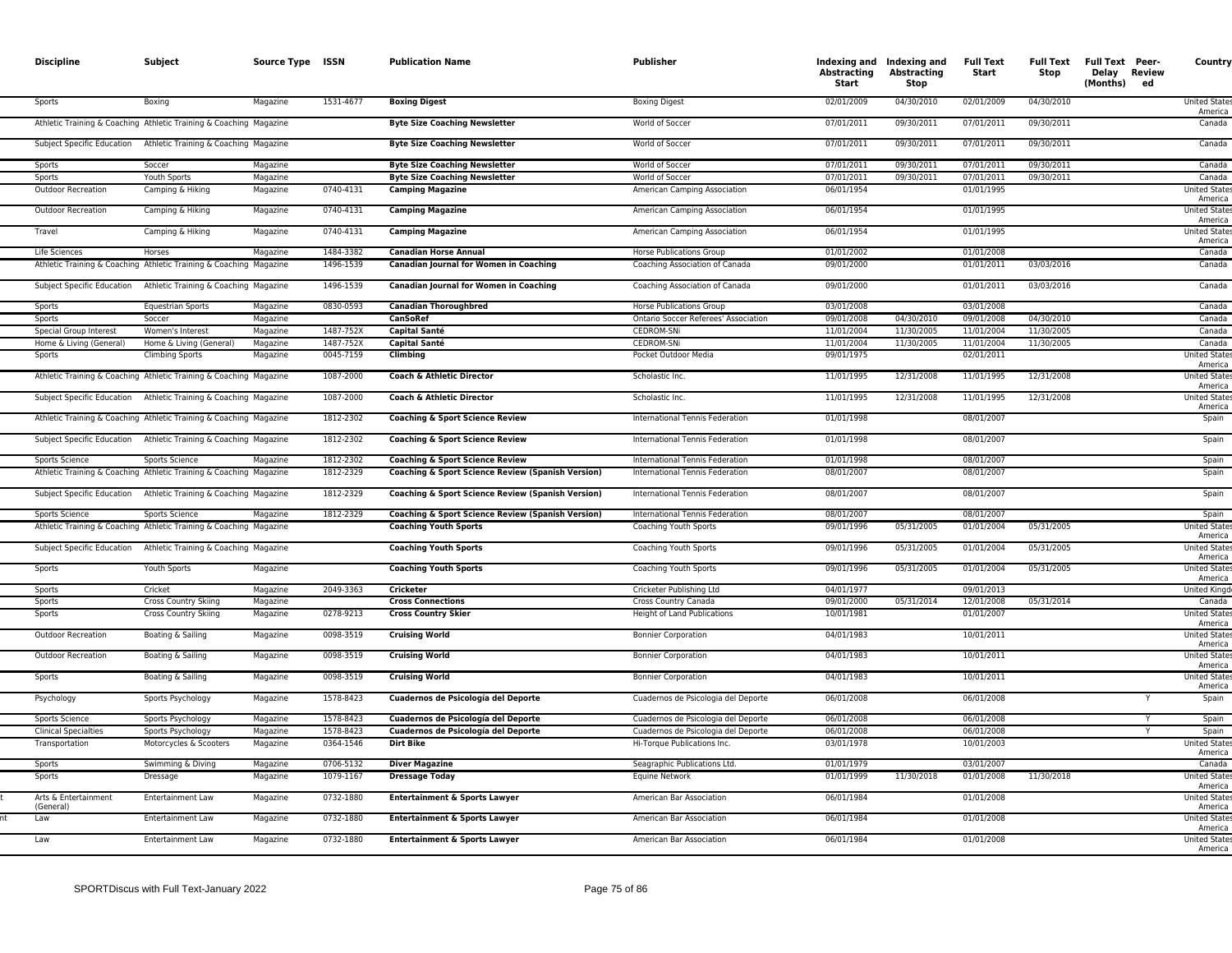| Discipline | Subject | Source Type | ISSN | Publication Name | Publisher | Indexing and Abstracting Start | Indexing and Abstracting Stop | Full Text Start | Full Text Stop | Full Text Delay (Months) | Peer-Reviewed | Country |
|---|---|---|---|---|---|---|---|---|---|---|---|---|
| Sports | Boxing | Magazine | 1531-4677 | **Boxing Digest** | Boxing Digest | 02/01/2009 | 04/30/2010 | 02/01/2009 | 04/30/2010 | | | United States of America |
| Athletic Training & Coaching | Athletic Training & Coaching | Magazine | | **Byte Size Coaching Newsletter** | World of Soccer | 07/01/2011 | 09/30/2011 | 07/01/2011 | 09/30/2011 | | | Canada |
| Subject Specific Education | Athletic Training & Coaching | Magazine | | **Byte Size Coaching Newsletter** | World of Soccer | 07/01/2011 | 09/30/2011 | 07/01/2011 | 09/30/2011 | | | Canada |
| Sports | Soccer | Magazine | | **Byte Size Coaching Newsletter** | World of Soccer | 07/01/2011 | 09/30/2011 | 07/01/2011 | 09/30/2011 | | | Canada |
| Sports | Youth Sports | Magazine | | **Byte Size Coaching Newsletter** | World of Soccer | 07/01/2011 | 09/30/2011 | 07/01/2011 | 09/30/2011 | | | Canada |
| Outdoor Recreation | Camping & Hiking | Magazine | 0740-4131 | **Camping Magazine** | American Camping Association | 06/01/1954 | | 01/01/1995 | | | | United States of America |
| Outdoor Recreation | Camping & Hiking | Magazine | 0740-4131 | **Camping Magazine** | American Camping Association | 06/01/1954 | | 01/01/1995 | | | | United States of America |
| Travel | Camping & Hiking | Magazine | 0740-4131 | **Camping Magazine** | American Camping Association | 06/01/1954 | | 01/01/1995 | | | | United States of America |
| Life Sciences | Horses | Magazine | 1484-3382 | **Canadian Horse Annual** | Horse Publications Group | 01/01/2002 | | 01/01/2008 | | | | Canada |
| Athletic Training & Coaching | Athletic Training & Coaching | Magazine | 1496-1539 | **Canadian Journal for Women in Coaching** | Coaching Association of Canada | 09/01/2000 | | 01/01/2011 | 03/03/2016 | | | Canada |
| Subject Specific Education | Athletic Training & Coaching | Magazine | 1496-1539 | **Canadian Journal for Women in Coaching** | Coaching Association of Canada | 09/01/2000 | | 01/01/2011 | 03/03/2016 | | | Canada |
| Sports | Equestrian Sports | Magazine | 0830-0593 | **Canadian Thoroughbred** | Horse Publications Group | 03/01/2008 | | 03/01/2008 | | | | Canada |
| Sports | Soccer | Magazine | | **CanSoRef** | Ontario Soccer Referees' Association | 09/01/2008 | 04/30/2010 | 09/01/2008 | 04/30/2010 | | | Canada |
| Special Group Interest | Women's Interest | Magazine | 1487-752X | **Capital Santé** | CEDROM-SNi | 11/01/2004 | 11/30/2005 | 11/01/2004 | 11/30/2005 | | | Canada |
| Home & Living (General) | Home & Living (General) | Magazine | 1487-752X | **Capital Santé** | CEDROM-SNi | 11/01/2004 | 11/30/2005 | 11/01/2004 | 11/30/2005 | | | Canada |
| Sports | Climbing Sports | Magazine | 0045-7159 | **Climbing** | Pocket Outdoor Media | 09/01/1975 | | 02/01/2011 | | | | United States of America |
| Athletic Training & Coaching | Athletic Training & Coaching | Magazine | 1087-2000 | **Coach & Athletic Director** | Scholastic Inc. | 11/01/1995 | 12/31/2008 | 11/01/1995 | 12/31/2008 | | | United States of America |
| Subject Specific Education | Athletic Training & Coaching | Magazine | 1087-2000 | **Coach & Athletic Director** | Scholastic Inc. | 11/01/1995 | 12/31/2008 | 11/01/1995 | 12/31/2008 | | | United States of America |
| Athletic Training & Coaching | Athletic Training & Coaching | Magazine | 1812-2302 | **Coaching & Sport Science Review** | International Tennis Federation | 01/01/1998 | | 08/01/2007 | | | | Spain |
| Subject Specific Education | Athletic Training & Coaching | Magazine | 1812-2302 | **Coaching & Sport Science Review** | International Tennis Federation | 01/01/1998 | | 08/01/2007 | | | | Spain |
| Sports Science | Sports Science | Magazine | 1812-2302 | **Coaching & Sport Science Review** | International Tennis Federation | 01/01/1998 | | 08/01/2007 | | | | Spain |
| Athletic Training & Coaching | Athletic Training & Coaching | Magazine | 1812-2329 | **Coaching & Sport Science Review (Spanish Version)** | International Tennis Federation | 08/01/2007 | | 08/01/2007 | | | | Spain |
| Subject Specific Education | Athletic Training & Coaching | Magazine | 1812-2329 | **Coaching & Sport Science Review (Spanish Version)** | International Tennis Federation | 08/01/2007 | | 08/01/2007 | | | | Spain |
| Sports Science | Sports Science | Magazine | 1812-2329 | **Coaching & Sport Science Review (Spanish Version)** | International Tennis Federation | 08/01/2007 | | 08/01/2007 | | | | Spain |
| Athletic Training & Coaching | Athletic Training & Coaching | Magazine | | **Coaching Youth Sports** | Coaching Youth Sports | 09/01/1996 | 05/31/2005 | 01/01/2004 | 05/31/2005 | | | United States of America |
| Subject Specific Education | Athletic Training & Coaching | Magazine | | **Coaching Youth Sports** | Coaching Youth Sports | 09/01/1996 | 05/31/2005 | 01/01/2004 | 05/31/2005 | | | United States of America |
| Sports | Youth Sports | Magazine | | **Coaching Youth Sports** | Coaching Youth Sports | 09/01/1996 | 05/31/2005 | 01/01/2004 | 05/31/2005 | | | United States of America |
| Sports | Cricket | Magazine | 2049-3363 | **Cricketer** | Cricketer Publishing Ltd | 04/01/1977 | | 09/01/2013 | | | | United Kingdom |
| Sports | Cross Country Skiing | Magazine | | **Cross Connections** | Cross Country Canada | 09/01/2000 | 05/31/2014 | 12/01/2008 | 05/31/2014 | | | Canada |
| Sports | Cross Country Skiing | Magazine | 0278-9213 | **Cross Country Skier** | Height of Land Publications | 10/01/1981 | | 01/01/2007 | | | | United States of America |
| Outdoor Recreation | Boating & Sailing | Magazine | 0098-3519 | **Cruising World** | Bonnier Corporation | 04/01/1983 | | 10/01/2011 | | | | United States of America |
| Outdoor Recreation | Boating & Sailing | Magazine | 0098-3519 | **Cruising World** | Bonnier Corporation | 04/01/1983 | | 10/01/2011 | | | | United States of America |
| Sports | Boating & Sailing | Magazine | 0098-3519 | **Cruising World** | Bonnier Corporation | 04/01/1983 | | 10/01/2011 | | | | United States of America |
| Psychology | Sports Psychology | Magazine | 1578-8423 | **Cuadernos de Psicología del Deporte** | Cuadernos de Psicologia del Deporte | 06/01/2008 | | 06/01/2008 | | | Y | Spain |
| Sports Science | Sports Psychology | Magazine | 1578-8423 | **Cuadernos de Psicología del Deporte** | Cuadernos de Psicologia del Deporte | 06/01/2008 | | 06/01/2008 | | | Y | Spain |
| Clinical Specialties | Sports Psychology | Magazine | 1578-8423 | **Cuadernos de Psicología del Deporte** | Cuadernos de Psicologia del Deporte | 06/01/2008 | | 06/01/2008 | | | Y | Spain |
| Transportation | Motorcycles & Scooters | Magazine | 0364-1546 | **Dirt Bike** | Hi-Torque Publications Inc. | 03/01/1978 | | 10/01/2003 | | | | United States of America |
| Sports | Swimming & Diving | Magazine | 0706-5132 | **Diver Magazine** | Seagraphic Publications Ltd. | 01/01/1979 | | 03/01/2007 | | | | Canada |
| Sports | Dressage | Magazine | 1079-1167 | **Dressage Today** | Equine Network | 01/01/1999 | 11/30/2018 | 01/01/2008 | 11/30/2018 | | | United States of America |
| Arts & Entertainment (General) | Entertainment Law | Magazine | 0732-1880 | **Entertainment & Sports Lawyer** | American Bar Association | 06/01/1984 | | 01/01/2008 | | | | United States of America |
| Law | Entertainment Law | Magazine | 0732-1880 | **Entertainment & Sports Lawyer** | American Bar Association | 06/01/1984 | | 01/01/2008 | | | | United States of America |
| Law | Entertainment Law | Magazine | 0732-1880 | **Entertainment & Sports Lawyer** | American Bar Association | 06/01/1984 | | 01/01/2008 | | | | United States of America |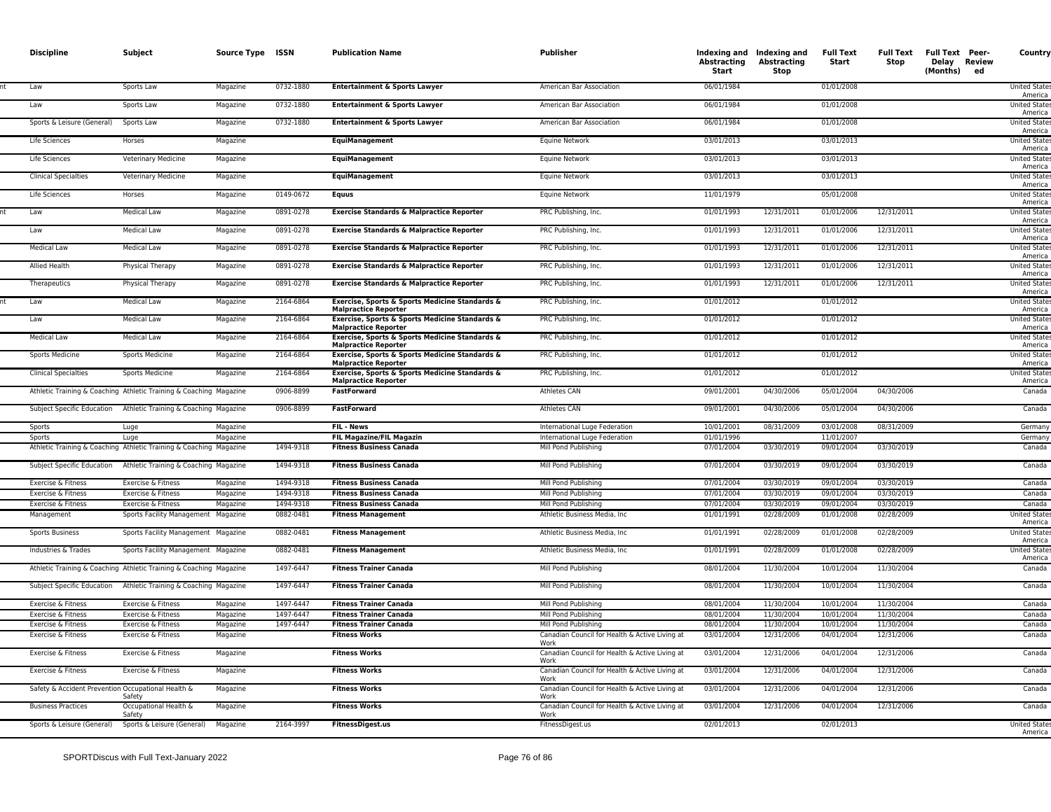| Discipline | Subject | Source Type | ISSN | Publication Name | Publisher | Indexing and Abstracting Start | Indexing and Abstracting Stop | Full Text Start | Full Text Stop | Full Text Delay (Months) | Peer-Reviewed | Country |
|---|---|---|---|---|---|---|---|---|---|---|---|---|
| Law | Sports Law | Magazine | 0732-1880 | **Entertainment & Sports Lawyer** | American Bar Association | 06/01/1984 | | 01/01/2008 | | | | United States America |
| Law | Sports Law | Magazine | 0732-1880 | **Entertainment & Sports Lawyer** | American Bar Association | 06/01/1984 | | 01/01/2008 | | | | United States America |
| Sports & Leisure (General) | Sports Law | Magazine | 0732-1880 | **Entertainment & Sports Lawyer** | American Bar Association | 06/01/1984 | | 01/01/2008 | | | | United States America |
| Life Sciences | Horses | Magazine | | **EquiManagement** | Equine Network | 03/01/2013 | | 03/01/2013 | | | | United States America |
| Life Sciences | Veterinary Medicine | Magazine | | **EquiManagement** | Equine Network | 03/01/2013 | | 03/01/2013 | | | | United States America |
| Clinical Specialties | Veterinary Medicine | Magazine | | **EquiManagement** | Equine Network | 03/01/2013 | | 03/01/2013 | | | | United States America |
| Life Sciences | Horses | Magazine | 0149-0672 | **Equus** | Equine Network | 11/01/1979 | | 05/01/2008 | | | | United States America |
| Law | Medical Law | Magazine | 0891-0278 | **Exercise Standards & Malpractice Reporter** | PRC Publishing, Inc. | 01/01/1993 | 12/31/2011 | 01/01/2006 | 12/31/2011 | | | United States America |
| Law | Medical Law | Magazine | 0891-0278 | **Exercise Standards & Malpractice Reporter** | PRC Publishing, Inc. | 01/01/1993 | 12/31/2011 | 01/01/2006 | 12/31/2011 | | | United States America |
| Medical Law | Medical Law | Magazine | 0891-0278 | **Exercise Standards & Malpractice Reporter** | PRC Publishing, Inc. | 01/01/1993 | 12/31/2011 | 01/01/2006 | 12/31/2011 | | | United States America |
| Allied Health | Physical Therapy | Magazine | 0891-0278 | **Exercise Standards & Malpractice Reporter** | PRC Publishing, Inc. | 01/01/1993 | 12/31/2011 | 01/01/2006 | 12/31/2011 | | | United States America |
| Therapeutics | Physical Therapy | Magazine | 0891-0278 | **Exercise Standards & Malpractice Reporter** | PRC Publishing, Inc. | 01/01/1993 | 12/31/2011 | 01/01/2006 | 12/31/2011 | | | United States America |
| Law | Medical Law | Magazine | 2164-6864 | **Exercise, Sports & Sports Medicine Standards & Malpractice Reporter** | PRC Publishing, Inc. | 01/01/2012 | | 01/01/2012 | | | | United States America |
| Law | Medical Law | Magazine | 2164-6864 | **Exercise, Sports & Sports Medicine Standards & Malpractice Reporter** | PRC Publishing, Inc. | 01/01/2012 | | 01/01/2012 | | | | United States America |
| Medical Law | Medical Law | Magazine | 2164-6864 | **Exercise, Sports & Sports Medicine Standards & Malpractice Reporter** | PRC Publishing, Inc. | 01/01/2012 | | 01/01/2012 | | | | United States America |
| Sports Medicine | Sports Medicine | Magazine | 2164-6864 | **Exercise, Sports & Sports Medicine Standards & Malpractice Reporter** | PRC Publishing, Inc. | 01/01/2012 | | 01/01/2012 | | | | United States America |
| Clinical Specialties | Sports Medicine | Magazine | 2164-6864 | **Exercise, Sports & Sports Medicine Standards & Malpractice Reporter** | PRC Publishing, Inc. | 01/01/2012 | | 01/01/2012 | | | | United States America |
| Athletic Training & Coaching | Athletic Training & Coaching | Magazine | 0906-8899 | **FastForward** | Athletes CAN | 09/01/2001 | 04/30/2006 | 05/01/2004 | 04/30/2006 | | | Canada |
| Subject Specific Education | Athletic Training & Coaching | Magazine | 0906-8899 | **FastForward** | Athletes CAN | 09/01/2001 | 04/30/2006 | 05/01/2004 | 04/30/2006 | | | Canada |
| Sports | Luge | Magazine | | **FIL - News** | International Luge Federation | 10/01/2001 | 08/31/2009 | 03/01/2008 | 08/31/2009 | | | Germany |
| Sports | Luge | Magazine | | **FIL Magazine/FIL Magazin** | International Luge Federation | 01/01/1996 | | 11/01/2007 | | | | Germany |
| Athletic Training & Coaching | Athletic Training & Coaching | Magazine | 1494-9318 | **Fitness Business Canada** | Mill Pond Publishing | 07/01/2004 | 03/30/2019 | 09/01/2004 | 03/30/2019 | | | Canada |
| Subject Specific Education | Athletic Training & Coaching | Magazine | 1494-9318 | **Fitness Business Canada** | Mill Pond Publishing | 07/01/2004 | 03/30/2019 | 09/01/2004 | 03/30/2019 | | | Canada |
| Exercise & Fitness | Exercise & Fitness | Magazine | 1494-9318 | **Fitness Business Canada** | Mill Pond Publishing | 07/01/2004 | 03/30/2019 | 09/01/2004 | 03/30/2019 | | | Canada |
| Exercise & Fitness | Exercise & Fitness | Magazine | 1494-9318 | **Fitness Business Canada** | Mill Pond Publishing | 07/01/2004 | 03/30/2019 | 09/01/2004 | 03/30/2019 | | | Canada |
| Exercise & Fitness | Exercise & Fitness | Magazine | 1494-9318 | **Fitness Business Canada** | Mill Pond Publishing | 07/01/2004 | 03/30/2019 | 09/01/2004 | 03/30/2019 | | | Canada |
| Management | Sports Facility Management | Magazine | 0882-0481 | **Fitness Management** | Athletic Business Media, Inc | 01/01/1991 | 02/28/2009 | 01/01/2008 | 02/28/2009 | | | United States America |
| Sports Business | Sports Facility Management | Magazine | 0882-0481 | **Fitness Management** | Athletic Business Media, Inc | 01/01/1991 | 02/28/2009 | 01/01/2008 | 02/28/2009 | | | United States America |
| Industries & Trades | Sports Facility Management | Magazine | 0882-0481 | **Fitness Management** | Athletic Business Media, Inc | 01/01/1991 | 02/28/2009 | 01/01/2008 | 02/28/2009 | | | United States America |
| Athletic Training & Coaching | Athletic Training & Coaching | Magazine | 1497-6447 | **Fitness Trainer Canada** | Mill Pond Publishing | 08/01/2004 | 11/30/2004 | 10/01/2004 | 11/30/2004 | | | Canada |
| Subject Specific Education | Athletic Training & Coaching | Magazine | 1497-6447 | **Fitness Trainer Canada** | Mill Pond Publishing | 08/01/2004 | 11/30/2004 | 10/01/2004 | 11/30/2004 | | | Canada |
| Exercise & Fitness | Exercise & Fitness | Magazine | 1497-6447 | **Fitness Trainer Canada** | Mill Pond Publishing | 08/01/2004 | 11/30/2004 | 10/01/2004 | 11/30/2004 | | | Canada |
| Exercise & Fitness | Exercise & Fitness | Magazine | 1497-6447 | **Fitness Trainer Canada** | Mill Pond Publishing | 08/01/2004 | 11/30/2004 | 10/01/2004 | 11/30/2004 | | | Canada |
| Exercise & Fitness | Exercise & Fitness | Magazine | 1497-6447 | **Fitness Trainer Canada** | Mill Pond Publishing | 08/01/2004 | 11/30/2004 | 10/01/2004 | 11/30/2004 | | | Canada |
| Exercise & Fitness | Exercise & Fitness | Magazine | | **Fitness Works** | Canadian Council for Health & Active Living at Work | 03/01/2004 | 12/31/2006 | 04/01/2004 | 12/31/2006 | | | Canada |
| Exercise & Fitness | Exercise & Fitness | Magazine | | **Fitness Works** | Canadian Council for Health & Active Living at Work | 03/01/2004 | 12/31/2006 | 04/01/2004 | 12/31/2006 | | | Canada |
| Exercise & Fitness | Exercise & Fitness | Magazine | | **Fitness Works** | Canadian Council for Health & Active Living at Work | 03/01/2004 | 12/31/2006 | 04/01/2004 | 12/31/2006 | | | Canada |
| Safety & Accident Prevention | Occupational Health & Safety | Magazine | | **Fitness Works** | Canadian Council for Health & Active Living at Work | 03/01/2004 | 12/31/2006 | 04/01/2004 | 12/31/2006 | | | Canada |
| Business Practices | Occupational Health & Safety | Magazine | | **Fitness Works** | Canadian Council for Health & Active Living at Work | 03/01/2004 | 12/31/2006 | 04/01/2004 | 12/31/2006 | | | Canada |
| Sports & Leisure (General) | Sports & Leisure (General) | Magazine | 2164-3997 | **FitnessDigest.us** | FitnessDigest.us | 02/01/2013 | | 02/01/2013 | | | | United States America |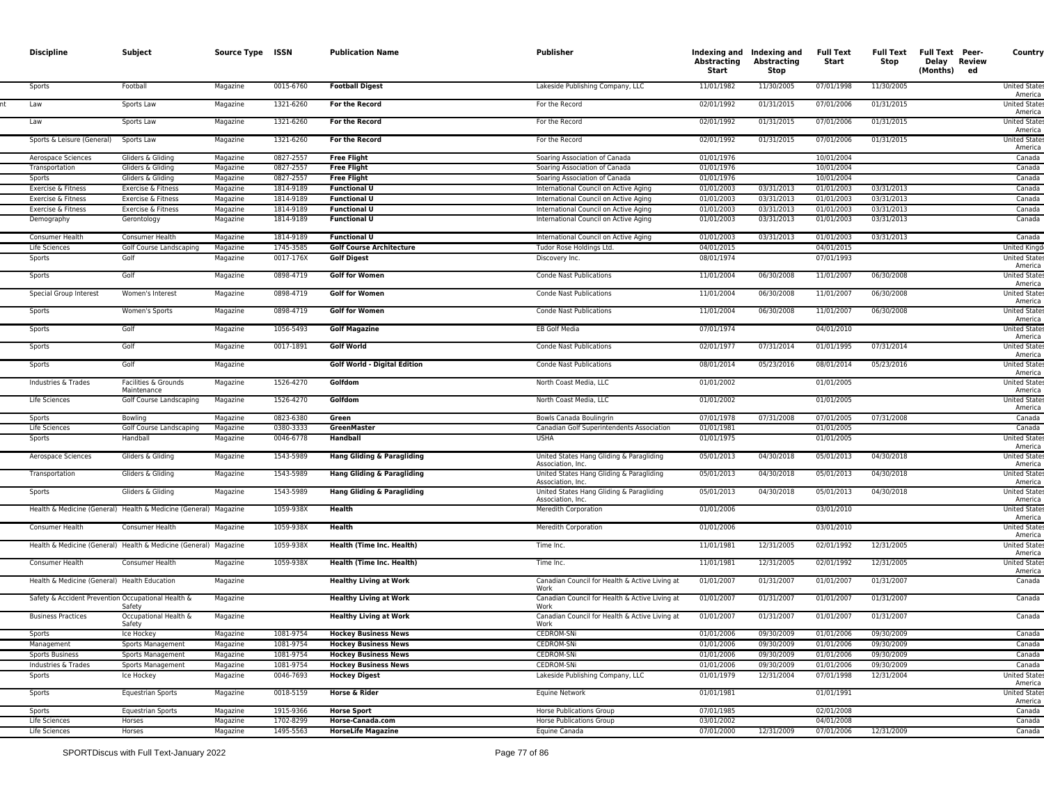| Discipline | Subject | Source Type | ISSN | Publication Name | Publisher | Indexing and Abstracting Start | Indexing and Abstracting Stop | Full Text Start | Full Text Stop | Full Text Delay (Months) | Peer-Reviewed | Country |
|---|---|---|---|---|---|---|---|---|---|---|---|---|
| Sports | Football | Magazine | 0015-6760 | **Football Digest** | Lakeside Publishing Company, LLC | 11/01/1982 | 11/30/2005 | 07/01/1998 | 11/30/2005 | | | United States America |
| Law | Sports Law | Magazine | 1321-6260 | **For the Record** | For the Record | 02/01/1992 | 01/31/2015 | 07/01/2006 | 01/31/2015 | | | United States America |
| Law | Sports Law | Magazine | 1321-6260 | **For the Record** | For the Record | 02/01/1992 | 01/31/2015 | 07/01/2006 | 01/31/2015 | | | United States America |
| Sports & Leisure (General) | Sports Law | Magazine | 1321-6260 | **For the Record** | For the Record | 02/01/1992 | 01/31/2015 | 07/01/2006 | 01/31/2015 | | | United States America |
| Aerospace Sciences | Gliders & Gliding | Magazine | 0827-2557 | **Free Flight** | Soaring Association of Canada | 01/01/1976 | | 10/01/2004 | | | | Canada |
| Transportation | Gliders & Gliding | Magazine | 0827-2557 | **Free Flight** | Soaring Association of Canada | 01/01/1976 | | 10/01/2004 | | | | Canada |
| Sports | Gliders & Gliding | Magazine | 0827-2557 | **Free Flight** | Soaring Association of Canada | 01/01/1976 | | 10/01/2004 | | | | Canada |
| Exercise & Fitness | Exercise & Fitness | Magazine | 1814-9189 | **Functional U** | International Council on Active Aging | 01/01/2003 | 03/31/2013 | 01/01/2003 | 03/31/2013 | | | Canada |
| Exercise & Fitness | Exercise & Fitness | Magazine | 1814-9189 | **Functional U** | International Council on Active Aging | 01/01/2003 | 03/31/2013 | 01/01/2003 | 03/31/2013 | | | Canada |
| Exercise & Fitness | Exercise & Fitness | Magazine | 1814-9189 | **Functional U** | International Council on Active Aging | 01/01/2003 | 03/31/2013 | 01/01/2003 | 03/31/2013 | | | Canada |
| Demography | Gerontology | Magazine | 1814-9189 | **Functional U** | International Council on Active Aging | 01/01/2003 | 03/31/2013 | 01/01/2003 | 03/31/2013 | | | Canada |
| Consumer Health | Consumer Health | Magazine | 1814-9189 | **Functional U** | International Council on Active Aging | 01/01/2003 | 03/31/2013 | 01/01/2003 | 03/31/2013 | | | Canada |
| Life Sciences | Golf Course Landscaping | Magazine | 1745-3585 | **Golf Course Architecture** | Tudor Rose Holdings Ltd. | 04/01/2015 | | 04/01/2015 | | | | United Kingd |
| Sports | Golf | Magazine | 0017-176X | **Golf Digest** | Discovery Inc. | 08/01/1974 | | 07/01/1993 | | | | United States America |
| Sports | Golf | Magazine | 0898-4719 | **Golf for Women** | Conde Nast Publications | 11/01/2004 | 06/30/2008 | 11/01/2007 | 06/30/2008 | | | United States America |
| Special Group Interest | Women's Interest | Magazine | 0898-4719 | **Golf for Women** | Conde Nast Publications | 11/01/2004 | 06/30/2008 | 11/01/2007 | 06/30/2008 | | | United States America |
| Sports | Women's Sports | Magazine | 0898-4719 | **Golf for Women** | Conde Nast Publications | 11/01/2004 | 06/30/2008 | 11/01/2007 | 06/30/2008 | | | United States America |
| Sports | Golf | Magazine | 1056-5493 | **Golf Magazine** | EB Golf Media | 07/01/1974 | | 04/01/2010 | | | | United States America |
| Sports | Golf | Magazine | 0017-1891 | **Golf World** | Conde Nast Publications | 02/01/1977 | 07/31/2014 | 01/01/1995 | 07/31/2014 | | | United States America |
| Sports | Golf | Magazine | | **Golf World - Digital Edition** | Conde Nast Publications | 08/01/2014 | 05/23/2016 | 08/01/2014 | 05/23/2016 | | | United States America |
| Industries & Trades | Facilities & Grounds Maintenance | Magazine | 1526-4270 | **Golfdom** | North Coast Media, LLC | 01/01/2002 | | 01/01/2005 | | | | United States America |
| Life Sciences | Golf Course Landscaping | Magazine | 1526-4270 | **Golfdom** | North Coast Media, LLC | 01/01/2002 | | 01/01/2005 | | | | United States America |
| Sports | Bowling | Magazine | 0823-6380 | **Green** | Bowls Canada Boulingrin | 07/01/1978 | 07/31/2008 | 07/01/2005 | 07/31/2008 | | | Canada |
| Life Sciences | Golf Course Landscaping | Magazine | 0380-3333 | **GreenMaster** | Canadian Golf Superintendents Association | 01/01/1981 | | 01/01/2005 | | | | Canada |
| Sports | Handball | Magazine | 0046-6778 | **Handball** | USHA | 01/01/1975 | | 01/01/2005 | | | | United States America |
| Aerospace Sciences | Gliders & Gliding | Magazine | 1543-5989 | **Hang Gliding & Paragliding** | United States Hang Gliding & Paragliding Association, Inc. | 05/01/2013 | 04/30/2018 | 05/01/2013 | 04/30/2018 | | | United States America |
| Transportation | Gliders & Gliding | Magazine | 1543-5989 | **Hang Gliding & Paragliding** | United States Hang Gliding & Paragliding Association, Inc. | 05/01/2013 | 04/30/2018 | 05/01/2013 | 04/30/2018 | | | United States America |
| Sports | Gliders & Gliding | Magazine | 1543-5989 | **Hang Gliding & Paragliding** | United States Hang Gliding & Paragliding Association, Inc. | 05/01/2013 | 04/30/2018 | 05/01/2013 | 04/30/2018 | | | United States America |
| Health & Medicine (General) | Health & Medicine (General) | Magazine | 1059-938X | **Health** | Meredith Corporation | 01/01/2006 | | 03/01/2010 | | | | United States America |
| Consumer Health | Consumer Health | Magazine | 1059-938X | **Health** | Meredith Corporation | 01/01/2006 | | 03/01/2010 | | | | United States America |
| Health & Medicine (General) | Health & Medicine (General) | Magazine | 1059-938X | **Health (Time Inc. Health)** | Time Inc. | 11/01/1981 | 12/31/2005 | 02/01/1992 | 12/31/2005 | | | United States America |
| Consumer Health | Consumer Health | Magazine | 1059-938X | **Health (Time Inc. Health)** | Time Inc. | 11/01/1981 | 12/31/2005 | 02/01/1992 | 12/31/2005 | | | United States America |
| Health & Medicine (General) | Health Education | Magazine | | **Healthy Living at Work** | Canadian Council for Health & Active Living at Work | 01/01/2007 | 01/31/2007 | 01/01/2007 | 01/31/2007 | | | Canada |
| Safety & Accident Prevention | Occupational Health & Safety | Magazine | | **Healthy Living at Work** | Canadian Council for Health & Active Living at Work | 01/01/2007 | 01/31/2007 | 01/01/2007 | 01/31/2007 | | | Canada |
| Business Practices | Occupational Health & Safety | Magazine | | **Healthy Living at Work** | Canadian Council for Health & Active Living at Work | 01/01/2007 | 01/31/2007 | 01/01/2007 | 01/31/2007 | | | Canada |
| Sports | Ice Hockey | Magazine | 1081-9754 | **Hockey Business News** | CEDROM-SNi | 01/01/2006 | 09/30/2009 | 01/01/2006 | 09/30/2009 | | | Canada |
| Management | Sports Management | Magazine | 1081-9754 | **Hockey Business News** | CEDROM-SNi | 01/01/2006 | 09/30/2009 | 01/01/2006 | 09/30/2009 | | | Canada |
| Sports Business | Sports Management | Magazine | 1081-9754 | **Hockey Business News** | CEDROM-SNi | 01/01/2006 | 09/30/2009 | 01/01/2006 | 09/30/2009 | | | Canada |
| Industries & Trades | Sports Management | Magazine | 1081-9754 | **Hockey Business News** | CEDROM-SNi | 01/01/2006 | 09/30/2009 | 01/01/2006 | 09/30/2009 | | | Canada |
| Sports | Ice Hockey | Magazine | 0046-7693 | **Hockey Digest** | Lakeside Publishing Company, LLC | 01/01/1979 | 12/31/2004 | 07/01/1998 | 12/31/2004 | | | United States America |
| Sports | Equestrian Sports | Magazine | 0018-5159 | **Horse & Rider** | Equine Network | 01/01/1981 | | 01/01/1991 | | | | United States America |
| Sports | Equestrian Sports | Magazine | 1915-9366 | **Horse Sport** | Horse Publications Group | 07/01/1985 | | 02/01/2008 | | | | Canada |
| Life Sciences | Horses | Magazine | 1702-8299 | **Horse-Canada.com** | Horse Publications Group | 03/01/2002 | | 04/01/2008 | | | | Canada |
| Life Sciences | Horses | Magazine | 1495-5563 | **HorseLife Magazine** | Equine Canada | 07/01/2000 | 12/31/2009 | 07/01/2006 | 12/31/2009 | | | Canada |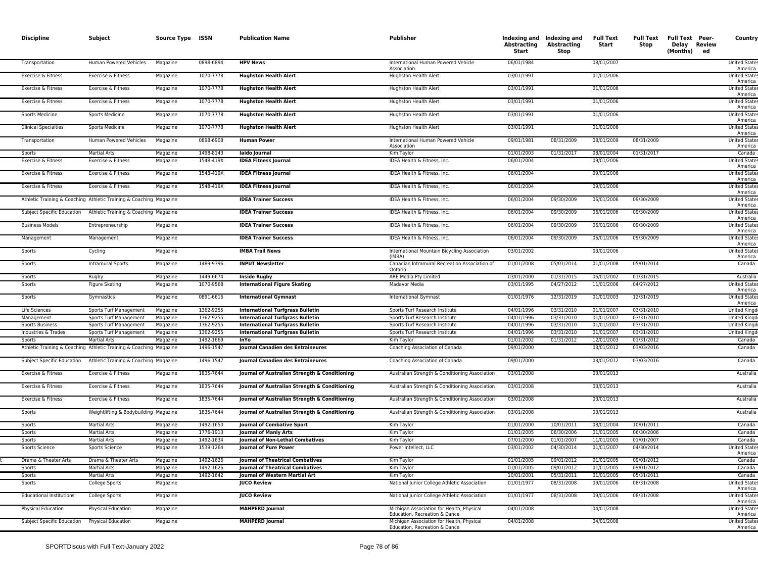| Discipline | Subject | Source Type | ISSN | Publication Name | Publisher | Indexing and Abstracting Start | Indexing and Abstracting Stop | Full Text Start | Full Text Stop | Full Text Delay (Months) | Peer-Reviewed | Country |
|---|---|---|---|---|---|---|---|---|---|---|---|---|
| Transportation | Human Powered Vehicles | Magazine | 0898-6894 | **HPV News** | International Human Powered Vehicle Association | 06/01/1984 | | 08/01/2007 | | | | United States America |
| Exercise & Fitness | Exercise & Fitness | Magazine | 1070-7778 | **Hughston Health Alert** | Hughston Health Alert | 03/01/1991 | | 01/01/2006 | | | | United States America |
| Exercise & Fitness | Exercise & Fitness | Magazine | 1070-7778 | **Hughston Health Alert** | Hughston Health Alert | 03/01/1991 | | 01/01/2006 | | | | United States America |
| Exercise & Fitness | Exercise & Fitness | Magazine | 1070-7778 | **Hughston Health Alert** | Hughston Health Alert | 03/01/1991 | | 01/01/2006 | | | | United States America |
| Sports Medicine | Sports Medicine | Magazine | 1070-7778 | **Hughston Health Alert** | Hughston Health Alert | 03/01/1991 | | 01/01/2006 | | | | United States America |
| Clinical Specialties | Sports Medicine | Magazine | 1070-7778 | **Hughston Health Alert** | Hughston Health Alert | 03/01/1991 | | 01/01/2006 | | | | United States America |
| Transportation | Human Powered Vehicles | Magazine | 0898-6908 | **Human Power** | International Human Powered Vehicle Association | 09/01/1981 | 08/31/2009 | 08/01/2009 | 08/31/2009 | | | United States America |
| Sports | Martial Arts | Magazine | 1498-8143 | **Iaido Journal** | Kim Taylor | 01/01/2003 | 01/31/2017 | 08/01/2004 | 01/31/2017 | | | Canada |
| Exercise & Fitness | Exercise & Fitness | Magazine | 1548-419X | **IDEA Fitness Journal** | IDEA Health & Fitness, Inc. | 06/01/2004 | | 09/01/2006 | | | | United States America |
| Exercise & Fitness | Exercise & Fitness | Magazine | 1548-419X | **IDEA Fitness Journal** | IDEA Health & Fitness, Inc. | 06/01/2004 | | 09/01/2006 | | | | United States America |
| Exercise & Fitness | Exercise & Fitness | Magazine | 1548-419X | **IDEA Fitness Journal** | IDEA Health & Fitness, Inc. | 06/01/2004 | | 09/01/2006 | | | | United States America |
| Athletic Training & Coaching | Athletic Training & Coaching | Magazine | | **IDEA Trainer Success** | IDEA Health & Fitness, Inc. | 06/01/2004 | 09/30/2009 | 06/01/2006 | 09/30/2009 | | | United States America |
| Subject Specific Education | Athletic Training & Coaching | Magazine | | **IDEA Trainer Success** | IDEA Health & Fitness, Inc. | 06/01/2004 | 09/30/2009 | 06/01/2006 | 09/30/2009 | | | United States America |
| Business Models | Entrepreneurship | Magazine | | **IDEA Trainer Success** | IDEA Health & Fitness, Inc. | 06/01/2004 | 09/30/2009 | 06/01/2006 | 09/30/2009 | | | United States America |
| Management | Management | Magazine | | **IDEA Trainer Success** | IDEA Health & Fitness, Inc. | 06/01/2004 | 09/30/2009 | 06/01/2006 | 09/30/2009 | | | United States America |
| Sports | Cycling | Magazine | | **IMBA Trail News** | International Mountain Bicycling Association (IMBA) | 03/01/2002 | | 03/01/2006 | | | | United States America |
| Sports | Intramural Sports | Magazine | 1489-9396 | **INPUT Newsletter** | Canadian Intramural Recreation Association of Ontario | 01/01/2008 | 05/01/2014 | 01/01/2008 | 05/01/2014 | | | Canada |
| Sports | Rugby | Magazine | 1449-6674 | **Inside Rugby** | ARE Media Pty Limited | 03/01/2000 | 01/31/2015 | 06/01/2002 | 01/31/2015 | | | Australia |
| Sports | Figure Skating | Magazine | 1070-9568 | **International Figure Skating** | Madavor Media | 03/01/1995 | 04/27/2012 | 11/01/2006 | 04/27/2012 | | | United States America |
| Sports | Gymnastics | Magazine | 0891-6616 | **International Gymnast** | International Gymnast | 01/01/1976 | 12/31/2019 | 01/01/2003 | 12/31/2019 | | | United States America |
| Life Sciences | Sports Turf Management | Magazine | 1362-9255 | **International Turfgrass Bulletin** | Sports Turf Research Institute | 04/01/1996 | 03/31/2010 | 01/01/2007 | 03/31/2010 | | | United Kingd |
| Management | Sports Turf Management | Magazine | 1362-9255 | **International Turfgrass Bulletin** | Sports Turf Research Institute | 04/01/1996 | 03/31/2010 | 01/01/2007 | 03/31/2010 | | | United Kingd |
| Sports Business | Sports Turf Management | Magazine | 1362-9255 | **International Turfgrass Bulletin** | Sports Turf Research Institute | 04/01/1996 | 03/31/2010 | 01/01/2007 | 03/31/2010 | | | United Kingd |
| Industries & Trades | Sports Turf Management | Magazine | 1362-9255 | **International Turfgrass Bulletin** | Sports Turf Research Institute | 04/01/1996 | 03/31/2010 | 01/01/2007 | 03/31/2010 | | | United Kingd |
| Sports | Martial Arts | Magazine | 1492-1669 | **InYo** | Kim Taylor | 01/01/2002 | 01/31/2012 | 12/01/2003 | 01/31/2012 | | | Canada |
| Athletic Training & Coaching | Athletic Training & Coaching | Magazine | 1496-1547 | **Journal Canadien des Entraineures** | Coaching Association of Canada | 09/01/2000 | | 03/01/2012 | 03/03/2016 | | | Canada |
| Subject Specific Education | Athletic Training & Coaching | Magazine | 1496-1547 | **Journal Canadien des Entraineures** | Coaching Association of Canada | 09/01/2000 | | 03/01/2012 | 03/03/2016 | | | Canada |
| Exercise & Fitness | Exercise & Fitness | Magazine | 1835-7644 | **Journal of Australian Strength & Conditioning** | Australian Strength & Conditioning Association | 03/01/2008 | | 03/01/2013 | | | | Australia |
| Exercise & Fitness | Exercise & Fitness | Magazine | 1835-7644 | **Journal of Australian Strength & Conditioning** | Australian Strength & Conditioning Association | 03/01/2008 | | 03/01/2013 | | | | Australia |
| Exercise & Fitness | Exercise & Fitness | Magazine | 1835-7644 | **Journal of Australian Strength & Conditioning** | Australian Strength & Conditioning Association | 03/01/2008 | | 03/01/2013 | | | | Australia |
| Sports | Weightlifting & Bodybuilding | Magazine | 1835-7644 | **Journal of Australian Strength & Conditioning** | Australian Strength & Conditioning Association | 03/01/2008 | | 03/01/2013 | | | | Australia |
| Sports | Martial Arts | Magazine | 1492-1650 | **Journal of Combative Sport** | Kim Taylor | 01/01/2000 | 10/01/2011 | 08/01/2004 | 10/01/2011 | | | Canada |
| Sports | Martial Arts | Magazine | 1776-1913 | **Journal of Manly Arts** | Kim Taylor | 01/01/2005 | 06/30/2006 | 01/01/2005 | 06/30/2006 | | | Canada |
| Sports | Martial Arts | Magazine | 1492-1634 | **Journal of Non-Lethal Combatives** | Kim Taylor | 07/01/2000 | 01/01/2007 | 11/01/2003 | 01/01/2007 | | | Canada |
| Sports Science | Sports Science | Magazine | 1539-1264 | **Journal of Pure Power** | Power Intellect, LLC | 03/01/2002 | 04/30/2014 | 01/01/2007 | 04/30/2014 | | | United States America |
| Drama & Theater Arts | Drama & Theater Arts | Magazine | 1492-1626 | **Journal of Theatrical Combatives** | Kim Taylor | 01/01/2005 | 09/01/2012 | 01/01/2005 | 09/01/2012 | | | Canada |
| Sports | Martial Arts | Magazine | 1492-1626 | **Journal of Theatrical Combatives** | Kim Taylor | 01/01/2005 | 09/01/2012 | 01/01/2005 | 09/01/2012 | | | Canada |
| Sports | Martial Arts | Magazine | 1492-1642 | **Journal of Western Martial Art** | Kim Taylor | 10/01/2001 | 05/31/2011 | 01/01/2005 | 05/31/2011 | | | Canada |
| Sports | College Sports | Magazine | | **JUCO Review** | National Junior College Athletic Association | 01/01/1977 | 08/31/2008 | 09/01/2006 | 08/31/2008 | | | United States America |
| Educational Institutions | College Sports | Magazine | | **JUCO Review** | National Junior College Athletic Association | 01/01/1977 | 08/31/2008 | 09/01/2006 | 08/31/2008 | | | United States America |
| Physical Education | Physical Education | Magazine | | **MAHPERD Journal** | Michigan Association for Health, Physical Education, Recreation & Dance | 04/01/2008 | | 04/01/2008 | | | | United States America |
| Subject Specific Education | Physical Education | Magazine | | **MAHPERD Journal** | Michigan Association for Health, Physical Education, Recreation & Dance | 04/01/2008 | | 04/01/2008 | | | | United States America |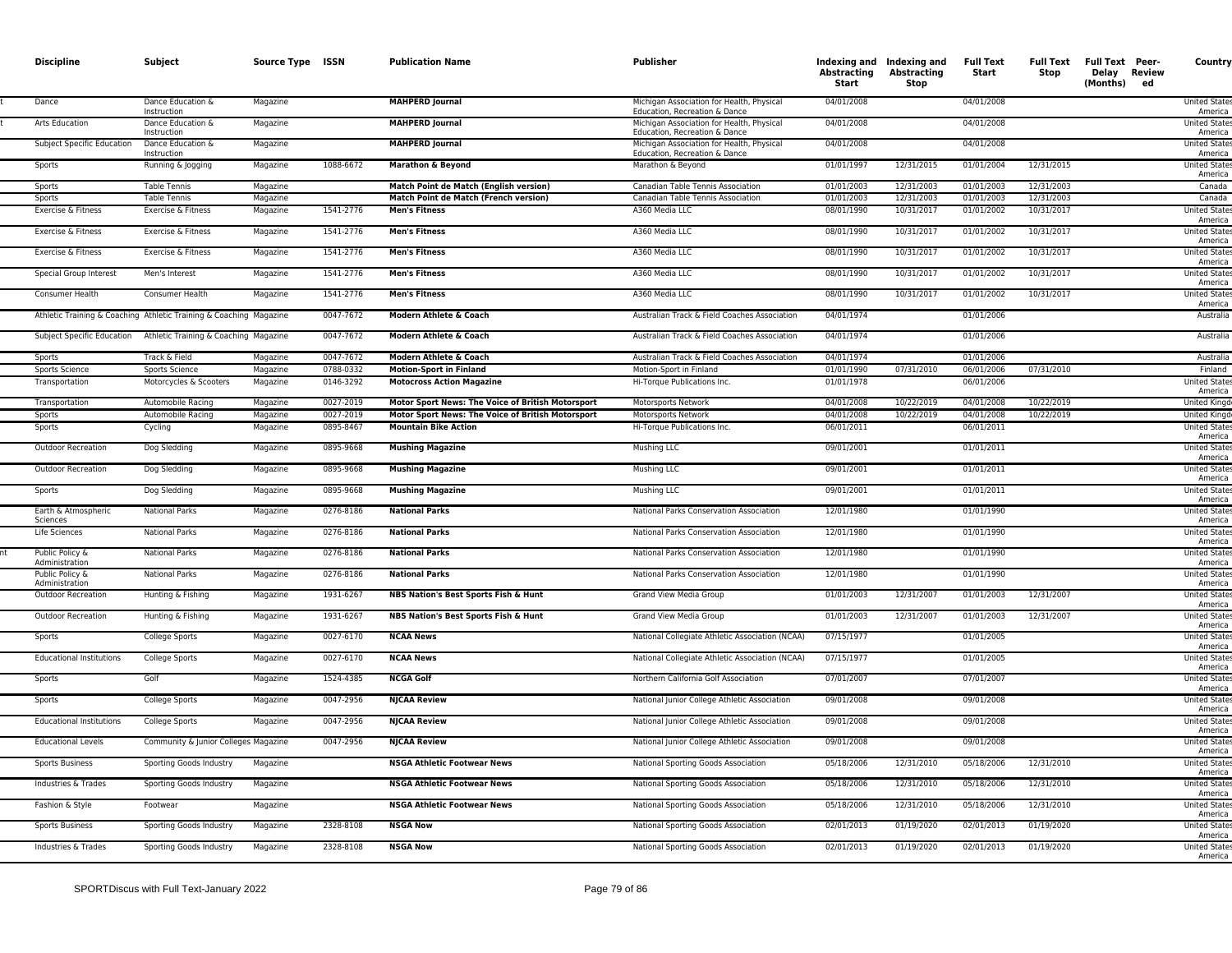| Discipline | Subject | Source Type | ISSN | Publication Name | Publisher | Indexing and Abstracting Start | Indexing and Abstracting Stop | Full Text Start | Full Text Stop | Full Text Delay (Months) | Peer-Reviewed | Country |
|---|---|---|---|---|---|---|---|---|---|---|---|---|
| Dance | Dance Education & Instruction | Magazine | | MAHPERD Journal | Michigan Association for Health, Physical Education, Recreation & Dance | 04/01/2008 | | 04/01/2008 | | | | United States America |
| Arts Education | Dance Education & Instruction | Magazine | | MAHPERD Journal | Michigan Association for Health, Physical Education, Recreation & Dance | 04/01/2008 | | 04/01/2008 | | | | United States America |
| Subject Specific Education | Dance Education & Instruction | Magazine | | MAHPERD Journal | Michigan Association for Health, Physical Education, Recreation & Dance | 04/01/2008 | | 04/01/2008 | | | | United States America |
| Sports | Running & Jogging | Magazine | 1088-6672 | Marathon & Beyond | Marathon & Beyond | 01/01/1997 | 12/31/2015 | 01/01/2004 | 12/31/2015 | | | United States America |
| Sports | Table Tennis | Magazine | | Match Point de Match (English version) | Canadian Table Tennis Association | 01/01/2003 | 12/31/2003 | 01/01/2003 | 12/31/2003 | | | Canada |
| Sports | Table Tennis | Magazine | | Match Point de Match (French version) | Canadian Table Tennis Association | 01/01/2003 | 12/31/2003 | 01/01/2003 | 12/31/2003 | | | Canada |
| Exercise & Fitness | Exercise & Fitness | Magazine | 1541-2776 | Men's Fitness | A360 Media LLC | 08/01/1990 | 10/31/2017 | 01/01/2002 | 10/31/2017 | | | United States America |
| Exercise & Fitness | Exercise & Fitness | Magazine | 1541-2776 | Men's Fitness | A360 Media LLC | 08/01/1990 | 10/31/2017 | 01/01/2002 | 10/31/2017 | | | United States America |
| Exercise & Fitness | Exercise & Fitness | Magazine | 1541-2776 | Men's Fitness | A360 Media LLC | 08/01/1990 | 10/31/2017 | 01/01/2002 | 10/31/2017 | | | United States America |
| Special Group Interest | Men's Interest | Magazine | 1541-2776 | Men's Fitness | A360 Media LLC | 08/01/1990 | 10/31/2017 | 01/01/2002 | 10/31/2017 | | | United States America |
| Consumer Health | Consumer Health | Magazine | 1541-2776 | Men's Fitness | A360 Media LLC | 08/01/1990 | 10/31/2017 | 01/01/2002 | 10/31/2017 | | | United States America |
| Athletic Training & Coaching | Athletic Training & Coaching | Magazine | 0047-7672 | Modern Athlete & Coach | Australian Track & Field Coaches Association | 04/01/1974 | | 01/01/2006 | | | | Australia |
| Subject Specific Education | Athletic Training & Coaching | Magazine | 0047-7672 | Modern Athlete & Coach | Australian Track & Field Coaches Association | 04/01/1974 | | 01/01/2006 | | | | Australia |
| Sports | Track & Field | Magazine | 0047-7672 | Modern Athlete & Coach | Australian Track & Field Coaches Association | 04/01/1974 | | 01/01/2006 | | | | Australia |
| Sports Science | Sports Science | Magazine | 0788-0332 | Motion-Sport in Finland | Motion-Sport in Finland | 01/01/1990 | 07/31/2010 | 06/01/2006 | 07/31/2010 | | | Finland |
| Transportation | Motorcycles & Scooters | Magazine | 0146-3292 | Motocross Action Magazine | Hi-Torque Publications Inc. | 01/01/1978 | | 06/01/2006 | | | | United States America |
| Transportation | Automobile Racing | Magazine | 0027-2019 | Motor Sport News: The Voice of British Motorsport | Motorsports Network | 04/01/2008 | 10/22/2019 | 04/01/2008 | 10/22/2019 | | | United Kingdom |
| Sports | Automobile Racing | Magazine | 0027-2019 | Motor Sport News: The Voice of British Motorsport | Motorsports Network | 04/01/2008 | 10/22/2019 | 04/01/2008 | 10/22/2019 | | | United Kingdom |
| Sports | Cycling | Magazine | 0895-8467 | Mountain Bike Action | Hi-Torque Publications Inc. | 06/01/2011 | | 06/01/2011 | | | | United States America |
| Outdoor Recreation | Dog Sledding | Magazine | 0895-9668 | Mushing Magazine | Mushing LLC | 09/01/2001 | | 01/01/2011 | | | | United States America |
| Outdoor Recreation | Dog Sledding | Magazine | 0895-9668 | Mushing Magazine | Mushing LLC | 09/01/2001 | | 01/01/2011 | | | | United States America |
| Sports | Dog Sledding | Magazine | 0895-9668 | Mushing Magazine | Mushing LLC | 09/01/2001 | | 01/01/2011 | | | | United States America |
| Earth & Atmospheric Sciences | National Parks | Magazine | 0276-8186 | National Parks | National Parks Conservation Association | 12/01/1980 | | 01/01/1990 | | | | United States America |
| Life Sciences | National Parks | Magazine | 0276-8186 | National Parks | National Parks Conservation Association | 12/01/1980 | | 01/01/1990 | | | | United States America |
| Public Policy & Administration | National Parks | Magazine | 0276-8186 | National Parks | National Parks Conservation Association | 12/01/1980 | | 01/01/1990 | | | | United States America |
| Public Policy & Administration | National Parks | Magazine | 0276-8186 | National Parks | National Parks Conservation Association | 12/01/1980 | | 01/01/1990 | | | | United States America |
| Outdoor Recreation | Hunting & Fishing | Magazine | 1931-6267 | NBS Nation's Best Sports Fish & Hunt | Grand View Media Group | 01/01/2003 | 12/31/2007 | 01/01/2003 | 12/31/2007 | | | United States America |
| Outdoor Recreation | Hunting & Fishing | Magazine | 1931-6267 | NBS Nation's Best Sports Fish & Hunt | Grand View Media Group | 01/01/2003 | 12/31/2007 | 01/01/2003 | 12/31/2007 | | | United States America |
| Sports | College Sports | Magazine | 0027-6170 | NCAA News | National Collegiate Athletic Association (NCAA) | 07/15/1977 | | 01/01/2005 | | | | United States America |
| Educational Institutions | College Sports | Magazine | 0027-6170 | NCAA News | National Collegiate Athletic Association (NCAA) | 07/15/1977 | | 01/01/2005 | | | | United States America |
| Sports | Golf | Magazine | 1524-4385 | NCGA Golf | Northern California Golf Association | 07/01/2007 | | 07/01/2007 | | | | United States America |
| Sports | College Sports | Magazine | 0047-2956 | NJCAA Review | National Junior College Athletic Association | 09/01/2008 | | 09/01/2008 | | | | United States America |
| Educational Institutions | College Sports | Magazine | 0047-2956 | NJCAA Review | National Junior College Athletic Association | 09/01/2008 | | 09/01/2008 | | | | United States America |
| Educational Levels | Community & Junior Colleges | Magazine | 0047-2956 | NJCAA Review | National Junior College Athletic Association | 09/01/2008 | | 09/01/2008 | | | | United States America |
| Sports Business | Sporting Goods Industry | Magazine | | NSGA Athletic Footwear News | National Sporting Goods Association | 05/18/2006 | 12/31/2010 | 05/18/2006 | 12/31/2010 | | | United States America |
| Industries & Trades | Sporting Goods Industry | Magazine | | NSGA Athletic Footwear News | National Sporting Goods Association | 05/18/2006 | 12/31/2010 | 05/18/2006 | 12/31/2010 | | | United States America |
| Fashion & Style | Footwear | Magazine | | NSGA Athletic Footwear News | National Sporting Goods Association | 05/18/2006 | 12/31/2010 | 05/18/2006 | 12/31/2010 | | | United States America |
| Sports Business | Sporting Goods Industry | Magazine | 2328-8108 | NSGA Now | National Sporting Goods Association | 02/01/2013 | 01/19/2020 | 02/01/2013 | 01/19/2020 | | | United States America |
| Industries & Trades | Sporting Goods Industry | Magazine | 2328-8108 | NSGA Now | National Sporting Goods Association | 02/01/2013 | 01/19/2020 | 02/01/2013 | 01/19/2020 | | | United States America |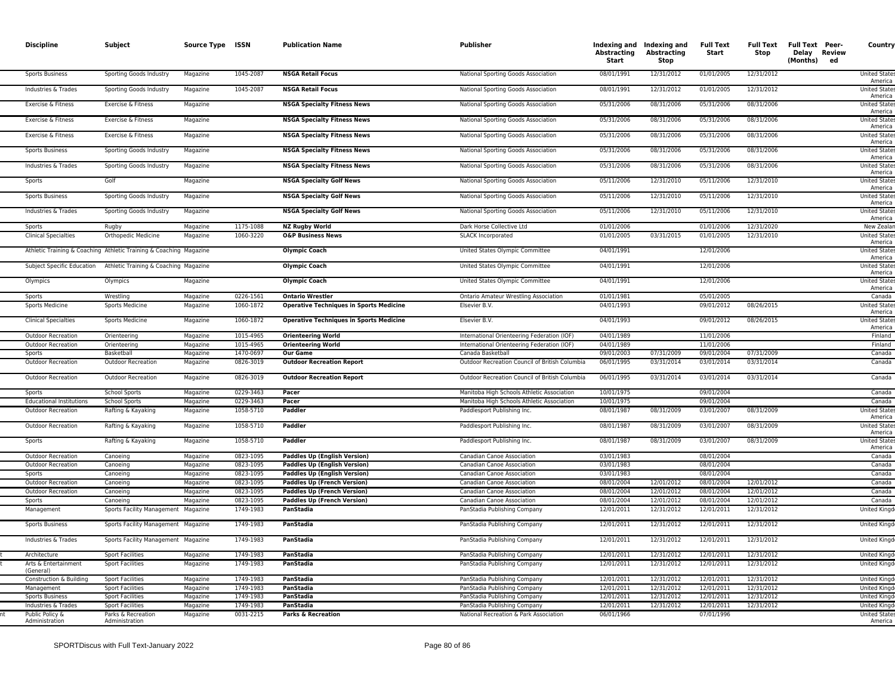| Discipline | Subject | Source Type | ISSN | Publication Name | Publisher | Indexing and Abstracting Start | Indexing and Abstracting Stop | Full Text Start | Full Text Stop | Full Text Delay (Months) | Peer-Reviewed | Country |
|---|---|---|---|---|---|---|---|---|---|---|---|---|
| Sports Business | Sporting Goods Industry | Magazine | 1045-2087 | **NSGA Retail Focus** | National Sporting Goods Association | 08/01/1991 | 12/31/2012 | 01/01/2005 | 12/31/2012 | | | United States America |
| Industries & Trades | Sporting Goods Industry | Magazine | 1045-2087 | **NSGA Retail Focus** | National Sporting Goods Association | 08/01/1991 | 12/31/2012 | 01/01/2005 | 12/31/2012 | | | United States America |
| Exercise & Fitness | Exercise & Fitness | Magazine | | **NSGA Specialty Fitness News** | National Sporting Goods Association | 05/31/2006 | 08/31/2006 | 05/31/2006 | 08/31/2006 | | | United States America |
| Exercise & Fitness | Exercise & Fitness | Magazine | | **NSGA Specialty Fitness News** | National Sporting Goods Association | 05/31/2006 | 08/31/2006 | 05/31/2006 | 08/31/2006 | | | United States America |
| Exercise & Fitness | Exercise & Fitness | Magazine | | **NSGA Specialty Fitness News** | National Sporting Goods Association | 05/31/2006 | 08/31/2006 | 05/31/2006 | 08/31/2006 | | | United States America |
| Sports Business | Sporting Goods Industry | Magazine | | **NSGA Specialty Fitness News** | National Sporting Goods Association | 05/31/2006 | 08/31/2006 | 05/31/2006 | 08/31/2006 | | | United States America |
| Industries & Trades | Sporting Goods Industry | Magazine | | **NSGA Specialty Fitness News** | National Sporting Goods Association | 05/31/2006 | 08/31/2006 | 05/31/2006 | 08/31/2006 | | | United States America |
| Sports | Golf | Magazine | | **NSGA Specialty Golf News** | National Sporting Goods Association | 05/11/2006 | 12/31/2010 | 05/11/2006 | 12/31/2010 | | | United States America |
| Sports Business | Sporting Goods Industry | Magazine | | **NSGA Specialty Golf News** | National Sporting Goods Association | 05/11/2006 | 12/31/2010 | 05/11/2006 | 12/31/2010 | | | United States America |
| Industries & Trades | Sporting Goods Industry | Magazine | | **NSGA Specialty Golf News** | National Sporting Goods Association | 05/11/2006 | 12/31/2010 | 05/11/2006 | 12/31/2010 | | | United States America |
| Sports | Rugby | Magazine | 1175-1088 | **NZ Rugby World** | Dark Horse Collective Ltd | 01/01/2006 | | 01/01/2006 | 12/31/2020 | | | New Zealan |
| Clinical Specialties | Orthopedic Medicine | Magazine | 1060-3220 | **O&P Business News** | SLACK Incorporated | 01/01/2005 | 03/31/2015 | 01/01/2005 | 12/31/2010 | | | United States America |
| Athletic Training & Coaching | Athletic Training & Coaching | Magazine | | **Olympic Coach** | United States Olympic Committee | 04/01/1991 | | 12/01/2006 | | | | United States America |
| Subject Specific Education | Athletic Training & Coaching | Magazine | | **Olympic Coach** | United States Olympic Committee | 04/01/1991 | | 12/01/2006 | | | | United States America |
| Olympics | Olympics | Magazine | | **Olympic Coach** | United States Olympic Committee | 04/01/1991 | | 12/01/2006 | | | | United States America |
| Sports | Wrestling | Magazine | 0226-1561 | **Ontario Wrestler** | Ontario Amateur Wrestling Association | 01/01/1981 | | 05/01/2005 | | | | Canada |
| Sports Medicine | Sports Medicine | Magazine | 1060-1872 | **Operative Techniques in Sports Medicine** | Elsevier B.V. | 04/01/1993 | | 09/01/2012 | 08/26/2015 | | | United States America |
| Clinical Specialties | Sports Medicine | Magazine | 1060-1872 | **Operative Techniques in Sports Medicine** | Elsevier B.V. | 04/01/1993 | | 09/01/2012 | 08/26/2015 | | | United States America |
| Outdoor Recreation | Orienteering | Magazine | 1015-4965 | **Orienteering World** | International Orienteering Federation (IOF) | 04/01/1989 | | 11/01/2006 | | | | Finland |
| Outdoor Recreation | Orienteering | Magazine | 1015-4965 | **Orienteering World** | International Orienteering Federation (IOF) | 04/01/1989 | | 11/01/2006 | | | | Finland |
| Sports | Basketball | Magazine | 1470-0697 | **Our Game** | Canada Basketball | 09/01/2003 | 07/31/2009 | 09/01/2004 | 07/31/2009 | | | Canada |
| Outdoor Recreation | Outdoor Recreation | Magazine | 0826-3019 | **Outdoor Recreation Report** | Outdoor Recreation Council of British Columbia | 06/01/1995 | 03/31/2014 | 03/01/2014 | 03/31/2014 | | | Canada |
| Outdoor Recreation | Outdoor Recreation | Magazine | 0826-3019 | **Outdoor Recreation Report** | Outdoor Recreation Council of British Columbia | 06/01/1995 | 03/31/2014 | 03/01/2014 | 03/31/2014 | | | Canada |
| Sports | School Sports | Magazine | 0229-3463 | **Pacer** | Manitoba High Schools Athletic Association | 10/01/1975 | | 09/01/2004 | | | | Canada |
| Educational Institutions | School Sports | Magazine | 0229-3463 | **Pacer** | Manitoba High Schools Athletic Association | 10/01/1975 | | 09/01/2004 | | | | Canada |
| Outdoor Recreation | Rafting & Kayaking | Magazine | 1058-5710 | **Paddler** | Paddlesport Publishing Inc. | 08/01/1987 | 08/31/2009 | 03/01/2007 | 08/31/2009 | | | United States America |
| Outdoor Recreation | Rafting & Kayaking | Magazine | 1058-5710 | **Paddler** | Paddlesport Publishing Inc. | 08/01/1987 | 08/31/2009 | 03/01/2007 | 08/31/2009 | | | United States America |
| Sports | Rafting & Kayaking | Magazine | 1058-5710 | **Paddler** | Paddlesport Publishing Inc. | 08/01/1987 | 08/31/2009 | 03/01/2007 | 08/31/2009 | | | United States America |
| Outdoor Recreation | Canoeing | Magazine | 0823-1095 | **Paddles Up (English Version)** | Canadian Canoe Association | 03/01/1983 | | 08/01/2004 | | | | Canada |
| Outdoor Recreation | Canoeing | Magazine | 0823-1095 | **Paddles Up (English Version)** | Canadian Canoe Association | 03/01/1983 | | 08/01/2004 | | | | Canada |
| Sports | Canoeing | Magazine | 0823-1095 | **Paddles Up (English Version)** | Canadian Canoe Association | 03/01/1983 | | 08/01/2004 | | | | Canada |
| Outdoor Recreation | Canoeing | Magazine | 0823-1095 | **Paddles Up (French Version)** | Canadian Canoe Association | 08/01/2004 | 12/01/2012 | 08/01/2004 | 12/01/2012 | | | Canada |
| Outdoor Recreation | Canoeing | Magazine | 0823-1095 | **Paddles Up (French Version)** | Canadian Canoe Association | 08/01/2004 | 12/01/2012 | 08/01/2004 | 12/01/2012 | | | Canada |
| Sports | Canoeing | Magazine | 0823-1095 | **Paddles Up (French Version)** | Canadian Canoe Association | 08/01/2004 | 12/01/2012 | 08/01/2004 | 12/01/2012 | | | Canada |
| Management | Sports Facility Management | Magazine | 1749-1983 | **PanStadia** | PanStadia Publishing Company | 12/01/2011 | 12/31/2012 | 12/01/2011 | 12/31/2012 | | | United Kingd |
| Sports Business | Sports Facility Management | Magazine | 1749-1983 | **PanStadia** | PanStadia Publishing Company | 12/01/2011 | 12/31/2012 | 12/01/2011 | 12/31/2012 | | | United Kingd |
| Industries & Trades | Sports Facility Management | Magazine | 1749-1983 | **PanStadia** | PanStadia Publishing Company | 12/01/2011 | 12/31/2012 | 12/01/2011 | 12/31/2012 | | | United Kingd |
| Architecture | Sport Facilities | Magazine | 1749-1983 | **PanStadia** | PanStadia Publishing Company | 12/01/2011 | 12/31/2012 | 12/01/2011 | 12/31/2012 | | | United Kingd |
| Arts & Entertainment (General) | Sport Facilities | Magazine | 1749-1983 | **PanStadia** | PanStadia Publishing Company | 12/01/2011 | 12/31/2012 | 12/01/2011 | 12/31/2012 | | | United Kingd |
| Construction & Building | Sport Facilities | Magazine | 1749-1983 | **PanStadia** | PanStadia Publishing Company | 12/01/2011 | 12/31/2012 | 12/01/2011 | 12/31/2012 | | | United Kingd |
| Management | Sport Facilities | Magazine | 1749-1983 | **PanStadia** | PanStadia Publishing Company | 12/01/2011 | 12/31/2012 | 12/01/2011 | 12/31/2012 | | | United Kingd |
| Sports Business | Sport Facilities | Magazine | 1749-1983 | **PanStadia** | PanStadia Publishing Company | 12/01/2011 | 12/31/2012 | 12/01/2011 | 12/31/2012 | | | United Kingd |
| Industries & Trades | Sport Facilities | Magazine | 1749-1983 | **PanStadia** | PanStadia Publishing Company | 12/01/2011 | 12/31/2012 | 12/01/2011 | 12/31/2012 | | | United Kingd |
| Public Policy & Administration | Parks & Recreation Administration | Magazine | 0031-2215 | **Parks & Recreation** | National Recreation & Park Association | 06/01/1966 | | 07/01/1996 | | | | United States America |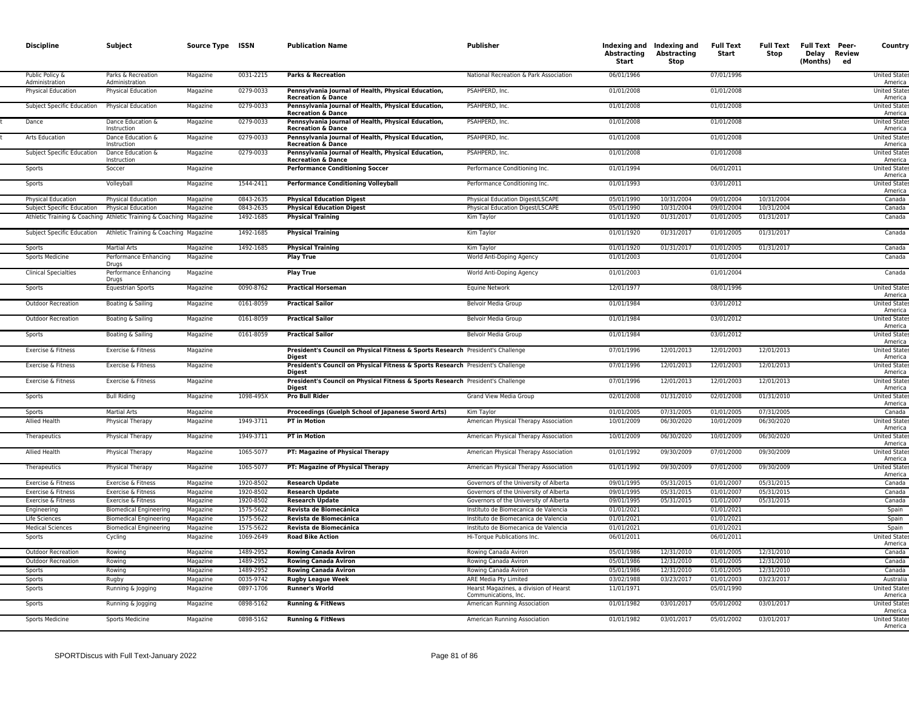| Discipline | Subject | Source Type | ISSN | Publication Name | Publisher | Indexing and Abstracting Start | Indexing and Abstracting Stop | Full Text Start | Full Text Stop | Full Text Delay (Months) | Peer-Reviewed | Country |
|---|---|---|---|---|---|---|---|---|---|---|---|---|
| Public Policy & Administration | Parks & Recreation Administration | Magazine | 0031-2215 | **Parks & Recreation** | National Recreation & Park Association | 06/01/1966 | | 07/01/1996 | | | | United States America |
| Physical Education | Physical Education | Magazine | 0279-0033 | **Pennsylvania Journal of Health, Physical Education, Recreation & Dance** | PSAHPERD, Inc. | 01/01/2008 | | 01/01/2008 | | | | United States America |
| Subject Specific Education | Physical Education | Magazine | 0279-0033 | **Pennsylvania Journal of Health, Physical Education, Recreation & Dance** | PSAHPERD, Inc. | 01/01/2008 | | 01/01/2008 | | | | United States America |
| Dance | Dance Education & Instruction | Magazine | 0279-0033 | **Pennsylvania Journal of Health, Physical Education, Recreation & Dance** | PSAHPERD, Inc. | 01/01/2008 | | 01/01/2008 | | | | United States America |
| Arts Education | Dance Education & Instruction | Magazine | 0279-0033 | **Pennsylvania Journal of Health, Physical Education, Recreation & Dance** | PSAHPERD, Inc. | 01/01/2008 | | 01/01/2008 | | | | United States America |
| Subject Specific Education | Dance Education & Instruction | Magazine | 0279-0033 | **Pennsylvania Journal of Health, Physical Education, Recreation & Dance** | PSAHPERD, Inc. | 01/01/2008 | | 01/01/2008 | | | | United States America |
| Sports | Soccer | Magazine | | **Performance Conditioning Soccer** | Performance Conditioning Inc. | 01/01/1994 | | 06/01/2011 | | | | United States America |
| Sports | Volleyball | Magazine | 1544-2411 | **Performance Conditioning Volleyball** | Performance Conditioning Inc. | 01/01/1993 | | 03/01/2011 | | | | United States America |
| Physical Education | Physical Education | Magazine | 0843-2635 | **Physical Education Digest** | Physical Education Digest/LSCAPE | 05/01/1990 | 10/31/2004 | 09/01/2004 | 10/31/2004 | | | Canada |
| Subject Specific Education | Physical Education | Magazine | 0843-2635 | **Physical Education Digest** | Physical Education Digest/LSCAPE | 05/01/1990 | 10/31/2004 | 09/01/2004 | 10/31/2004 | | | Canada |
| Athletic Training & Coaching | Athletic Training & Coaching | Magazine | 1492-1685 | **Physical Training** | Kim Taylor | 01/01/1920 | 01/31/2017 | 01/01/2005 | 01/31/2017 | | | Canada |
| Subject Specific Education | Athletic Training & Coaching | Magazine | 1492-1685 | **Physical Training** | Kim Taylor | 01/01/1920 | 01/31/2017 | 01/01/2005 | 01/31/2017 | | | Canada |
| Sports | Martial Arts | Magazine | 1492-1685 | **Physical Training** | Kim Taylor | 01/01/1920 | 01/31/2017 | 01/01/2005 | 01/31/2017 | | | Canada |
| Sports Medicine | Performance Enhancing Drugs | Magazine | | **Play True** | World Anti-Doping Agency | 01/01/2003 | | 01/01/2004 | | | | Canada |
| Clinical Specialties | Performance Enhancing Drugs | Magazine | | **Play True** | World Anti-Doping Agency | 01/01/2003 | | 01/01/2004 | | | | Canada |
| Sports | Equestrian Sports | Magazine | 0090-8762 | **Practical Horseman** | Equine Network | 12/01/1977 | | 08/01/1996 | | | | United States America |
| Outdoor Recreation | Boating & Sailing | Magazine | 0161-8059 | **Practical Sailor** | Belvoir Media Group | 01/01/1984 | | 03/01/2012 | | | | United States America |
| Outdoor Recreation | Boating & Sailing | Magazine | 0161-8059 | **Practical Sailor** | Belvoir Media Group | 01/01/1984 | | 03/01/2012 | | | | United States America |
| Sports | Boating & Sailing | Magazine | 0161-8059 | **Practical Sailor** | Belvoir Media Group | 01/01/1984 | | 03/01/2012 | | | | United States America |
| Exercise & Fitness | Exercise & Fitness | Magazine | | **President's Council on Physical Fitness & Sports Research Digest** | President's Challenge | 07/01/1996 | 12/01/2013 | 12/01/2003 | 12/01/2013 | | | United States America |
| Exercise & Fitness | Exercise & Fitness | Magazine | | **President's Council on Physical Fitness & Sports Research Digest** | President's Challenge | 07/01/1996 | 12/01/2013 | 12/01/2003 | 12/01/2013 | | | United States America |
| Exercise & Fitness | Exercise & Fitness | Magazine | | **President's Council on Physical Fitness & Sports Research Digest** | President's Challenge | 07/01/1996 | 12/01/2013 | 12/01/2003 | 12/01/2013 | | | United States America |
| Sports | Bull Riding | Magazine | 1098-495X | **Pro Bull Rider** | Grand View Media Group | 02/01/2008 | 01/31/2010 | 02/01/2008 | 01/31/2010 | | | United States America |
| Sports | Martial Arts | Magazine | | **Proceedings (Guelph School of Japanese Sword Arts)** | Kim Taylor | 01/01/2005 | 07/31/2005 | 01/01/2005 | 07/31/2005 | | | Canada |
| Allied Health | Physical Therapy | Magazine | 1949-3711 | **PT in Motion** | American Physical Therapy Association | 10/01/2009 | 06/30/2020 | 10/01/2009 | 06/30/2020 | | | United States America |
| Therapeutics | Physical Therapy | Magazine | 1949-3711 | **PT in Motion** | American Physical Therapy Association | 10/01/2009 | 06/30/2020 | 10/01/2009 | 06/30/2020 | | | United States America |
| Allied Health | Physical Therapy | Magazine | 1065-5077 | **PT: Magazine of Physical Therapy** | American Physical Therapy Association | 01/01/1992 | 09/30/2009 | 07/01/2000 | 09/30/2009 | | | United States America |
| Therapeutics | Physical Therapy | Magazine | 1065-5077 | **PT: Magazine of Physical Therapy** | American Physical Therapy Association | 01/01/1992 | 09/30/2009 | 07/01/2000 | 09/30/2009 | | | United States America |
| Exercise & Fitness | Exercise & Fitness | Magazine | 1920-8502 | **Research Update** | Governors of the University of Alberta | 09/01/1995 | 05/31/2015 | 01/01/2007 | 05/31/2015 | | | Canada |
| Exercise & Fitness | Exercise & Fitness | Magazine | 1920-8502 | **Research Update** | Governors of the University of Alberta | 09/01/1995 | 05/31/2015 | 01/01/2007 | 05/31/2015 | | | Canada |
| Exercise & Fitness | Exercise & Fitness | Magazine | 1920-8502 | **Research Update** | Governors of the University of Alberta | 09/01/1995 | 05/31/2015 | 01/01/2007 | 05/31/2015 | | | Canada |
| Engineering | Biomedical Engineering | Magazine | 1575-5622 | **Revista de Biomecánica** | Instituto de Biomecanica de Valencia | 01/01/2021 | | 01/01/2021 | | | | Spain |
| Life Sciences | Biomedical Engineering | Magazine | 1575-5622 | **Revista de Biomecánica** | Instituto de Biomecanica de Valencia | 01/01/2021 | | 01/01/2021 | | | | Spain |
| Medical Sciences | Biomedical Engineering | Magazine | 1575-5622 | **Revista de Biomecánica** | Instituto de Biomecanica de Valencia | 01/01/2021 | | 01/01/2021 | | | | Spain |
| Sports | Cycling | Magazine | 1069-2649 | **Road Bike Action** | Hi-Torque Publications Inc. | 06/01/2011 | | 06/01/2011 | | | | United States America |
| Outdoor Recreation | Rowing | Magazine | 1489-2952 | **Rowing Canada Aviron** | Rowing Canada Aviron | 05/01/1986 | 12/31/2010 | 01/01/2005 | 12/31/2010 | | | Canada |
| Outdoor Recreation | Rowing | Magazine | 1489-2952 | **Rowing Canada Aviron** | Rowing Canada Aviron | 05/01/1986 | 12/31/2010 | 01/01/2005 | 12/31/2010 | | | Canada |
| Sports | Rowing | Magazine | 1489-2952 | **Rowing Canada Aviron** | Rowing Canada Aviron | 05/01/1986 | 12/31/2010 | 01/01/2005 | 12/31/2010 | | | Canada |
| Sports | Rugby | Magazine | 0035-9742 | **Rugby League Week** | ARE Media Pty Limited | 03/02/1988 | 03/23/2017 | 01/01/2003 | 03/23/2017 | | | Australia |
| Sports | Running & Jogging | Magazine | 0897-1706 | **Runner's World** | Hearst Magazines, a division of Hearst Communications, Inc. | 11/01/1971 | | 05/01/1990 | | | | United States America |
| Sports | Running & Jogging | Magazine | 0898-5162 | **Running & FitNews** | American Running Association | 01/01/1982 | 03/01/2017 | 05/01/2002 | 03/01/2017 | | | United States America |
| Sports Medicine | Sports Medicine | Magazine | 0898-5162 | **Running & FitNews** | American Running Association | 01/01/1982 | 03/01/2017 | 05/01/2002 | 03/01/2017 | | | United States America |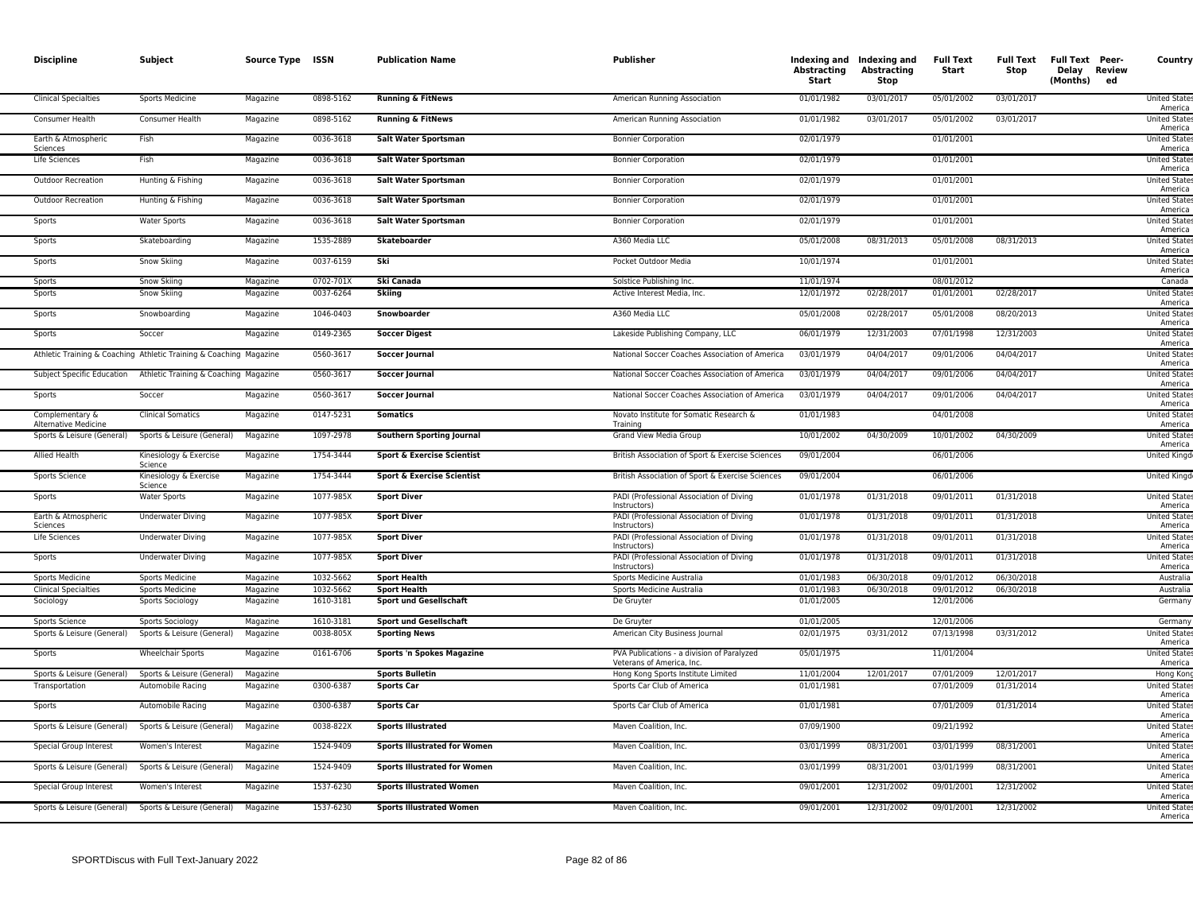| Discipline | Subject | Source Type | ISSN | Publication Name | Publisher | Indexing and Abstracting Start | Indexing and Abstracting Stop | Full Text Start | Full Text Stop | Full Text Delay (Months) | Peer-Reviewed | Country |
|---|---|---|---|---|---|---|---|---|---|---|---|---|
| Clinical Specialties | Sports Medicine | Magazine | 0898-5162 | **Running & FitNews** | American Running Association | 01/01/1982 | 03/01/2017 | 05/01/2002 | 03/01/2017 | | | United States America |
| Consumer Health | Consumer Health | Magazine | 0898-5162 | **Running & FitNews** | American Running Association | 01/01/1982 | 03/01/2017 | 05/01/2002 | 03/01/2017 | | | United States America |
| Earth & Atmospheric Sciences | Fish | Magazine | 0036-3618 | **Salt Water Sportsman** | Bonnier Corporation | 02/01/1979 | | 01/01/2001 | | | | United States America |
| Life Sciences | Fish | Magazine | 0036-3618 | **Salt Water Sportsman** | Bonnier Corporation | 02/01/1979 | | 01/01/2001 | | | | United States America |
| Outdoor Recreation | Hunting & Fishing | Magazine | 0036-3618 | **Salt Water Sportsman** | Bonnier Corporation | 02/01/1979 | | 01/01/2001 | | | | United States America |
| Outdoor Recreation | Hunting & Fishing | Magazine | 0036-3618 | **Salt Water Sportsman** | Bonnier Corporation | 02/01/1979 | | 01/01/2001 | | | | United States America |
| Sports | Water Sports | Magazine | 0036-3618 | **Salt Water Sportsman** | Bonnier Corporation | 02/01/1979 | | 01/01/2001 | | | | United States America |
| Sports | Skateboarding | Magazine | 1535-2889 | **Skateboarder** | A360 Media LLC | 05/01/2008 | 08/31/2013 | 05/01/2008 | 08/31/2013 | | | United States America |
| Sports | Snow Skiing | Magazine | 0037-6159 | **Ski** | Pocket Outdoor Media | 10/01/1974 | | 01/01/2001 | | | | United States America |
| Sports | Snow Skiing | Magazine | 0702-701X | **Ski Canada** | Solstice Publishing Inc. | 11/01/1974 | | 08/01/2012 | | | | Canada |
| Sports | Snow Skiing | Magazine | 0037-6264 | **Skiing** | Active Interest Media, Inc. | 12/01/1972 | 02/28/2017 | 01/01/2001 | 02/28/2017 | | | United States America |
| Sports | Snowboarding | Magazine | 1046-0403 | **Snowboarder** | A360 Media LLC | 05/01/2008 | 02/28/2017 | 05/01/2008 | 08/20/2013 | | | United States America |
| Sports | Soccer | Magazine | 0149-2365 | **Soccer Digest** | Lakeside Publishing Company, LLC | 06/01/1979 | 12/31/2003 | 07/01/1998 | 12/31/2003 | | | United States America |
| Athletic Training & Coaching | Athletic Training & Coaching | Magazine | 0560-3617 | **Soccer Journal** | National Soccer Coaches Association of America | 03/01/1979 | 04/04/2017 | 09/01/2006 | 04/04/2017 | | | United States America |
| Subject Specific Education | Athletic Training & Coaching | Magazine | 0560-3617 | **Soccer Journal** | National Soccer Coaches Association of America | 03/01/1979 | 04/04/2017 | 09/01/2006 | 04/04/2017 | | | United States America |
| Sports | Soccer | Magazine | 0560-3617 | **Soccer Journal** | National Soccer Coaches Association of America | 03/01/1979 | 04/04/2017 | 09/01/2006 | 04/04/2017 | | | United States America |
| Complementary & Alternative Medicine | Clinical Somatics | Magazine | 0147-5231 | **Somatics** | Novato Institute for Somatic Research & Training | 01/01/1983 | | 04/01/2008 | | | | United States America |
| Sports & Leisure (General) | Sports & Leisure (General) | Magazine | 1097-2978 | **Southern Sporting Journal** | Grand View Media Group | 10/01/2002 | 04/30/2009 | 10/01/2002 | 04/30/2009 | | | United States America |
| Allied Health | Kinesiology & Exercise Science | Magazine | 1754-3444 | **Sport & Exercise Scientist** | British Association of Sport & Exercise Sciences | 09/01/2004 | | 06/01/2006 | | | | United Kingd |
| Sports Science | Kinesiology & Exercise Science | Magazine | 1754-3444 | **Sport & Exercise Scientist** | British Association of Sport & Exercise Sciences | 09/01/2004 | | 06/01/2006 | | | | United Kingd |
| Sports | Water Sports | Magazine | 1077-985X | **Sport Diver** | PADI (Professional Association of Diving Instructors) | 01/01/1978 | 01/31/2018 | 09/01/2011 | 01/31/2018 | | | United States America |
| Earth & Atmospheric Sciences | Underwater Diving | Magazine | 1077-985X | **Sport Diver** | PADI (Professional Association of Diving Instructors) | 01/01/1978 | 01/31/2018 | 09/01/2011 | 01/31/2018 | | | United States America |
| Life Sciences | Underwater Diving | Magazine | 1077-985X | **Sport Diver** | PADI (Professional Association of Diving Instructors) | 01/01/1978 | 01/31/2018 | 09/01/2011 | 01/31/2018 | | | United States America |
| Sports | Underwater Diving | Magazine | 1077-985X | **Sport Diver** | PADI (Professional Association of Diving Instructors) | 01/01/1978 | 01/31/2018 | 09/01/2011 | 01/31/2018 | | | United States America |
| Sports Medicine | Sports Medicine | Magazine | 1032-5662 | **Sport Health** | Sports Medicine Australia | 01/01/1983 | 06/30/2018 | 09/01/2012 | 06/30/2018 | | | Australia |
| Clinical Specialties | Sports Medicine | Magazine | 1032-5662 | **Sport Health** | Sports Medicine Australia | 01/01/1983 | 06/30/2018 | 09/01/2012 | 06/30/2018 | | | Australia |
| Sociology | Sports Sociology | Magazine | 1610-3181 | **Sport und Gesellschaft** | De Gruyter | 01/01/2005 | | 12/01/2006 | | | | Germany |
| Sports Science | Sports Sociology | Magazine | 1610-3181 | **Sport und Gesellschaft** | De Gruyter | 01/01/2005 | | 12/01/2006 | | | | Germany |
| Sports & Leisure (General) | Sports & Leisure (General) | Magazine | 0038-805X | **Sporting News** | American City Business Journal | 02/01/1975 | 03/31/2012 | 07/13/1998 | 03/31/2012 | | | United States America |
| Sports | Wheelchair Sports | Magazine | 0161-6706 | **Sports 'n Spokes Magazine** | PVA Publications - a division of Paralyzed Veterans of America, Inc. | 05/01/1975 | | 11/01/2004 | | | | United States America |
| Sports & Leisure (General) | Sports & Leisure (General) | Magazine | | **Sports Bulletin** | Hong Kong Sports Institute Limited | 11/01/2004 | 12/01/2017 | 07/01/2009 | 12/01/2017 | | | Hong Kong |
| Transportation | Automobile Racing | Magazine | 0300-6387 | **Sports Car** | Sports Car Club of America | 01/01/1981 | | 07/01/2009 | 01/31/2014 | | | United States America |
| Sports | Automobile Racing | Magazine | 0300-6387 | **Sports Car** | Sports Car Club of America | 01/01/1981 | | 07/01/2009 | 01/31/2014 | | | United States America |
| Sports & Leisure (General) | Sports & Leisure (General) | Magazine | 0038-822X | **Sports Illustrated** | Maven Coalition, Inc. | 07/09/1900 | | 09/21/1992 | | | | United States America |
| Special Group Interest | Women's Interest | Magazine | 1524-9409 | **Sports Illustrated for Women** | Maven Coalition, Inc. | 03/01/1999 | 08/31/2001 | 03/01/1999 | 08/31/2001 | | | United States America |
| Sports & Leisure (General) | Sports & Leisure (General) | Magazine | 1524-9409 | **Sports Illustrated for Women** | Maven Coalition, Inc. | 03/01/1999 | 08/31/2001 | 03/01/1999 | 08/31/2001 | | | United States America |
| Special Group Interest | Women's Interest | Magazine | 1537-6230 | **Sports Illustrated Women** | Maven Coalition, Inc. | 09/01/2001 | 12/31/2002 | 09/01/2001 | 12/31/2002 | | | United States America |
| Sports & Leisure (General) | Sports & Leisure (General) | Magazine | 1537-6230 | **Sports Illustrated Women** | Maven Coalition, Inc. | 09/01/2001 | 12/31/2002 | 09/01/2001 | 12/31/2002 | | | United States America |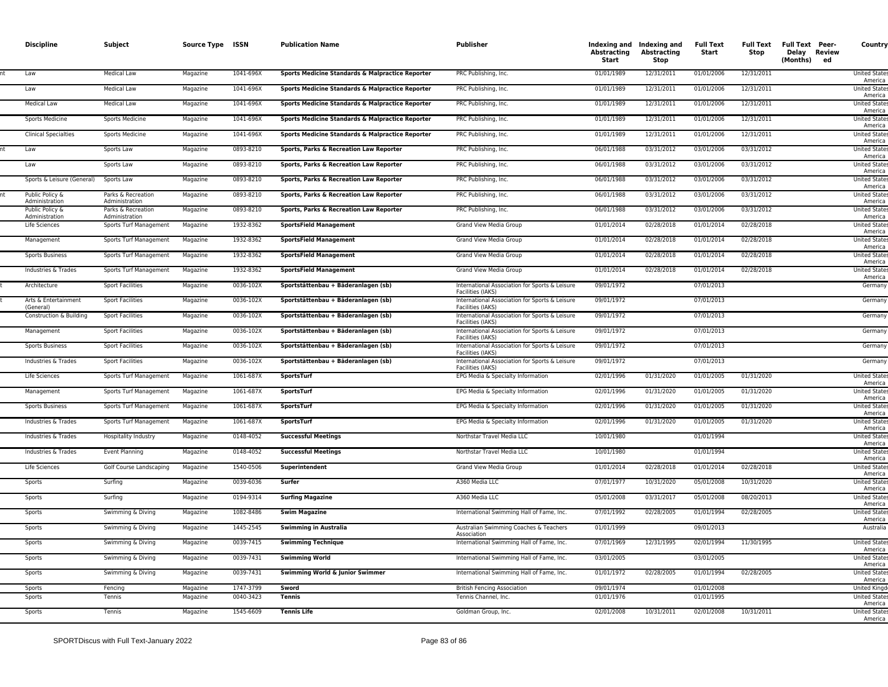| Discipline | Subject | Source Type | ISSN | Publication Name | Publisher | Indexing and Abstracting Start | Indexing and Abstracting Stop | Full Text Start | Full Text Stop | Full Text Delay (Months) | Peer-Reviewed | Country |
|---|---|---|---|---|---|---|---|---|---|---|---|---|
| Law | Medical Law | Magazine | 1041-696X | **Sports Medicine Standards & Malpractice Reporter** | PRC Publishing, Inc. | 01/01/1989 | 12/31/2011 | 01/01/2006 | 12/31/2011 | | | United States America |
| Law | Medical Law | Magazine | 1041-696X | **Sports Medicine Standards & Malpractice Reporter** | PRC Publishing, Inc. | 01/01/1989 | 12/31/2011 | 01/01/2006 | 12/31/2011 | | | United States America |
| Medical Law | Medical Law | Magazine | 1041-696X | **Sports Medicine Standards & Malpractice Reporter** | PRC Publishing, Inc. | 01/01/1989 | 12/31/2011 | 01/01/2006 | 12/31/2011 | | | United States America |
| Sports Medicine | Sports Medicine | Magazine | 1041-696X | **Sports Medicine Standards & Malpractice Reporter** | PRC Publishing, Inc. | 01/01/1989 | 12/31/2011 | 01/01/2006 | 12/31/2011 | | | United States America |
| Clinical Specialties | Sports Medicine | Magazine | 1041-696X | **Sports Medicine Standards & Malpractice Reporter** | PRC Publishing, Inc. | 01/01/1989 | 12/31/2011 | 01/01/2006 | 12/31/2011 | | | United States America |
| Law | Sports Law | Magazine | 0893-8210 | **Sports, Parks & Recreation Law Reporter** | PRC Publishing, Inc. | 06/01/1988 | 03/31/2012 | 03/01/2006 | 03/31/2012 | | | United States America |
| Law | Sports Law | Magazine | 0893-8210 | **Sports, Parks & Recreation Law Reporter** | PRC Publishing, Inc. | 06/01/1988 | 03/31/2012 | 03/01/2006 | 03/31/2012 | | | United States America |
| Sports & Leisure (General) | Sports Law | Magazine | 0893-8210 | **Sports, Parks & Recreation Law Reporter** | PRC Publishing, Inc. | 06/01/1988 | 03/31/2012 | 03/01/2006 | 03/31/2012 | | | United States America |
| Public Policy & Administration | Parks & Recreation Administration | Magazine | 0893-8210 | **Sports, Parks & Recreation Law Reporter** | PRC Publishing, Inc. | 06/01/1988 | 03/31/2012 | 03/01/2006 | 03/31/2012 | | | United States America |
| Public Policy & Administration | Parks & Recreation Administration | Magazine | 0893-8210 | **Sports, Parks & Recreation Law Reporter** | PRC Publishing, Inc. | 06/01/1988 | 03/31/2012 | 03/01/2006 | 03/31/2012 | | | United States America |
| Life Sciences | Sports Turf Management | Magazine | 1932-8362 | **SportsField Management** | Grand View Media Group | 01/01/2014 | 02/28/2018 | 01/01/2014 | 02/28/2018 | | | United States America |
| Management | Sports Turf Management | Magazine | 1932-8362 | **SportsField Management** | Grand View Media Group | 01/01/2014 | 02/28/2018 | 01/01/2014 | 02/28/2018 | | | United States America |
| Sports Business | Sports Turf Management | Magazine | 1932-8362 | **SportsField Management** | Grand View Media Group | 01/01/2014 | 02/28/2018 | 01/01/2014 | 02/28/2018 | | | United States America |
| Industries & Trades | Sports Turf Management | Magazine | 1932-8362 | **SportsField Management** | Grand View Media Group | 01/01/2014 | 02/28/2018 | 01/01/2014 | 02/28/2018 | | | United States America |
| Architecture | Sport Facilities | Magazine | 0036-102X | **Sportstättenbau + Bäderanlagen (sb)** | International Association for Sports & Leisure Facilities (IAKS) | 09/01/1972 | | 07/01/2013 | | | | Germany |
| Arts & Entertainment (General) | Sport Facilities | Magazine | 0036-102X | **Sportstättenbau + Bäderanlagen (sb)** | International Association for Sports & Leisure Facilities (IAKS) | 09/01/1972 | | 07/01/2013 | | | | Germany |
| Construction & Building | Sport Facilities | Magazine | 0036-102X | **Sportstättenbau + Bäderanlagen (sb)** | International Association for Sports & Leisure Facilities (IAKS) | 09/01/1972 | | 07/01/2013 | | | | Germany |
| Management | Sport Facilities | Magazine | 0036-102X | **Sportstättenbau + Bäderanlagen (sb)** | International Association for Sports & Leisure Facilities (IAKS) | 09/01/1972 | | 07/01/2013 | | | | Germany |
| Sports Business | Sport Facilities | Magazine | 0036-102X | **Sportstättenbau + Bäderanlagen (sb)** | International Association for Sports & Leisure Facilities (IAKS) | 09/01/1972 | | 07/01/2013 | | | | Germany |
| Industries & Trades | Sport Facilities | Magazine | 0036-102X | **Sportstättenbau + Bäderanlagen (sb)** | International Association for Sports & Leisure Facilities (IAKS) | 09/01/1972 | | 07/01/2013 | | | | Germany |
| Life Sciences | Sports Turf Management | Magazine | 1061-687X | **SportsTurf** | EPG Media & Specialty Information | 02/01/1996 | 01/31/2020 | 01/01/2005 | 01/31/2020 | | | United States America |
| Management | Sports Turf Management | Magazine | 1061-687X | **SportsTurf** | EPG Media & Specialty Information | 02/01/1996 | 01/31/2020 | 01/01/2005 | 01/31/2020 | | | United States America |
| Sports Business | Sports Turf Management | Magazine | 1061-687X | **SportsTurf** | EPG Media & Specialty Information | 02/01/1996 | 01/31/2020 | 01/01/2005 | 01/31/2020 | | | United States America |
| Industries & Trades | Sports Turf Management | Magazine | 1061-687X | **SportsTurf** | EPG Media & Specialty Information | 02/01/1996 | 01/31/2020 | 01/01/2005 | 01/31/2020 | | | United States America |
| Industries & Trades | Hospitality Industry | Magazine | 0148-4052 | **Successful Meetings** | Northstar Travel Media LLC | 10/01/1980 | | 01/01/1994 | | | | United States America |
| Industries & Trades | Event Planning | Magazine | 0148-4052 | **Successful Meetings** | Northstar Travel Media LLC | 10/01/1980 | | 01/01/1994 | | | | United States America |
| Life Sciences | Golf Course Landscaping | Magazine | 1540-0506 | **Superintendent** | Grand View Media Group | 01/01/2014 | 02/28/2018 | 01/01/2014 | 02/28/2018 | | | United States America |
| Sports | Surfing | Magazine | 0039-6036 | **Surfer** | A360 Media LLC | 07/01/1977 | 10/31/2020 | 05/01/2008 | 10/31/2020 | | | United States America |
| Sports | Surfing | Magazine | 0194-9314 | **Surfing Magazine** | A360 Media LLC | 05/01/2008 | 03/31/2017 | 05/01/2008 | 08/20/2013 | | | United States America |
| Sports | Swimming & Diving | Magazine | 1082-8486 | **Swim Magazine** | International Swimming Hall of Fame, Inc. | 07/01/1992 | 02/28/2005 | 01/01/1994 | 02/28/2005 | | | United States America |
| Sports | Swimming & Diving | Magazine | 1445-2545 | **Swimming in Australia** | Australian Swimming Coaches & Teachers Association | 01/01/1999 | | 09/01/2013 | | | | Australia |
| Sports | Swimming & Diving | Magazine | 0039-7415 | **Swimming Technique** | International Swimming Hall of Fame, Inc. | 07/01/1969 | 12/31/1995 | 02/01/1994 | 11/30/1995 | | | United States America |
| Sports | Swimming & Diving | Magazine | 0039-7431 | **Swimming World** | International Swimming Hall of Fame, Inc. | 03/01/2005 | | 03/01/2005 | | | | United States America |
| Sports | Swimming & Diving | Magazine | 0039-7431 | **Swimming World & Junior Swimmer** | International Swimming Hall of Fame, Inc. | 01/01/1972 | 02/28/2005 | 01/01/1994 | 02/28/2005 | | | United States America |
| Sports | Fencing | Magazine | 1747-3799 | **Sword** | British Fencing Association | 09/01/1974 | | 01/01/2008 | | | | United Kingdom |
| Sports | Tennis | Magazine | 0040-3423 | **Tennis** | Tennis Channel, Inc. | 01/01/1976 | | 01/01/1995 | | | | United States America |
| Sports | Tennis | Magazine | 1545-6609 | **Tennis Life** | Goldman Group, Inc. | 02/01/2008 | 10/31/2011 | 02/01/2008 | 10/31/2011 | | | United States America |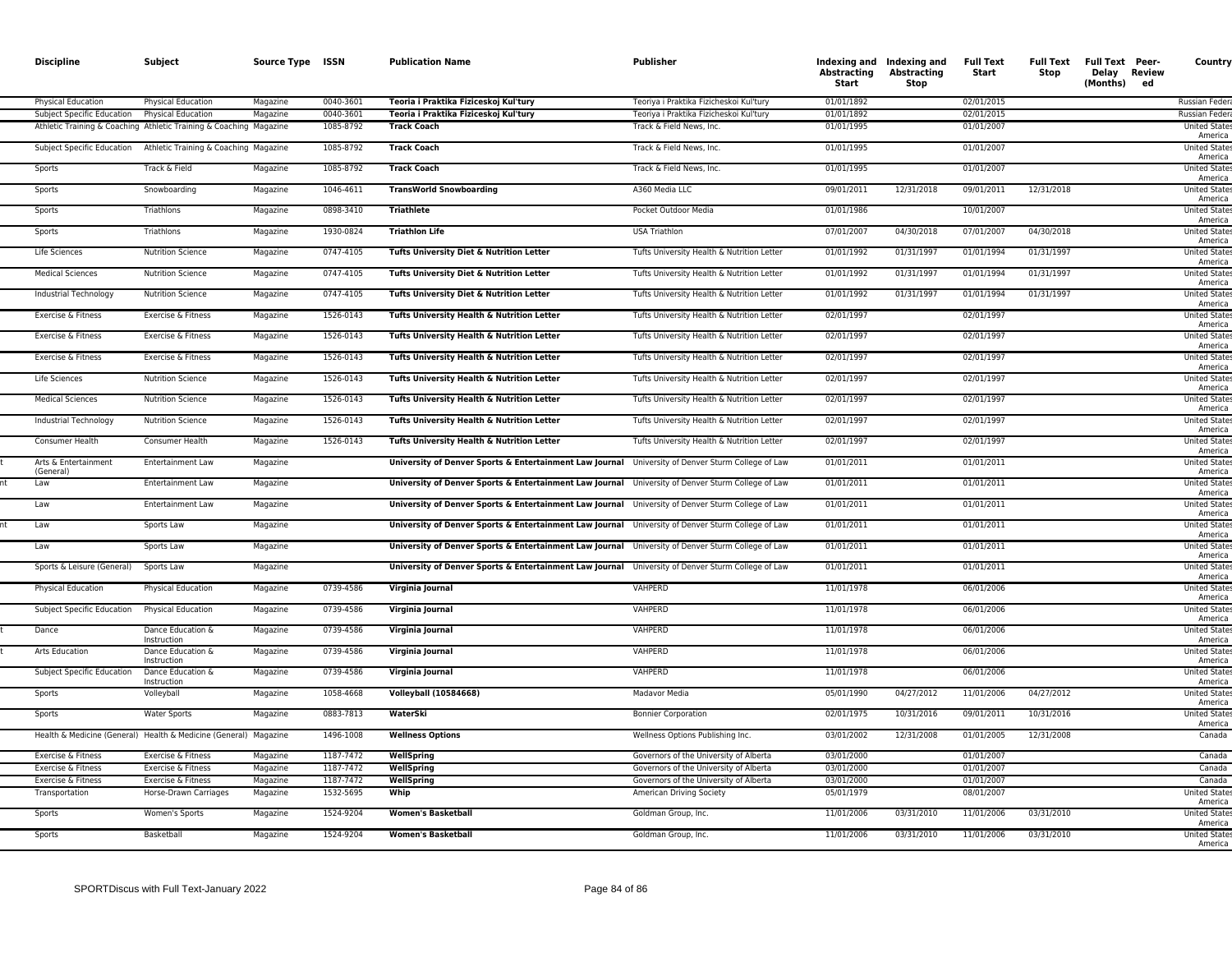| Discipline | Subject | Source Type | ISSN | Publication Name | Publisher | Indexing and Abstracting Start | Indexing and Abstracting Stop | Full Text Start | Full Text Stop | Full Text Delay (Months) | Peer-Reviewed | Country |
|---|---|---|---|---|---|---|---|---|---|---|---|---|
| Physical Education | Physical Education | Magazine | 0040-3601 | **Teoria i Praktika Fiziceskoj Kul'tury** | Teoriya i Praktika Fizicheskoi Kul'tury | 01/01/1892 | | 02/01/2015 | | | | Russian Federa |
| Subject Specific Education | Physical Education | Magazine | 0040-3601 | **Teoria i Praktika Fiziceskoj Kul'tury** | Teoriya i Praktika Fizicheskoi Kul'tury | 01/01/1892 | | 02/01/2015 | | | | Russian Federa |
| Athletic Training & Coaching | Athletic Training & Coaching | Magazine | 1085-8792 | **Track Coach** | Track & Field News, Inc. | 01/01/1995 | | 01/01/2007 | | | | United States America |
| Subject Specific Education | Athletic Training & Coaching | Magazine | 1085-8792 | **Track Coach** | Track & Field News, Inc. | 01/01/1995 | | 01/01/2007 | | | | United States America |
| Sports | Track & Field | Magazine | 1085-8792 | **Track Coach** | Track & Field News, Inc. | 01/01/1995 | | 01/01/2007 | | | | United States America |
| Sports | Snowboarding | Magazine | 1046-4611 | **TransWorld Snowboarding** | A360 Media LLC | 09/01/2011 | 12/31/2018 | 09/01/2011 | 12/31/2018 | | | United States America |
| Sports | Triathlons | Magazine | 0898-3410 | **Triathlete** | Pocket Outdoor Media | 01/01/1986 | | 10/01/2007 | | | | United States America |
| Sports | Triathlons | Magazine | 1930-0824 | **Triathlon Life** | USA Triathlon | 07/01/2007 | 04/30/2018 | 07/01/2007 | 04/30/2018 | | | United States America |
| Life Sciences | Nutrition Science | Magazine | 0747-4105 | **Tufts University Diet & Nutrition Letter** | Tufts University Health & Nutrition Letter | 01/01/1992 | 01/31/1997 | 01/01/1994 | 01/31/1997 | | | United States America |
| Medical Sciences | Nutrition Science | Magazine | 0747-4105 | **Tufts University Diet & Nutrition Letter** | Tufts University Health & Nutrition Letter | 01/01/1992 | 01/31/1997 | 01/01/1994 | 01/31/1997 | | | United States America |
| Industrial Technology | Nutrition Science | Magazine | 0747-4105 | **Tufts University Diet & Nutrition Letter** | Tufts University Health & Nutrition Letter | 01/01/1992 | 01/31/1997 | 01/01/1994 | 01/31/1997 | | | United States America |
| Exercise & Fitness | Exercise & Fitness | Magazine | 1526-0143 | **Tufts University Health & Nutrition Letter** | Tufts University Health & Nutrition Letter | 02/01/1997 | | 02/01/1997 | | | | United States America |
| Exercise & Fitness | Exercise & Fitness | Magazine | 1526-0143 | **Tufts University Health & Nutrition Letter** | Tufts University Health & Nutrition Letter | 02/01/1997 | | 02/01/1997 | | | | United States America |
| Exercise & Fitness | Exercise & Fitness | Magazine | 1526-0143 | **Tufts University Health & Nutrition Letter** | Tufts University Health & Nutrition Letter | 02/01/1997 | | 02/01/1997 | | | | United States America |
| Life Sciences | Nutrition Science | Magazine | 1526-0143 | **Tufts University Health & Nutrition Letter** | Tufts University Health & Nutrition Letter | 02/01/1997 | | 02/01/1997 | | | | United States America |
| Medical Sciences | Nutrition Science | Magazine | 1526-0143 | **Tufts University Health & Nutrition Letter** | Tufts University Health & Nutrition Letter | 02/01/1997 | | 02/01/1997 | | | | United States America |
| Industrial Technology | Nutrition Science | Magazine | 1526-0143 | **Tufts University Health & Nutrition Letter** | Tufts University Health & Nutrition Letter | 02/01/1997 | | 02/01/1997 | | | | United States America |
| Consumer Health | Consumer Health | Magazine | 1526-0143 | **Tufts University Health & Nutrition Letter** | Tufts University Health & Nutrition Letter | 02/01/1997 | | 02/01/1997 | | | | United States America |
| Arts & Entertainment (General) | Entertainment Law | Magazine | | **University of Denver Sports & Entertainment Law Journal** | University of Denver Sturm College of Law | 01/01/2011 | | 01/01/2011 | | | | United States America |
| Law | Entertainment Law | Magazine | | **University of Denver Sports & Entertainment Law Journal** | University of Denver Sturm College of Law | 01/01/2011 | | 01/01/2011 | | | | United States America |
| Law | Entertainment Law | Magazine | | **University of Denver Sports & Entertainment Law Journal** | University of Denver Sturm College of Law | 01/01/2011 | | 01/01/2011 | | | | United States America |
| Law | Sports Law | Magazine | | **University of Denver Sports & Entertainment Law Journal** | University of Denver Sturm College of Law | 01/01/2011 | | 01/01/2011 | | | | United States America |
| Law | Sports Law | Magazine | | **University of Denver Sports & Entertainment Law Journal** | University of Denver Sturm College of Law | 01/01/2011 | | 01/01/2011 | | | | United States America |
| Sports & Leisure (General) | Sports Law | Magazine | | **University of Denver Sports & Entertainment Law Journal** | University of Denver Sturm College of Law | 01/01/2011 | | 01/01/2011 | | | | United States America |
| Physical Education | Physical Education | Magazine | 0739-4586 | **Virginia Journal** | VAHPERD | 11/01/1978 | | 06/01/2006 | | | | United States America |
| Subject Specific Education | Physical Education | Magazine | 0739-4586 | **Virginia Journal** | VAHPERD | 11/01/1978 | | 06/01/2006 | | | | United States America |
| Dance | Dance Education & Instruction | Magazine | 0739-4586 | **Virginia Journal** | VAHPERD | 11/01/1978 | | 06/01/2006 | | | | United States America |
| Arts Education | Dance Education & Instruction | Magazine | 0739-4586 | **Virginia Journal** | VAHPERD | 11/01/1978 | | 06/01/2006 | | | | United States America |
| Subject Specific Education | Dance Education & Instruction | Magazine | 0739-4586 | **Virginia Journal** | VAHPERD | 11/01/1978 | | 06/01/2006 | | | | United States America |
| Sports | Volleyball | Magazine | 1058-4668 | **Volleyball (10584668)** | Madavor Media | 05/01/1990 | 04/27/2012 | 11/01/2006 | 04/27/2012 | | | United States America |
| Sports | Water Sports | Magazine | 0883-7813 | **WaterSki** | Bonnier Corporation | 02/01/1975 | 10/31/2016 | 09/01/2011 | 10/31/2016 | | | United States America |
| Health & Medicine (General) | Health & Medicine (General) | Magazine | 1496-1008 | **Wellness Options** | Wellness Options Publishing Inc. | 03/01/2002 | 12/31/2008 | 01/01/2005 | 12/31/2008 | | | Canada |
| Exercise & Fitness | Exercise & Fitness | Magazine | 1187-7472 | **WellSpring** | Governors of the University of Alberta | 03/01/2000 | | 01/01/2007 | | | | Canada |
| Exercise & Fitness | Exercise & Fitness | Magazine | 1187-7472 | **WellSpring** | Governors of the University of Alberta | 03/01/2000 | | 01/01/2007 | | | | Canada |
| Exercise & Fitness | Exercise & Fitness | Magazine | 1187-7472 | **WellSpring** | Governors of the University of Alberta | 03/01/2000 | | 01/01/2007 | | | | Canada |
| Transportation | Horse-Drawn Carriages | Magazine | 1532-5695 | **Whip** | American Driving Society | 05/01/1979 | | 08/01/2007 | | | | United States America |
| Sports | Women's Sports | Magazine | 1524-9204 | **Women's Basketball** | Goldman Group, Inc. | 11/01/2006 | 03/31/2010 | 11/01/2006 | 03/31/2010 | | | United States America |
| Sports | Basketball | Magazine | 1524-9204 | **Women's Basketball** | Goldman Group, Inc. | 11/01/2006 | 03/31/2010 | 11/01/2006 | 03/31/2010 | | | United States America |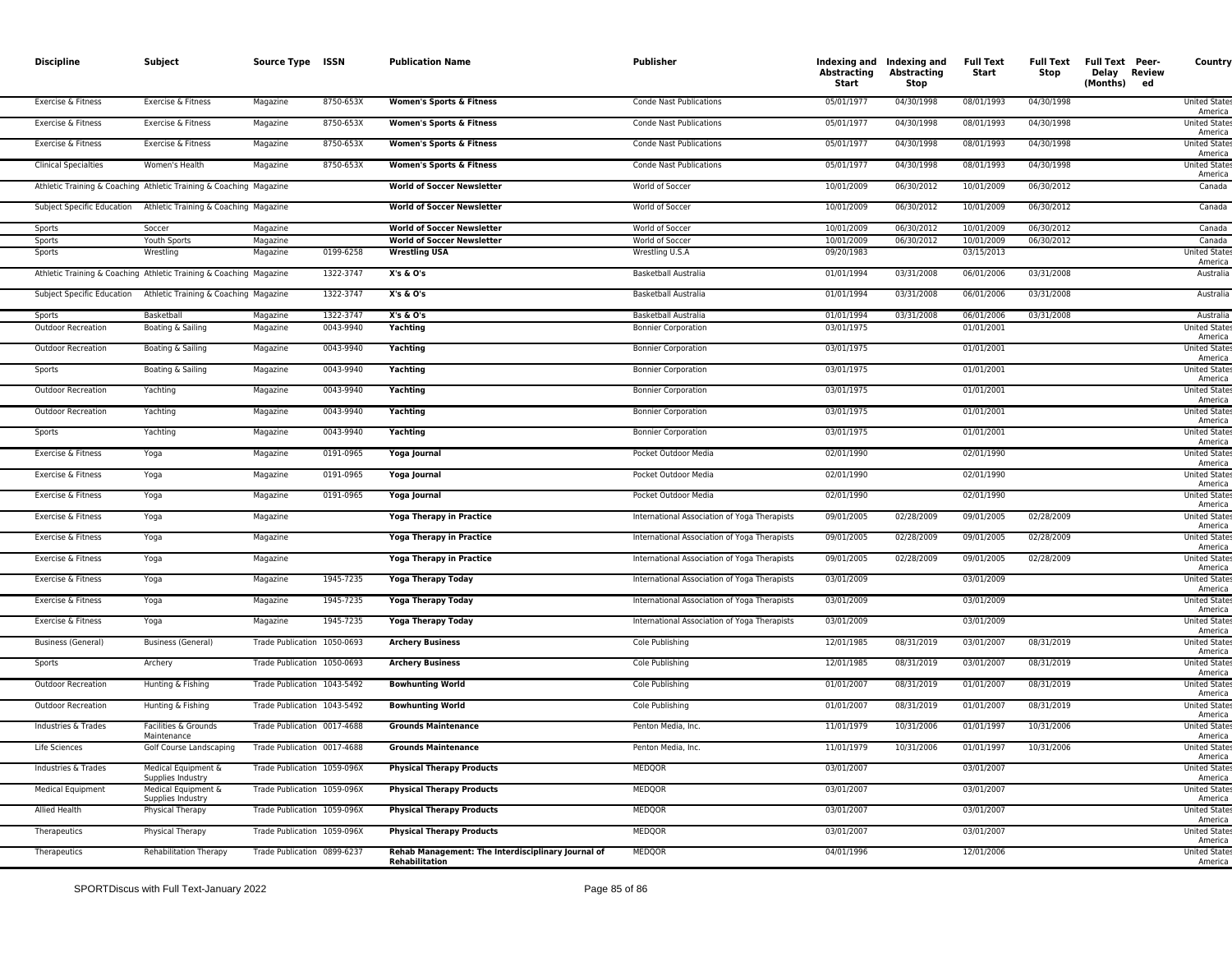| Discipline | Subject | Source Type | ISSN | Publication Name | Publisher | Indexing and Abstracting Start | Indexing and Abstracting Stop | Full Text Start | Full Text Stop | Full Text Delay (Months) | Peer-Reviewed | Country |
|---|---|---|---|---|---|---|---|---|---|---|---|---|
| Exercise & Fitness | Exercise & Fitness | Magazine | 8750-653X | **Women's Sports & Fitness** | Conde Nast Publications | 05/01/1977 | 04/30/1998 | 08/01/1993 | 04/30/1998 | | | United States America |
| Exercise & Fitness | Exercise & Fitness | Magazine | 8750-653X | **Women's Sports & Fitness** | Conde Nast Publications | 05/01/1977 | 04/30/1998 | 08/01/1993 | 04/30/1998 | | | United States America |
| Exercise & Fitness | Exercise & Fitness | Magazine | 8750-653X | **Women's Sports & Fitness** | Conde Nast Publications | 05/01/1977 | 04/30/1998 | 08/01/1993 | 04/30/1998 | | | United States America |
| Clinical Specialties | Women's Health | Magazine | 8750-653X | **Women's Sports & Fitness** | Conde Nast Publications | 05/01/1977 | 04/30/1998 | 08/01/1993 | 04/30/1998 | | | United States America |
| Athletic Training & Coaching | Athletic Training & Coaching | Magazine | | **World of Soccer Newsletter** | World of Soccer | 10/01/2009 | 06/30/2012 | 10/01/2009 | 06/30/2012 | | | Canada |
| Subject Specific Education | Athletic Training & Coaching | Magazine | | **World of Soccer Newsletter** | World of Soccer | 10/01/2009 | 06/30/2012 | 10/01/2009 | 06/30/2012 | | | Canada |
| Sports | Soccer | Magazine | | **World of Soccer Newsletter** | World of Soccer | 10/01/2009 | 06/30/2012 | 10/01/2009 | 06/30/2012 | | | Canada |
| Sports | Youth Sports | Magazine | | **World of Soccer Newsletter** | World of Soccer | 10/01/2009 | 06/30/2012 | 10/01/2009 | 06/30/2012 | | | Canada |
| Sports | Wrestling | Magazine | 0199-6258 | **Wrestling USA** | Wrestling U.S.A | 09/20/1983 | | 03/15/2013 | | | | United States America |
| Athletic Training & Coaching | Athletic Training & Coaching | Magazine | 1322-3747 | **X's & O's** | Basketball Australia | 01/01/1994 | 03/31/2008 | 06/01/2006 | 03/31/2008 | | | Australia |
| Subject Specific Education | Athletic Training & Coaching | Magazine | 1322-3747 | **X's & O's** | Basketball Australia | 01/01/1994 | 03/31/2008 | 06/01/2006 | 03/31/2008 | | | Australia |
| Sports | Basketball | Magazine | 1322-3747 | **X's & O's** | Basketball Australia | 01/01/1994 | 03/31/2008 | 06/01/2006 | 03/31/2008 | | | Australia |
| Outdoor Recreation | Boating & Sailing | Magazine | 0043-9940 | **Yachting** | Bonnier Corporation | 03/01/1975 | | 01/01/2001 | | | | United States America |
| Outdoor Recreation | Boating & Sailing | Magazine | 0043-9940 | **Yachting** | Bonnier Corporation | 03/01/1975 | | 01/01/2001 | | | | United States America |
| Sports | Boating & Sailing | Magazine | 0043-9940 | **Yachting** | Bonnier Corporation | 03/01/1975 | | 01/01/2001 | | | | United States America |
| Outdoor Recreation | Yachting | Magazine | 0043-9940 | **Yachting** | Bonnier Corporation | 03/01/1975 | | 01/01/2001 | | | | United States America |
| Outdoor Recreation | Yachting | Magazine | 0043-9940 | **Yachting** | Bonnier Corporation | 03/01/1975 | | 01/01/2001 | | | | United States America |
| Sports | Yachting | Magazine | 0043-9940 | **Yachting** | Bonnier Corporation | 03/01/1975 | | 01/01/2001 | | | | United States America |
| Exercise & Fitness | Yoga | Magazine | 0191-0965 | **Yoga Journal** | Pocket Outdoor Media | 02/01/1990 | | 02/01/1990 | | | | United States America |
| Exercise & Fitness | Yoga | Magazine | 0191-0965 | **Yoga Journal** | Pocket Outdoor Media | 02/01/1990 | | 02/01/1990 | | | | United States America |
| Exercise & Fitness | Yoga | Magazine | 0191-0965 | **Yoga Journal** | Pocket Outdoor Media | 02/01/1990 | | 02/01/1990 | | | | United States America |
| Exercise & Fitness | Yoga | Magazine | | **Yoga Therapy in Practice** | International Association of Yoga Therapists | 09/01/2005 | 02/28/2009 | 09/01/2005 | 02/28/2009 | | | United States America |
| Exercise & Fitness | Yoga | Magazine | | **Yoga Therapy in Practice** | International Association of Yoga Therapists | 09/01/2005 | 02/28/2009 | 09/01/2005 | 02/28/2009 | | | United States America |
| Exercise & Fitness | Yoga | Magazine | | **Yoga Therapy in Practice** | International Association of Yoga Therapists | 09/01/2005 | 02/28/2009 | 09/01/2005 | 02/28/2009 | | | United States America |
| Exercise & Fitness | Yoga | Magazine | 1945-7235 | **Yoga Therapy Today** | International Association of Yoga Therapists | 03/01/2009 | | 03/01/2009 | | | | United States America |
| Exercise & Fitness | Yoga | Magazine | 1945-7235 | **Yoga Therapy Today** | International Association of Yoga Therapists | 03/01/2009 | | 03/01/2009 | | | | United States America |
| Exercise & Fitness | Yoga | Magazine | 1945-7235 | **Yoga Therapy Today** | International Association of Yoga Therapists | 03/01/2009 | | 03/01/2009 | | | | United States America |
| Business (General) | Business (General) | Trade Publication | 1050-0693 | **Archery Business** | Cole Publishing | 12/01/1985 | 08/31/2019 | 03/01/2007 | 08/31/2019 | | | United States America |
| Sports | Archery | Trade Publication | 1050-0693 | **Archery Business** | Cole Publishing | 12/01/1985 | 08/31/2019 | 03/01/2007 | 08/31/2019 | | | United States America |
| Outdoor Recreation | Hunting & Fishing | Trade Publication | 1043-5492 | **Bowhunting World** | Cole Publishing | 01/01/2007 | 08/31/2019 | 01/01/2007 | 08/31/2019 | | | United States America |
| Outdoor Recreation | Hunting & Fishing | Trade Publication | 1043-5492 | **Bowhunting World** | Cole Publishing | 01/01/2007 | 08/31/2019 | 01/01/2007 | 08/31/2019 | | | United States America |
| Industries & Trades | Facilities & Grounds Maintenance | Trade Publication | 0017-4688 | **Grounds Maintenance** | Penton Media, Inc. | 11/01/1979 | 10/31/2006 | 01/01/1997 | 10/31/2006 | | | United States America |
| Life Sciences | Golf Course Landscaping | Trade Publication | 0017-4688 | **Grounds Maintenance** | Penton Media, Inc. | 11/01/1979 | 10/31/2006 | 01/01/1997 | 10/31/2006 | | | United States America |
| Industries & Trades | Medical Equipment & Supplies Industry | Trade Publication | 1059-096X | **Physical Therapy Products** | MEDQOR | 03/01/2007 | | 03/01/2007 | | | | United States America |
| Medical Equipment | Medical Equipment & Supplies Industry | Trade Publication | 1059-096X | **Physical Therapy Products** | MEDQOR | 03/01/2007 | | 03/01/2007 | | | | United States America |
| Allied Health | Physical Therapy | Trade Publication | 1059-096X | **Physical Therapy Products** | MEDQOR | 03/01/2007 | | 03/01/2007 | | | | United States America |
| Therapeutics | Physical Therapy | Trade Publication | 1059-096X | **Physical Therapy Products** | MEDQOR | 03/01/2007 | | 03/01/2007 | | | | United States America |
| Therapeutics | Rehabilitation Therapy | Trade Publication | 0899-6237 | **Rehab Management: The Interdisciplinary Journal of Rehabilitation** | MEDQOR | 04/01/1996 | | 12/01/2006 | | | | United States America |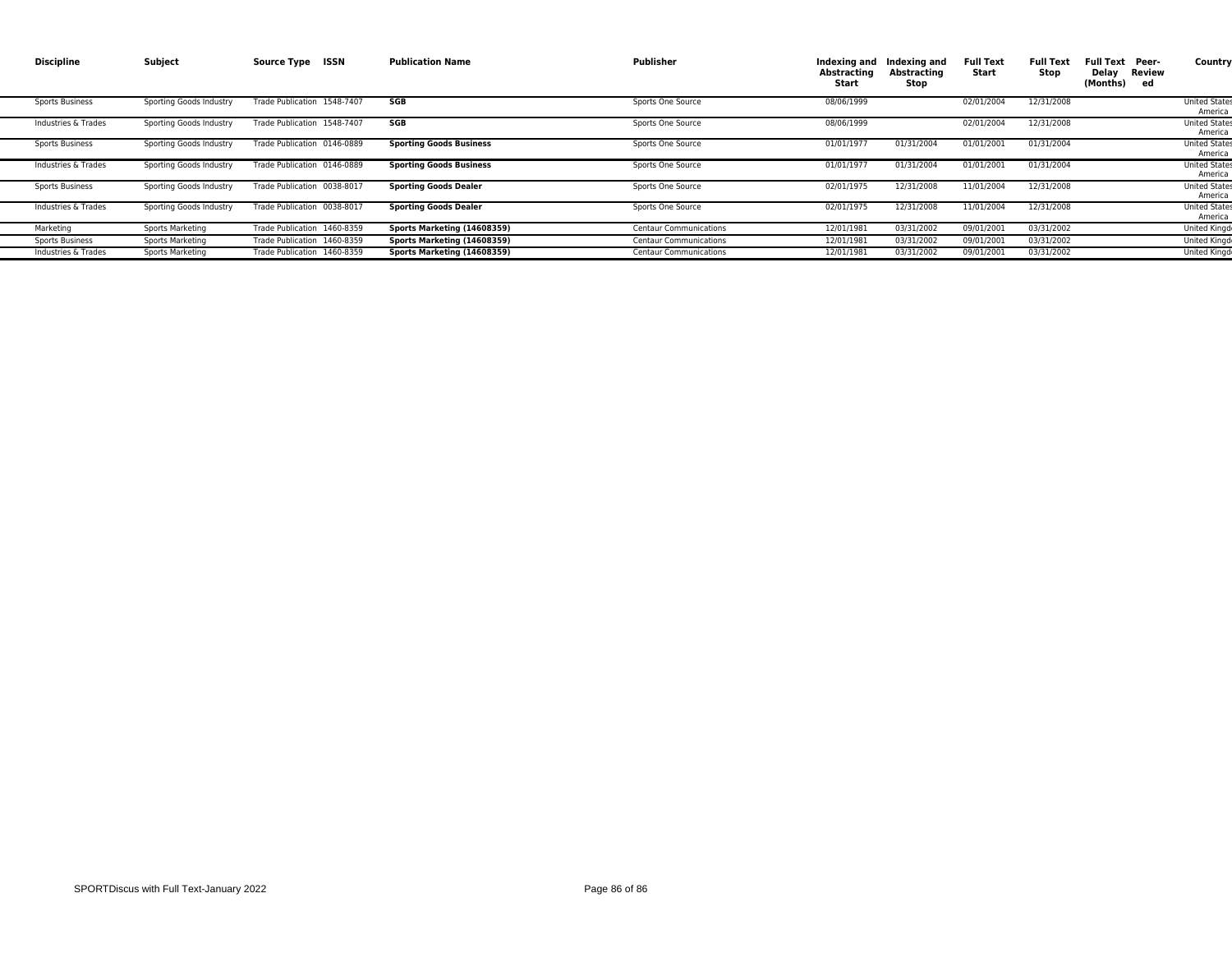| Discipline | Subject | Source Type | ISSN | Publication Name | Publisher | Indexing and Abstracting Start | Indexing and Abstracting Stop | Full Text Start | Full Text Stop | Full Text Delay (Months) | Peer-Reviewed | Country |
|---|---|---|---|---|---|---|---|---|---|---|---|---|
| Sports Business | Sporting Goods Industry | Trade Publication | 1548-7407 | **SGB** | Sports One Source | 08/06/1999 | | 02/01/2004 | 12/31/2008 | | | United States of America |
| Industries & Trades | Sporting Goods Industry | Trade Publication | 1548-7407 | **SGB** | Sports One Source | 08/06/1999 | | 02/01/2004 | 12/31/2008 | | | United States of America |
| Sports Business | Sporting Goods Industry | Trade Publication | 0146-0889 | **Sporting Goods Business** | Sports One Source | 01/01/1977 | 01/31/2004 | 01/01/2001 | 01/31/2004 | | | United States of America |
| Industries & Trades | Sporting Goods Industry | Trade Publication | 0146-0889 | **Sporting Goods Business** | Sports One Source | 01/01/1977 | 01/31/2004 | 01/01/2001 | 01/31/2004 | | | United States of America |
| Sports Business | Sporting Goods Industry | Trade Publication | 0038-8017 | **Sporting Goods Dealer** | Sports One Source | 02/01/1975 | 12/31/2008 | 11/01/2004 | 12/31/2008 | | | United States of America |
| Industries & Trades | Sporting Goods Industry | Trade Publication | 0038-8017 | **Sporting Goods Dealer** | Sports One Source | 02/01/1975 | 12/31/2008 | 11/01/2004 | 12/31/2008 | | | United States of America |
| Marketing | Sports Marketing | Trade Publication | 1460-8359 | **Sports Marketing (14608359)** | Centaur Communications | 12/01/1981 | 03/31/2002 | 09/01/2001 | 03/31/2002 | | | United Kingdom |
| Sports Business | Sports Marketing | Trade Publication | 1460-8359 | **Sports Marketing (14608359)** | Centaur Communications | 12/01/1981 | 03/31/2002 | 09/01/2001 | 03/31/2002 | | | United Kingdom |
| Industries & Trades | Sports Marketing | Trade Publication | 1460-8359 | **Sports Marketing (14608359)** | Centaur Communications | 12/01/1981 | 03/31/2002 | 09/01/2001 | 03/31/2002 | | | United Kingdom |